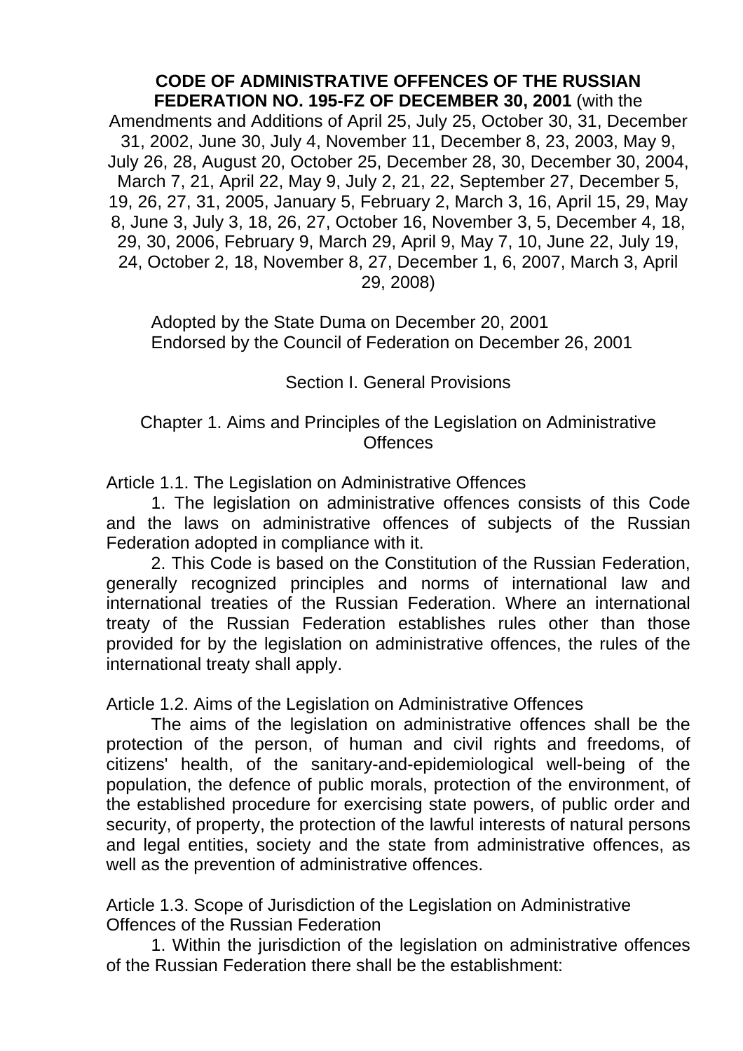**CODE OF ADMINISTRATIVE OFFENCES OF THE RUSSIAN FEDERATION NO. 195-FZ OF DECEMBER 30, 2001** (with the Amendments and Additions of April 25, July 25, October 30, 31, December 31, 2002, June 30, July 4, November 11, December 8, 23, 2003, May 9, July 26, 28, August 20, October 25, December 28, 30, December 30, 2004, March 7, 21, April 22, May 9, July 2, 21, 22, September 27, December 5, 19, 26, 27, 31, 2005, January 5, February 2, March 3, 16, April 15, 29, May 8, June 3, July 3, 18, 26, 27, October 16, November 3, 5, December 4, 18, 29, 30, 2006, February 9, March 29, April 9, May 7, 10, June 22, July 19, 24, October 2, 18, November 8, 27, December 1, 6, 2007, March 3, April 29, 2008)

Adopted by the State Duma on December 20, 2001
Endorsed by the Council of Federation on December 26, 2001

## Section I. General Provisions

### Chapter 1. Aims and Principles of the Legislation on Administrative Offences

#### Article 1.1. The Legislation on Administrative Offences

1. The legislation on administrative offences consists of this Code and the laws on administrative offences of subjects of the Russian Federation adopted in compliance with it.

2. This Code is based on the Constitution of the Russian Federation, generally recognized principles and norms of international law and international treaties of the Russian Federation. Where an international treaty of the Russian Federation establishes rules other than those provided for by the legislation on administrative offences, the rules of the international treaty shall apply.

#### Article 1.2. Aims of the Legislation on Administrative Offences

The aims of the legislation on administrative offences shall be the protection of the person, of human and civil rights and freedoms, of citizens' health, of the sanitary-and-epidemiological well-being of the population, the defence of public morals, protection of the environment, of the established procedure for exercising state powers, of public order and security, of property, the protection of the lawful interests of natural persons and legal entities, society and the state from administrative offences, as well as the prevention of administrative offences.

#### Article 1.3. Scope of Jurisdiction of the Legislation on Administrative Offences of the Russian Federation

1. Within the jurisdiction of the legislation on administrative offences of the Russian Federation there shall be the establishment: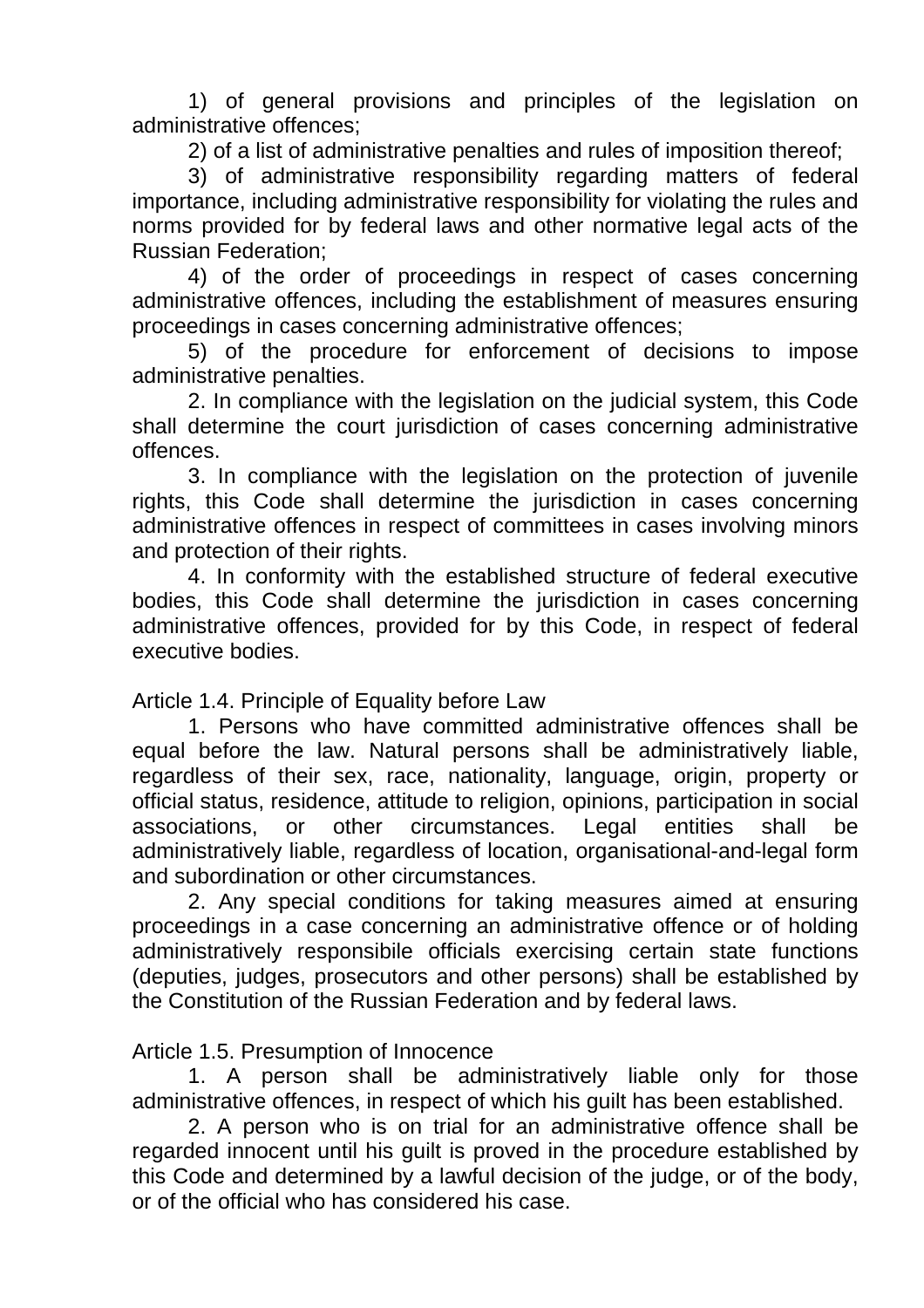1) of general provisions and principles of the legislation on administrative offences;

2) of a list of administrative penalties and rules of imposition thereof;

3) of administrative responsibility regarding matters of federal importance, including administrative responsibility for violating the rules and norms provided for by federal laws and other normative legal acts of the Russian Federation;

4) of the order of proceedings in respect of cases concerning administrative offences, including the establishment of measures ensuring proceedings in cases concerning administrative offences;

5) of the procedure for enforcement of decisions to impose administrative penalties.

2. In compliance with the legislation on the judicial system, this Code shall determine the court jurisdiction of cases concerning administrative offences.

3. In compliance with the legislation on the protection of juvenile rights, this Code shall determine the jurisdiction in cases concerning administrative offences in respect of committees in cases involving minors and protection of their rights.

4. In conformity with the established structure of federal executive bodies, this Code shall determine the jurisdiction in cases concerning administrative offences, provided for by this Code, in respect of federal executive bodies.

Article 1.4. Principle of Equality before Law

1. Persons who have committed administrative offences shall be equal before the law. Natural persons shall be administratively liable, regardless of their sex, race, nationality, language, origin, property or official status, residence, attitude to religion, opinions, participation in social associations, or other circumstances. Legal entities shall be administratively liable, regardless of location, organisational-and-legal form and subordination or other circumstances.

2. Any special conditions for taking measures aimed at ensuring proceedings in a case concerning an administrative offence or of holding administratively responsibile officials exercising certain state functions (deputies, judges, prosecutors and other persons) shall be established by the Constitution of the Russian Federation and by federal laws.

Article 1.5. Presumption of Innocence

1. A person shall be administratively liable only for those administrative offences, in respect of which his guilt has been established.

2. A person who is on trial for an administrative offence shall be regarded innocent until his guilt is proved in the procedure established by this Code and determined by a lawful decision of the judge, or of the body, or of the official who has considered his case.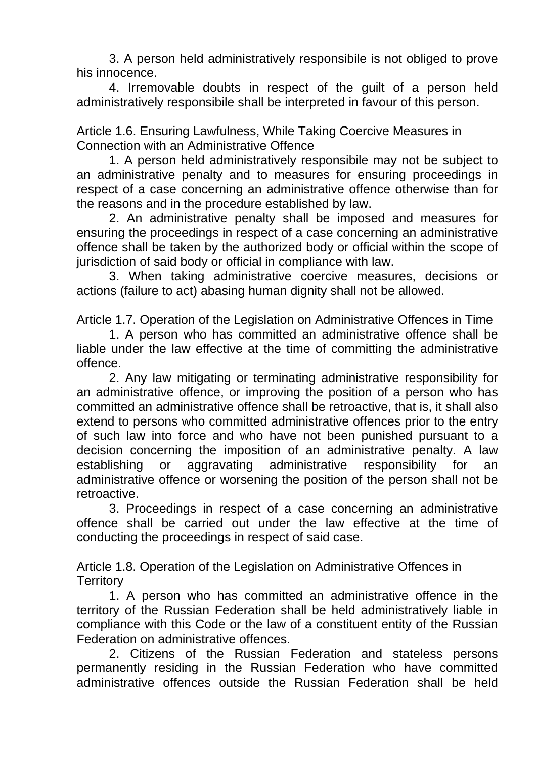3. A person held administratively responsibile is not obliged to prove his innocence.

4. Irremovable doubts in respect of the guilt of a person held administratively responsibile shall be interpreted in favour of this person.

### Article 1.6. Ensuring Lawfulness, While Taking Coercive Measures in Connection with an Administrative Offence

1. A person held administratively responsibile may not be subject to an administrative penalty and to measures for ensuring proceedings in respect of a case concerning an administrative offence otherwise than for the reasons and in the procedure established by law.

2. An administrative penalty shall be imposed and measures for ensuring the proceedings in respect of a case concerning an administrative offence shall be taken by the authorized body or official within the scope of jurisdiction of said body or official in compliance with law.

3. When taking administrative coercive measures, decisions or actions (failure to act) abasing human dignity shall not be allowed.

### Article 1.7. Operation of the Legislation on Administrative Offences in Time

1. A person who has committed an administrative offence shall be liable under the law effective at the time of committing the administrative offence.

2. Any law mitigating or terminating administrative responsibility for an administrative offence, or improving the position of a person who has committed an administrative offence shall be retroactive, that is, it shall also extend to persons who committed administrative offences prior to the entry of such law into force and who have not been punished pursuant to a decision concerning the imposition of an administrative penalty. A law establishing or aggravating administrative responsibility for an administrative offence or worsening the position of the person shall not be retroactive.

3. Proceedings in respect of a case concerning an administrative offence shall be carried out under the law effective at the time of conducting the proceedings in respect of said case.

### Article 1.8. Operation of the Legislation on Administrative Offences in Territory

1. A person who has committed an administrative offence in the territory of the Russian Federation shall be held administratively liable in compliance with this Code or the law of a constituent entity of the Russian Federation on administrative offences.

2. Citizens of the Russian Federation and stateless persons permanently residing in the Russian Federation who have committed administrative offences outside the Russian Federation shall be held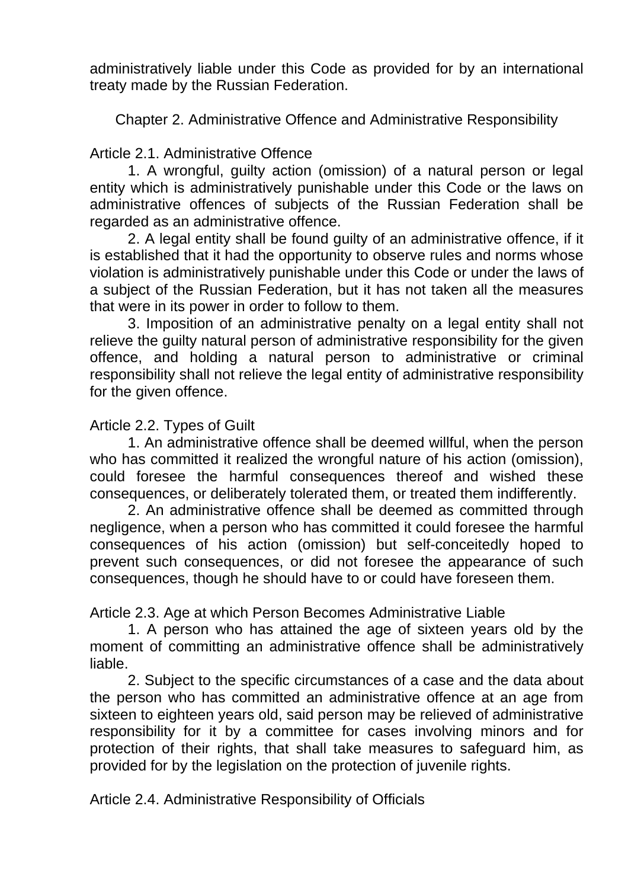administratively liable under this Code as provided for by an international treaty made by the Russian Federation.

## Chapter 2. Administrative Offence and Administrative Responsibility

### Article 2.1. Administrative Offence

1. A wrongful, guilty action (omission) of a natural person or legal entity which is administratively punishable under this Code or the laws on administrative offences of subjects of the Russian Federation shall be regarded as an administrative offence.

2. A legal entity shall be found guilty of an administrative offence, if it is established that it had the opportunity to observe rules and norms whose violation is administratively punishable under this Code or under the laws of a subject of the Russian Federation, but it has not taken all the measures that were in its power in order to follow to them.

3. Imposition of an administrative penalty on a legal entity shall not relieve the guilty natural person of administrative responsibility for the given offence, and holding a natural person to administrative or criminal responsibility shall not relieve the legal entity of administrative responsibility for the given offence.

### Article 2.2. Types of Guilt

1. An administrative offence shall be deemed willful, when the person who has committed it realized the wrongful nature of his action (omission), could foresee the harmful consequences thereof and wished these consequences, or deliberately tolerated them, or treated them indifferently.

2. An administrative offence shall be deemed as committed through negligence, when a person who has committed it could foresee the harmful consequences of his action (omission) but self-conceitedly hoped to prevent such consequences, or did not foresee the appearance of such consequences, though he should have to or could have foreseen them.

### Article 2.3. Age at which Person Becomes Administrative Liable

1. A person who has attained the age of sixteen years old by the moment of committing an administrative offence shall be administratively liable.

2. Subject to the specific circumstances of a case and the data about the person who has committed an administrative offence at an age from sixteen to eighteen years old, said person may be relieved of administrative responsibility for it by a committee for cases involving minors and for protection of their rights, that shall take measures to safeguard him, as provided for by the legislation on the protection of juvenile rights.

### Article 2.4. Administrative Responsibility of Officials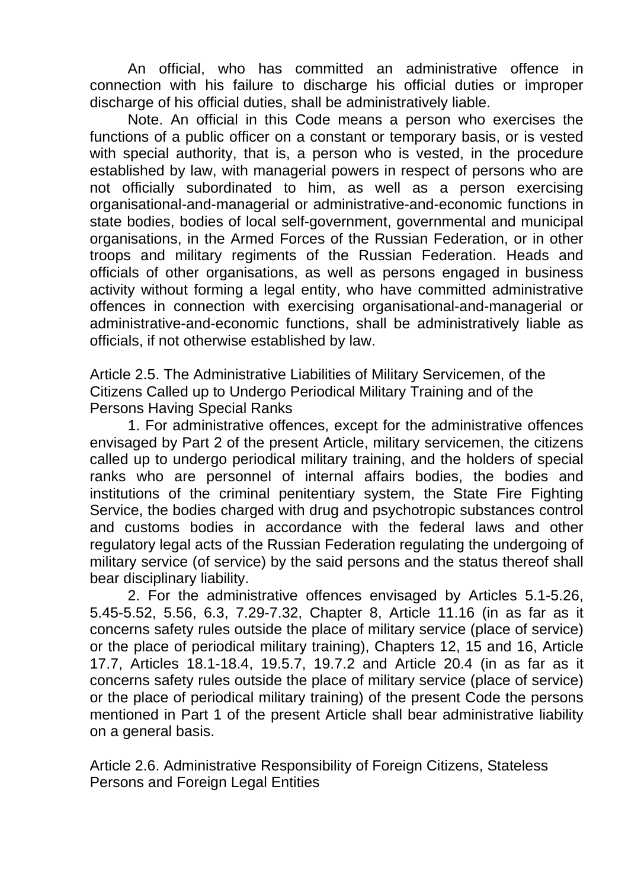An official, who has committed an administrative offence in connection with his failure to discharge his official duties or improper discharge of his official duties, shall be administratively liable.

Note. An official in this Code means a person who exercises the functions of a public officer on a constant or temporary basis, or is vested with special authority, that is, a person who is vested, in the procedure established by law, with managerial powers in respect of persons who are not officially subordinated to him, as well as a person exercising organisational-and-managerial or administrative-and-economic functions in state bodies, bodies of local self-government, governmental and municipal organisations, in the Armed Forces of the Russian Federation, or in other troops and military regiments of the Russian Federation. Heads and officials of other organisations, as well as persons engaged in business activity without forming a legal entity, who have committed administrative offences in connection with exercising organisational-and-managerial or administrative-and-economic functions, shall be administratively liable as officials, if not otherwise established by law.

## Article 2.5. The Administrative Liabilities of Military Servicemen, of the Citizens Called up to Undergo Periodical Military Training and of the Persons Having Special Ranks

1. For administrative offences, except for the administrative offences envisaged by Part 2 of the present Article, military servicemen, the citizens called up to undergo periodical military training, and the holders of special ranks who are personnel of internal affairs bodies, the bodies and institutions of the criminal penitentiary system, the State Fire Fighting Service, the bodies charged with drug and psychotropic substances control and customs bodies in accordance with the federal laws and other regulatory legal acts of the Russian Federation regulating the undergoing of military service (of service) by the said persons and the status thereof shall bear disciplinary liability.

2. For the administrative offences envisaged by Articles 5.1-5.26, 5.45-5.52, 5.56, 6.3, 7.29-7.32, Chapter 8, Article 11.16 (in as far as it concerns safety rules outside the place of military service (place of service) or the place of periodical military training), Chapters 12, 15 and 16, Article 17.7, Articles 18.1-18.4, 19.5.7, 19.7.2 and Article 20.4 (in as far as it concerns safety rules outside the place of military service (place of service) or the place of periodical military training) of the present Code the persons mentioned in Part 1 of the present Article shall bear administrative liability on a general basis.

## Article 2.6. Administrative Responsibility of Foreign Citizens, Stateless Persons and Foreign Legal Entities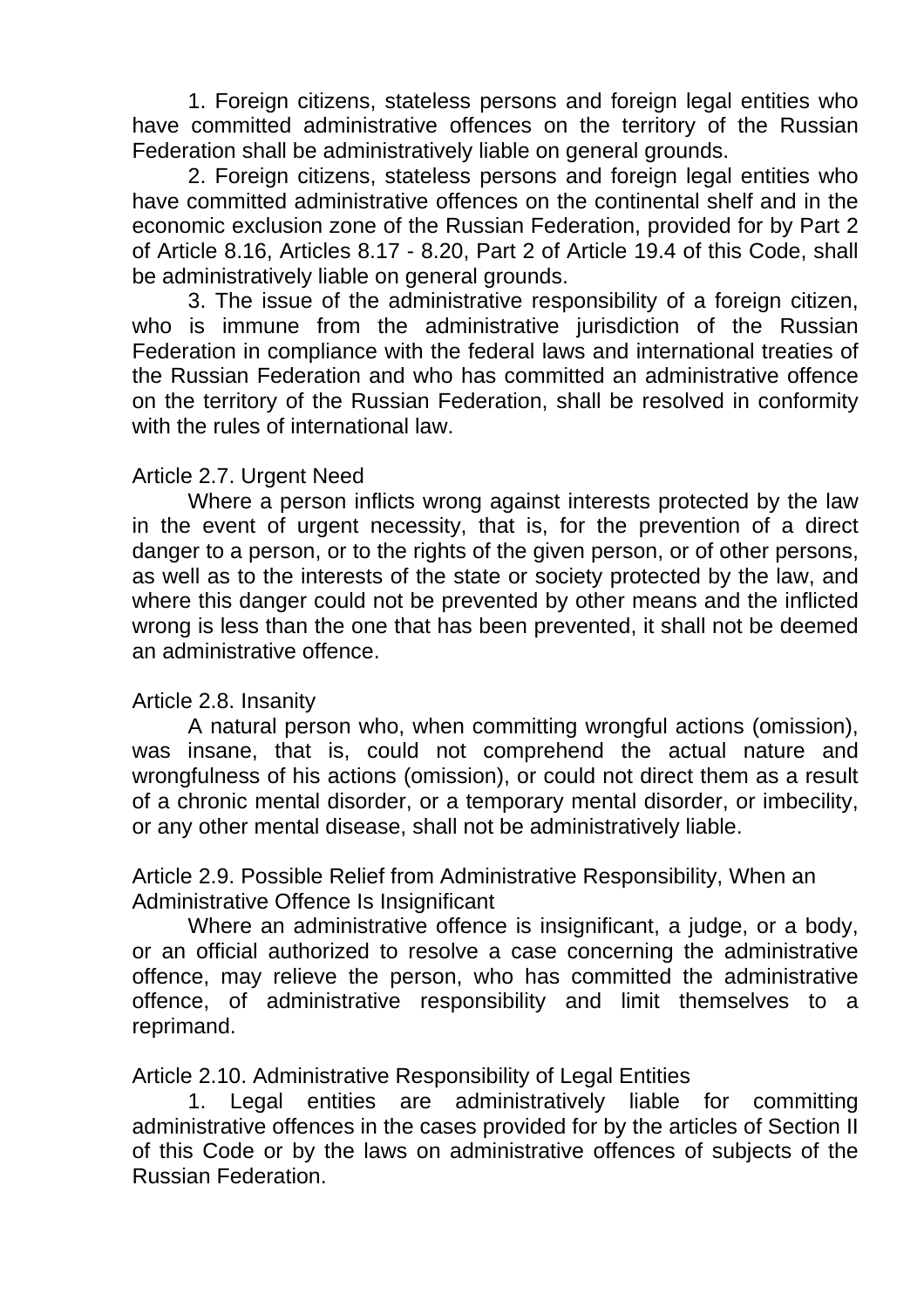1. Foreign citizens, stateless persons and foreign legal entities who have committed administrative offences on the territory of the Russian Federation shall be administratively liable on general grounds.

2. Foreign citizens, stateless persons and foreign legal entities who have committed administrative offences on the continental shelf and in the economic exclusion zone of the Russian Federation, provided for by Part 2 of Article 8.16, Articles 8.17 - 8.20, Part 2 of Article 19.4 of this Code, shall be administratively liable on general grounds.

3. The issue of the administrative responsibility of a foreign citizen, who is immune from the administrative jurisdiction of the Russian Federation in compliance with the federal laws and international treaties of the Russian Federation and who has committed an administrative offence on the territory of the Russian Federation, shall be resolved in conformity with the rules of international law.

### Article 2.7. Urgent Need

Where a person inflicts wrong against interests protected by the law in the event of urgent necessity, that is, for the prevention of a direct danger to a person, or to the rights of the given person, or of other persons, as well as to the interests of the state or society protected by the law, and where this danger could not be prevented by other means and the inflicted wrong is less than the one that has been prevented, it shall not be deemed an administrative offence.

### Article 2.8. Insanity

A natural person who, when committing wrongful actions (omission), was insane, that is, could not comprehend the actual nature and wrongfulness of his actions (omission), or could not direct them as a result of a chronic mental disorder, or a temporary mental disorder, or imbecility, or any other mental disease, shall not be administratively liable.

### Article 2.9. Possible Relief from Administrative Responsibility, When an Administrative Offence Is Insignificant

Where an administrative offence is insignificant, a judge, or a body, or an official authorized to resolve a case concerning the administrative offence, may relieve the person, who has committed the administrative offence, of administrative responsibility and limit themselves to a reprimand.

### Article 2.10. Administrative Responsibility of Legal Entities

1. Legal entities are administratively liable for committing administrative offences in the cases provided for by the articles of Section II of this Code or by the laws on administrative offences of subjects of the Russian Federation.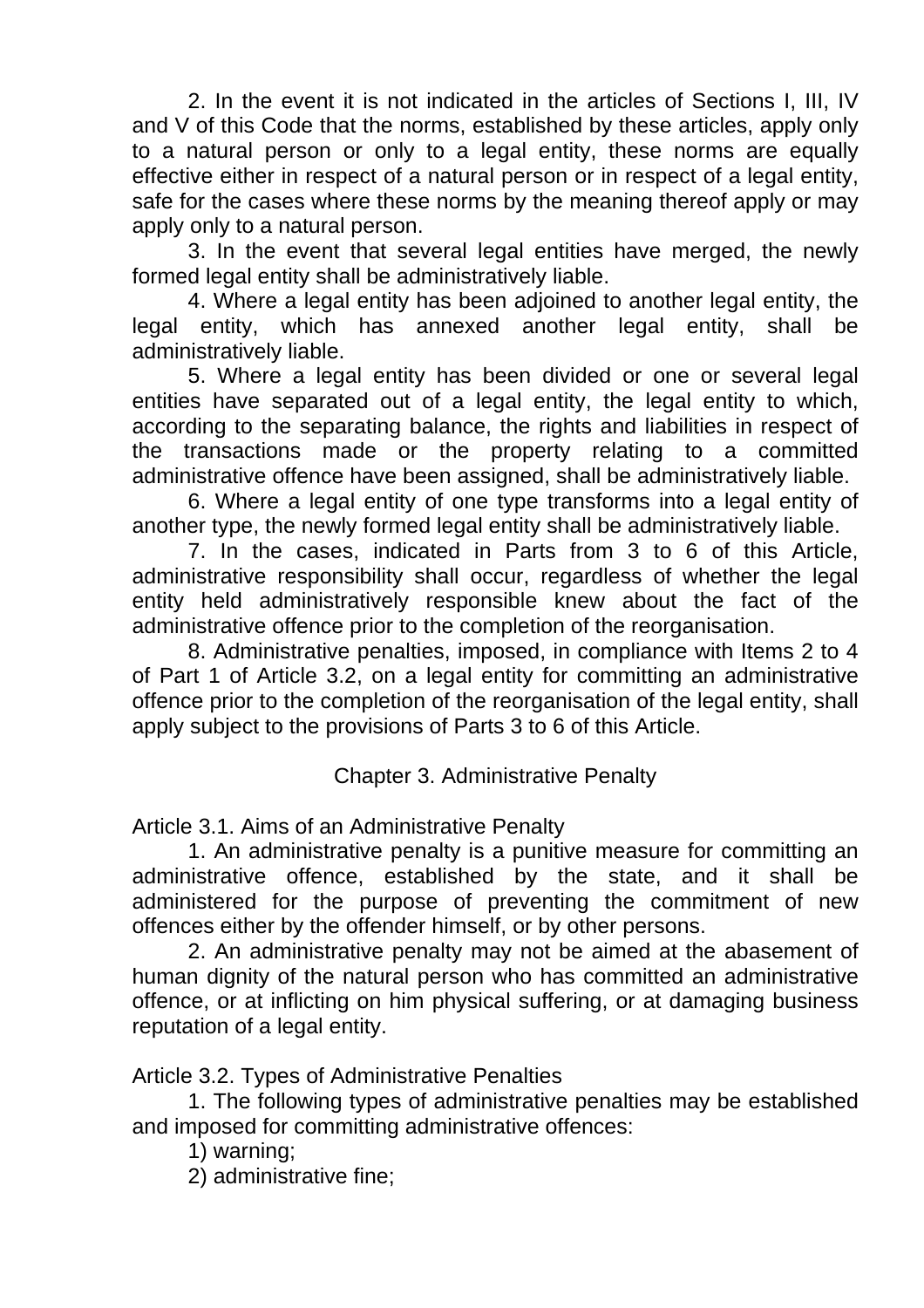2. In the event it is not indicated in the articles of Sections I, III, IV and V of this Code that the norms, established by these articles, apply only to a natural person or only to a legal entity, these norms are equally effective either in respect of a natural person or in respect of a legal entity, safe for the cases where these norms by the meaning thereof apply or may apply only to a natural person.

3. In the event that several legal entities have merged, the newly formed legal entity shall be administratively liable.

4. Where a legal entity has been adjoined to another legal entity, the legal entity, which has annexed another legal entity, shall be administratively liable.

5. Where a legal entity has been divided or one or several legal entities have separated out of a legal entity, the legal entity to which, according to the separating balance, the rights and liabilities in respect of the transactions made or the property relating to a committed administrative offence have been assigned, shall be administratively liable.

6. Where a legal entity of one type transforms into a legal entity of another type, the newly formed legal entity shall be administratively liable.

7. In the cases, indicated in Parts from 3 to 6 of this Article, administrative responsibility shall occur, regardless of whether the legal entity held administratively responsible knew about the fact of the administrative offence prior to the completion of the reorganisation.

8. Administrative penalties, imposed, in compliance with Items 2 to 4 of Part 1 of Article 3.2, on a legal entity for committing an administrative offence prior to the completion of the reorganisation of the legal entity, shall apply subject to the provisions of Parts 3 to 6 of this Article.

## Chapter 3. Administrative Penalty

### Article 3.1. Aims of an Administrative Penalty

1. An administrative penalty is a punitive measure for committing an administrative offence, established by the state, and it shall be administered for the purpose of preventing the commitment of new offences either by the offender himself, or by other persons.

2. An administrative penalty may not be aimed at the abasement of human dignity of the natural person who has committed an administrative offence, or at inflicting on him physical suffering, or at damaging business reputation of a legal entity.

### Article 3.2. Types of Administrative Penalties

1. The following types of administrative penalties may be established and imposed for committing administrative offences:

1) warning;

2) administrative fine;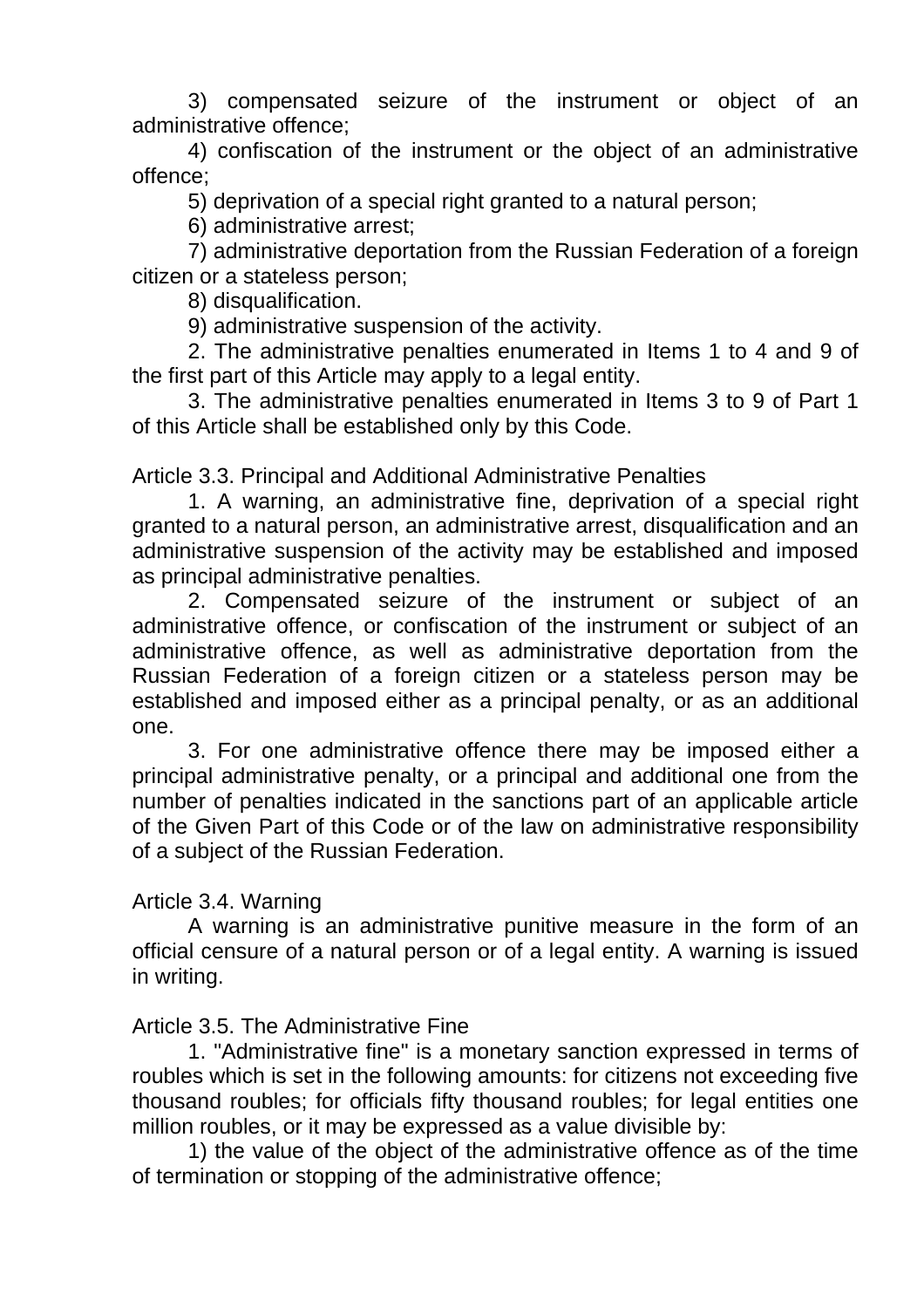3) compensated seizure of the instrument or object of an administrative offence;

4) confiscation of the instrument or the object of an administrative offence;

5) deprivation of a special right granted to a natural person;

6) administrative arrest;

7) administrative deportation from the Russian Federation of a foreign citizen or a stateless person;

8) disqualification.

9) administrative suspension of the activity.

2. The administrative penalties enumerated in Items 1 to 4 and 9 of the first part of this Article may apply to a legal entity.

3. The administrative penalties enumerated in Items 3 to 9 of Part 1 of this Article shall be established only by this Code.

Article 3.3. Principal and Additional Administrative Penalties

1. A warning, an administrative fine, deprivation of a special right granted to a natural person, an administrative arrest, disqualification and an administrative suspension of the activity may be established and imposed as principal administrative penalties.

2. Compensated seizure of the instrument or subject of an administrative offence, or confiscation of the instrument or subject of an administrative offence, as well as administrative deportation from the Russian Federation of a foreign citizen or a stateless person may be established and imposed either as a principal penalty, or as an additional one.

3. For one administrative offence there may be imposed either a principal administrative penalty, or a principal and additional one from the number of penalties indicated in the sanctions part of an applicable article of the Given Part of this Code or of the law on administrative responsibility of a subject of the Russian Federation.

Article 3.4. Warning

A warning is an administrative punitive measure in the form of an official censure of a natural person or of a legal entity. A warning is issued in writing.

Article 3.5. The Administrative Fine

1. "Administrative fine" is a monetary sanction expressed in terms of roubles which is set in the following amounts: for citizens not exceeding five thousand roubles; for officials fifty thousand roubles; for legal entities one million roubles, or it may be expressed as a value divisible by:

1) the value of the object of the administrative offence as of the time of termination or stopping of the administrative offence;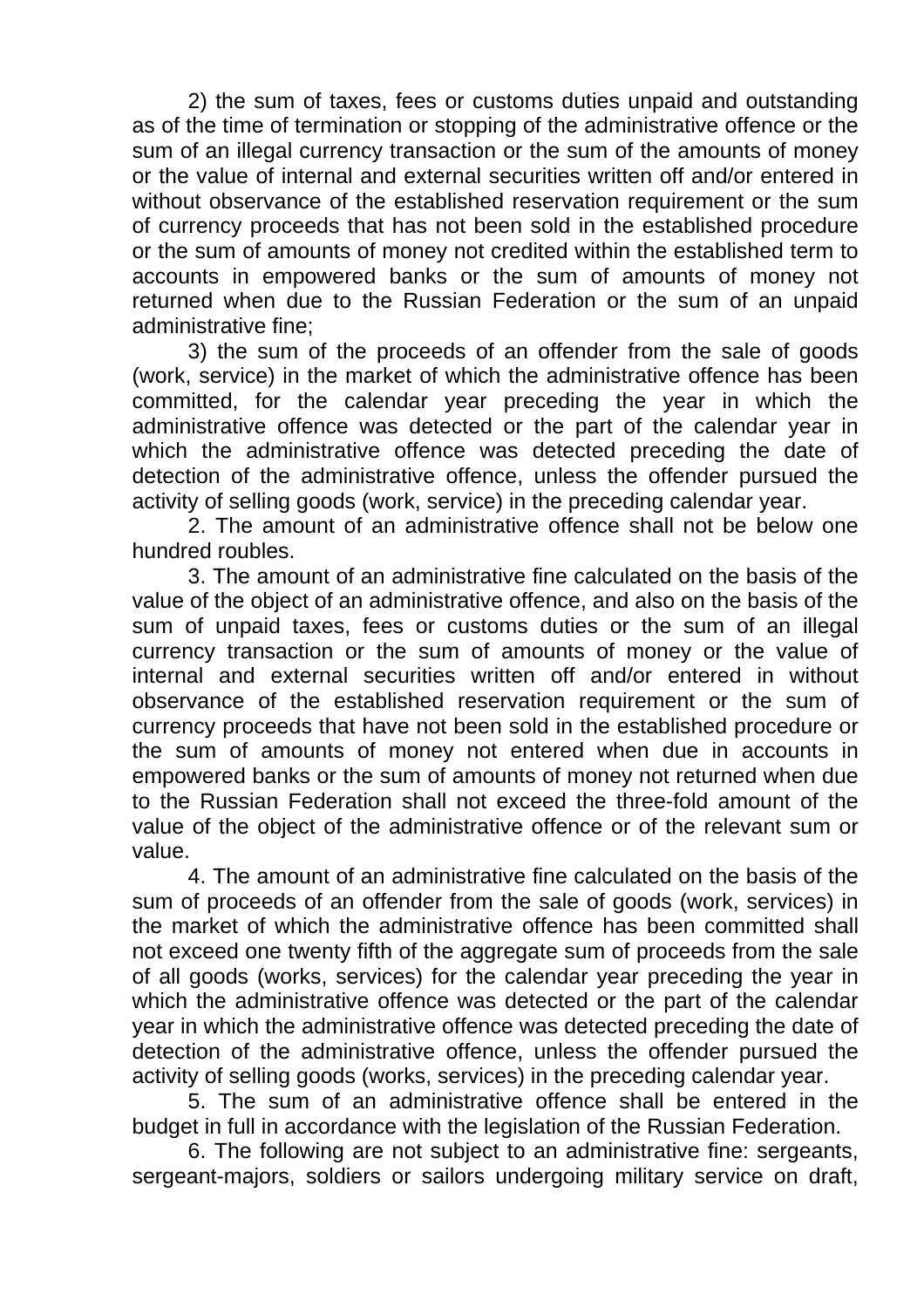2) the sum of taxes, fees or customs duties unpaid and outstanding as of the time of termination or stopping of the administrative offence or the sum of an illegal currency transaction or the sum of the amounts of money or the value of internal and external securities written off and/or entered in without observance of the established reservation requirement or the sum of currency proceeds that has not been sold in the established procedure or the sum of amounts of money not credited within the established term to accounts in empowered banks or the sum of amounts of money not returned when due to the Russian Federation or the sum of an unpaid administrative fine;

3) the sum of the proceeds of an offender from the sale of goods (work, service) in the market of which the administrative offence has been committed, for the calendar year preceding the year in which the administrative offence was detected or the part of the calendar year in which the administrative offence was detected preceding the date of detection of the administrative offence, unless the offender pursued the activity of selling goods (work, service) in the preceding calendar year.

2. The amount of an administrative offence shall not be below one hundred roubles.

3. The amount of an administrative fine calculated on the basis of the value of the object of an administrative offence, and also on the basis of the sum of unpaid taxes, fees or customs duties or the sum of an illegal currency transaction or the sum of amounts of money or the value of internal and external securities written off and/or entered in without observance of the established reservation requirement or the sum of currency proceeds that have not been sold in the established procedure or the sum of amounts of money not entered when due in accounts in empowered banks or the sum of amounts of money not returned when due to the Russian Federation shall not exceed the three-fold amount of the value of the object of the administrative offence or of the relevant sum or value.

4. The amount of an administrative fine calculated on the basis of the sum of proceeds of an offender from the sale of goods (work, services) in the market of which the administrative offence has been committed shall not exceed one twenty fifth of the aggregate sum of proceeds from the sale of all goods (works, services) for the calendar year preceding the year in which the administrative offence was detected or the part of the calendar year in which the administrative offence was detected preceding the date of detection of the administrative offence, unless the offender pursued the activity of selling goods (works, services) in the preceding calendar year.

5. The sum of an administrative offence shall be entered in the budget in full in accordance with the legislation of the Russian Federation.

6. The following are not subject to an administrative fine: sergeants, sergeant-majors, soldiers or sailors undergoing military service on draft,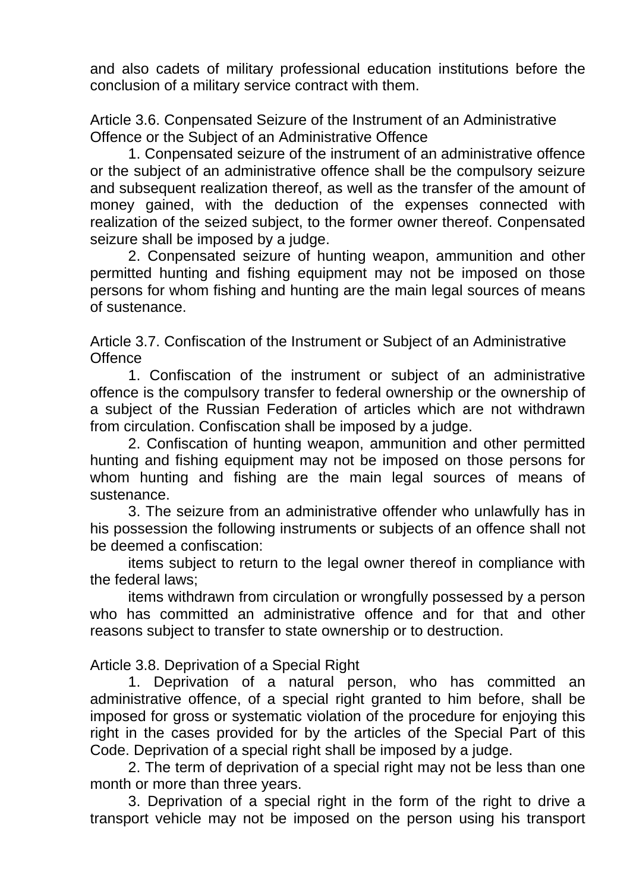and also cadets of military professional education institutions before the conclusion of a military service contract with them.

### Article 3.6. Conpensated Seizure of the Instrument of an Administrative Offence or the Subject of an Administrative Offence

1. Conpensated seizure of the instrument of an administrative offence or the subject of an administrative offence shall be the compulsory seizure and subsequent realization thereof, as well as the transfer of the amount of money gained, with the deduction of the expenses connected with realization of the seized subject, to the former owner thereof. Conpensated seizure shall be imposed by a judge.

2. Conpensated seizure of hunting weapon, ammunition and other permitted hunting and fishing equipment may not be imposed on those persons for whom fishing and hunting are the main legal sources of means of sustenance.

### Article 3.7. Confiscation of the Instrument or Subject of an Administrative Offence

1. Confiscation of the instrument or subject of an administrative offence is the compulsory transfer to federal ownership or the ownership of a subject of the Russian Federation of articles which are not withdrawn from circulation. Confiscation shall be imposed by a judge.

2. Confiscation of hunting weapon, ammunition and other permitted hunting and fishing equipment may not be imposed on those persons for whom hunting and fishing are the main legal sources of means of sustenance.

3. The seizure from an administrative offender who unlawfully has in his possession the following instruments or subjects of an offence shall not be deemed a confiscation:

items subject to return to the legal owner thereof in compliance with the federal laws;

items withdrawn from circulation or wrongfully possessed by a person who has committed an administrative offence and for that and other reasons subject to transfer to state ownership or to destruction.

### Article 3.8. Deprivation of a Special Right

1. Deprivation of a natural person, who has committed an administrative offence, of a special right granted to him before, shall be imposed for gross or systematic violation of the procedure for enjoying this right in the cases provided for by the articles of the Special Part of this Code. Deprivation of a special right shall be imposed by a judge.

2. The term of deprivation of a special right may not be less than one month or more than three years.

3. Deprivation of a special right in the form of the right to drive a transport vehicle may not be imposed on the person using his transport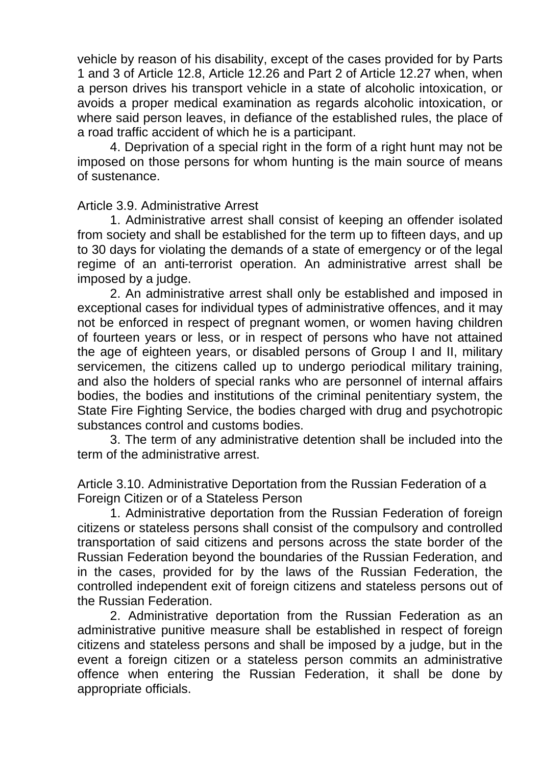vehicle by reason of his disability, except of the cases provided for by Parts 1 and 3 of Article 12.8, Article 12.26 and Part 2 of Article 12.27 when, when a person drives his transport vehicle in a state of alcoholic intoxication, or avoids a proper medical examination as regards alcoholic intoxication, or where said person leaves, in defiance of the established rules, the place of a road traffic accident of which he is a participant.

4. Deprivation of a special right in the form of a right hunt may not be imposed on those persons for whom hunting is the main source of means of sustenance.

Article 3.9. Administrative Arrest

1. Administrative arrest shall consist of keeping an offender isolated from society and shall be established for the term up to fifteen days, and up to 30 days for violating the demands of a state of emergency or of the legal regime of an anti-terrorist operation. An administrative arrest shall be imposed by a judge.

2. An administrative arrest shall only be established and imposed in exceptional cases for individual types of administrative offences, and it may not be enforced in respect of pregnant women, or women having children of fourteen years or less, or in respect of persons who have not attained the age of eighteen years, or disabled persons of Group I and II, military servicemen, the citizens called up to undergo periodical military training, and also the holders of special ranks who are personnel of internal affairs bodies, the bodies and institutions of the criminal penitentiary system, the State Fire Fighting Service, the bodies charged with drug and psychotropic substances control and customs bodies.

3. The term of any administrative detention shall be included into the term of the administrative arrest.

Article 3.10. Administrative Deportation from the Russian Federation of a Foreign Citizen or of a Stateless Person

1. Administrative deportation from the Russian Federation of foreign citizens or stateless persons shall consist of the compulsory and controlled transportation of said citizens and persons across the state border of the Russian Federation beyond the boundaries of the Russian Federation, and in the cases, provided for by the laws of the Russian Federation, the controlled independent exit of foreign citizens and stateless persons out of the Russian Federation.

2. Administrative deportation from the Russian Federation as an administrative punitive measure shall be established in respect of foreign citizens and stateless persons and shall be imposed by a judge, but in the event a foreign citizen or a stateless person commits an administrative offence when entering the Russian Federation, it shall be done by appropriate officials.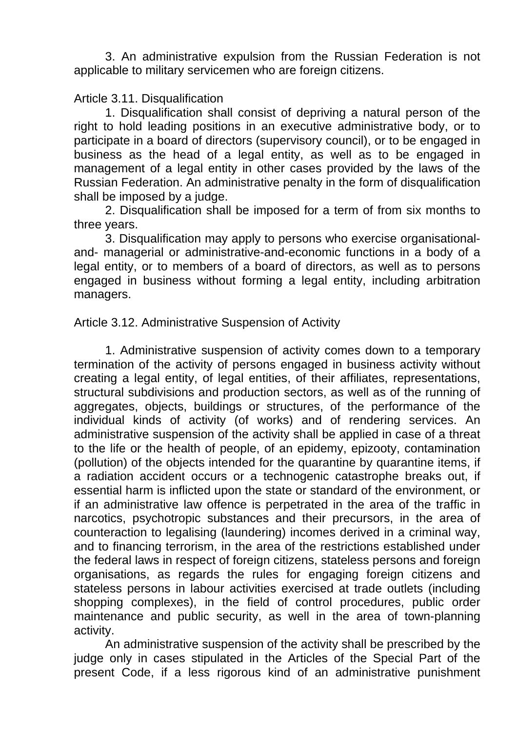3. An administrative expulsion from the Russian Federation is not applicable to military servicemen who are foreign citizens.

Article 3.11. Disqualification

1. Disqualification shall consist of depriving a natural person of the right to hold leading positions in an executive administrative body, or to participate in a board of directors (supervisory council), or to be engaged in business as the head of a legal entity, as well as to be engaged in management of a legal entity in other cases provided by the laws of the Russian Federation. An administrative penalty in the form of disqualification shall be imposed by a judge.

2. Disqualification shall be imposed for a term of from six months to three years.

3. Disqualification may apply to persons who exercise organisational-and- managerial or administrative-and-economic functions in a body of a legal entity, or to members of a board of directors, as well as to persons engaged in business without forming a legal entity, including arbitration managers.

Article 3.12. Administrative Suspension of Activity

1. Administrative suspension of activity comes down to a temporary termination of the activity of persons engaged in business activity without creating a legal entity, of legal entities, of their affiliates, representations, structural subdivisions and production sectors, as well as of the running of aggregates, objects, buildings or structures, of the performance of the individual kinds of activity (of works) and of rendering services. An administrative suspension of the activity shall be applied in case of a threat to the life or the health of people, of an epidemy, epizooty, contamination (pollution) of the objects intended for the quarantine by quarantine items, if a radiation accident occurs or a technogenic catastrophe breaks out, if essential harm is inflicted upon the state or standard of the environment, or if an administrative law offence is perpetrated in the area of the traffic in narcotics, psychotropic substances and their precursors, in the area of counteraction to legalising (laundering) incomes derived in a criminal way, and to financing terrorism, in the area of the restrictions established under the federal laws in respect of foreign citizens, stateless persons and foreign organisations, as regards the rules for engaging foreign citizens and stateless persons in labour activities exercised at trade outlets (including shopping complexes), in the field of control procedures, public order maintenance and public security, as well in the area of town-planning activity.

An administrative suspension of the activity shall be prescribed by the judge only in cases stipulated in the Articles of the Special Part of the present Code, if a less rigorous kind of an administrative punishment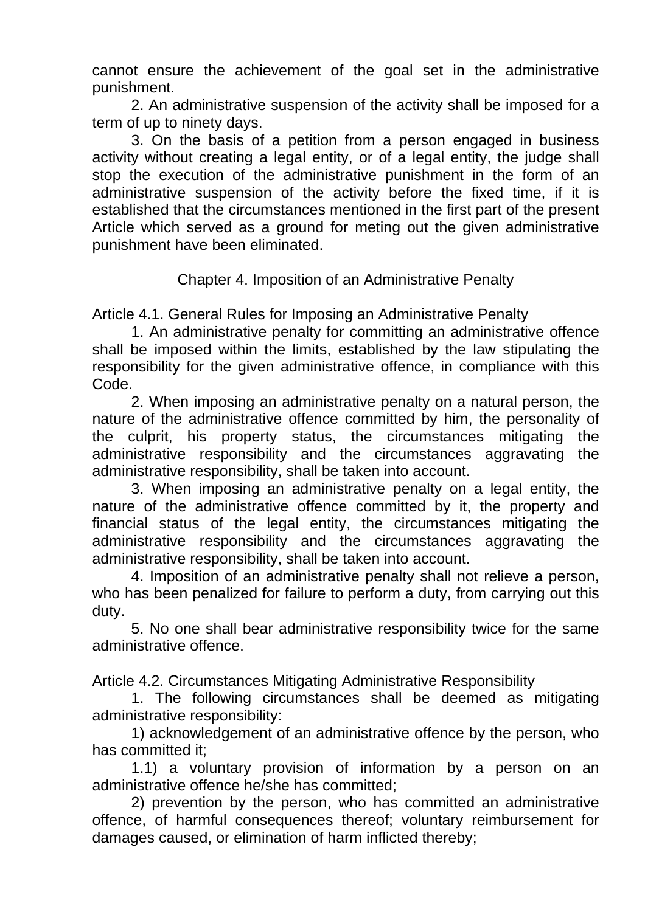cannot ensure the achievement of the goal set in the administrative punishment.

2. An administrative suspension of the activity shall be imposed for a term of up to ninety days.

3. On the basis of a petition from a person engaged in business activity without creating a legal entity, or of a legal entity, the judge shall stop the execution of the administrative punishment in the form of an administrative suspension of the activity before the fixed time, if it is established that the circumstances mentioned in the first part of the present Article which served as a ground for meting out the given administrative punishment have been eliminated.

## Chapter 4. Imposition of an Administrative Penalty

### Article 4.1. General Rules for Imposing an Administrative Penalty

1. An administrative penalty for committing an administrative offence shall be imposed within the limits, established by the law stipulating the responsibility for the given administrative offence, in compliance with this Code.

2. When imposing an administrative penalty on a natural person, the nature of the administrative offence committed by him, the personality of the culprit, his property status, the circumstances mitigating the administrative responsibility and the circumstances aggravating the administrative responsibility, shall be taken into account.

3. When imposing an administrative penalty on a legal entity, the nature of the administrative offence committed by it, the property and financial status of the legal entity, the circumstances mitigating the administrative responsibility and the circumstances aggravating the administrative responsibility, shall be taken into account.

4. Imposition of an administrative penalty shall not relieve a person, who has been penalized for failure to perform a duty, from carrying out this duty.

5. No one shall bear administrative responsibility twice for the same administrative offence.

### Article 4.2. Circumstances Mitigating Administrative Responsibility

1. The following circumstances shall be deemed as mitigating administrative responsibility:

1) acknowledgement of an administrative offence by the person, who has committed it;

1.1) a voluntary provision of information by a person on an administrative offence he/she has committed;

2) prevention by the person, who has committed an administrative offence, of harmful consequences thereof; voluntary reimbursement for damages caused, or elimination of harm inflicted thereby;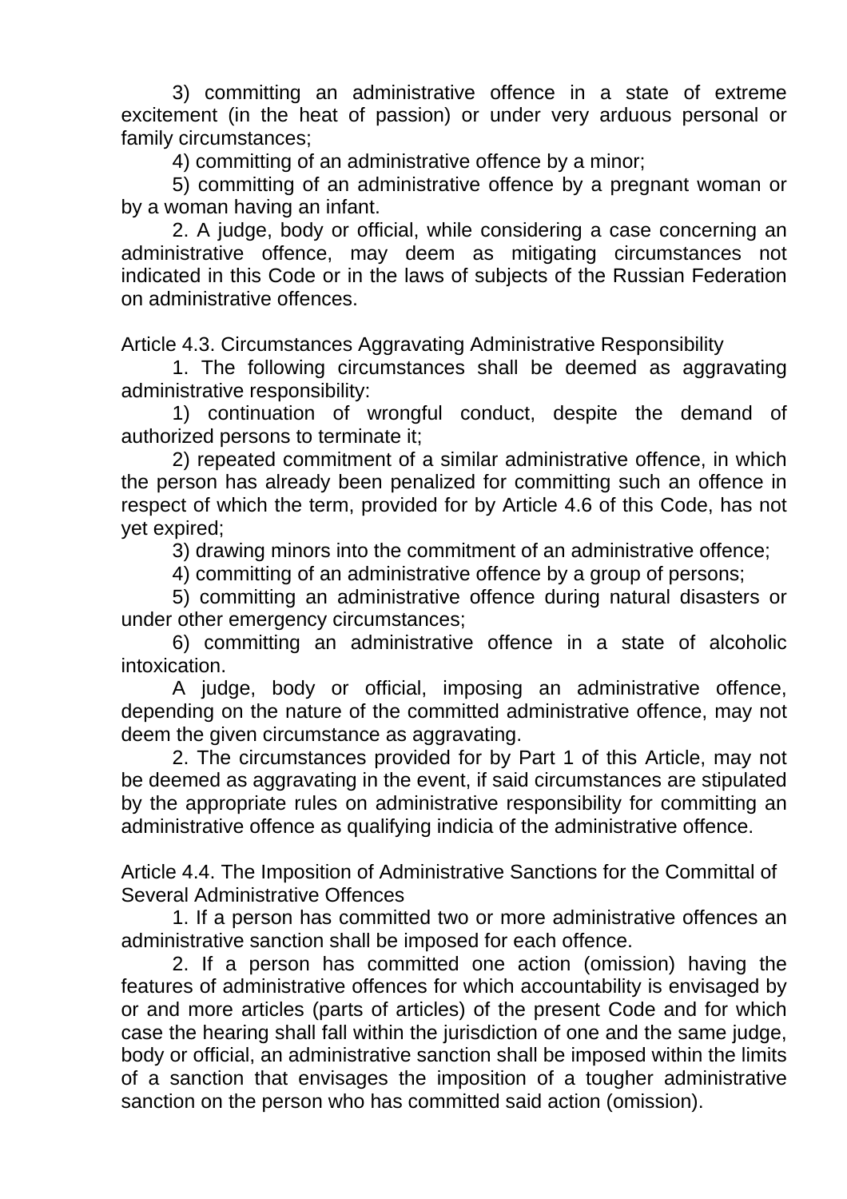3) committing an administrative offence in a state of extreme excitement (in the heat of passion) or under very arduous personal or family circumstances;

4) committing of an administrative offence by a minor;

5) committing of an administrative offence by a pregnant woman or by a woman having an infant.

2. A judge, body or official, while considering a case concerning an administrative offence, may deem as mitigating circumstances not indicated in this Code or in the laws of subjects of the Russian Federation on administrative offences.

### Article 4.3. Circumstances Aggravating Administrative Responsibility

1. The following circumstances shall be deemed as aggravating administrative responsibility:

1) continuation of wrongful conduct, despite the demand of authorized persons to terminate it;

2) repeated commitment of a similar administrative offence, in which the person has already been penalized for committing such an offence in respect of which the term, provided for by Article 4.6 of this Code, has not yet expired;

3) drawing minors into the commitment of an administrative offence;

4) committing of an administrative offence by a group of persons;

5) committing an administrative offence during natural disasters or under other emergency circumstances;

6) committing an administrative offence in a state of alcoholic intoxication.

A judge, body or official, imposing an administrative offence, depending on the nature of the committed administrative offence, may not deem the given circumstance as aggravating.

2. The circumstances provided for by Part 1 of this Article, may not be deemed as aggravating in the event, if said circumstances are stipulated by the appropriate rules on administrative responsibility for committing an administrative offence as qualifying indicia of the administrative offence.

### Article 4.4. The Imposition of Administrative Sanctions for the Committal of Several Administrative Offences

1. If a person has committed two or more administrative offences an administrative sanction shall be imposed for each offence.

2. If a person has committed one action (omission) having the features of administrative offences for which accountability is envisaged by or and more articles (parts of articles) of the present Code and for which case the hearing shall fall within the jurisdiction of one and the same judge, body or official, an administrative sanction shall be imposed within the limits of a sanction that envisages the imposition of a tougher administrative sanction on the person who has committed said action (omission).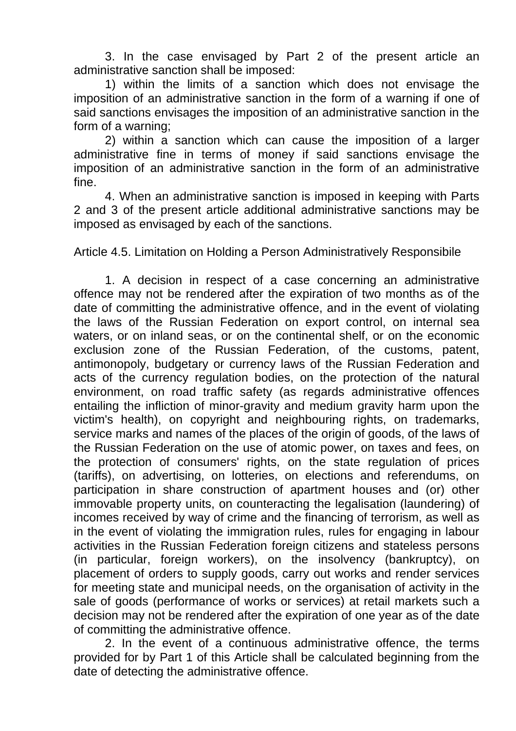3. In the case envisaged by Part 2 of the present article an administrative sanction shall be imposed:

1) within the limits of a sanction which does not envisage the imposition of an administrative sanction in the form of a warning if one of said sanctions envisages the imposition of an administrative sanction in the form of a warning;

2) within a sanction which can cause the imposition of a larger administrative fine in terms of money if said sanctions envisage the imposition of an administrative sanction in the form of an administrative fine.

4. When an administrative sanction is imposed in keeping with Parts 2 and 3 of the present article additional administrative sanctions may be imposed as envisaged by each of the sanctions.

### Article 4.5. Limitation on Holding a Person Administratively Responsibile

1. A decision in respect of a case concerning an administrative offence may not be rendered after the expiration of two months as of the date of committing the administrative offence, and in the event of violating the laws of the Russian Federation on export control, on internal sea waters, or on inland seas, or on the continental shelf, or on the economic exclusion zone of the Russian Federation, of the customs, patent, antimonopoly, budgetary or currency laws of the Russian Federation and acts of the currency regulation bodies, on the protection of the natural environment, on road traffic safety (as regards administrative offences entailing the infliction of minor-gravity and medium gravity harm upon the victim's health), on copyright and neighbouring rights, on trademarks, service marks and names of the places of the origin of goods, of the laws of the Russian Federation on the use of atomic power, on taxes and fees, on the protection of consumers' rights, on the state regulation of prices (tariffs), on advertising, on lotteries, on elections and referendums, on participation in share construction of apartment houses and (or) other immovable property units, on counteracting the legalisation (laundering) of incomes received by way of crime and the financing of terrorism, as well as in the event of violating the immigration rules, rules for engaging in labour activities in the Russian Federation foreign citizens and stateless persons (in particular, foreign workers), on the insolvency (bankruptcy), on placement of orders to supply goods, carry out works and render services for meeting state and municipal needs, on the organisation of activity in the sale of goods (performance of works or services) at retail markets such a decision may not be rendered after the expiration of one year as of the date of committing the administrative offence.

2. In the event of a continuous administrative offence, the terms provided for by Part 1 of this Article shall be calculated beginning from the date of detecting the administrative offence.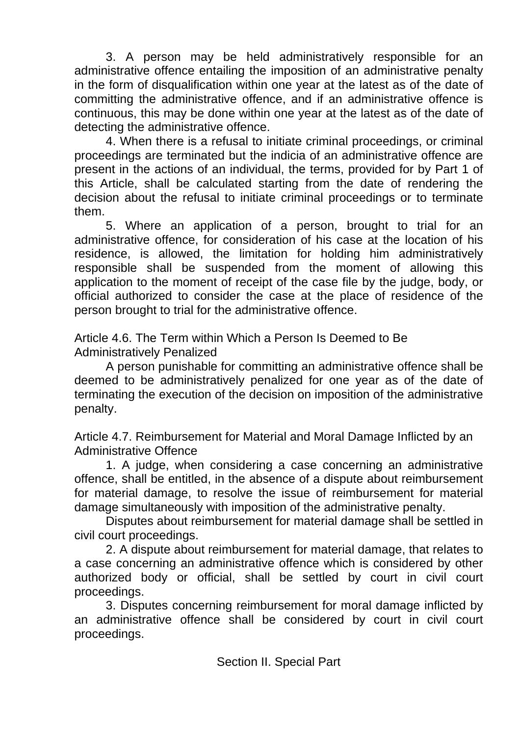3. A person may be held administratively responsible for an administrative offence entailing the imposition of an administrative penalty in the form of disqualification within one year at the latest as of the date of committing the administrative offence, and if an administrative offence is continuous, this may be done within one year at the latest as of the date of detecting the administrative offence.

4. When there is a refusal to initiate criminal proceedings, or criminal proceedings are terminated but the indicia of an administrative offence are present in the actions of an individual, the terms, provided for by Part 1 of this Article, shall be calculated starting from the date of rendering the decision about the refusal to initiate criminal proceedings or to terminate them.

5. Where an application of a person, brought to trial for an administrative offence, for consideration of his case at the location of his residence, is allowed, the limitation for holding him administratively responsible shall be suspended from the moment of allowing this application to the moment of receipt of the case file by the judge, body, or official authorized to consider the case at the place of residence of the person brought to trial for the administrative offence.

Article 4.6. The Term within Which a Person Is Deemed to Be Administratively Penalized

A person punishable for committing an administrative offence shall be deemed to be administratively penalized for one year as of the date of terminating the execution of the decision on imposition of the administrative penalty.

Article 4.7. Reimbursement for Material and Moral Damage Inflicted by an Administrative Offence

1. A judge, when considering a case concerning an administrative offence, shall be entitled, in the absence of a dispute about reimbursement for material damage, to resolve the issue of reimbursement for material damage simultaneously with imposition of the administrative penalty.

Disputes about reimbursement for material damage shall be settled in civil court proceedings.

2. A dispute about reimbursement for material damage, that relates to a case concerning an administrative offence which is considered by other authorized body or official, shall be settled by court in civil court proceedings.

3. Disputes concerning reimbursement for moral damage inflicted by an administrative offence shall be considered by court in civil court proceedings.

## Section II. Special Part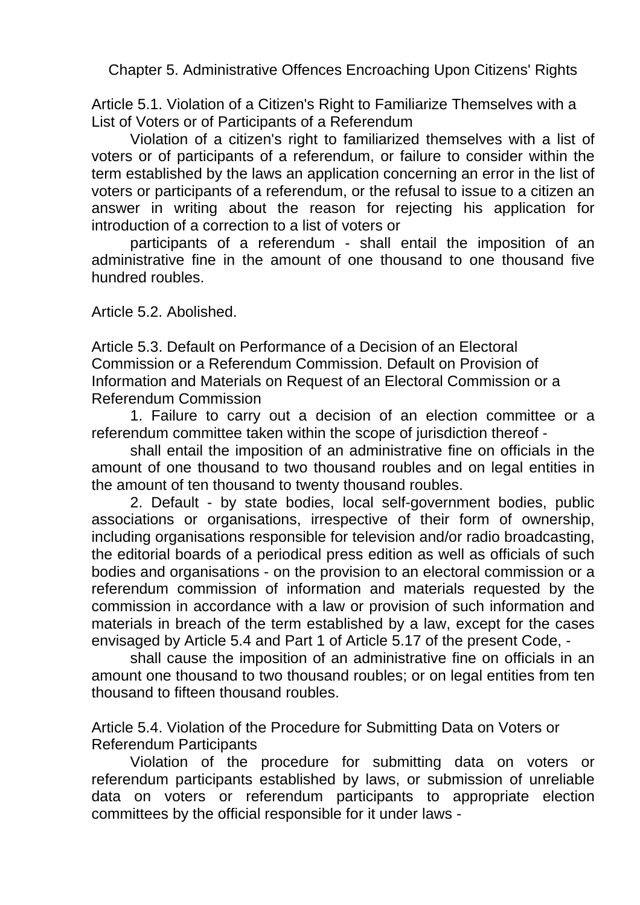## Chapter 5. Administrative Offences Encroaching Upon Citizens' Rights

### Article 5.1. Violation of a Citizen's Right to Familiarize Themselves with a List of Voters or of Participants of a Referendum

Violation of a citizen's right to familiarized themselves with a list of voters or of participants of a referendum, or failure to consider within the term established by the laws an application concerning an error in the list of voters or participants of a referendum, or the refusal to issue to a citizen an answer in writing about the reason for rejecting his application for introduction of a correction to a list of voters or

participants of a referendum - shall entail the imposition of an administrative fine in the amount of one thousand to one thousand five hundred roubles.

### Article 5.2. Abolished.

### Article 5.3. Default on Performance of a Decision of an Electoral Commission or a Referendum Commission. Default on Provision of Information and Materials on Request of an Electoral Commission or a Referendum Commission

1. Failure to carry out a decision of an election committee or a referendum committee taken within the scope of jurisdiction thereof -

shall entail the imposition of an administrative fine on officials in the amount of one thousand to two thousand roubles and on legal entities in the amount of ten thousand to twenty thousand roubles.

2. Default - by state bodies, local self-government bodies, public associations or organisations, irrespective of their form of ownership, including organisations responsible for television and/or radio broadcasting, the editorial boards of a periodical press edition as well as officials of such bodies and organisations - on the provision to an electoral commission or a referendum commission of information and materials requested by the commission in accordance with a law or provision of such information and materials in breach of the term established by a law, except for the cases envisaged by Article 5.4 and Part 1 of Article 5.17 of the present Code, -

shall cause the imposition of an administrative fine on officials in an amount one thousand to two thousand roubles; or on legal entities from ten thousand to fifteen thousand roubles.

### Article 5.4. Violation of the Procedure for Submitting Data on Voters or Referendum Participants

Violation of the procedure for submitting data on voters or referendum participants established by laws, or submission of unreliable data on voters or referendum participants to appropriate election committees by the official responsible for it under laws -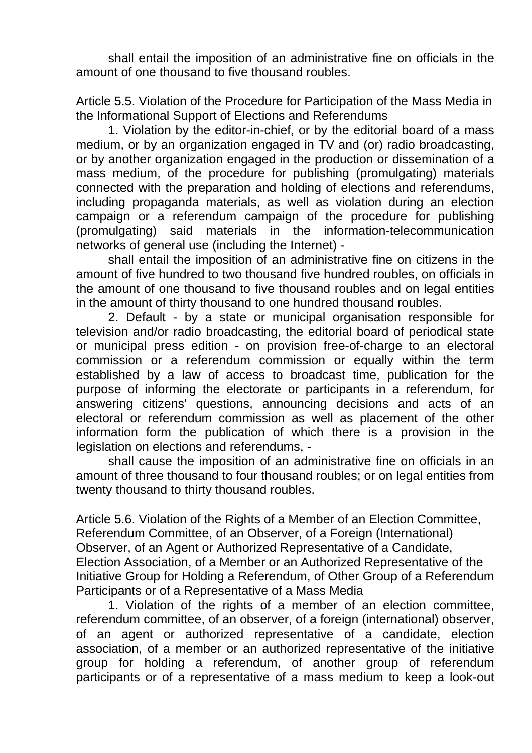shall entail the imposition of an administrative fine on officials in the amount of one thousand to five thousand roubles.

Article 5.5. Violation of the Procedure for Participation of the Mass Media in the Informational Support of Elections and Referendums

1. Violation by the editor-in-chief, or by the editorial board of a mass medium, or by an organization engaged in TV and (or) radio broadcasting, or by another organization engaged in the production or dissemination of a mass medium, of the procedure for publishing (promulgating) materials connected with the preparation and holding of elections and referendums, including propaganda materials, as well as violation during an election campaign or a referendum campaign of the procedure for publishing (promulgating) said materials in the information-telecommunication networks of general use (including the Internet) -

shall entail the imposition of an administrative fine on citizens in the amount of five hundred to two thousand five hundred roubles, on officials in the amount of one thousand to five thousand roubles and on legal entities in the amount of thirty thousand to one hundred thousand roubles.

2. Default - by a state or municipal organisation responsible for television and/or radio broadcasting, the editorial board of periodical state or municipal press edition - on provision free-of-charge to an electoral commission or a referendum commission or equally within the term established by a law of access to broadcast time, publication for the purpose of informing the electorate or participants in a referendum, for answering citizens' questions, announcing decisions and acts of an electoral or referendum commission as well as placement of the other information form the publication of which there is a provision in the legislation on elections and referendums, -

shall cause the imposition of an administrative fine on officials in an amount of three thousand to four thousand roubles; or on legal entities from twenty thousand to thirty thousand roubles.

Article 5.6. Violation of the Rights of a Member of an Election Committee, Referendum Committee, of an Observer, of a Foreign (International) Observer, of an Agent or Authorized Representative of a Candidate, Election Association, of a Member or an Authorized Representative of the Initiative Group for Holding a Referendum, of Other Group of a Referendum Participants or of a Representative of a Mass Media

1. Violation of the rights of a member of an election committee, referendum committee, of an observer, of a foreign (international) observer, of an agent or authorized representative of a candidate, election association, of a member or an authorized representative of the initiative group for holding a referendum, of another group of referendum participants or of a representative of a mass medium to keep a look-out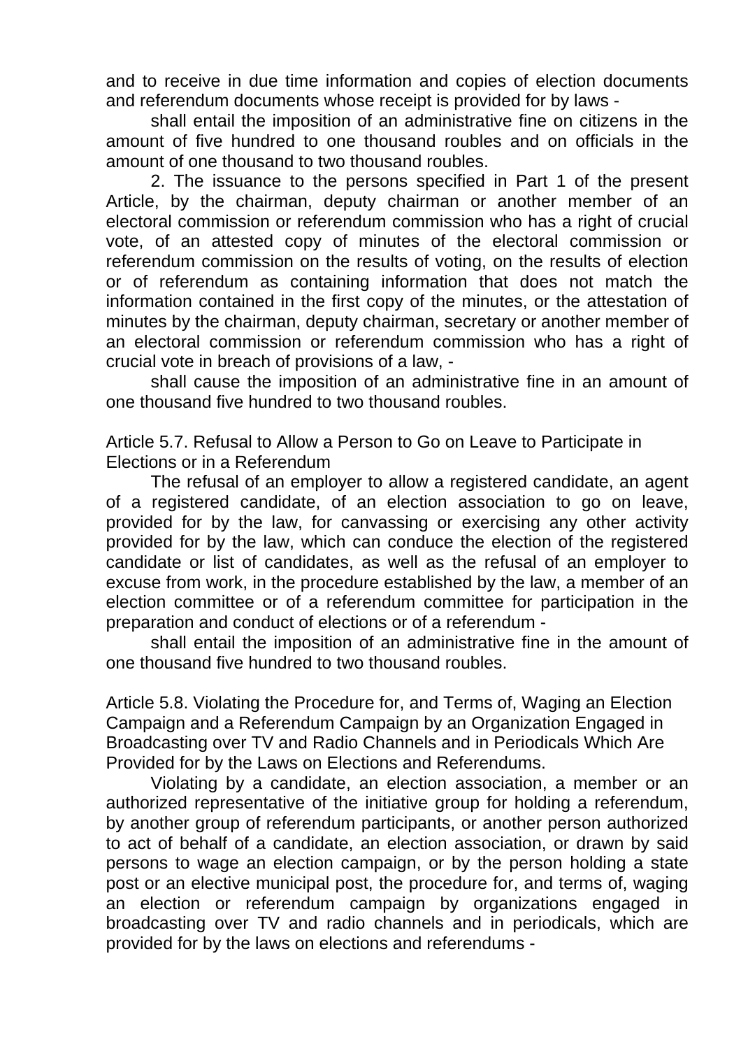and to receive in due time information and copies of election documents and referendum documents whose receipt is provided for by laws -

shall entail the imposition of an administrative fine on citizens in the amount of five hundred to one thousand roubles and on officials in the amount of one thousand to two thousand roubles.

2. The issuance to the persons specified in Part 1 of the present Article, by the chairman, deputy chairman or another member of an electoral commission or referendum commission who has a right of crucial vote, of an attested copy of minutes of the electoral commission or referendum commission on the results of voting, on the results of election or of referendum as containing information that does not match the information contained in the first copy of the minutes, or the attestation of minutes by the chairman, deputy chairman, secretary or another member of an electoral commission or referendum commission who has a right of crucial vote in breach of provisions of a law, -

shall cause the imposition of an administrative fine in an amount of one thousand five hundred to two thousand roubles.

Article 5.7. Refusal to Allow a Person to Go on Leave to Participate in Elections or in a Referendum

The refusal of an employer to allow a registered candidate, an agent of a registered candidate, of an election association to go on leave, provided for by the law, for canvassing or exercising any other activity provided for by the law, which can conduce the election of the registered candidate or list of candidates, as well as the refusal of an employer to excuse from work, in the procedure established by the law, a member of an election committee or of a referendum committee for participation in the preparation and conduct of elections or of a referendum -

shall entail the imposition of an administrative fine in the amount of one thousand five hundred to two thousand roubles.

Article 5.8. Violating the Procedure for, and Terms of, Waging an Election Campaign and a Referendum Campaign by an Organization Engaged in Broadcasting over TV and Radio Channels and in Periodicals Which Are Provided for by the Laws on Elections and Referendums.

Violating by a candidate, an election association, a member or an authorized representative of the initiative group for holding a referendum, by another group of referendum participants, or another person authorized to act of behalf of a candidate, an election association, or drawn by said persons to wage an election campaign, or by the person holding a state post or an elective municipal post, the procedure for, and terms of, waging an election or referendum campaign by organizations engaged in broadcasting over TV and radio channels and in periodicals, which are provided for by the laws on elections and referendums -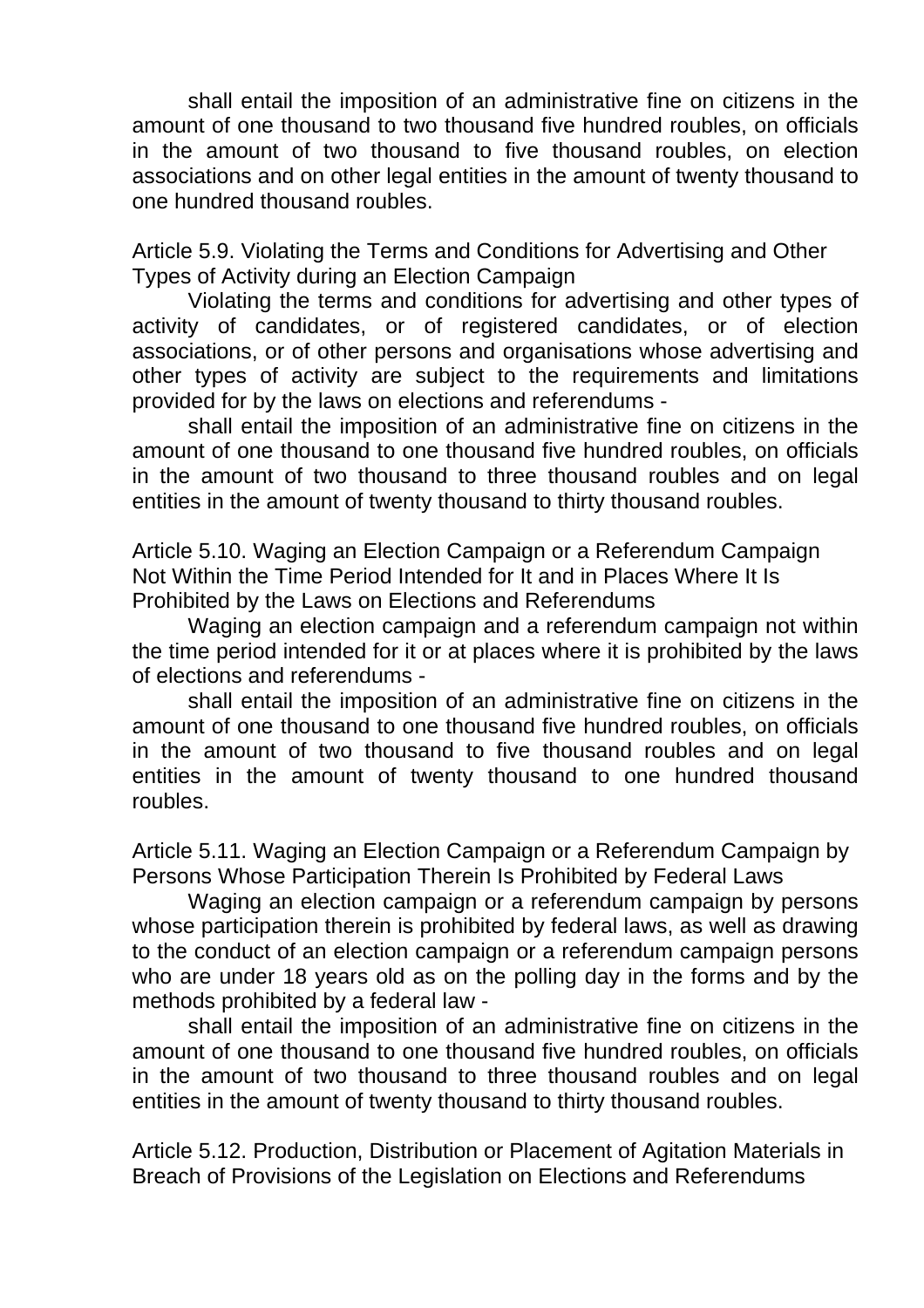shall entail the imposition of an administrative fine on citizens in the amount of one thousand to two thousand five hundred roubles, on officials in the amount of two thousand to five thousand roubles, on election associations and on other legal entities in the amount of twenty thousand to one hundred thousand roubles.

Article 5.9. Violating the Terms and Conditions for Advertising and Other Types of Activity during an Election Campaign

Violating the terms and conditions for advertising and other types of activity of candidates, or of registered candidates, or of election associations, or of other persons and organisations whose advertising and other types of activity are subject to the requirements and limitations provided for by the laws on elections and referendums -

shall entail the imposition of an administrative fine on citizens in the amount of one thousand to one thousand five hundred roubles, on officials in the amount of two thousand to three thousand roubles and on legal entities in the amount of twenty thousand to thirty thousand roubles.

Article 5.10. Waging an Election Campaign or a Referendum Campaign Not Within the Time Period Intended for It and in Places Where It Is Prohibited by the Laws on Elections and Referendums

Waging an election campaign and a referendum campaign not within the time period intended for it or at places where it is prohibited by the laws of elections and referendums -

shall entail the imposition of an administrative fine on citizens in the amount of one thousand to one thousand five hundred roubles, on officials in the amount of two thousand to five thousand roubles and on legal entities in the amount of twenty thousand to one hundred thousand roubles.

Article 5.11. Waging an Election Campaign or a Referendum Campaign by Persons Whose Participation Therein Is Prohibited by Federal Laws

Waging an election campaign or a referendum campaign by persons whose participation therein is prohibited by federal laws, as well as drawing to the conduct of an election campaign or a referendum campaign persons who are under 18 years old as on the polling day in the forms and by the methods prohibited by a federal law -

shall entail the imposition of an administrative fine on citizens in the amount of one thousand to one thousand five hundred roubles, on officials in the amount of two thousand to three thousand roubles and on legal entities in the amount of twenty thousand to thirty thousand roubles.

Article 5.12. Production, Distribution or Placement of Agitation Materials in Breach of Provisions of the Legislation on Elections and Referendums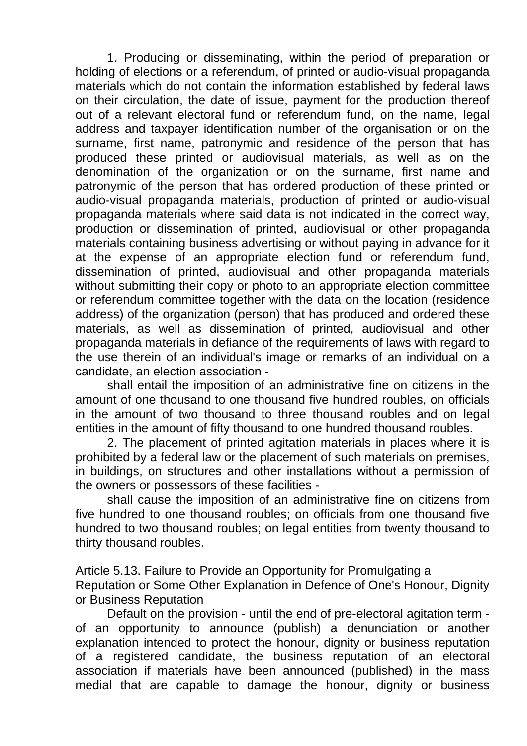1. Producing or disseminating, within the period of preparation or holding of elections or a referendum, of printed or audio-visual propaganda materials which do not contain the information established by federal laws on their circulation, the date of issue, payment for the production thereof out of a relevant electoral fund or referendum fund, on the name, legal address and taxpayer identification number of the organisation or on the surname, first name, patronymic and residence of the person that has produced these printed or audiovisual materials, as well as on the denomination of the organization or on the surname, first name and patronymic of the person that has ordered production of these printed or audio-visual propaganda materials, production of printed or audio-visual propaganda materials where said data is not indicated in the correct way, production or dissemination of printed, audiovisual or other propaganda materials containing business advertising or without paying in advance for it at the expense of an appropriate election fund or referendum fund, dissemination of printed, audiovisual and other propaganda materials without submitting their copy or photo to an appropriate election committee or referendum committee together with the data on the location (residence address) of the organization (person) that has produced and ordered these materials, as well as dissemination of printed, audiovisual and other propaganda materials in defiance of the requirements of laws with regard to the use therein of an individual's image or remarks of an individual on a candidate, an election association -

shall entail the imposition of an administrative fine on citizens in the amount of one thousand to one thousand five hundred roubles, on officials in the amount of two thousand to three thousand roubles and on legal entities in the amount of fifty thousand to one hundred thousand roubles.

2. The placement of printed agitation materials in places where it is prohibited by a federal law or the placement of such materials on premises, in buildings, on structures and other installations without a permission of the owners or possessors of these facilities -

shall cause the imposition of an administrative fine on citizens from five hundred to one thousand roubles; on officials from one thousand five hundred to two thousand roubles; on legal entities from twenty thousand to thirty thousand roubles.

Article 5.13. Failure to Provide an Opportunity for Promulgating a Reputation or Some Other Explanation in Defence of One's Honour, Dignity or Business Reputation

Default on the provision - until the end of pre-electoral agitation term - of an opportunity to announce (publish) a denunciation or another explanation intended to protect the honour, dignity or business reputation of a registered candidate, the business reputation of an electoral association if materials have been announced (published) in the mass medial that are capable to damage the honour, dignity or business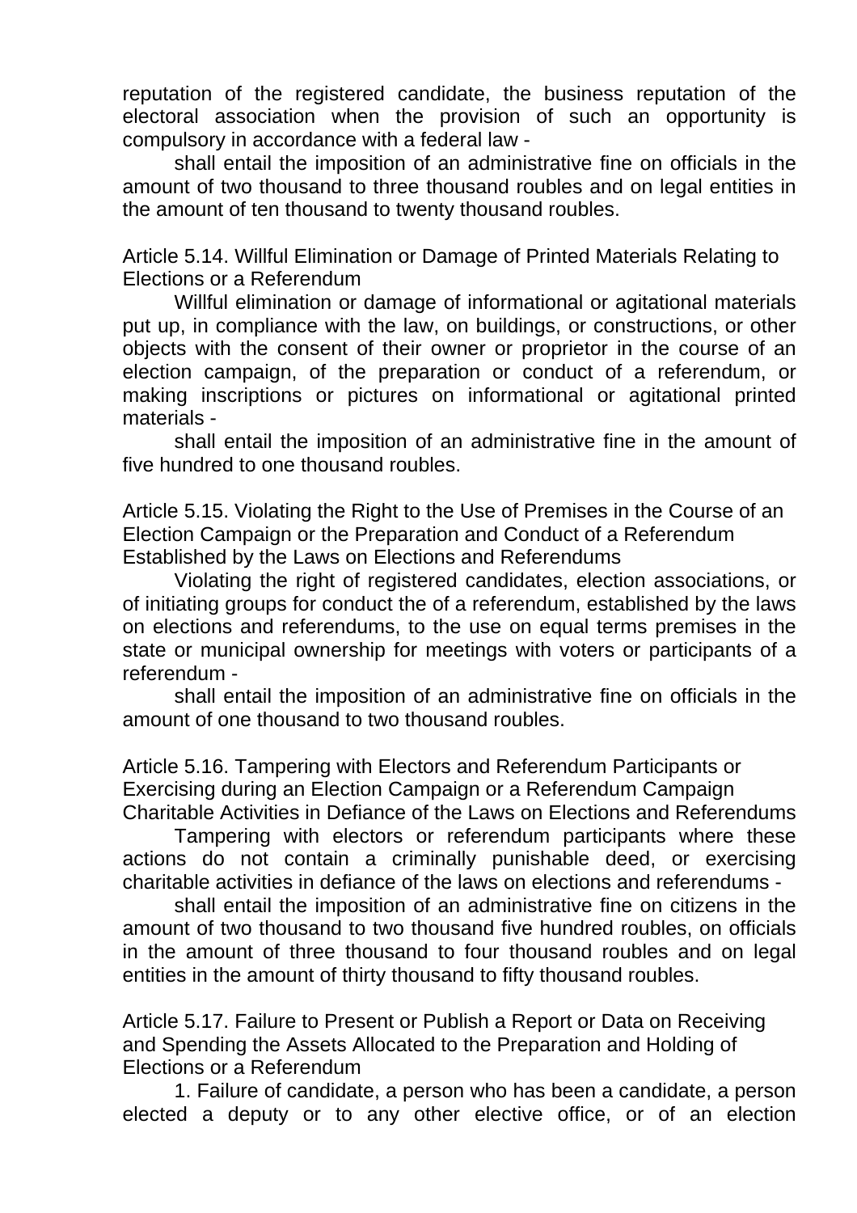reputation of the registered candidate, the business reputation of the electoral association when the provision of such an opportunity is compulsory in accordance with a federal law -

shall entail the imposition of an administrative fine on officials in the amount of two thousand to three thousand roubles and on legal entities in the amount of ten thousand to twenty thousand roubles.

### Article 5.14. Willful Elimination or Damage of Printed Materials Relating to Elections or a Referendum

Willful elimination or damage of informational or agitational materials put up, in compliance with the law, on buildings, or constructions, or other objects with the consent of their owner or proprietor in the course of an election campaign, of the preparation or conduct of a referendum, or making inscriptions or pictures on informational or agitational printed materials -

shall entail the imposition of an administrative fine in the amount of five hundred to one thousand roubles.

### Article 5.15. Violating the Right to the Use of Premises in the Course of an Election Campaign or the Preparation and Conduct of a Referendum Established by the Laws on Elections and Referendums

Violating the right of registered candidates, election associations, or of initiating groups for conduct the of a referendum, established by the laws on elections and referendums, to the use on equal terms premises in the state or municipal ownership for meetings with voters or participants of a referendum -

shall entail the imposition of an administrative fine on officials in the amount of one thousand to two thousand roubles.

### Article 5.16. Tampering with Electors and Referendum Participants or Exercising during an Election Campaign or a Referendum Campaign Charitable Activities in Defiance of the Laws on Elections and Referendums

Tampering with electors or referendum participants where these actions do not contain a criminally punishable deed, or exercising charitable activities in defiance of the laws on elections and referendums -

shall entail the imposition of an administrative fine on citizens in the amount of two thousand to two thousand five hundred roubles, on officials in the amount of three thousand to four thousand roubles and on legal entities in the amount of thirty thousand to fifty thousand roubles.

### Article 5.17. Failure to Present or Publish a Report or Data on Receiving and Spending the Assets Allocated to the Preparation and Holding of Elections or a Referendum

1. Failure of candidate, a person who has been a candidate, a person elected a deputy or to any other elective office, or of an election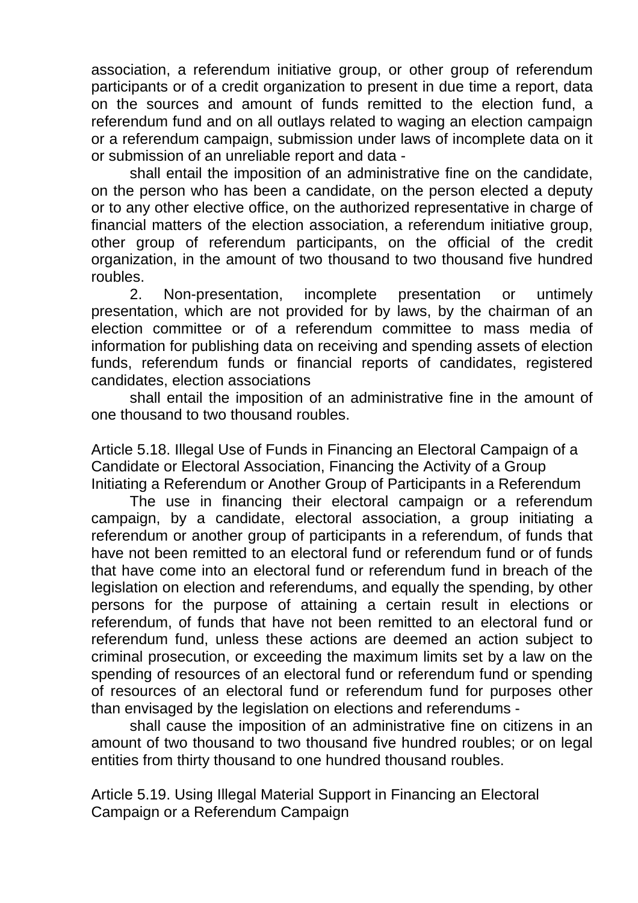association, a referendum initiative group, or other group of referendum participants or of a credit organization to present in due time a report, data on the sources and amount of funds remitted to the election fund, a referendum fund and on all outlays related to waging an election campaign or a referendum campaign, submission under laws of incomplete data on it or submission of an unreliable report and data -

shall entail the imposition of an administrative fine on the candidate, on the person who has been a candidate, on the person elected a deputy or to any other elective office, on the authorized representative in charge of financial matters of the election association, a referendum initiative group, other group of referendum participants, on the official of the credit organization, in the amount of two thousand to two thousand five hundred roubles.

2. Non-presentation, incomplete presentation or untimely presentation, which are not provided for by laws, by the chairman of an election committee or of a referendum committee to mass media of information for publishing data on receiving and spending assets of election funds, referendum funds or financial reports of candidates, registered candidates, election associations

shall entail the imposition of an administrative fine in the amount of one thousand to two thousand roubles.

## Article 5.18. Illegal Use of Funds in Financing an Electoral Campaign of a Candidate or Electoral Association, Financing the Activity of a Group Initiating a Referendum or Another Group of Participants in a Referendum

The use in financing their electoral campaign or a referendum campaign, by a candidate, electoral association, a group initiating a referendum or another group of participants in a referendum, of funds that have not been remitted to an electoral fund or referendum fund or of funds that have come into an electoral fund or referendum fund in breach of the legislation on election and referendums, and equally the spending, by other persons for the purpose of attaining a certain result in elections or referendum, of funds that have not been remitted to an electoral fund or referendum fund, unless these actions are deemed an action subject to criminal prosecution, or exceeding the maximum limits set by a law on the spending of resources of an electoral fund or referendum fund or spending of resources of an electoral fund or referendum fund for purposes other than envisaged by the legislation on elections and referendums -

shall cause the imposition of an administrative fine on citizens in an amount of two thousand to two thousand five hundred roubles; or on legal entities from thirty thousand to one hundred thousand roubles.

## Article 5.19. Using Illegal Material Support in Financing an Electoral Campaign or a Referendum Campaign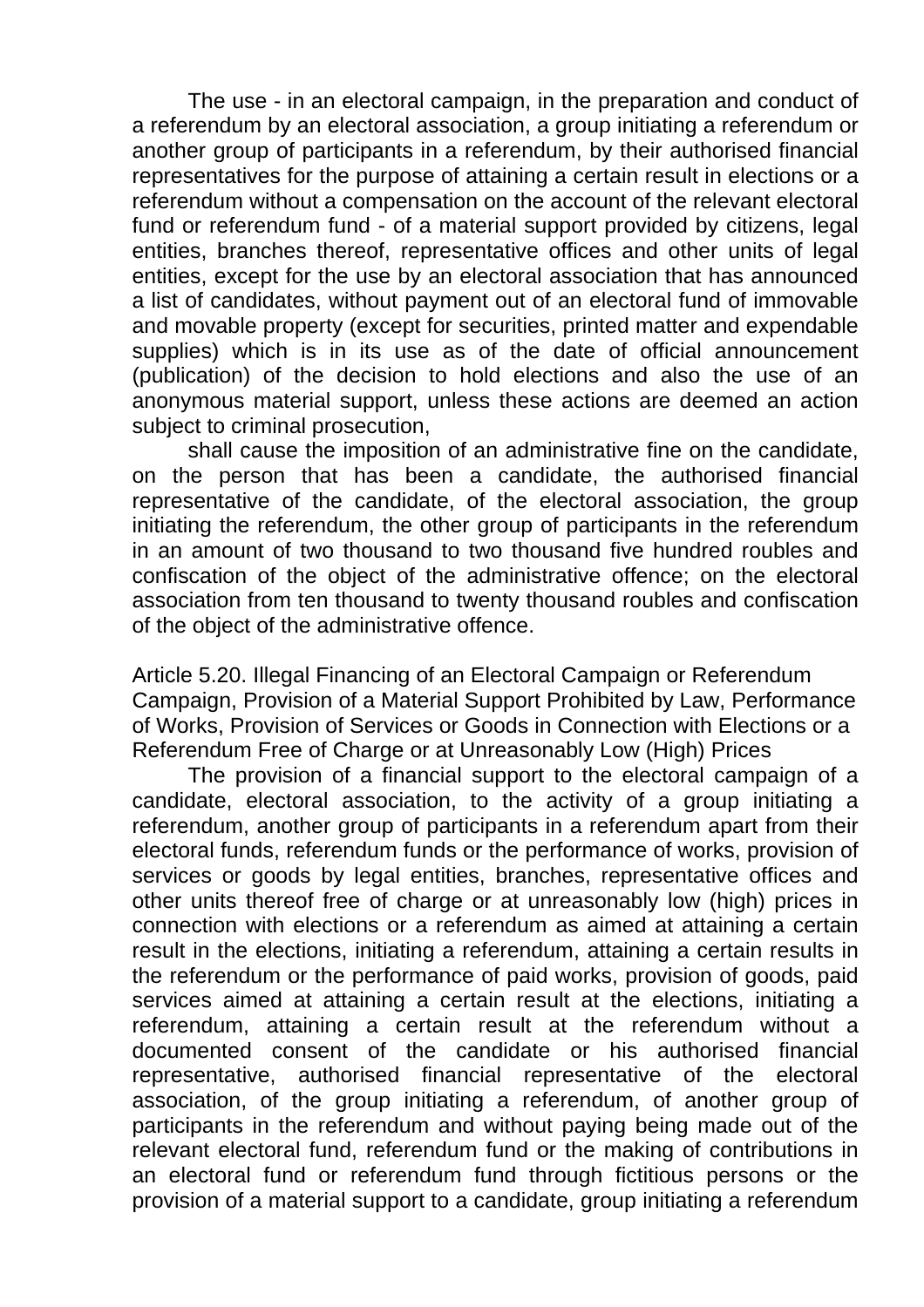The use - in an electoral campaign, in the preparation and conduct of a referendum by an electoral association, a group initiating a referendum or another group of participants in a referendum, by their authorised financial representatives for the purpose of attaining a certain result in elections or a referendum without a compensation on the account of the relevant electoral fund or referendum fund - of a material support provided by citizens, legal entities, branches thereof, representative offices and other units of legal entities, except for the use by an electoral association that has announced a list of candidates, without payment out of an electoral fund of immovable and movable property (except for securities, printed matter and expendable supplies) which is in its use as of the date of official announcement (publication) of the decision to hold elections and also the use of an anonymous material support, unless these actions are deemed an action subject to criminal prosecution,

shall cause the imposition of an administrative fine on the candidate, on the person that has been a candidate, the authorised financial representative of the candidate, of the electoral association, the group initiating the referendum, the other group of participants in the referendum in an amount of two thousand to two thousand five hundred roubles and confiscation of the object of the administrative offence; on the electoral association from ten thousand to twenty thousand roubles and confiscation of the object of the administrative offence.

Article 5.20. Illegal Financing of an Electoral Campaign or Referendum Campaign, Provision of a Material Support Prohibited by Law, Performance of Works, Provision of Services or Goods in Connection with Elections or a Referendum Free of Charge or at Unreasonably Low (High) Prices

The provision of a financial support to the electoral campaign of a candidate, electoral association, to the activity of a group initiating a referendum, another group of participants in a referendum apart from their electoral funds, referendum funds or the performance of works, provision of services or goods by legal entities, branches, representative offices and other units thereof free of charge or at unreasonably low (high) prices in connection with elections or a referendum as aimed at attaining a certain result in the elections, initiating a referendum, attaining a certain results in the referendum or the performance of paid works, provision of goods, paid services aimed at attaining a certain result at the elections, initiating a referendum, attaining a certain result at the referendum without a documented consent of the candidate or his authorised financial representative, authorised financial representative of the electoral association, of the group initiating a referendum, of another group of participants in the referendum and without paying being made out of the relevant electoral fund, referendum fund or the making of contributions in an electoral fund or referendum fund through fictitious persons or the provision of a material support to a candidate, group initiating a referendum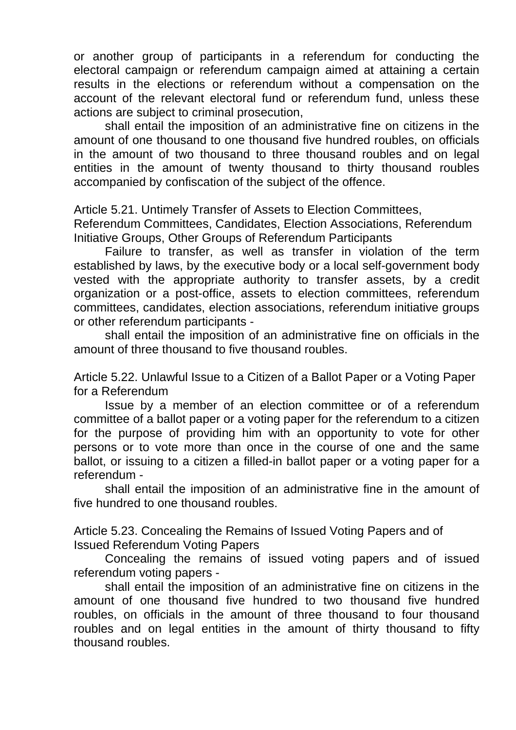or another group of participants in a referendum for conducting the electoral campaign or referendum campaign aimed at attaining a certain results in the elections or referendum without a compensation on the account of the relevant electoral fund or referendum fund, unless these actions are subject to criminal prosecution,

shall entail the imposition of an administrative fine on citizens in the amount of one thousand to one thousand five hundred roubles, on officials in the amount of two thousand to three thousand roubles and on legal entities in the amount of twenty thousand to thirty thousand roubles accompanied by confiscation of the subject of the offence.

Article 5.21. Untimely Transfer of Assets to Election Committees, Referendum Committees, Candidates, Election Associations, Referendum Initiative Groups, Other Groups of Referendum Participants

Failure to transfer, as well as transfer in violation of the term established by laws, by the executive body or a local self-government body vested with the appropriate authority to transfer assets, by a credit organization or a post-office, assets to election committees, referendum committees, candidates, election associations, referendum initiative groups or other referendum participants -

shall entail the imposition of an administrative fine on officials in the amount of three thousand to five thousand roubles.

Article 5.22. Unlawful Issue to a Citizen of a Ballot Paper or a Voting Paper for a Referendum

Issue by a member of an election committee or of a referendum committee of a ballot paper or a voting paper for the referendum to a citizen for the purpose of providing him with an opportunity to vote for other persons or to vote more than once in the course of one and the same ballot, or issuing to a citizen a filled-in ballot paper or a voting paper for a referendum -

shall entail the imposition of an administrative fine in the amount of five hundred to one thousand roubles.

Article 5.23. Concealing the Remains of Issued Voting Papers and of Issued Referendum Voting Papers

Concealing the remains of issued voting papers and of issued referendum voting papers -

shall entail the imposition of an administrative fine on citizens in the amount of one thousand five hundred to two thousand five hundred roubles, on officials in the amount of three thousand to four thousand roubles and on legal entities in the amount of thirty thousand to fifty thousand roubles.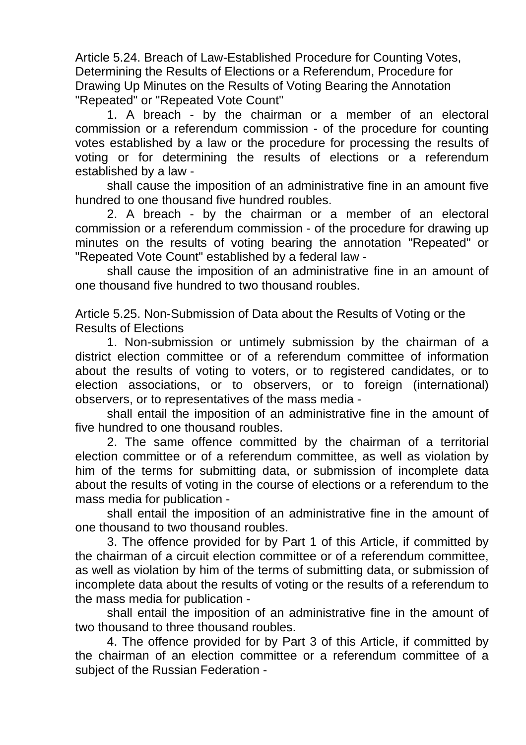### Article 5.24. Breach of Law-Established Procedure for Counting Votes, Determining the Results of Elections or a Referendum, Procedure for Drawing Up Minutes on the Results of Voting Bearing the Annotation "Repeated" or "Repeated Vote Count"

1. A breach - by the chairman or a member of an electoral commission or a referendum commission - of the procedure for counting votes established by a law or the procedure for processing the results of voting or for determining the results of elections or a referendum established by a law -

shall cause the imposition of an administrative fine in an amount five hundred to one thousand five hundred roubles.

2. A breach - by the chairman or a member of an electoral commission or a referendum commission - of the procedure for drawing up minutes on the results of voting bearing the annotation "Repeated" or "Repeated Vote Count" established by a federal law -

shall cause the imposition of an administrative fine in an amount of one thousand five hundred to two thousand roubles.

### Article 5.25. Non-Submission of Data about the Results of Voting or the Results of Elections

1. Non-submission or untimely submission by the chairman of a district election committee or of a referendum committee of information about the results of voting to voters, or to registered candidates, or to election associations, or to observers, or to foreign (international) observers, or to representatives of the mass media -

shall entail the imposition of an administrative fine in the amount of five hundred to one thousand roubles.

2. The same offence committed by the chairman of a territorial election committee or of a referendum committee, as well as violation by him of the terms for submitting data, or submission of incomplete data about the results of voting in the course of elections or a referendum to the mass media for publication -

shall entail the imposition of an administrative fine in the amount of one thousand to two thousand roubles.

3. The offence provided for by Part 1 of this Article, if committed by the chairman of a circuit election committee or of a referendum committee, as well as violation by him of the terms of submitting data, or submission of incomplete data about the results of voting or the results of a referendum to the mass media for publication -

shall entail the imposition of an administrative fine in the amount of two thousand to three thousand roubles.

4. The offence provided for by Part 3 of this Article, if committed by the chairman of an election committee or a referendum committee of a subject of the Russian Federation -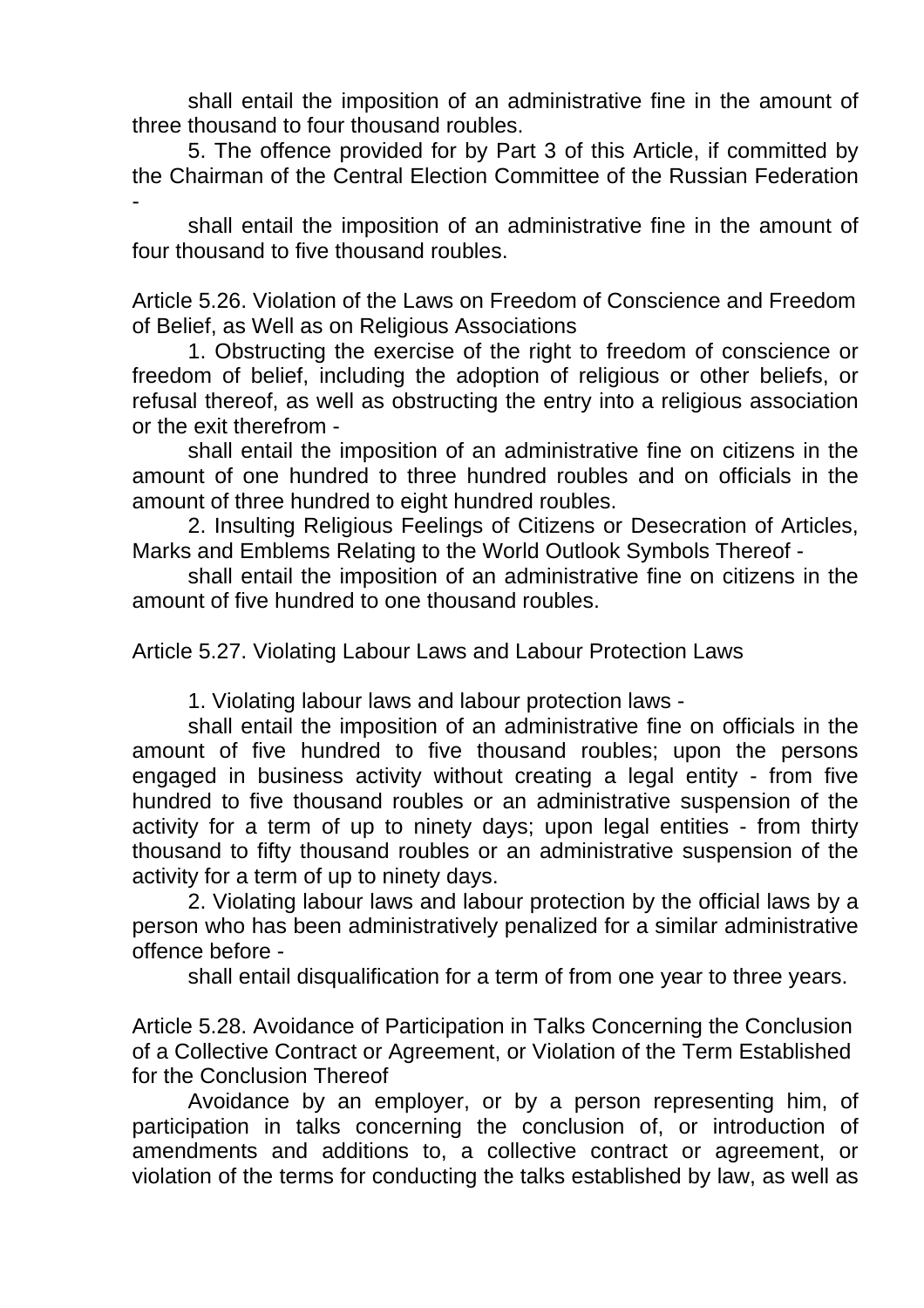shall entail the imposition of an administrative fine in the amount of three thousand to four thousand roubles.

5. The offence provided for by Part 3 of this Article, if committed by the Chairman of the Central Election Committee of the Russian Federation -

shall entail the imposition of an administrative fine in the amount of four thousand to five thousand roubles.

Article 5.26. Violation of the Laws on Freedom of Conscience and Freedom of Belief, as Well as on Religious Associations

1. Obstructing the exercise of the right to freedom of conscience or freedom of belief, including the adoption of religious or other beliefs, or refusal thereof, as well as obstructing the entry into a religious association or the exit therefrom -

shall entail the imposition of an administrative fine on citizens in the amount of one hundred to three hundred roubles and on officials in the amount of three hundred to eight hundred roubles.

2. Insulting Religious Feelings of Citizens or Desecration of Articles, Marks and Emblems Relating to the World Outlook Symbols Thereof -

shall entail the imposition of an administrative fine on citizens in the amount of five hundred to one thousand roubles.

Article 5.27. Violating Labour Laws and Labour Protection Laws

1. Violating labour laws and labour protection laws -

shall entail the imposition of an administrative fine on officials in the amount of five hundred to five thousand roubles; upon the persons engaged in business activity without creating a legal entity - from five hundred to five thousand roubles or an administrative suspension of the activity for a term of up to ninety days; upon legal entities - from thirty thousand to fifty thousand roubles or an administrative suspension of the activity for a term of up to ninety days.

2. Violating labour laws and labour protection by the official laws by a person who has been administratively penalized for a similar administrative offence before -

shall entail disqualification for a term of from one year to three years.

Article 5.28. Avoidance of Participation in Talks Concerning the Conclusion of a Collective Contract or Agreement, or Violation of the Term Established for the Conclusion Thereof

Avoidance by an employer, or by a person representing him, of participation in talks concerning the conclusion of, or introduction of amendments and additions to, a collective contract or agreement, or violation of the terms for conducting the talks established by law, as well as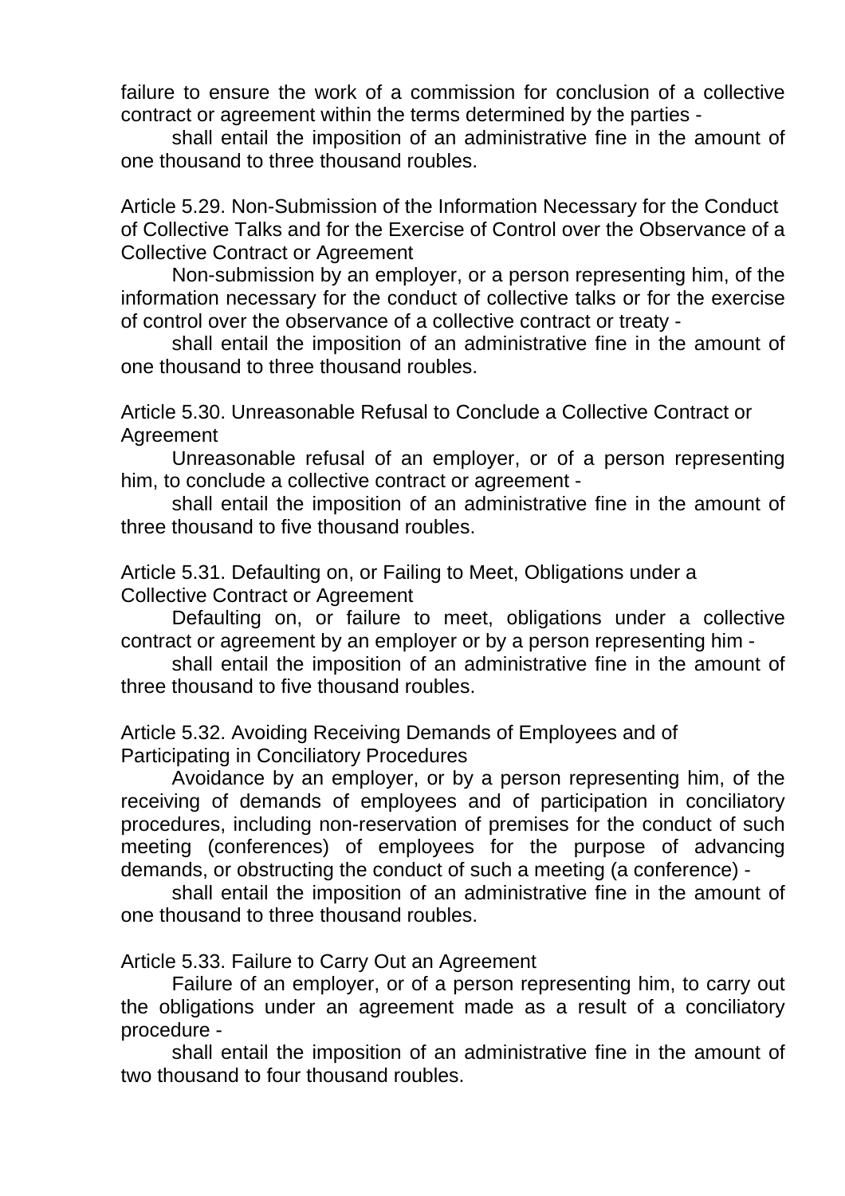failure to ensure the work of a commission for conclusion of a collective contract or agreement within the terms determined by the parties -

shall entail the imposition of an administrative fine in the amount of one thousand to three thousand roubles.

Article 5.29. Non-Submission of the Information Necessary for the Conduct of Collective Talks and for the Exercise of Control over the Observance of a Collective Contract or Agreement

Non-submission by an employer, or a person representing him, of the information necessary for the conduct of collective talks or for the exercise of control over the observance of a collective contract or treaty -

shall entail the imposition of an administrative fine in the amount of one thousand to three thousand roubles.

Article 5.30. Unreasonable Refusal to Conclude a Collective Contract or Agreement

Unreasonable refusal of an employer, or of a person representing him, to conclude a collective contract or agreement -

shall entail the imposition of an administrative fine in the amount of three thousand to five thousand roubles.

Article 5.31. Defaulting on, or Failing to Meet, Obligations under a Collective Contract or Agreement

Defaulting on, or failure to meet, obligations under a collective contract or agreement by an employer or by a person representing him -

shall entail the imposition of an administrative fine in the amount of three thousand to five thousand roubles.

Article 5.32. Avoiding Receiving Demands of Employees and of Participating in Conciliatory Procedures

Avoidance by an employer, or by a person representing him, of the receiving of demands of employees and of participation in conciliatory procedures, including non-reservation of premises for the conduct of such meeting (conferences) of employees for the purpose of advancing demands, or obstructing the conduct of such a meeting (a conference) -

shall entail the imposition of an administrative fine in the amount of one thousand to three thousand roubles.

Article 5.33. Failure to Carry Out an Agreement

Failure of an employer, or of a person representing him, to carry out the obligations under an agreement made as a result of a conciliatory procedure -

shall entail the imposition of an administrative fine in the amount of two thousand to four thousand roubles.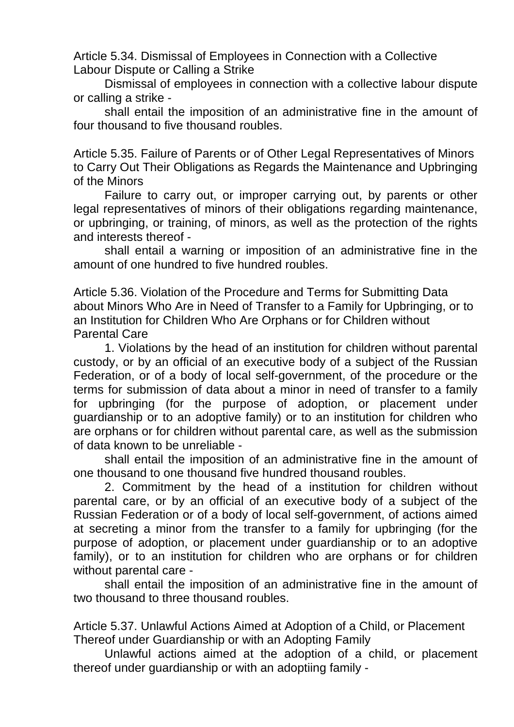Article 5.34. Dismissal of Employees in Connection with a Collective Labour Dispute or Calling a Strike

Dismissal of employees in connection with a collective labour dispute or calling a strike -

shall entail the imposition of an administrative fine in the amount of four thousand to five thousand roubles.

Article 5.35. Failure of Parents or of Other Legal Representatives of Minors to Carry Out Their Obligations as Regards the Maintenance and Upbringing of the Minors

Failure to carry out, or improper carrying out, by parents or other legal representatives of minors of their obligations regarding maintenance, or upbringing, or training, of minors, as well as the protection of the rights and interests thereof -

shall entail a warning or imposition of an administrative fine in the amount of one hundred to five hundred roubles.

Article 5.36. Violation of the Procedure and Terms for Submitting Data about Minors Who Are in Need of Transfer to a Family for Upbringing, or to an Institution for Children Who Are Orphans or for Children without Parental Care

1. Violations by the head of an institution for children without parental custody, or by an official of an executive body of a subject of the Russian Federation, or of a body of local self-government, of the procedure or the terms for submission of data about a minor in need of transfer to a family for upbringing (for the purpose of adoption, or placement under guardianship or to an adoptive family) or to an institution for children who are orphans or for children without parental care, as well as the submission of data known to be unreliable -

shall entail the imposition of an administrative fine in the amount of one thousand to one thousand five hundred thousand roubles.

2. Commitment by the head of a institution for children without parental care, or by an official of an executive body of a subject of the Russian Federation or of a body of local self-government, of actions aimed at secreting a minor from the transfer to a family for upbringing (for the purpose of adoption, or placement under guardianship or to an adoptive family), or to an institution for children who are orphans or for children without parental care -

shall entail the imposition of an administrative fine in the amount of two thousand to three thousand roubles.

Article 5.37. Unlawful Actions Aimed at Adoption of a Child, or Placement Thereof under Guardianship or with an Adopting Family

Unlawful actions aimed at the adoption of a child, or placement thereof under guardianship or with an adoptiing family -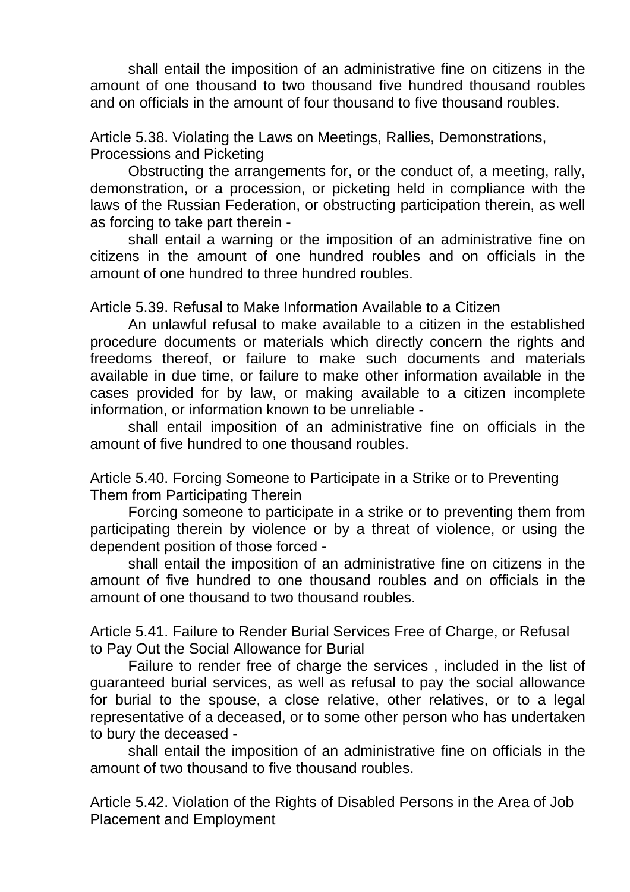shall entail the imposition of an administrative fine on citizens in the amount of one thousand to two thousand five hundred thousand roubles and on officials in the amount of four thousand to five thousand roubles.

Article 5.38. Violating the Laws on Meetings, Rallies, Demonstrations, Processions and Picketing

Obstructing the arrangements for, or the conduct of, a meeting, rally, demonstration, or a procession, or picketing held in compliance with the laws of the Russian Federation, or obstructing participation therein, as well as forcing to take part therein -

shall entail a warning or the imposition of an administrative fine on citizens in the amount of one hundred roubles and on officials in the amount of one hundred to three hundred roubles.

Article 5.39. Refusal to Make Information Available to a Citizen

An unlawful refusal to make available to a citizen in the established procedure documents or materials which directly concern the rights and freedoms thereof, or failure to make such documents and materials available in due time, or failure to make other information available in the cases provided for by law, or making available to a citizen incomplete information, or information known to be unreliable -

shall entail imposition of an administrative fine on officials in the amount of five hundred to one thousand roubles.

Article 5.40. Forcing Someone to Participate in a Strike or to Preventing Them from Participating Therein

Forcing someone to participate in a strike or to preventing them from participating therein by violence or by a threat of violence, or using the dependent position of those forced -

shall entail the imposition of an administrative fine on citizens in the amount of five hundred to one thousand roubles and on officials in the amount of one thousand to two thousand roubles.

Article 5.41. Failure to Render Burial Services Free of Charge, or Refusal to Pay Out the Social Allowance for Burial

Failure to render free of charge the services , included in the list of guaranteed burial services, as well as refusal to pay the social allowance for burial to the spouse, a close relative, other relatives, or to a legal representative of a deceased, or to some other person who has undertaken to bury the deceased -

shall entail the imposition of an administrative fine on officials in the amount of two thousand to five thousand roubles.

Article 5.42. Violation of the Rights of Disabled Persons in the Area of Job Placement and Employment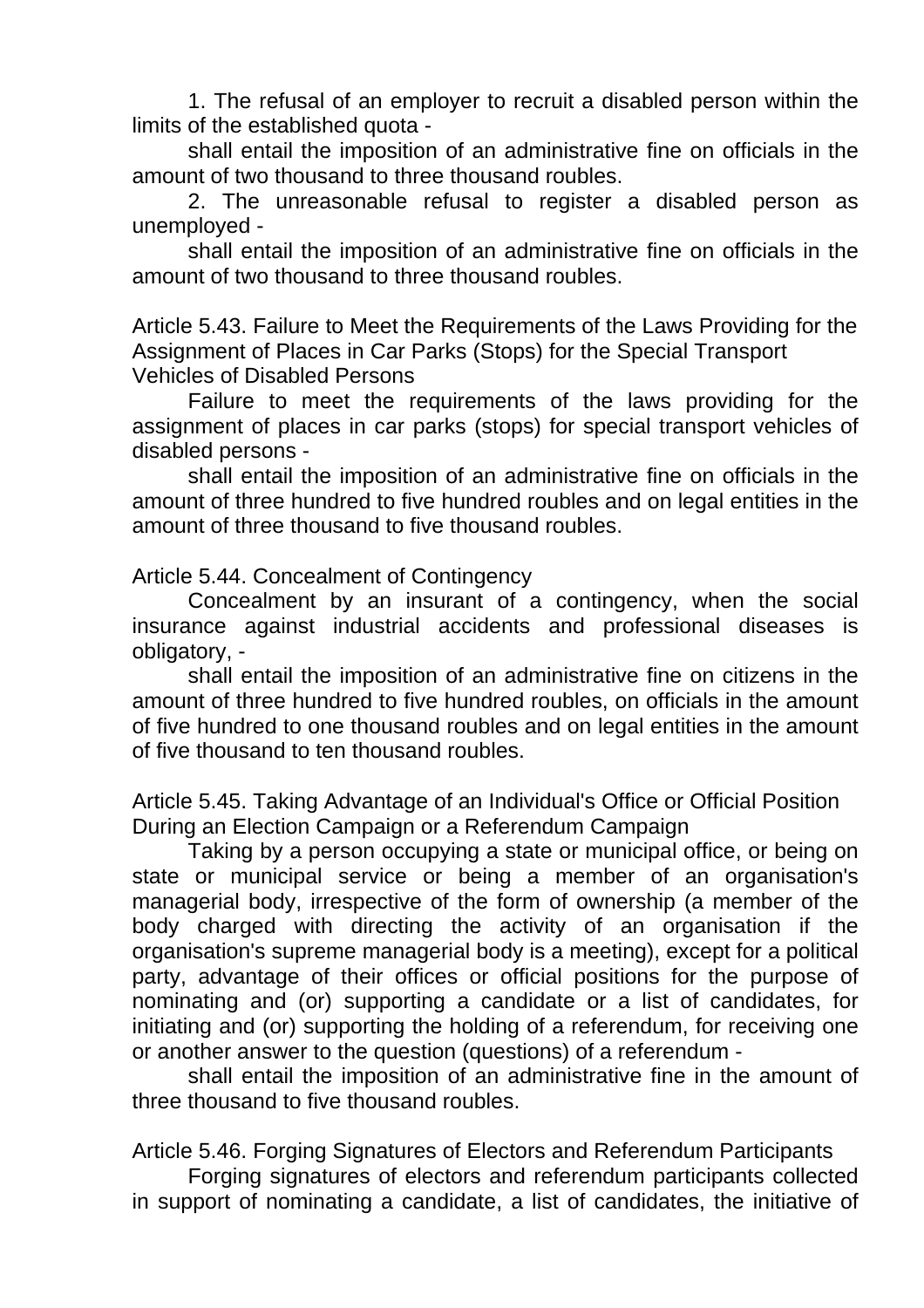1. The refusal of an employer to recruit a disabled person within the limits of the established quota -

shall entail the imposition of an administrative fine on officials in the amount of two thousand to three thousand roubles.

2. The unreasonable refusal to register a disabled person as unemployed -

shall entail the imposition of an administrative fine on officials in the amount of two thousand to three thousand roubles.

### Article 5.43. Failure to Meet the Requirements of the Laws Providing for the Assignment of Places in Car Parks (Stops) for the Special Transport Vehicles of Disabled Persons

Failure to meet the requirements of the laws providing for the assignment of places in car parks (stops) for special transport vehicles of disabled persons -

shall entail the imposition of an administrative fine on officials in the amount of three hundred to five hundred roubles and on legal entities in the amount of three thousand to five thousand roubles.

### Article 5.44. Concealment of Contingency

Concealment by an insurant of a contingency, when the social insurance against industrial accidents and professional diseases is obligatory, -

shall entail the imposition of an administrative fine on citizens in the amount of three hundred to five hundred roubles, on officials in the amount of five hundred to one thousand roubles and on legal entities in the amount of five thousand to ten thousand roubles.

### Article 5.45. Taking Advantage of an Individual's Office or Official Position During an Election Campaign or a Referendum Campaign

Taking by a person occupying a state or municipal office, or being on state or municipal service or being a member of an organisation's managerial body, irrespective of the form of ownership (a member of the body charged with directing the activity of an organisation if the organisation's supreme managerial body is a meeting), except for a political party, advantage of their offices or official positions for the purpose of nominating and (or) supporting a candidate or a list of candidates, for initiating and (or) supporting the holding of a referendum, for receiving one or another answer to the question (questions) of a referendum -

shall entail the imposition of an administrative fine in the amount of three thousand to five thousand roubles.

### Article 5.46. Forging Signatures of Electors and Referendum Participants

Forging signatures of electors and referendum participants collected in support of nominating a candidate, a list of candidates, the initiative of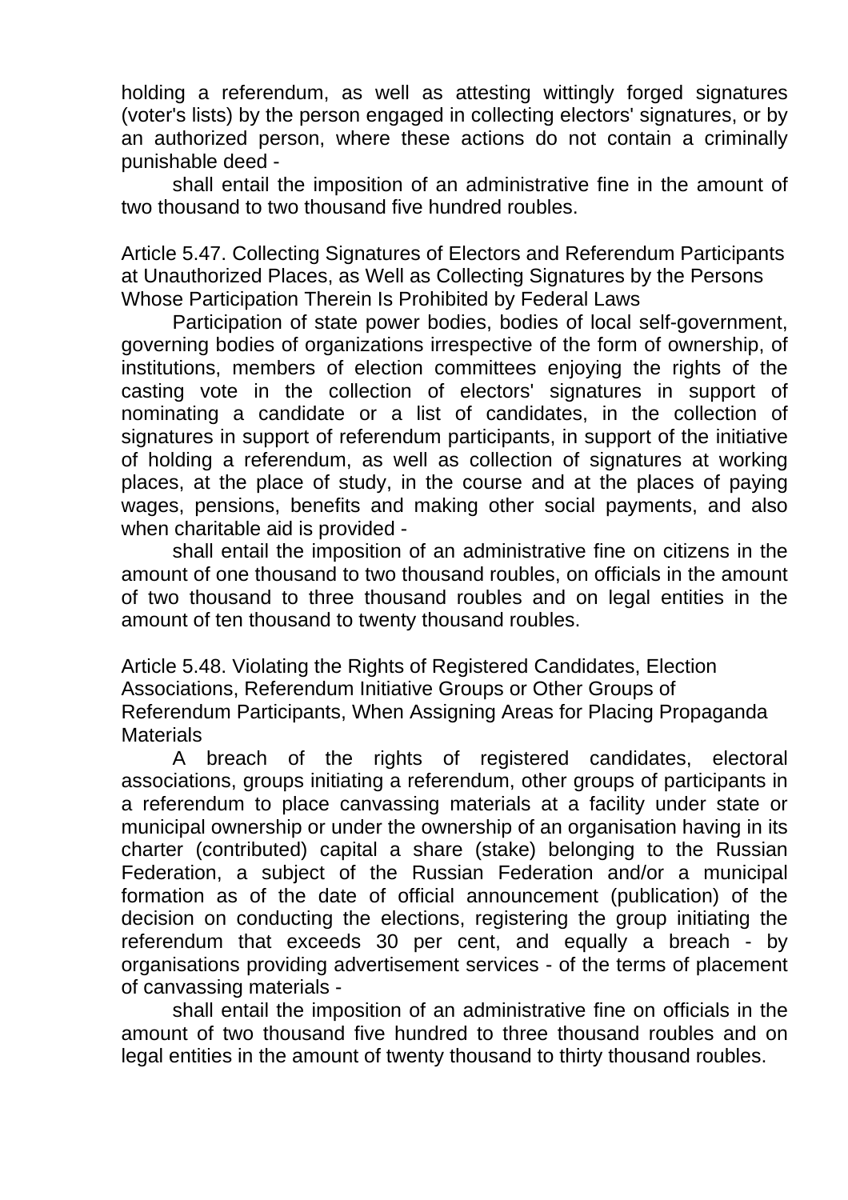holding a referendum, as well as attesting wittingly forged signatures (voter's lists) by the person engaged in collecting electors' signatures, or by an authorized person, where these actions do not contain a criminally punishable deed -

shall entail the imposition of an administrative fine in the amount of two thousand to two thousand five hundred roubles.

Article 5.47. Collecting Signatures of Electors and Referendum Participants at Unauthorized Places, as Well as Collecting Signatures by the Persons Whose Participation Therein Is Prohibited by Federal Laws

Participation of state power bodies, bodies of local self-government, governing bodies of organizations irrespective of the form of ownership, of institutions, members of election committees enjoying the rights of the casting vote in the collection of electors' signatures in support of nominating a candidate or a list of candidates, in the collection of signatures in support of referendum participants, in support of the initiative of holding a referendum, as well as collection of signatures at working places, at the place of study, in the course and at the places of paying wages, pensions, benefits and making other social payments, and also when charitable aid is provided -

shall entail the imposition of an administrative fine on citizens in the amount of one thousand to two thousand roubles, on officials in the amount of two thousand to three thousand roubles and on legal entities in the amount of ten thousand to twenty thousand roubles.

Article 5.48. Violating the Rights of Registered Candidates, Election Associations, Referendum Initiative Groups or Other Groups of Referendum Participants, When Assigning Areas for Placing Propaganda Materials

A breach of the rights of registered candidates, electoral associations, groups initiating a referendum, other groups of participants in a referendum to place canvassing materials at a facility under state or municipal ownership or under the ownership of an organisation having in its charter (contributed) capital a share (stake) belonging to the Russian Federation, a subject of the Russian Federation and/or a municipal formation as of the date of official announcement (publication) of the decision on conducting the elections, registering the group initiating the referendum that exceeds 30 per cent, and equally a breach - by organisations providing advertisement services - of the terms of placement of canvassing materials -

shall entail the imposition of an administrative fine on officials in the amount of two thousand five hundred to three thousand roubles and on legal entities in the amount of twenty thousand to thirty thousand roubles.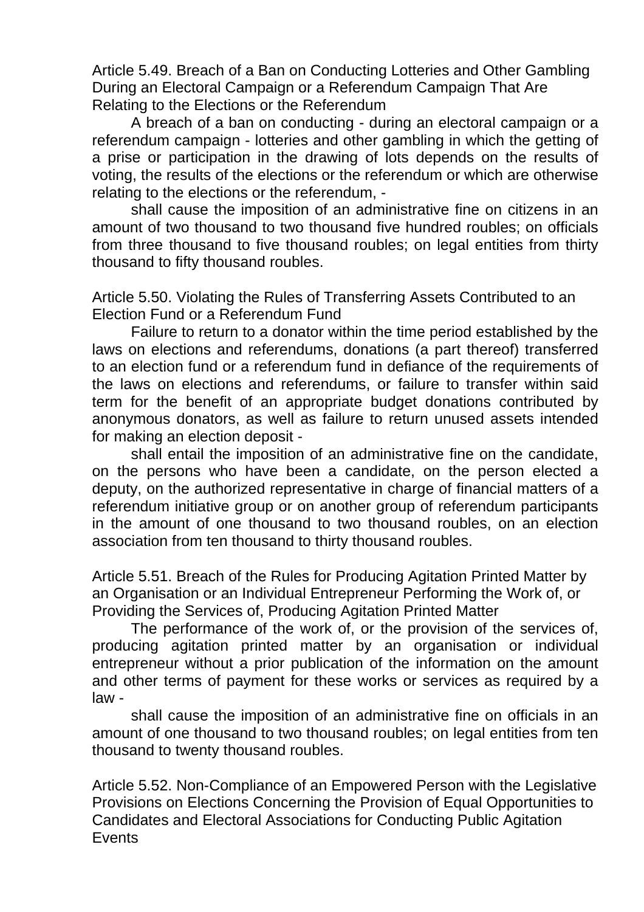### Article 5.49. Breach of a Ban on Conducting Lotteries and Other Gambling During an Electoral Campaign or a Referendum Campaign That Are Relating to the Elections or the Referendum

A breach of a ban on conducting - during an electoral campaign or a referendum campaign - lotteries and other gambling in which the getting of a prise or participation in the drawing of lots depends on the results of voting, the results of the elections or the referendum or which are otherwise relating to the elections or the referendum, -

shall cause the imposition of an administrative fine on citizens in an amount of two thousand to two thousand five hundred roubles; on officials from three thousand to five thousand roubles; on legal entities from thirty thousand to fifty thousand roubles.

### Article 5.50. Violating the Rules of Transferring Assets Contributed to an Election Fund or a Referendum Fund

Failure to return to a donator within the time period established by the laws on elections and referendums, donations (a part thereof) transferred to an election fund or a referendum fund in defiance of the requirements of the laws on elections and referendums, or failure to transfer within said term for the benefit of an appropriate budget donations contributed by anonymous donators, as well as failure to return unused assets intended for making an election deposit -

shall entail the imposition of an administrative fine on the candidate, on the persons who have been a candidate, on the person elected a deputy, on the authorized representative in charge of financial matters of a referendum initiative group or on another group of referendum participants in the amount of one thousand to two thousand roubles, on an election association from ten thousand to thirty thousand roubles.

### Article 5.51. Breach of the Rules for Producing Agitation Printed Matter by an Organisation or an Individual Entrepreneur Performing the Work of, or Providing the Services of, Producing Agitation Printed Matter

The performance of the work of, or the provision of the services of, producing agitation printed matter by an organisation or individual entrepreneur without a prior publication of the information on the amount and other terms of payment for these works or services as required by a law -

shall cause the imposition of an administrative fine on officials in an amount of one thousand to two thousand roubles; on legal entities from ten thousand to twenty thousand roubles.

### Article 5.52. Non-Compliance of an Empowered Person with the Legislative Provisions on Elections Concerning the Provision of Equal Opportunities to Candidates and Electoral Associations for Conducting Public Agitation Events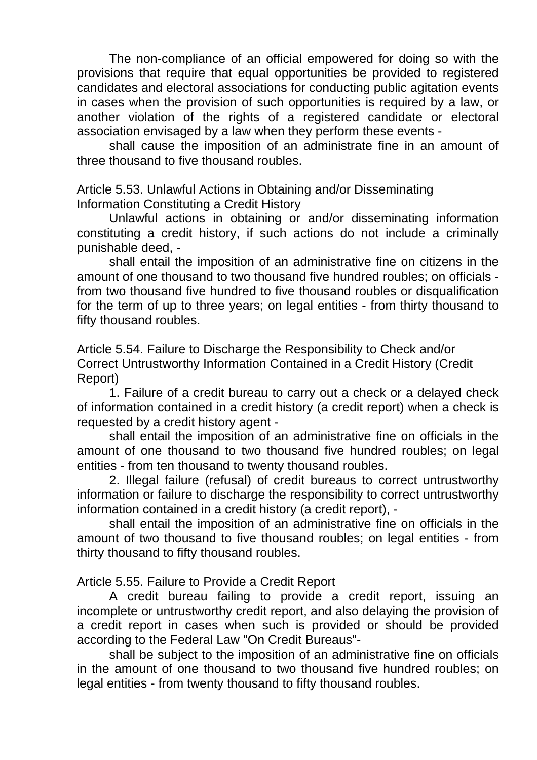The non-compliance of an official empowered for doing so with the provisions that require that equal opportunities be provided to registered candidates and electoral associations for conducting public agitation events in cases when the provision of such opportunities is required by a law, or another violation of the rights of a registered candidate or electoral association envisaged by a law when they perform these events -

shall cause the imposition of an administrate fine in an amount of three thousand to five thousand roubles.

Article 5.53. Unlawful Actions in Obtaining and/or Disseminating Information Constituting a Credit History

Unlawful actions in obtaining or and/or disseminating information constituting a credit history, if such actions do not include a criminally punishable deed, -

shall entail the imposition of an administrative fine on citizens in the amount of one thousand to two thousand five hundred roubles; on officials - from two thousand five hundred to five thousand roubles or disqualification for the term of up to three years; on legal entities - from thirty thousand to fifty thousand roubles.

Article 5.54. Failure to Discharge the Responsibility to Check and/or Correct Untrustworthy Information Contained in a Credit History (Credit Report)

1. Failure of a credit bureau to carry out a check or a delayed check of information contained in a credit history (a credit report) when a check is requested by a credit history agent -

shall entail the imposition of an administrative fine on officials in the amount of one thousand to two thousand five hundred roubles; on legal entities - from ten thousand to twenty thousand roubles.

2. Illegal failure (refusal) of credit bureaus to correct untrustworthy information or failure to discharge the responsibility to correct untrustworthy information contained in a credit history (a credit report), -

shall entail the imposition of an administrative fine on officials in the amount of two thousand to five thousand roubles; on legal entities - from thirty thousand to fifty thousand roubles.

Article 5.55. Failure to Provide a Credit Report

A credit bureau failing to provide a credit report, issuing an incomplete or untrustworthy credit report, and also delaying the provision of a credit report in cases when such is provided or should be provided according to the Federal Law "On Credit Bureaus"-

shall be subject to the imposition of an administrative fine on officials in the amount of one thousand to two thousand five hundred roubles; on legal entities - from twenty thousand to fifty thousand roubles.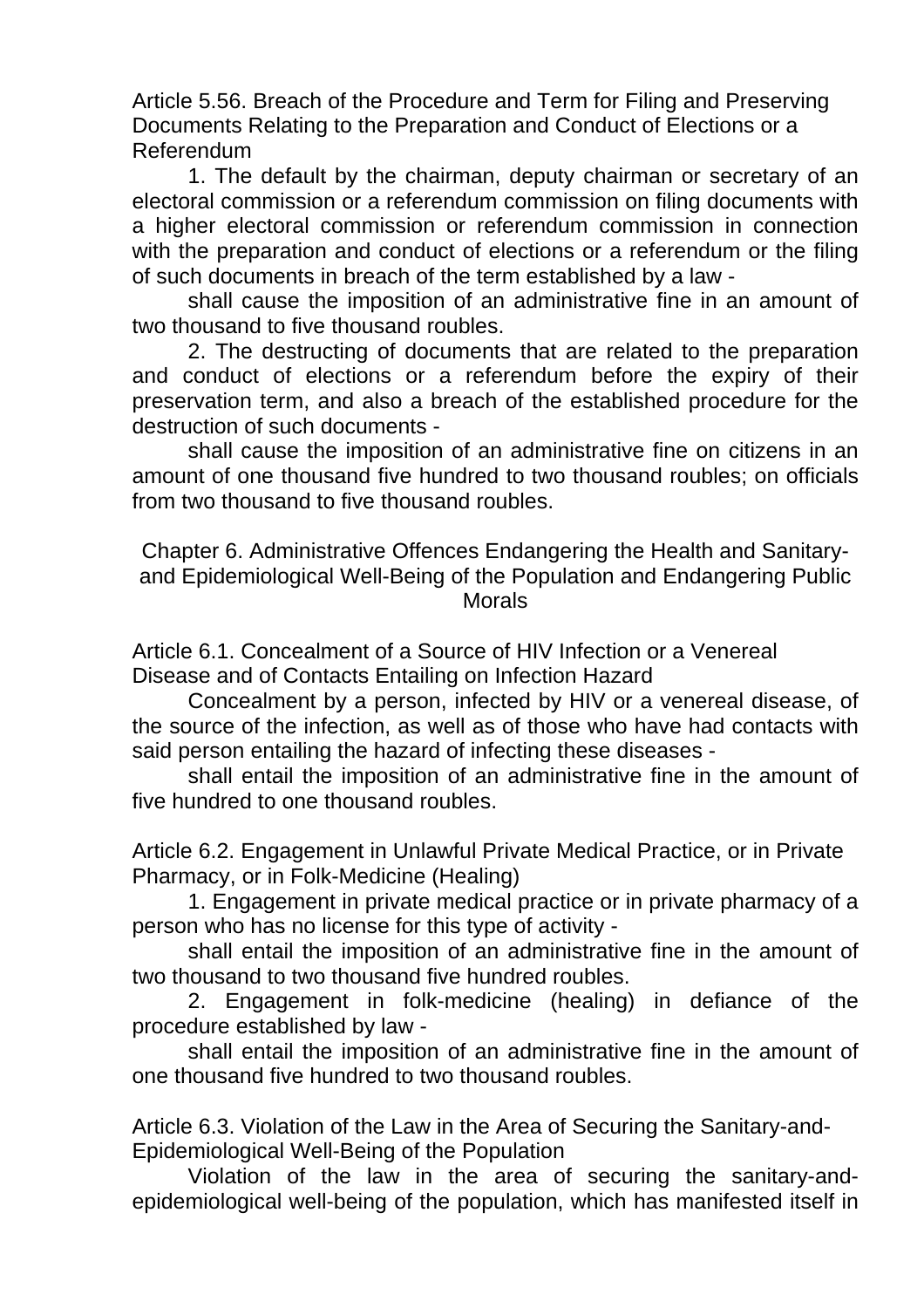### Article 5.56. Breach of the Procedure and Term for Filing and Preserving Documents Relating to the Preparation and Conduct of Elections or a Referendum

1. The default by the chairman, deputy chairman or secretary of an electoral commission or a referendum commission on filing documents with a higher electoral commission or referendum commission in connection with the preparation and conduct of elections or a referendum or the filing of such documents in breach of the term established by a law -

shall cause the imposition of an administrative fine in an amount of two thousand to five thousand roubles.

2. The destructing of documents that are related to the preparation and conduct of elections or a referendum before the expiry of their preservation term, and also a breach of the established procedure for the destruction of such documents -

shall cause the imposition of an administrative fine on citizens in an amount of one thousand five hundred to two thousand roubles; on officials from two thousand to five thousand roubles.

## Chapter 6. Administrative Offences Endangering the Health and Sanitary-and Epidemiological Well-Being of the Population and Endangering Public Morals

### Article 6.1. Concealment of a Source of HIV Infection or a Venereal Disease and of Contacts Entailing on Infection Hazard

Concealment by a person, infected by HIV or a venereal disease, of the source of the infection, as well as of those who have had contacts with said person entailing the hazard of infecting these diseases -

shall entail the imposition of an administrative fine in the amount of five hundred to one thousand roubles.

### Article 6.2. Engagement in Unlawful Private Medical Practice, or in Private Pharmacy, or in Folk-Medicine (Healing)

1. Engagement in private medical practice or in private pharmacy of a person who has no license for this type of activity -

shall entail the imposition of an administrative fine in the amount of two thousand to two thousand five hundred roubles.

2. Engagement in folk-medicine (healing) in defiance of the procedure established by law -

shall entail the imposition of an administrative fine in the amount of one thousand five hundred to two thousand roubles.

### Article 6.3. Violation of the Law in the Area of Securing the Sanitary-and-Epidemiological Well-Being of the Population

Violation of the law in the area of securing the sanitary-and-epidemiological well-being of the population, which has manifested itself in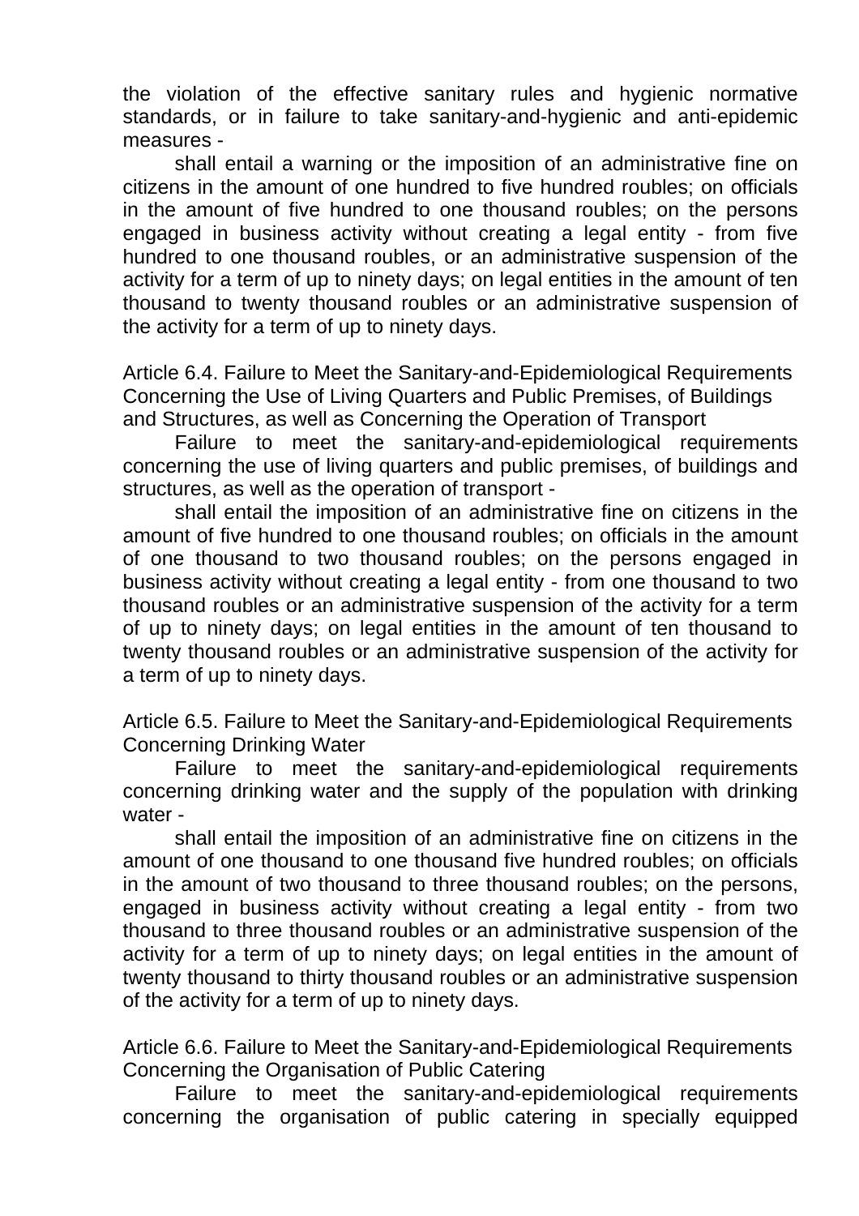the violation of the effective sanitary rules and hygienic normative standards, or in failure to take sanitary-and-hygienic and anti-epidemic measures -

shall entail a warning or the imposition of an administrative fine on citizens in the amount of one hundred to five hundred roubles; on officials in the amount of five hundred to one thousand roubles; on the persons engaged in business activity without creating a legal entity - from five hundred to one thousand roubles, or an administrative suspension of the activity for a term of up to ninety days; on legal entities in the amount of ten thousand to twenty thousand roubles or an administrative suspension of the activity for a term of up to ninety days.

### Article 6.4. Failure to Meet the Sanitary-and-Epidemiological Requirements Concerning the Use of Living Quarters and Public Premises, of Buildings and Structures, as well as Concerning the Operation of Transport

Failure to meet the sanitary-and-epidemiological requirements concerning the use of living quarters and public premises, of buildings and structures, as well as the operation of transport -

shall entail the imposition of an administrative fine on citizens in the amount of five hundred to one thousand roubles; on officials in the amount of one thousand to two thousand roubles; on the persons engaged in business activity without creating a legal entity - from one thousand to two thousand roubles or an administrative suspension of the activity for a term of up to ninety days; on legal entities in the amount of ten thousand to twenty thousand roubles or an administrative suspension of the activity for a term of up to ninety days.

### Article 6.5. Failure to Meet the Sanitary-and-Epidemiological Requirements Concerning Drinking Water

Failure to meet the sanitary-and-epidemiological requirements concerning drinking water and the supply of the population with drinking water -

shall entail the imposition of an administrative fine on citizens in the amount of one thousand to one thousand five hundred roubles; on officials in the amount of two thousand to three thousand roubles; on the persons, engaged in business activity without creating a legal entity - from two thousand to three thousand roubles or an administrative suspension of the activity for a term of up to ninety days; on legal entities in the amount of twenty thousand to thirty thousand roubles or an administrative suspension of the activity for a term of up to ninety days.

### Article 6.6. Failure to Meet the Sanitary-and-Epidemiological Requirements Concerning the Organisation of Public Catering

Failure to meet the sanitary-and-epidemiological requirements concerning the organisation of public catering in specially equipped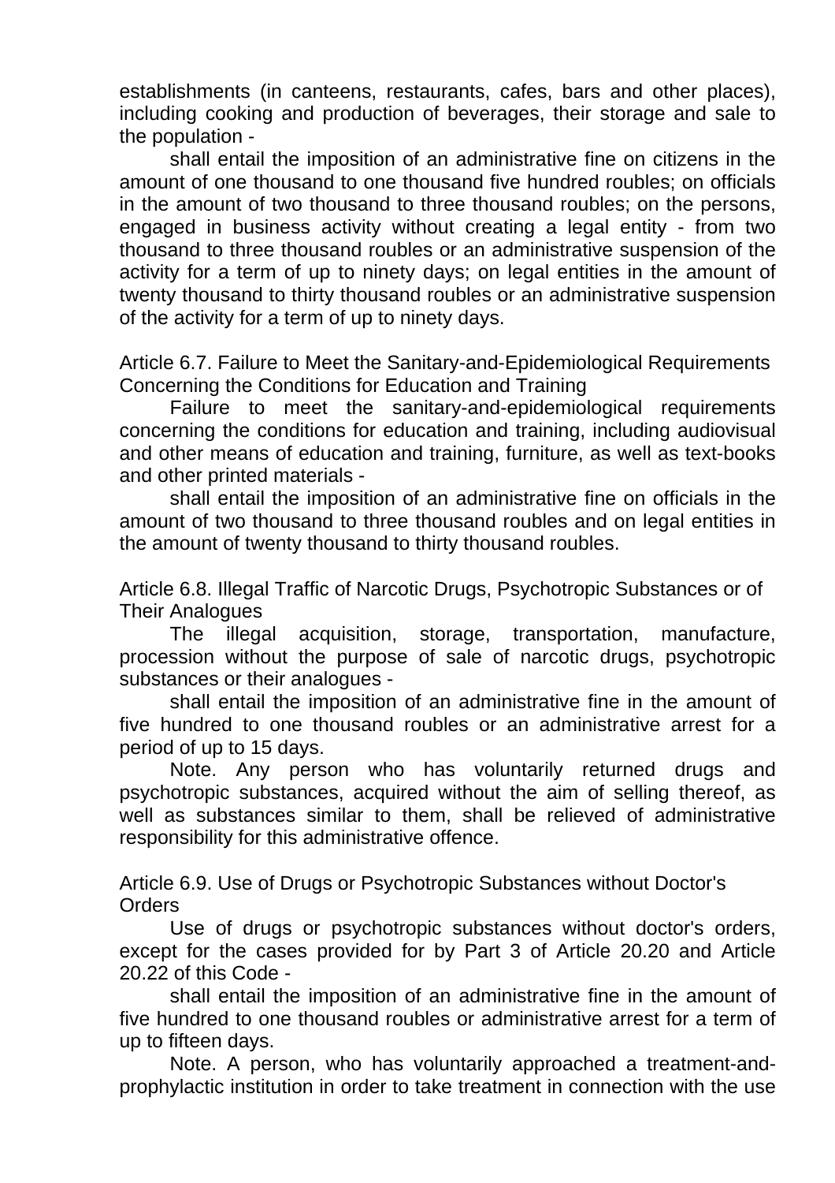establishments (in canteens, restaurants, cafes, bars and other places), including cooking and production of beverages, their storage and sale to the population -

shall entail the imposition of an administrative fine on citizens in the amount of one thousand to one thousand five hundred roubles; on officials in the amount of two thousand to three thousand roubles; on the persons, engaged in business activity without creating a legal entity - from two thousand to three thousand roubles or an administrative suspension of the activity for a term of up to ninety days; on legal entities in the amount of twenty thousand to thirty thousand roubles or an administrative suspension of the activity for a term of up to ninety days.

Article 6.7. Failure to Meet the Sanitary-and-Epidemiological Requirements Concerning the Conditions for Education and Training

Failure to meet the sanitary-and-epidemiological requirements concerning the conditions for education and training, including audiovisual and other means of education and training, furniture, as well as text-books and other printed materials -

shall entail the imposition of an administrative fine on officials in the amount of two thousand to three thousand roubles and on legal entities in the amount of twenty thousand to thirty thousand roubles.

Article 6.8. Illegal Traffic of Narcotic Drugs, Psychotropic Substances or of Their Analogues

The illegal acquisition, storage, transportation, manufacture, procession without the purpose of sale of narcotic drugs, psychotropic substances or their analogues -

shall entail the imposition of an administrative fine in the amount of five hundred to one thousand roubles or an administrative arrest for a period of up to 15 days.

Note. Any person who has voluntarily returned drugs and psychotropic substances, acquired without the aim of selling thereof, as well as substances similar to them, shall be relieved of administrative responsibility for this administrative offence.

Article 6.9. Use of Drugs or Psychotropic Substances without Doctor's Orders

Use of drugs or psychotropic substances without doctor's orders, except for the cases provided for by Part 3 of Article 20.20 and Article 20.22 of this Code -

shall entail the imposition of an administrative fine in the amount of five hundred to one thousand roubles or administrative arrest for a term of up to fifteen days.

Note. A person, who has voluntarily approached a treatment-and-prophylactic institution in order to take treatment in connection with the use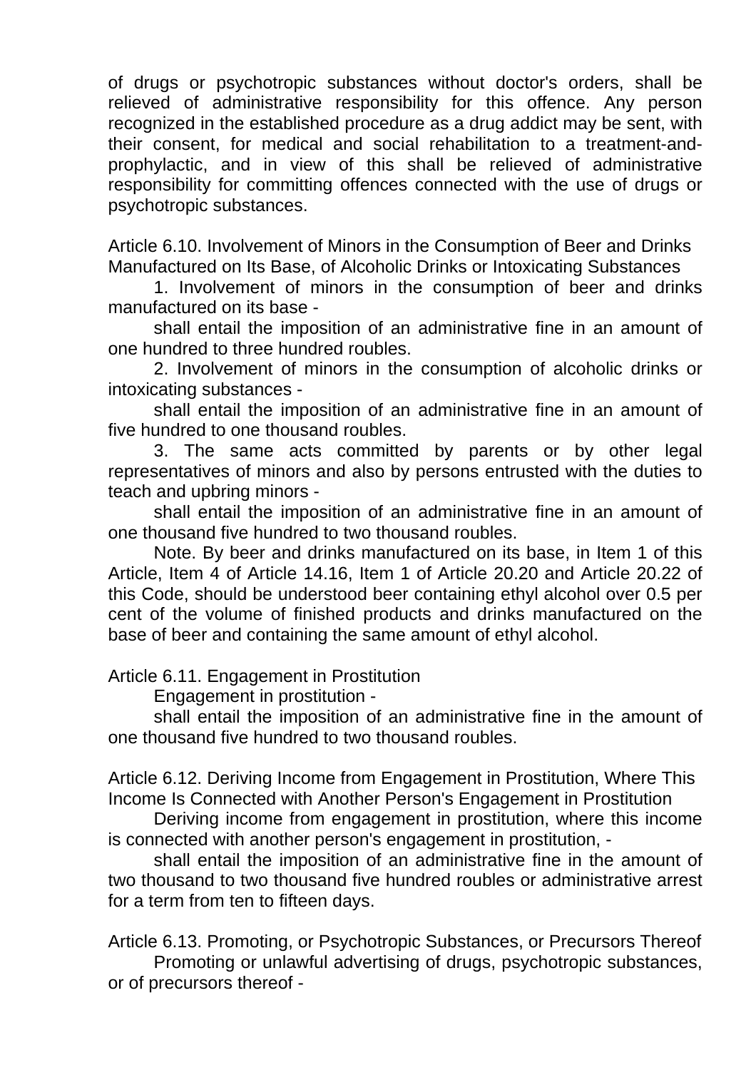of drugs or psychotropic substances without doctor's orders, shall be relieved of administrative responsibility for this offence. Any person recognized in the established procedure as a drug addict may be sent, with their consent, for medical and social rehabilitation to a treatment-and-prophylactic, and in view of this shall be relieved of administrative responsibility for committing offences connected with the use of drugs or psychotropic substances.

### Article 6.10. Involvement of Minors in the Consumption of Beer and Drinks Manufactured on Its Base, of Alcoholic Drinks or Intoxicating Substances

1. Involvement of minors in the consumption of beer and drinks manufactured on its base -

shall entail the imposition of an administrative fine in an amount of one hundred to three hundred roubles.

2. Involvement of minors in the consumption of alcoholic drinks or intoxicating substances -

shall entail the imposition of an administrative fine in an amount of five hundred to one thousand roubles.

3. The same acts committed by parents or by other legal representatives of minors and also by persons entrusted with the duties to teach and upbring minors -

shall entail the imposition of an administrative fine in an amount of one thousand five hundred to two thousand roubles.

Note. By beer and drinks manufactured on its base, in Item 1 of this Article, Item 4 of Article 14.16, Item 1 of Article 20.20 and Article 20.22 of this Code, should be understood beer containing ethyl alcohol over 0.5 per cent of the volume of finished products and drinks manufactured on the base of beer and containing the same amount of ethyl alcohol.

### Article 6.11. Engagement in Prostitution

Engagement in prostitution -

shall entail the imposition of an administrative fine in the amount of one thousand five hundred to two thousand roubles.

### Article 6.12. Deriving Income from Engagement in Prostitution, Where This Income Is Connected with Another Person's Engagement in Prostitution

Deriving income from engagement in prostitution, where this income is connected with another person's engagement in prostitution, -

shall entail the imposition of an administrative fine in the amount of two thousand to two thousand five hundred roubles or administrative arrest for a term from ten to fifteen days.

### Article 6.13. Promoting, or Psychotropic Substances, or Precursors Thereof

Promoting or unlawful advertising of drugs, psychotropic substances, or of precursors thereof -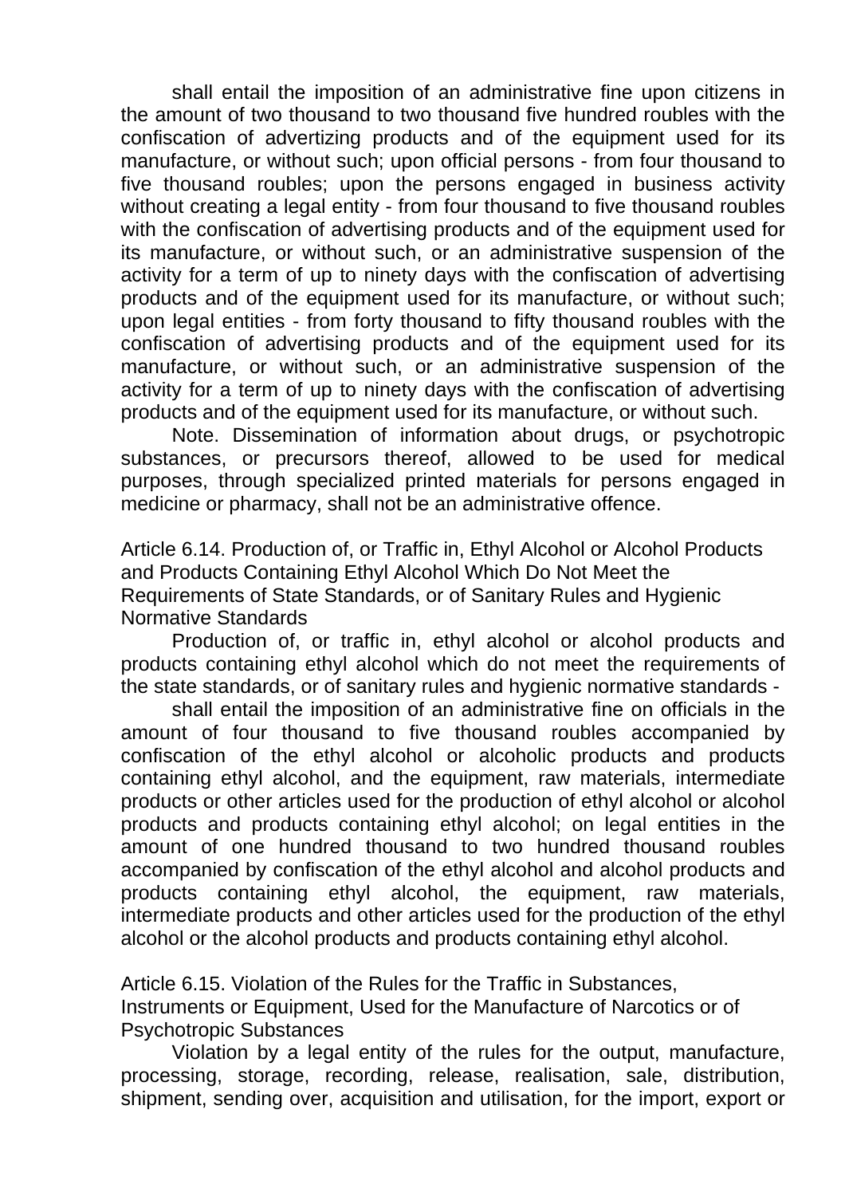shall entail the imposition of an administrative fine upon citizens in the amount of two thousand to two thousand five hundred roubles with the confiscation of advertizing products and of the equipment used for its manufacture, or without such; upon official persons - from four thousand to five thousand roubles; upon the persons engaged in business activity without creating a legal entity - from four thousand to five thousand roubles with the confiscation of advertising products and of the equipment used for its manufacture, or without such, or an administrative suspension of the activity for a term of up to ninety days with the confiscation of advertising products and of the equipment used for its manufacture, or without such; upon legal entities - from forty thousand to fifty thousand roubles with the confiscation of advertising products and of the equipment used for its manufacture, or without such, or an administrative suspension of the activity for a term of up to ninety days with the confiscation of advertising products and of the equipment used for its manufacture, or without such.

Note. Dissemination of information about drugs, or psychotropic substances, or precursors thereof, allowed to be used for medical purposes, through specialized printed materials for persons engaged in medicine or pharmacy, shall not be an administrative offence.

### Article 6.14. Production of, or Traffic in, Ethyl Alcohol or Alcohol Products and Products Containing Ethyl Alcohol Which Do Not Meet the Requirements of State Standards, or of Sanitary Rules and Hygienic Normative Standards

Production of, or traffic in, ethyl alcohol or alcohol products and products containing ethyl alcohol which do not meet the requirements of the state standards, or of sanitary rules and hygienic normative standards -

shall entail the imposition of an administrative fine on officials in the amount of four thousand to five thousand roubles accompanied by confiscation of the ethyl alcohol or alcoholic products and products containing ethyl alcohol, and the equipment, raw materials, intermediate products or other articles used for the production of ethyl alcohol or alcohol products and products containing ethyl alcohol; on legal entities in the amount of one hundred thousand to two hundred thousand roubles accompanied by confiscation of the ethyl alcohol and alcohol products and products containing ethyl alcohol, the equipment, raw materials, intermediate products and other articles used for the production of the ethyl alcohol or the alcohol products and products containing ethyl alcohol.

### Article 6.15. Violation of the Rules for the Traffic in Substances, Instruments or Equipment, Used for the Manufacture of Narcotics or of Psychotropic Substances

Violation by a legal entity of the rules for the output, manufacture, processing, storage, recording, release, realisation, sale, distribution, shipment, sending over, acquisition and utilisation, for the import, export or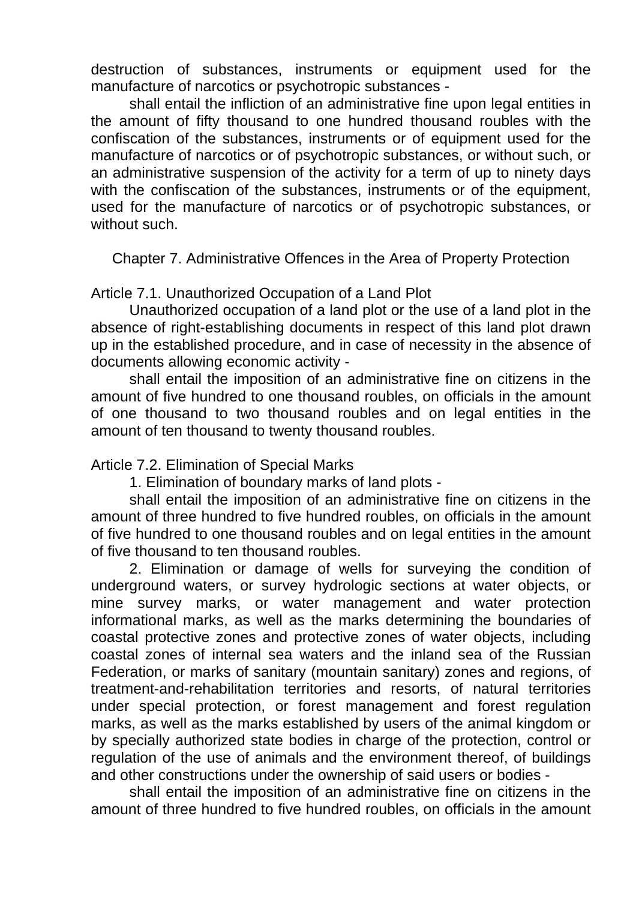destruction of substances, instruments or equipment used for the manufacture of narcotics or psychotropic substances -

shall entail the infliction of an administrative fine upon legal entities in the amount of fifty thousand to one hundred thousand roubles with the confiscation of the substances, instruments or of equipment used for the manufacture of narcotics or of psychotropic substances, or without such, or an administrative suspension of the activity for a term of up to ninety days with the confiscation of the substances, instruments or of the equipment, used for the manufacture of narcotics or of psychotropic substances, or without such.

## Chapter 7. Administrative Offences in the Area of Property Protection

### Article 7.1. Unauthorized Occupation of a Land Plot

Unauthorized occupation of a land plot or the use of a land plot in the absence of right-establishing documents in respect of this land plot drawn up in the established procedure, and in case of necessity in the absence of documents allowing economic activity -

shall entail the imposition of an administrative fine on citizens in the amount of five hundred to one thousand roubles, on officials in the amount of one thousand to two thousand roubles and on legal entities in the amount of ten thousand to twenty thousand roubles.

### Article 7.2. Elimination of Special Marks

1. Elimination of boundary marks of land plots -

shall entail the imposition of an administrative fine on citizens in the amount of three hundred to five hundred roubles, on officials in the amount of five hundred to one thousand roubles and on legal entities in the amount of five thousand to ten thousand roubles.

2. Elimination or damage of wells for surveying the condition of underground waters, or survey hydrologic sections at water objects, or mine survey marks, or water management and water protection informational marks, as well as the marks determining the boundaries of coastal protective zones and protective zones of water objects, including coastal zones of internal sea waters and the inland sea of the Russian Federation, or marks of sanitary (mountain sanitary) zones and regions, of treatment-and-rehabilitation territories and resorts, of natural territories under special protection, or forest management and forest regulation marks, as well as the marks established by users of the animal kingdom or by specially authorized state bodies in charge of the protection, control or regulation of the use of animals and the environment thereof, of buildings and other constructions under the ownership of said users or bodies -

shall entail the imposition of an administrative fine on citizens in the amount of three hundred to five hundred roubles, on officials in the amount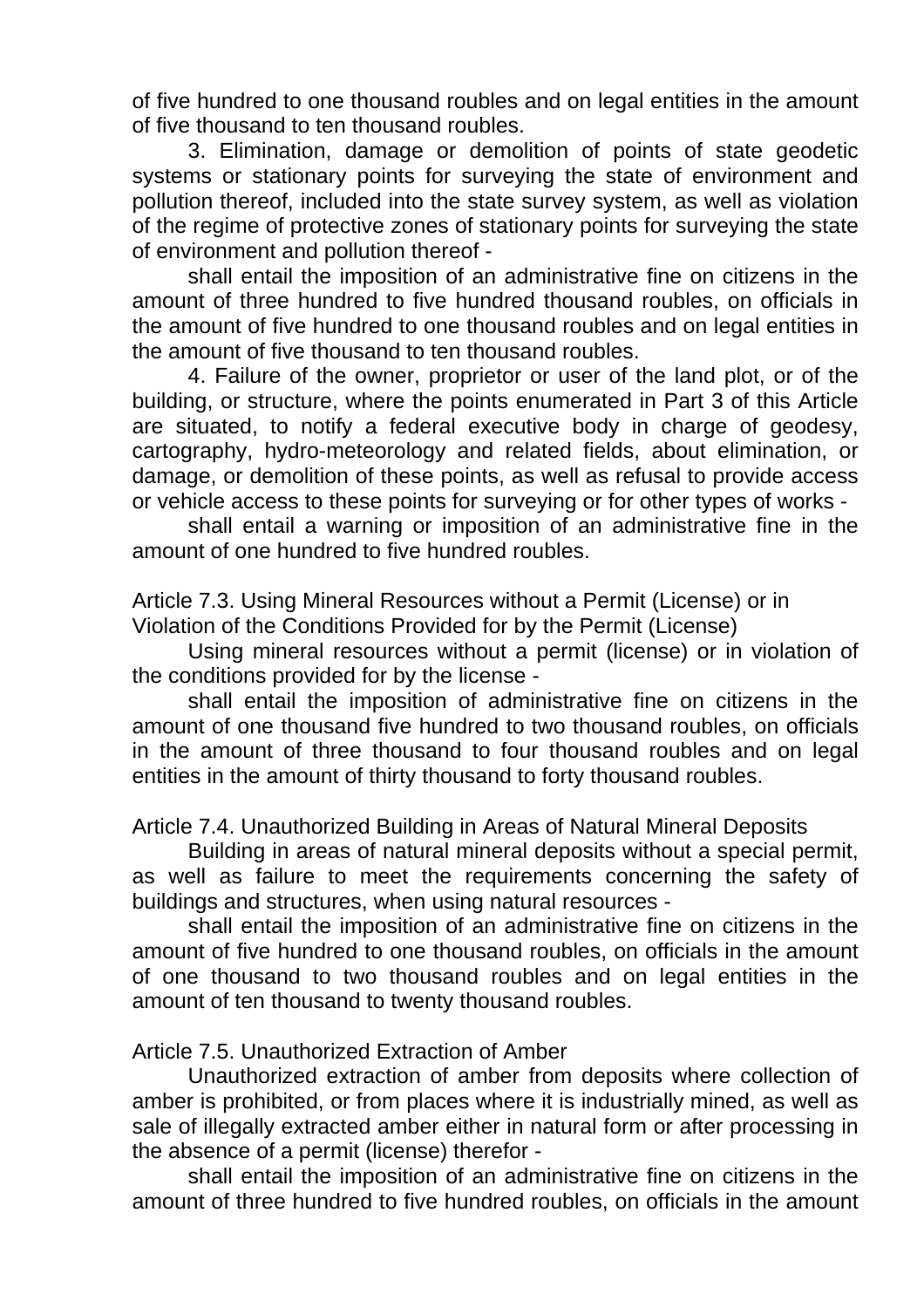of five hundred to one thousand roubles and on legal entities in the amount of five thousand to ten thousand roubles.

3. Elimination, damage or demolition of points of state geodetic systems or stationary points for surveying the state of environment and pollution thereof, included into the state survey system, as well as violation of the regime of protective zones of stationary points for surveying the state of environment and pollution thereof -

shall entail the imposition of an administrative fine on citizens in the amount of three hundred to five hundred thousand roubles, on officials in the amount of five hundred to one thousand roubles and on legal entities in the amount of five thousand to ten thousand roubles.

4. Failure of the owner, proprietor or user of the land plot, or of the building, or structure, where the points enumerated in Part 3 of this Article are situated, to notify a federal executive body in charge of geodesy, cartography, hydro-meteorology and related fields, about elimination, or damage, or demolition of these points, as well as refusal to provide access or vehicle access to these points for surveying or for other types of works -

shall entail a warning or imposition of an administrative fine in the amount of one hundred to five hundred roubles.

Article 7.3. Using Mineral Resources without a Permit (License) or in Violation of the Conditions Provided for by the Permit (License)

Using mineral resources without a permit (license) or in violation of the conditions provided for by the license -

shall entail the imposition of administrative fine on citizens in the amount of one thousand five hundred to two thousand roubles, on officials in the amount of three thousand to four thousand roubles and on legal entities in the amount of thirty thousand to forty thousand roubles.

Article 7.4. Unauthorized Building in Areas of Natural Mineral Deposits

Building in areas of natural mineral deposits without a special permit, as well as failure to meet the requirements concerning the safety of buildings and structures, when using natural resources -

shall entail the imposition of an administrative fine on citizens in the amount of five hundred to one thousand roubles, on officials in the amount of one thousand to two thousand roubles and on legal entities in the amount of ten thousand to twenty thousand roubles.

Article 7.5. Unauthorized Extraction of Amber

Unauthorized extraction of amber from deposits where collection of amber is prohibited, or from places where it is industrially mined, as well as sale of illegally extracted amber either in natural form or after processing in the absence of a permit (license) therefor -

shall entail the imposition of an administrative fine on citizens in the amount of three hundred to five hundred roubles, on officials in the amount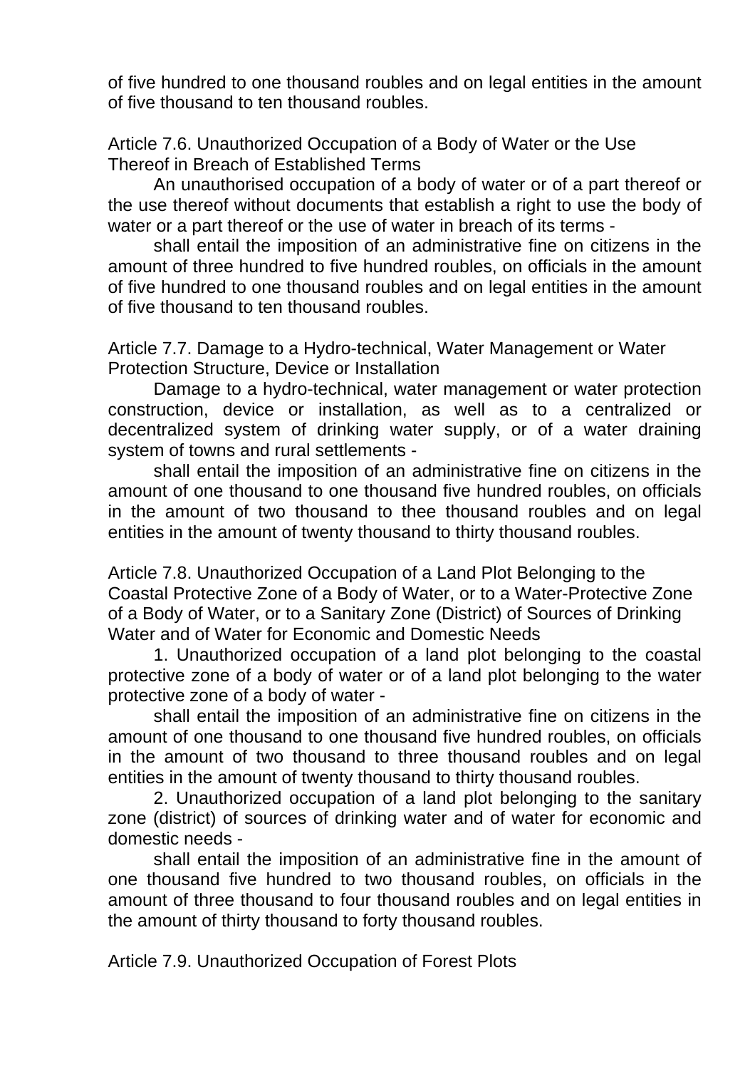of five hundred to one thousand roubles and on legal entities in the amount of five thousand to ten thousand roubles.

### Article 7.6. Unauthorized Occupation of a Body of Water or the Use Thereof in Breach of Established Terms

An unauthorised occupation of a body of water or of a part thereof or the use thereof without documents that establish a right to use the body of water or a part thereof or the use of water in breach of its terms -

shall entail the imposition of an administrative fine on citizens in the amount of three hundred to five hundred roubles, on officials in the amount of five hundred to one thousand roubles and on legal entities in the amount of five thousand to ten thousand roubles.

### Article 7.7. Damage to a Hydro-technical, Water Management or Water Protection Structure, Device or Installation

Damage to a hydro-technical, water management or water protection construction, device or installation, as well as to a centralized or decentralized system of drinking water supply, or of a water draining system of towns and rural settlements -

shall entail the imposition of an administrative fine on citizens in the amount of one thousand to one thousand five hundred roubles, on officials in the amount of two thousand to thee thousand roubles and on legal entities in the amount of twenty thousand to thirty thousand roubles.

### Article 7.8. Unauthorized Occupation of a Land Plot Belonging to the Coastal Protective Zone of a Body of Water, or to a Water-Protective Zone of a Body of Water, or to a Sanitary Zone (District) of Sources of Drinking Water and of Water for Economic and Domestic Needs

1. Unauthorized occupation of a land plot belonging to the coastal protective zone of a body of water or of a land plot belonging to the water protective zone of a body of water -

shall entail the imposition of an administrative fine on citizens in the amount of one thousand to one thousand five hundred roubles, on officials in the amount of two thousand to three thousand roubles and on legal entities in the amount of twenty thousand to thirty thousand roubles.

2. Unauthorized occupation of a land plot belonging to the sanitary zone (district) of sources of drinking water and of water for economic and domestic needs -

shall entail the imposition of an administrative fine in the amount of one thousand five hundred to two thousand roubles, on officials in the amount of three thousand to four thousand roubles and on legal entities in the amount of thirty thousand to forty thousand roubles.

### Article 7.9. Unauthorized Occupation of Forest Plots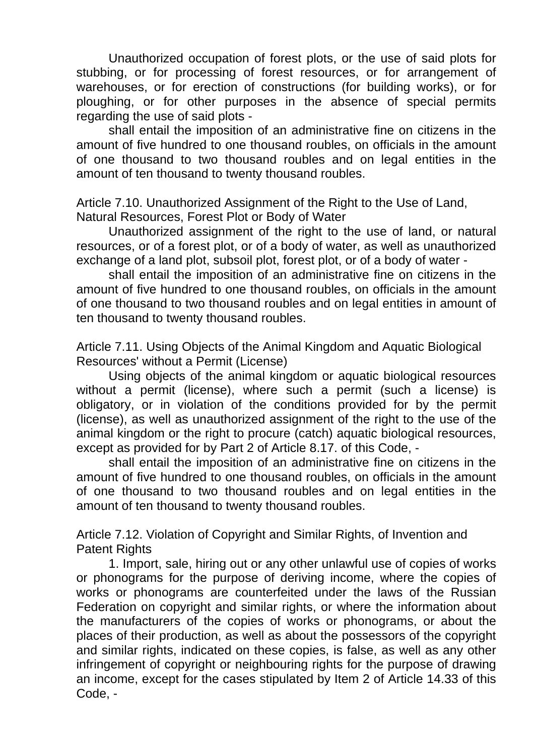Unauthorized occupation of forest plots, or the use of said plots for stubbing, or for processing of forest resources, or for arrangement of warehouses, or for erection of constructions (for building works), or for ploughing, or for other purposes in the absence of special permits regarding the use of said plots -

shall entail the imposition of an administrative fine on citizens in the amount of five hundred to one thousand roubles, on officials in the amount of one thousand to two thousand roubles and on legal entities in the amount of ten thousand to twenty thousand roubles.

### Article 7.10. Unauthorized Assignment of the Right to the Use of Land, Natural Resources, Forest Plot or Body of Water

Unauthorized assignment of the right to the use of land, or natural resources, or of a forest plot, or of a body of water, as well as unauthorized exchange of a land plot, subsoil plot, forest plot, or of a body of water -

shall entail the imposition of an administrative fine on citizens in the amount of five hundred to one thousand roubles, on officials in the amount of one thousand to two thousand roubles and on legal entities in amount of ten thousand to twenty thousand roubles.

### Article 7.11. Using Objects of the Animal Kingdom and Aquatic Biological Resources' without a Permit (License)

Using objects of the animal kingdom or aquatic biological resources without a permit (license), where such a permit (such a license) is obligatory, or in violation of the conditions provided for by the permit (license), as well as unauthorized assignment of the right to the use of the animal kingdom or the right to procure (catch) aquatic biological resources, except as provided for by Part 2 of Article 8.17. of this Code, -

shall entail the imposition of an administrative fine on citizens in the amount of five hundred to one thousand roubles, on officials in the amount of one thousand to two thousand roubles and on legal entities in the amount of ten thousand to twenty thousand roubles.

### Article 7.12. Violation of Copyright and Similar Rights, of Invention and Patent Rights

1. Import, sale, hiring out or any other unlawful use of copies of works or phonograms for the purpose of deriving income, where the copies of works or phonograms are counterfeited under the laws of the Russian Federation on copyright and similar rights, or where the information about the manufacturers of the copies of works or phonograms, or about the places of their production, as well as about the possessors of the copyright and similar rights, indicated on these copies, is false, as well as any other infringement of copyright or neighbouring rights for the purpose of drawing an income, except for the cases stipulated by Item 2 of Article 14.33 of this Code, -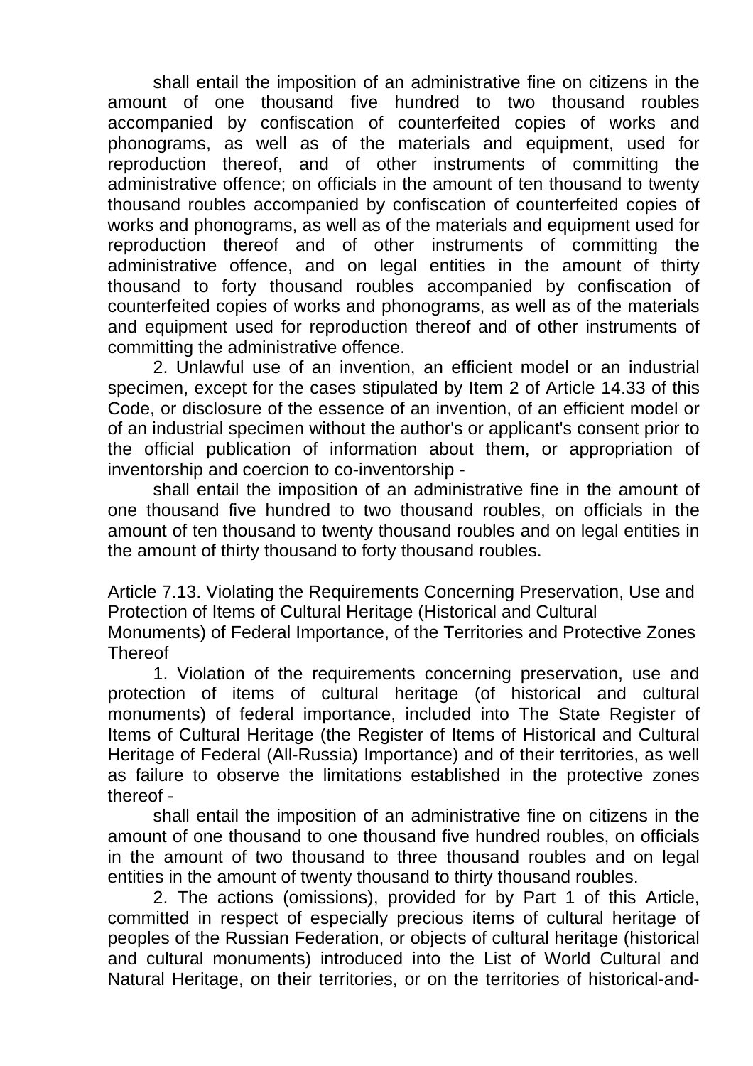shall entail the imposition of an administrative fine on citizens in the amount of one thousand five hundred to two thousand roubles accompanied by confiscation of counterfeited copies of works and phonograms, as well as of the materials and equipment, used for reproduction thereof, and of other instruments of committing the administrative offence; on officials in the amount of ten thousand to twenty thousand roubles accompanied by confiscation of counterfeited copies of works and phonograms, as well as of the materials and equipment used for reproduction thereof and of other instruments of committing the administrative offence, and on legal entities in the amount of thirty thousand to forty thousand roubles accompanied by confiscation of counterfeited copies of works and phonograms, as well as of the materials and equipment used for reproduction thereof and of other instruments of committing the administrative offence.

2. Unlawful use of an invention, an efficient model or an industrial specimen, except for the cases stipulated by Item 2 of Article 14.33 of this Code, or disclosure of the essence of an invention, of an efficient model or of an industrial specimen without the author's or applicant's consent prior to the official publication of information about them, or appropriation of inventorship and coercion to co-inventorship -

shall entail the imposition of an administrative fine in the amount of one thousand five hundred to two thousand roubles, on officials in the amount of ten thousand to twenty thousand roubles and on legal entities in the amount of thirty thousand to forty thousand roubles.

## Article 7.13. Violating the Requirements Concerning Preservation, Use and Protection of Items of Cultural Heritage (Historical and Cultural Monuments) of Federal Importance, of the Territories and Protective Zones Thereof

1. Violation of the requirements concerning preservation, use and protection of items of cultural heritage (of historical and cultural monuments) of federal importance, included into The State Register of Items of Cultural Heritage (the Register of Items of Historical and Cultural Heritage of Federal (All-Russia) Importance) and of their territories, as well as failure to observe the limitations established in the protective zones thereof -

shall entail the imposition of an administrative fine on citizens in the amount of one thousand to one thousand five hundred roubles, on officials in the amount of two thousand to three thousand roubles and on legal entities in the amount of twenty thousand to thirty thousand roubles.

2. The actions (omissions), provided for by Part 1 of this Article, committed in respect of especially precious items of cultural heritage of peoples of the Russian Federation, or objects of cultural heritage (historical and cultural monuments) introduced into the List of World Cultural and Natural Heritage, on their territories, or on the territories of historical-and-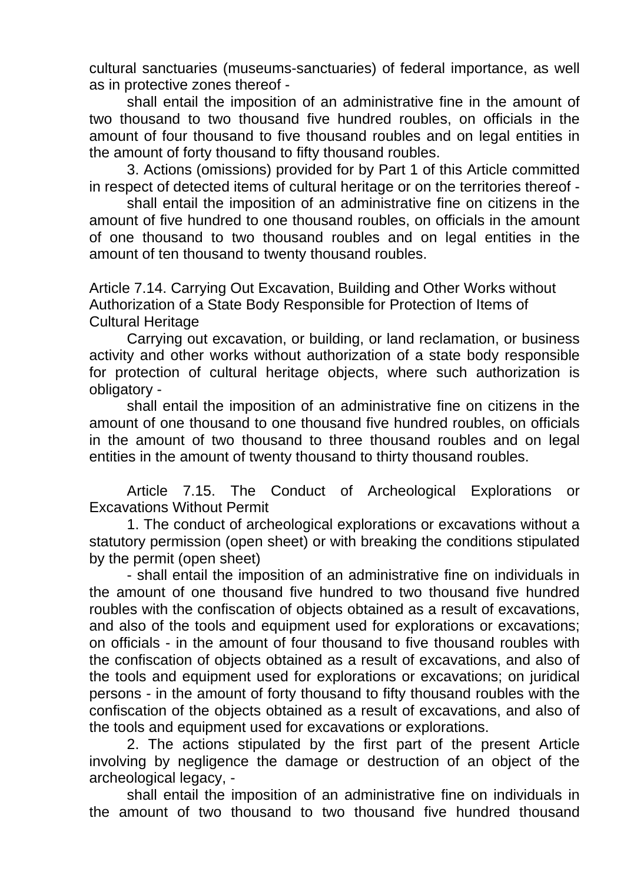cultural sanctuaries (museums-sanctuaries) of federal importance, as well as in protective zones thereof -

shall entail the imposition of an administrative fine in the amount of two thousand to two thousand five hundred roubles, on officials in the amount of four thousand to five thousand roubles and on legal entities in the amount of forty thousand to fifty thousand roubles.

3. Actions (omissions) provided for by Part 1 of this Article committed in respect of detected items of cultural heritage or on the territories thereof -

shall entail the imposition of an administrative fine on citizens in the amount of five hundred to one thousand roubles, on officials in the amount of one thousand to two thousand roubles and on legal entities in the amount of ten thousand to twenty thousand roubles.

Article 7.14. Carrying Out Excavation, Building and Other Works without Authorization of a State Body Responsible for Protection of Items of Cultural Heritage

Carrying out excavation, or building, or land reclamation, or business activity and other works without authorization of a state body responsible for protection of cultural heritage objects, where such authorization is obligatory -

shall entail the imposition of an administrative fine on citizens in the amount of one thousand to one thousand five hundred roubles, on officials in the amount of two thousand to three thousand roubles and on legal entities in the amount of twenty thousand to thirty thousand roubles.

Article 7.15. The Conduct of Archeological Explorations or Excavations Without Permit

1. The conduct of archeological explorations or excavations without a statutory permission (open sheet) or with breaking the conditions stipulated by the permit (open sheet)

- shall entail the imposition of an administrative fine on individuals in the amount of one thousand five hundred to two thousand five hundred roubles with the confiscation of objects obtained as a result of excavations, and also of the tools and equipment used for explorations or excavations; on officials - in the amount of four thousand to five thousand roubles with the confiscation of objects obtained as a result of excavations, and also of the tools and equipment used for explorations or excavations; on juridical persons - in the amount of forty thousand to fifty thousand roubles with the confiscation of the objects obtained as a result of excavations, and also of the tools and equipment used for excavations or explorations.

2. The actions stipulated by the first part of the present Article involving by negligence the damage or destruction of an object of the archeological legacy, -

shall entail the imposition of an administrative fine on individuals in the amount of two thousand to two thousand five hundred thousand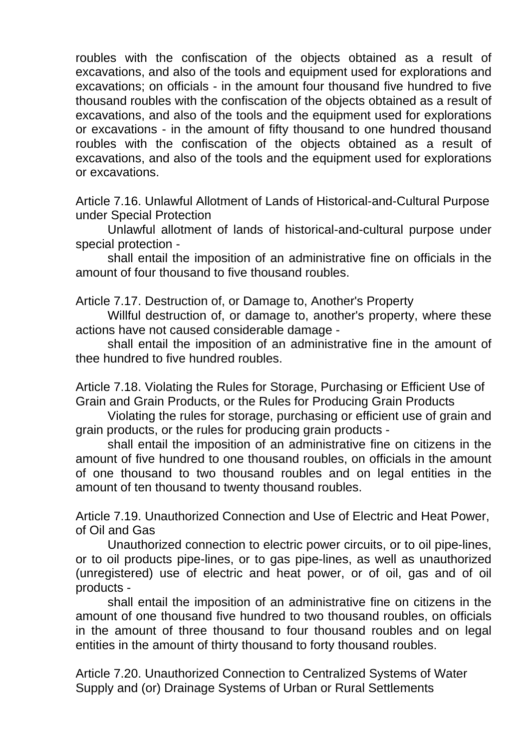roubles with the confiscation of the objects obtained as a result of excavations, and also of the tools and equipment used for explorations and excavations; on officials - in the amount four thousand five hundred to five thousand roubles with the confiscation of the objects obtained as a result of excavations, and also of the tools and the equipment used for explorations or excavations - in the amount of fifty thousand to one hundred thousand roubles with the confiscation of the objects obtained as a result of excavations, and also of the tools and the equipment used for explorations or excavations.

Article 7.16. Unlawful Allotment of Lands of Historical-and-Cultural Purpose under Special Protection

Unlawful allotment of lands of historical-and-cultural purpose under special protection -

shall entail the imposition of an administrative fine on officials in the amount of four thousand to five thousand roubles.

Article 7.17. Destruction of, or Damage to, Another's Property

Willful destruction of, or damage to, another's property, where these actions have not caused considerable damage -

shall entail the imposition of an administrative fine in the amount of thee hundred to five hundred roubles.

Article 7.18. Violating the Rules for Storage, Purchasing or Efficient Use of Grain and Grain Products, or the Rules for Producing Grain Products

Violating the rules for storage, purchasing or efficient use of grain and grain products, or the rules for producing grain products -

shall entail the imposition of an administrative fine on citizens in the amount of five hundred to one thousand roubles, on officials in the amount of one thousand to two thousand roubles and on legal entities in the amount of ten thousand to twenty thousand roubles.

Article 7.19. Unauthorized Connection and Use of Electric and Heat Power, of Oil and Gas

Unauthorized connection to electric power circuits, or to oil pipe-lines, or to oil products pipe-lines, or to gas pipe-lines, as well as unauthorized (unregistered) use of electric and heat power, or of oil, gas and of oil products -

shall entail the imposition of an administrative fine on citizens in the amount of one thousand five hundred to two thousand roubles, on officials in the amount of three thousand to four thousand roubles and on legal entities in the amount of thirty thousand to forty thousand roubles.

Article 7.20. Unauthorized Connection to Centralized Systems of Water Supply and (or) Drainage Systems of Urban or Rural Settlements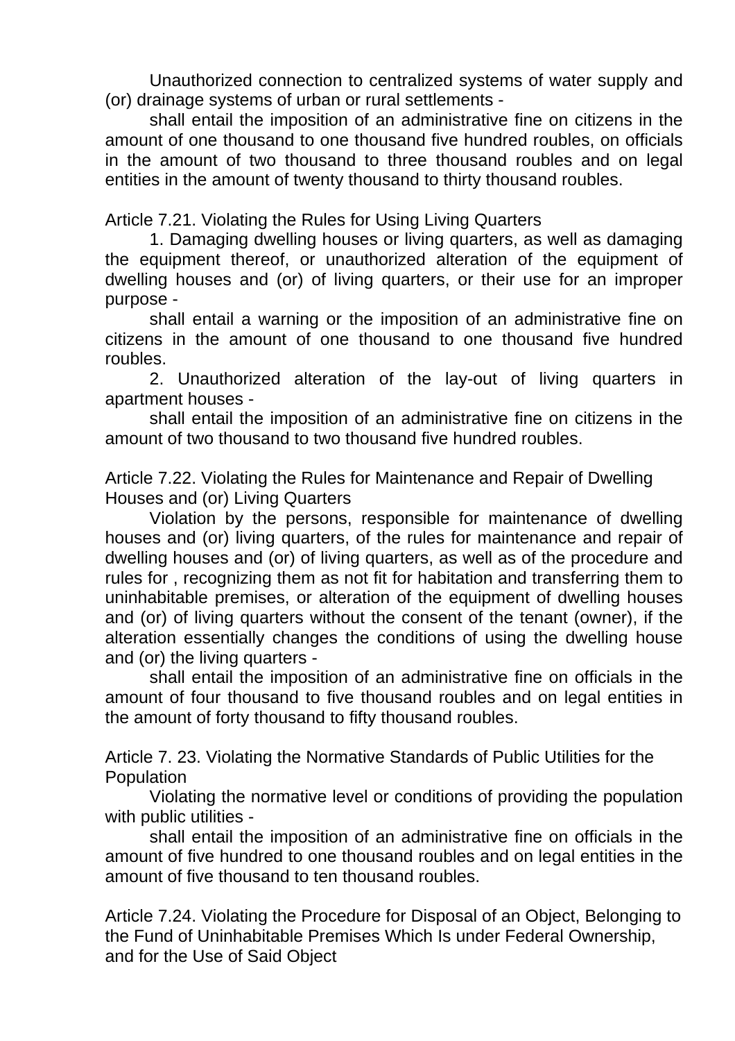Unauthorized connection to centralized systems of water supply and (or) drainage systems of urban or rural settlements -

shall entail the imposition of an administrative fine on citizens in the amount of one thousand to one thousand five hundred roubles, on officials in the amount of two thousand to three thousand roubles and on legal entities in the amount of twenty thousand to thirty thousand roubles.

## Article 7.21. Violating the Rules for Using Living Quarters

1. Damaging dwelling houses or living quarters, as well as damaging the equipment thereof, or unauthorized alteration of the equipment of dwelling houses and (or) of living quarters, or their use for an improper purpose -

shall entail a warning or the imposition of an administrative fine on citizens in the amount of one thousand to one thousand five hundred roubles.

2. Unauthorized alteration of the lay-out of living quarters in apartment houses -

shall entail the imposition of an administrative fine on citizens in the amount of two thousand to two thousand five hundred roubles.

## Article 7.22. Violating the Rules for Maintenance and Repair of Dwelling Houses and (or) Living Quarters

Violation by the persons, responsible for maintenance of dwelling houses and (or) living quarters, of the rules for maintenance and repair of dwelling houses and (or) of living quarters, as well as of the procedure and rules for , recognizing them as not fit for habitation and transferring them to uninhabitable premises, or alteration of the equipment of dwelling houses and (or) of living quarters without the consent of the tenant (owner), if the alteration essentially changes the conditions of using the dwelling house and (or) the living quarters -

shall entail the imposition of an administrative fine on officials in the amount of four thousand to five thousand roubles and on legal entities in the amount of forty thousand to fifty thousand roubles.

## Article 7. 23. Violating the Normative Standards of Public Utilities for the Population

Violating the normative level or conditions of providing the population with public utilities -

shall entail the imposition of an administrative fine on officials in the amount of five hundred to one thousand roubles and on legal entities in the amount of five thousand to ten thousand roubles.

## Article 7.24. Violating the Procedure for Disposal of an Object, Belonging to the Fund of Uninhabitable Premises Which Is under Federal Ownership, and for the Use of Said Object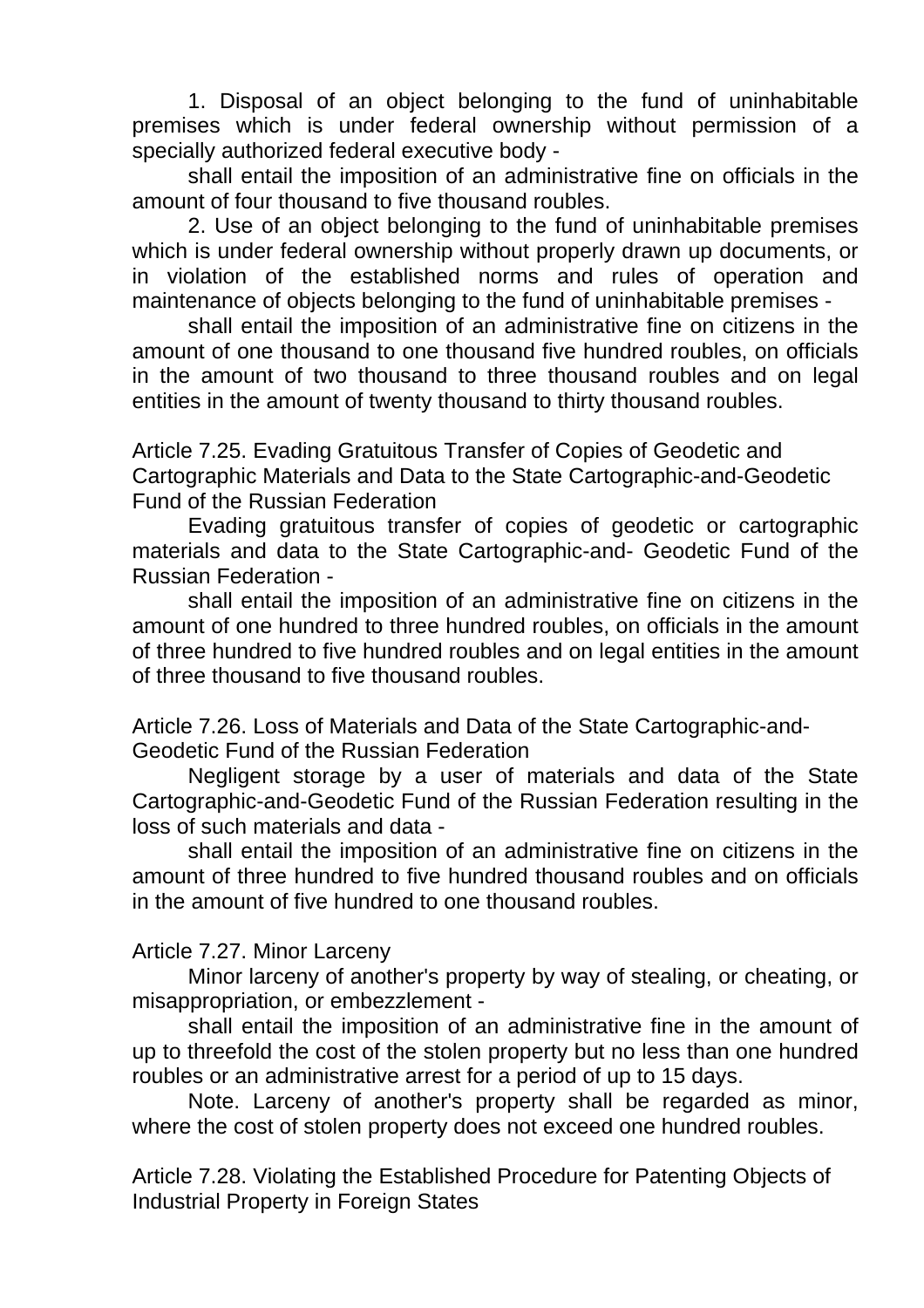1. Disposal of an object belonging to the fund of uninhabitable premises which is under federal ownership without permission of a specially authorized federal executive body -

shall entail the imposition of an administrative fine on officials in the amount of four thousand to five thousand roubles.

2. Use of an object belonging to the fund of uninhabitable premises which is under federal ownership without properly drawn up documents, or in violation of the established norms and rules of operation and maintenance of objects belonging to the fund of uninhabitable premises -

shall entail the imposition of an administrative fine on citizens in the amount of one thousand to one thousand five hundred roubles, on officials in the amount of two thousand to three thousand roubles and on legal entities in the amount of twenty thousand to thirty thousand roubles.

Article 7.25. Evading Gratuitous Transfer of Copies of Geodetic and Cartographic Materials and Data to the State Cartographic-and-Geodetic Fund of the Russian Federation

Evading gratuitous transfer of copies of geodetic or cartographic materials and data to the State Cartographic-and- Geodetic Fund of the Russian Federation -

shall entail the imposition of an administrative fine on citizens in the amount of one hundred to three hundred roubles, on officials in the amount of three hundred to five hundred roubles and on legal entities in the amount of three thousand to five thousand roubles.

Article 7.26. Loss of Materials and Data of the State Cartographic-and-Geodetic Fund of the Russian Federation

Negligent storage by a user of materials and data of the State Cartographic-and-Geodetic Fund of the Russian Federation resulting in the loss of such materials and data -

shall entail the imposition of an administrative fine on citizens in the amount of three hundred to five hundred thousand roubles and on officials in the amount of five hundred to one thousand roubles.

Article 7.27. Minor Larceny

Minor larceny of another's property by way of stealing, or cheating, or misappropriation, or embezzlement -

shall entail the imposition of an administrative fine in the amount of up to threefold the cost of the stolen property but no less than one hundred roubles or an administrative arrest for a period of up to 15 days.

Note. Larceny of another's property shall be regarded as minor, where the cost of stolen property does not exceed one hundred roubles.

Article 7.28. Violating the Established Procedure for Patenting Objects of Industrial Property in Foreign States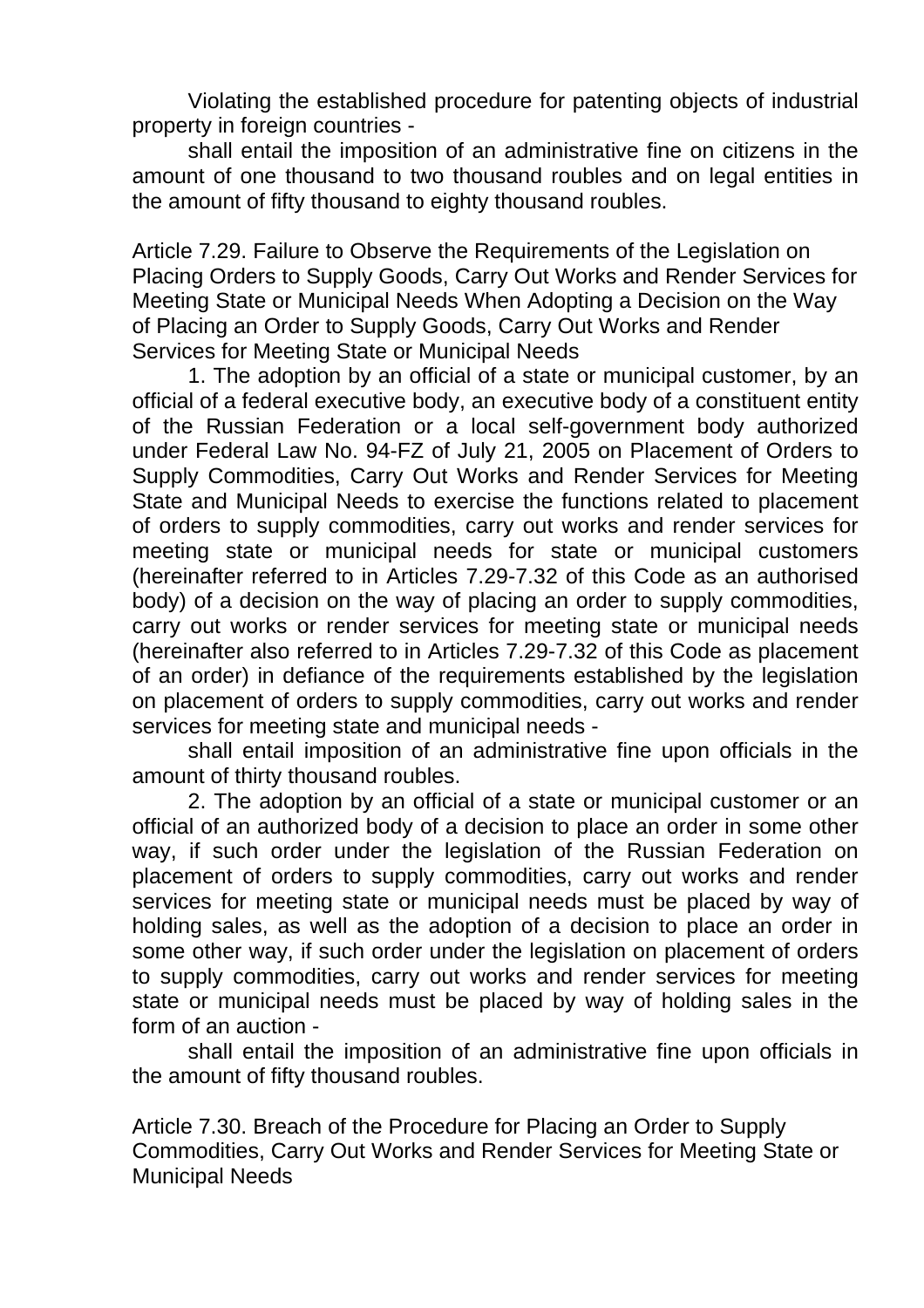Violating the established procedure for patenting objects of industrial property in foreign countries -

shall entail the imposition of an administrative fine on citizens in the amount of one thousand to two thousand roubles and on legal entities in the amount of fifty thousand to eighty thousand roubles.

## Article 7.29. Failure to Observe the Requirements of the Legislation on Placing Orders to Supply Goods, Carry Out Works and Render Services for Meeting State or Municipal Needs When Adopting a Decision on the Way of Placing an Order to Supply Goods, Carry Out Works and Render Services for Meeting State or Municipal Needs

1. The adoption by an official of a state or municipal customer, by an official of a federal executive body, an executive body of a constituent entity of the Russian Federation or a local self-government body authorized under Federal Law No. 94-FZ of July 21, 2005 on Placement of Orders to Supply Commodities, Carry Out Works and Render Services for Meeting State and Municipal Needs to exercise the functions related to placement of orders to supply commodities, carry out works and render services for meeting state or municipal needs for state or municipal customers (hereinafter referred to in Articles 7.29-7.32 of this Code as an authorised body) of a decision on the way of placing an order to supply commodities, carry out works or render services for meeting state or municipal needs (hereinafter also referred to in Articles 7.29-7.32 of this Code as placement of an order) in defiance of the requirements established by the legislation on placement of orders to supply commodities, carry out works and render services for meeting state and municipal needs -

shall entail imposition of an administrative fine upon officials in the amount of thirty thousand roubles.

2. The adoption by an official of a state or municipal customer or an official of an authorized body of a decision to place an order in some other way, if such order under the legislation of the Russian Federation on placement of orders to supply commodities, carry out works and render services for meeting state or municipal needs must be placed by way of holding sales, as well as the adoption of a decision to place an order in some other way, if such order under the legislation on placement of orders to supply commodities, carry out works and render services for meeting state or municipal needs must be placed by way of holding sales in the form of an auction -

shall entail the imposition of an administrative fine upon officials in the amount of fifty thousand roubles.

## Article 7.30. Breach of the Procedure for Placing an Order to Supply Commodities, Carry Out Works and Render Services for Meeting State or Municipal Needs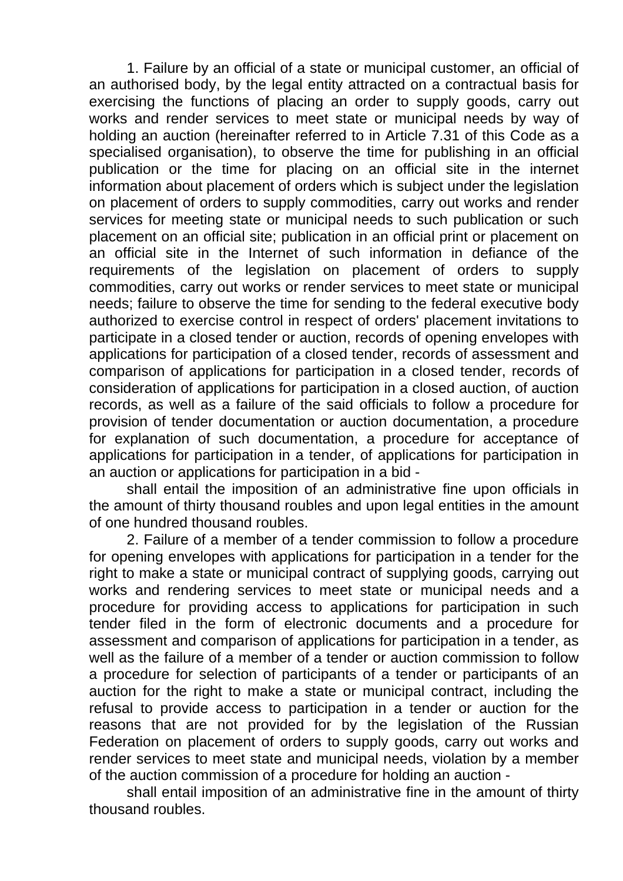1. Failure by an official of a state or municipal customer, an official of an authorised body, by the legal entity attracted on a contractual basis for exercising the functions of placing an order to supply goods, carry out works and render services to meet state or municipal needs by way of holding an auction (hereinafter referred to in Article 7.31 of this Code as a specialised organisation), to observe the time for publishing in an official publication or the time for placing on an official site in the internet information about placement of orders which is subject under the legislation on placement of orders to supply commodities, carry out works and render services for meeting state or municipal needs to such publication or such placement on an official site; publication in an official print or placement on an official site in the Internet of such information in defiance of the requirements of the legislation on placement of orders to supply commodities, carry out works or render services to meet state or municipal needs; failure to observe the time for sending to the federal executive body authorized to exercise control in respect of orders' placement invitations to participate in a closed tender or auction, records of opening envelopes with applications for participation of a closed tender, records of assessment and comparison of applications for participation in a closed tender, records of consideration of applications for participation in a closed auction, of auction records, as well as a failure of the said officials to follow a procedure for provision of tender documentation or auction documentation, a procedure for explanation of such documentation, a procedure for acceptance of applications for participation in a tender, of applications for participation in an auction or applications for participation in a bid -

shall entail the imposition of an administrative fine upon officials in the amount of thirty thousand roubles and upon legal entities in the amount of one hundred thousand roubles.

2. Failure of a member of a tender commission to follow a procedure for opening envelopes with applications for participation in a tender for the right to make a state or municipal contract of supplying goods, carrying out works and rendering services to meet state or municipal needs and a procedure for providing access to applications for participation in such tender filed in the form of electronic documents and a procedure for assessment and comparison of applications for participation in a tender, as well as the failure of a member of a tender or auction commission to follow a procedure for selection of participants of a tender or participants of an auction for the right to make a state or municipal contract, including the refusal to provide access to participation in a tender or auction for the reasons that are not provided for by the legislation of the Russian Federation on placement of orders to supply goods, carry out works and render services to meet state and municipal needs, violation by a member of the auction commission of a procedure for holding an auction -

shall entail imposition of an administrative fine in the amount of thirty thousand roubles.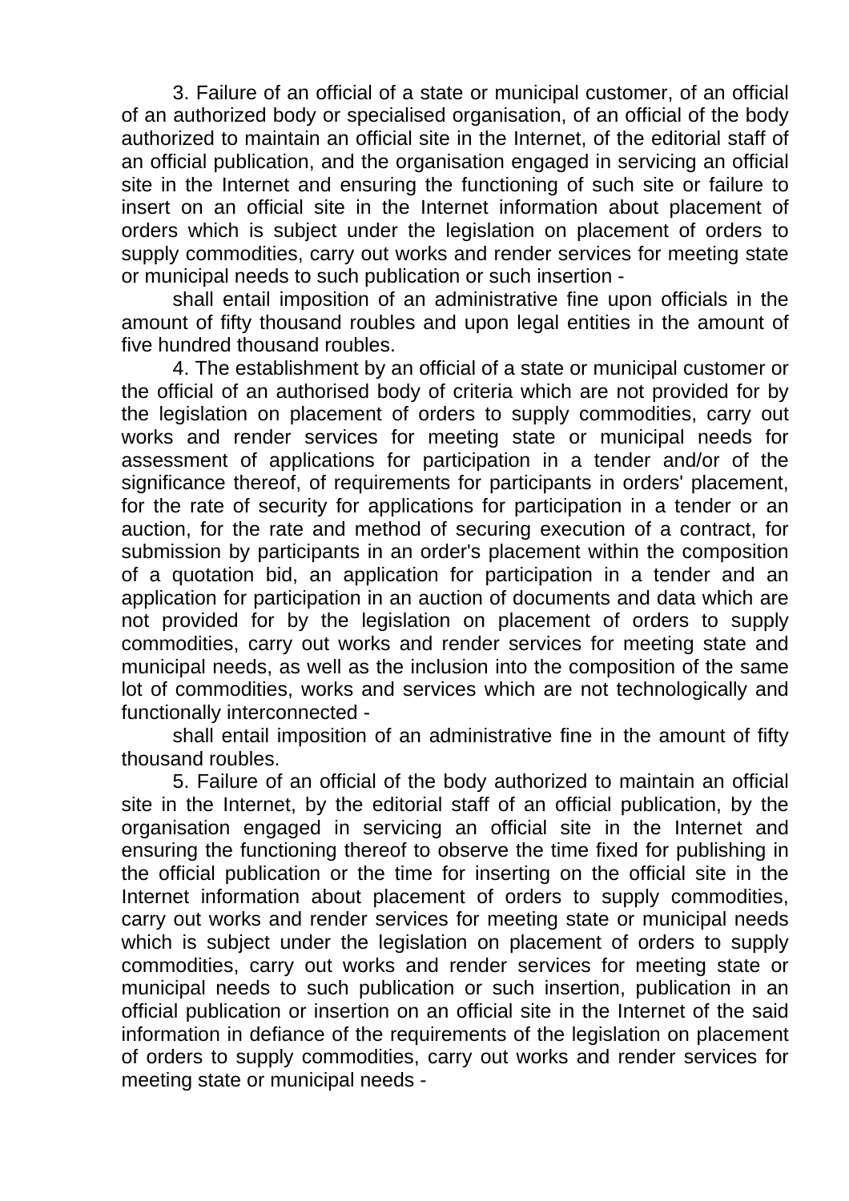3. Failure of an official of a state or municipal customer, of an official of an authorized body or specialised organisation, of an official of the body authorized to maintain an official site in the Internet, of the editorial staff of an official publication, and the organisation engaged in servicing an official site in the Internet and ensuring the functioning of such site or failure to insert on an official site in the Internet information about placement of orders which is subject under the legislation on placement of orders to supply commodities, carry out works and render services for meeting state or municipal needs to such publication or such insertion -

shall entail imposition of an administrative fine upon officials in the amount of fifty thousand roubles and upon legal entities in the amount of five hundred thousand roubles.

4. The establishment by an official of a state or municipal customer or the official of an authorised body of criteria which are not provided for by the legislation on placement of orders to supply commodities, carry out works and render services for meeting state or municipal needs for assessment of applications for participation in a tender and/or of the significance thereof, of requirements for participants in orders' placement, for the rate of security for applications for participation in a tender or an auction, for the rate and method of securing execution of a contract, for submission by participants in an order's placement within the composition of a quotation bid, an application for participation in a tender and an application for participation in an auction of documents and data which are not provided for by the legislation on placement of orders to supply commodities, carry out works and render services for meeting state and municipal needs, as well as the inclusion into the composition of the same lot of commodities, works and services which are not technologically and functionally interconnected -

shall entail imposition of an administrative fine in the amount of fifty thousand roubles.

5. Failure of an official of the body authorized to maintain an official site in the Internet, by the editorial staff of an official publication, by the organisation engaged in servicing an official site in the Internet and ensuring the functioning thereof to observe the time fixed for publishing in the official publication or the time for inserting on the official site in the Internet information about placement of orders to supply commodities, carry out works and render services for meeting state or municipal needs which is subject under the legislation on placement of orders to supply commodities, carry out works and render services for meeting state or municipal needs to such publication or such insertion, publication in an official publication or insertion on an official site in the Internet of the said information in defiance of the requirements of the legislation on placement of orders to supply commodities, carry out works and render services for meeting state or municipal needs -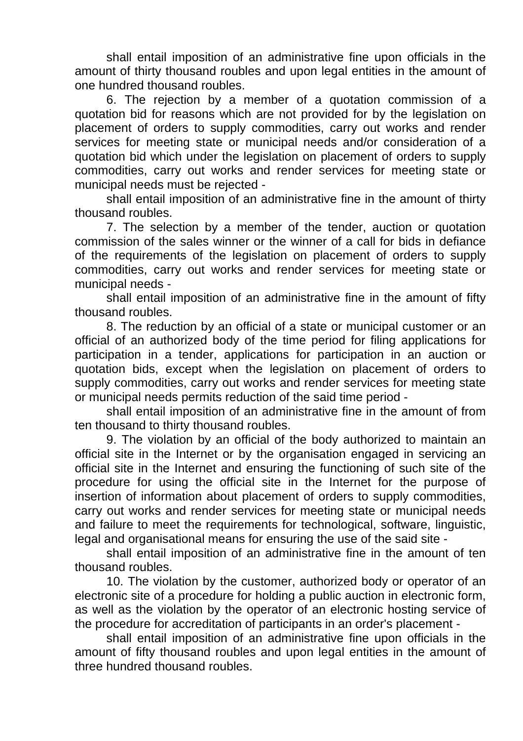shall entail imposition of an administrative fine upon officials in the amount of thirty thousand roubles and upon legal entities in the amount of one hundred thousand roubles.

6. The rejection by a member of a quotation commission of a quotation bid for reasons which are not provided for by the legislation on placement of orders to supply commodities, carry out works and render services for meeting state or municipal needs and/or consideration of a quotation bid which under the legislation on placement of orders to supply commodities, carry out works and render services for meeting state or municipal needs must be rejected -

shall entail imposition of an administrative fine in the amount of thirty thousand roubles.

7. The selection by a member of the tender, auction or quotation commission of the sales winner or the winner of a call for bids in defiance of the requirements of the legislation on placement of orders to supply commodities, carry out works and render services for meeting state or municipal needs -

shall entail imposition of an administrative fine in the amount of fifty thousand roubles.

8. The reduction by an official of a state or municipal customer or an official of an authorized body of the time period for filing applications for participation in a tender, applications for participation in an auction or quotation bids, except when the legislation on placement of orders to supply commodities, carry out works and render services for meeting state or municipal needs permits reduction of the said time period -

shall entail imposition of an administrative fine in the amount of from ten thousand to thirty thousand roubles.

9. The violation by an official of the body authorized to maintain an official site in the Internet or by the organisation engaged in servicing an official site in the Internet and ensuring the functioning of such site of the procedure for using the official site in the Internet for the purpose of insertion of information about placement of orders to supply commodities, carry out works and render services for meeting state or municipal needs and failure to meet the requirements for technological, software, linguistic, legal and organisational means for ensuring the use of the said site -

shall entail imposition of an administrative fine in the amount of ten thousand roubles.

10. The violation by the customer, authorized body or operator of an electronic site of a procedure for holding a public auction in electronic form, as well as the violation by the operator of an electronic hosting service of the procedure for accreditation of participants in an order's placement -

shall entail imposition of an administrative fine upon officials in the amount of fifty thousand roubles and upon legal entities in the amount of three hundred thousand roubles.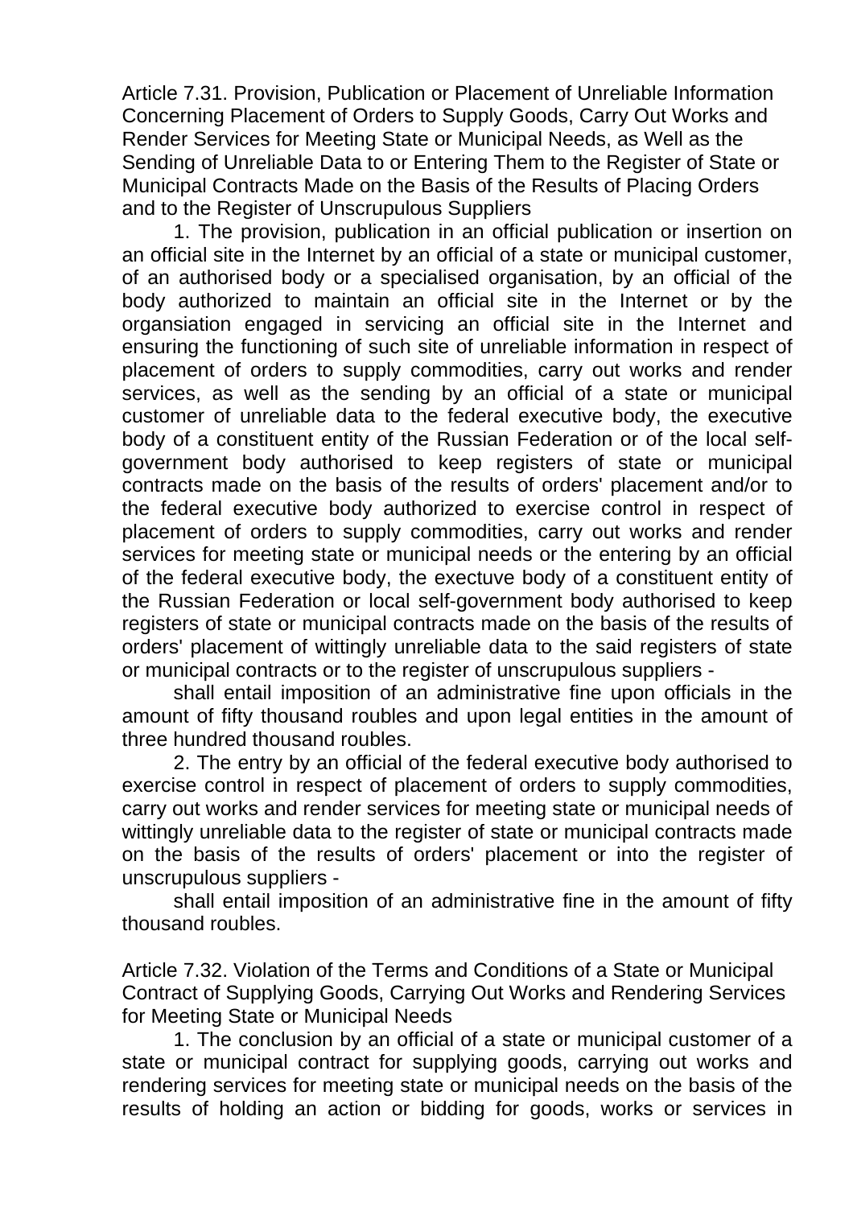### Article 7.31. Provision, Publication or Placement of Unreliable Information Concerning Placement of Orders to Supply Goods, Carry Out Works and Render Services for Meeting State or Municipal Needs, as Well as the Sending of Unreliable Data to or Entering Them to the Register of State or Municipal Contracts Made on the Basis of the Results of Placing Orders and to the Register of Unscrupulous Suppliers

1. The provision, publication in an official publication or insertion on an official site in the Internet by an official of a state or municipal customer, of an authorised body or a specialised organisation, by an official of the body authorized to maintain an official site in the Internet or by the organsiation engaged in servicing an official site in the Internet and ensuring the functioning of such site of unreliable information in respect of placement of orders to supply commodities, carry out works and render services, as well as the sending by an official of a state or municipal customer of unreliable data to the federal executive body, the executive body of a constituent entity of the Russian Federation or of the local self-government body authorised to keep registers of state or municipal contracts made on the basis of the results of orders' placement and/or to the federal executive body authorized to exercise control in respect of placement of orders to supply commodities, carry out works and render services for meeting state or municipal needs or the entering by an official of the federal executive body, the exectuve body of a constituent entity of the Russian Federation or local self-government body authorised to keep registers of state or municipal contracts made on the basis of the results of orders' placement of wittingly unreliable data to the said registers of state or municipal contracts or to the register of unscrupulous suppliers -

shall entail imposition of an administrative fine upon officials in the amount of fifty thousand roubles and upon legal entities in the amount of three hundred thousand roubles.

2. The entry by an official of the federal executive body authorised to exercise control in respect of placement of orders to supply commodities, carry out works and render services for meeting state or municipal needs of wittingly unreliable data to the register of state or municipal contracts made on the basis of the results of orders' placement or into the register of unscrupulous suppliers -

shall entail imposition of an administrative fine in the amount of fifty thousand roubles.

### Article 7.32. Violation of the Terms and Conditions of a State or Municipal Contract of Supplying Goods, Carrying Out Works and Rendering Services for Meeting State or Municipal Needs

1. The conclusion by an official of a state or municipal customer of a state or municipal contract for supplying goods, carrying out works and rendering services for meeting state or municipal needs on the basis of the results of holding an action or bidding for goods, works or services in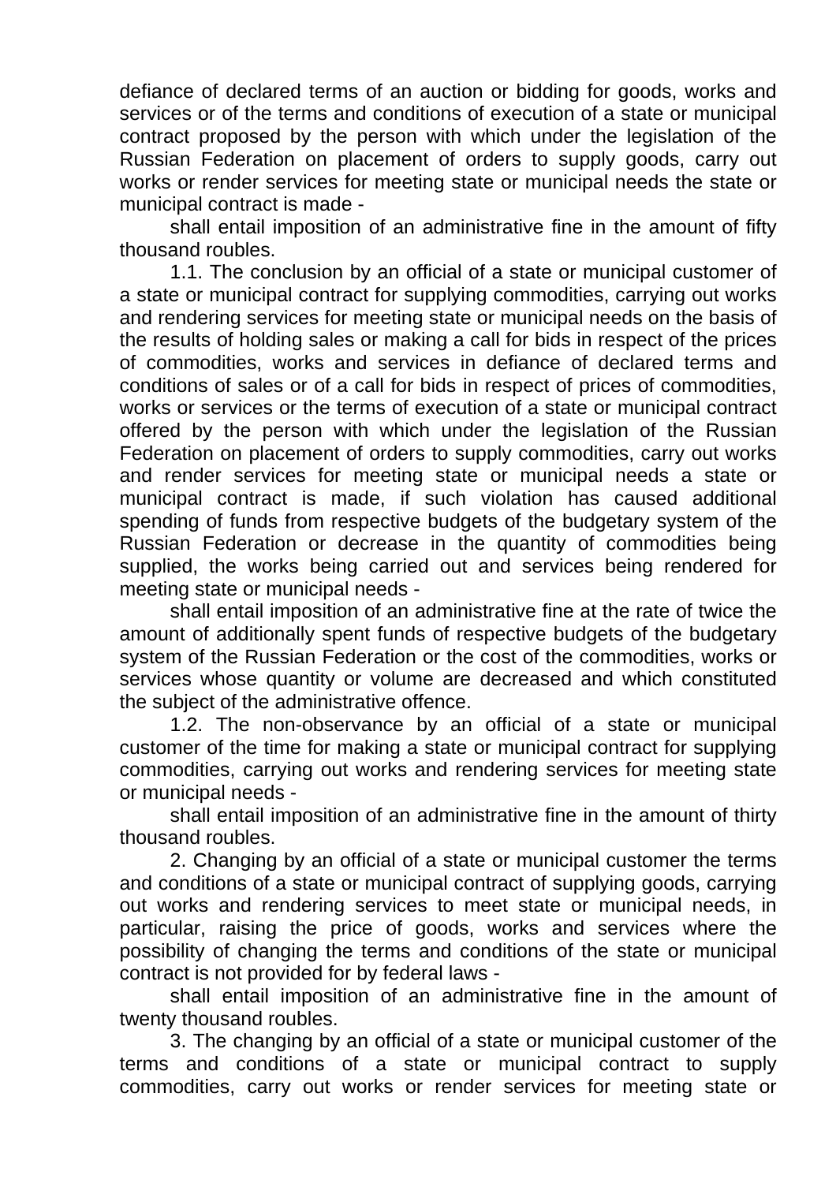defiance of declared terms of an auction or bidding for goods, works and services or of the terms and conditions of execution of a state or municipal contract proposed by the person with which under the legislation of the Russian Federation on placement of orders to supply goods, carry out works or render services for meeting state or municipal needs the state or municipal contract is made -

shall entail imposition of an administrative fine in the amount of fifty thousand roubles.

1.1. The conclusion by an official of a state or municipal customer of a state or municipal contract for supplying commodities, carrying out works and rendering services for meeting state or municipal needs on the basis of the results of holding sales or making a call for bids in respect of the prices of commodities, works and services in defiance of declared terms and conditions of sales or of a call for bids in respect of prices of commodities, works or services or the terms of execution of a state or municipal contract offered by the person with which under the legislation of the Russian Federation on placement of orders to supply commodities, carry out works and render services for meeting state or municipal needs a state or municipal contract is made, if such violation has caused additional spending of funds from respective budgets of the budgetary system of the Russian Federation or decrease in the quantity of commodities being supplied, the works being carried out and services being rendered for meeting state or municipal needs -

shall entail imposition of an administrative fine at the rate of twice the amount of additionally spent funds of respective budgets of the budgetary system of the Russian Federation or the cost of the commodities, works or services whose quantity or volume are decreased and which constituted the subject of the administrative offence.

1.2. The non-observance by an official of a state or municipal customer of the time for making a state or municipal contract for supplying commodities, carrying out works and rendering services for meeting state or municipal needs -

shall entail imposition of an administrative fine in the amount of thirty thousand roubles.

2. Changing by an official of a state or municipal customer the terms and conditions of a state or municipal contract of supplying goods, carrying out works and rendering services to meet state or municipal needs, in particular, raising the price of goods, works and services where the possibility of changing the terms and conditions of the state or municipal contract is not provided for by federal laws -

shall entail imposition of an administrative fine in the amount of twenty thousand roubles.

3. The changing by an official of a state or municipal customer of the terms and conditions of a state or municipal contract to supply commodities, carry out works or render services for meeting state or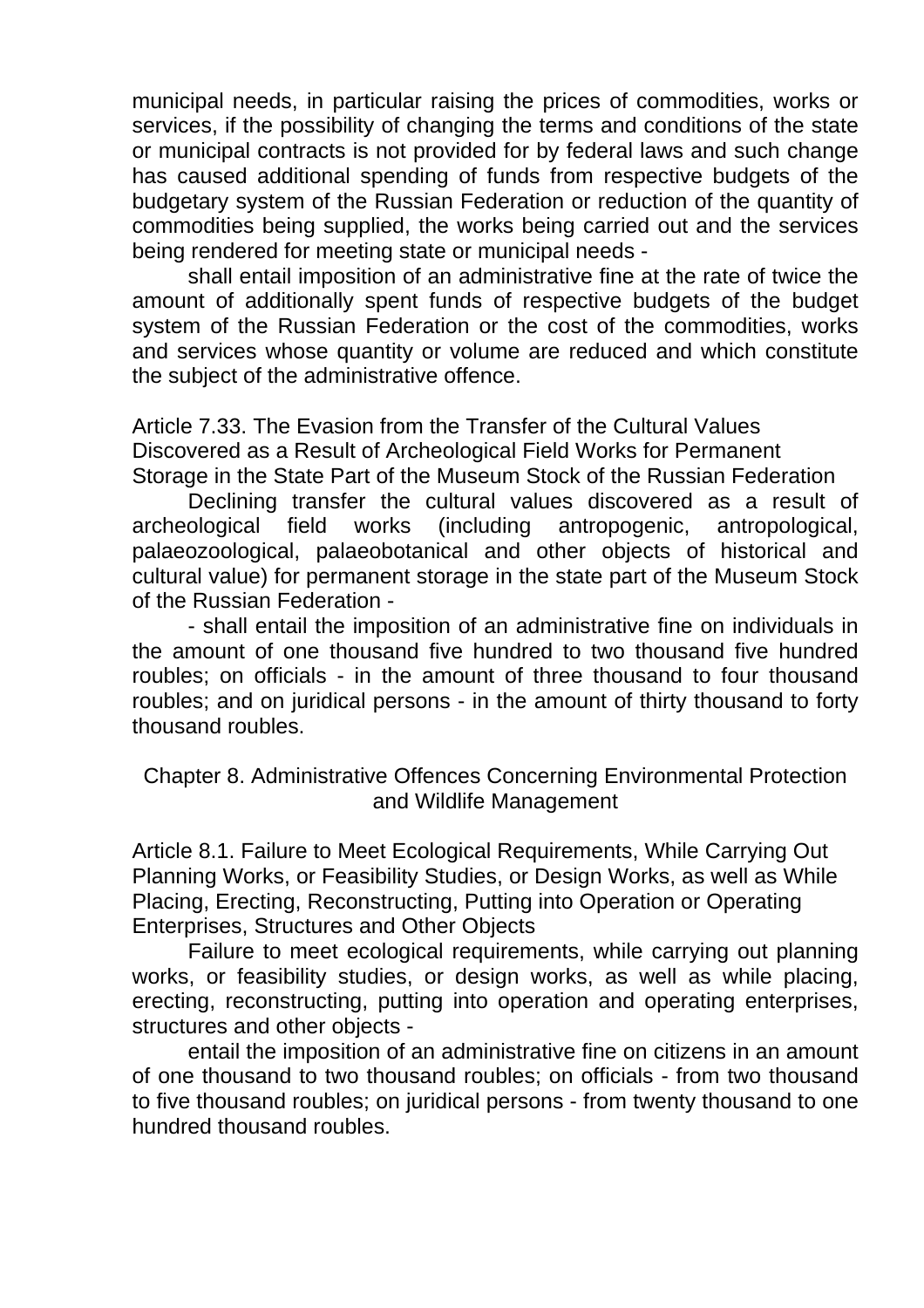municipal needs, in particular raising the prices of commodities, works or services, if the possibility of changing the terms and conditions of the state or municipal contracts is not provided for by federal laws and such change has caused additional spending of funds from respective budgets of the budgetary system of the Russian Federation or reduction of the quantity of commodities being supplied, the works being carried out and the services being rendered for meeting state or municipal needs -

shall entail imposition of an administrative fine at the rate of twice the amount of additionally spent funds of respective budgets of the budget system of the Russian Federation or the cost of the commodities, works and services whose quantity or volume are reduced and which constitute the subject of the administrative offence.

### Article 7.33. The Evasion from the Transfer of the Cultural Values Discovered as a Result of Archeological Field Works for Permanent Storage in the State Part of the Museum Stock of the Russian Federation

Declining transfer the cultural values discovered as a result of archeological field works (including antropogenic, antropological, palaeozoological, palaeobotanical and other objects of historical and cultural value) for permanent storage in the state part of the Museum Stock of the Russian Federation -

- shall entail the imposition of an administrative fine on individuals in the amount of one thousand five hundred to two thousand five hundred roubles; on officials - in the amount of three thousand to four thousand roubles; and on juridical persons - in the amount of thirty thousand to forty thousand roubles.

## Chapter 8. Administrative Offences Concerning Environmental Protection and Wildlife Management

### Article 8.1. Failure to Meet Ecological Requirements, While Carrying Out Planning Works, or Feasibility Studies, or Design Works, as well as While Placing, Erecting, Reconstructing, Putting into Operation or Operating Enterprises, Structures and Other Objects

Failure to meet ecological requirements, while carrying out planning works, or feasibility studies, or design works, as well as while placing, erecting, reconstructing, putting into operation and operating enterprises, structures and other objects -

entail the imposition of an administrative fine on citizens in an amount of one thousand to two thousand roubles; on officials - from two thousand to five thousand roubles; on juridical persons - from twenty thousand to one hundred thousand roubles.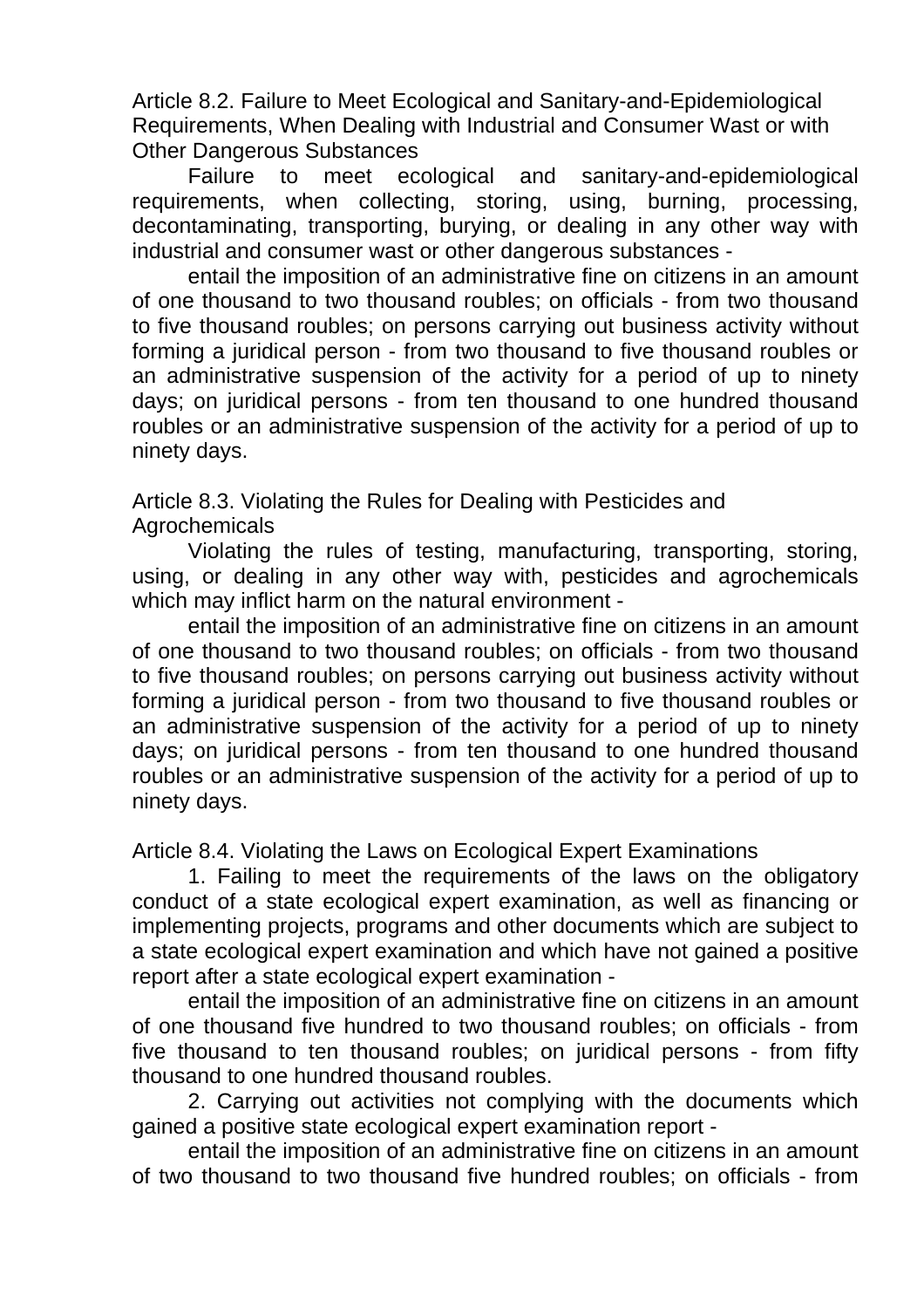### Article 8.2. Failure to Meet Ecological and Sanitary-and-Epidemiological Requirements, When Dealing with Industrial and Consumer Wast or with Other Dangerous Substances

Failure to meet ecological and sanitary-and-epidemiological requirements, when collecting, storing, using, burning, processing, decontaminating, transporting, burying, or dealing in any other way with industrial and consumer wast or other dangerous substances -

entail the imposition of an administrative fine on citizens in an amount of one thousand to two thousand roubles; on officials - from two thousand to five thousand roubles; on persons carrying out business activity without forming a juridical person - from two thousand to five thousand roubles or an administrative suspension of the activity for a period of up to ninety days; on juridical persons - from ten thousand to one hundred thousand roubles or an administrative suspension of the activity for a period of up to ninety days.

### Article 8.3. Violating the Rules for Dealing with Pesticides and Agrochemicals

Violating the rules of testing, manufacturing, transporting, storing, using, or dealing in any other way with, pesticides and agrochemicals which may inflict harm on the natural environment -

entail the imposition of an administrative fine on citizens in an amount of one thousand to two thousand roubles; on officials - from two thousand to five thousand roubles; on persons carrying out business activity without forming a juridical person - from two thousand to five thousand roubles or an administrative suspension of the activity for a period of up to ninety days; on juridical persons - from ten thousand to one hundred thousand roubles or an administrative suspension of the activity for a period of up to ninety days.

### Article 8.4. Violating the Laws on Ecological Expert Examinations

1. Failing to meet the requirements of the laws on the obligatory conduct of a state ecological expert examination, as well as financing or implementing projects, programs and other documents which are subject to a state ecological expert examination and which have not gained a positive report after a state ecological expert examination -

entail the imposition of an administrative fine on citizens in an amount of one thousand five hundred to two thousand roubles; on officials - from five thousand to ten thousand roubles; on juridical persons - from fifty thousand to one hundred thousand roubles.

2. Carrying out activities not complying with the documents which gained a positive state ecological expert examination report -

entail the imposition of an administrative fine on citizens in an amount of two thousand to two thousand five hundred roubles; on officials - from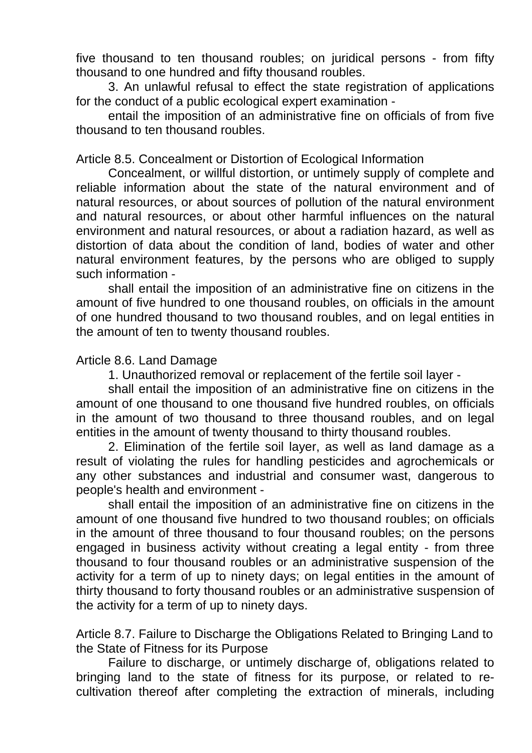five thousand to ten thousand roubles; on juridical persons - from fifty thousand to one hundred and fifty thousand roubles.

3. An unlawful refusal to effect the state registration of applications for the conduct of a public ecological expert examination -

entail the imposition of an administrative fine on officials of from five thousand to ten thousand roubles.

Article 8.5. Concealment or Distortion of Ecological Information

Concealment, or willful distortion, or untimely supply of complete and reliable information about the state of the natural environment and of natural resources, or about sources of pollution of the natural environment and natural resources, or about other harmful influences on the natural environment and natural resources, or about a radiation hazard, as well as distortion of data about the condition of land, bodies of water and other natural environment features, by the persons who are obliged to supply such information -

shall entail the imposition of an administrative fine on citizens in the amount of five hundred to one thousand roubles, on officials in the amount of one hundred thousand to two thousand roubles, and on legal entities in the amount of ten to twenty thousand roubles.

Article 8.6. Land Damage

1. Unauthorized removal or replacement of the fertile soil layer -

shall entail the imposition of an administrative fine on citizens in the amount of one thousand to one thousand five hundred roubles, on officials in the amount of two thousand to three thousand roubles, and on legal entities in the amount of twenty thousand to thirty thousand roubles.

2. Elimination of the fertile soil layer, as well as land damage as a result of violating the rules for handling pesticides and agrochemicals or any other substances and industrial and consumer wast, dangerous to people's health and environment -

shall entail the imposition of an administrative fine on citizens in the amount of one thousand five hundred to two thousand roubles; on officials in the amount of three thousand to four thousand roubles; on the persons engaged in business activity without creating a legal entity - from three thousand to four thousand roubles or an administrative suspension of the activity for a term of up to ninety days; on legal entities in the amount of thirty thousand to forty thousand roubles or an administrative suspension of the activity for a term of up to ninety days.

Article 8.7. Failure to Discharge the Obligations Related to Bringing Land to the State of Fitness for its Purpose

Failure to discharge, or untimely discharge of, obligations related to bringing land to the state of fitness for its purpose, or related to re-cultivation thereof after completing the extraction of minerals, including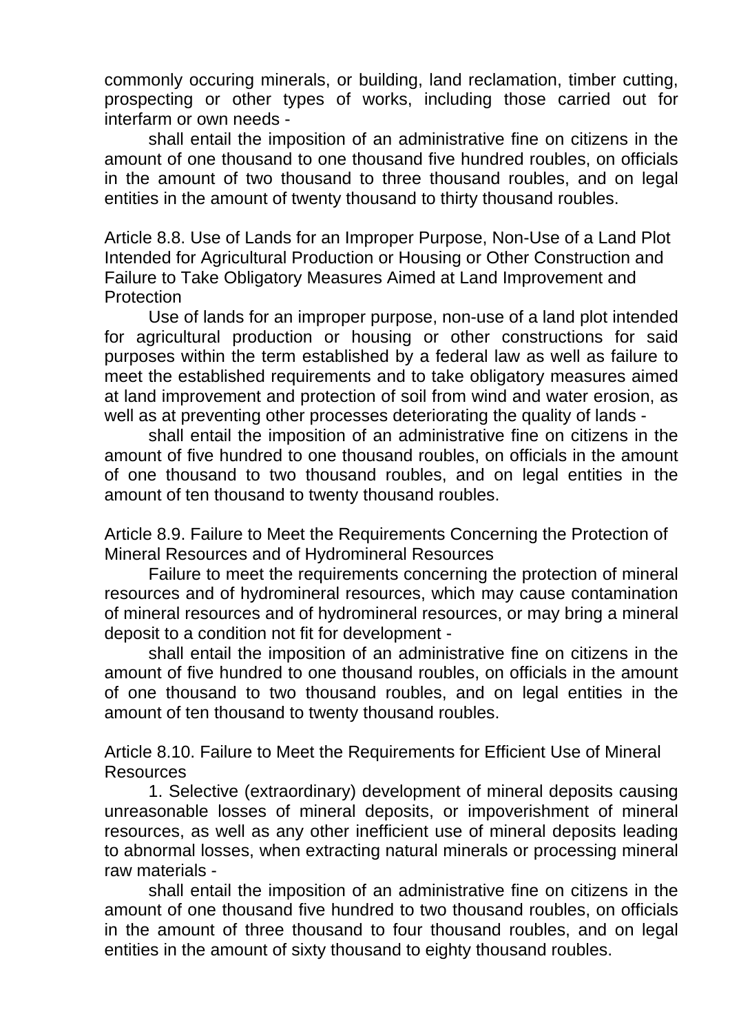commonly occuring minerals, or building, land reclamation, timber cutting, prospecting or other types of works, including those carried out for interfarm or own needs -

shall entail the imposition of an administrative fine on citizens in the amount of one thousand to one thousand five hundred roubles, on officials in the amount of two thousand to three thousand roubles, and on legal entities in the amount of twenty thousand to thirty thousand roubles.

### Article 8.8. Use of Lands for an Improper Purpose, Non-Use of a Land Plot Intended for Agricultural Production or Housing or Other Construction and Failure to Take Obligatory Measures Aimed at Land Improvement and Protection

Use of lands for an improper purpose, non-use of a land plot intended for agricultural production or housing or other constructions for said purposes within the term established by a federal law as well as failure to meet the established requirements and to take obligatory measures aimed at land improvement and protection of soil from wind and water erosion, as well as at preventing other processes deteriorating the quality of lands -

shall entail the imposition of an administrative fine on citizens in the amount of five hundred to one thousand roubles, on officials in the amount of one thousand to two thousand roubles, and on legal entities in the amount of ten thousand to twenty thousand roubles.

### Article 8.9. Failure to Meet the Requirements Concerning the Protection of Mineral Resources and of Hydromineral Resources

Failure to meet the requirements concerning the protection of mineral resources and of hydromineral resources, which may cause contamination of mineral resources and of hydromineral resources, or may bring a mineral deposit to a condition not fit for development -

shall entail the imposition of an administrative fine on citizens in the amount of five hundred to one thousand roubles, on officials in the amount of one thousand to two thousand roubles, and on legal entities in the amount of ten thousand to twenty thousand roubles.

### Article 8.10. Failure to Meet the Requirements for Efficient Use of Mineral Resources

1. Selective (extraordinary) development of mineral deposits causing unreasonable losses of mineral deposits, or impoverishment of mineral resources, as well as any other inefficient use of mineral deposits leading to abnormal losses, when extracting natural minerals or processing mineral raw materials -

shall entail the imposition of an administrative fine on citizens in the amount of one thousand five hundred to two thousand roubles, on officials in the amount of three thousand to four thousand roubles, and on legal entities in the amount of sixty thousand to eighty thousand roubles.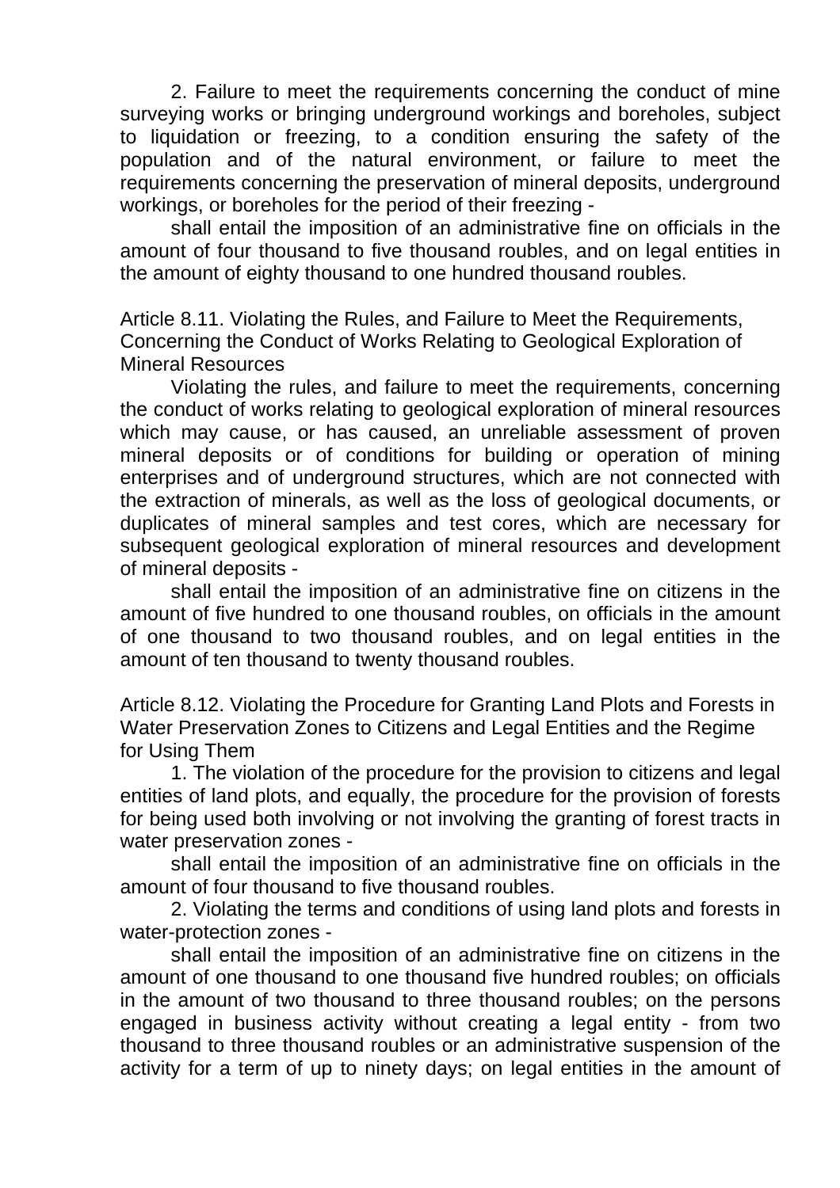2. Failure to meet the requirements concerning the conduct of mine surveying works or bringing underground workings and boreholes, subject to liquidation or freezing, to a condition ensuring the safety of the population and of the natural environment, or failure to meet the requirements concerning the preservation of mineral deposits, underground workings, or boreholes for the period of their freezing -

shall entail the imposition of an administrative fine on officials in the amount of four thousand to five thousand roubles, and on legal entities in the amount of eighty thousand to one hundred thousand roubles.

### Article 8.11. Violating the Rules, and Failure to Meet the Requirements, Concerning the Conduct of Works Relating to Geological Exploration of Mineral Resources

Violating the rules, and failure to meet the requirements, concerning the conduct of works relating to geological exploration of mineral resources which may cause, or has caused, an unreliable assessment of proven mineral deposits or of conditions for building or operation of mining enterprises and of underground structures, which are not connected with the extraction of minerals, as well as the loss of geological documents, or duplicates of mineral samples and test cores, which are necessary for subsequent geological exploration of mineral resources and development of mineral deposits -

shall entail the imposition of an administrative fine on citizens in the amount of five hundred to one thousand roubles, on officials in the amount of one thousand to two thousand roubles, and on legal entities in the amount of ten thousand to twenty thousand roubles.

### Article 8.12. Violating the Procedure for Granting Land Plots and Forests in Water Preservation Zones to Citizens and Legal Entities and the Regime for Using Them

1. The violation of the procedure for the provision to citizens and legal entities of land plots, and equally, the procedure for the provision of forests for being used both involving or not involving the granting of forest tracts in water preservation zones -

shall entail the imposition of an administrative fine on officials in the amount of four thousand to five thousand roubles.

2. Violating the terms and conditions of using land plots and forests in water-protection zones -

shall entail the imposition of an administrative fine on citizens in the amount of one thousand to one thousand five hundred roubles; on officials in the amount of two thousand to three thousand roubles; on the persons engaged in business activity without creating a legal entity - from two thousand to three thousand roubles or an administrative suspension of the activity for a term of up to ninety days; on legal entities in the amount of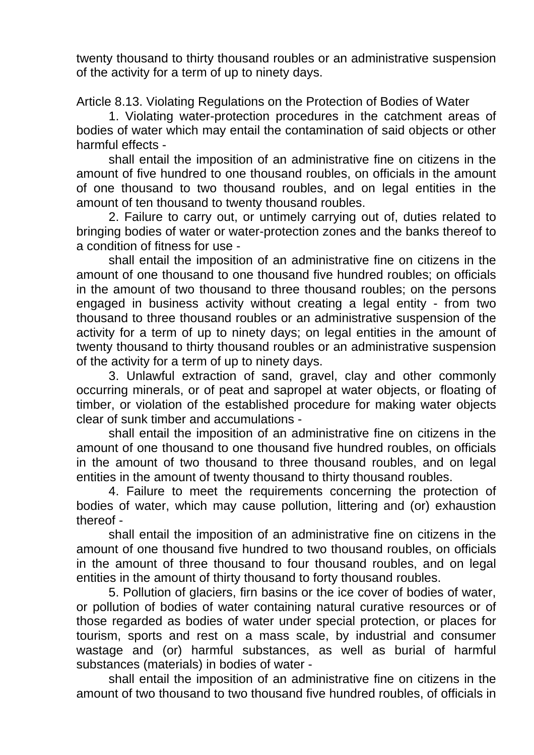twenty thousand to thirty thousand roubles or an administrative suspension of the activity for a term of up to ninety days.

Article 8.13. Violating Regulations on the Protection of Bodies of Water

1. Violating water-protection procedures in the catchment areas of bodies of water which may entail the contamination of said objects or other harmful effects -

shall entail the imposition of an administrative fine on citizens in the amount of five hundred to one thousand roubles, on officials in the amount of one thousand to two thousand roubles, and on legal entities in the amount of ten thousand to twenty thousand roubles.

2. Failure to carry out, or untimely carrying out of, duties related to bringing bodies of water or water-protection zones and the banks thereof to a condition of fitness for use -

shall entail the imposition of an administrative fine on citizens in the amount of one thousand to one thousand five hundred roubles; on officials in the amount of two thousand to three thousand roubles; on the persons engaged in business activity without creating a legal entity - from two thousand to three thousand roubles or an administrative suspension of the activity for a term of up to ninety days; on legal entities in the amount of twenty thousand to thirty thousand roubles or an administrative suspension of the activity for a term of up to ninety days.

3. Unlawful extraction of sand, gravel, clay and other commonly occurring minerals, or of peat and sapropel at water objects, or floating of timber, or violation of the established procedure for making water objects clear of sunk timber and accumulations -

shall entail the imposition of an administrative fine on citizens in the amount of one thousand to one thousand five hundred roubles, on officials in the amount of two thousand to three thousand roubles, and on legal entities in the amount of twenty thousand to thirty thousand roubles.

4. Failure to meet the requirements concerning the protection of bodies of water, which may cause pollution, littering and (or) exhaustion thereof -

shall entail the imposition of an administrative fine on citizens in the amount of one thousand five hundred to two thousand roubles, on officials in the amount of three thousand to four thousand roubles, and on legal entities in the amount of thirty thousand to forty thousand roubles.

5. Pollution of glaciers, firn basins or the ice cover of bodies of water, or pollution of bodies of water containing natural curative resources or of those regarded as bodies of water under special protection, or places for tourism, sports and rest on a mass scale, by industrial and consumer wastage and (or) harmful substances, as well as burial of harmful substances (materials) in bodies of water -

shall entail the imposition of an administrative fine on citizens in the amount of two thousand to two thousand five hundred roubles, of officials in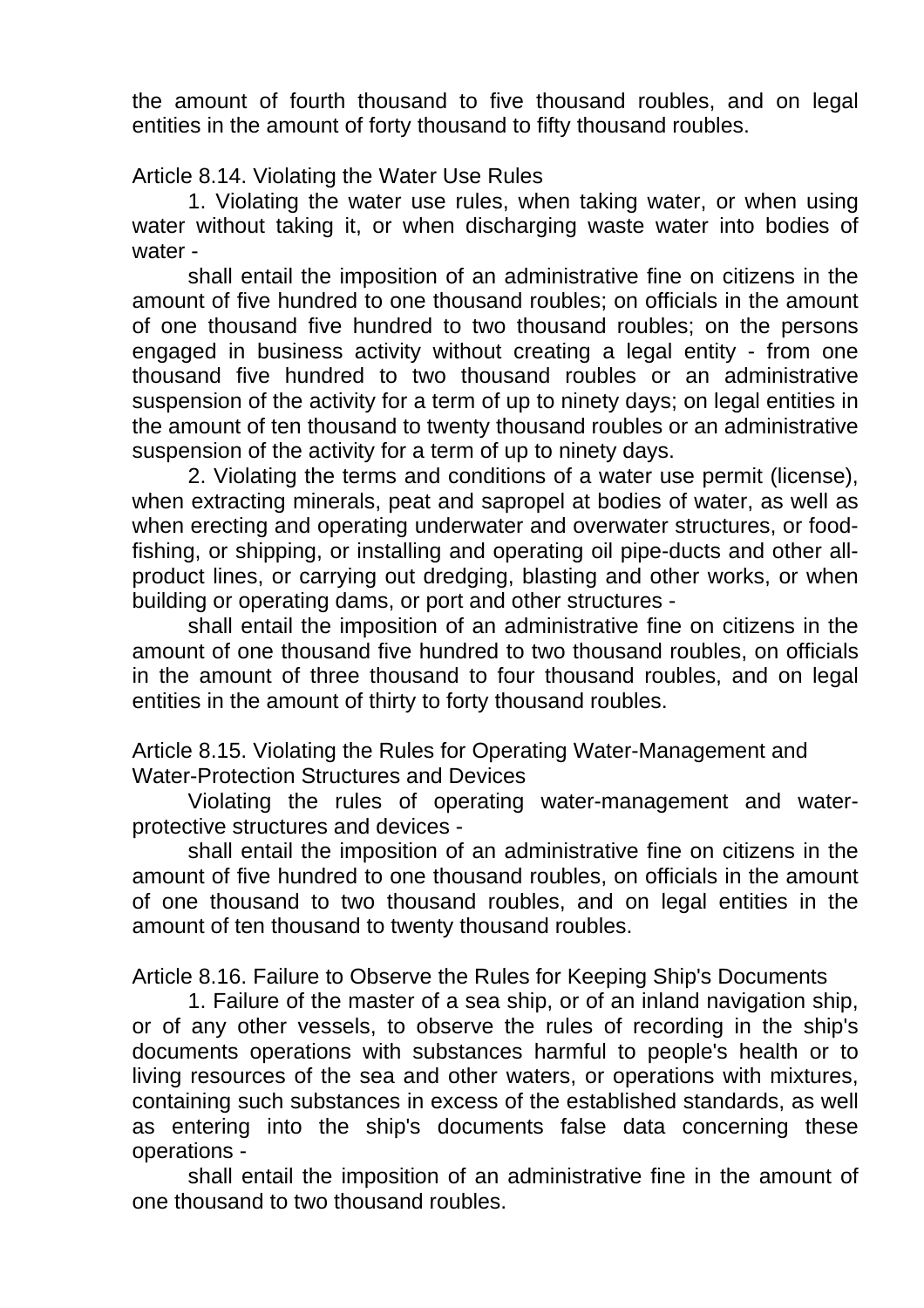the amount of fourth thousand to five thousand roubles, and on legal entities in the amount of forty thousand to fifty thousand roubles.

Article 8.14. Violating the Water Use Rules

1. Violating the water use rules, when taking water, or when using water without taking it, or when discharging waste water into bodies of water -

shall entail the imposition of an administrative fine on citizens in the amount of five hundred to one thousand roubles; on officials in the amount of one thousand five hundred to two thousand roubles; on the persons engaged in business activity without creating a legal entity - from one thousand five hundred to two thousand roubles or an administrative suspension of the activity for a term of up to ninety days; on legal entities in the amount of ten thousand to twenty thousand roubles or an administrative suspension of the activity for a term of up to ninety days.

2. Violating the terms and conditions of a water use permit (license), when extracting minerals, peat and sapropel at bodies of water, as well as when erecting and operating underwater and overwater structures, or food-fishing, or shipping, or installing and operating oil pipe-ducts and other all-product lines, or carrying out dredging, blasting and other works, or when building or operating dams, or port and other structures -

shall entail the imposition of an administrative fine on citizens in the amount of one thousand five hundred to two thousand roubles, on officials in the amount of three thousand to four thousand roubles, and on legal entities in the amount of thirty to forty thousand roubles.

Article 8.15. Violating the Rules for Operating Water-Management and Water-Protection Structures and Devices

Violating the rules of operating water-management and water-protective structures and devices -

shall entail the imposition of an administrative fine on citizens in the amount of five hundred to one thousand roubles, on officials in the amount of one thousand to two thousand roubles, and on legal entities in the amount of ten thousand to twenty thousand roubles.

Article 8.16. Failure to Observe the Rules for Keeping Ship's Documents

1. Failure of the master of a sea ship, or of an inland navigation ship, or of any other vessels, to observe the rules of recording in the ship's documents operations with substances harmful to people's health or to living resources of the sea and other waters, or operations with mixtures, containing such substances in excess of the established standards, as well as entering into the ship's documents false data concerning these operations -

shall entail the imposition of an administrative fine in the amount of one thousand to two thousand roubles.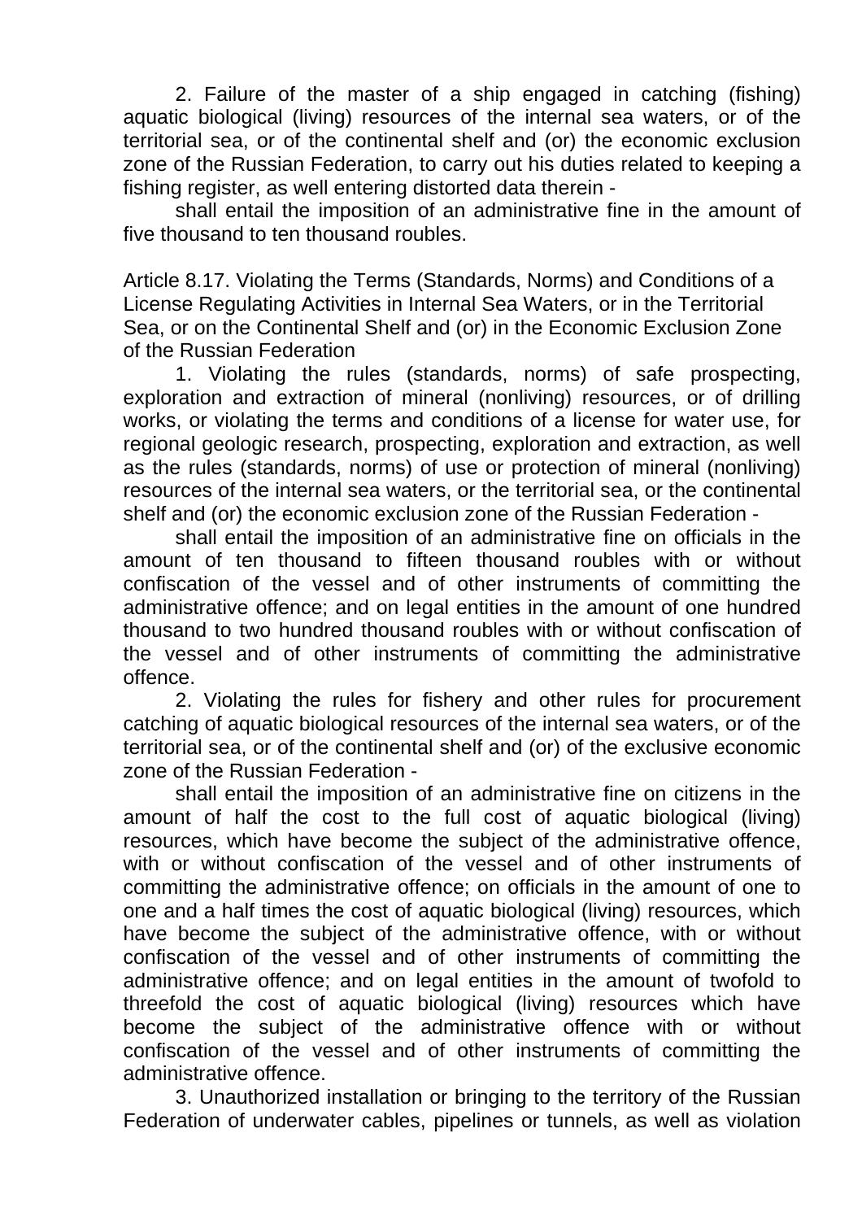2. Failure of the master of a ship engaged in catching (fishing) aquatic biological (living) resources of the internal sea waters, or of the territorial sea, or of the continental shelf and (or) the economic exclusion zone of the Russian Federation, to carry out his duties related to keeping a fishing register, as well entering distorted data therein -

shall entail the imposition of an administrative fine in the amount of five thousand to ten thousand roubles.

Article 8.17. Violating the Terms (Standards, Norms) and Conditions of a License Regulating Activities in Internal Sea Waters, or in the Territorial Sea, or on the Continental Shelf and (or) in the Economic Exclusion Zone of the Russian Federation

1. Violating the rules (standards, norms) of safe prospecting, exploration and extraction of mineral (nonliving) resources, or of drilling works, or violating the terms and conditions of a license for water use, for regional geologic research, prospecting, exploration and extraction, as well as the rules (standards, norms) of use or protection of mineral (nonliving) resources of the internal sea waters, or the territorial sea, or the continental shelf and (or) the economic exclusion zone of the Russian Federation -

shall entail the imposition of an administrative fine on officials in the amount of ten thousand to fifteen thousand roubles with or without confiscation of the vessel and of other instruments of committing the administrative offence; and on legal entities in the amount of one hundred thousand to two hundred thousand roubles with or without confiscation of the vessel and of other instruments of committing the administrative offence.

2. Violating the rules for fishery and other rules for procurement catching of aquatic biological resources of the internal sea waters, or of the territorial sea, or of the continental shelf and (or) of the exclusive economic zone of the Russian Federation -

shall entail the imposition of an administrative fine on citizens in the amount of half the cost to the full cost of aquatic biological (living) resources, which have become the subject of the administrative offence, with or without confiscation of the vessel and of other instruments of committing the administrative offence; on officials in the amount of one to one and a half times the cost of aquatic biological (living) resources, which have become the subject of the administrative offence, with or without confiscation of the vessel and of other instruments of committing the administrative offence; and on legal entities in the amount of twofold to threefold the cost of aquatic biological (living) resources which have become the subject of the administrative offence with or without confiscation of the vessel and of other instruments of committing the administrative offence.

3. Unauthorized installation or bringing to the territory of the Russian Federation of underwater cables, pipelines or tunnels, as well as violation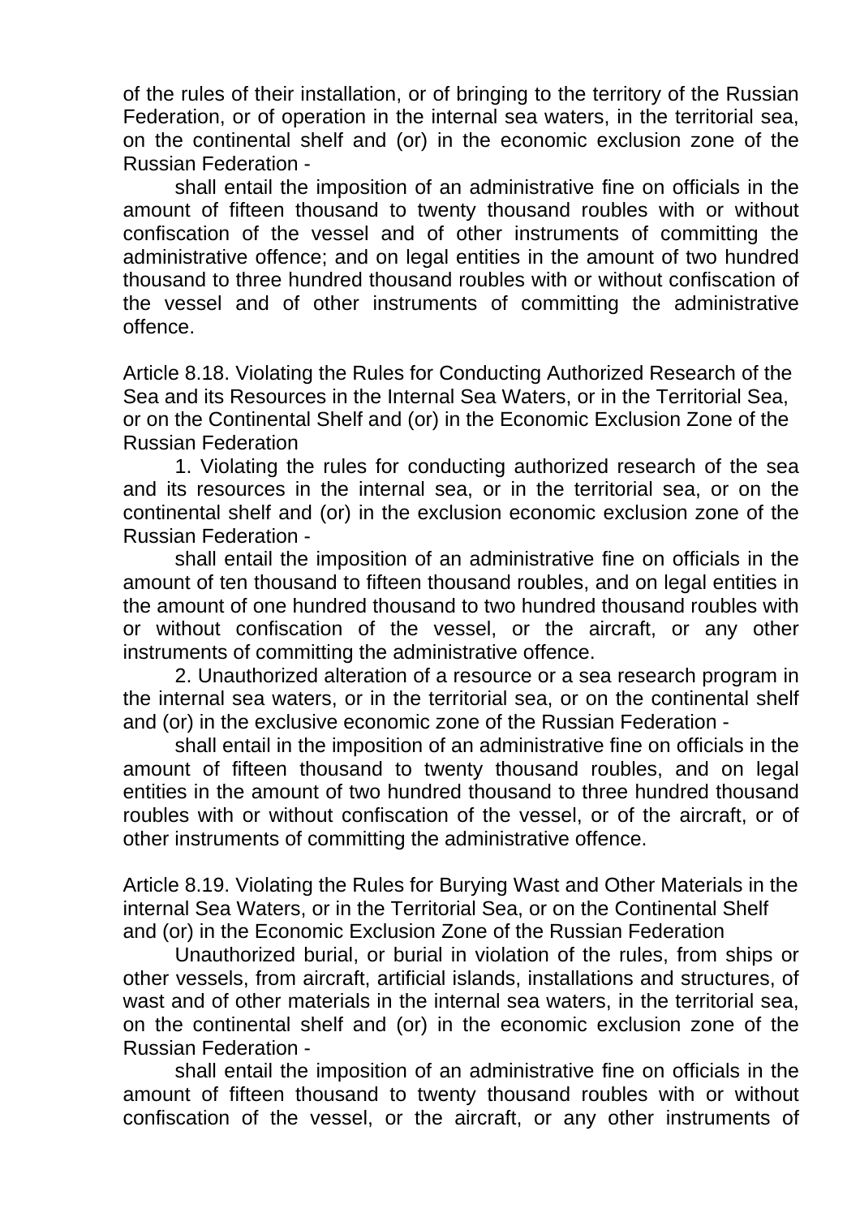of the rules of their installation, or of bringing to the territory of the Russian Federation, or of operation in the internal sea waters, in the territorial sea, on the continental shelf and (or) in the economic exclusion zone of the Russian Federation -

shall entail the imposition of an administrative fine on officials in the amount of fifteen thousand to twenty thousand roubles with or without confiscation of the vessel and of other instruments of committing the administrative offence; and on legal entities in the amount of two hundred thousand to three hundred thousand roubles with or without confiscation of the vessel and of other instruments of committing the administrative offence.

Article 8.18. Violating the Rules for Conducting Authorized Research of the Sea and its Resources in the Internal Sea Waters, or in the Territorial Sea, or on the Continental Shelf and (or) in the Economic Exclusion Zone of the Russian Federation

1. Violating the rules for conducting authorized research of the sea and its resources in the internal sea, or in the territorial sea, or on the continental shelf and (or) in the exclusion economic exclusion zone of the Russian Federation -

shall entail the imposition of an administrative fine on officials in the amount of ten thousand to fifteen thousand roubles, and on legal entities in the amount of one hundred thousand to two hundred thousand roubles with or without confiscation of the vessel, or the aircraft, or any other instruments of committing the administrative offence.

2. Unauthorized alteration of a resource or a sea research program in the internal sea waters, or in the territorial sea, or on the continental shelf and (or) in the exclusive economic zone of the Russian Federation -

shall entail in the imposition of an administrative fine on officials in the amount of fifteen thousand to twenty thousand roubles, and on legal entities in the amount of two hundred thousand to three hundred thousand roubles with or without confiscation of the vessel, or of the aircraft, or of other instruments of committing the administrative offence.

Article 8.19. Violating the Rules for Burying Wast and Other Materials in the internal Sea Waters, or in the Territorial Sea, or on the Continental Shelf and (or) in the Economic Exclusion Zone of the Russian Federation

Unauthorized burial, or burial in violation of the rules, from ships or other vessels, from aircraft, artificial islands, installations and structures, of wast and of other materials in the internal sea waters, in the territorial sea, on the continental shelf and (or) in the economic exclusion zone of the Russian Federation -

shall entail the imposition of an administrative fine on officials in the amount of fifteen thousand to twenty thousand roubles with or without confiscation of the vessel, or the aircraft, or any other instruments of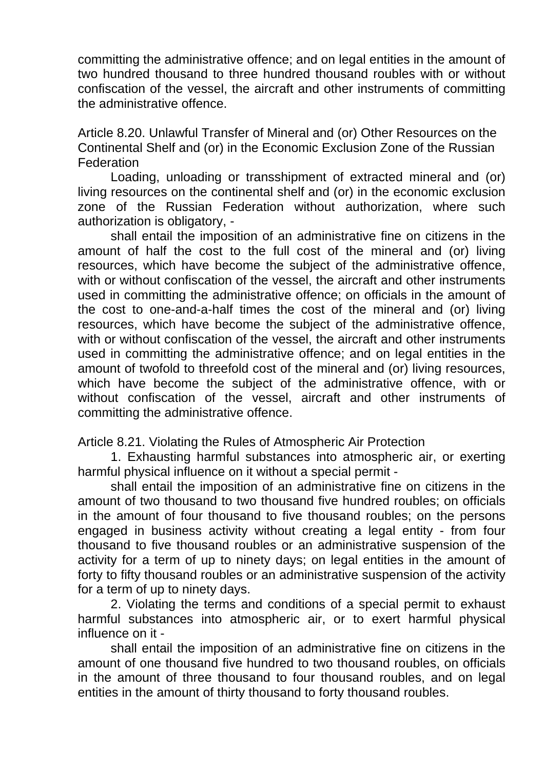committing the administrative offence; and on legal entities in the amount of two hundred thousand to three hundred thousand roubles with or without confiscation of the vessel, the aircraft and other instruments of committing the administrative offence.

Article 8.20. Unlawful Transfer of Mineral and (or) Other Resources on the Continental Shelf and (or) in the Economic Exclusion Zone of the Russian Federation

Loading, unloading or transshipment of extracted mineral and (or) living resources on the continental shelf and (or) in the economic exclusion zone of the Russian Federation without authorization, where such authorization is obligatory, -

shall entail the imposition of an administrative fine on citizens in the amount of half the cost to the full cost of the mineral and (or) living resources, which have become the subject of the administrative offence, with or without confiscation of the vessel, the aircraft and other instruments used in committing the administrative offence; on officials in the amount of the cost to one-and-a-half times the cost of the mineral and (or) living resources, which have become the subject of the administrative offence, with or without confiscation of the vessel, the aircraft and other instruments used in committing the administrative offence; and on legal entities in the amount of twofold to threefold cost of the mineral and (or) living resources, which have become the subject of the administrative offence, with or without confiscation of the vessel, aircraft and other instruments of committing the administrative offence.

Article 8.21. Violating the Rules of Atmospheric Air Protection

1. Exhausting harmful substances into atmospheric air, or exerting harmful physical influence on it without a special permit -

shall entail the imposition of an administrative fine on citizens in the amount of two thousand to two thousand five hundred roubles; on officials in the amount of four thousand to five thousand roubles; on the persons engaged in business activity without creating a legal entity - from four thousand to five thousand roubles or an administrative suspension of the activity for a term of up to ninety days; on legal entities in the amount of forty to fifty thousand roubles or an administrative suspension of the activity for a term of up to ninety days.

2. Violating the terms and conditions of a special permit to exhaust harmful substances into atmospheric air, or to exert harmful physical influence on it -

shall entail the imposition of an administrative fine on citizens in the amount of one thousand five hundred to two thousand roubles, on officials in the amount of three thousand to four thousand roubles, and on legal entities in the amount of thirty thousand to forty thousand roubles.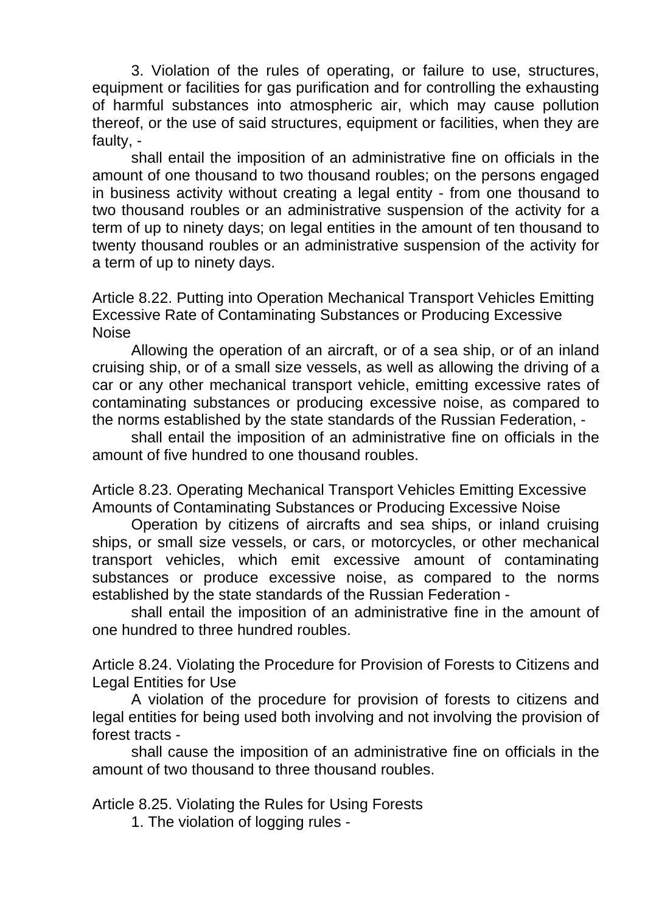3. Violation of the rules of operating, or failure to use, structures, equipment or facilities for gas purification and for controlling the exhausting of harmful substances into atmospheric air, which may cause pollution thereof, or the use of said structures, equipment or facilities, when they are faulty, -

shall entail the imposition of an administrative fine on officials in the amount of one thousand to two thousand roubles; on the persons engaged in business activity without creating a legal entity - from one thousand to two thousand roubles or an administrative suspension of the activity for a term of up to ninety days; on legal entities in the amount of ten thousand to twenty thousand roubles or an administrative suspension of the activity for a term of up to ninety days.

### Article 8.22. Putting into Operation Mechanical Transport Vehicles Emitting Excessive Rate of Contaminating Substances or Producing Excessive Noise

Allowing the operation of an aircraft, or of a sea ship, or of an inland cruising ship, or of a small size vessels, as well as allowing the driving of a car or any other mechanical transport vehicle, emitting excessive rates of contaminating substances or producing excessive noise, as compared to the norms established by the state standards of the Russian Federation, -

shall entail the imposition of an administrative fine on officials in the amount of five hundred to one thousand roubles.

### Article 8.23. Operating Mechanical Transport Vehicles Emitting Excessive Amounts of Contaminating Substances or Producing Excessive Noise

Operation by citizens of aircrafts and sea ships, or inland cruising ships, or small size vessels, or cars, or motorcycles, or other mechanical transport vehicles, which emit excessive amount of contaminating substances or produce excessive noise, as compared to the norms established by the state standards of the Russian Federation -

shall entail the imposition of an administrative fine in the amount of one hundred to three hundred roubles.

### Article 8.24. Violating the Procedure for Provision of Forests to Citizens and Legal Entities for Use

A violation of the procedure for provision of forests to citizens and legal entities for being used both involving and not involving the provision of forest tracts -

shall cause the imposition of an administrative fine on officials in the amount of two thousand to three thousand roubles.

### Article 8.25. Violating the Rules for Using Forests

1. The violation of logging rules -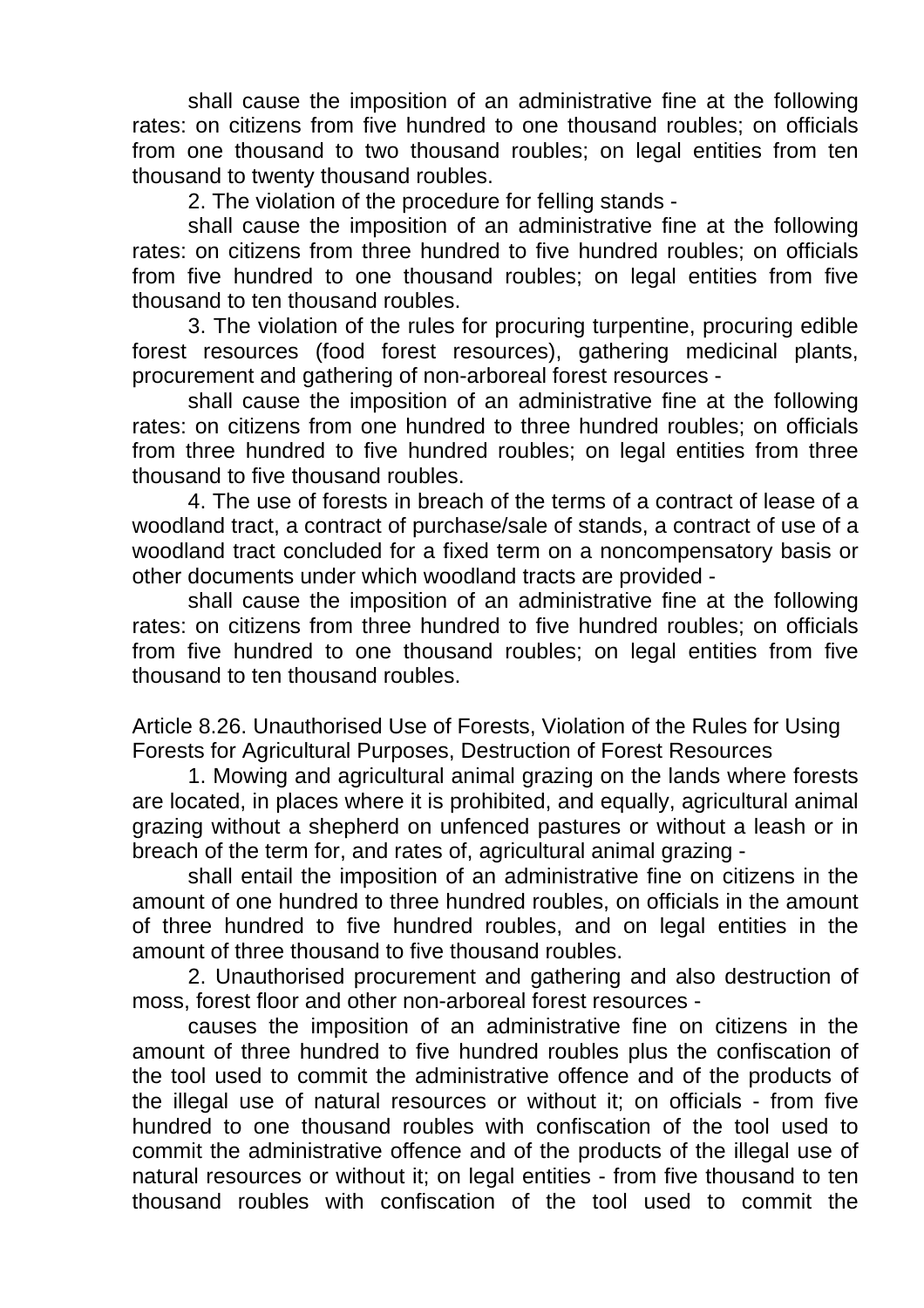shall cause the imposition of an administrative fine at the following rates: on citizens from five hundred to one thousand roubles; on officials from one thousand to two thousand roubles; on legal entities from ten thousand to twenty thousand roubles.

2. The violation of the procedure for felling stands -

shall cause the imposition of an administrative fine at the following rates: on citizens from three hundred to five hundred roubles; on officials from five hundred to one thousand roubles; on legal entities from five thousand to ten thousand roubles.

3. The violation of the rules for procuring turpentine, procuring edible forest resources (food forest resources), gathering medicinal plants, procurement and gathering of non-arboreal forest resources -

shall cause the imposition of an administrative fine at the following rates: on citizens from one hundred to three hundred roubles; on officials from three hundred to five hundred roubles; on legal entities from three thousand to five thousand roubles.

4. The use of forests in breach of the terms of a contract of lease of a woodland tract, a contract of purchase/sale of stands, a contract of use of a woodland tract concluded for a fixed term on a noncompensatory basis or other documents under which woodland tracts are provided -

shall cause the imposition of an administrative fine at the following rates: on citizens from three hundred to five hundred roubles; on officials from five hundred to one thousand roubles; on legal entities from five thousand to ten thousand roubles.

Article 8.26. Unauthorised Use of Forests, Violation of the Rules for Using Forests for Agricultural Purposes, Destruction of Forest Resources

1. Mowing and agricultural animal grazing on the lands where forests are located, in places where it is prohibited, and equally, agricultural animal grazing without a shepherd on unfenced pastures or without a leash or in breach of the term for, and rates of, agricultural animal grazing -

shall entail the imposition of an administrative fine on citizens in the amount of one hundred to three hundred roubles, on officials in the amount of three hundred to five hundred roubles, and on legal entities in the amount of three thousand to five thousand roubles.

2. Unauthorised procurement and gathering and also destruction of moss, forest floor and other non-arboreal forest resources -

causes the imposition of an administrative fine on citizens in the amount of three hundred to five hundred roubles plus the confiscation of the tool used to commit the administrative offence and of the products of the illegal use of natural resources or without it; on officials - from five hundred to one thousand roubles with confiscation of the tool used to commit the administrative offence and of the products of the illegal use of natural resources or without it; on legal entities - from five thousand to ten thousand roubles with confiscation of the tool used to commit the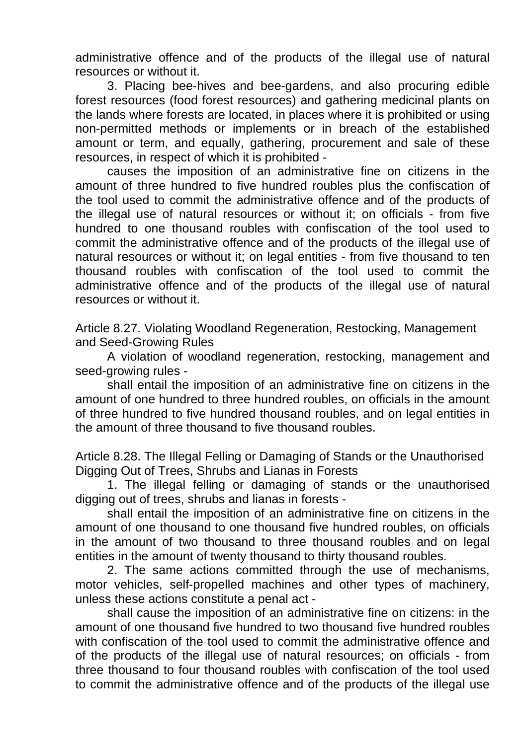administrative offence and of the products of the illegal use of natural resources or without it.

3. Placing bee-hives and bee-gardens, and also procuring edible forest resources (food forest resources) and gathering medicinal plants on the lands where forests are located, in places where it is prohibited or using non-permitted methods or implements or in breach of the established amount or term, and equally, gathering, procurement and sale of these resources, in respect of which it is prohibited -

causes the imposition of an administrative fine on citizens in the amount of three hundred to five hundred roubles plus the confiscation of the tool used to commit the administrative offence and of the products of the illegal use of natural resources or without it; on officials - from five hundred to one thousand roubles with confiscation of the tool used to commit the administrative offence and of the products of the illegal use of natural resources or without it; on legal entities - from five thousand to ten thousand roubles with confiscation of the tool used to commit the administrative offence and of the products of the illegal use of natural resources or without it.

### Article 8.27. Violating Woodland Regeneration, Restocking, Management and Seed-Growing Rules

A violation of woodland regeneration, restocking, management and seed-growing rules -

shall entail the imposition of an administrative fine on citizens in the amount of one hundred to three hundred roubles, on officials in the amount of three hundred to five hundred thousand roubles, and on legal entities in the amount of three thousand to five thousand roubles.

### Article 8.28. The Illegal Felling or Damaging of Stands or the Unauthorised Digging Out of Trees, Shrubs and Lianas in Forests

1. The illegal felling or damaging of stands or the unauthorised digging out of trees, shrubs and lianas in forests -

shall entail the imposition of an administrative fine on citizens in the amount of one thousand to one thousand five hundred roubles, on officials in the amount of two thousand to three thousand roubles and on legal entities in the amount of twenty thousand to thirty thousand roubles.

2. The same actions committed through the use of mechanisms, motor vehicles, self-propelled machines and other types of machinery, unless these actions constitute a penal act -

shall cause the imposition of an administrative fine on citizens: in the amount of one thousand five hundred to two thousand five hundred roubles with confiscation of the tool used to commit the administrative offence and of the products of the illegal use of natural resources; on officials - from three thousand to four thousand roubles with confiscation of the tool used to commit the administrative offence and of the products of the illegal use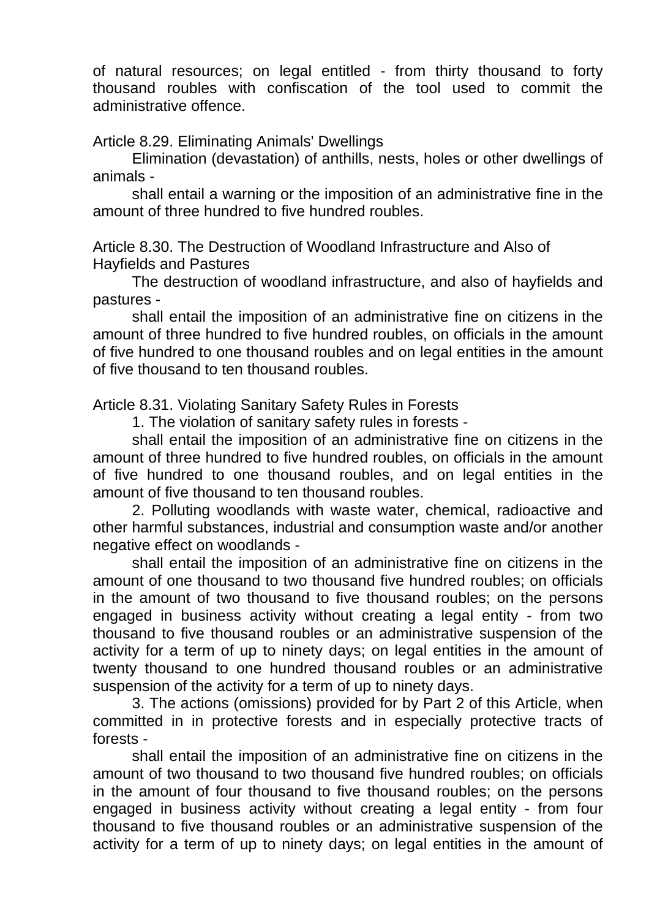of natural resources; on legal entitled - from thirty thousand to forty thousand roubles with confiscation of the tool used to commit the administrative offence.

### Article 8.29. Eliminating Animals' Dwellings

Elimination (devastation) of anthills, nests, holes or other dwellings of animals -

shall entail a warning or the imposition of an administrative fine in the amount of three hundred to five hundred roubles.

### Article 8.30. The Destruction of Woodland Infrastructure and Also of Hayfields and Pastures

The destruction of woodland infrastructure, and also of hayfields and pastures -

shall entail the imposition of an administrative fine on citizens in the amount of three hundred to five hundred roubles, on officials in the amount of five hundred to one thousand roubles and on legal entities in the amount of five thousand to ten thousand roubles.

### Article 8.31. Violating Sanitary Safety Rules in Forests

1. The violation of sanitary safety rules in forests -

shall entail the imposition of an administrative fine on citizens in the amount of three hundred to five hundred roubles, on officials in the amount of five hundred to one thousand roubles, and on legal entities in the amount of five thousand to ten thousand roubles.

2. Polluting woodlands with waste water, chemical, radioactive and other harmful substances, industrial and consumption waste and/or another negative effect on woodlands -

shall entail the imposition of an administrative fine on citizens in the amount of one thousand to two thousand five hundred roubles; on officials in the amount of two thousand to five thousand roubles; on the persons engaged in business activity without creating a legal entity - from two thousand to five thousand roubles or an administrative suspension of the activity for a term of up to ninety days; on legal entities in the amount of twenty thousand to one hundred thousand roubles or an administrative suspension of the activity for a term of up to ninety days.

3. The actions (omissions) provided for by Part 2 of this Article, when committed in in protective forests and in especially protective tracts of forests -

shall entail the imposition of an administrative fine on citizens in the amount of two thousand to two thousand five hundred roubles; on officials in the amount of four thousand to five thousand roubles; on the persons engaged in business activity without creating a legal entity - from four thousand to five thousand roubles or an administrative suspension of the activity for a term of up to ninety days; on legal entities in the amount of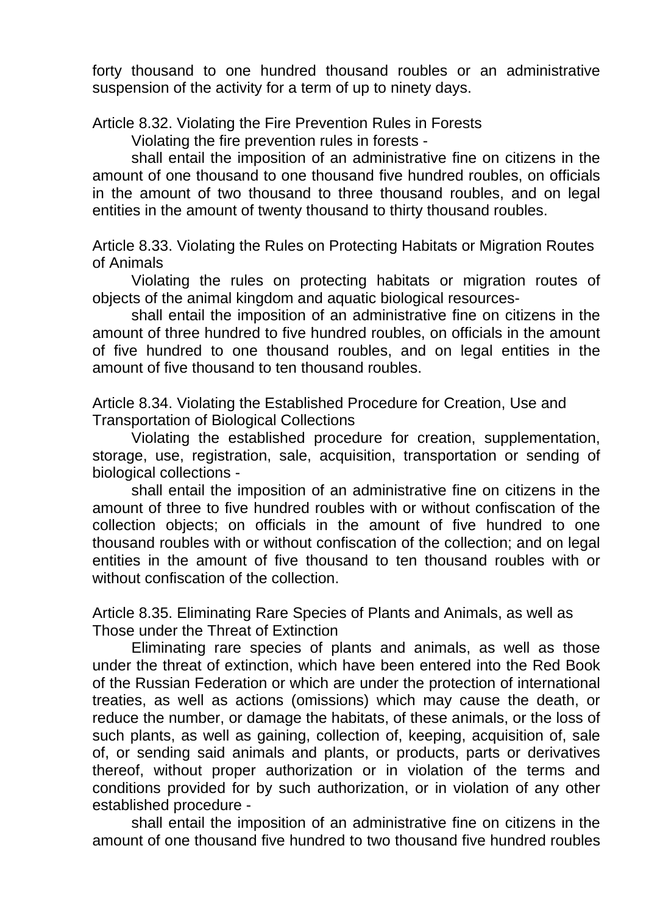forty thousand to one hundred thousand roubles or an administrative suspension of the activity for a term of up to ninety days.

Article 8.32. Violating the Fire Prevention Rules in Forests

Violating the fire prevention rules in forests -

shall entail the imposition of an administrative fine on citizens in the amount of one thousand to one thousand five hundred roubles, on officials in the amount of two thousand to three thousand roubles, and on legal entities in the amount of twenty thousand to thirty thousand roubles.

Article 8.33. Violating the Rules on Protecting Habitats or Migration Routes of Animals

Violating the rules on protecting habitats or migration routes of objects of the animal kingdom and aquatic biological resources-

shall entail the imposition of an administrative fine on citizens in the amount of three hundred to five hundred roubles, on officials in the amount of five hundred to one thousand roubles, and on legal entities in the amount of five thousand to ten thousand roubles.

Article 8.34. Violating the Established Procedure for Creation, Use and Transportation of Biological Collections

Violating the established procedure for creation, supplementation, storage, use, registration, sale, acquisition, transportation or sending of biological collections -

shall entail the imposition of an administrative fine on citizens in the amount of three to five hundred roubles with or without confiscation of the collection objects; on officials in the amount of five hundred to one thousand roubles with or without confiscation of the collection; and on legal entities in the amount of five thousand to ten thousand roubles with or without confiscation of the collection.

Article 8.35. Eliminating Rare Species of Plants and Animals, as well as Those under the Threat of Extinction

Eliminating rare species of plants and animals, as well as those under the threat of extinction, which have been entered into the Red Book of the Russian Federation or which are under the protection of international treaties, as well as actions (omissions) which may cause the death, or reduce the number, or damage the habitats, of these animals, or the loss of such plants, as well as gaining, collection of, keeping, acquisition of, sale of, or sending said animals and plants, or products, parts or derivatives thereof, without proper authorization or in violation of the terms and conditions provided for by such authorization, or in violation of any other established procedure -

shall entail the imposition of an administrative fine on citizens in the amount of one thousand five hundred to two thousand five hundred roubles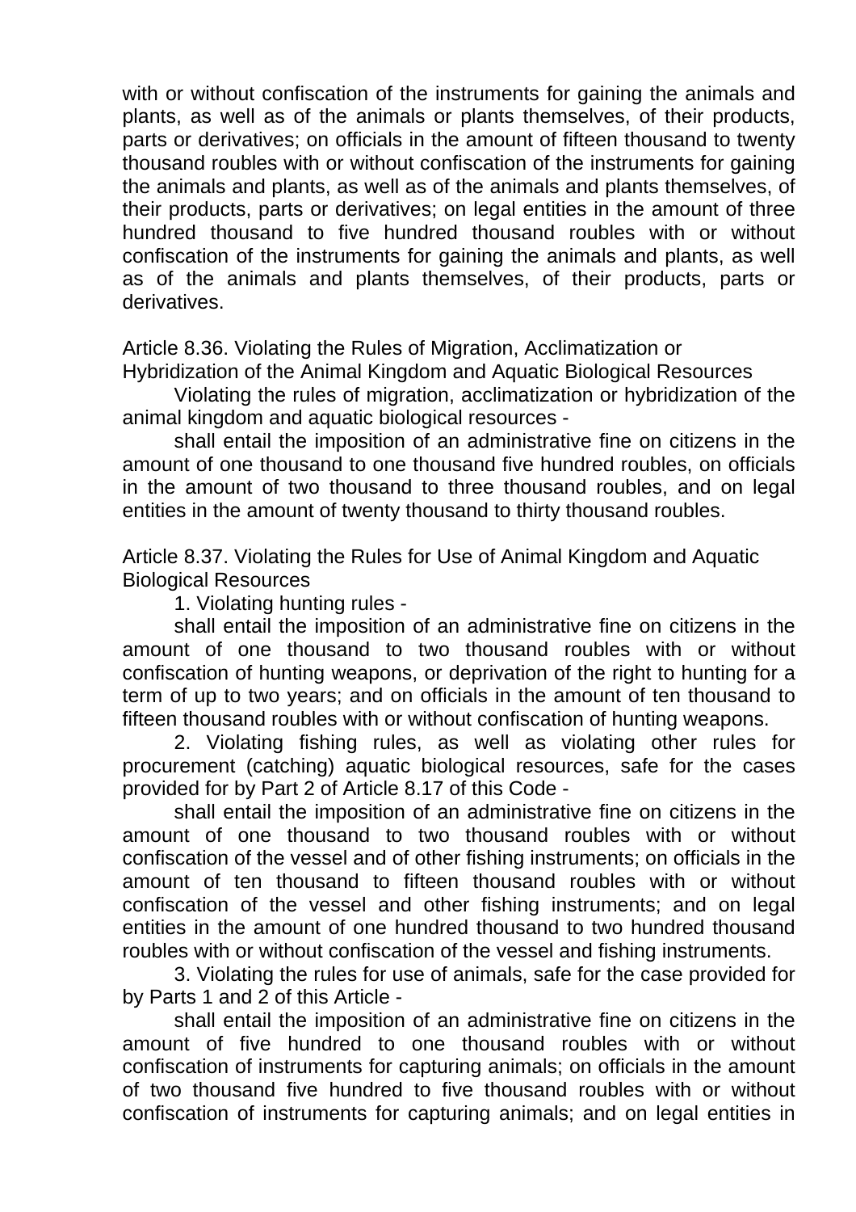with or without confiscation of the instruments for gaining the animals and plants, as well as of the animals or plants themselves, of their products, parts or derivatives; on officials in the amount of fifteen thousand to twenty thousand roubles with or without confiscation of the instruments for gaining the animals and plants, as well as of the animals and plants themselves, of their products, parts or derivatives; on legal entities in the amount of three hundred thousand to five hundred thousand roubles with or without confiscation of the instruments for gaining the animals and plants, as well as of the animals and plants themselves, of their products, parts or derivatives.

Article 8.36. Violating the Rules of Migration, Acclimatization or Hybridization of the Animal Kingdom and Aquatic Biological Resources

Violating the rules of migration, acclimatization or hybridization of the animal kingdom and aquatic biological resources -

shall entail the imposition of an administrative fine on citizens in the amount of one thousand to one thousand five hundred roubles, on officials in the amount of two thousand to three thousand roubles, and on legal entities in the amount of twenty thousand to thirty thousand roubles.

Article 8.37. Violating the Rules for Use of Animal Kingdom and Aquatic Biological Resources

1. Violating hunting rules -

shall entail the imposition of an administrative fine on citizens in the amount of one thousand to two thousand roubles with or without confiscation of hunting weapons, or deprivation of the right to hunting for a term of up to two years; and on officials in the amount of ten thousand to fifteen thousand roubles with or without confiscation of hunting weapons.

2. Violating fishing rules, as well as violating other rules for procurement (catching) aquatic biological resources, safe for the cases provided for by Part 2 of Article 8.17 of this Code -

shall entail the imposition of an administrative fine on citizens in the amount of one thousand to two thousand roubles with or without confiscation of the vessel and of other fishing instruments; on officials in the amount of ten thousand to fifteen thousand roubles with or without confiscation of the vessel and other fishing instruments; and on legal entities in the amount of one hundred thousand to two hundred thousand roubles with or without confiscation of the vessel and fishing instruments.

3. Violating the rules for use of animals, safe for the case provided for by Parts 1 and 2 of this Article -

shall entail the imposition of an administrative fine on citizens in the amount of five hundred to one thousand roubles with or without confiscation of instruments for capturing animals; on officials in the amount of two thousand five hundred to five thousand roubles with or without confiscation of instruments for capturing animals; and on legal entities in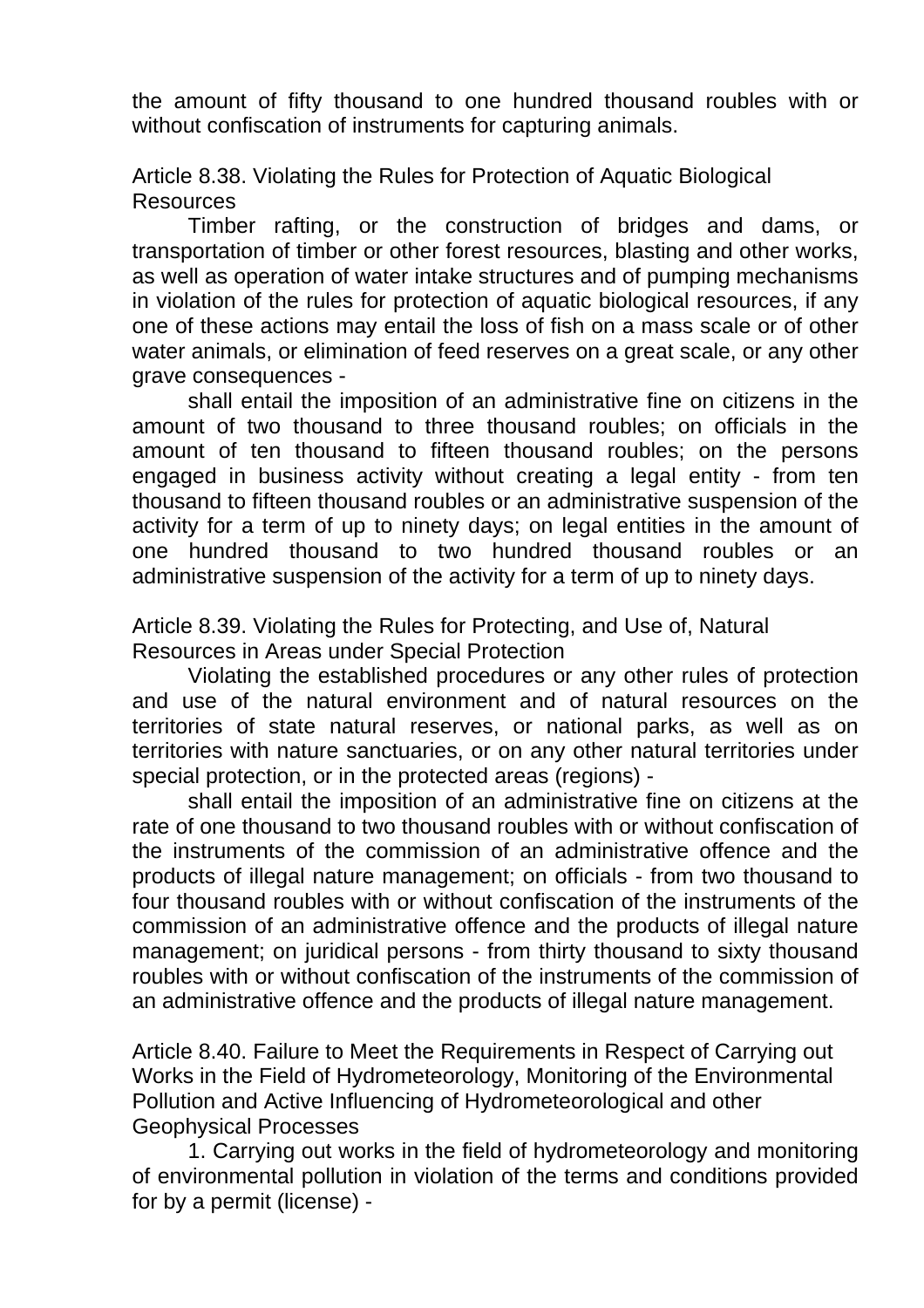the amount of fifty thousand to one hundred thousand roubles with or without confiscation of instruments for capturing animals.

Article 8.38. Violating the Rules for Protection of Aquatic Biological Resources

Timber rafting, or the construction of bridges and dams, or transportation of timber or other forest resources, blasting and other works, as well as operation of water intake structures and of pumping mechanisms in violation of the rules for protection of aquatic biological resources, if any one of these actions may entail the loss of fish on a mass scale or of other water animals, or elimination of feed reserves on a great scale, or any other grave consequences -

shall entail the imposition of an administrative fine on citizens in the amount of two thousand to three thousand roubles; on officials in the amount of ten thousand to fifteen thousand roubles; on the persons engaged in business activity without creating a legal entity - from ten thousand to fifteen thousand roubles or an administrative suspension of the activity for a term of up to ninety days; on legal entities in the amount of one hundred thousand to two hundred thousand roubles or an administrative suspension of the activity for a term of up to ninety days.

Article 8.39. Violating the Rules for Protecting, and Use of, Natural Resources in Areas under Special Protection

Violating the established procedures or any other rules of protection and use of the natural environment and of natural resources on the territories of state natural reserves, or national parks, as well as on territories with nature sanctuaries, or on any other natural territories under special protection, or in the protected areas (regions) -

shall entail the imposition of an administrative fine on citizens at the rate of one thousand to two thousand roubles with or without confiscation of the instruments of the commission of an administrative offence and the products of illegal nature management; on officials - from two thousand to four thousand roubles with or without confiscation of the instruments of the commission of an administrative offence and the products of illegal nature management; on juridical persons - from thirty thousand to sixty thousand roubles with or without confiscation of the instruments of the commission of an administrative offence and the products of illegal nature management.

Article 8.40. Failure to Meet the Requirements in Respect of Carrying out Works in the Field of Hydrometeorology, Monitoring of the Environmental Pollution and Active Influencing of Hydrometeorological and other Geophysical Processes

1. Carrying out works in the field of hydrometeorology and monitoring of environmental pollution in violation of the terms and conditions provided for by a permit (license) -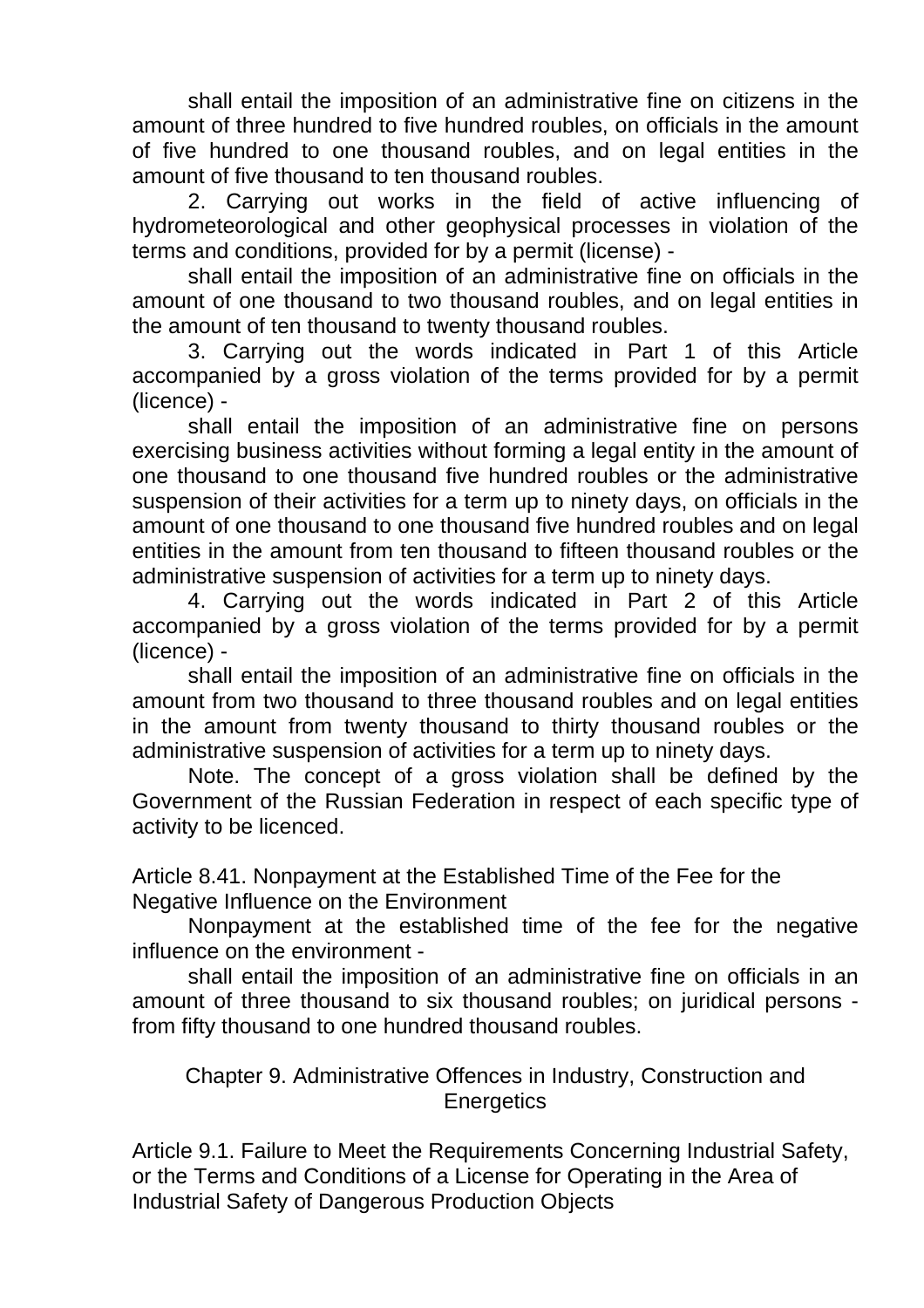shall entail the imposition of an administrative fine on citizens in the amount of three hundred to five hundred roubles, on officials in the amount of five hundred to one thousand roubles, and on legal entities in the amount of five thousand to ten thousand roubles.

2. Carrying out works in the field of active influencing of hydrometeorological and other geophysical processes in violation of the terms and conditions, provided for by a permit (license) -

shall entail the imposition of an administrative fine on officials in the amount of one thousand to two thousand roubles, and on legal entities in the amount of ten thousand to twenty thousand roubles.

3. Carrying out the words indicated in Part 1 of this Article accompanied by a gross violation of the terms provided for by a permit (licence) -

shall entail the imposition of an administrative fine on persons exercising business activities without forming a legal entity in the amount of one thousand to one thousand five hundred roubles or the administrative suspension of their activities for a term up to ninety days, on officials in the amount of one thousand to one thousand five hundred roubles and on legal entities in the amount from ten thousand to fifteen thousand roubles or the administrative suspension of activities for a term up to ninety days.

4. Carrying out the words indicated in Part 2 of this Article accompanied by a gross violation of the terms provided for by a permit (licence) -

shall entail the imposition of an administrative fine on officials in the amount from two thousand to three thousand roubles and on legal entities in the amount from twenty thousand to thirty thousand roubles or the administrative suspension of activities for a term up to ninety days.

Note. The concept of a gross violation shall be defined by the Government of the Russian Federation in respect of each specific type of activity to be licenced.

### Article 8.41. Nonpayment at the Established Time of the Fee for the Negative Influence on the Environment

Nonpayment at the established time of the fee for the negative influence on the environment -

shall entail the imposition of an administrative fine on officials in an amount of three thousand to six thousand roubles; on juridical persons - from fifty thousand to one hundred thousand roubles.

## Chapter 9. Administrative Offences in Industry, Construction and Energetics

### Article 9.1. Failure to Meet the Requirements Concerning Industrial Safety, or the Terms and Conditions of a License for Operating in the Area of Industrial Safety of Dangerous Production Objects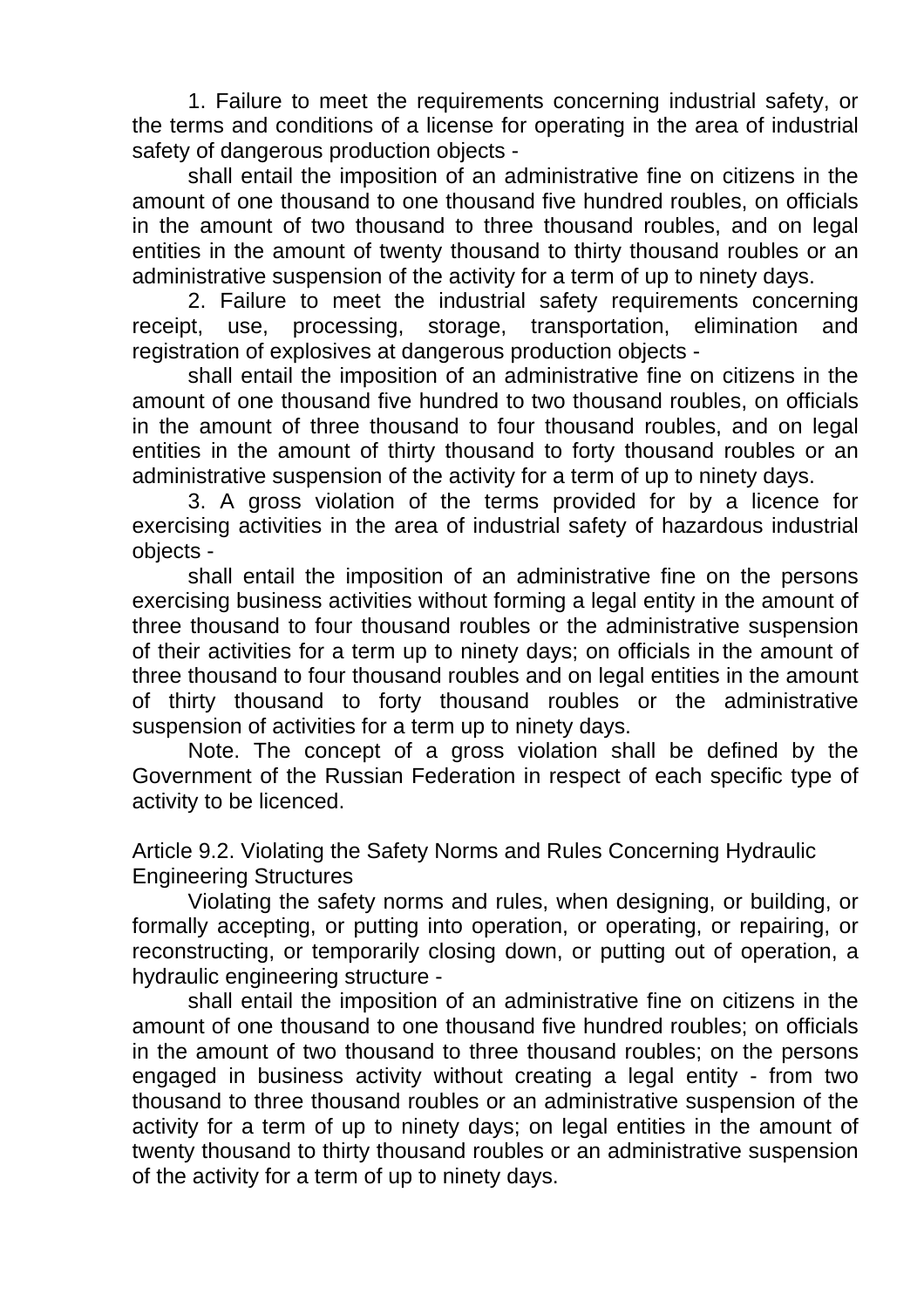1. Failure to meet the requirements concerning industrial safety, or the terms and conditions of a license for operating in the area of industrial safety of dangerous production objects -

shall entail the imposition of an administrative fine on citizens in the amount of one thousand to one thousand five hundred roubles, on officials in the amount of two thousand to three thousand roubles, and on legal entities in the amount of twenty thousand to thirty thousand roubles or an administrative suspension of the activity for a term of up to ninety days.

2. Failure to meet the industrial safety requirements concerning receipt, use, processing, storage, transportation, elimination and registration of explosives at dangerous production objects -

shall entail the imposition of an administrative fine on citizens in the amount of one thousand five hundred to two thousand roubles, on officials in the amount of three thousand to four thousand roubles, and on legal entities in the amount of thirty thousand to forty thousand roubles or an administrative suspension of the activity for a term of up to ninety days.

3. A gross violation of the terms provided for by a licence for exercising activities in the area of industrial safety of hazardous industrial objects -

shall entail the imposition of an administrative fine on the persons exercising business activities without forming a legal entity in the amount of three thousand to four thousand roubles or the administrative suspension of their activities for a term up to ninety days; on officials in the amount of three thousand to four thousand roubles and on legal entities in the amount of thirty thousand to forty thousand roubles or the administrative suspension of activities for a term up to ninety days.

Note. The concept of a gross violation shall be defined by the Government of the Russian Federation in respect of each specific type of activity to be licenced.

## Article 9.2. Violating the Safety Norms and Rules Concerning Hydraulic Engineering Structures

Violating the safety norms and rules, when designing, or building, or formally accepting, or putting into operation, or operating, or repairing, or reconstructing, or temporarily closing down, or putting out of operation, a hydraulic engineering structure -

shall entail the imposition of an administrative fine on citizens in the amount of one thousand to one thousand five hundred roubles; on officials in the amount of two thousand to three thousand roubles; on the persons engaged in business activity without creating a legal entity - from two thousand to three thousand roubles or an administrative suspension of the activity for a term of up to ninety days; on legal entities in the amount of twenty thousand to thirty thousand roubles or an administrative suspension of the activity for a term of up to ninety days.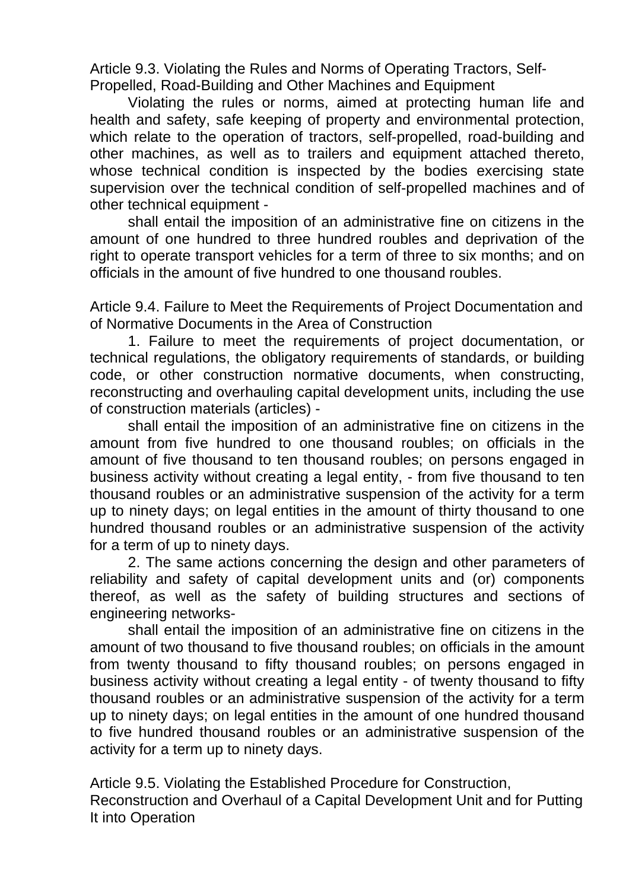### Article 9.3. Violating the Rules and Norms of Operating Tractors, Self-Propelled, Road-Building and Other Machines and Equipment

Violating the rules or norms, aimed at protecting human life and health and safety, safe keeping of property and environmental protection, which relate to the operation of tractors, self-propelled, road-building and other machines, as well as to trailers and equipment attached thereto, whose technical condition is inspected by the bodies exercising state supervision over the technical condition of self-propelled machines and of other technical equipment -

shall entail the imposition of an administrative fine on citizens in the amount of one hundred to three hundred roubles and deprivation of the right to operate transport vehicles for a term of three to six months; and on officials in the amount of five hundred to one thousand roubles.

### Article 9.4. Failure to Meet the Requirements of Project Documentation and of Normative Documents in the Area of Construction

1. Failure to meet the requirements of project documentation, or technical regulations, the obligatory requirements of standards, or building code, or other construction normative documents, when constructing, reconstructing and overhauling capital development units, including the use of construction materials (articles) -

shall entail the imposition of an administrative fine on citizens in the amount from five hundred to one thousand roubles; on officials in the amount of five thousand to ten thousand roubles; on persons engaged in business activity without creating a legal entity, - from five thousand to ten thousand roubles or an administrative suspension of the activity for a term up to ninety days; on legal entities in the amount of thirty thousand to one hundred thousand roubles or an administrative suspension of the activity for a term of up to ninety days.

2. The same actions concerning the design and other parameters of reliability and safety of capital development units and (or) components thereof, as well as the safety of building structures and sections of engineering networks-

shall entail the imposition of an administrative fine on citizens in the amount of two thousand to five thousand roubles; on officials in the amount from twenty thousand to fifty thousand roubles; on persons engaged in business activity without creating a legal entity - of twenty thousand to fifty thousand roubles or an administrative suspension of the activity for a term up to ninety days; on legal entities in the amount of one hundred thousand to five hundred thousand roubles or an administrative suspension of the activity for a term up to ninety days.

### Article 9.5. Violating the Established Procedure for Construction, Reconstruction and Overhaul of a Capital Development Unit and for Putting It into Operation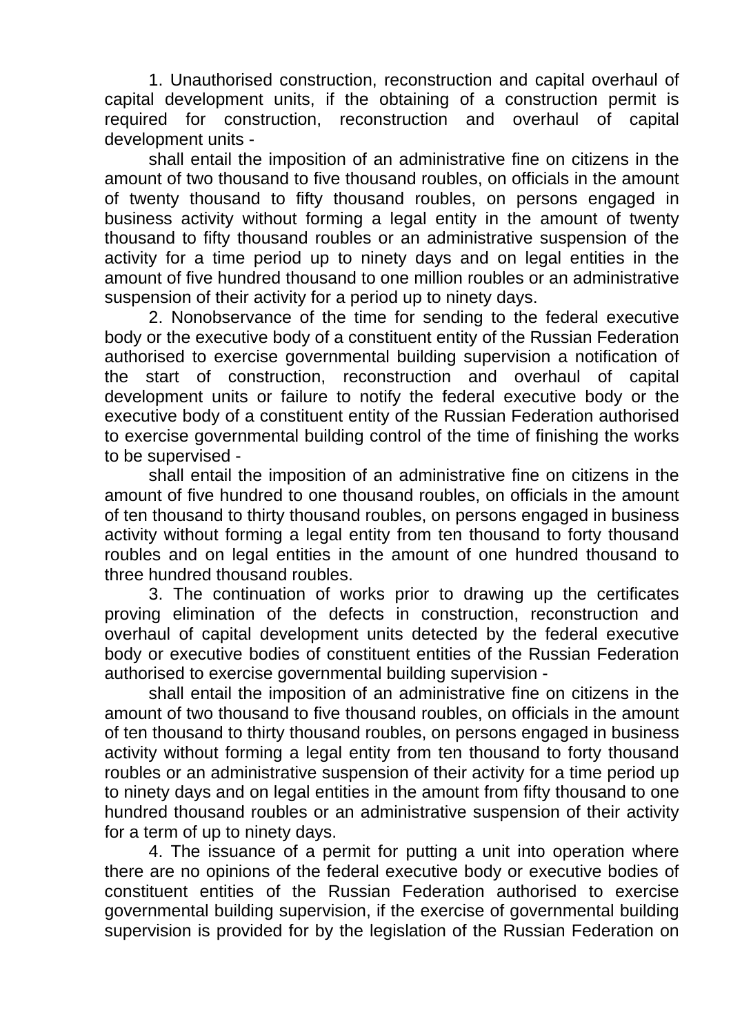1. Unauthorised construction, reconstruction and capital overhaul of capital development units, if the obtaining of a construction permit is required for construction, reconstruction and overhaul of capital development units -

shall entail the imposition of an administrative fine on citizens in the amount of two thousand to five thousand roubles, on officials in the amount of twenty thousand to fifty thousand roubles, on persons engaged in business activity without forming a legal entity in the amount of twenty thousand to fifty thousand roubles or an administrative suspension of the activity for a time period up to ninety days and on legal entities in the amount of five hundred thousand to one million roubles or an administrative suspension of their activity for a period up to ninety days.

2. Nonobservance of the time for sending to the federal executive body or the executive body of a constituent entity of the Russian Federation authorised to exercise governmental building supervision a notification of the start of construction, reconstruction and overhaul of capital development units or failure to notify the federal executive body or the executive body of a constituent entity of the Russian Federation authorised to exercise governmental building control of the time of finishing the works to be supervised -

shall entail the imposition of an administrative fine on citizens in the amount of five hundred to one thousand roubles, on officials in the amount of ten thousand to thirty thousand roubles, on persons engaged in business activity without forming a legal entity from ten thousand to forty thousand roubles and on legal entities in the amount of one hundred thousand to three hundred thousand roubles.

3. The continuation of works prior to drawing up the certificates proving elimination of the defects in construction, reconstruction and overhaul of capital development units detected by the federal executive body or executive bodies of constituent entities of the Russian Federation authorised to exercise governmental building supervision -

shall entail the imposition of an administrative fine on citizens in the amount of two thousand to five thousand roubles, on officials in the amount of ten thousand to thirty thousand roubles, on persons engaged in business activity without forming a legal entity from ten thousand to forty thousand roubles or an administrative suspension of their activity for a time period up to ninety days and on legal entities in the amount from fifty thousand to one hundred thousand roubles or an administrative suspension of their activity for a term of up to ninety days.

4. The issuance of a permit for putting a unit into operation where there are no opinions of the federal executive body or executive bodies of constituent entities of the Russian Federation authorised to exercise governmental building supervision, if the exercise of governmental building supervision is provided for by the legislation of the Russian Federation on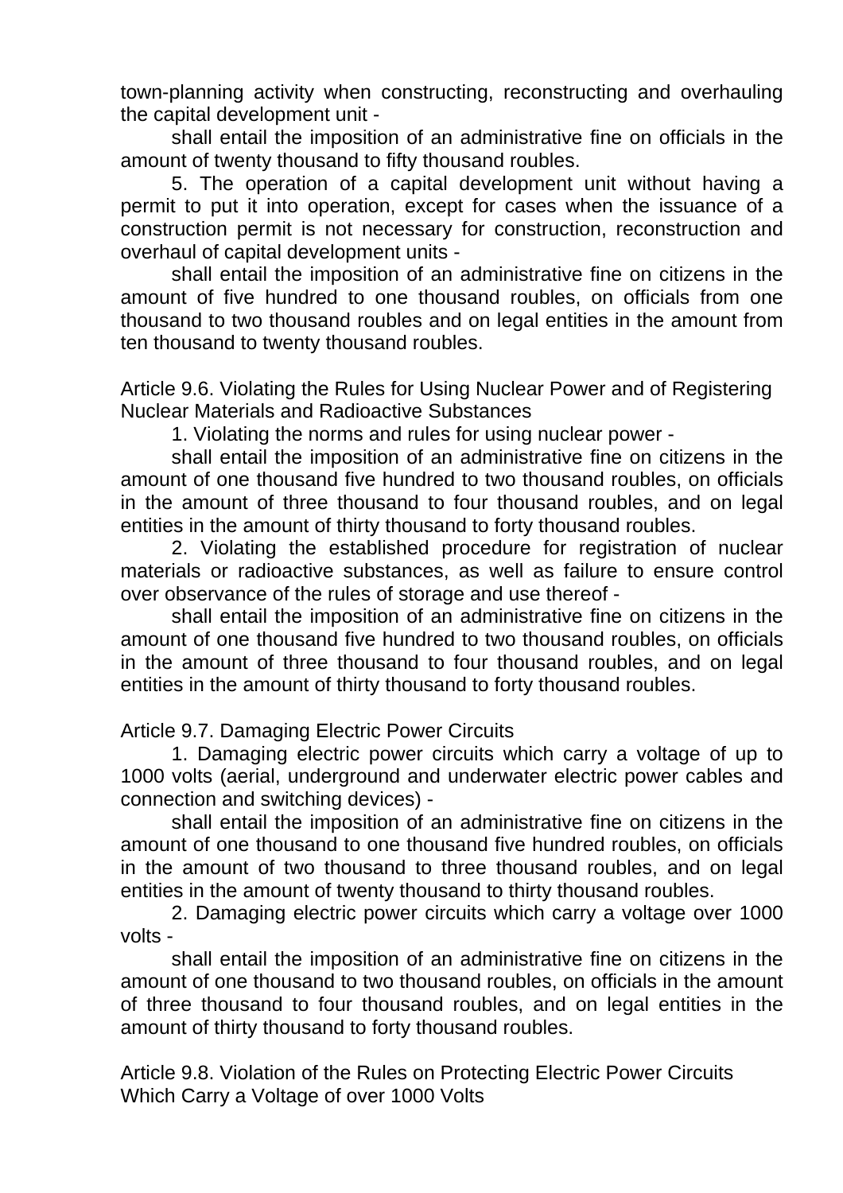town-planning activity when constructing, reconstructing and overhauling the capital development unit -

shall entail the imposition of an administrative fine on officials in the amount of twenty thousand to fifty thousand roubles.

5. The operation of a capital development unit without having a permit to put it into operation, except for cases when the issuance of a construction permit is not necessary for construction, reconstruction and overhaul of capital development units -

shall entail the imposition of an administrative fine on citizens in the amount of five hundred to one thousand roubles, on officials from one thousand to two thousand roubles and on legal entities in the amount from ten thousand to twenty thousand roubles.

### Article 9.6. Violating the Rules for Using Nuclear Power and of Registering Nuclear Materials and Radioactive Substances

1. Violating the norms and rules for using nuclear power -

shall entail the imposition of an administrative fine on citizens in the amount of one thousand five hundred to two thousand roubles, on officials in the amount of three thousand to four thousand roubles, and on legal entities in the amount of thirty thousand to forty thousand roubles.

2. Violating the established procedure for registration of nuclear materials or radioactive substances, as well as failure to ensure control over observance of the rules of storage and use thereof -

shall entail the imposition of an administrative fine on citizens in the amount of one thousand five hundred to two thousand roubles, on officials in the amount of three thousand to four thousand roubles, and on legal entities in the amount of thirty thousand to forty thousand roubles.

### Article 9.7. Damaging Electric Power Circuits

1. Damaging electric power circuits which carry a voltage of up to 1000 volts (aerial, underground and underwater electric power cables and connection and switching devices) -

shall entail the imposition of an administrative fine on citizens in the amount of one thousand to one thousand five hundred roubles, on officials in the amount of two thousand to three thousand roubles, and on legal entities in the amount of twenty thousand to thirty thousand roubles.

2. Damaging electric power circuits which carry a voltage over 1000 volts -

shall entail the imposition of an administrative fine on citizens in the amount of one thousand to two thousand roubles, on officials in the amount of three thousand to four thousand roubles, and on legal entities in the amount of thirty thousand to forty thousand roubles.

### Article 9.8. Violation of the Rules on Protecting Electric Power Circuits Which Carry a Voltage of over 1000 Volts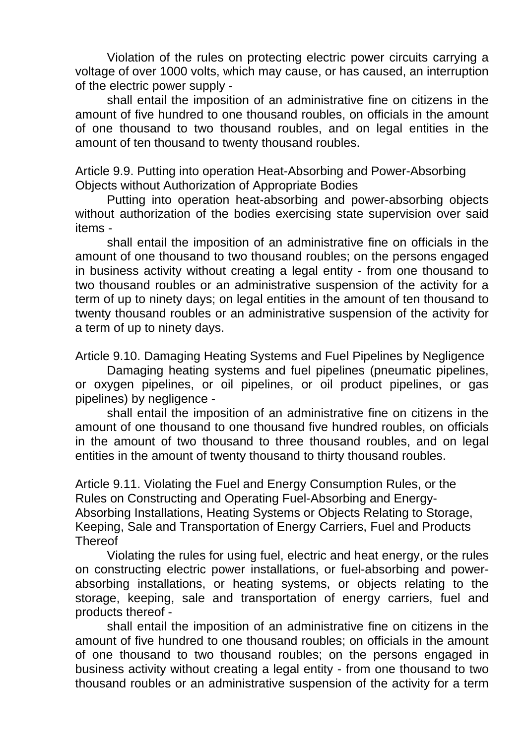Violation of the rules on protecting electric power circuits carrying a voltage of over 1000 volts, which may cause, or has caused, an interruption of the electric power supply -

shall entail the imposition of an administrative fine on citizens in the amount of five hundred to one thousand roubles, on officials in the amount of one thousand to two thousand roubles, and on legal entities in the amount of ten thousand to twenty thousand roubles.

Article 9.9. Putting into operation Heat-Absorbing and Power-Absorbing Objects without Authorization of Appropriate Bodies

Putting into operation heat-absorbing and power-absorbing objects without authorization of the bodies exercising state supervision over said items -

shall entail the imposition of an administrative fine on officials in the amount of one thousand to two thousand roubles; on the persons engaged in business activity without creating a legal entity - from one thousand to two thousand roubles or an administrative suspension of the activity for a term of up to ninety days; on legal entities in the amount of ten thousand to twenty thousand roubles or an administrative suspension of the activity for a term of up to ninety days.

Article 9.10. Damaging Heating Systems and Fuel Pipelines by Negligence

Damaging heating systems and fuel pipelines (pneumatic pipelines, or oxygen pipelines, or oil pipelines, or oil product pipelines, or gas pipelines) by negligence -

shall entail the imposition of an administrative fine on citizens in the amount of one thousand to one thousand five hundred roubles, on officials in the amount of two thousand to three thousand roubles, and on legal entities in the amount of twenty thousand to thirty thousand roubles.

Article 9.11. Violating the Fuel and Energy Consumption Rules, or the Rules on Constructing and Operating Fuel-Absorbing and Energy-Absorbing Installations, Heating Systems or Objects Relating to Storage, Keeping, Sale and Transportation of Energy Carriers, Fuel and Products Thereof

Violating the rules for using fuel, electric and heat energy, or the rules on constructing electric power installations, or fuel-absorbing and power-absorbing installations, or heating systems, or objects relating to the storage, keeping, sale and transportation of energy carriers, fuel and products thereof -

shall entail the imposition of an administrative fine on citizens in the amount of five hundred to one thousand roubles; on officials in the amount of one thousand to two thousand roubles; on the persons engaged in business activity without creating a legal entity - from one thousand to two thousand roubles or an administrative suspension of the activity for a term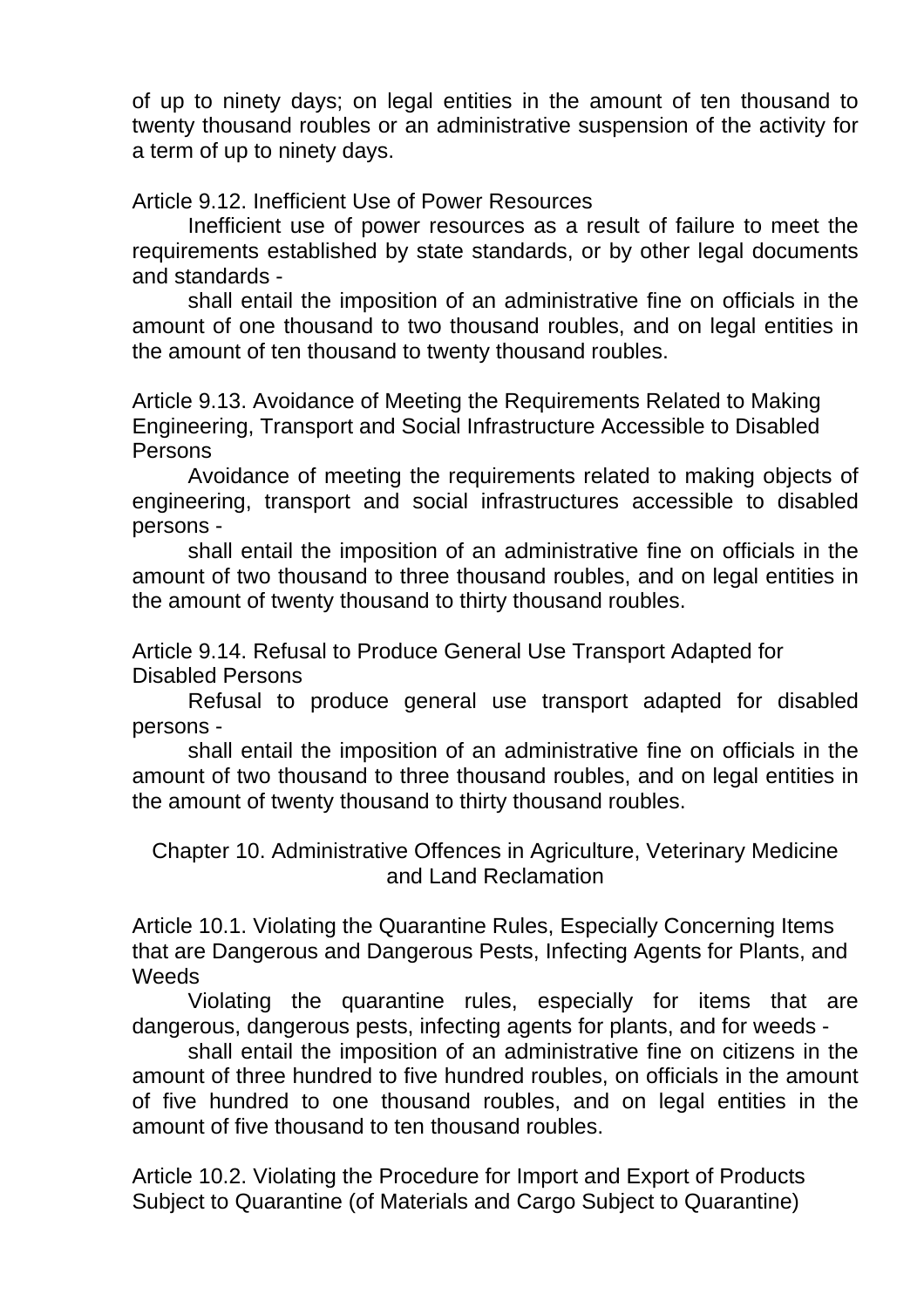of up to ninety days; on legal entities in the amount of ten thousand to twenty thousand roubles or an administrative suspension of the activity for a term of up to ninety days.

Article 9.12. Inefficient Use of Power Resources

Inefficient use of power resources as a result of failure to meet the requirements established by state standards, or by other legal documents and standards -

shall entail the imposition of an administrative fine on officials in the amount of one thousand to two thousand roubles, and on legal entities in the amount of ten thousand to twenty thousand roubles.

Article 9.13. Avoidance of Meeting the Requirements Related to Making Engineering, Transport and Social Infrastructure Accessible to Disabled Persons

Avoidance of meeting the requirements related to making objects of engineering, transport and social infrastructures accessible to disabled persons -

shall entail the imposition of an administrative fine on officials in the amount of two thousand to three thousand roubles, and on legal entities in the amount of twenty thousand to thirty thousand roubles.

Article 9.14. Refusal to Produce General Use Transport Adapted for Disabled Persons

Refusal to produce general use transport adapted for disabled persons -

shall entail the imposition of an administrative fine on officials in the amount of two thousand to three thousand roubles, and on legal entities in the amount of twenty thousand to thirty thousand roubles.

## Chapter 10. Administrative Offences in Agriculture, Veterinary Medicine and Land Reclamation

Article 10.1. Violating the Quarantine Rules, Especially Concerning Items that are Dangerous and Dangerous Pests, Infecting Agents for Plants, and Weeds

Violating the quarantine rules, especially for items that are dangerous, dangerous pests, infecting agents for plants, and for weeds -

shall entail the imposition of an administrative fine on citizens in the amount of three hundred to five hundred roubles, on officials in the amount of five hundred to one thousand roubles, and on legal entities in the amount of five thousand to ten thousand roubles.

Article 10.2. Violating the Procedure for Import and Export of Products Subject to Quarantine (of Materials and Cargo Subject to Quarantine)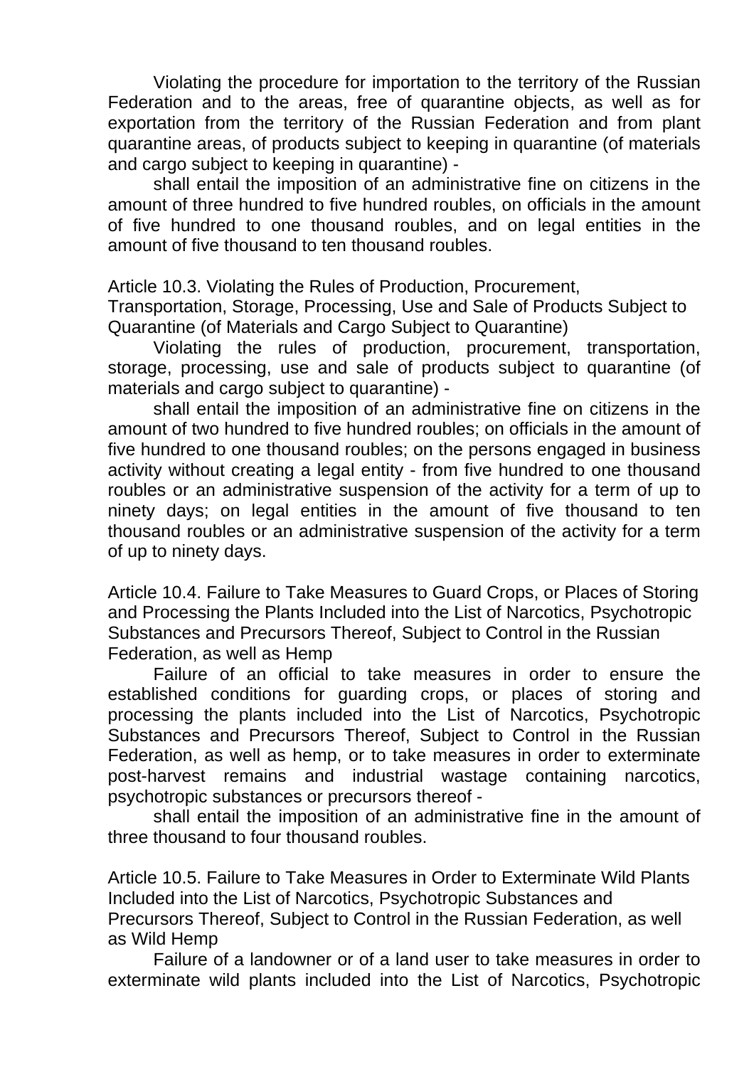Violating the procedure for importation to the territory of the Russian Federation and to the areas, free of quarantine objects, as well as for exportation from the territory of the Russian Federation and from plant quarantine areas, of products subject to keeping in quarantine (of materials and cargo subject to keeping in quarantine) -

shall entail the imposition of an administrative fine on citizens in the amount of three hundred to five hundred roubles, on officials in the amount of five hundred to one thousand roubles, and on legal entities in the amount of five thousand to ten thousand roubles.

### Article 10.3. Violating the Rules of Production, Procurement, Transportation, Storage, Processing, Use and Sale of Products Subject to Quarantine (of Materials and Cargo Subject to Quarantine)

Violating the rules of production, procurement, transportation, storage, processing, use and sale of products subject to quarantine (of materials and cargo subject to quarantine) -

shall entail the imposition of an administrative fine on citizens in the amount of two hundred to five hundred roubles; on officials in the amount of five hundred to one thousand roubles; on the persons engaged in business activity without creating a legal entity - from five hundred to one thousand roubles or an administrative suspension of the activity for a term of up to ninety days; on legal entities in the amount of five thousand to ten thousand roubles or an administrative suspension of the activity for a term of up to ninety days.

### Article 10.4. Failure to Take Measures to Guard Crops, or Places of Storing and Processing the Plants Included into the List of Narcotics, Psychotropic Substances and Precursors Thereof, Subject to Control in the Russian Federation, as well as Hemp

Failure of an official to take measures in order to ensure the established conditions for guarding crops, or places of storing and processing the plants included into the List of Narcotics, Psychotropic Substances and Precursors Thereof, Subject to Control in the Russian Federation, as well as hemp, or to take measures in order to exterminate post-harvest remains and industrial wastage containing narcotics, psychotropic substances or precursors thereof -

shall entail the imposition of an administrative fine in the amount of three thousand to four thousand roubles.

### Article 10.5. Failure to Take Measures in Order to Exterminate Wild Plants Included into the List of Narcotics, Psychotropic Substances and Precursors Thereof, Subject to Control in the Russian Federation, as well as Wild Hemp

Failure of a landowner or of a land user to take measures in order to exterminate wild plants included into the List of Narcotics, Psychotropic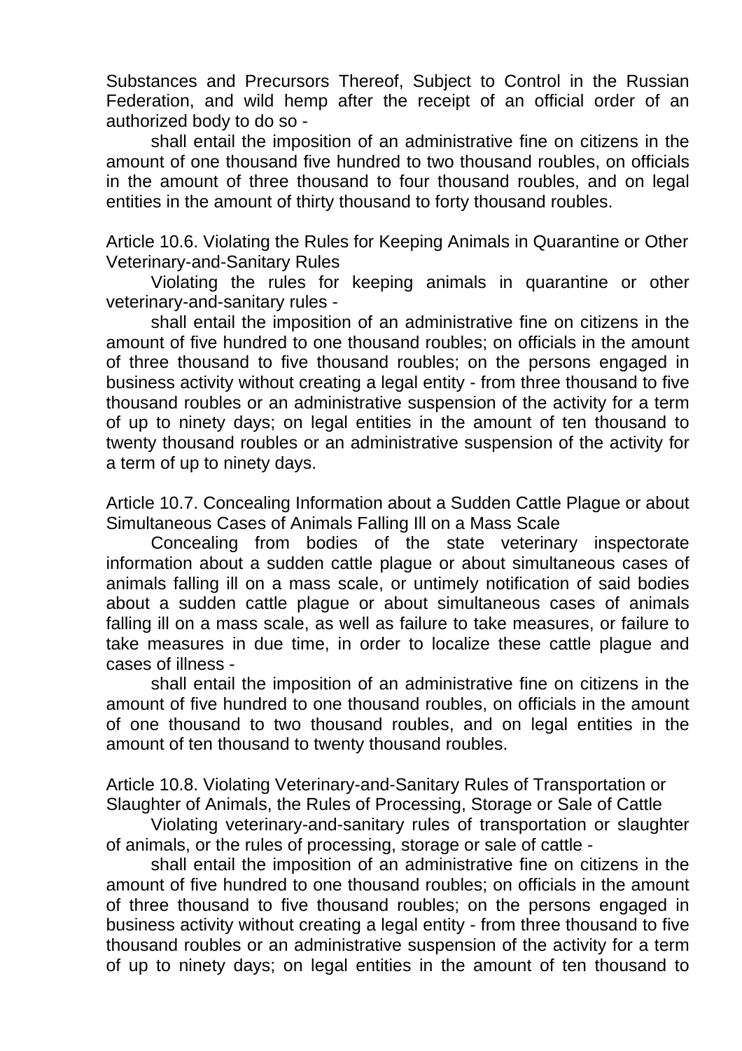Substances and Precursors Thereof, Subject to Control in the Russian Federation, and wild hemp after the receipt of an official order of an authorized body to do so -

shall entail the imposition of an administrative fine on citizens in the amount of one thousand five hundred to two thousand roubles, on officials in the amount of three thousand to four thousand roubles, and on legal entities in the amount of thirty thousand to forty thousand roubles.

Article 10.6. Violating the Rules for Keeping Animals in Quarantine or Other Veterinary-and-Sanitary Rules

Violating the rules for keeping animals in quarantine or other veterinary-and-sanitary rules -

shall entail the imposition of an administrative fine on citizens in the amount of five hundred to one thousand roubles; on officials in the amount of three thousand to five thousand roubles; on the persons engaged in business activity without creating a legal entity - from three thousand to five thousand roubles or an administrative suspension of the activity for a term of up to ninety days; on legal entities in the amount of ten thousand to twenty thousand roubles or an administrative suspension of the activity for a term of up to ninety days.

Article 10.7. Concealing Information about a Sudden Cattle Plague or about Simultaneous Cases of Animals Falling Ill on a Mass Scale

Concealing from bodies of the state veterinary inspectorate information about a sudden cattle plague or about simultaneous cases of animals falling ill on a mass scale, or untimely notification of said bodies about a sudden cattle plague or about simultaneous cases of animals falling ill on a mass scale, as well as failure to take measures, or failure to take measures in due time, in order to localize these cattle plague and cases of illness -

shall entail the imposition of an administrative fine on citizens in the amount of five hundred to one thousand roubles, on officials in the amount of one thousand to two thousand roubles, and on legal entities in the amount of ten thousand to twenty thousand roubles.

Article 10.8. Violating Veterinary-and-Sanitary Rules of Transportation or Slaughter of Animals, the Rules of Processing, Storage or Sale of Cattle

Violating veterinary-and-sanitary rules of transportation or slaughter of animals, or the rules of processing, storage or sale of cattle -

shall entail the imposition of an administrative fine on citizens in the amount of five hundred to one thousand roubles; on officials in the amount of three thousand to five thousand roubles; on the persons engaged in business activity without creating a legal entity - from three thousand to five thousand roubles or an administrative suspension of the activity for a term of up to ninety days; on legal entities in the amount of ten thousand to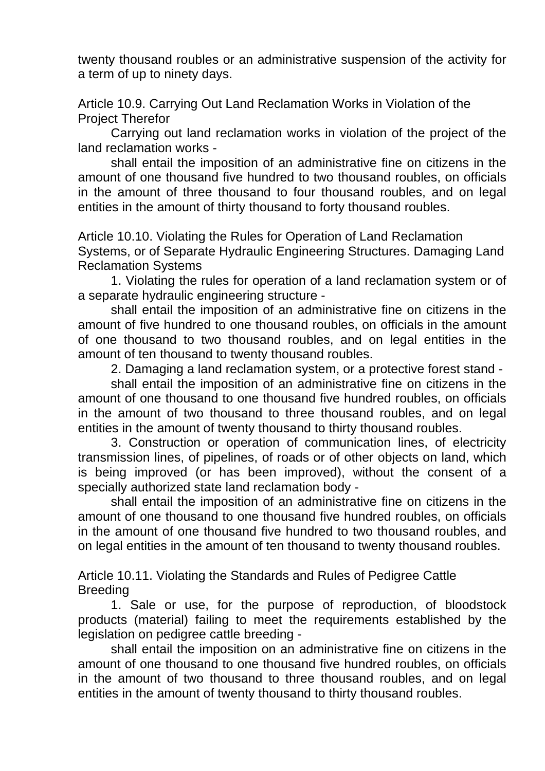twenty thousand roubles or an administrative suspension of the activity for a term of up to ninety days.

### Article 10.9. Carrying Out Land Reclamation Works in Violation of the Project Therefor

Carrying out land reclamation works in violation of the project of the land reclamation works -

shall entail the imposition of an administrative fine on citizens in the amount of one thousand five hundred to two thousand roubles, on officials in the amount of three thousand to four thousand roubles, and on legal entities in the amount of thirty thousand to forty thousand roubles.

### Article 10.10. Violating the Rules for Operation of Land Reclamation Systems, or of Separate Hydraulic Engineering Structures. Damaging Land Reclamation Systems

1. Violating the rules for operation of a land reclamation system or of a separate hydraulic engineering structure -

shall entail the imposition of an administrative fine on citizens in the amount of five hundred to one thousand roubles, on officials in the amount of one thousand to two thousand roubles, and on legal entities in the amount of ten thousand to twenty thousand roubles.

2. Damaging a land reclamation system, or a protective forest stand -

shall entail the imposition of an administrative fine on citizens in the amount of one thousand to one thousand five hundred roubles, on officials in the amount of two thousand to three thousand roubles, and on legal entities in the amount of twenty thousand to thirty thousand roubles.

3. Construction or operation of communication lines, of electricity transmission lines, of pipelines, of roads or of other objects on land, which is being improved (or has been improved), without the consent of a specially authorized state land reclamation body -

shall entail the imposition of an administrative fine on citizens in the amount of one thousand to one thousand five hundred roubles, on officials in the amount of one thousand five hundred to two thousand roubles, and on legal entities in the amount of ten thousand to twenty thousand roubles.

### Article 10.11. Violating the Standards and Rules of Pedigree Cattle Breeding

1. Sale or use, for the purpose of reproduction, of bloodstock products (material) failing to meet the requirements established by the legislation on pedigree cattle breeding -

shall entail the imposition on an administrative fine on citizens in the amount of one thousand to one thousand five hundred roubles, on officials in the amount of two thousand to three thousand roubles, and on legal entities in the amount of twenty thousand to thirty thousand roubles.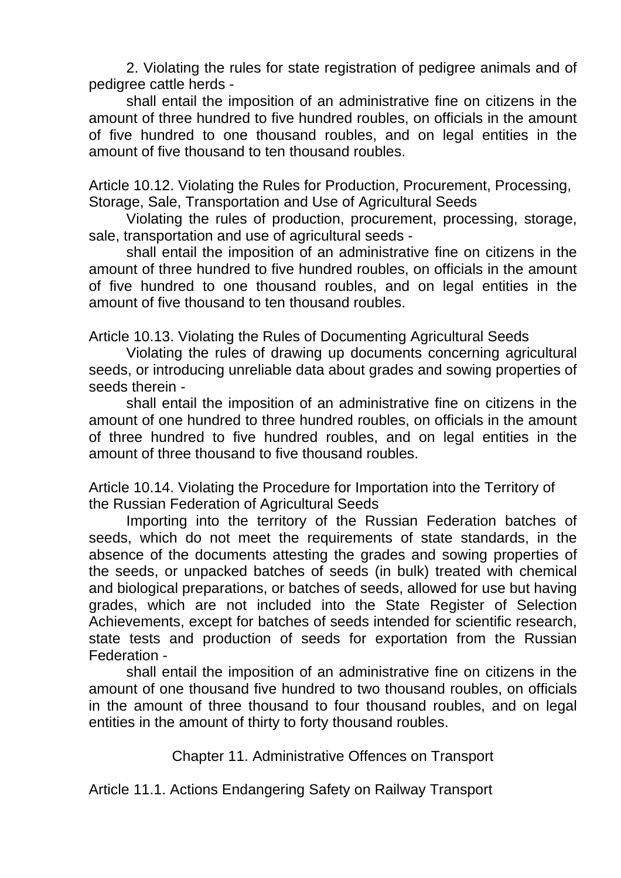2. Violating the rules for state registration of pedigree animals and of pedigree cattle herds -

shall entail the imposition of an administrative fine on citizens in the amount of three hundred to five hundred roubles, on officials in the amount of five hundred to one thousand roubles, and on legal entities in the amount of five thousand to ten thousand roubles.

### Article 10.12. Violating the Rules for Production, Procurement, Processing, Storage, Sale, Transportation and Use of Agricultural Seeds

Violating the rules of production, procurement, processing, storage, sale, transportation and use of agricultural seeds -

shall entail the imposition of an administrative fine on citizens in the amount of three hundred to five hundred roubles, on officials in the amount of five hundred to one thousand roubles, and on legal entities in the amount of five thousand to ten thousand roubles.

### Article 10.13. Violating the Rules of Documenting Agricultural Seeds

Violating the rules of drawing up documents concerning agricultural seeds, or introducing unreliable data about grades and sowing properties of seeds therein -

shall entail the imposition of an administrative fine on citizens in the amount of one hundred to three hundred roubles, on officials in the amount of three hundred to five hundred roubles, and on legal entities in the amount of three thousand to five thousand roubles.

### Article 10.14. Violating the Procedure for Importation into the Territory of the Russian Federation of Agricultural Seeds

Importing into the territory of the Russian Federation batches of seeds, which do not meet the requirements of state standards, in the absence of the documents attesting the grades and sowing properties of the seeds, or unpacked batches of seeds (in bulk) treated with chemical and biological preparations, or batches of seeds, allowed for use but having grades, which are not included into the State Register of Selection Achievements, except for batches of seeds intended for scientific research, state tests and production of seeds for exportation from the Russian Federation -

shall entail the imposition of an administrative fine on citizens in the amount of one thousand five hundred to two thousand roubles, on officials in the amount of three thousand to four thousand roubles, and on legal entities in the amount of thirty to forty thousand roubles.

## Chapter 11. Administrative Offences on Transport

### Article 11.1. Actions Endangering Safety on Railway Transport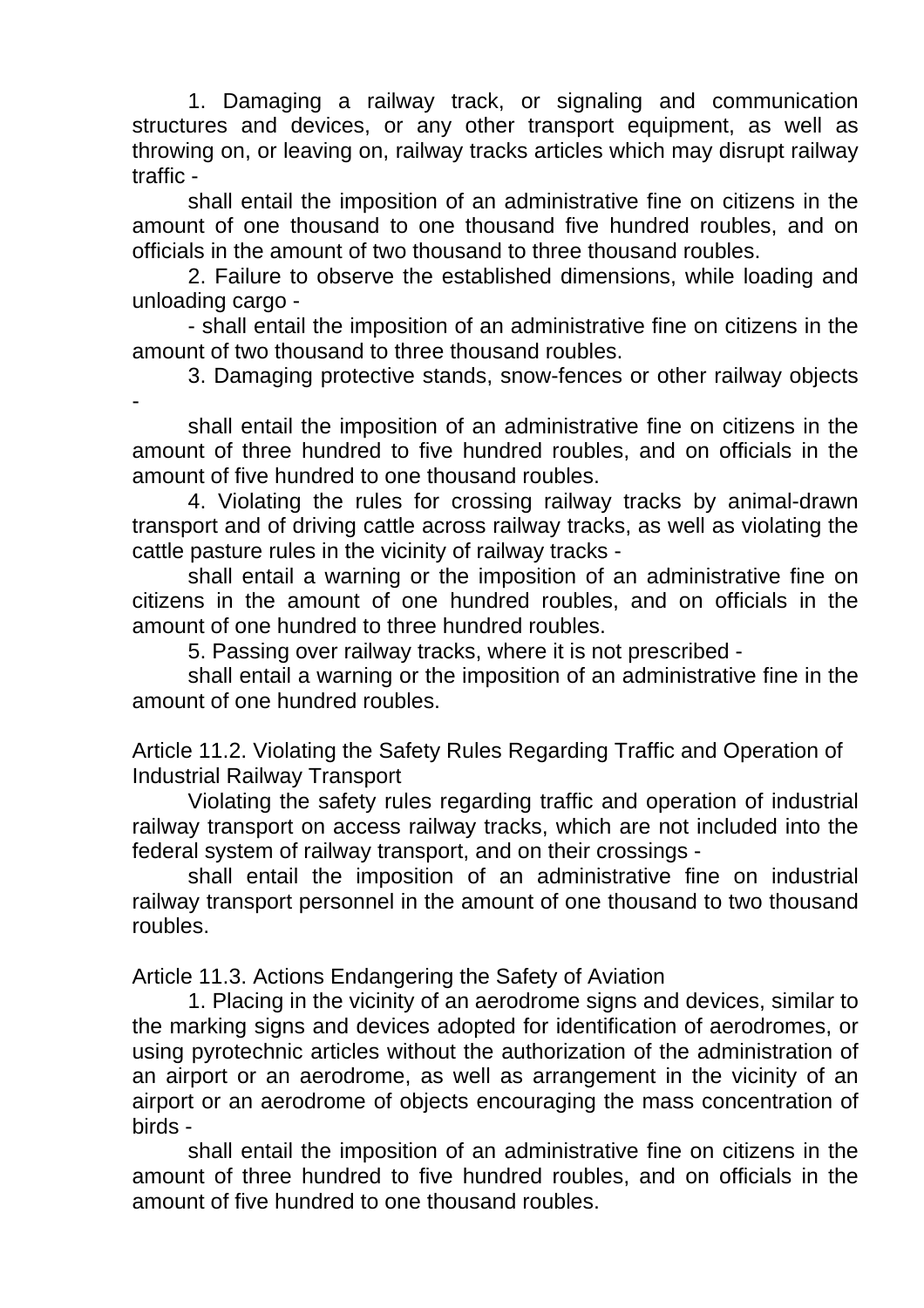1. Damaging a railway track, or signaling and communication structures and devices, or any other transport equipment, as well as throwing on, or leaving on, railway tracks articles which may disrupt railway traffic -

shall entail the imposition of an administrative fine on citizens in the amount of one thousand to one thousand five hundred roubles, and on officials in the amount of two thousand to three thousand roubles.

2. Failure to observe the established dimensions, while loading and unloading cargo -

- shall entail the imposition of an administrative fine on citizens in the amount of two thousand to three thousand roubles.

3. Damaging protective stands, snow-fences or other railway objects -

shall entail the imposition of an administrative fine on citizens in the amount of three hundred to five hundred roubles, and on officials in the amount of five hundred to one thousand roubles.

4. Violating the rules for crossing railway tracks by animal-drawn transport and of driving cattle across railway tracks, as well as violating the cattle pasture rules in the vicinity of railway tracks -

shall entail a warning or the imposition of an administrative fine on citizens in the amount of one hundred roubles, and on officials in the amount of one hundred to three hundred roubles.

5. Passing over railway tracks, where it is not prescribed -

shall entail a warning or the imposition of an administrative fine in the amount of one hundred roubles.

Article 11.2. Violating the Safety Rules Regarding Traffic and Operation of Industrial Railway Transport

Violating the safety rules regarding traffic and operation of industrial railway transport on access railway tracks, which are not included into the federal system of railway transport, and on their crossings -

shall entail the imposition of an administrative fine on industrial railway transport personnel in the amount of one thousand to two thousand roubles.

Article 11.3. Actions Endangering the Safety of Aviation

1. Placing in the vicinity of an aerodrome signs and devices, similar to the marking signs and devices adopted for identification of aerodromes, or using pyrotechnic articles without the authorization of the administration of an airport or an aerodrome, as well as arrangement in the vicinity of an airport or an aerodrome of objects encouraging the mass concentration of birds -

shall entail the imposition of an administrative fine on citizens in the amount of three hundred to five hundred roubles, and on officials in the amount of five hundred to one thousand roubles.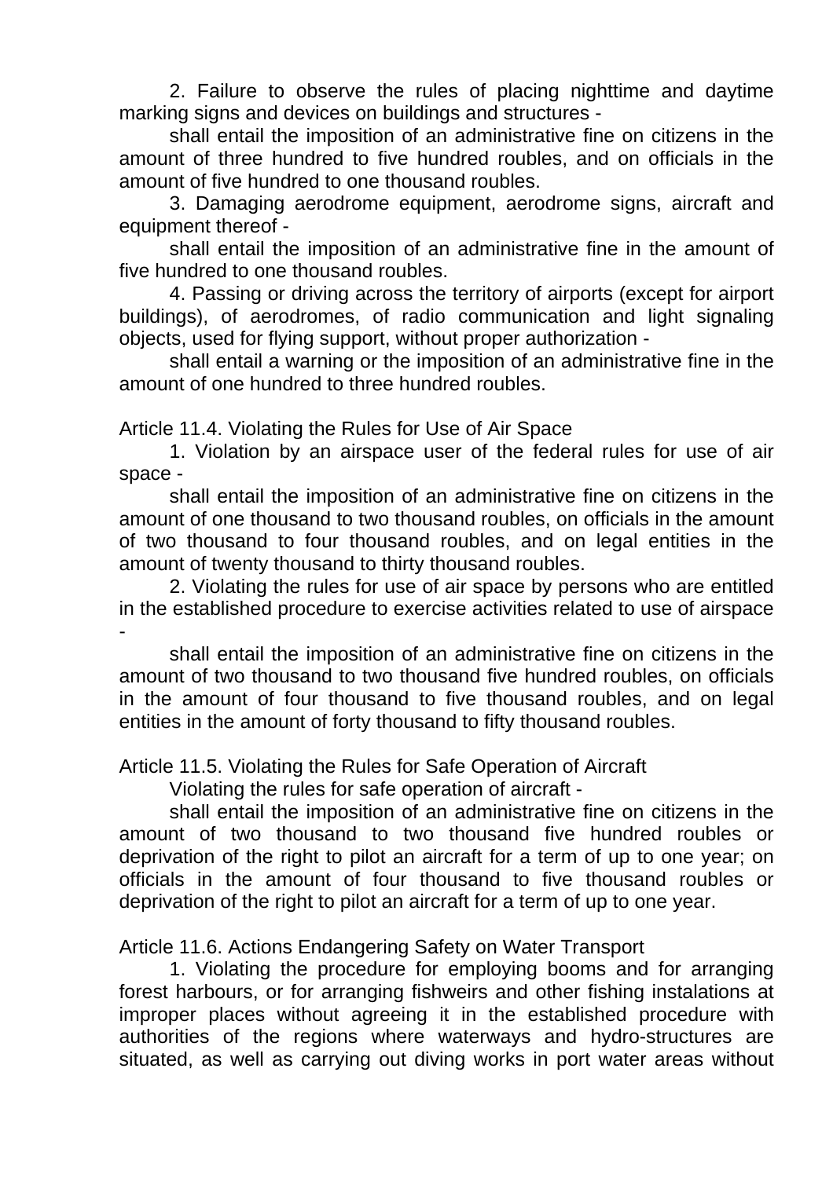2. Failure to observe the rules of placing nighttime and daytime marking signs and devices on buildings and structures -

shall entail the imposition of an administrative fine on citizens in the amount of three hundred to five hundred roubles, and on officials in the amount of five hundred to one thousand roubles.

3. Damaging aerodrome equipment, aerodrome signs, aircraft and equipment thereof -

shall entail the imposition of an administrative fine in the amount of five hundred to one thousand roubles.

4. Passing or driving across the territory of airports (except for airport buildings), of aerodromes, of radio communication and light signaling objects, used for flying support, without proper authorization -

shall entail a warning or the imposition of an administrative fine in the amount of one hundred to three hundred roubles.

Article 11.4. Violating the Rules for Use of Air Space

1. Violation by an airspace user of the federal rules for use of air space -

shall entail the imposition of an administrative fine on citizens in the amount of one thousand to two thousand roubles, on officials in the amount of two thousand to four thousand roubles, and on legal entities in the amount of twenty thousand to thirty thousand roubles.

2. Violating the rules for use of air space by persons who are entitled in the established procedure to exercise activities related to use of airspace -

shall entail the imposition of an administrative fine on citizens in the amount of two thousand to two thousand five hundred roubles, on officials in the amount of four thousand to five thousand roubles, and on legal entities in the amount of forty thousand to fifty thousand roubles.

Article 11.5. Violating the Rules for Safe Operation of Aircraft

Violating the rules for safe operation of aircraft -

shall entail the imposition of an administrative fine on citizens in the amount of two thousand to two thousand five hundred roubles or deprivation of the right to pilot an aircraft for a term of up to one year; on officials in the amount of four thousand to five thousand roubles or deprivation of the right to pilot an aircraft for a term of up to one year.

Article 11.6. Actions Endangering Safety on Water Transport

1. Violating the procedure for employing booms and for arranging forest harbours, or for arranging fishweirs and other fishing instalations at improper places without agreeing it in the established procedure with authorities of the regions where waterways and hydro-structures are situated, as well as carrying out diving works in port water areas without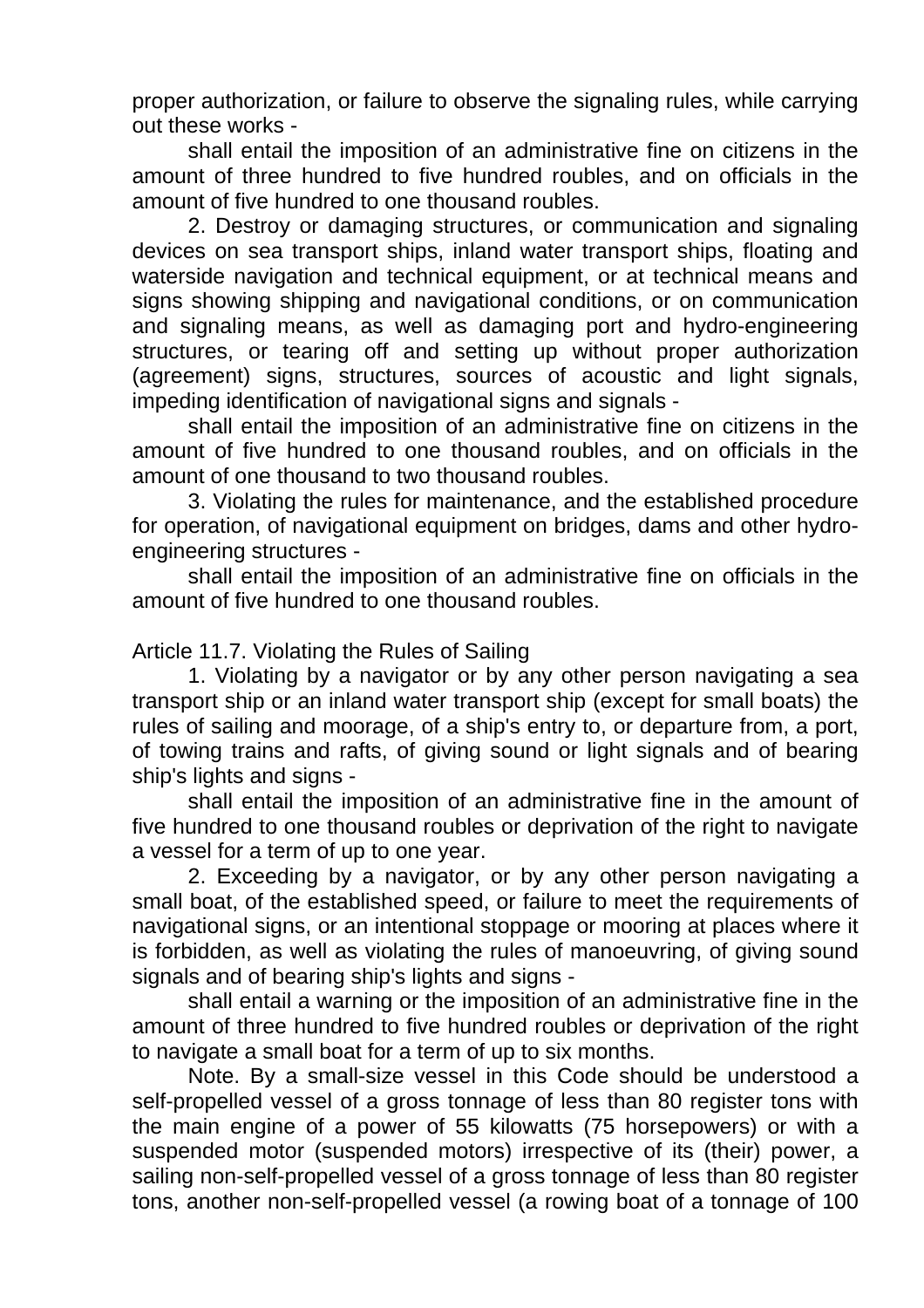proper authorization, or failure to observe the signaling rules, while carrying out these works -

shall entail the imposition of an administrative fine on citizens in the amount of three hundred to five hundred roubles, and on officials in the amount of five hundred to one thousand roubles.

2. Destroy or damaging structures, or communication and signaling devices on sea transport ships, inland water transport ships, floating and waterside navigation and technical equipment, or at technical means and signs showing shipping and navigational conditions, or on communication and signaling means, as well as damaging port and hydro-engineering structures, or tearing off and setting up without proper authorization (agreement) signs, structures, sources of acoustic and light signals, impeding identification of navigational signs and signals -

shall entail the imposition of an administrative fine on citizens in the amount of five hundred to one thousand roubles, and on officials in the amount of one thousand to two thousand roubles.

3. Violating the rules for maintenance, and the established procedure for operation, of navigational equipment on bridges, dams and other hydro-engineering structures -

shall entail the imposition of an administrative fine on officials in the amount of five hundred to one thousand roubles.

Article 11.7. Violating the Rules of Sailing

1. Violating by a navigator or by any other person navigating a sea transport ship or an inland water transport ship (except for small boats) the rules of sailing and moorage, of a ship's entry to, or departure from, a port, of towing trains and rafts, of giving sound or light signals and of bearing ship's lights and signs -

shall entail the imposition of an administrative fine in the amount of five hundred to one thousand roubles or deprivation of the right to navigate a vessel for a term of up to one year.

2. Exceeding by a navigator, or by any other person navigating a small boat, of the established speed, or failure to meet the requirements of navigational signs, or an intentional stoppage or mooring at places where it is forbidden, as well as violating the rules of manoeuvring, of giving sound signals and of bearing ship's lights and signs -

shall entail a warning or the imposition of an administrative fine in the amount of three hundred to five hundred roubles or deprivation of the right to navigate a small boat for a term of up to six months.

Note. By a small-size vessel in this Code should be understood a self-propelled vessel of a gross tonnage of less than 80 register tons with the main engine of a power of 55 kilowatts (75 horsepowers) or with a suspended motor (suspended motors) irrespective of its (their) power, a sailing non-self-propelled vessel of a gross tonnage of less than 80 register tons, another non-self-propelled vessel (a rowing boat of a tonnage of 100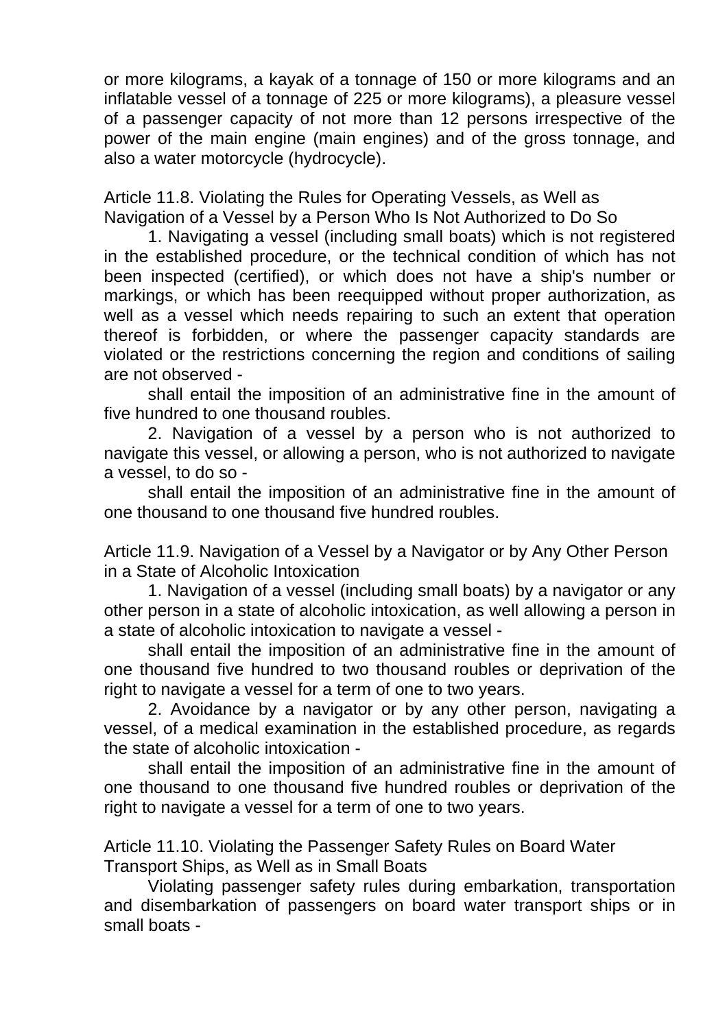or more kilograms, a kayak of a tonnage of 150 or more kilograms and an inflatable vessel of a tonnage of 225 or more kilograms), a pleasure vessel of a passenger capacity of not more than 12 persons irrespective of the power of the main engine (main engines) and of the gross tonnage, and also a water motorcycle (hydrocycle).

### Article 11.8. Violating the Rules for Operating Vessels, as Well as Navigation of a Vessel by a Person Who Is Not Authorized to Do So

1. Navigating a vessel (including small boats) which is not registered in the established procedure, or the technical condition of which has not been inspected (certified), or which does not have a ship's number or markings, or which has been reequipped without proper authorization, as well as a vessel which needs repairing to such an extent that operation thereof is forbidden, or where the passenger capacity standards are violated or the restrictions concerning the region and conditions of sailing are not observed -

shall entail the imposition of an administrative fine in the amount of five hundred to one thousand roubles.

2. Navigation of a vessel by a person who is not authorized to navigate this vessel, or allowing a person, who is not authorized to navigate a vessel, to do so -

shall entail the imposition of an administrative fine in the amount of one thousand to one thousand five hundred roubles.

### Article 11.9. Navigation of a Vessel by a Navigator or by Any Other Person in a State of Alcoholic Intoxication

1. Navigation of a vessel (including small boats) by a navigator or any other person in a state of alcoholic intoxication, as well allowing a person in a state of alcoholic intoxication to navigate a vessel -

shall entail the imposition of an administrative fine in the amount of one thousand five hundred to two thousand roubles or deprivation of the right to navigate a vessel for a term of one to two years.

2. Avoidance by a navigator or by any other person, navigating a vessel, of a medical examination in the established procedure, as regards the state of alcoholic intoxication -

shall entail the imposition of an administrative fine in the amount of one thousand to one thousand five hundred roubles or deprivation of the right to navigate a vessel for a term of one to two years.

### Article 11.10. Violating the Passenger Safety Rules on Board Water Transport Ships, as Well as in Small Boats

Violating passenger safety rules during embarkation, transportation and disembarkation of passengers on board water transport ships or in small boats -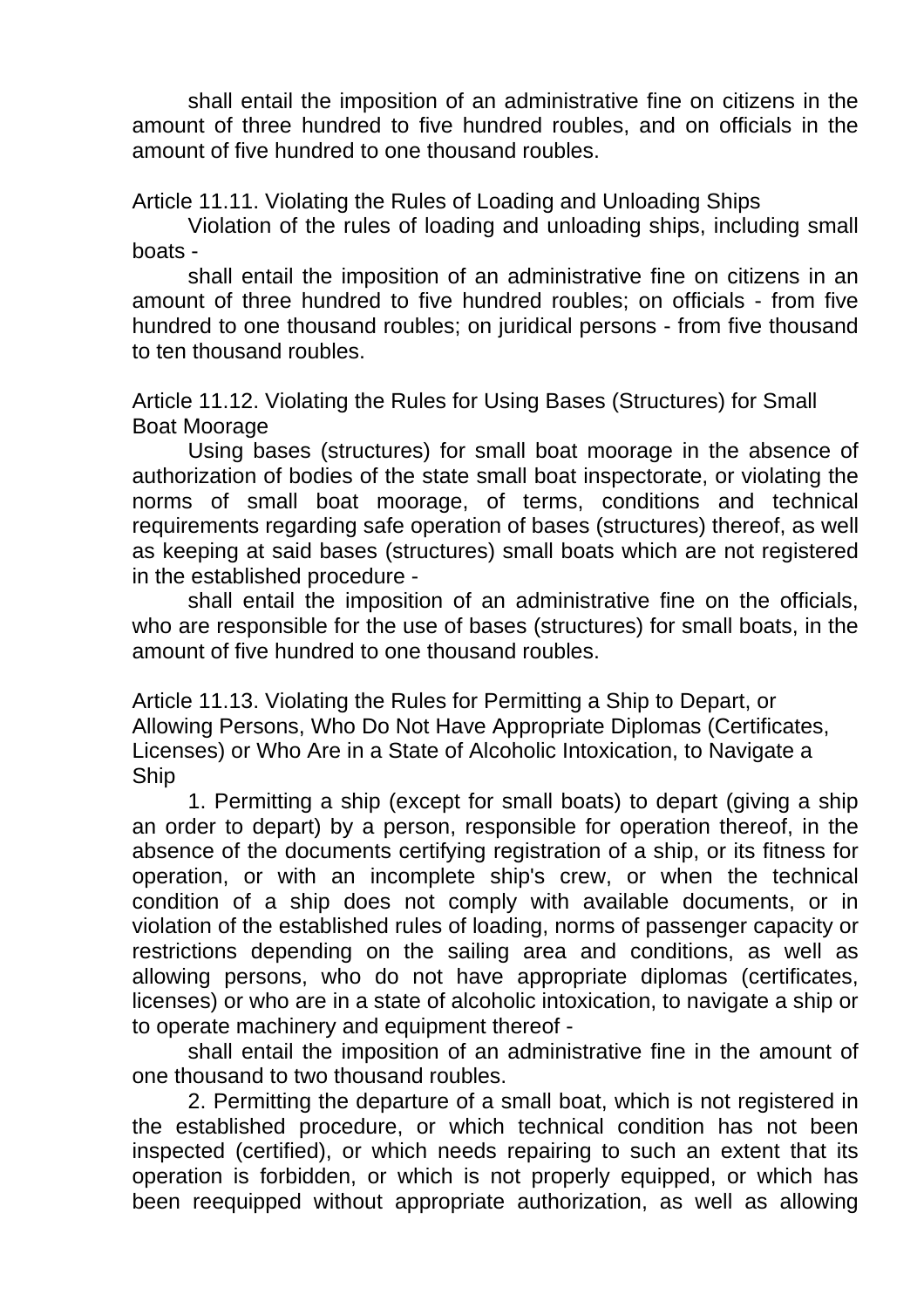shall entail the imposition of an administrative fine on citizens in the amount of three hundred to five hundred roubles, and on officials in the amount of five hundred to one thousand roubles.

### Article 11.11. Violating the Rules of Loading and Unloading Ships

Violation of the rules of loading and unloading ships, including small boats -

shall entail the imposition of an administrative fine on citizens in an amount of three hundred to five hundred roubles; on officials - from five hundred to one thousand roubles; on juridical persons - from five thousand to ten thousand roubles.

### Article 11.12. Violating the Rules for Using Bases (Structures) for Small Boat Moorage

Using bases (structures) for small boat moorage in the absence of authorization of bodies of the state small boat inspectorate, or violating the norms of small boat moorage, of terms, conditions and technical requirements regarding safe operation of bases (structures) thereof, as well as keeping at said bases (structures) small boats which are not registered in the established procedure -

shall entail the imposition of an administrative fine on the officials, who are responsible for the use of bases (structures) for small boats, in the amount of five hundred to one thousand roubles.

### Article 11.13. Violating the Rules for Permitting a Ship to Depart, or Allowing Persons, Who Do Not Have Appropriate Diplomas (Certificates, Licenses) or Who Are in a State of Alcoholic Intoxication, to Navigate a Ship

1. Permitting a ship (except for small boats) to depart (giving a ship an order to depart) by a person, responsible for operation thereof, in the absence of the documents certifying registration of a ship, or its fitness for operation, or with an incomplete ship's crew, or when the technical condition of a ship does not comply with available documents, or in violation of the established rules of loading, norms of passenger capacity or restrictions depending on the sailing area and conditions, as well as allowing persons, who do not have appropriate diplomas (certificates, licenses) or who are in a state of alcoholic intoxication, to navigate a ship or to operate machinery and equipment thereof -

shall entail the imposition of an administrative fine in the amount of one thousand to two thousand roubles.

2. Permitting the departure of a small boat, which is not registered in the established procedure, or which technical condition has not been inspected (certified), or which needs repairing to such an extent that its operation is forbidden, or which is not properly equipped, or which has been reequipped without appropriate authorization, as well as allowing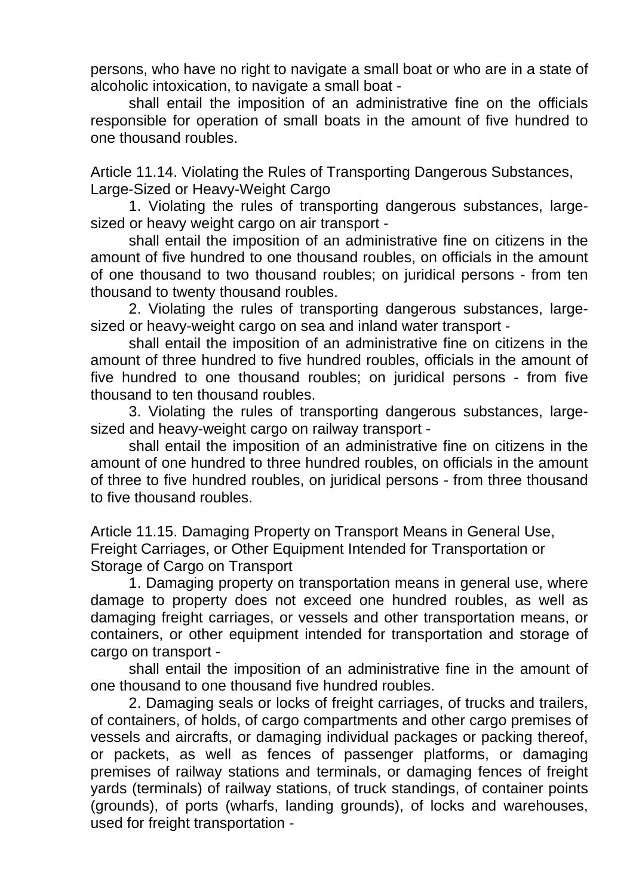persons, who have no right to navigate a small boat or who are in a state of alcoholic intoxication, to navigate a small boat -

shall entail the imposition of an administrative fine on the officials responsible for operation of small boats in the amount of five hundred to one thousand roubles.

## Article 11.14. Violating the Rules of Transporting Dangerous Substances, Large-Sized or Heavy-Weight Cargo

1. Violating the rules of transporting dangerous substances, large-sized or heavy weight cargo on air transport -

shall entail the imposition of an administrative fine on citizens in the amount of five hundred to one thousand roubles, on officials in the amount of one thousand to two thousand roubles; on juridical persons - from ten thousand to twenty thousand roubles.

2. Violating the rules of transporting dangerous substances, large-sized or heavy-weight cargo on sea and inland water transport -

shall entail the imposition of an administrative fine on citizens in the amount of three hundred to five hundred roubles, officials in the amount of five hundred to one thousand roubles; on juridical persons - from five thousand to ten thousand roubles.

3. Violating the rules of transporting dangerous substances, large-sized and heavy-weight cargo on railway transport -

shall entail the imposition of an administrative fine on citizens in the amount of one hundred to three hundred roubles, on officials in the amount of three to five hundred roubles, on juridical persons - from three thousand to five thousand roubles.

## Article 11.15. Damaging Property on Transport Means in General Use, Freight Carriages, or Other Equipment Intended for Transportation or Storage of Cargo on Transport

1. Damaging property on transportation means in general use, where damage to property does not exceed one hundred roubles, as well as damaging freight carriages, or vessels and other transportation means, or containers, or other equipment intended for transportation and storage of cargo on transport -

shall entail the imposition of an administrative fine in the amount of one thousand to one thousand five hundred roubles.

2. Damaging seals or locks of freight carriages, of trucks and trailers, of containers, of holds, of cargo compartments and other cargo premises of vessels and aircrafts, or damaging individual packages or packing thereof, or packets, as well as fences of passenger platforms, or damaging premises of railway stations and terminals, or damaging fences of freight yards (terminals) of railway stations, of truck standings, of container points (grounds), of ports (wharfs, landing grounds), of locks and warehouses, used for freight transportation -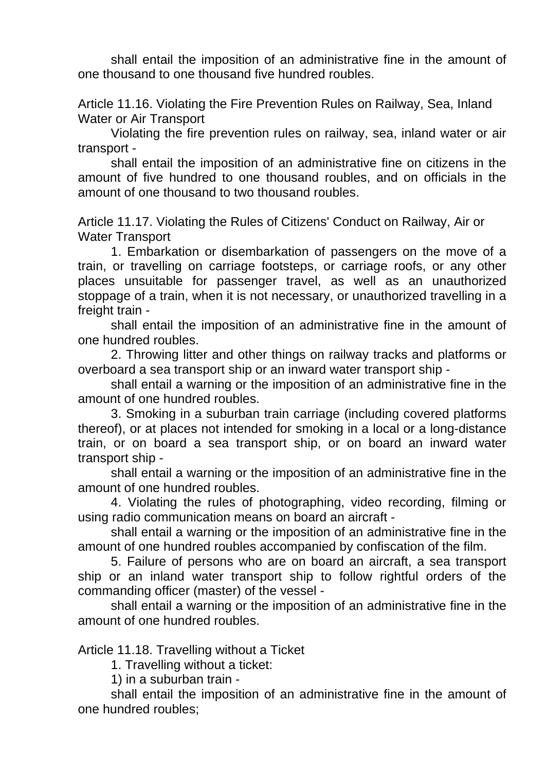shall entail the imposition of an administrative fine in the amount of one thousand to one thousand five hundred roubles.

### Article 11.16. Violating the Fire Prevention Rules on Railway, Sea, Inland Water or Air Transport

Violating the fire prevention rules on railway, sea, inland water or air transport -

shall entail the imposition of an administrative fine on citizens in the amount of five hundred to one thousand roubles, and on officials in the amount of one thousand to two thousand roubles.

### Article 11.17. Violating the Rules of Citizens' Conduct on Railway, Air or Water Transport

1. Embarkation or disembarkation of passengers on the move of a train, or travelling on carriage footsteps, or carriage roofs, or any other places unsuitable for passenger travel, as well as an unauthorized stoppage of a train, when it is not necessary, or unauthorized travelling in a freight train -

shall entail the imposition of an administrative fine in the amount of one hundred roubles.

2. Throwing litter and other things on railway tracks and platforms or overboard a sea transport ship or an inward water transport ship -

shall entail a warning or the imposition of an administrative fine in the amount of one hundred roubles.

3. Smoking in a suburban train carriage (including covered platforms thereof), or at places not intended for smoking in a local or a long-distance train, or on board a sea transport ship, or on board an inward water transport ship -

shall entail a warning or the imposition of an administrative fine in the amount of one hundred roubles.

4. Violating the rules of photographing, video recording, filming or using radio communication means on board an aircraft -

shall entail a warning or the imposition of an administrative fine in the amount of one hundred roubles accompanied by confiscation of the film.

5. Failure of persons who are on board an aircraft, a sea transport ship or an inland water transport ship to follow rightful orders of the commanding officer (master) of the vessel -

shall entail a warning or the imposition of an administrative fine in the amount of one hundred roubles.

### Article 11.18. Travelling without a Ticket

1. Travelling without a ticket:

1) in a suburban train -

shall entail the imposition of an administrative fine in the amount of one hundred roubles;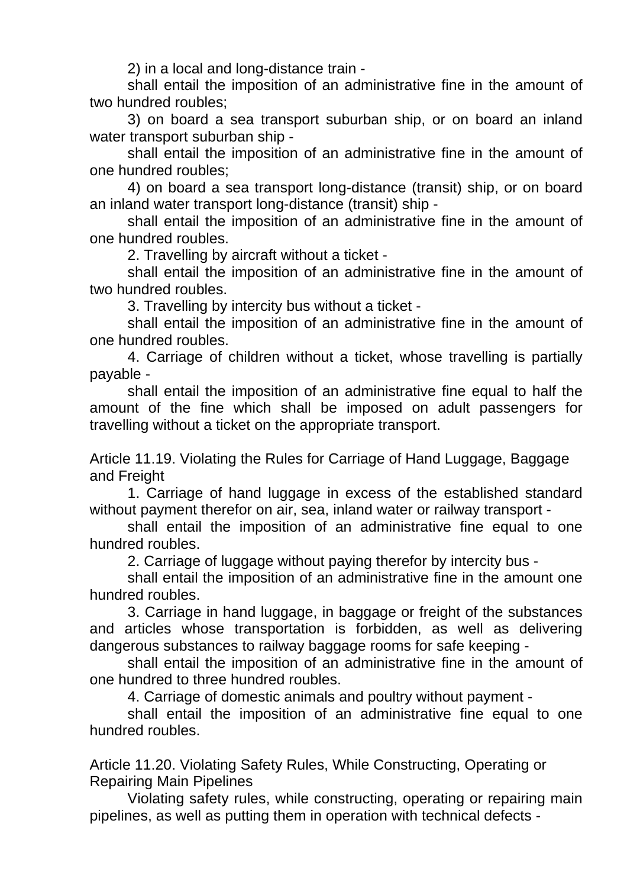2) in a local and long-distance train -

shall entail the imposition of an administrative fine in the amount of two hundred roubles;

3) on board a sea transport suburban ship, or on board an inland water transport suburban ship -

shall entail the imposition of an administrative fine in the amount of one hundred roubles;

4) on board a sea transport long-distance (transit) ship, or on board an inland water transport long-distance (transit) ship -

shall entail the imposition of an administrative fine in the amount of one hundred roubles.

2. Travelling by aircraft without a ticket -

shall entail the imposition of an administrative fine in the amount of two hundred roubles.

3. Travelling by intercity bus without a ticket -

shall entail the imposition of an administrative fine in the amount of one hundred roubles.

4. Carriage of children without a ticket, whose travelling is partially payable -

shall entail the imposition of an administrative fine equal to half the amount of the fine which shall be imposed on adult passengers for travelling without a ticket on the appropriate transport.

Article 11.19. Violating the Rules for Carriage of Hand Luggage, Baggage and Freight

1. Carriage of hand luggage in excess of the established standard without payment therefor on air, sea, inland water or railway transport -

shall entail the imposition of an administrative fine equal to one hundred roubles.

2. Carriage of luggage without paying therefor by intercity bus -

shall entail the imposition of an administrative fine in the amount one hundred roubles.

3. Carriage in hand luggage, in baggage or freight of the substances and articles whose transportation is forbidden, as well as delivering dangerous substances to railway baggage rooms for safe keeping -

shall entail the imposition of an administrative fine in the amount of one hundred to three hundred roubles.

4. Carriage of domestic animals and poultry without payment -

shall entail the imposition of an administrative fine equal to one hundred roubles.

Article 11.20. Violating Safety Rules, While Constructing, Operating or Repairing Main Pipelines

Violating safety rules, while constructing, operating or repairing main pipelines, as well as putting them in operation with technical defects -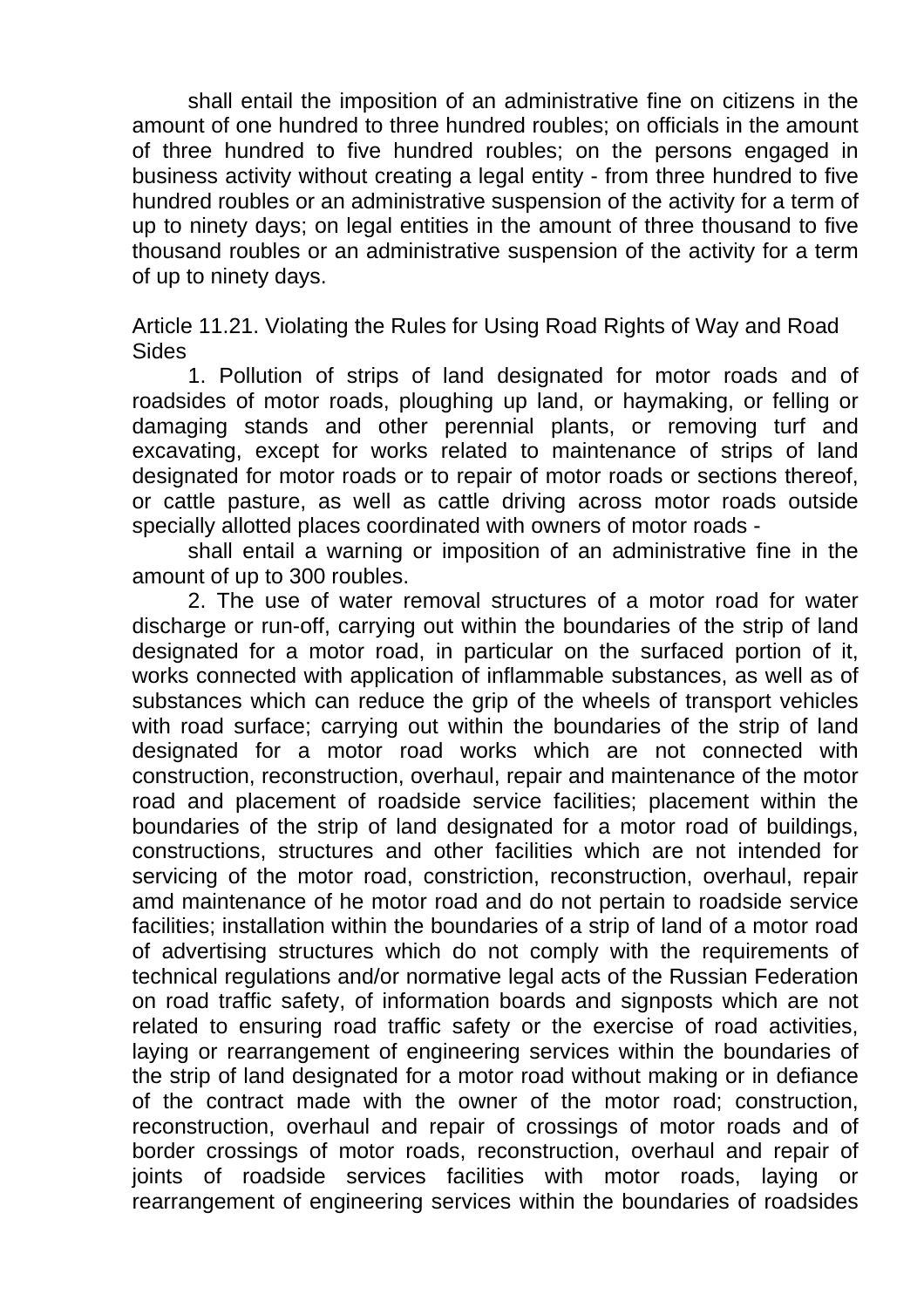shall entail the imposition of an administrative fine on citizens in the amount of one hundred to three hundred roubles; on officials in the amount of three hundred to five hundred roubles; on the persons engaged in business activity without creating a legal entity - from three hundred to five hundred roubles or an administrative suspension of the activity for a term of up to ninety days; on legal entities in the amount of three thousand to five thousand roubles or an administrative suspension of the activity for a term of up to ninety days.

Article 11.21. Violating the Rules for Using Road Rights of Way and Road Sides

1. Pollution of strips of land designated for motor roads and of roadsides of motor roads, ploughing up land, or haymaking, or felling or damaging stands and other perennial plants, or removing turf and excavating, except for works related to maintenance of strips of land designated for motor roads or to repair of motor roads or sections thereof, or cattle pasture, as well as cattle driving across motor roads outside specially allotted places coordinated with owners of motor roads -

shall entail a warning or imposition of an administrative fine in the amount of up to 300 roubles.

2. The use of water removal structures of a motor road for water discharge or run-off, carrying out within the boundaries of the strip of land designated for a motor road, in particular on the surfaced portion of it, works connected with application of inflammable substances, as well as of substances which can reduce the grip of the wheels of transport vehicles with road surface; carrying out within the boundaries of the strip of land designated for a motor road works which are not connected with construction, reconstruction, overhaul, repair and maintenance of the motor road and placement of roadside service facilities; placement within the boundaries of the strip of land designated for a motor road of buildings, constructions, structures and other facilities which are not intended for servicing of the motor road, constriction, reconstruction, overhaul, repair amd maintenance of he motor road and do not pertain to roadside service facilities; installation within the boundaries of a strip of land of a motor road of advertising structures which do not comply with the requirements of technical regulations and/or normative legal acts of the Russian Federation on road traffic safety, of information boards and signposts which are not related to ensuring road traffic safety or the exercise of road activities, laying or rearrangement of engineering services within the boundaries of the strip of land designated for a motor road without making or in defiance of the contract made with the owner of the motor road; construction, reconstruction, overhaul and repair of crossings of motor roads and of border crossings of motor roads, reconstruction, overhaul and repair of joints of roadside services facilities with motor roads, laying or rearrangement of engineering services within the boundaries of roadsides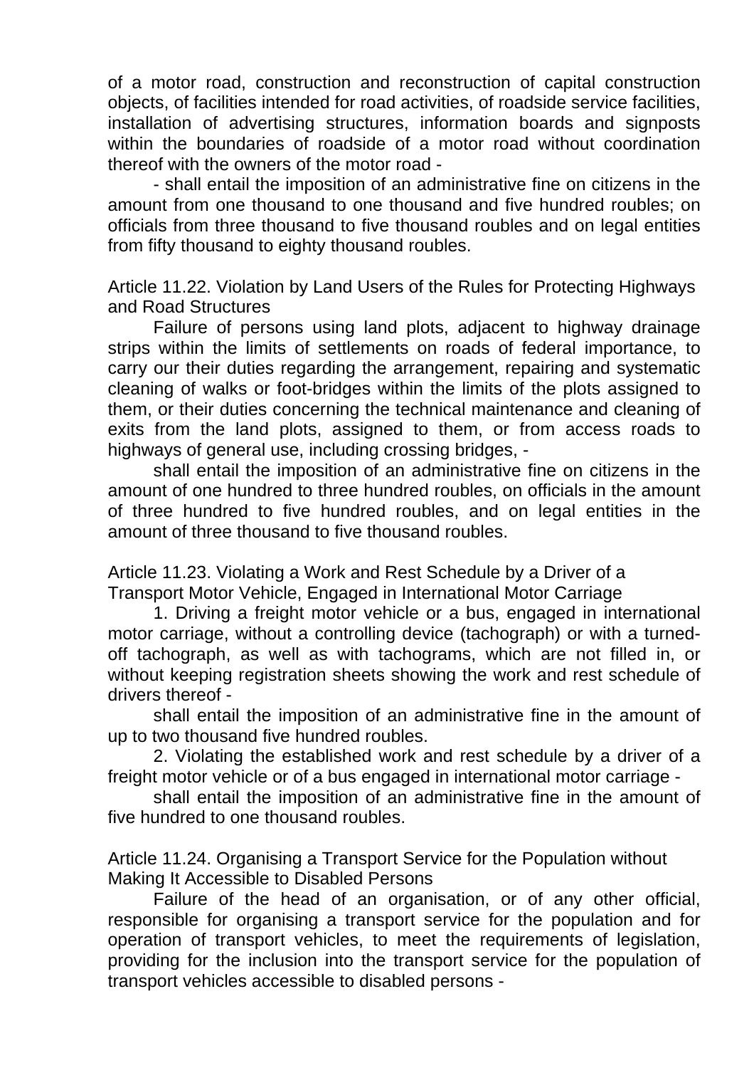of a motor road, construction and reconstruction of capital construction objects, of facilities intended for road activities, of roadside service facilities, installation of advertising structures, information boards and signposts within the boundaries of roadside of a motor road without coordination thereof with the owners of the motor road -

- shall entail the imposition of an administrative fine on citizens in the amount from one thousand to one thousand and five hundred roubles; on officials from three thousand to five thousand roubles and on legal entities from fifty thousand to eighty thousand roubles.

Article 11.22. Violation by Land Users of the Rules for Protecting Highways and Road Structures

Failure of persons using land plots, adjacent to highway drainage strips within the limits of settlements on roads of federal importance, to carry our their duties regarding the arrangement, repairing and systematic cleaning of walks or foot-bridges within the limits of the plots assigned to them, or their duties concerning the technical maintenance and cleaning of exits from the land plots, assigned to them, or from access roads to highways of general use, including crossing bridges, -

shall entail the imposition of an administrative fine on citizens in the amount of one hundred to three hundred roubles, on officials in the amount of three hundred to five hundred roubles, and on legal entities in the amount of three thousand to five thousand roubles.

Article 11.23. Violating a Work and Rest Schedule by a Driver of a Transport Motor Vehicle, Engaged in International Motor Carriage

1. Driving a freight motor vehicle or a bus, engaged in international motor carriage, without a controlling device (tachograph) or with a turned-off tachograph, as well as with tachograms, which are not filled in, or without keeping registration sheets showing the work and rest schedule of drivers thereof -

shall entail the imposition of an administrative fine in the amount of up to two thousand five hundred roubles.

2. Violating the established work and rest schedule by a driver of a freight motor vehicle or of a bus engaged in international motor carriage -

shall entail the imposition of an administrative fine in the amount of five hundred to one thousand roubles.

Article 11.24. Organising a Transport Service for the Population without Making It Accessible to Disabled Persons

Failure of the head of an organisation, or of any other official, responsible for organising a transport service for the population and for operation of transport vehicles, to meet the requirements of legislation, providing for the inclusion into the transport service for the population of transport vehicles accessible to disabled persons -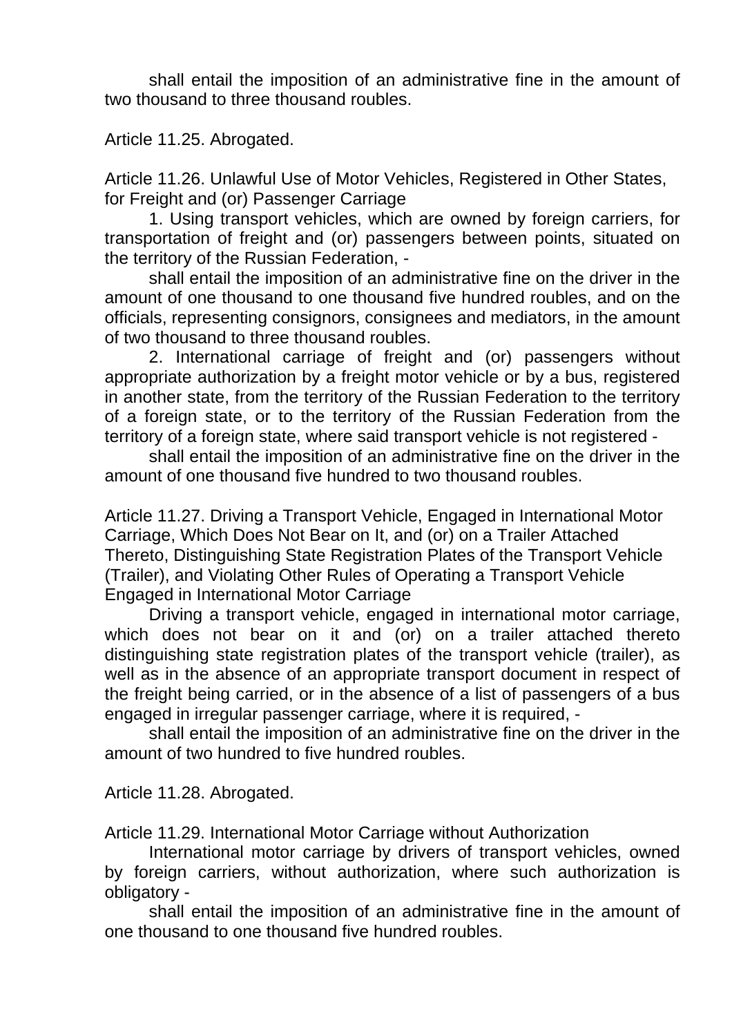shall entail the imposition of an administrative fine in the amount of two thousand to three thousand roubles.

Article 11.25. Abrogated.

Article 11.26. Unlawful Use of Motor Vehicles, Registered in Other States, for Freight and (or) Passenger Carriage

1. Using transport vehicles, which are owned by foreign carriers, for transportation of freight and (or) passengers between points, situated on the territory of the Russian Federation, -

shall entail the imposition of an administrative fine on the driver in the amount of one thousand to one thousand five hundred roubles, and on the officials, representing consignors, consignees and mediators, in the amount of two thousand to three thousand roubles.

2. International carriage of freight and (or) passengers without appropriate authorization by a freight motor vehicle or by a bus, registered in another state, from the territory of the Russian Federation to the territory of a foreign state, or to the territory of the Russian Federation from the territory of a foreign state, where said transport vehicle is not registered -

shall entail the imposition of an administrative fine on the driver in the amount of one thousand five hundred to two thousand roubles.

Article 11.27. Driving a Transport Vehicle, Engaged in International Motor Carriage, Which Does Not Bear on It, and (or) on a Trailer Attached Thereto, Distinguishing State Registration Plates of the Transport Vehicle (Trailer), and Violating Other Rules of Operating a Transport Vehicle Engaged in International Motor Carriage

Driving a transport vehicle, engaged in international motor carriage, which does not bear on it and (or) on a trailer attached thereto distinguishing state registration plates of the transport vehicle (trailer), as well as in the absence of an appropriate transport document in respect of the freight being carried, or in the absence of a list of passengers of a bus engaged in irregular passenger carriage, where it is required, -

shall entail the imposition of an administrative fine on the driver in the amount of two hundred to five hundred roubles.

Article 11.28. Abrogated.

Article 11.29. International Motor Carriage without Authorization

International motor carriage by drivers of transport vehicles, owned by foreign carriers, without authorization, where such authorization is obligatory -

shall entail the imposition of an administrative fine in the amount of one thousand to one thousand five hundred roubles.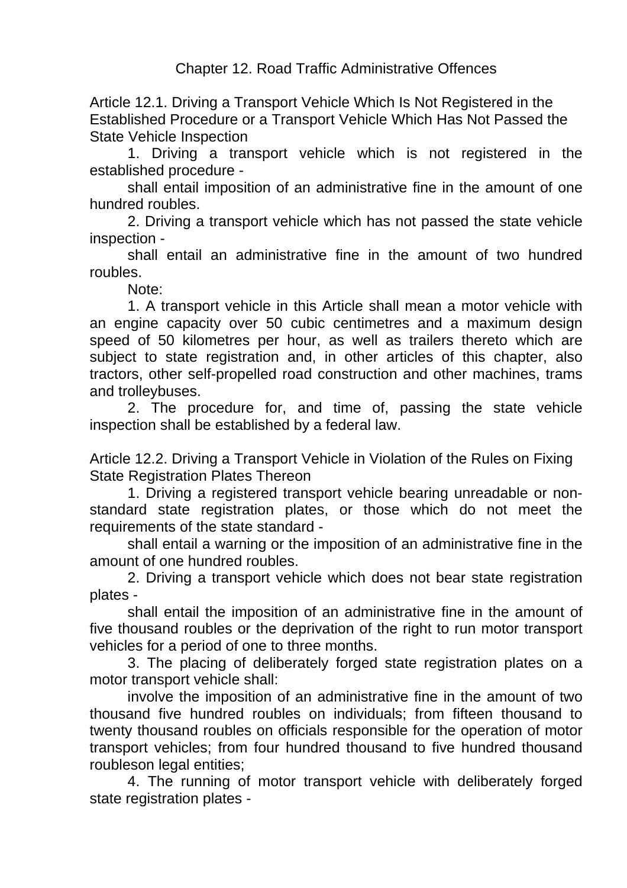# Chapter 12. Road Traffic Administrative Offences

## Article 12.1. Driving a Transport Vehicle Which Is Not Registered in the Established Procedure or a Transport Vehicle Which Has Not Passed the State Vehicle Inspection

1. Driving a transport vehicle which is not registered in the established procedure -

shall entail imposition of an administrative fine in the amount of one hundred roubles.

2. Driving a transport vehicle which has not passed the state vehicle inspection -

shall entail an administrative fine in the amount of two hundred roubles.

Note:

1. A transport vehicle in this Article shall mean a motor vehicle with an engine capacity over 50 cubic centimetres and a maximum design speed of 50 kilometres per hour, as well as trailers thereto which are subject to state registration and, in other articles of this chapter, also tractors, other self-propelled road construction and other machines, trams and trolleybuses.

2. The procedure for, and time of, passing the state vehicle inspection shall be established by a federal law.

## Article 12.2. Driving a Transport Vehicle in Violation of the Rules on Fixing State Registration Plates Thereon

1. Driving a registered transport vehicle bearing unreadable or non-standard state registration plates, or those which do not meet the requirements of the state standard -

shall entail a warning or the imposition of an administrative fine in the amount of one hundred roubles.

2. Driving a transport vehicle which does not bear state registration plates -

shall entail the imposition of an administrative fine in the amount of five thousand roubles or the deprivation of the right to run motor transport vehicles for a period of one to three months.

3. The placing of deliberately forged state registration plates on a motor transport vehicle shall:

involve the imposition of an administrative fine in the amount of two thousand five hundred roubles on individuals; from fifteen thousand to twenty thousand roubles on officials responsible for the operation of motor transport vehicles; from four hundred thousand to five hundred thousand roubleson legal entities;

4. The running of motor transport vehicle with deliberately forged state registration plates -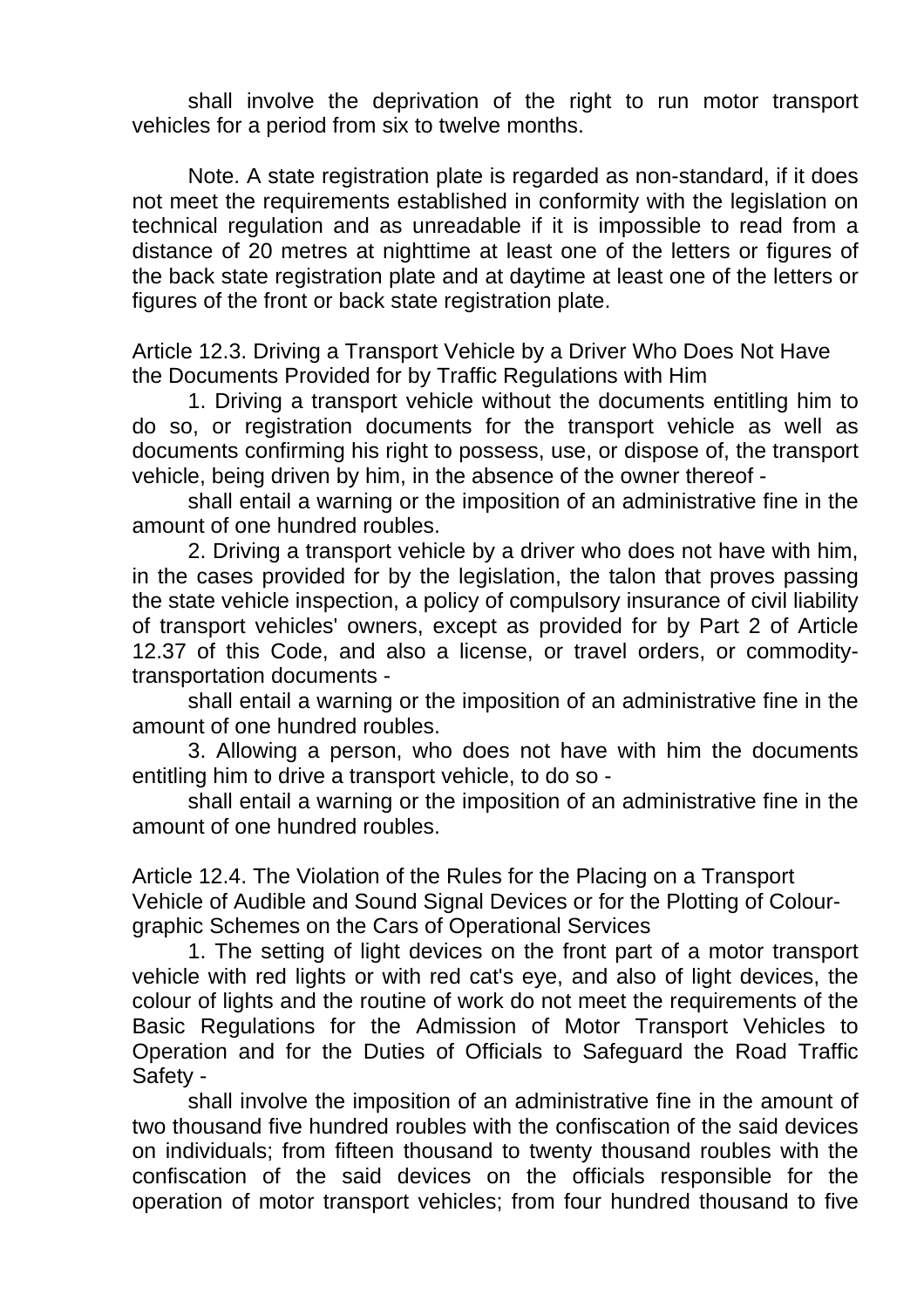shall involve the deprivation of the right to run motor transport vehicles for a period from six to twelve months.

Note. A state registration plate is regarded as non-standard, if it does not meet the requirements established in conformity with the legislation on technical regulation and as unreadable if it is impossible to read from a distance of 20 metres at nighttime at least one of the letters or figures of the back state registration plate and at daytime at least one of the letters or figures of the front or back state registration plate.

### Article 12.3. Driving a Transport Vehicle by a Driver Who Does Not Have the Documents Provided for by Traffic Regulations with Him

1. Driving a transport vehicle without the documents entitling him to do so, or registration documents for the transport vehicle as well as documents confirming his right to possess, use, or dispose of, the transport vehicle, being driven by him, in the absence of the owner thereof -

shall entail a warning or the imposition of an administrative fine in the amount of one hundred roubles.

2. Driving a transport vehicle by a driver who does not have with him, in the cases provided for by the legislation, the talon that proves passing the state vehicle inspection, a policy of compulsory insurance of civil liability of transport vehicles' owners, except as provided for by Part 2 of Article 12.37 of this Code, and also a license, or travel orders, or commodity-transportation documents -

shall entail a warning or the imposition of an administrative fine in the amount of one hundred roubles.

3. Allowing a person, who does not have with him the documents entitling him to drive a transport vehicle, to do so -

shall entail a warning or the imposition of an administrative fine in the amount of one hundred roubles.

### Article 12.4. The Violation of the Rules for the Placing on a Transport Vehicle of Audible and Sound Signal Devices or for the Plotting of Colour-graphic Schemes on the Cars of Operational Services

1. The setting of light devices on the front part of a motor transport vehicle with red lights or with red cat's eye, and also of light devices, the colour of lights and the routine of work do not meet the requirements of the Basic Regulations for the Admission of Motor Transport Vehicles to Operation and for the Duties of Officials to Safeguard the Road Traffic Safety -

shall involve the imposition of an administrative fine in the amount of two thousand five hundred roubles with the confiscation of the said devices on individuals; from fifteen thousand to twenty thousand roubles with the confiscation of the said devices on the officials responsible for the operation of motor transport vehicles; from four hundred thousand to five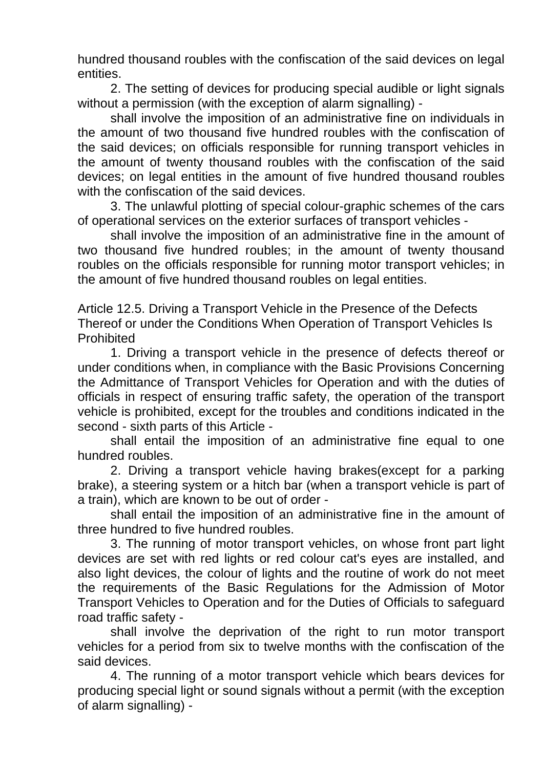hundred thousand roubles with the confiscation of the said devices on legal entities.

2. The setting of devices for producing special audible or light signals without a permission (with the exception of alarm signalling) -

shall involve the imposition of an administrative fine on individuals in the amount of two thousand five hundred roubles with the confiscation of the said devices; on officials responsible for running transport vehicles in the amount of twenty thousand roubles with the confiscation of the said devices; on legal entities in the amount of five hundred thousand roubles with the confiscation of the said devices.

3. The unlawful plotting of special colour-graphic schemes of the cars of operational services on the exterior surfaces of transport vehicles -

shall involve the imposition of an administrative fine in the amount of two thousand five hundred roubles; in the amount of twenty thousand roubles on the officials responsible for running motor transport vehicles; in the amount of five hundred thousand roubles on legal entities.

Article 12.5. Driving a Transport Vehicle in the Presence of the Defects Thereof or under the Conditions When Operation of Transport Vehicles Is Prohibited

1. Driving a transport vehicle in the presence of defects thereof or under conditions when, in compliance with the Basic Provisions Concerning the Admittance of Transport Vehicles for Operation and with the duties of officials in respect of ensuring traffic safety, the operation of the transport vehicle is prohibited, except for the troubles and conditions indicated in the second - sixth parts of this Article -

shall entail the imposition of an administrative fine equal to one hundred roubles.

2. Driving a transport vehicle having brakes(except for a parking brake), a steering system or a hitch bar (when a transport vehicle is part of a train), which are known to be out of order -

shall entail the imposition of an administrative fine in the amount of three hundred to five hundred roubles.

3. The running of motor transport vehicles, on whose front part light devices are set with red lights or red colour cat's eyes are installed, and also light devices, the colour of lights and the routine of work do not meet the requirements of the Basic Regulations for the Admission of Motor Transport Vehicles to Operation and for the Duties of Officials to safeguard road traffic safety -

shall involve the deprivation of the right to run motor transport vehicles for a period from six to twelve months with the confiscation of the said devices.

4. The running of a motor transport vehicle which bears devices for producing special light or sound signals without a permit (with the exception of alarm signalling) -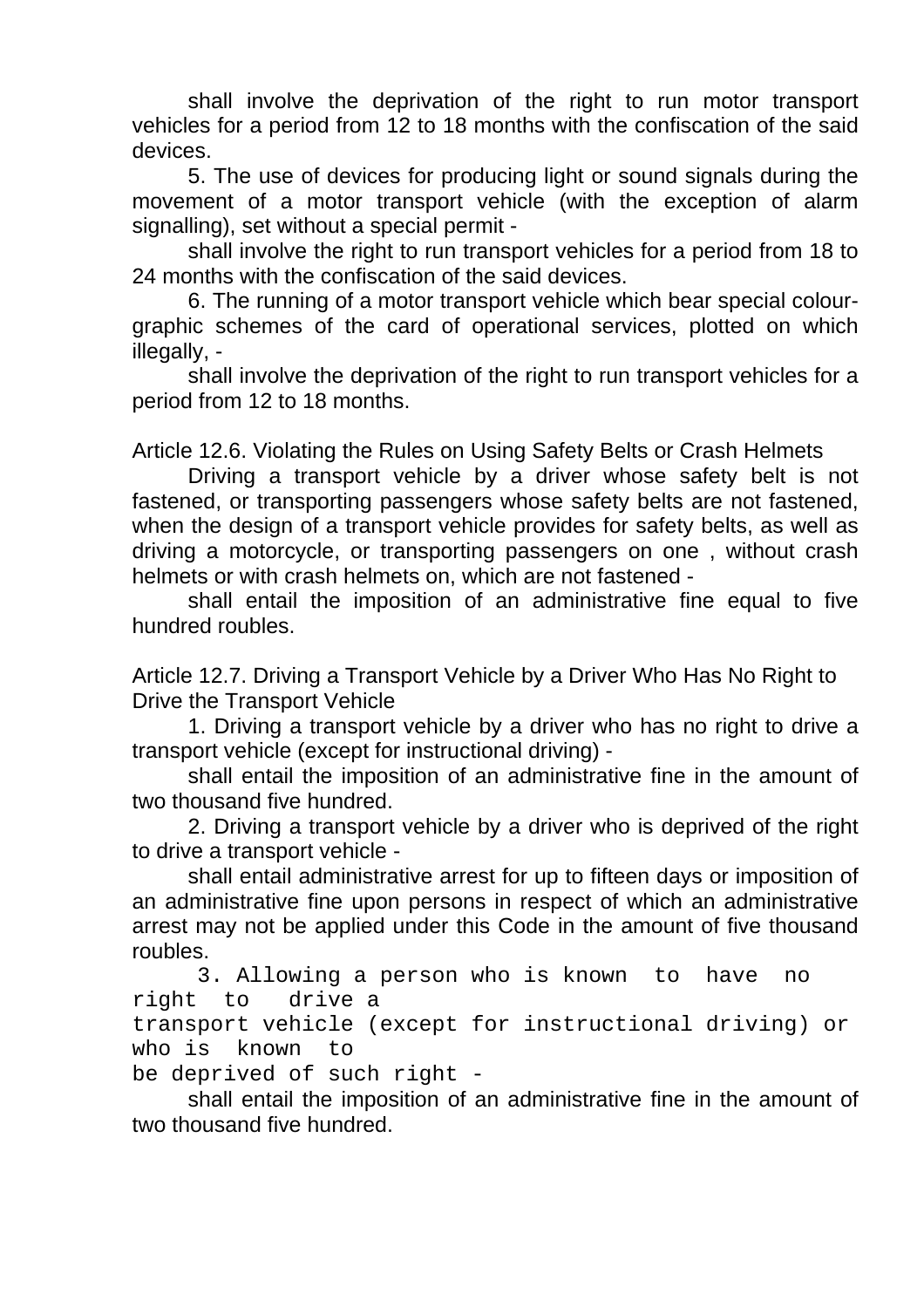shall involve the deprivation of the right to run motor transport vehicles for a period from 12 to 18 months with the confiscation of the said devices.

5. The use of devices for producing light or sound signals during the movement of a motor transport vehicle (with the exception of alarm signalling), set without a special permit -

shall involve the right to run transport vehicles for a period from 18 to 24 months with the confiscation of the said devices.

6. The running of a motor transport vehicle which bear special colour-graphic schemes of the card of operational services, plotted on which illegally, -

shall involve the deprivation of the right to run transport vehicles for a period from 12 to 18 months.

Article 12.6. Violating the Rules on Using Safety Belts or Crash Helmets

Driving a transport vehicle by a driver whose safety belt is not fastened, or transporting passengers whose safety belts are not fastened, when the design of a transport vehicle provides for safety belts, as well as driving a motorcycle, or transporting passengers on one , without crash helmets or with crash helmets on, which are not fastened -

shall entail the imposition of an administrative fine equal to five hundred roubles.

Article 12.7. Driving a Transport Vehicle by a Driver Who Has No Right to Drive the Transport Vehicle

1. Driving a transport vehicle by a driver who has no right to drive a transport vehicle (except for instructional driving) -

shall entail the imposition of an administrative fine in the amount of two thousand five hundred.

2. Driving a transport vehicle by a driver who is deprived of the right to drive a transport vehicle -

shall entail administrative arrest for up to fifteen days or imposition of an administrative fine upon persons in respect of which an administrative arrest may not be applied under this Code in the amount of five thousand roubles.

3. Allowing a person who is known to have no right to drive a transport vehicle (except for instructional driving) or who is known to be deprived of such right -

shall entail the imposition of an administrative fine in the amount of two thousand five hundred.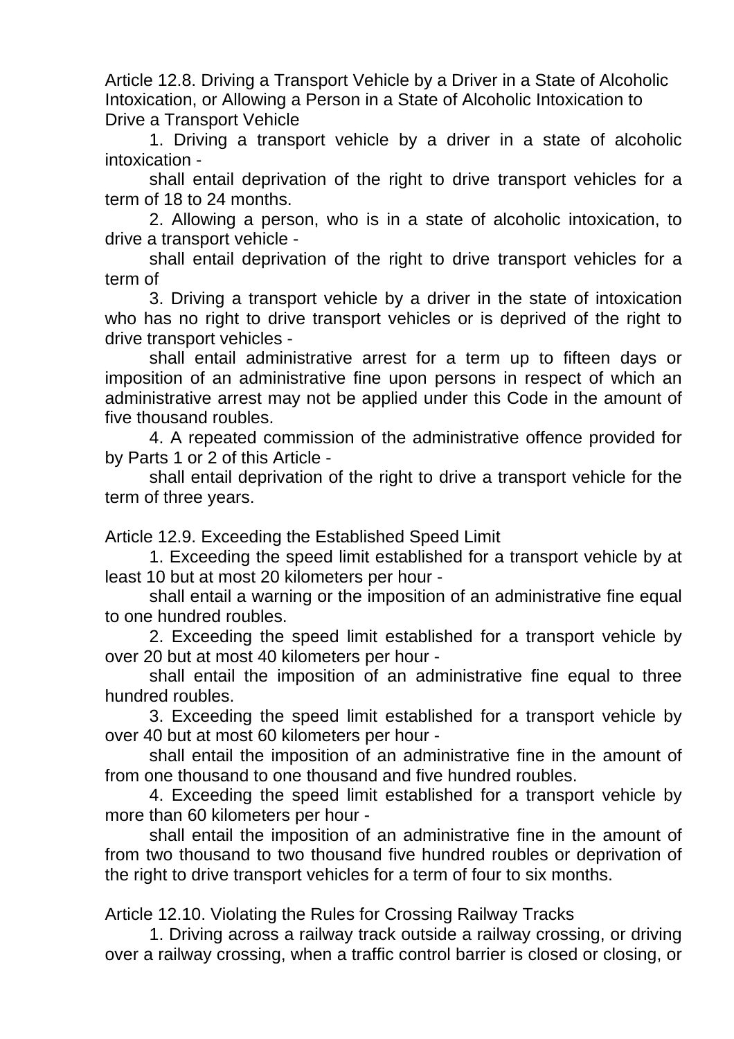Article 12.8. Driving a Transport Vehicle by a Driver in a State of Alcoholic Intoxication, or Allowing a Person in a State of Alcoholic Intoxication to Drive a Transport Vehicle

1. Driving a transport vehicle by a driver in a state of alcoholic intoxication -

shall entail deprivation of the right to drive transport vehicles for a term of 18 to 24 months.

2. Allowing a person, who is in a state of alcoholic intoxication, to drive a transport vehicle -

shall entail deprivation of the right to drive transport vehicles for a term of

3. Driving a transport vehicle by a driver in the state of intoxication who has no right to drive transport vehicles or is deprived of the right to drive transport vehicles -

shall entail administrative arrest for a term up to fifteen days or imposition of an administrative fine upon persons in respect of which an administrative arrest may not be applied under this Code in the amount of five thousand roubles.

4. A repeated commission of the administrative offence provided for by Parts 1 or 2 of this Article -

shall entail deprivation of the right to drive a transport vehicle for the term of three years.

Article 12.9. Exceeding the Established Speed Limit

1. Exceeding the speed limit established for a transport vehicle by at least 10 but at most 20 kilometers per hour -

shall entail a warning or the imposition of an administrative fine equal to one hundred roubles.

2. Exceeding the speed limit established for a transport vehicle by over 20 but at most 40 kilometers per hour -

shall entail the imposition of an administrative fine equal to three hundred roubles.

3. Exceeding the speed limit established for a transport vehicle by over 40 but at most 60 kilometers per hour -

shall entail the imposition of an administrative fine in the amount of from one thousand to one thousand and five hundred roubles.

4. Exceeding the speed limit established for a transport vehicle by more than 60 kilometers per hour -

shall entail the imposition of an administrative fine in the amount of from two thousand to two thousand five hundred roubles or deprivation of the right to drive transport vehicles for a term of four to six months.

Article 12.10. Violating the Rules for Crossing Railway Tracks

1. Driving across a railway track outside a railway crossing, or driving over a railway crossing, when a traffic control barrier is closed or closing, or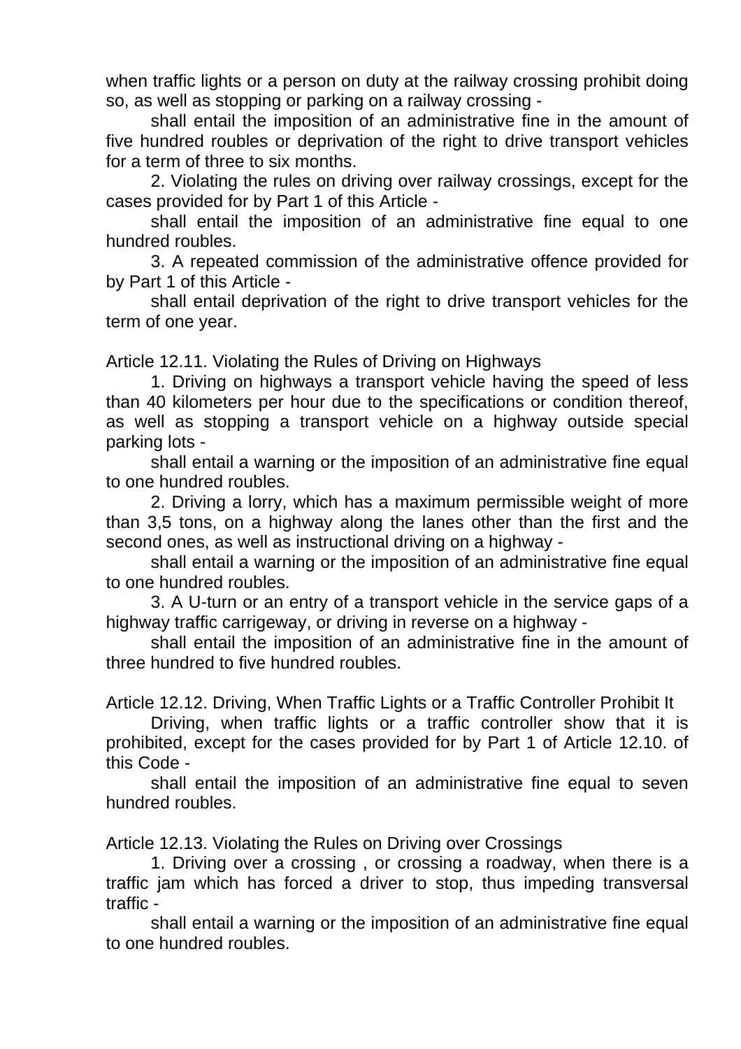when traffic lights or a person on duty at the railway crossing prohibit doing so, as well as stopping or parking on a railway crossing -

shall entail the imposition of an administrative fine in the amount of five hundred roubles or deprivation of the right to drive transport vehicles for a term of three to six months.

2. Violating the rules on driving over railway crossings, except for the cases provided for by Part 1 of this Article -

shall entail the imposition of an administrative fine equal to one hundred roubles.

3. A repeated commission of the administrative offence provided for by Part 1 of this Article -

shall entail deprivation of the right to drive transport vehicles for the term of one year.

## Article 12.11. Violating the Rules of Driving on Highways

1. Driving on highways a transport vehicle having the speed of less than 40 kilometers per hour due to the specifications or condition thereof, as well as stopping a transport vehicle on a highway outside special parking lots -

shall entail a warning or the imposition of an administrative fine equal to one hundred roubles.

2. Driving a lorry, which has a maximum permissible weight of more than 3,5 tons, on a highway along the lanes other than the first and the second ones, as well as instructional driving on a highway -

shall entail a warning or the imposition of an administrative fine equal to one hundred roubles.

3. A U-turn or an entry of a transport vehicle in the service gaps of a highway traffic carrigeway, or driving in reverse on a highway -

shall entail the imposition of an administrative fine in the amount of three hundred to five hundred roubles.

## Article 12.12. Driving, When Traffic Lights or a Traffic Controller Prohibit It

Driving, when traffic lights or a traffic controller show that it is prohibited, except for the cases provided for by Part 1 of Article 12.10. of this Code -

shall entail the imposition of an administrative fine equal to seven hundred roubles.

## Article 12.13. Violating the Rules on Driving over Crossings

1. Driving over a crossing , or crossing a roadway, when there is a traffic jam which has forced a driver to stop, thus impeding transversal traffic -

shall entail a warning or the imposition of an administrative fine equal to one hundred roubles.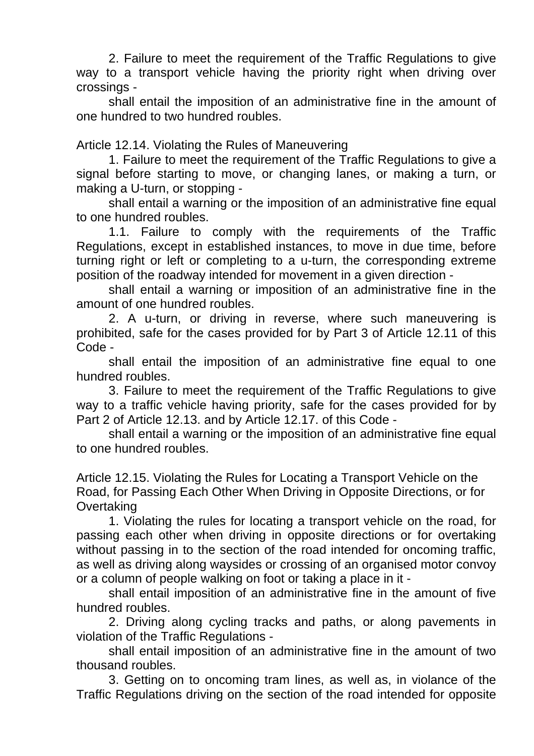2. Failure to meet the requirement of the Traffic Regulations to give way to a transport vehicle having the priority right when driving over crossings -

shall entail the imposition of an administrative fine in the amount of one hundred to two hundred roubles.

Article 12.14. Violating the Rules of Maneuvering

1. Failure to meet the requirement of the Traffic Regulations to give a signal before starting to move, or changing lanes, or making a turn, or making a U-turn, or stopping -

shall entail a warning or the imposition of an administrative fine equal to one hundred roubles.

1.1. Failure to comply with the requirements of the Traffic Regulations, except in established instances, to move in due time, before turning right or left or completing to a u-turn, the corresponding extreme position of the roadway intended for movement in a given direction -

shall entail a warning or imposition of an administrative fine in the amount of one hundred roubles.

2. A u-turn, or driving in reverse, where such maneuvering is prohibited, safe for the cases provided for by Part 3 of Article 12.11 of this Code -

shall entail the imposition of an administrative fine equal to one hundred roubles.

3. Failure to meet the requirement of the Traffic Regulations to give way to a traffic vehicle having priority, safe for the cases provided for by Part 2 of Article 12.13. and by Article 12.17. of this Code -

shall entail a warning or the imposition of an administrative fine equal to one hundred roubles.

Article 12.15. Violating the Rules for Locating a Transport Vehicle on the Road, for Passing Each Other When Driving in Opposite Directions, or for Overtaking

1. Violating the rules for locating a transport vehicle on the road, for passing each other when driving in opposite directions or for overtaking without passing in to the section of the road intended for oncoming traffic, as well as driving along waysides or crossing of an organised motor convoy or a column of people walking on foot or taking a place in it -

shall entail imposition of an administrative fine in the amount of five hundred roubles.

2. Driving along cycling tracks and paths, or along pavements in violation of the Traffic Regulations -

shall entail imposition of an administrative fine in the amount of two thousand roubles.

3. Getting on to oncoming tram lines, as well as, in violance of the Traffic Regulations driving on the section of the road intended for opposite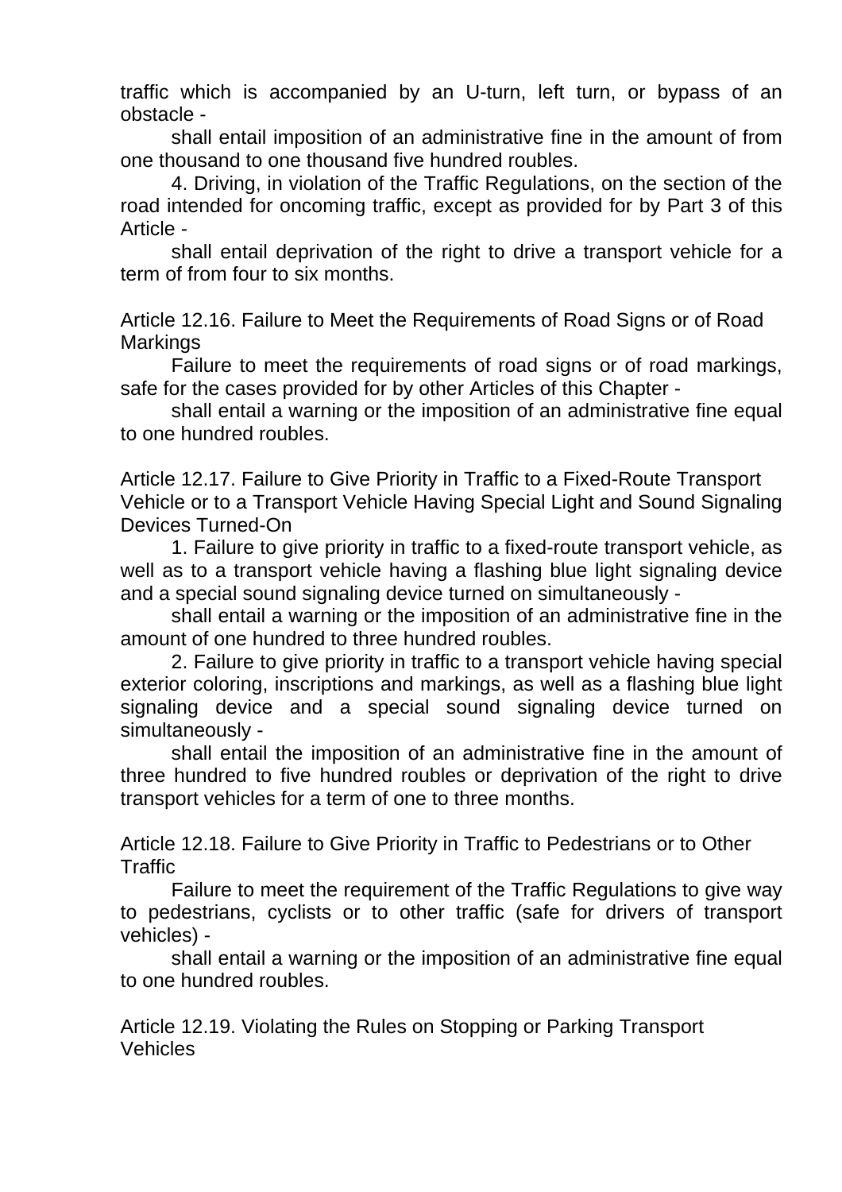traffic which is accompanied by an U-turn, left turn, or bypass of an obstacle -

shall entail imposition of an administrative fine in the amount of from one thousand to one thousand five hundred roubles.

4. Driving, in violation of the Traffic Regulations, on the section of the road intended for oncoming traffic, except as provided for by Part 3 of this Article -

shall entail deprivation of the right to drive a transport vehicle for a term of from four to six months.

## Article 12.16. Failure to Meet the Requirements of Road Signs or of Road Markings

Failure to meet the requirements of road signs or of road markings, safe for the cases provided for by other Articles of this Chapter -

shall entail a warning or the imposition of an administrative fine equal to one hundred roubles.

## Article 12.17. Failure to Give Priority in Traffic to a Fixed-Route Transport Vehicle or to a Transport Vehicle Having Special Light and Sound Signaling Devices Turned-On

1. Failure to give priority in traffic to a fixed-route transport vehicle, as well as to a transport vehicle having a flashing blue light signaling device and a special sound signaling device turned on simultaneously -

shall entail a warning or the imposition of an administrative fine in the amount of one hundred to three hundred roubles.

2. Failure to give priority in traffic to a transport vehicle having special exterior coloring, inscriptions and markings, as well as a flashing blue light signaling device and a special sound signaling device turned on simultaneously -

shall entail the imposition of an administrative fine in the amount of three hundred to five hundred roubles or deprivation of the right to drive transport vehicles for a term of one to three months.

## Article 12.18. Failure to Give Priority in Traffic to Pedestrians or to Other Traffic

Failure to meet the requirement of the Traffic Regulations to give way to pedestrians, cyclists or to other traffic (safe for drivers of transport vehicles) -

shall entail a warning or the imposition of an administrative fine equal to one hundred roubles.

## Article 12.19. Violating the Rules on Stopping or Parking Transport Vehicles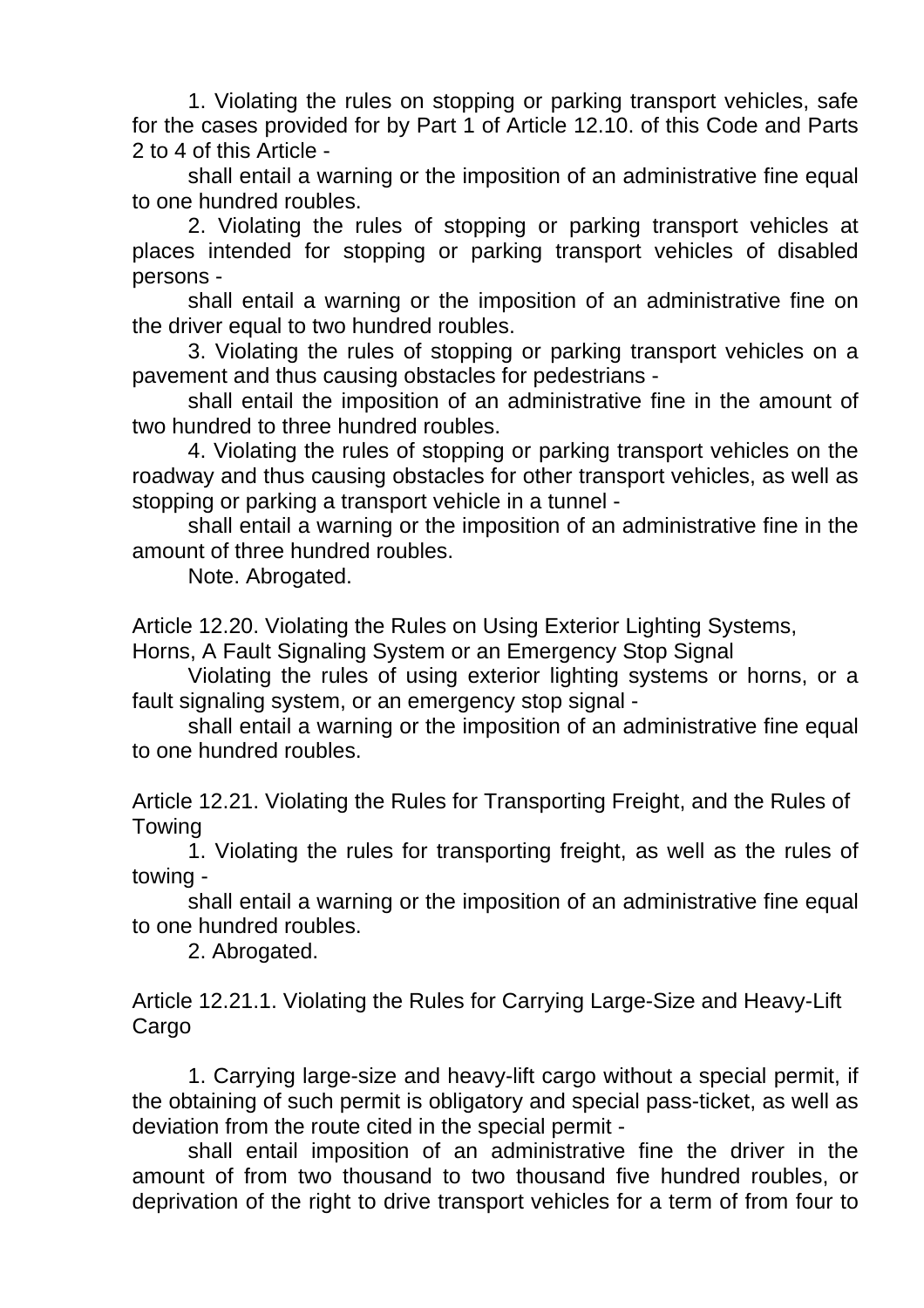1. Violating the rules on stopping or parking transport vehicles, safe for the cases provided for by Part 1 of Article 12.10. of this Code and Parts 2 to 4 of this Article -

shall entail a warning or the imposition of an administrative fine equal to one hundred roubles.

2. Violating the rules of stopping or parking transport vehicles at places intended for stopping or parking transport vehicles of disabled persons -

shall entail a warning or the imposition of an administrative fine on the driver equal to two hundred roubles.

3. Violating the rules of stopping or parking transport vehicles on a pavement and thus causing obstacles for pedestrians -

shall entail the imposition of an administrative fine in the amount of two hundred to three hundred roubles.

4. Violating the rules of stopping or parking transport vehicles on the roadway and thus causing obstacles for other transport vehicles, as well as stopping or parking a transport vehicle in a tunnel -

shall entail a warning or the imposition of an administrative fine in the amount of three hundred roubles.

Note. Abrogated.

Article 12.20. Violating the Rules on Using Exterior Lighting Systems, Horns, A Fault Signaling System or an Emergency Stop Signal

Violating the rules of using exterior lighting systems or horns, or a fault signaling system, or an emergency stop signal -

shall entail a warning or the imposition of an administrative fine equal to one hundred roubles.

Article 12.21. Violating the Rules for Transporting Freight, and the Rules of Towing

1. Violating the rules for transporting freight, as well as the rules of towing -

shall entail a warning or the imposition of an administrative fine equal to one hundred roubles.

2. Abrogated.

Article 12.21.1. Violating the Rules for Carrying Large-Size and Heavy-Lift Cargo

1. Carrying large-size and heavy-lift cargo without a special permit, if the obtaining of such permit is obligatory and special pass-ticket, as well as deviation from the route cited in the special permit -

shall entail imposition of an administrative fine the driver in the amount of from two thousand to two thousand five hundred roubles, or deprivation of the right to drive transport vehicles for a term of from four to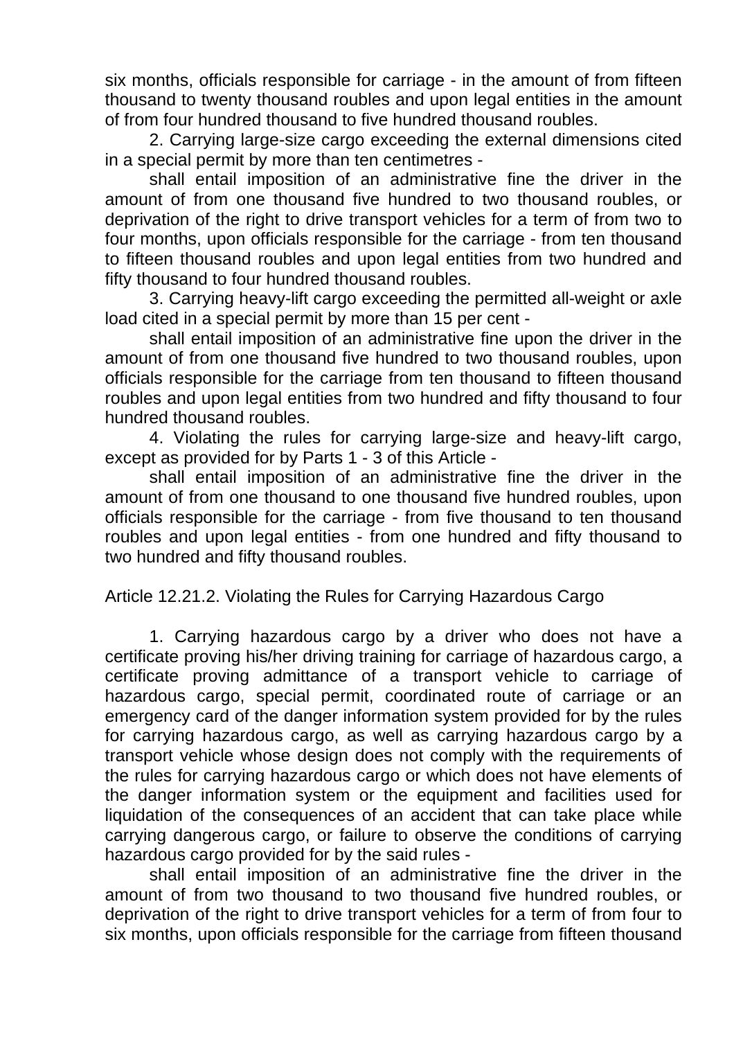six months, officials responsible for carriage - in the amount of from fifteen thousand to twenty thousand roubles and upon legal entities in the amount of from four hundred thousand to five hundred thousand roubles.

2. Carrying large-size cargo exceeding the external dimensions cited in a special permit by more than ten centimetres -

shall entail imposition of an administrative fine the driver in the amount of from one thousand five hundred to two thousand roubles, or deprivation of the right to drive transport vehicles for a term of from two to four months, upon officials responsible for the carriage - from ten thousand to fifteen thousand roubles and upon legal entities from two hundred and fifty thousand to four hundred thousand roubles.

3. Carrying heavy-lift cargo exceeding the permitted all-weight or axle load cited in a special permit by more than 15 per cent -

shall entail imposition of an administrative fine upon the driver in the amount of from one thousand five hundred to two thousand roubles, upon officials responsible for the carriage from ten thousand to fifteen thousand roubles and upon legal entities from two hundred and fifty thousand to four hundred thousand roubles.

4. Violating the rules for carrying large-size and heavy-lift cargo, except as provided for by Parts 1 - 3 of this Article -

shall entail imposition of an administrative fine the driver in the amount of from one thousand to one thousand five hundred roubles, upon officials responsible for the carriage - from five thousand to ten thousand roubles and upon legal entities - from one hundred and fifty thousand to two hundred and fifty thousand roubles.

## Article 12.21.2. Violating the Rules for Carrying Hazardous Cargo

1. Carrying hazardous cargo by a driver who does not have a certificate proving his/her driving training for carriage of hazardous cargo, a certificate proving admittance of a transport vehicle to carriage of hazardous cargo, special permit, coordinated route of carriage or an emergency card of the danger information system provided for by the rules for carrying hazardous cargo, as well as carrying hazardous cargo by a transport vehicle whose design does not comply with the requirements of the rules for carrying hazardous cargo or which does not have elements of the danger information system or the equipment and facilities used for liquidation of the consequences of an accident that can take place while carrying dangerous cargo, or failure to observe the conditions of carrying hazardous cargo provided for by the said rules -

shall entail imposition of an administrative fine the driver in the amount of from two thousand to two thousand five hundred roubles, or deprivation of the right to drive transport vehicles for a term of from four to six months, upon officials responsible for the carriage from fifteen thousand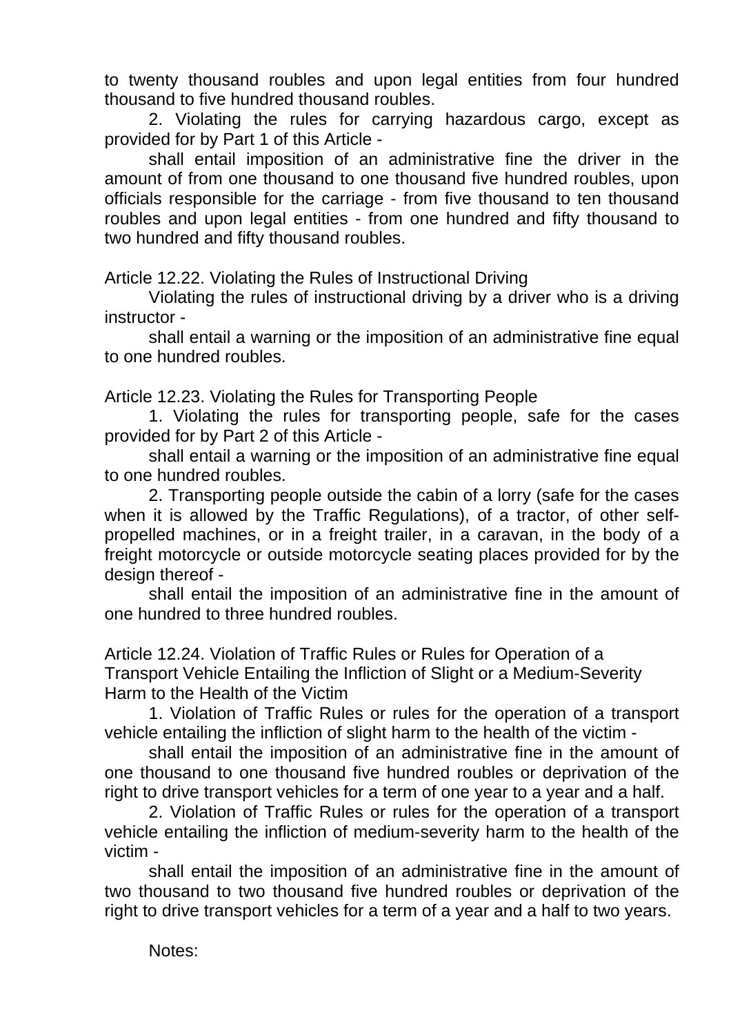to twenty thousand roubles and upon legal entities from four hundred thousand to five hundred thousand roubles.

2. Violating the rules for carrying hazardous cargo, except as provided for by Part 1 of this Article -

shall entail imposition of an administrative fine the driver in the amount of from one thousand to one thousand five hundred roubles, upon officials responsible for the carriage - from five thousand to ten thousand roubles and upon legal entities - from one hundred and fifty thousand to two hundred and fifty thousand roubles.

Article 12.22. Violating the Rules of Instructional Driving

Violating the rules of instructional driving by a driver who is a driving instructor -

shall entail a warning or the imposition of an administrative fine equal to one hundred roubles.

Article 12.23. Violating the Rules for Transporting People

1. Violating the rules for transporting people, safe for the cases provided for by Part 2 of this Article -

shall entail a warning or the imposition of an administrative fine equal to one hundred roubles.

2. Transporting people outside the cabin of a lorry (safe for the cases when it is allowed by the Traffic Regulations), of a tractor, of other self-propelled machines, or in a freight trailer, in a caravan, in the body of a freight motorcycle or outside motorcycle seating places provided for by the design thereof -

shall entail the imposition of an administrative fine in the amount of one hundred to three hundred roubles.

Article 12.24. Violation of Traffic Rules or Rules for Operation of a Transport Vehicle Entailing the Infliction of Slight or a Medium-Severity Harm to the Health of the Victim

1. Violation of Traffic Rules or rules for the operation of a transport vehicle entailing the infliction of slight harm to the health of the victim -

shall entail the imposition of an administrative fine in the amount of one thousand to one thousand five hundred roubles or deprivation of the right to drive transport vehicles for a term of one year to a year and a half.

2. Violation of Traffic Rules or rules for the operation of a transport vehicle entailing the infliction of medium-severity harm to the health of the victim -

shall entail the imposition of an administrative fine in the amount of two thousand to two thousand five hundred roubles or deprivation of the right to drive transport vehicles for a term of a year and a half to two years.

Notes: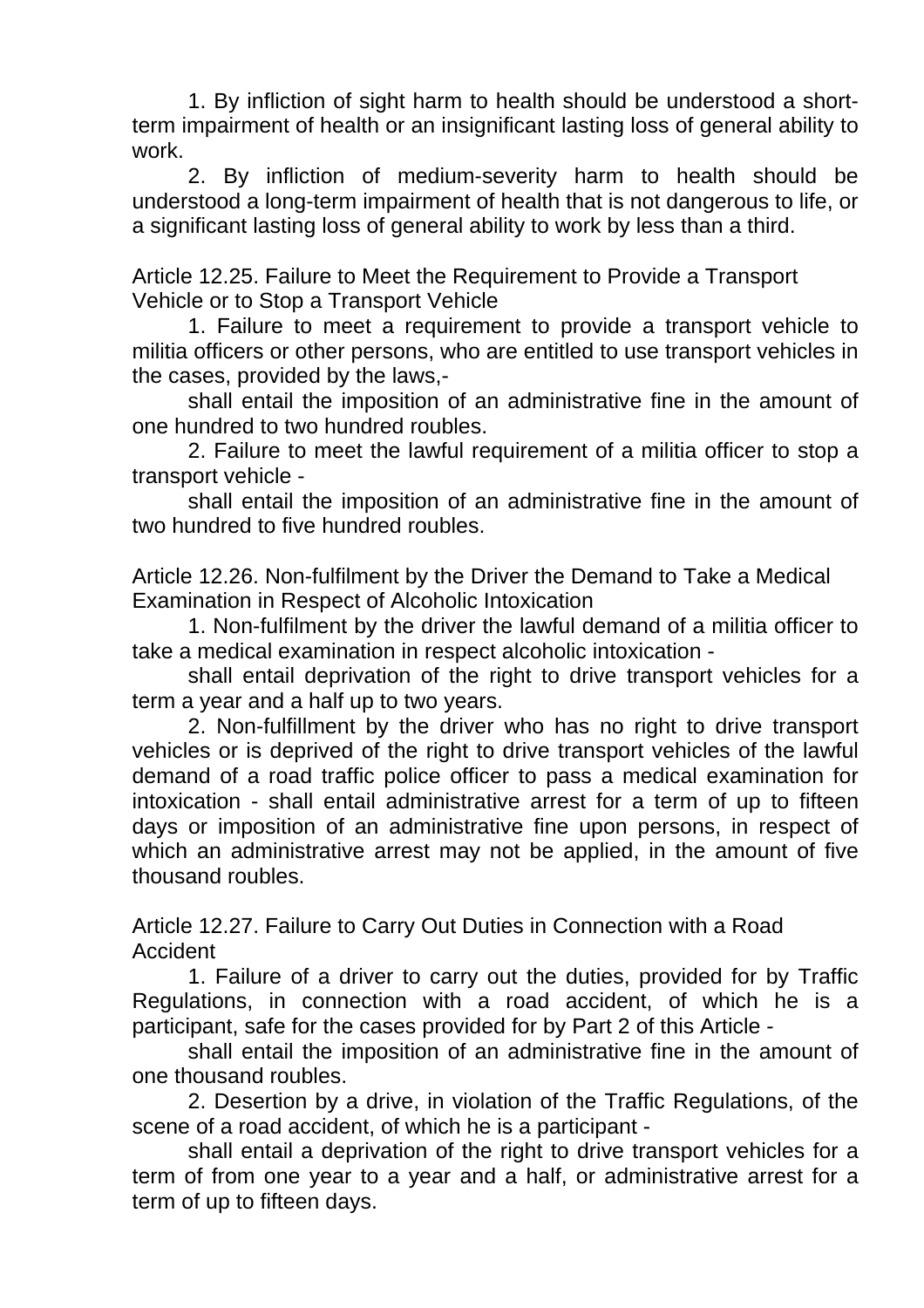1. By infliction of sight harm to health should be understood a short-term impairment of health or an insignificant lasting loss of general ability to work.

2. By infliction of medium-severity harm to health should be understood a long-term impairment of health that is not dangerous to life, or a significant lasting loss of general ability to work by less than a third.

Article 12.25. Failure to Meet the Requirement to Provide a Transport Vehicle or to Stop a Transport Vehicle

1. Failure to meet a requirement to provide a transport vehicle to militia officers or other persons, who are entitled to use transport vehicles in the cases, provided by the laws,-

shall entail the imposition of an administrative fine in the amount of one hundred to two hundred roubles.

2. Failure to meet the lawful requirement of a militia officer to stop a transport vehicle -

shall entail the imposition of an administrative fine in the amount of two hundred to five hundred roubles.

Article 12.26. Non-fulfilment by the Driver the Demand to Take a Medical Examination in Respect of Alcoholic Intoxication

1. Non-fulfilment by the driver the lawful demand of a militia officer to take a medical examination in respect alcoholic intoxication -

shall entail deprivation of the right to drive transport vehicles for a term a year and a half up to two years.

2. Non-fulfillment by the driver who has no right to drive transport vehicles or is deprived of the right to drive transport vehicles of the lawful demand of a road traffic police officer to pass a medical examination for intoxication - shall entail administrative arrest for a term of up to fifteen days or imposition of an administrative fine upon persons, in respect of which an administrative arrest may not be applied, in the amount of five thousand roubles.

Article 12.27. Failure to Carry Out Duties in Connection with a Road Accident

1. Failure of a driver to carry out the duties, provided for by Traffic Regulations, in connection with a road accident, of which he is a participant, safe for the cases provided for by Part 2 of this Article -

shall entail the imposition of an administrative fine in the amount of one thousand roubles.

2. Desertion by a drive, in violation of the Traffic Regulations, of the scene of a road accident, of which he is a participant -

shall entail a deprivation of the right to drive transport vehicles for a term of from one year to a year and a half, or administrative arrest for a term of up to fifteen days.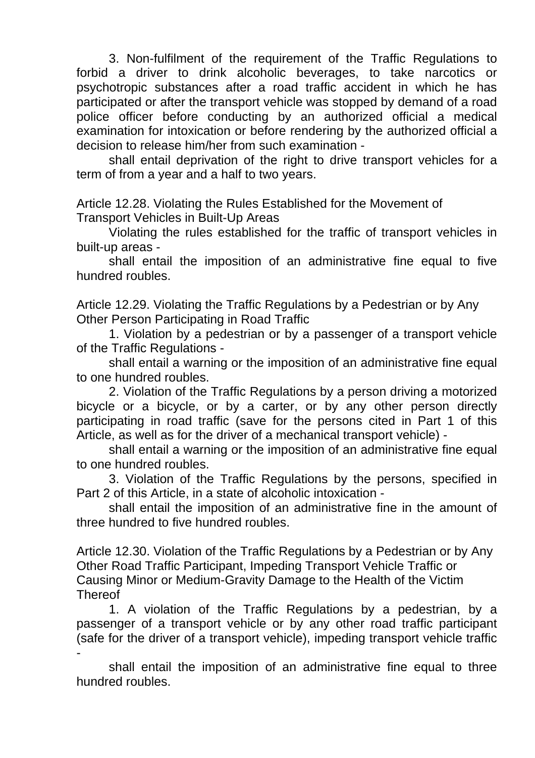3. Non-fulfilment of the requirement of the Traffic Regulations to forbid a driver to drink alcoholic beverages, to take narcotics or psychotropic substances after a road traffic accident in which he has participated or after the transport vehicle was stopped by demand of a road police officer before conducting by an authorized official a medical examination for intoxication or before rendering by the authorized official a decision to release him/her from such examination -

shall entail deprivation of the right to drive transport vehicles for a term of from a year and a half to two years.

### Article 12.28. Violating the Rules Established for the Movement of Transport Vehicles in Built-Up Areas

Violating the rules established for the traffic of transport vehicles in built-up areas -

shall entail the imposition of an administrative fine equal to five hundred roubles.

### Article 12.29. Violating the Traffic Regulations by a Pedestrian or by Any Other Person Participating in Road Traffic

1. Violation by a pedestrian or by a passenger of a transport vehicle of the Traffic Regulations -

shall entail a warning or the imposition of an administrative fine equal to one hundred roubles.

2. Violation of the Traffic Regulations by a person driving a motorized bicycle or a bicycle, or by a carter, or by any other person directly participating in road traffic (save for the persons cited in Part 1 of this Article, as well as for the driver of a mechanical transport vehicle) -

shall entail a warning or the imposition of an administrative fine equal to one hundred roubles.

3. Violation of the Traffic Regulations by the persons, specified in Part 2 of this Article, in a state of alcoholic intoxication -

shall entail the imposition of an administrative fine in the amount of three hundred to five hundred roubles.

### Article 12.30. Violation of the Traffic Regulations by a Pedestrian or by Any Other Road Traffic Participant, Impeding Transport Vehicle Traffic or Causing Minor or Medium-Gravity Damage to the Health of the Victim Thereof

1. A violation of the Traffic Regulations by a pedestrian, by a passenger of a transport vehicle or by any other road traffic participant (safe for the driver of a transport vehicle), impeding transport vehicle traffic -

shall entail the imposition of an administrative fine equal to three hundred roubles.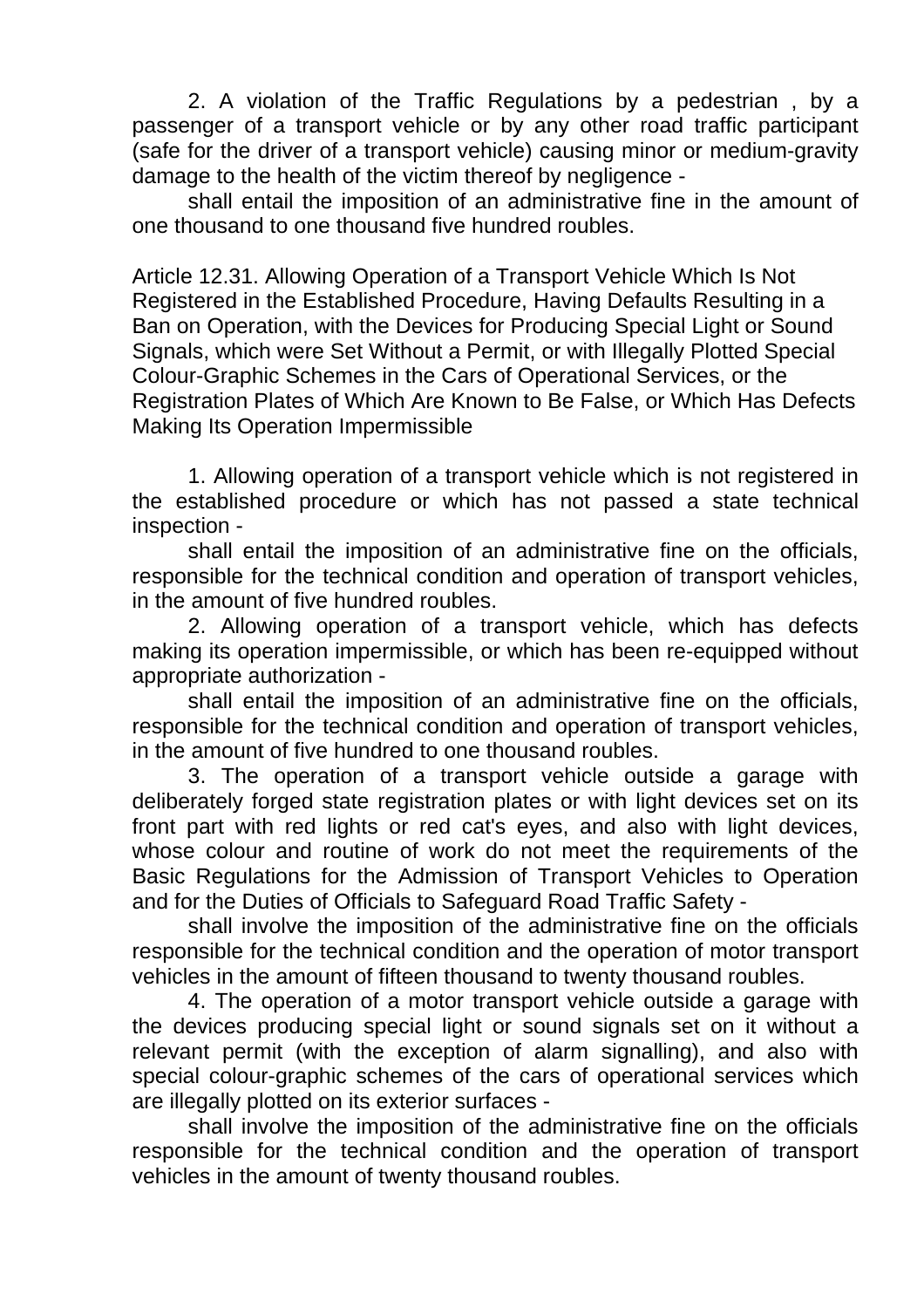2. A violation of the Traffic Regulations by a pedestrian , by a passenger of a transport vehicle or by any other road traffic participant (safe for the driver of a transport vehicle) causing minor or medium-gravity damage to the health of the victim thereof by negligence -

shall entail the imposition of an administrative fine in the amount of one thousand to one thousand five hundred roubles.

Article 12.31. Allowing Operation of a Transport Vehicle Which Is Not Registered in the Established Procedure, Having Defaults Resulting in a Ban on Operation, with the Devices for Producing Special Light or Sound Signals, which were Set Without a Permit, or with Illegally Plotted Special Colour-Graphic Schemes in the Cars of Operational Services, or the Registration Plates of Which Are Known to Be False, or Which Has Defects Making Its Operation Impermissible

1. Allowing operation of a transport vehicle which is not registered in the established procedure or which has not passed a state technical inspection -

shall entail the imposition of an administrative fine on the officials, responsible for the technical condition and operation of transport vehicles, in the amount of five hundred roubles.

2. Allowing operation of a transport vehicle, which has defects making its operation impermissible, or which has been re-equipped without appropriate authorization -

shall entail the imposition of an administrative fine on the officials, responsible for the technical condition and operation of transport vehicles, in the amount of five hundred to one thousand roubles.

3. The operation of a transport vehicle outside a garage with deliberately forged state registration plates or with light devices set on its front part with red lights or red cat's eyes, and also with light devices, whose colour and routine of work do not meet the requirements of the Basic Regulations for the Admission of Transport Vehicles to Operation and for the Duties of Officials to Safeguard Road Traffic Safety -

shall involve the imposition of the administrative fine on the officials responsible for the technical condition and the operation of motor transport vehicles in the amount of fifteen thousand to twenty thousand roubles.

4. The operation of a motor transport vehicle outside a garage with the devices producing special light or sound signals set on it without a relevant permit (with the exception of alarm signalling), and also with special colour-graphic schemes of the cars of operational services which are illegally plotted on its exterior surfaces -

shall involve the imposition of the administrative fine on the officials responsible for the technical condition and the operation of transport vehicles in the amount of twenty thousand roubles.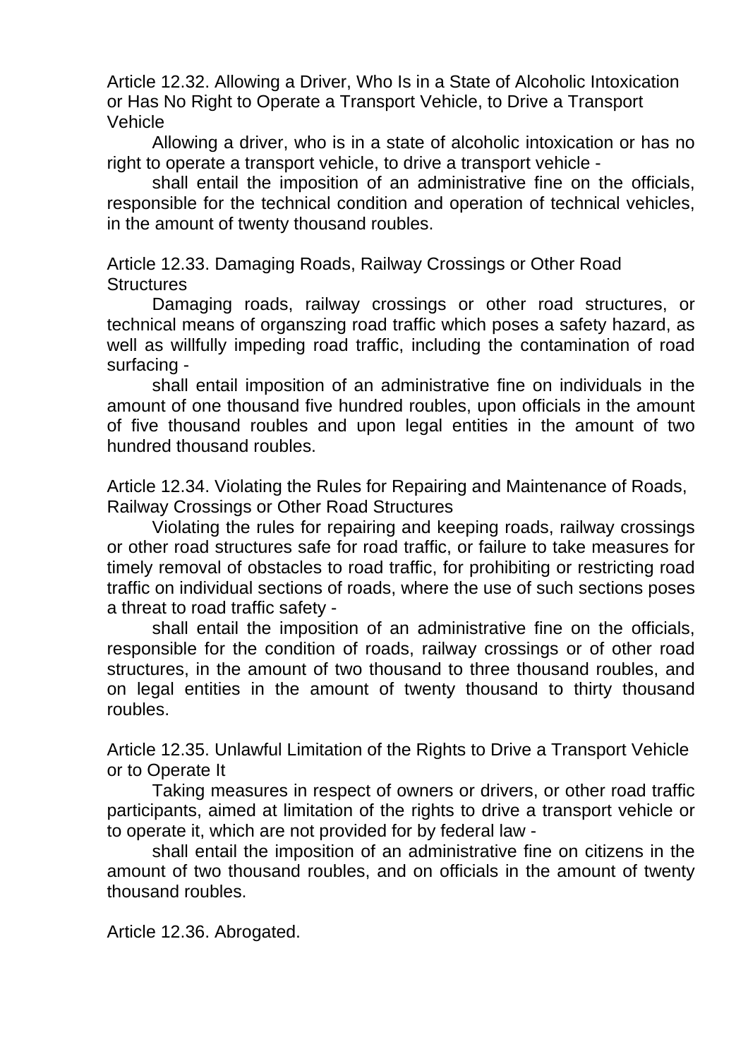Article 12.32. Allowing a Driver, Who Is in a State of Alcoholic Intoxication or Has No Right to Operate a Transport Vehicle, to Drive a Transport Vehicle

Allowing a driver, who is in a state of alcoholic intoxication or has no right to operate a transport vehicle, to drive a transport vehicle -

shall entail the imposition of an administrative fine on the officials, responsible for the technical condition and operation of technical vehicles, in the amount of twenty thousand roubles.

Article 12.33. Damaging Roads, Railway Crossings or Other Road Structures

Damaging roads, railway crossings or other road structures, or technical means of organszing road traffic which poses a safety hazard, as well as willfully impeding road traffic, including the contamination of road surfacing -

shall entail imposition of an administrative fine on individuals in the amount of one thousand five hundred roubles, upon officials in the amount of five thousand roubles and upon legal entities in the amount of two hundred thousand roubles.

Article 12.34. Violating the Rules for Repairing and Maintenance of Roads, Railway Crossings or Other Road Structures

Violating the rules for repairing and keeping roads, railway crossings or other road structures safe for road traffic, or failure to take measures for timely removal of obstacles to road traffic, for prohibiting or restricting road traffic on individual sections of roads, where the use of such sections poses a threat to road traffic safety -

shall entail the imposition of an administrative fine on the officials, responsible for the condition of roads, railway crossings or of other road structures, in the amount of two thousand to three thousand roubles, and on legal entities in the amount of twenty thousand to thirty thousand roubles.

Article 12.35. Unlawful Limitation of the Rights to Drive a Transport Vehicle or to Operate It

Taking measures in respect of owners or drivers, or other road traffic participants, aimed at limitation of the rights to drive a transport vehicle or to operate it, which are not provided for by federal law -

shall entail the imposition of an administrative fine on citizens in the amount of two thousand roubles, and on officials in the amount of twenty thousand roubles.

Article 12.36. Abrogated.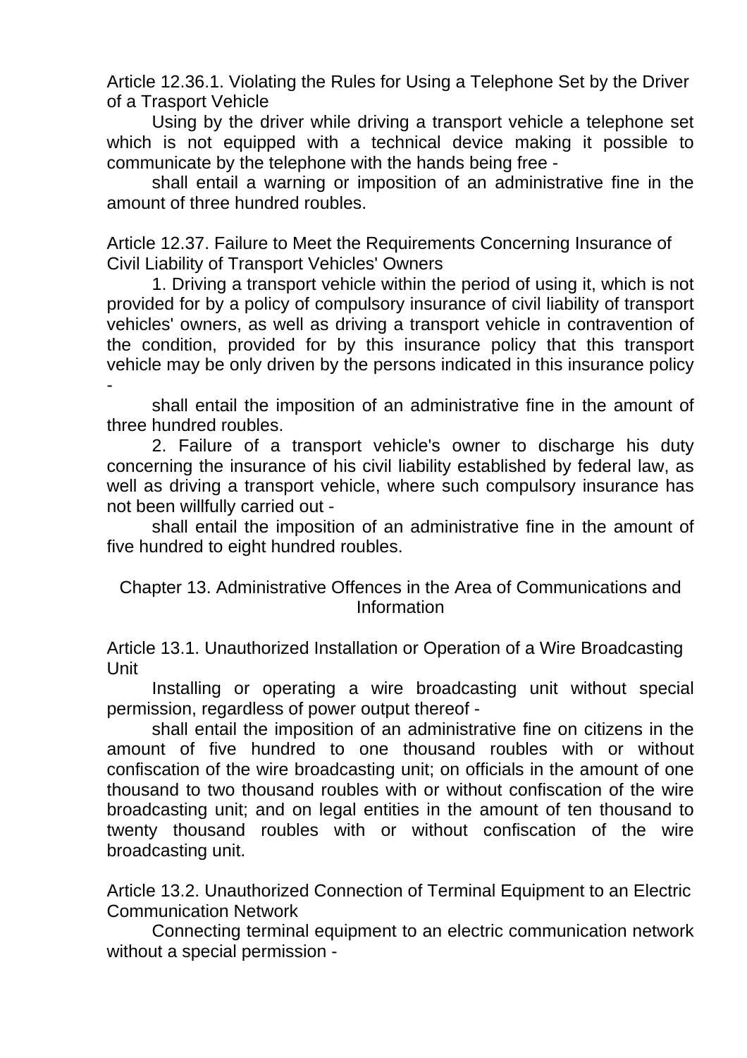Article 12.36.1. Violating the Rules for Using a Telephone Set by the Driver of a Trasport Vehicle

Using by the driver while driving a transport vehicle a telephone set which is not equipped with a technical device making it possible to communicate by the telephone with the hands being free -

shall entail a warning or imposition of an administrative fine in the amount of three hundred roubles.

Article 12.37. Failure to Meet the Requirements Concerning Insurance of Civil Liability of Transport Vehicles' Owners

1. Driving a transport vehicle within the period of using it, which is not provided for by a policy of compulsory insurance of civil liability of transport vehicles' owners, as well as driving a transport vehicle in contravention of the condition, provided for by this insurance policy that this transport vehicle may be only driven by the persons indicated in this insurance policy -

shall entail the imposition of an administrative fine in the amount of three hundred roubles.

2. Failure of a transport vehicle's owner to discharge his duty concerning the insurance of his civil liability established by federal law, as well as driving a transport vehicle, where such compulsory insurance has not been willfully carried out -

shall entail the imposition of an administrative fine in the amount of five hundred to eight hundred roubles.

## Chapter 13. Administrative Offences in the Area of Communications and Information

Article 13.1. Unauthorized Installation or Operation of a Wire Broadcasting Unit

Installing or operating a wire broadcasting unit without special permission, regardless of power output thereof -

shall entail the imposition of an administrative fine on citizens in the amount of five hundred to one thousand roubles with or without confiscation of the wire broadcasting unit; on officials in the amount of one thousand to two thousand roubles with or without confiscation of the wire broadcasting unit; and on legal entities in the amount of ten thousand to twenty thousand roubles with or without confiscation of the wire broadcasting unit.

Article 13.2. Unauthorized Connection of Terminal Equipment to an Electric Communication Network

Connecting terminal equipment to an electric communication network without a special permission -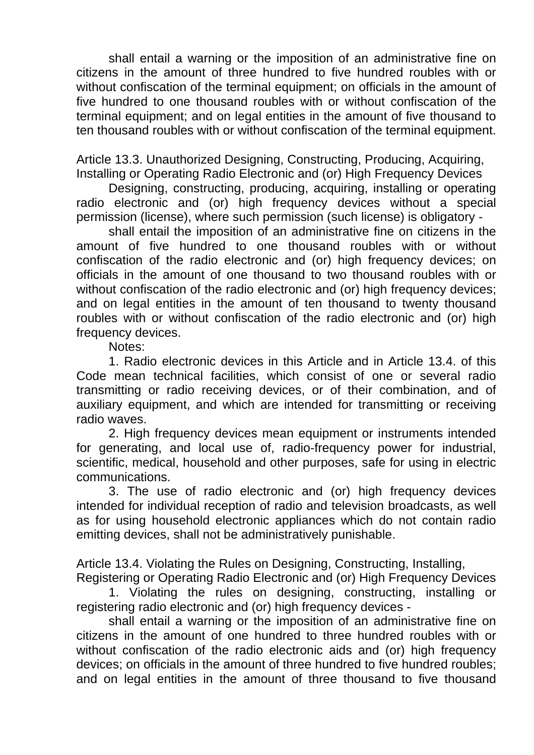shall entail a warning or the imposition of an administrative fine on citizens in the amount of three hundred to five hundred roubles with or without confiscation of the terminal equipment; on officials in the amount of five hundred to one thousand roubles with or without confiscation of the terminal equipment; and on legal entities in the amount of five thousand to ten thousand roubles with or without confiscation of the terminal equipment.

## Article 13.3. Unauthorized Designing, Constructing, Producing, Acquiring, Installing or Operating Radio Electronic and (or) High Frequency Devices

Designing, constructing, producing, acquiring, installing or operating radio electronic and (or) high frequency devices without a special permission (license), where such permission (such license) is obligatory -

shall entail the imposition of an administrative fine on citizens in the amount of five hundred to one thousand roubles with or without confiscation of the radio electronic and (or) high frequency devices; on officials in the amount of one thousand to two thousand roubles with or without confiscation of the radio electronic and (or) high frequency devices; and on legal entities in the amount of ten thousand to twenty thousand roubles with or without confiscation of the radio electronic and (or) high frequency devices.

Notes:

1. Radio electronic devices in this Article and in Article 13.4. of this Code mean technical facilities, which consist of one or several radio transmitting or radio receiving devices, or of their combination, and of auxiliary equipment, and which are intended for transmitting or receiving radio waves.

2. High frequency devices mean equipment or instruments intended for generating, and local use of, radio-frequency power for industrial, scientific, medical, household and other purposes, safe for using in electric communications.

3. The use of radio electronic and (or) high frequency devices intended for individual reception of radio and television broadcasts, as well as for using household electronic appliances which do not contain radio emitting devices, shall not be administratively punishable.

## Article 13.4. Violating the Rules on Designing, Constructing, Installing, Registering or Operating Radio Electronic and (or) High Frequency Devices

1. Violating the rules on designing, constructing, installing or registering radio electronic and (or) high frequency devices -

shall entail a warning or the imposition of an administrative fine on citizens in the amount of one hundred to three hundred roubles with or without confiscation of the radio electronic aids and (or) high frequency devices; on officials in the amount of three hundred to five hundred roubles; and on legal entities in the amount of three thousand to five thousand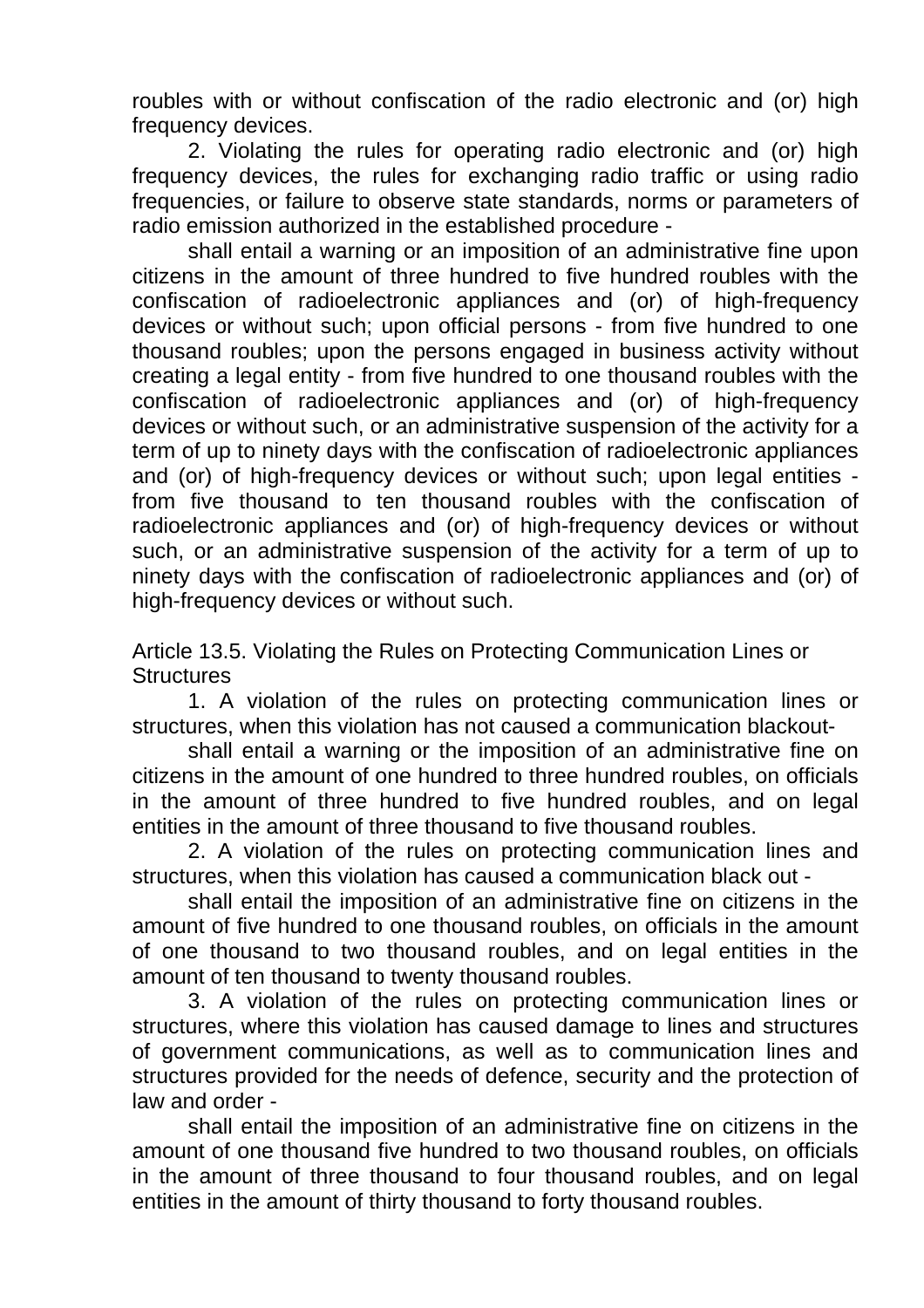roubles with or without confiscation of the radio electronic and (or) high frequency devices.

2. Violating the rules for operating radio electronic and (or) high frequency devices, the rules for exchanging radio traffic or using radio frequencies, or failure to observe state standards, norms or parameters of radio emission authorized in the established procedure -

shall entail a warning or an imposition of an administrative fine upon citizens in the amount of three hundred to five hundred roubles with the confiscation of radioelectronic appliances and (or) of high-frequency devices or without such; upon official persons - from five hundred to one thousand roubles; upon the persons engaged in business activity without creating a legal entity - from five hundred to one thousand roubles with the confiscation of radioelectronic appliances and (or) of high-frequency devices or without such, or an administrative suspension of the activity for a term of up to ninety days with the confiscation of radioelectronic appliances and (or) of high-frequency devices or without such; upon legal entities - from five thousand to ten thousand roubles with the confiscation of radioelectronic appliances and (or) of high-frequency devices or without such, or an administrative suspension of the activity for a term of up to ninety days with the confiscation of radioelectronic appliances and (or) of high-frequency devices or without such.

## Article 13.5. Violating the Rules on Protecting Communication Lines or Structures

1. A violation of the rules on protecting communication lines or structures, when this violation has not caused a communication blackout-

shall entail a warning or the imposition of an administrative fine on citizens in the amount of one hundred to three hundred roubles, on officials in the amount of three hundred to five hundred roubles, and on legal entities in the amount of three thousand to five thousand roubles.

2. A violation of the rules on protecting communication lines and structures, when this violation has caused a communication black out -

shall entail the imposition of an administrative fine on citizens in the amount of five hundred to one thousand roubles, on officials in the amount of one thousand to two thousand roubles, and on legal entities in the amount of ten thousand to twenty thousand roubles.

3. A violation of the rules on protecting communication lines or structures, where this violation has caused damage to lines and structures of government communications, as well as to communication lines and structures provided for the needs of defence, security and the protection of law and order -

shall entail the imposition of an administrative fine on citizens in the amount of one thousand five hundred to two thousand roubles, on officials in the amount of three thousand to four thousand roubles, and on legal entities in the amount of thirty thousand to forty thousand roubles.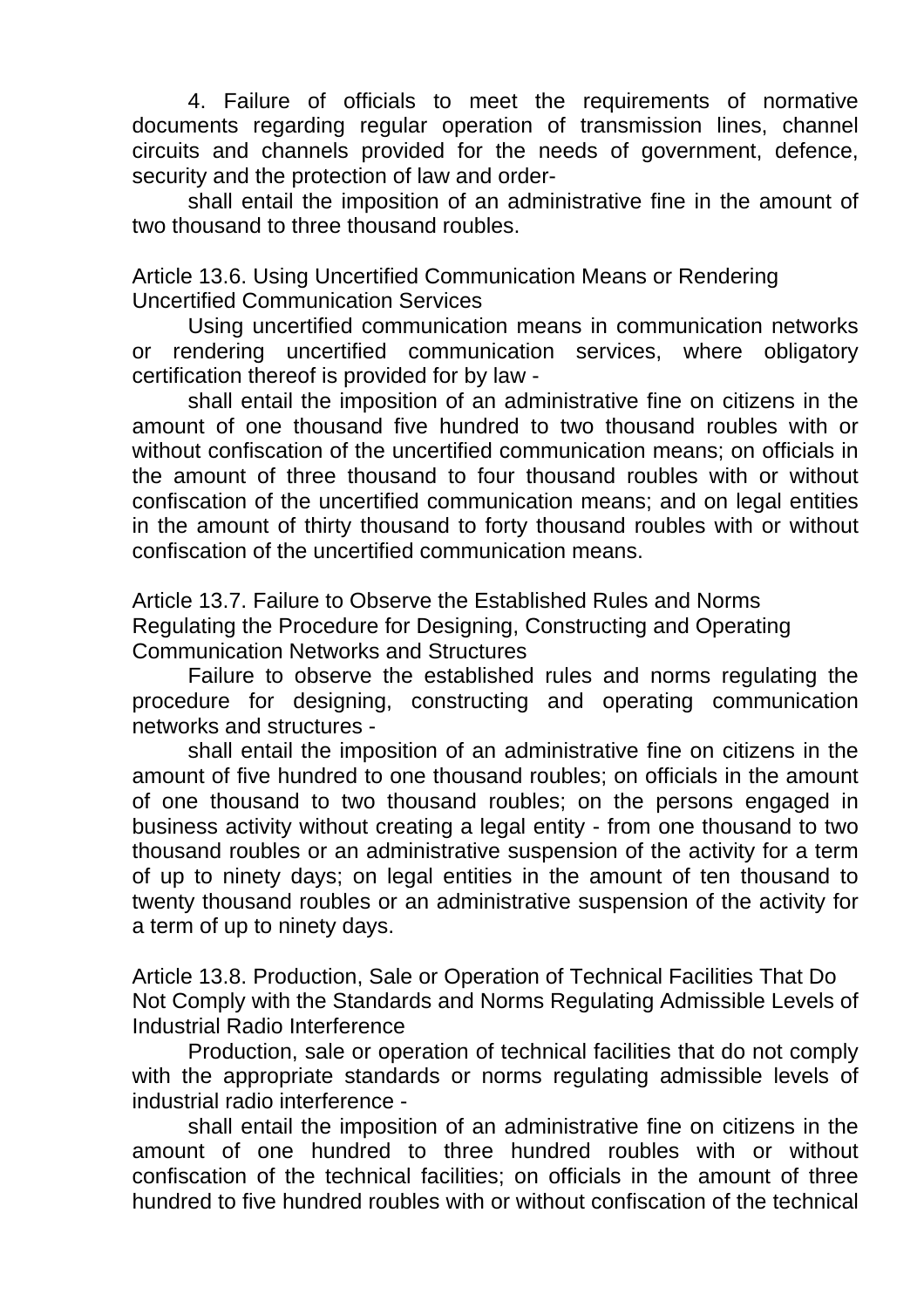4. Failure of officials to meet the requirements of normative documents regarding regular operation of transmission lines, channel circuits and channels provided for the needs of government, defence, security and the protection of law and order-

shall entail the imposition of an administrative fine in the amount of two thousand to three thousand roubles.

## Article 13.6. Using Uncertified Communication Means or Rendering Uncertified Communication Services

Using uncertified communication means in communication networks or rendering uncertified communication services, where obligatory certification thereof is provided for by law -

shall entail the imposition of an administrative fine on citizens in the amount of one thousand five hundred to two thousand roubles with or without confiscation of the uncertified communication means; on officials in the amount of three thousand to four thousand roubles with or without confiscation of the uncertified communication means; and on legal entities in the amount of thirty thousand to forty thousand roubles with or without confiscation of the uncertified communication means.

## Article 13.7. Failure to Observe the Established Rules and Norms Regulating the Procedure for Designing, Constructing and Operating Communication Networks and Structures

Failure to observe the established rules and norms regulating the procedure for designing, constructing and operating communication networks and structures -

shall entail the imposition of an administrative fine on citizens in the amount of five hundred to one thousand roubles; on officials in the amount of one thousand to two thousand roubles; on the persons engaged in business activity without creating a legal entity - from one thousand to two thousand roubles or an administrative suspension of the activity for a term of up to ninety days; on legal entities in the amount of ten thousand to twenty thousand roubles or an administrative suspension of the activity for a term of up to ninety days.

## Article 13.8. Production, Sale or Operation of Technical Facilities That Do Not Comply with the Standards and Norms Regulating Admissible Levels of Industrial Radio Interference

Production, sale or operation of technical facilities that do not comply with the appropriate standards or norms regulating admissible levels of industrial radio interference -

shall entail the imposition of an administrative fine on citizens in the amount of one hundred to three hundred roubles with or without confiscation of the technical facilities; on officials in the amount of three hundred to five hundred roubles with or without confiscation of the technical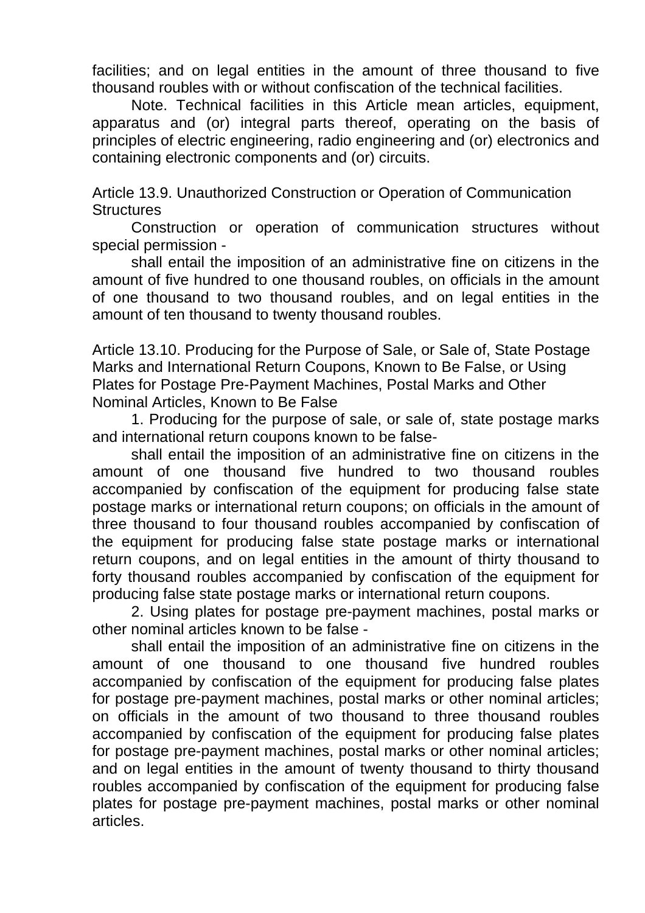facilities; and on legal entities in the amount of three thousand to five thousand roubles with or without confiscation of the technical facilities.

Note. Technical facilities in this Article mean articles, equipment, apparatus and (or) integral parts thereof, operating on the basis of principles of electric engineering, radio engineering and (or) electronics and containing electronic components and (or) circuits.

Article 13.9. Unauthorized Construction or Operation of Communication Structures

Construction or operation of communication structures without special permission -

shall entail the imposition of an administrative fine on citizens in the amount of five hundred to one thousand roubles, on officials in the amount of one thousand to two thousand roubles, and on legal entities in the amount of ten thousand to twenty thousand roubles.

Article 13.10. Producing for the Purpose of Sale, or Sale of, State Postage Marks and International Return Coupons, Known to Be False, or Using Plates for Postage Pre-Payment Machines, Postal Marks and Other Nominal Articles, Known to Be False

1. Producing for the purpose of sale, or sale of, state postage marks and international return coupons known to be false-

shall entail the imposition of an administrative fine on citizens in the amount of one thousand five hundred to two thousand roubles accompanied by confiscation of the equipment for producing false state postage marks or international return coupons; on officials in the amount of three thousand to four thousand roubles accompanied by confiscation of the equipment for producing false state postage marks or international return coupons, and on legal entities in the amount of thirty thousand to forty thousand roubles accompanied by confiscation of the equipment for producing false state postage marks or international return coupons.

2. Using plates for postage pre-payment machines, postal marks or other nominal articles known to be false -

shall entail the imposition of an administrative fine on citizens in the amount of one thousand to one thousand five hundred roubles accompanied by confiscation of the equipment for producing false plates for postage pre-payment machines, postal marks or other nominal articles; on officials in the amount of two thousand to three thousand roubles accompanied by confiscation of the equipment for producing false plates for postage pre-payment machines, postal marks or other nominal articles; and on legal entities in the amount of twenty thousand to thirty thousand roubles accompanied by confiscation of the equipment for producing false plates for postage pre-payment machines, postal marks or other nominal articles.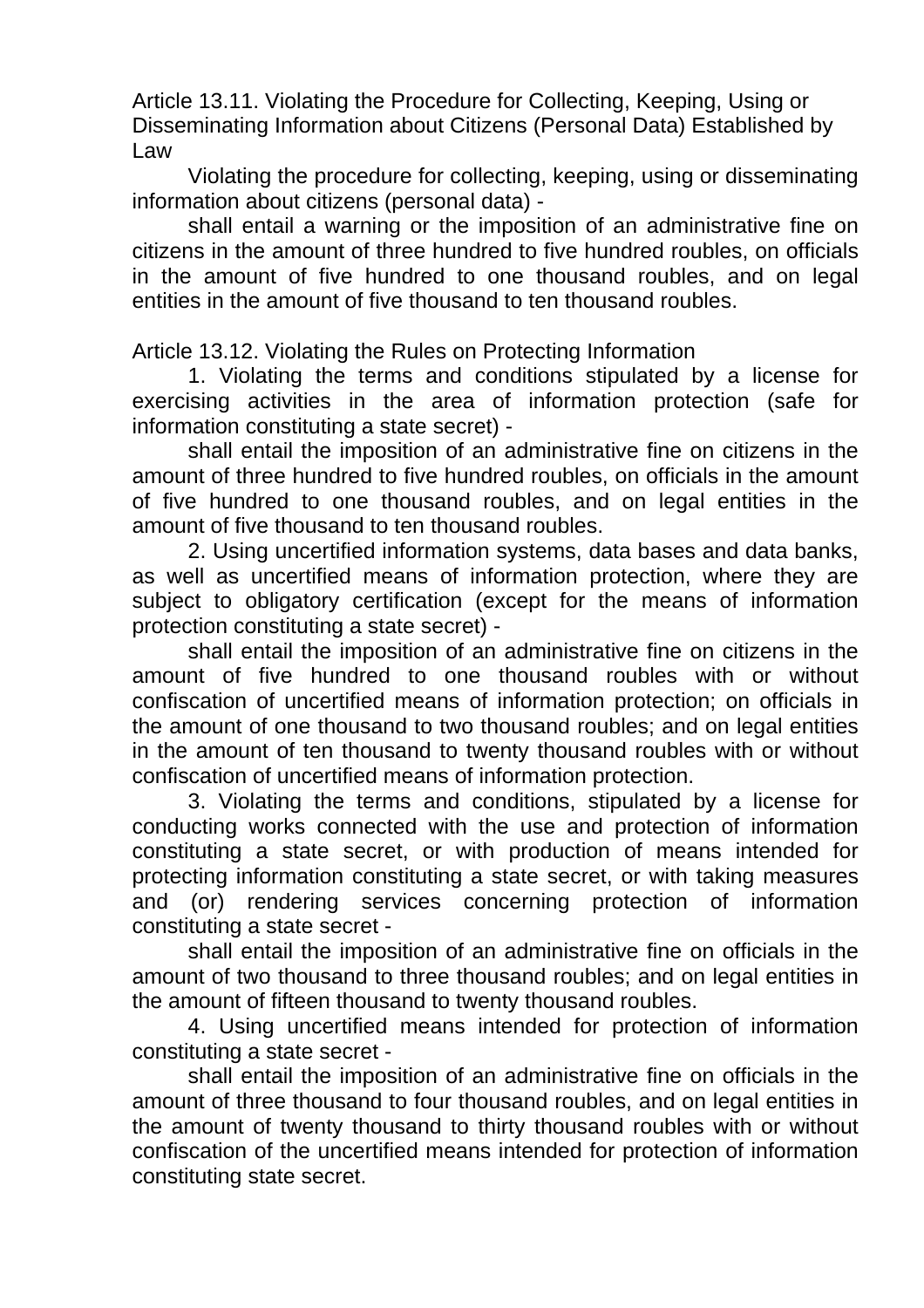### Article 13.11. Violating the Procedure for Collecting, Keeping, Using or Disseminating Information about Citizens (Personal Data) Established by Law

Violating the procedure for collecting, keeping, using or disseminating information about citizens (personal data) -

shall entail a warning or the imposition of an administrative fine on citizens in the amount of three hundred to five hundred roubles, on officials in the amount of five hundred to one thousand roubles, and on legal entities in the amount of five thousand to ten thousand roubles.

### Article 13.12. Violating the Rules on Protecting Information

1. Violating the terms and conditions stipulated by a license for exercising activities in the area of information protection (safe for information constituting a state secret) -

shall entail the imposition of an administrative fine on citizens in the amount of three hundred to five hundred roubles, on officials in the amount of five hundred to one thousand roubles, and on legal entities in the amount of five thousand to ten thousand roubles.

2. Using uncertified information systems, data bases and data banks, as well as uncertified means of information protection, where they are subject to obligatory certification (except for the means of information protection constituting a state secret) -

shall entail the imposition of an administrative fine on citizens in the amount of five hundred to one thousand roubles with or without confiscation of uncertified means of information protection; on officials in the amount of one thousand to two thousand roubles; and on legal entities in the amount of ten thousand to twenty thousand roubles with or without confiscation of uncertified means of information protection.

3. Violating the terms and conditions, stipulated by a license for conducting works connected with the use and protection of information constituting a state secret, or with production of means intended for protecting information constituting a state secret, or with taking measures and (or) rendering services concerning protection of information constituting a state secret -

shall entail the imposition of an administrative fine on officials in the amount of two thousand to three thousand roubles; and on legal entities in the amount of fifteen thousand to twenty thousand roubles.

4. Using uncertified means intended for protection of information constituting a state secret -

shall entail the imposition of an administrative fine on officials in the amount of three thousand to four thousand roubles, and on legal entities in the amount of twenty thousand to thirty thousand roubles with or without confiscation of the uncertified means intended for protection of information constituting state secret.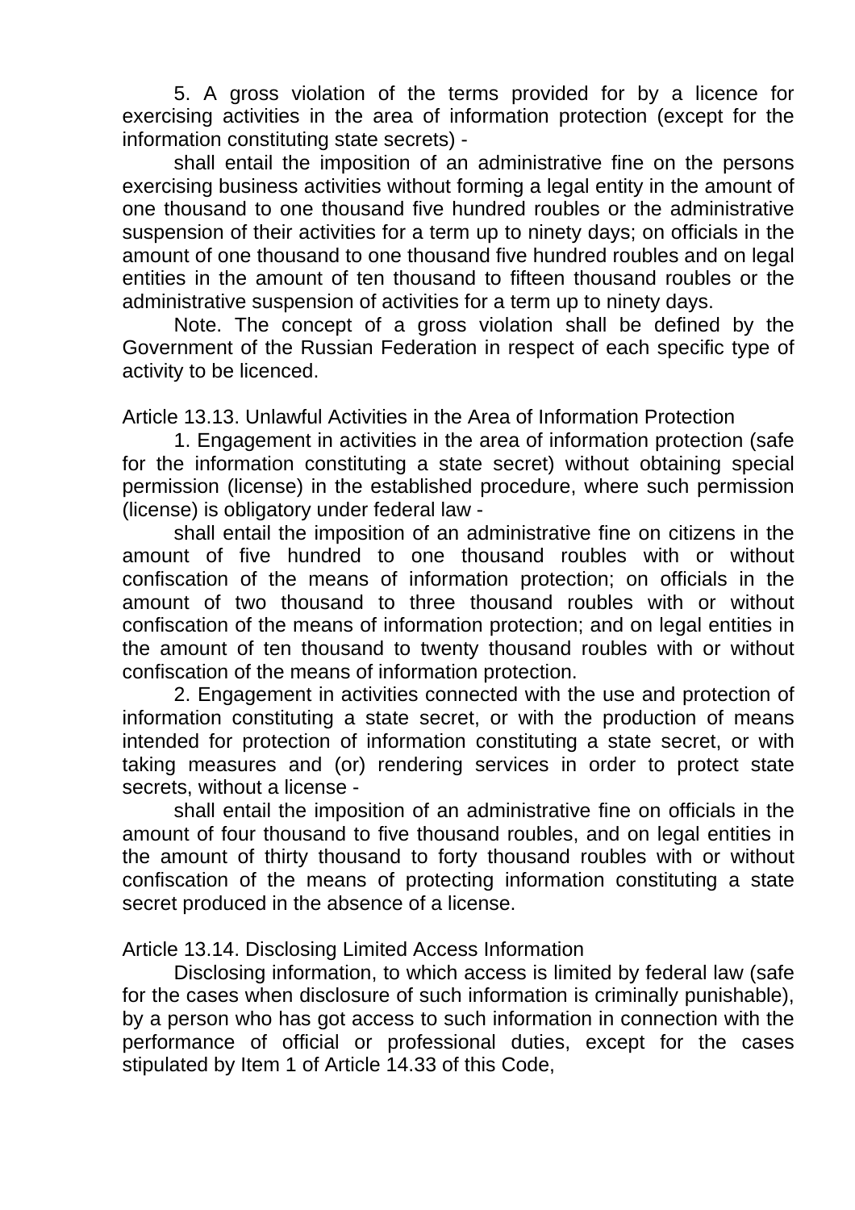5. A gross violation of the terms provided for by a licence for exercising activities in the area of information protection (except for the information constituting state secrets) -

shall entail the imposition of an administrative fine on the persons exercising business activities without forming a legal entity in the amount of one thousand to one thousand five hundred roubles or the administrative suspension of their activities for a term up to ninety days; on officials in the amount of one thousand to one thousand five hundred roubles and on legal entities in the amount of ten thousand to fifteen thousand roubles or the administrative suspension of activities for a term up to ninety days.

Note. The concept of a gross violation shall be defined by the Government of the Russian Federation in respect of each specific type of activity to be licenced.

Article 13.13. Unlawful Activities in the Area of Information Protection

1. Engagement in activities in the area of information protection (safe for the information constituting a state secret) without obtaining special permission (license) in the established procedure, where such permission (license) is obligatory under federal law -

shall entail the imposition of an administrative fine on citizens in the amount of five hundred to one thousand roubles with or without confiscation of the means of information protection; on officials in the amount of two thousand to three thousand roubles with or without confiscation of the means of information protection; and on legal entities in the amount of ten thousand to twenty thousand roubles with or without confiscation of the means of information protection.

2. Engagement in activities connected with the use and protection of information constituting a state secret, or with the production of means intended for protection of information constituting a state secret, or with taking measures and (or) rendering services in order to protect state secrets, without a license -

shall entail the imposition of an administrative fine on officials in the amount of four thousand to five thousand roubles, and on legal entities in the amount of thirty thousand to forty thousand roubles with or without confiscation of the means of protecting information constituting a state secret produced in the absence of a license.

Article 13.14. Disclosing Limited Access Information

Disclosing information, to which access is limited by federal law (safe for the cases when disclosure of such information is criminally punishable), by a person who has got access to such information in connection with the performance of official or professional duties, except for the cases stipulated by Item 1 of Article 14.33 of this Code,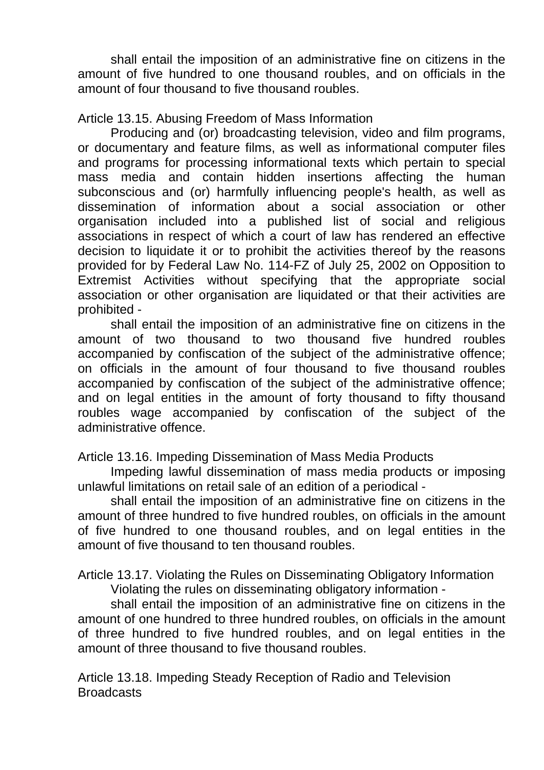shall entail the imposition of an administrative fine on citizens in the amount of five hundred to one thousand roubles, and on officials in the amount of four thousand to five thousand roubles.

Article 13.15. Abusing Freedom of Mass Information

Producing and (or) broadcasting television, video and film programs, or documentary and feature films, as well as informational computer files and programs for processing informational texts which pertain to special mass media and contain hidden insertions affecting the human subconscious and (or) harmfully influencing people's health, as well as dissemination of information about a social association or other organisation included into a published list of social and religious associations in respect of which a court of law has rendered an effective decision to liquidate it or to prohibit the activities thereof by the reasons provided for by Federal Law No. 114-FZ of July 25, 2002 on Opposition to Extremist Activities without specifying that the appropriate social association or other organisation are liquidated or that their activities are prohibited -

shall entail the imposition of an administrative fine on citizens in the amount of two thousand to two thousand five hundred roubles accompanied by confiscation of the subject of the administrative offence; on officials in the amount of four thousand to five thousand roubles accompanied by confiscation of the subject of the administrative offence; and on legal entities in the amount of forty thousand to fifty thousand roubles wage accompanied by confiscation of the subject of the administrative offence.

Article 13.16. Impeding Dissemination of Mass Media Products

Impeding lawful dissemination of mass media products or imposing unlawful limitations on retail sale of an edition of a periodical -

shall entail the imposition of an administrative fine on citizens in the amount of three hundred to five hundred roubles, on officials in the amount of five hundred to one thousand roubles, and on legal entities in the amount of five thousand to ten thousand roubles.

Article 13.17. Violating the Rules on Disseminating Obligatory Information

Violating the rules on disseminating obligatory information -

shall entail the imposition of an administrative fine on citizens in the amount of one hundred to three hundred roubles, on officials in the amount of three hundred to five hundred roubles, and on legal entities in the amount of three thousand to five thousand roubles.

Article 13.18. Impeding Steady Reception of Radio and Television Broadcasts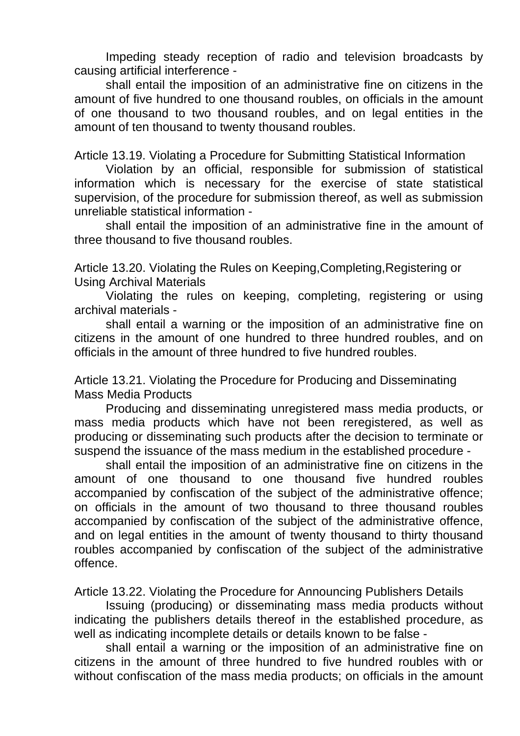Impeding steady reception of radio and television broadcasts by causing artificial interference -

shall entail the imposition of an administrative fine on citizens in the amount of five hundred to one thousand roubles, on officials in the amount of one thousand to two thousand roubles, and on legal entities in the amount of ten thousand to twenty thousand roubles.

Article 13.19. Violating a Procedure for Submitting Statistical Information

Violation by an official, responsible for submission of statistical information which is necessary for the exercise of state statistical supervision, of the procedure for submission thereof, as well as submission unreliable statistical information -

shall entail the imposition of an administrative fine in the amount of three thousand to five thousand roubles.

Article 13.20. Violating the Rules on Keeping,Completing,Registering or Using Archival Materials

Violating the rules on keeping, completing, registering or using archival materials -

shall entail a warning or the imposition of an administrative fine on citizens in the amount of one hundred to three hundred roubles, and on officials in the amount of three hundred to five hundred roubles.

Article 13.21. Violating the Procedure for Producing and Disseminating Mass Media Products

Producing and disseminating unregistered mass media products, or mass media products which have not been reregistered, as well as producing or disseminating such products after the decision to terminate or suspend the issuance of the mass medium in the established procedure -

shall entail the imposition of an administrative fine on citizens in the amount of one thousand to one thousand five hundred roubles accompanied by confiscation of the subject of the administrative offence; on officials in the amount of two thousand to three thousand roubles accompanied by confiscation of the subject of the administrative offence, and on legal entities in the amount of twenty thousand to thirty thousand roubles accompanied by confiscation of the subject of the administrative offence.

Article 13.22. Violating the Procedure for Announcing Publishers Details

Issuing (producing) or disseminating mass media products without indicating the publishers details thereof in the established procedure, as well as indicating incomplete details or details known to be false -

shall entail a warning or the imposition of an administrative fine on citizens in the amount of three hundred to five hundred roubles with or without confiscation of the mass media products; on officials in the amount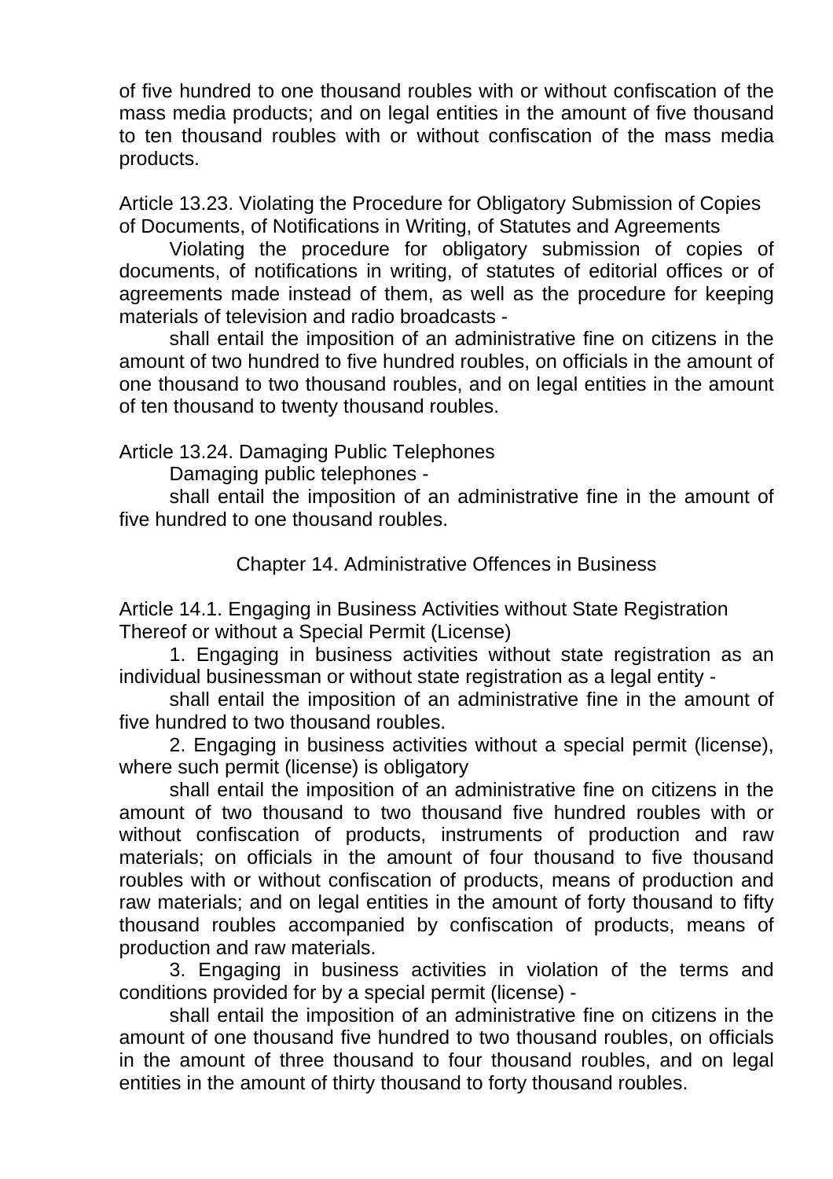of five hundred to one thousand roubles with or without confiscation of the mass media products; and on legal entities in the amount of five thousand to ten thousand roubles with or without confiscation of the mass media products.

Article 13.23. Violating the Procedure for Obligatory Submission of Copies of Documents, of Notifications in Writing, of Statutes and Agreements

Violating the procedure for obligatory submission of copies of documents, of notifications in writing, of statutes of editorial offices or of agreements made instead of them, as well as the procedure for keeping materials of television and radio broadcasts -

shall entail the imposition of an administrative fine on citizens in the amount of two hundred to five hundred roubles, on officials in the amount of one thousand to two thousand roubles, and on legal entities in the amount of ten thousand to twenty thousand roubles.

Article 13.24. Damaging Public Telephones

Damaging public telephones -

shall entail the imposition of an administrative fine in the amount of five hundred to one thousand roubles.

## Chapter 14. Administrative Offences in Business

Article 14.1. Engaging in Business Activities without State Registration Thereof or without a Special Permit (License)

1. Engaging in business activities without state registration as an individual businessman or without state registration as a legal entity -

shall entail the imposition of an administrative fine in the amount of five hundred to two thousand roubles.

2. Engaging in business activities without a special permit (license), where such permit (license) is obligatory

shall entail the imposition of an administrative fine on citizens in the amount of two thousand to two thousand five hundred roubles with or without confiscation of products, instruments of production and raw materials; on officials in the amount of four thousand to five thousand roubles with or without confiscation of products, means of production and raw materials; and on legal entities in the amount of forty thousand to fifty thousand roubles accompanied by confiscation of products, means of production and raw materials.

3. Engaging in business activities in violation of the terms and conditions provided for by a special permit (license) -

shall entail the imposition of an administrative fine on citizens in the amount of one thousand five hundred to two thousand roubles, on officials in the amount of three thousand to four thousand roubles, and on legal entities in the amount of thirty thousand to forty thousand roubles.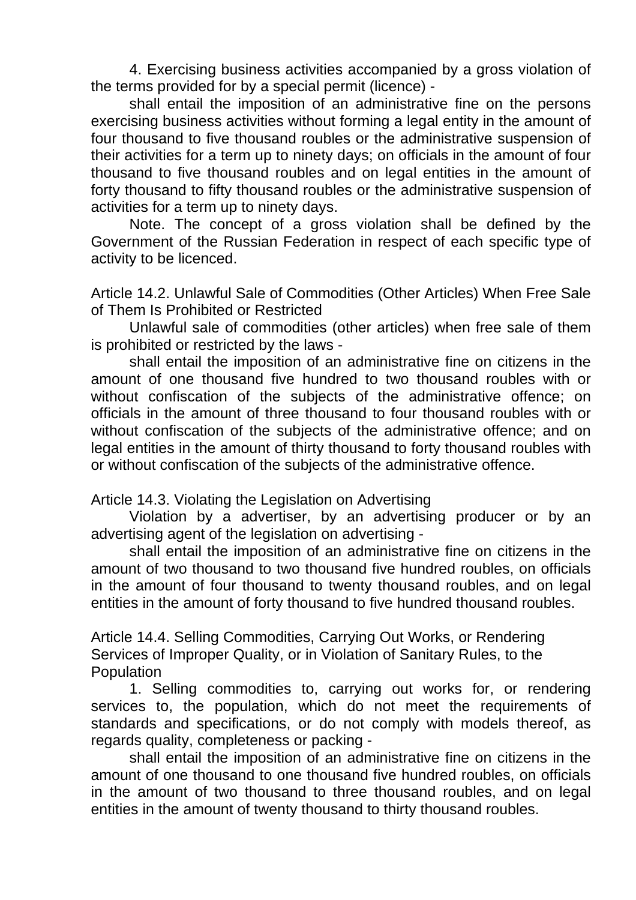4. Exercising business activities accompanied by a gross violation of the terms provided for by a special permit (licence) -

shall entail the imposition of an administrative fine on the persons exercising business activities without forming a legal entity in the amount of four thousand to five thousand roubles or the administrative suspension of their activities for a term up to ninety days; on officials in the amount of four thousand to five thousand roubles and on legal entities in the amount of forty thousand to fifty thousand roubles or the administrative suspension of activities for a term up to ninety days.

Note. The concept of a gross violation shall be defined by the Government of the Russian Federation in respect of each specific type of activity to be licenced.

### Article 14.2. Unlawful Sale of Commodities (Other Articles) When Free Sale of Them Is Prohibited or Restricted

Unlawful sale of commodities (other articles) when free sale of them is prohibited or restricted by the laws -

shall entail the imposition of an administrative fine on citizens in the amount of one thousand five hundred to two thousand roubles with or without confiscation of the subjects of the administrative offence; on officials in the amount of three thousand to four thousand roubles with or without confiscation of the subjects of the administrative offence; and on legal entities in the amount of thirty thousand to forty thousand roubles with or without confiscation of the subjects of the administrative offence.

### Article 14.3. Violating the Legislation on Advertising

Violation by a advertiser, by an advertising producer or by an advertising agent of the legislation on advertising -

shall entail the imposition of an administrative fine on citizens in the amount of two thousand to two thousand five hundred roubles, on officials in the amount of four thousand to twenty thousand roubles, and on legal entities in the amount of forty thousand to five hundred thousand roubles.

### Article 14.4. Selling Commodities, Carrying Out Works, or Rendering Services of Improper Quality, or in Violation of Sanitary Rules, to the Population

1. Selling commodities to, carrying out works for, or rendering services to, the population, which do not meet the requirements of standards and specifications, or do not comply with models thereof, as regards quality, completeness or packing -

shall entail the imposition of an administrative fine on citizens in the amount of one thousand to one thousand five hundred roubles, on officials in the amount of two thousand to three thousand roubles, and on legal entities in the amount of twenty thousand to thirty thousand roubles.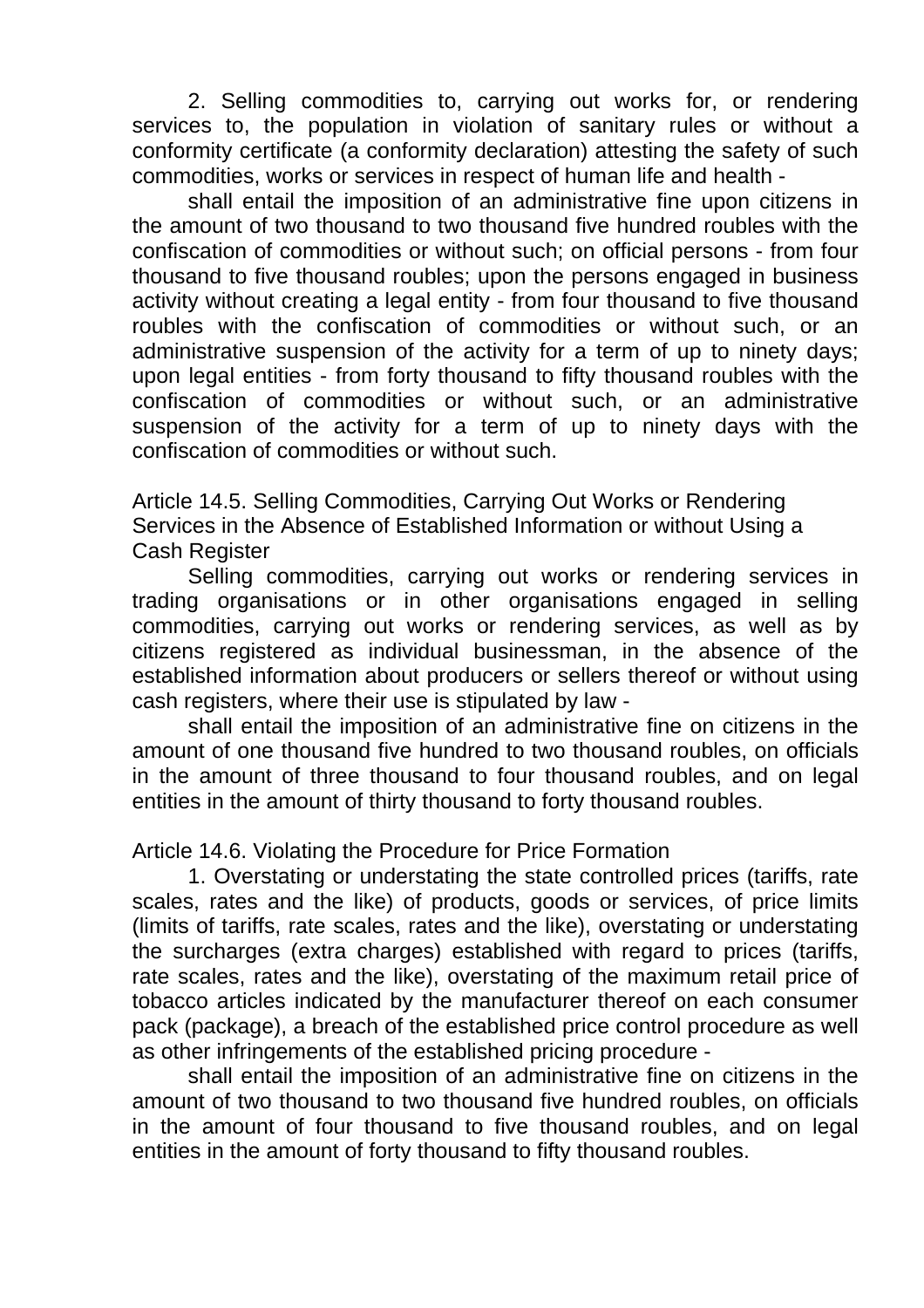2. Selling commodities to, carrying out works for, or rendering services to, the population in violation of sanitary rules or without a conformity certificate (a conformity declaration) attesting the safety of such commodities, works or services in respect of human life and health -

shall entail the imposition of an administrative fine upon citizens in the amount of two thousand to two thousand five hundred roubles with the confiscation of commodities or without such; on official persons - from four thousand to five thousand roubles; upon the persons engaged in business activity without creating a legal entity - from four thousand to five thousand roubles with the confiscation of commodities or without such, or an administrative suspension of the activity for a term of up to ninety days; upon legal entities - from forty thousand to fifty thousand roubles with the confiscation of commodities or without such, or an administrative suspension of the activity for a term of up to ninety days with the confiscation of commodities or without such.

### Article 14.5. Selling Commodities, Carrying Out Works or Rendering Services in the Absence of Established Information or without Using a Cash Register

Selling commodities, carrying out works or rendering services in trading organisations or in other organisations engaged in selling commodities, carrying out works or rendering services, as well as by citizens registered as individual businessman, in the absence of the established information about producers or sellers thereof or without using cash registers, where their use is stipulated by law -

shall entail the imposition of an administrative fine on citizens in the amount of one thousand five hundred to two thousand roubles, on officials in the amount of three thousand to four thousand roubles, and on legal entities in the amount of thirty thousand to forty thousand roubles.

### Article 14.6. Violating the Procedure for Price Formation

1. Overstating or understating the state controlled prices (tariffs, rate scales, rates and the like) of products, goods or services, of price limits (limits of tariffs, rate scales, rates and the like), overstating or understating the surcharges (extra charges) established with regard to prices (tariffs, rate scales, rates and the like), overstating of the maximum retail price of tobacco articles indicated by the manufacturer thereof on each consumer pack (package), a breach of the established price control procedure as well as other infringements of the established pricing procedure -

shall entail the imposition of an administrative fine on citizens in the amount of two thousand to two thousand five hundred roubles, on officials in the amount of four thousand to five thousand roubles, and on legal entities in the amount of forty thousand to fifty thousand roubles.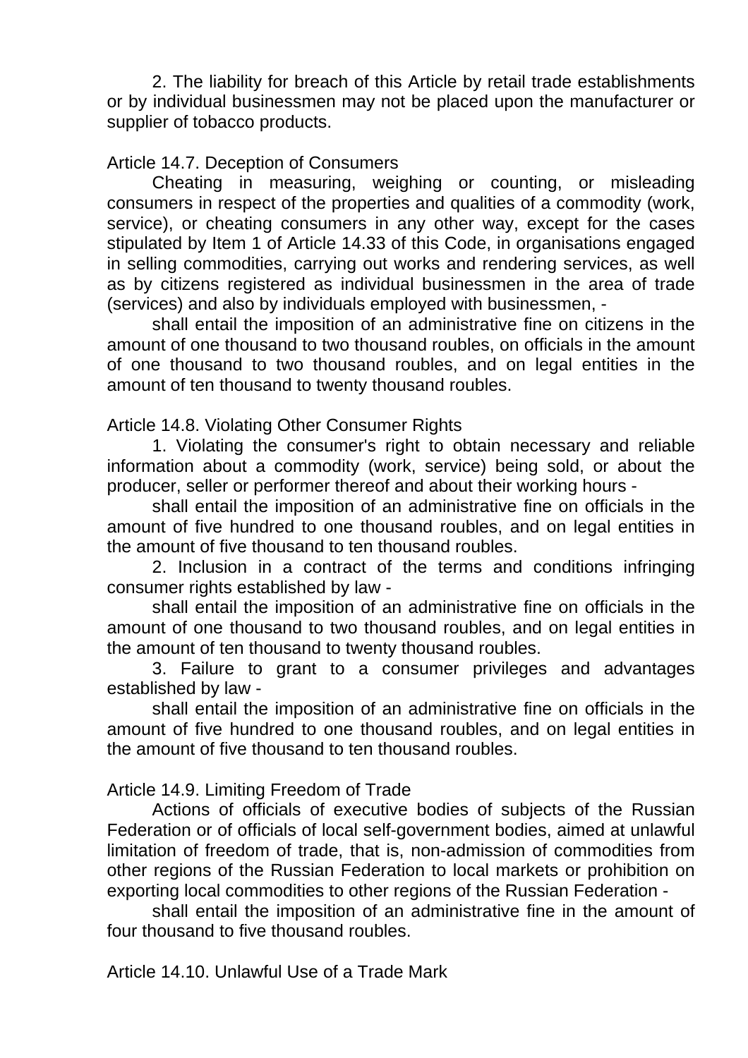2. The liability for breach of this Article by retail trade establishments or by individual businessmen may not be placed upon the manufacturer or supplier of tobacco products.

Article 14.7. Deception of Consumers

Cheating in measuring, weighing or counting, or misleading consumers in respect of the properties and qualities of a commodity (work, service), or cheating consumers in any other way, except for the cases stipulated by Item 1 of Article 14.33 of this Code, in organisations engaged in selling commodities, carrying out works and rendering services, as well as by citizens registered as individual businessmen in the area of trade (services) and also by individuals employed with businessmen, -

shall entail the imposition of an administrative fine on citizens in the amount of one thousand to two thousand roubles, on officials in the amount of one thousand to two thousand roubles, and on legal entities in the amount of ten thousand to twenty thousand roubles.

Article 14.8. Violating Other Consumer Rights

1. Violating the consumer's right to obtain necessary and reliable information about a commodity (work, service) being sold, or about the producer, seller or performer thereof and about their working hours -

shall entail the imposition of an administrative fine on officials in the amount of five hundred to one thousand roubles, and on legal entities in the amount of five thousand to ten thousand roubles.

2. Inclusion in a contract of the terms and conditions infringing consumer rights established by law -

shall entail the imposition of an administrative fine on officials in the amount of one thousand to two thousand roubles, and on legal entities in the amount of ten thousand to twenty thousand roubles.

3. Failure to grant to a consumer privileges and advantages established by law -

shall entail the imposition of an administrative fine on officials in the amount of five hundred to one thousand roubles, and on legal entities in the amount of five thousand to ten thousand roubles.

Article 14.9. Limiting Freedom of Trade

Actions of officials of executive bodies of subjects of the Russian Federation or of officials of local self-government bodies, aimed at unlawful limitation of freedom of trade, that is, non-admission of commodities from other regions of the Russian Federation to local markets or prohibition on exporting local commodities to other regions of the Russian Federation -

shall entail the imposition of an administrative fine in the amount of four thousand to five thousand roubles.

Article 14.10. Unlawful Use of a Trade Mark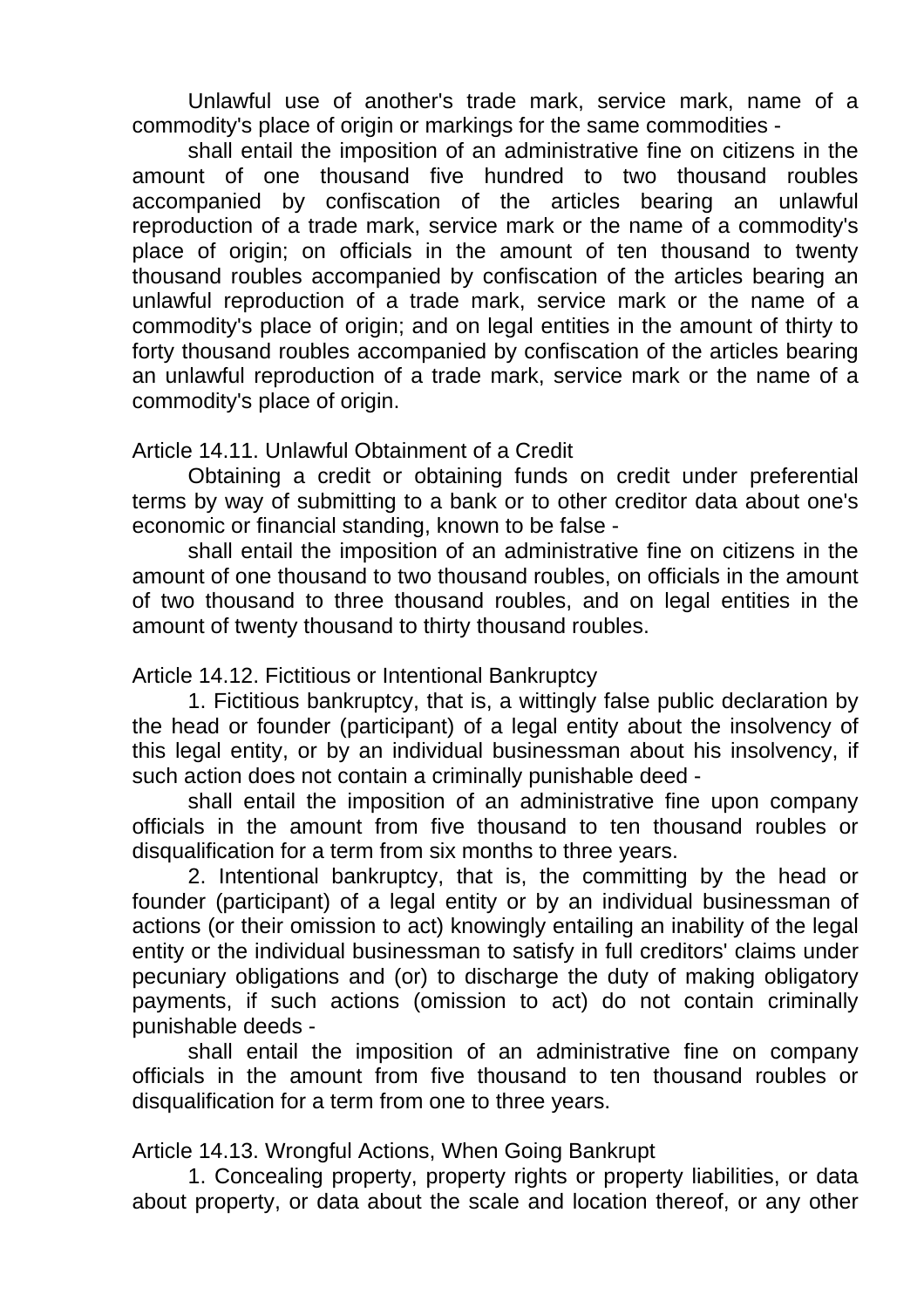Unlawful use of another's trade mark, service mark, name of a commodity's place of origin or markings for the same commodities -

shall entail the imposition of an administrative fine on citizens in the amount of one thousand five hundred to two thousand roubles accompanied by confiscation of the articles bearing an unlawful reproduction of a trade mark, service mark or the name of a commodity's place of origin; on officials in the amount of ten thousand to twenty thousand roubles accompanied by confiscation of the articles bearing an unlawful reproduction of a trade mark, service mark or the name of a commodity's place of origin; and on legal entities in the amount of thirty to forty thousand roubles accompanied by confiscation of the articles bearing an unlawful reproduction of a trade mark, service mark or the name of a commodity's place of origin.

Article 14.11. Unlawful Obtainment of a Credit

Obtaining a credit or obtaining funds on credit under preferential terms by way of submitting to a bank or to other creditor data about one's economic or financial standing, known to be false -

shall entail the imposition of an administrative fine on citizens in the amount of one thousand to two thousand roubles, on officials in the amount of two thousand to three thousand roubles, and on legal entities in the amount of twenty thousand to thirty thousand roubles.

Article 14.12. Fictitious or Intentional Bankruptcy

1. Fictitious bankruptcy, that is, a wittingly false public declaration by the head or founder (participant) of a legal entity about the insolvency of this legal entity, or by an individual businessman about his insolvency, if such action does not contain a criminally punishable deed -

shall entail the imposition of an administrative fine upon company officials in the amount from five thousand to ten thousand roubles or disqualification for a term from six months to three years.

2. Intentional bankruptcy, that is, the committing by the head or founder (participant) of a legal entity or by an individual businessman of actions (or their omission to act) knowingly entailing an inability of the legal entity or the individual businessman to satisfy in full creditors' claims under pecuniary obligations and (or) to discharge the duty of making obligatory payments, if such actions (omission to act) do not contain criminally punishable deeds -

shall entail the imposition of an administrative fine on company officials in the amount from five thousand to ten thousand roubles or disqualification for a term from one to three years.

Article 14.13. Wrongful Actions, When Going Bankrupt

1. Concealing property, property rights or property liabilities, or data about property, or data about the scale and location thereof, or any other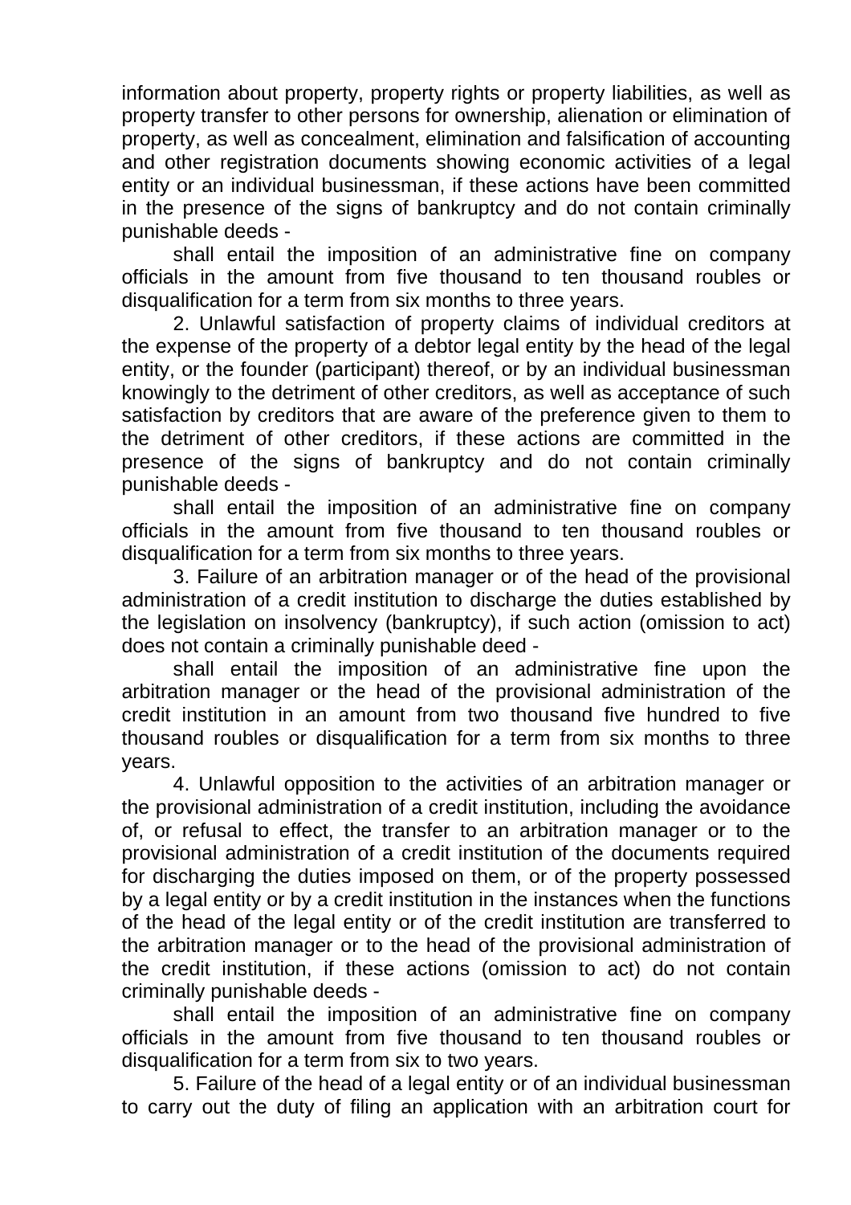information about property, property rights or property liabilities, as well as property transfer to other persons for ownership, alienation or elimination of property, as well as concealment, elimination and falsification of accounting and other registration documents showing economic activities of a legal entity or an individual businessman, if these actions have been committed in the presence of the signs of bankruptcy and do not contain criminally punishable deeds -

shall entail the imposition of an administrative fine on company officials in the amount from five thousand to ten thousand roubles or disqualification for a term from six months to three years.

2. Unlawful satisfaction of property claims of individual creditors at the expense of the property of a debtor legal entity by the head of the legal entity, or the founder (participant) thereof, or by an individual businessman knowingly to the detriment of other creditors, as well as acceptance of such satisfaction by creditors that are aware of the preference given to them to the detriment of other creditors, if these actions are committed in the presence of the signs of bankruptcy and do not contain criminally punishable deeds -

shall entail the imposition of an administrative fine on company officials in the amount from five thousand to ten thousand roubles or disqualification for a term from six months to three years.

3. Failure of an arbitration manager or of the head of the provisional administration of a credit institution to discharge the duties established by the legislation on insolvency (bankruptcy), if such action (omission to act) does not contain a criminally punishable deed -

shall entail the imposition of an administrative fine upon the arbitration manager or the head of the provisional administration of the credit institution in an amount from two thousand five hundred to five thousand roubles or disqualification for a term from six months to three years.

4. Unlawful opposition to the activities of an arbitration manager or the provisional administration of a credit institution, including the avoidance of, or refusal to effect, the transfer to an arbitration manager or to the provisional administration of a credit institution of the documents required for discharging the duties imposed on them, or of the property possessed by a legal entity or by a credit institution in the instances when the functions of the head of the legal entity or of the credit institution are transferred to the arbitration manager or to the head of the provisional administration of the credit institution, if these actions (omission to act) do not contain criminally punishable deeds -

shall entail the imposition of an administrative fine on company officials in the amount from five thousand to ten thousand roubles or disqualification for a term from six to two years.

5. Failure of the head of a legal entity or of an individual businessman to carry out the duty of filing an application with an arbitration court for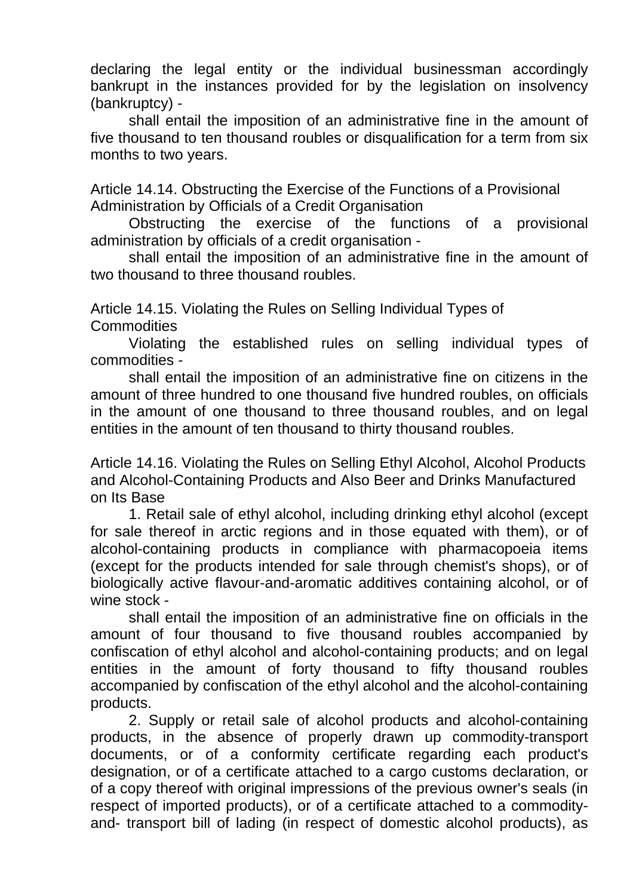declaring the legal entity or the individual businessman accordingly bankrupt in the instances provided for by the legislation on insolvency (bankruptcy) -

shall entail the imposition of an administrative fine in the amount of five thousand to ten thousand roubles or disqualification for a term from six months to two years.

Article 14.14. Obstructing the Exercise of the Functions of a Provisional Administration by Officials of a Credit Organisation

Obstructing the exercise of the functions of a provisional administration by officials of a credit organisation -

shall entail the imposition of an administrative fine in the amount of two thousand to three thousand roubles.

Article 14.15. Violating the Rules on Selling Individual Types of Commodities

Violating the established rules on selling individual types of commodities -

shall entail the imposition of an administrative fine on citizens in the amount of three hundred to one thousand five hundred roubles, on officials in the amount of one thousand to three thousand roubles, and on legal entities in the amount of ten thousand to thirty thousand roubles.

Article 14.16. Violating the Rules on Selling Ethyl Alcohol, Alcohol Products and Alcohol-Containing Products and Also Beer and Drinks Manufactured on Its Base

1. Retail sale of ethyl alcohol, including drinking ethyl alcohol (except for sale thereof in arctic regions and in those equated with them), or of alcohol-containing products in compliance with pharmacopoeia items (except for the products intended for sale through chemist's shops), or of biologically active flavour-and-aromatic additives containing alcohol, or of wine stock -

shall entail the imposition of an administrative fine on officials in the amount of four thousand to five thousand roubles accompanied by confiscation of ethyl alcohol and alcohol-containing products; and on legal entities in the amount of forty thousand to fifty thousand roubles accompanied by confiscation of the ethyl alcohol and the alcohol-containing products.

2. Supply or retail sale of alcohol products and alcohol-containing products, in the absence of properly drawn up commodity-transport documents, or of a conformity certificate regarding each product's designation, or of a certificate attached to a cargo customs declaration, or of a copy thereof with original impressions of the previous owner's seals (in respect of imported products), or of a certificate attached to a commodity-and- transport bill of lading (in respect of domestic alcohol products), as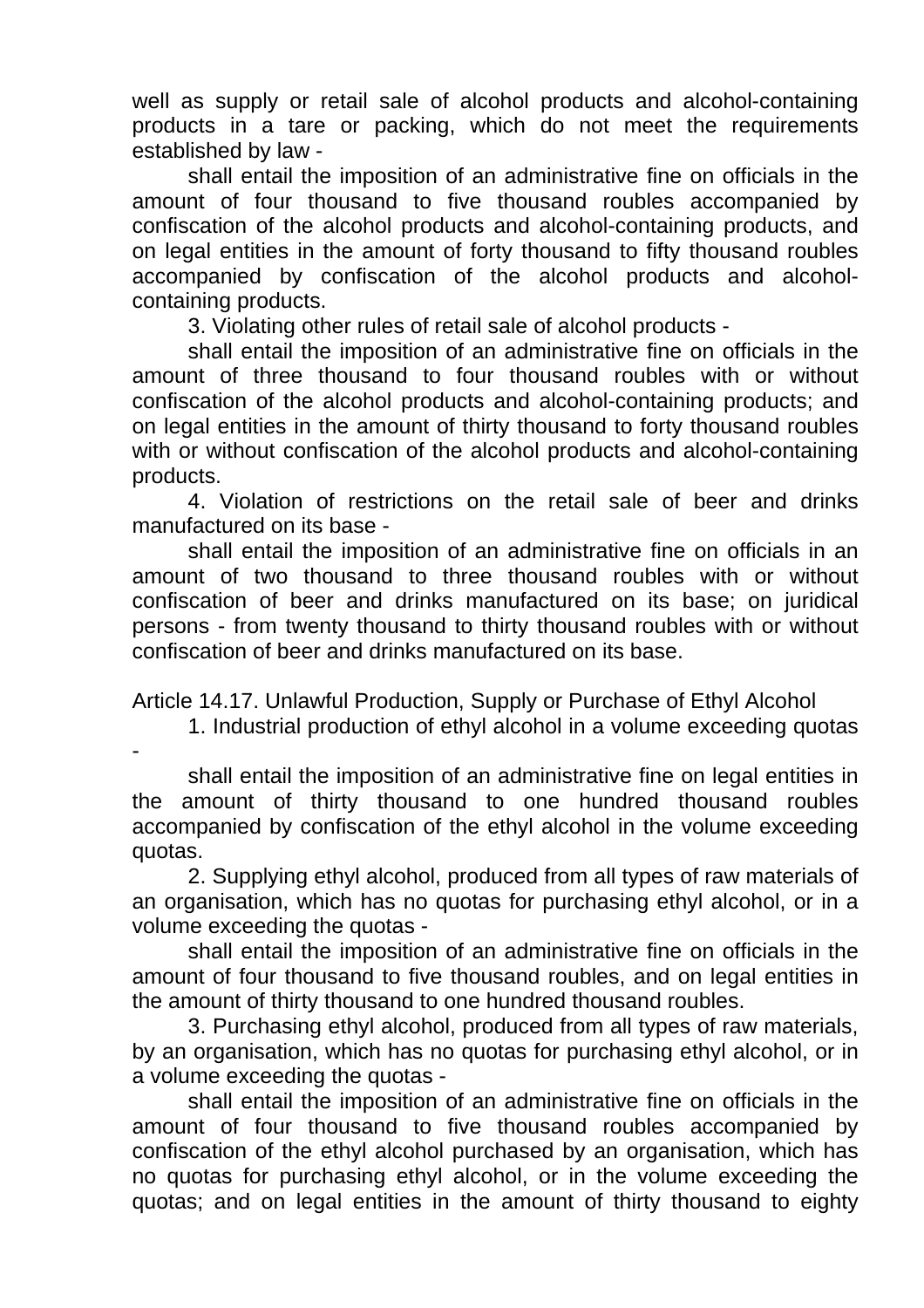well as supply or retail sale of alcohol products and alcohol-containing products in a tare or packing, which do not meet the requirements established by law -

shall entail the imposition of an administrative fine on officials in the amount of four thousand to five thousand roubles accompanied by confiscation of the alcohol products and alcohol-containing products, and on legal entities in the amount of forty thousand to fifty thousand roubles accompanied by confiscation of the alcohol products and alcohol-containing products.

3. Violating other rules of retail sale of alcohol products -

shall entail the imposition of an administrative fine on officials in the amount of three thousand to four thousand roubles with or without confiscation of the alcohol products and alcohol-containing products; and on legal entities in the amount of thirty thousand to forty thousand roubles with or without confiscation of the alcohol products and alcohol-containing products.

4. Violation of restrictions on the retail sale of beer and drinks manufactured on its base -

shall entail the imposition of an administrative fine on officials in an amount of two thousand to three thousand roubles with or without confiscation of beer and drinks manufactured on its base; on juridical persons - from twenty thousand to thirty thousand roubles with or without confiscation of beer and drinks manufactured on its base.

Article 14.17. Unlawful Production, Supply or Purchase of Ethyl Alcohol

1. Industrial production of ethyl alcohol in a volume exceeding quotas -

shall entail the imposition of an administrative fine on legal entities in the amount of thirty thousand to one hundred thousand roubles accompanied by confiscation of the ethyl alcohol in the volume exceeding quotas.

2. Supplying ethyl alcohol, produced from all types of raw materials of an organisation, which has no quotas for purchasing ethyl alcohol, or in a volume exceeding the quotas -

shall entail the imposition of an administrative fine on officials in the amount of four thousand to five thousand roubles, and on legal entities in the amount of thirty thousand to one hundred thousand roubles.

3. Purchasing ethyl alcohol, produced from all types of raw materials, by an organisation, which has no quotas for purchasing ethyl alcohol, or in a volume exceeding the quotas -

shall entail the imposition of an administrative fine on officials in the amount of four thousand to five thousand roubles accompanied by confiscation of the ethyl alcohol purchased by an organisation, which has no quotas for purchasing ethyl alcohol, or in the volume exceeding the quotas; and on legal entities in the amount of thirty thousand to eighty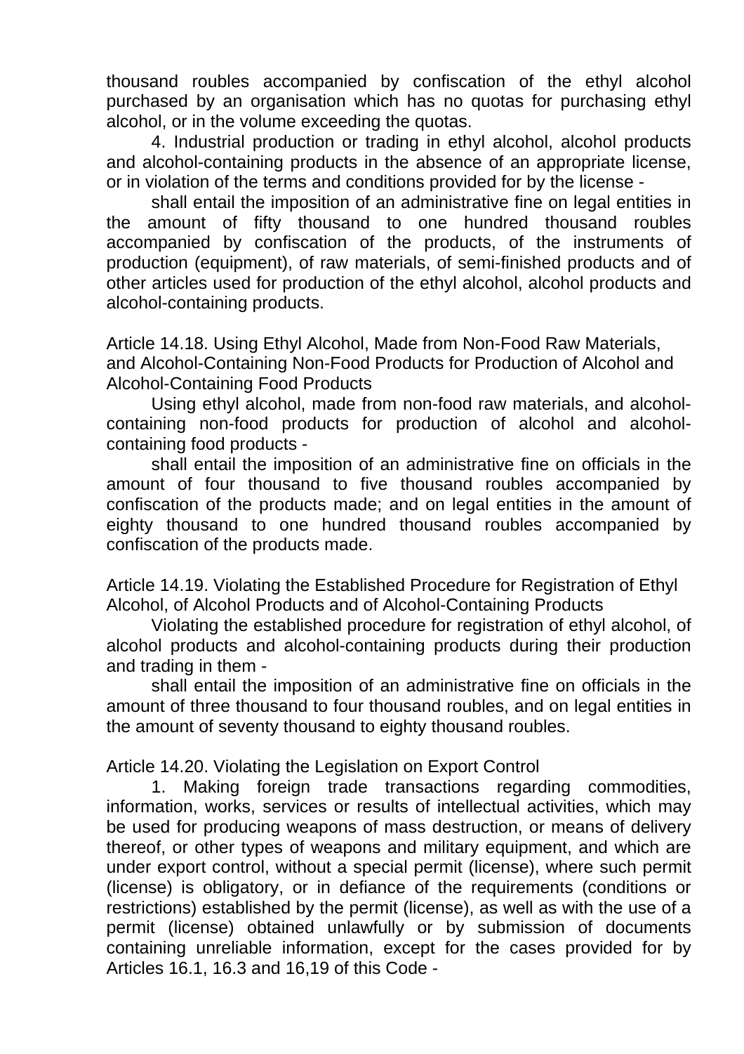thousand roubles accompanied by confiscation of the ethyl alcohol purchased by an organisation which has no quotas for purchasing ethyl alcohol, or in the volume exceeding the quotas.

4. Industrial production or trading in ethyl alcohol, alcohol products and alcohol-containing products in the absence of an appropriate license, or in violation of the terms and conditions provided for by the license -

shall entail the imposition of an administrative fine on legal entities in the amount of fifty thousand to one hundred thousand roubles accompanied by confiscation of the products, of the instruments of production (equipment), of raw materials, of semi-finished products and of other articles used for production of the ethyl alcohol, alcohol products and alcohol-containing products.

Article 14.18. Using Ethyl Alcohol, Made from Non-Food Raw Materials, and Alcohol-Containing Non-Food Products for Production of Alcohol and Alcohol-Containing Food Products

Using ethyl alcohol, made from non-food raw materials, and alcohol-containing non-food products for production of alcohol and alcohol-containing food products -

shall entail the imposition of an administrative fine on officials in the amount of four thousand to five thousand roubles accompanied by confiscation of the products made; and on legal entities in the amount of eighty thousand to one hundred thousand roubles accompanied by confiscation of the products made.

Article 14.19. Violating the Established Procedure for Registration of Ethyl Alcohol, of Alcohol Products and of Alcohol-Containing Products

Violating the established procedure for registration of ethyl alcohol, of alcohol products and alcohol-containing products during their production and trading in them -

shall entail the imposition of an administrative fine on officials in the amount of three thousand to four thousand roubles, and on legal entities in the amount of seventy thousand to eighty thousand roubles.

Article 14.20. Violating the Legislation on Export Control

1. Making foreign trade transactions regarding commodities, information, works, services or results of intellectual activities, which may be used for producing weapons of mass destruction, or means of delivery thereof, or other types of weapons and military equipment, and which are under export control, without a special permit (license), where such permit (license) is obligatory, or in defiance of the requirements (conditions or restrictions) established by the permit (license), as well as with the use of a permit (license) obtained unlawfully or by submission of documents containing unreliable information, except for the cases provided for by Articles 16.1, 16.3 and 16,19 of this Code -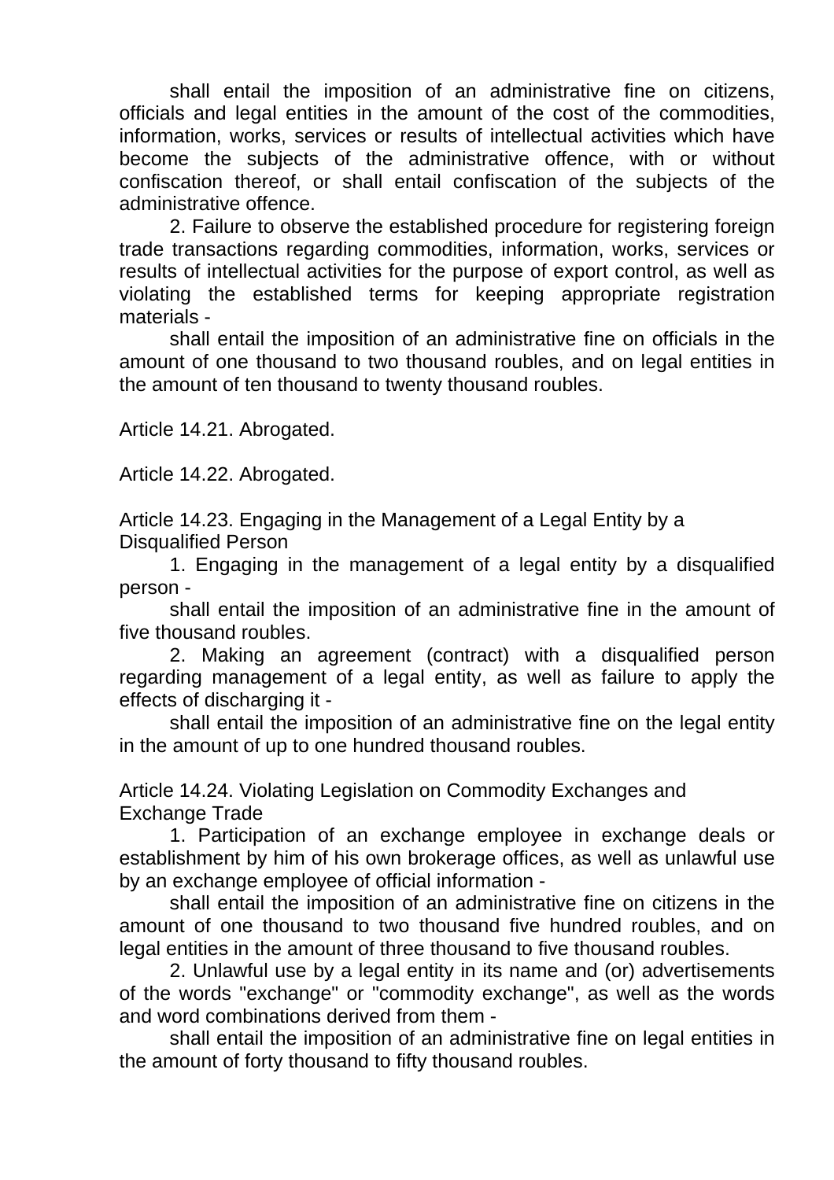shall entail the imposition of an administrative fine on citizens, officials and legal entities in the amount of the cost of the commodities, information, works, services or results of intellectual activities which have become the subjects of the administrative offence, with or without confiscation thereof, or shall entail confiscation of the subjects of the administrative offence.

2. Failure to observe the established procedure for registering foreign trade transactions regarding commodities, information, works, services or results of intellectual activities for the purpose of export control, as well as violating the established terms for keeping appropriate registration materials -

shall entail the imposition of an administrative fine on officials in the amount of one thousand to two thousand roubles, and on legal entities in the amount of ten thousand to twenty thousand roubles.

### Article 14.21. Abrogated.

### Article 14.22. Abrogated.

### Article 14.23. Engaging in the Management of a Legal Entity by a Disqualified Person

1. Engaging in the management of a legal entity by a disqualified person -

shall entail the imposition of an administrative fine in the amount of five thousand roubles.

2. Making an agreement (contract) with a disqualified person regarding management of a legal entity, as well as failure to apply the effects of discharging it -

shall entail the imposition of an administrative fine on the legal entity in the amount of up to one hundred thousand roubles.

### Article 14.24. Violating Legislation on Commodity Exchanges and Exchange Trade

1. Participation of an exchange employee in exchange deals or establishment by him of his own brokerage offices, as well as unlawful use by an exchange employee of official information -

shall entail the imposition of an administrative fine on citizens in the amount of one thousand to two thousand five hundred roubles, and on legal entities in the amount of three thousand to five thousand roubles.

2. Unlawful use by a legal entity in its name and (or) advertisements of the words "exchange" or "commodity exchange", as well as the words and word combinations derived from them -

shall entail the imposition of an administrative fine on legal entities in the amount of forty thousand to fifty thousand roubles.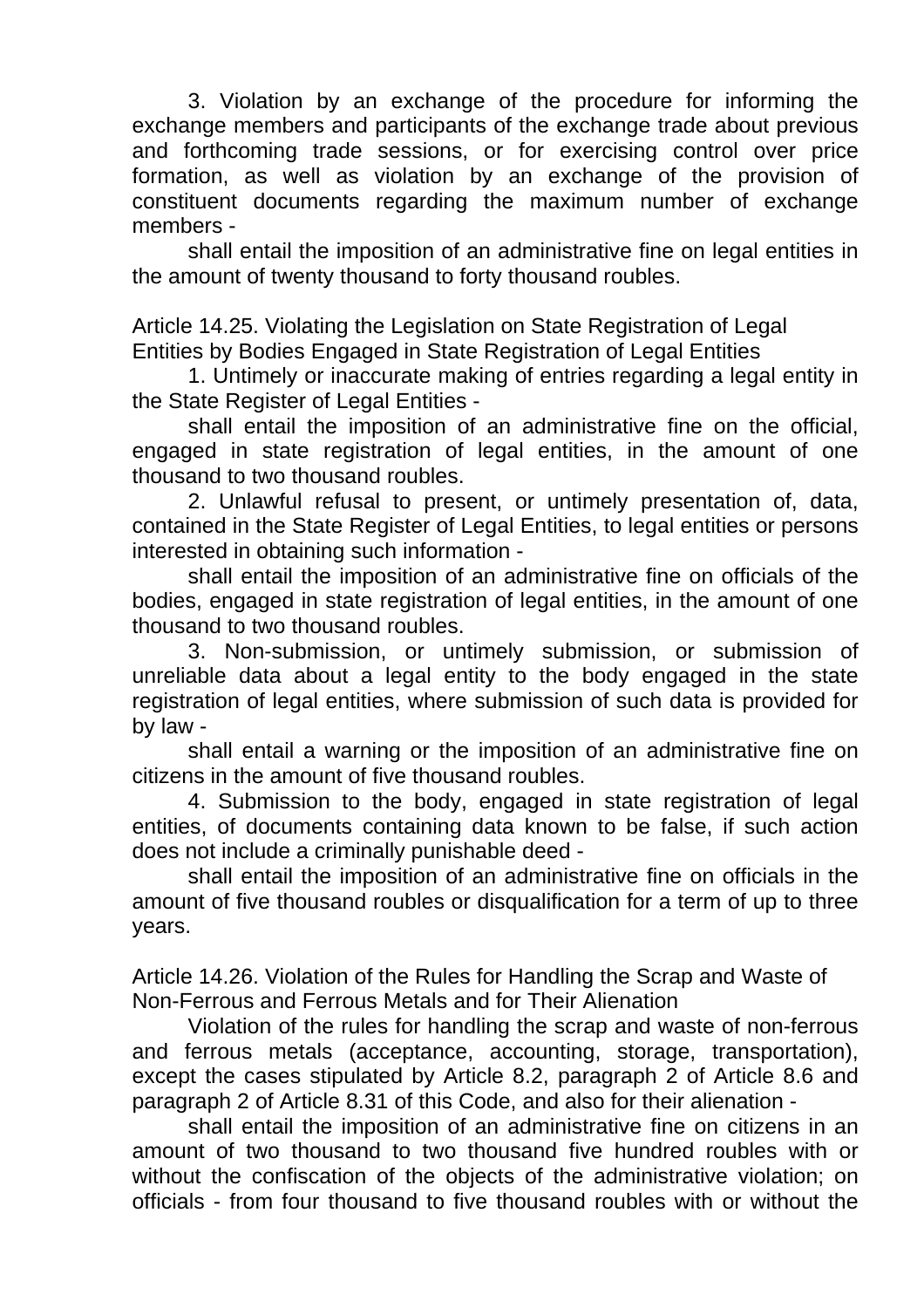3. Violation by an exchange of the procedure for informing the exchange members and participants of the exchange trade about previous and forthcoming trade sessions, or for exercising control over price formation, as well as violation by an exchange of the provision of constituent documents regarding the maximum number of exchange members -

shall entail the imposition of an administrative fine on legal entities in the amount of twenty thousand to forty thousand roubles.

Article 14.25. Violating the Legislation on State Registration of Legal Entities by Bodies Engaged in State Registration of Legal Entities

1. Untimely or inaccurate making of entries regarding a legal entity in the State Register of Legal Entities -

shall entail the imposition of an administrative fine on the official, engaged in state registration of legal entities, in the amount of one thousand to two thousand roubles.

2. Unlawful refusal to present, or untimely presentation of, data, contained in the State Register of Legal Entities, to legal entities or persons interested in obtaining such information -

shall entail the imposition of an administrative fine on officials of the bodies, engaged in state registration of legal entities, in the amount of one thousand to two thousand roubles.

3. Non-submission, or untimely submission, or submission of unreliable data about a legal entity to the body engaged in the state registration of legal entities, where submission of such data is provided for by law -

shall entail a warning or the imposition of an administrative fine on citizens in the amount of five thousand roubles.

4. Submission to the body, engaged in state registration of legal entities, of documents containing data known to be false, if such action does not include a criminally punishable deed -

shall entail the imposition of an administrative fine on officials in the amount of five thousand roubles or disqualification for a term of up to three years.

Article 14.26. Violation of the Rules for Handling the Scrap and Waste of Non-Ferrous and Ferrous Metals and for Their Alienation

Violation of the rules for handling the scrap and waste of non-ferrous and ferrous metals (acceptance, accounting, storage, transportation), except the cases stipulated by Article 8.2, paragraph 2 of Article 8.6 and paragraph 2 of Article 8.31 of this Code, and also for their alienation -

shall entail the imposition of an administrative fine on citizens in an amount of two thousand to two thousand five hundred roubles with or without the confiscation of the objects of the administrative violation; on officials - from four thousand to five thousand roubles with or without the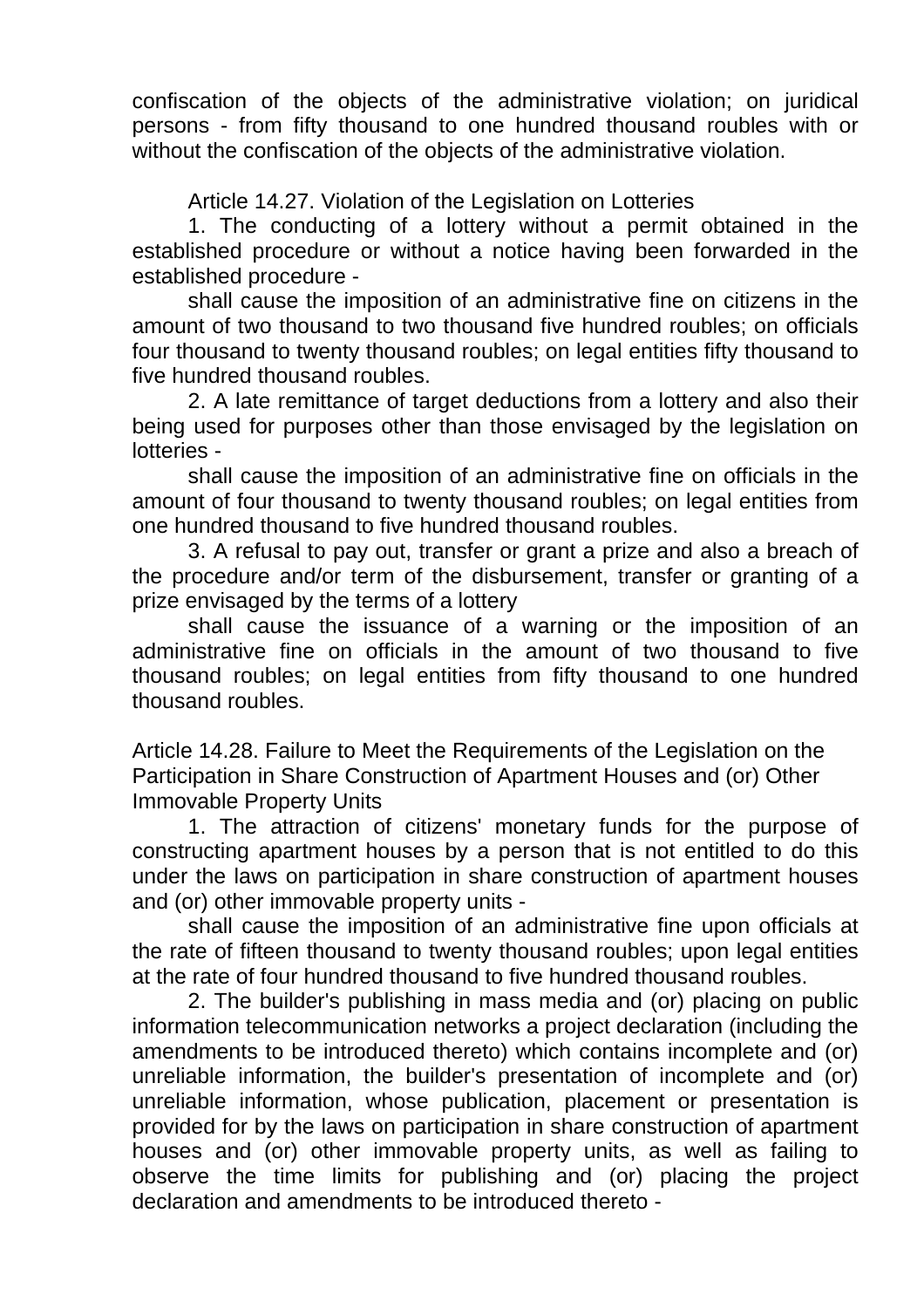confiscation of the objects of the administrative violation; on juridical persons - from fifty thousand to one hundred thousand roubles with or without the confiscation of the objects of the administrative violation.

Article 14.27. Violation of the Legislation on Lotteries

1. The conducting of a lottery without a permit obtained in the established procedure or without a notice having been forwarded in the established procedure -

shall cause the imposition of an administrative fine on citizens in the amount of two thousand to two thousand five hundred roubles; on officials four thousand to twenty thousand roubles; on legal entities fifty thousand to five hundred thousand roubles.

2. A late remittance of target deductions from a lottery and also their being used for purposes other than those envisaged by the legislation on lotteries -

shall cause the imposition of an administrative fine on officials in the amount of four thousand to twenty thousand roubles; on legal entities from one hundred thousand to five hundred thousand roubles.

3. A refusal to pay out, transfer or grant a prize and also a breach of the procedure and/or term of the disbursement, transfer or granting of a prize envisaged by the terms of a lottery

shall cause the issuance of a warning or the imposition of an administrative fine on officials in the amount of two thousand to five thousand roubles; on legal entities from fifty thousand to one hundred thousand roubles.

Article 14.28. Failure to Meet the Requirements of the Legislation on the Participation in Share Construction of Apartment Houses and (or) Other Immovable Property Units

1. The attraction of citizens' monetary funds for the purpose of constructing apartment houses by a person that is not entitled to do this under the laws on participation in share construction of apartment houses and (or) other immovable property units -

shall cause the imposition of an administrative fine upon officials at the rate of fifteen thousand to twenty thousand roubles; upon legal entities at the rate of four hundred thousand to five hundred thousand roubles.

2. The builder's publishing in mass media and (or) placing on public information telecommunication networks a project declaration (including the amendments to be introduced thereto) which contains incomplete and (or) unreliable information, the builder's presentation of incomplete and (or) unreliable information, whose publication, placement or presentation is provided for by the laws on participation in share construction of apartment houses and (or) other immovable property units, as well as failing to observe the time limits for publishing and (or) placing the project declaration and amendments to be introduced thereto -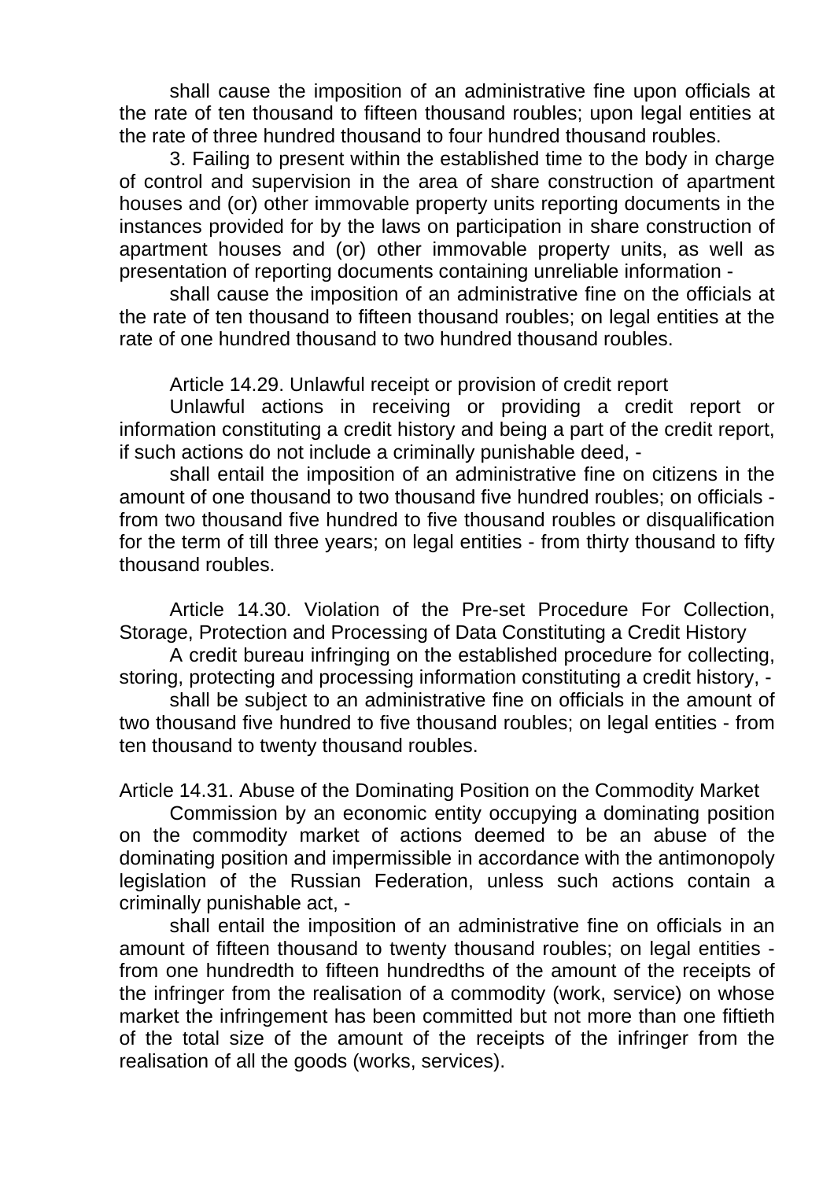shall cause the imposition of an administrative fine upon officials at the rate of ten thousand to fifteen thousand roubles; upon legal entities at the rate of three hundred thousand to four hundred thousand roubles.

3. Failing to present within the established time to the body in charge of control and supervision in the area of share construction of apartment houses and (or) other immovable property units reporting documents in the instances provided for by the laws on participation in share construction of apartment houses and (or) other immovable property units, as well as presentation of reporting documents containing unreliable information -

shall cause the imposition of an administrative fine on the officials at the rate of ten thousand to fifteen thousand roubles; on legal entities at the rate of one hundred thousand to two hundred thousand roubles.

Article 14.29. Unlawful receipt or provision of credit report

Unlawful actions in receiving or providing a credit report or information constituting a credit history and being a part of the credit report, if such actions do not include a criminally punishable deed, -

shall entail the imposition of an administrative fine on citizens in the amount of one thousand to two thousand five hundred roubles; on officials - from two thousand five hundred to five thousand roubles or disqualification for the term of till three years; on legal entities - from thirty thousand to fifty thousand roubles.

Article 14.30. Violation of the Pre-set Procedure For Collection, Storage, Protection and Processing of Data Constituting a Credit History

A credit bureau infringing on the established procedure for collecting, storing, protecting and processing information constituting a credit history, -

shall be subject to an administrative fine on officials in the amount of two thousand five hundred to five thousand roubles; on legal entities - from ten thousand to twenty thousand roubles.

Article 14.31. Abuse of the Dominating Position on the Commodity Market

Commission by an economic entity occupying a dominating position on the commodity market of actions deemed to be an abuse of the dominating position and impermissible in accordance with the antimonopoly legislation of the Russian Federation, unless such actions contain a criminally punishable act, -

shall entail the imposition of an administrative fine on officials in an amount of fifteen thousand to twenty thousand roubles; on legal entities - from one hundredth to fifteen hundredths of the amount of the receipts of the infringer from the realisation of a commodity (work, service) on whose market the infringement has been committed but not more than one fiftieth of the total size of the amount of the receipts of the infringer from the realisation of all the goods (works, services).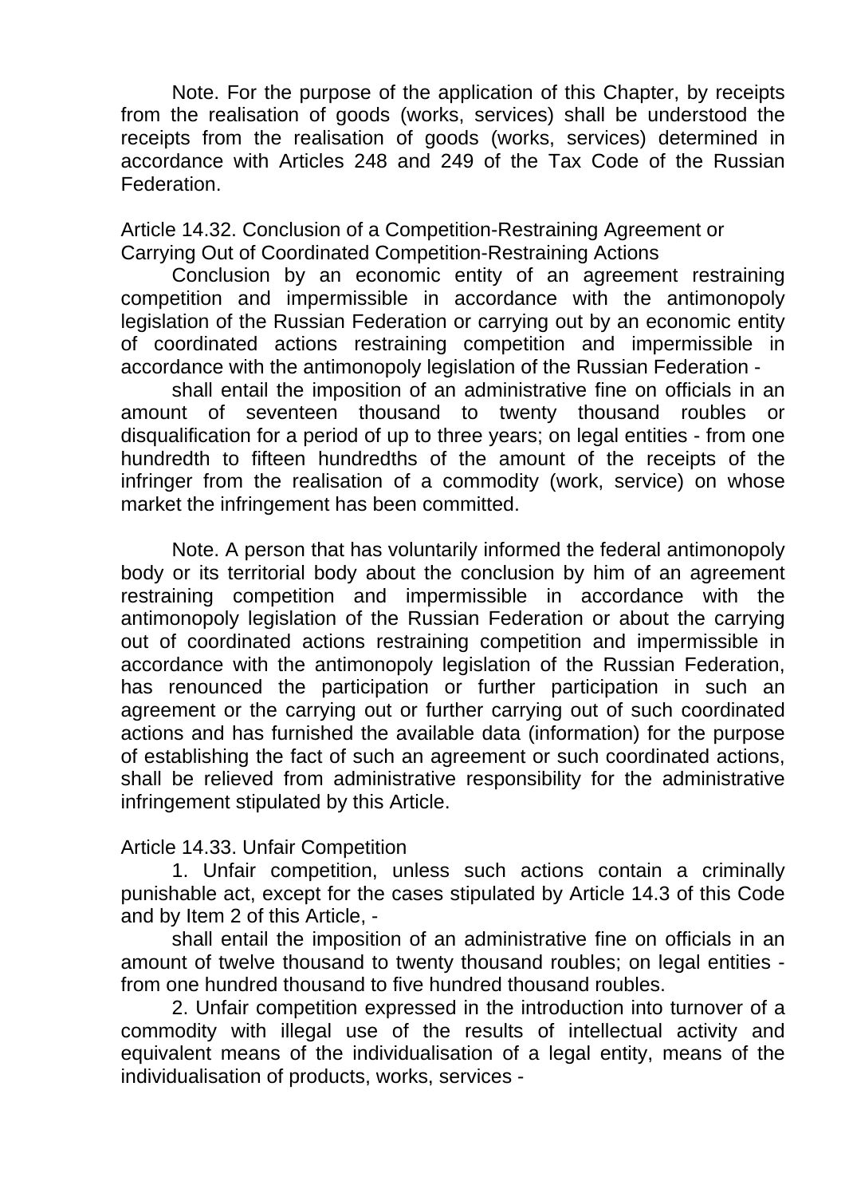Note. For the purpose of the application of this Chapter, by receipts from the realisation of goods (works, services) shall be understood the receipts from the realisation of goods (works, services) determined in accordance with Articles 248 and 249 of the Tax Code of the Russian Federation.

### Article 14.32. Conclusion of a Competition-Restraining Agreement or Carrying Out of Coordinated Competition-Restraining Actions

Conclusion by an economic entity of an agreement restraining competition and impermissible in accordance with the antimonopoly legislation of the Russian Federation or carrying out by an economic entity of coordinated actions restraining competition and impermissible in accordance with the antimonopoly legislation of the Russian Federation -

shall entail the imposition of an administrative fine on officials in an amount of seventeen thousand to twenty thousand roubles or disqualification for a period of up to three years; on legal entities - from one hundredth to fifteen hundredths of the amount of the receipts of the infringer from the realisation of a commodity (work, service) on whose market the infringement has been committed.

Note. A person that has voluntarily informed the federal antimonopoly body or its territorial body about the conclusion by him of an agreement restraining competition and impermissible in accordance with the antimonopoly legislation of the Russian Federation or about the carrying out of coordinated actions restraining competition and impermissible in accordance with the antimonopoly legislation of the Russian Federation, has renounced the participation or further participation in such an agreement or the carrying out or further carrying out of such coordinated actions and has furnished the available data (information) for the purpose of establishing the fact of such an agreement or such coordinated actions, shall be relieved from administrative responsibility for the administrative infringement stipulated by this Article.

### Article 14.33. Unfair Competition

1. Unfair competition, unless such actions contain a criminally punishable act, except for the cases stipulated by Article 14.3 of this Code and by Item 2 of this Article, -

shall entail the imposition of an administrative fine on officials in an amount of twelve thousand to twenty thousand roubles; on legal entities - from one hundred thousand to five hundred thousand roubles.

2. Unfair competition expressed in the introduction into turnover of a commodity with illegal use of the results of intellectual activity and equivalent means of the individualisation of a legal entity, means of the individualisation of products, works, services -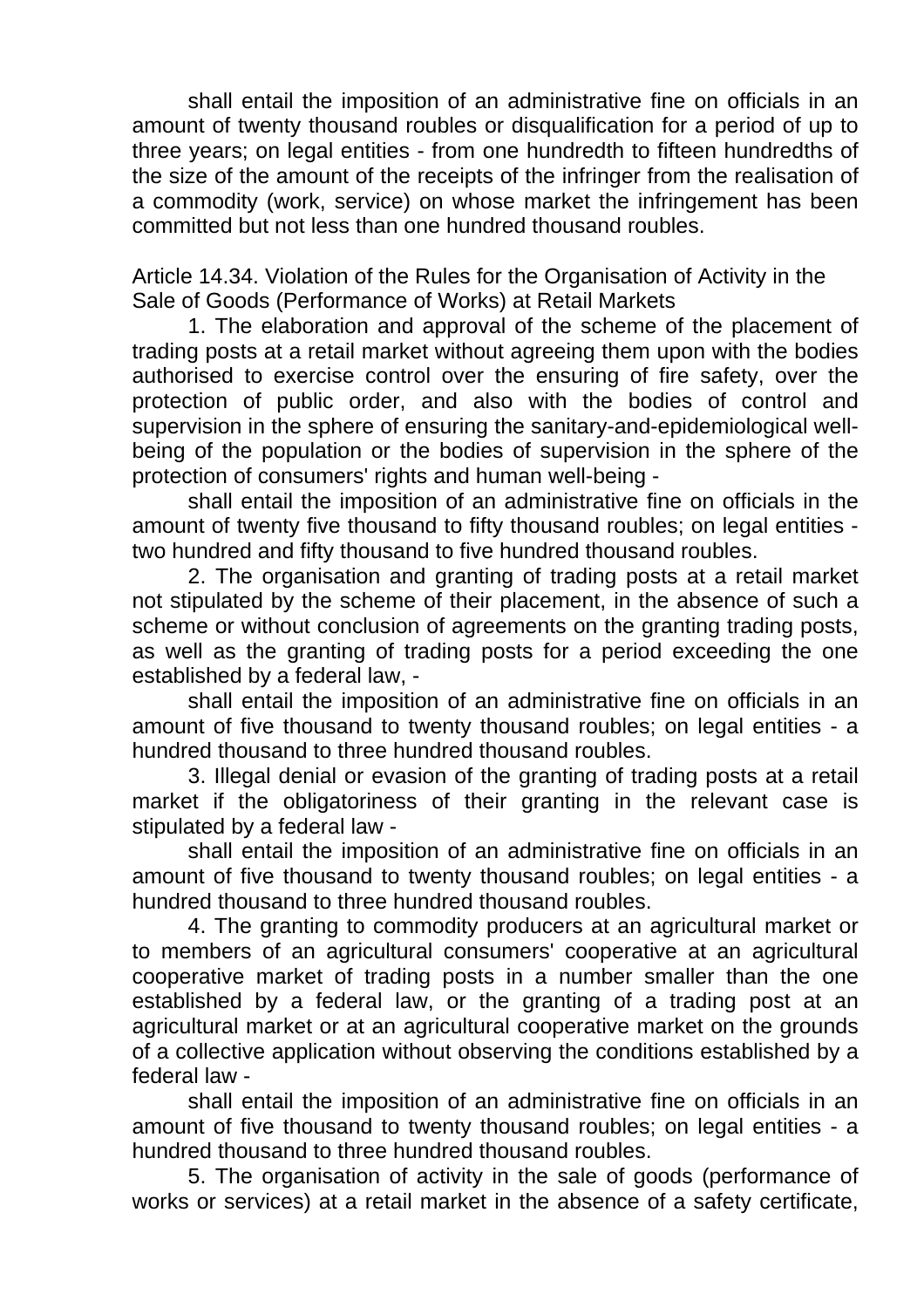shall entail the imposition of an administrative fine on officials in an amount of twenty thousand roubles or disqualification for a period of up to three years; on legal entities - from one hundredth to fifteen hundredths of the size of the amount of the receipts of the infringer from the realisation of a commodity (work, service) on whose market the infringement has been committed but not less than one hundred thousand roubles.

Article 14.34. Violation of the Rules for the Organisation of Activity in the Sale of Goods (Performance of Works) at Retail Markets

1. The elaboration and approval of the scheme of the placement of trading posts at a retail market without agreeing them upon with the bodies authorised to exercise control over the ensuring of fire safety, over the protection of public order, and also with the bodies of control and supervision in the sphere of ensuring the sanitary-and-epidemiological well-being of the population or the bodies of supervision in the sphere of the protection of consumers' rights and human well-being -

shall entail the imposition of an administrative fine on officials in the amount of twenty five thousand to fifty thousand roubles; on legal entities - two hundred and fifty thousand to five hundred thousand roubles.

2. The organisation and granting of trading posts at a retail market not stipulated by the scheme of their placement, in the absence of such a scheme or without conclusion of agreements on the granting trading posts, as well as the granting of trading posts for a period exceeding the one established by a federal law, -

shall entail the imposition of an administrative fine on officials in an amount of five thousand to twenty thousand roubles; on legal entities - a hundred thousand to three hundred thousand roubles.

3. Illegal denial or evasion of the granting of trading posts at a retail market if the obligatoriness of their granting in the relevant case is stipulated by a federal law -

shall entail the imposition of an administrative fine on officials in an amount of five thousand to twenty thousand roubles; on legal entities - a hundred thousand to three hundred thousand roubles.

4. The granting to commodity producers at an agricultural market or to members of an agricultural consumers' cooperative at an agricultural cooperative market of trading posts in a number smaller than the one established by a federal law, or the granting of a trading post at an agricultural market or at an agricultural cooperative market on the grounds of a collective application without observing the conditions established by a federal law -

shall entail the imposition of an administrative fine on officials in an amount of five thousand to twenty thousand roubles; on legal entities - a hundred thousand to three hundred thousand roubles.

5. The organisation of activity in the sale of goods (performance of works or services) at a retail market in the absence of a safety certificate,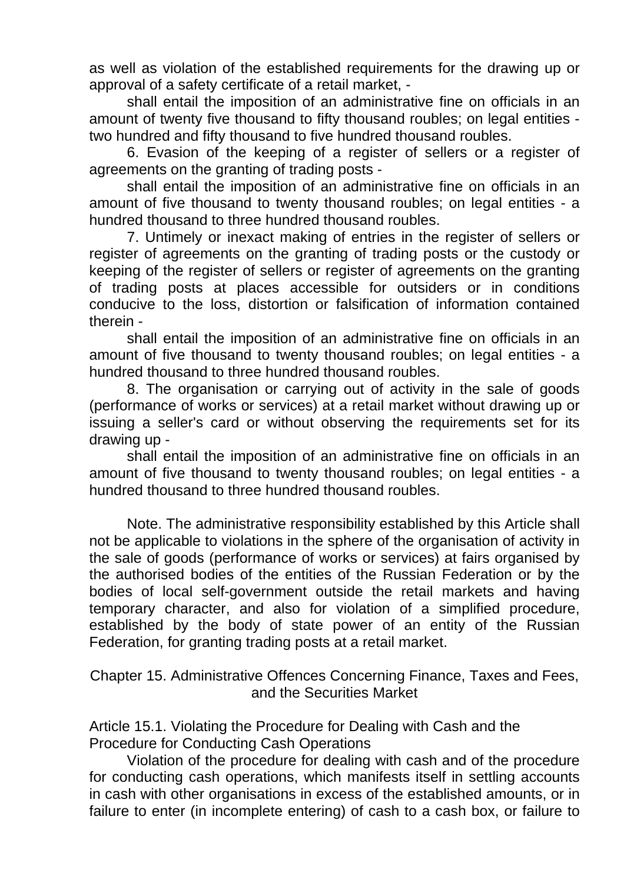as well as violation of the established requirements for the drawing up or approval of a safety certificate of a retail market, -

shall entail the imposition of an administrative fine on officials in an amount of twenty five thousand to fifty thousand roubles; on legal entities - two hundred and fifty thousand to five hundred thousand roubles.

6. Evasion of the keeping of a register of sellers or a register of agreements on the granting of trading posts -

shall entail the imposition of an administrative fine on officials in an amount of five thousand to twenty thousand roubles; on legal entities - a hundred thousand to three hundred thousand roubles.

7. Untimely or inexact making of entries in the register of sellers or register of agreements on the granting of trading posts or the custody or keeping of the register of sellers or register of agreements on the granting of trading posts at places accessible for outsiders or in conditions conducive to the loss, distortion or falsification of information contained therein -

shall entail the imposition of an administrative fine on officials in an amount of five thousand to twenty thousand roubles; on legal entities - a hundred thousand to three hundred thousand roubles.

8. The organisation or carrying out of activity in the sale of goods (performance of works or services) at a retail market without drawing up or issuing a seller's card or without observing the requirements set for its drawing up -

shall entail the imposition of an administrative fine on officials in an amount of five thousand to twenty thousand roubles; on legal entities - a hundred thousand to three hundred thousand roubles.

Note. The administrative responsibility established by this Article shall not be applicable to violations in the sphere of the organisation of activity in the sale of goods (performance of works or services) at fairs organised by the authorised bodies of the entities of the Russian Federation or by the bodies of local self-government outside the retail markets and having temporary character, and also for violation of a simplified procedure, established by the body of state power of an entity of the Russian Federation, for granting trading posts at a retail market.

## Chapter 15. Administrative Offences Concerning Finance, Taxes and Fees, and the Securities Market

### Article 15.1. Violating the Procedure for Dealing with Cash and the Procedure for Conducting Cash Operations

Violation of the procedure for dealing with cash and of the procedure for conducting cash operations, which manifests itself in settling accounts in cash with other organisations in excess of the established amounts, or in failure to enter (in incomplete entering) of cash to a cash box, or failure to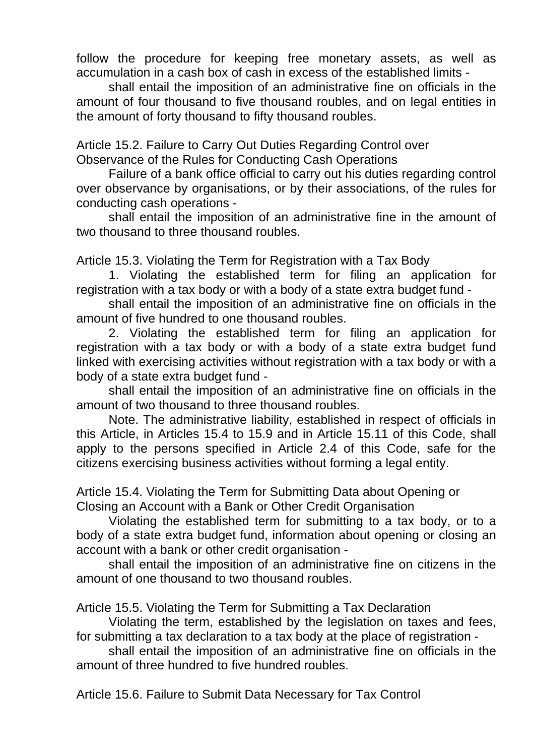follow the procedure for keeping free monetary assets, as well as accumulation in a cash box of cash in excess of the established limits -

shall entail the imposition of an administrative fine on officials in the amount of four thousand to five thousand roubles, and on legal entities in the amount of forty thousand to fifty thousand roubles.

Article 15.2. Failure to Carry Out Duties Regarding Control over Observance of the Rules for Conducting Cash Operations

Failure of a bank office official to carry out his duties regarding control over observance by organisations, or by their associations, of the rules for conducting cash operations -

shall entail the imposition of an administrative fine in the amount of two thousand to three thousand roubles.

Article 15.3. Violating the Term for Registration with a Tax Body

1. Violating the established term for filing an application for registration with a tax body or with a body of a state extra budget fund -

shall entail the imposition of an administrative fine on officials in the amount of five hundred to one thousand roubles.

2. Violating the established term for filing an application for registration with a tax body or with a body of a state extra budget fund linked with exercising activities without registration with a tax body or with a body of a state extra budget fund -

shall entail the imposition of an administrative fine on officials in the amount of two thousand to three thousand roubles.

Note. The administrative liability, established in respect of officials in this Article, in Articles 15.4 to 15.9 and in Article 15.11 of this Code, shall apply to the persons specified in Article 2.4 of this Code, safe for the citizens exercising business activities without forming a legal entity.

Article 15.4. Violating the Term for Submitting Data about Opening or Closing an Account with a Bank or Other Credit Organisation

Violating the established term for submitting to a tax body, or to a body of a state extra budget fund, information about opening or closing an account with a bank or other credit organisation -

shall entail the imposition of an administrative fine on citizens in the amount of one thousand to two thousand roubles.

Article 15.5. Violating the Term for Submitting a Tax Declaration

Violating the term, established by the legislation on taxes and fees, for submitting a tax declaration to a tax body at the place of registration -

shall entail the imposition of an administrative fine on officials in the amount of three hundred to five hundred roubles.

Article 15.6. Failure to Submit Data Necessary for Tax Control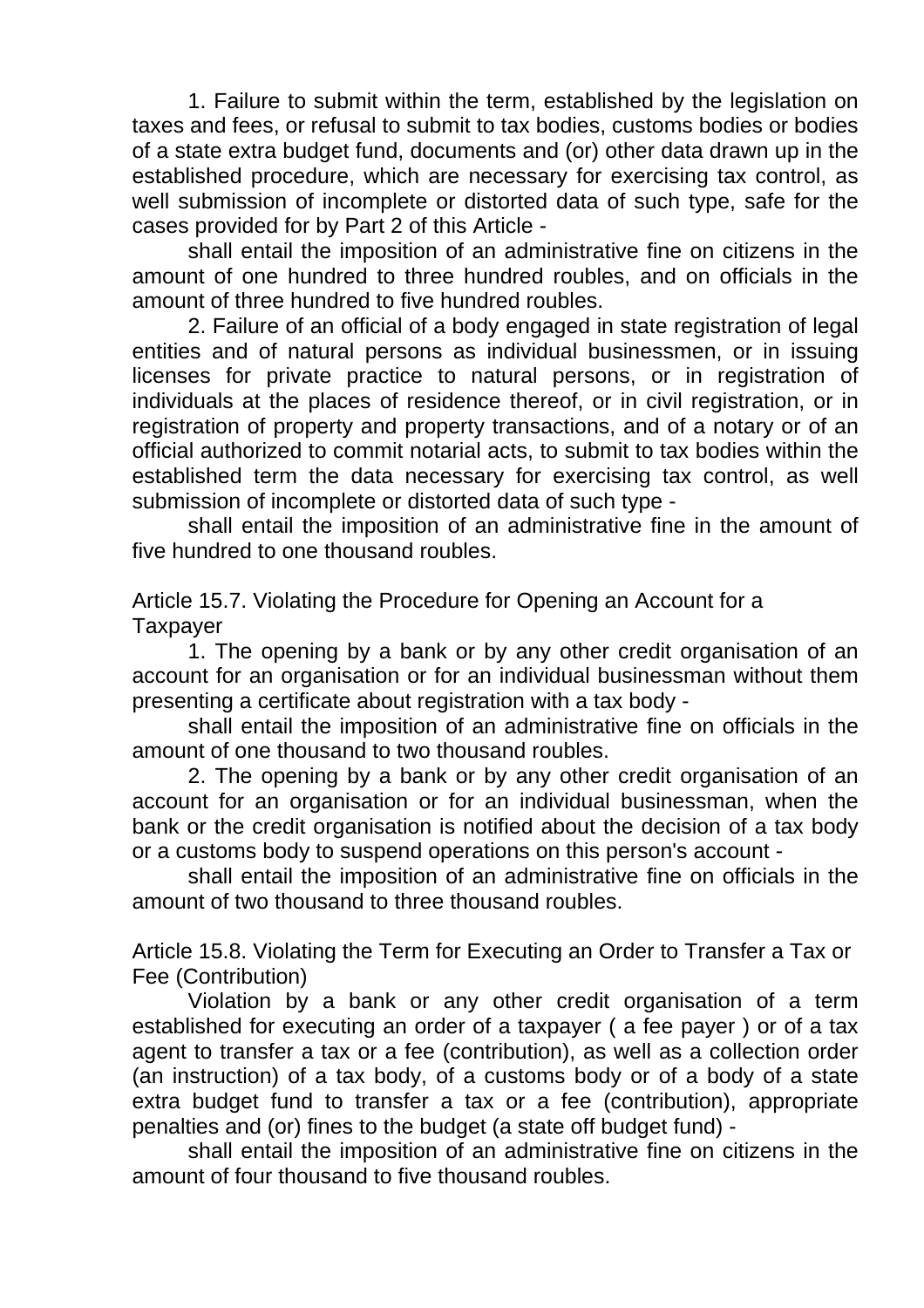1. Failure to submit within the term, established by the legislation on taxes and fees, or refusal to submit to tax bodies, customs bodies or bodies of a state extra budget fund, documents and (or) other data drawn up in the established procedure, which are necessary for exercising tax control, as well submission of incomplete or distorted data of such type, safe for the cases provided for by Part 2 of this Article -

shall entail the imposition of an administrative fine on citizens in the amount of one hundred to three hundred roubles, and on officials in the amount of three hundred to five hundred roubles.

2. Failure of an official of a body engaged in state registration of legal entities and of natural persons as individual businessmen, or in issuing licenses for private practice to natural persons, or in registration of individuals at the places of residence thereof, or in civil registration, or in registration of property and property transactions, and of a notary or of an official authorized to commit notarial acts, to submit to tax bodies within the established term the data necessary for exercising tax control, as well submission of incomplete or distorted data of such type -

shall entail the imposition of an administrative fine in the amount of five hundred to one thousand roubles.

### Article 15.7. Violating the Procedure for Opening an Account for a Taxpayer

1. The opening by a bank or by any other credit organisation of an account for an organisation or for an individual businessman without them presenting a certificate about registration with a tax body -

shall entail the imposition of an administrative fine on officials in the amount of one thousand to two thousand roubles.

2. The opening by a bank or by any other credit organisation of an account for an organisation or for an individual businessman, when the bank or the credit organisation is notified about the decision of a tax body or a customs body to suspend operations on this person's account -

shall entail the imposition of an administrative fine on officials in the amount of two thousand to three thousand roubles.

### Article 15.8. Violating the Term for Executing an Order to Transfer a Tax or Fee (Contribution)

Violation by a bank or any other credit organisation of a term established for executing an order of a taxpayer ( a fee payer ) or of a tax agent to transfer a tax or a fee (contribution), as well as a collection order (an instruction) of a tax body, of a customs body or of a body of a state extra budget fund to transfer a tax or a fee (contribution), appropriate penalties and (or) fines to the budget (a state off budget fund) -

shall entail the imposition of an administrative fine on citizens in the amount of four thousand to five thousand roubles.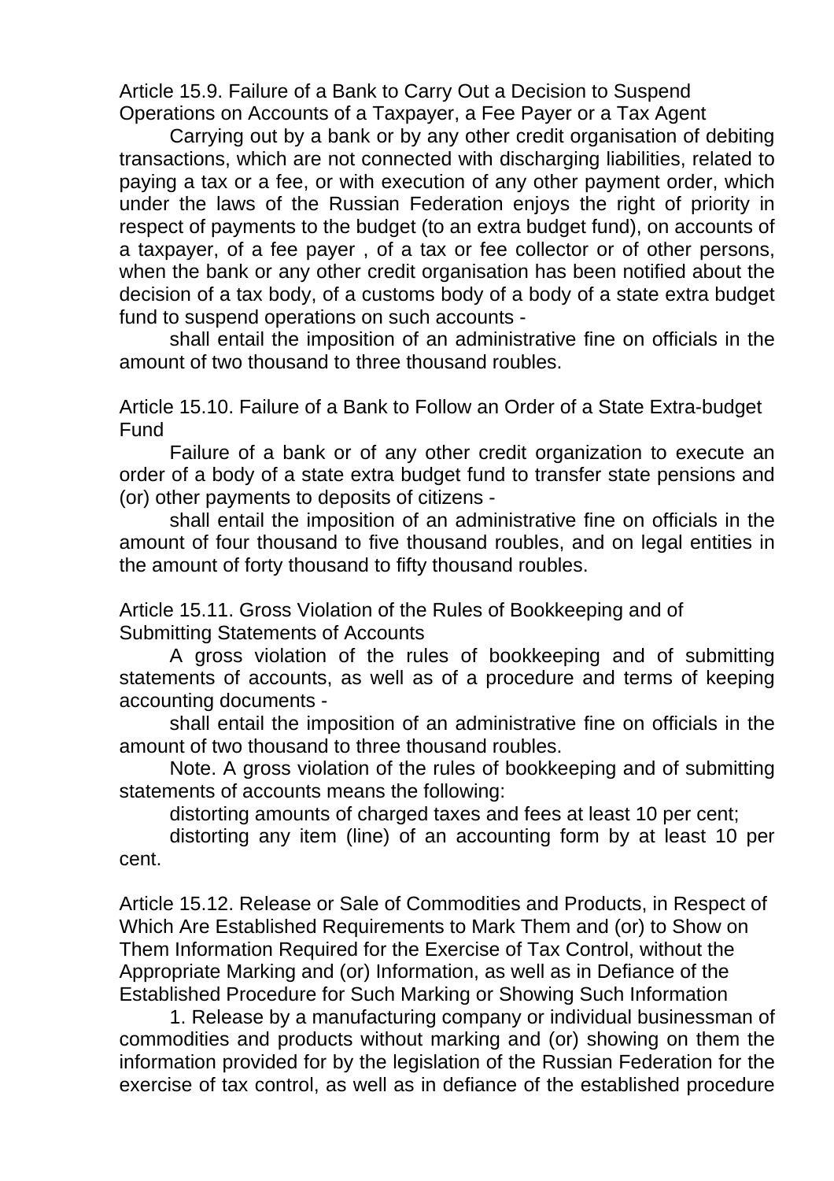### Article 15.9. Failure of a Bank to Carry Out a Decision to Suspend Operations on Accounts of a Taxpayer, a Fee Payer or a Tax Agent

Carrying out by a bank or by any other credit organisation of debiting transactions, which are not connected with discharging liabilities, related to paying a tax or a fee, or with execution of any other payment order, which under the laws of the Russian Federation enjoys the right of priority in respect of payments to the budget (to an extra budget fund), on accounts of a taxpayer, of a fee payer , of a tax or fee collector or of other persons, when the bank or any other credit organisation has been notified about the decision of a tax body, of a customs body of a body of a state extra budget fund to suspend operations on such accounts -

shall entail the imposition of an administrative fine on officials in the amount of two thousand to three thousand roubles.

### Article 15.10. Failure of a Bank to Follow an Order of a State Extra-budget Fund

Failure of a bank or of any other credit organization to execute an order of a body of a state extra budget fund to transfer state pensions and (or) other payments to deposits of citizens -

shall entail the imposition of an administrative fine on officials in the amount of four thousand to five thousand roubles, and on legal entities in the amount of forty thousand to fifty thousand roubles.

### Article 15.11. Gross Violation of the Rules of Bookkeeping and of Submitting Statements of Accounts

A gross violation of the rules of bookkeeping and of submitting statements of accounts, as well as of a procedure and terms of keeping accounting documents -

shall entail the imposition of an administrative fine on officials in the amount of two thousand to three thousand roubles.

Note. A gross violation of the rules of bookkeeping and of submitting statements of accounts means the following:

distorting amounts of charged taxes and fees at least 10 per cent;

distorting any item (line) of an accounting form by at least 10 per cent.

### Article 15.12. Release or Sale of Commodities and Products, in Respect of Which Are Established Requirements to Mark Them and (or) to Show on Them Information Required for the Exercise of Tax Control, without the Appropriate Marking and (or) Information, as well as in Defiance of the Established Procedure for Such Marking or Showing Such Information

1. Release by a manufacturing company or individual businessman of commodities and products without marking and (or) showing on them the information provided for by the legislation of the Russian Federation for the exercise of tax control, as well as in defiance of the established procedure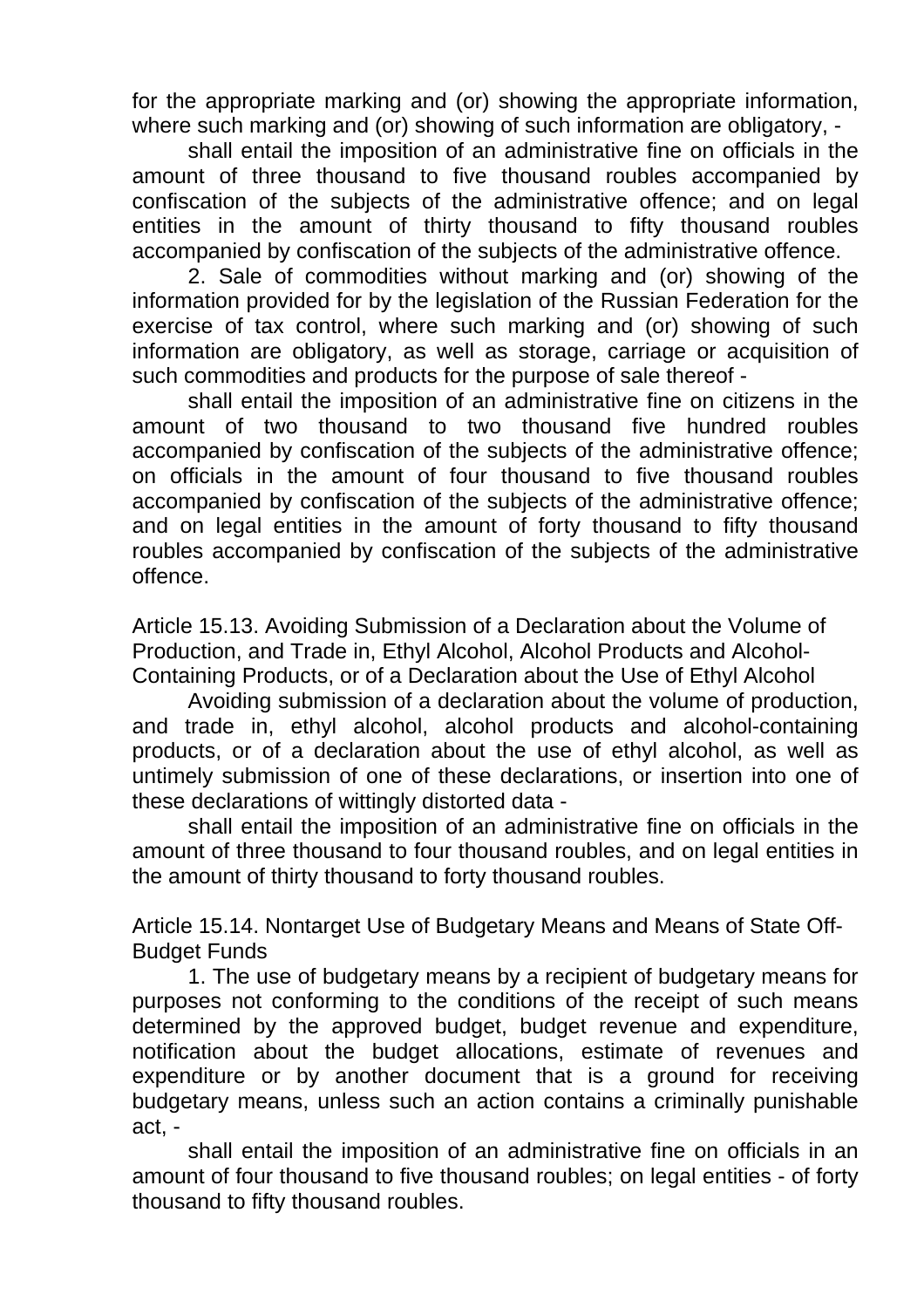for the appropriate marking and (or) showing the appropriate information, where such marking and (or) showing of such information are obligatory, -

shall entail the imposition of an administrative fine on officials in the amount of three thousand to five thousand roubles accompanied by confiscation of the subjects of the administrative offence; and on legal entities in the amount of thirty thousand to fifty thousand roubles accompanied by confiscation of the subjects of the administrative offence.

2. Sale of commodities without marking and (or) showing of the information provided for by the legislation of the Russian Federation for the exercise of tax control, where such marking and (or) showing of such information are obligatory, as well as storage, carriage or acquisition of such commodities and products for the purpose of sale thereof -

shall entail the imposition of an administrative fine on citizens in the amount of two thousand to two thousand five hundred roubles accompanied by confiscation of the subjects of the administrative offence; on officials in the amount of four thousand to five thousand roubles accompanied by confiscation of the subjects of the administrative offence; and on legal entities in the amount of forty thousand to fifty thousand roubles accompanied by confiscation of the subjects of the administrative offence.

Article 15.13. Avoiding Submission of a Declaration about the Volume of Production, and Trade in, Ethyl Alcohol, Alcohol Products and Alcohol-Containing Products, or of a Declaration about the Use of Ethyl Alcohol

Avoiding submission of a declaration about the volume of production, and trade in, ethyl alcohol, alcohol products and alcohol-containing products, or of a declaration about the use of ethyl alcohol, as well as untimely submission of one of these declarations, or insertion into one of these declarations of wittingly distorted data -

shall entail the imposition of an administrative fine on officials in the amount of three thousand to four thousand roubles, and on legal entities in the amount of thirty thousand to forty thousand roubles.

Article 15.14. Nontarget Use of Budgetary Means and Means of State Off-Budget Funds

1. The use of budgetary means by a recipient of budgetary means for purposes not conforming to the conditions of the receipt of such means determined by the approved budget, budget revenue and expenditure, notification about the budget allocations, estimate of revenues and expenditure or by another document that is a ground for receiving budgetary means, unless such an action contains a criminally punishable act, -

shall entail the imposition of an administrative fine on officials in an amount of four thousand to five thousand roubles; on legal entities - of forty thousand to fifty thousand roubles.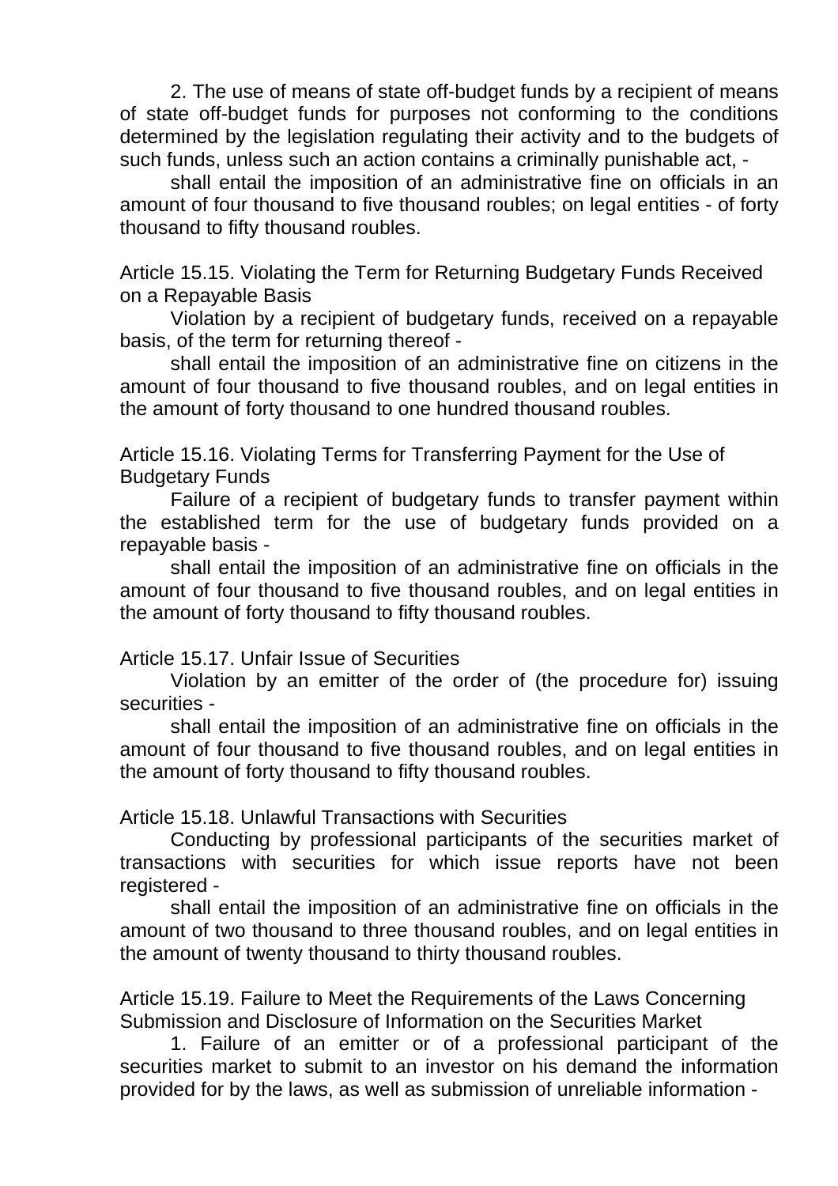2. The use of means of state off-budget funds by a recipient of means of state off-budget funds for purposes not conforming to the conditions determined by the legislation regulating their activity and to the budgets of such funds, unless such an action contains a criminally punishable act, -

shall entail the imposition of an administrative fine on officials in an amount of four thousand to five thousand roubles; on legal entities - of forty thousand to fifty thousand roubles.

### Article 15.15. Violating the Term for Returning Budgetary Funds Received on a Repayable Basis

Violation by a recipient of budgetary funds, received on a repayable basis, of the term for returning thereof -

shall entail the imposition of an administrative fine on citizens in the amount of four thousand to five thousand roubles, and on legal entities in the amount of forty thousand to one hundred thousand roubles.

### Article 15.16. Violating Terms for Transferring Payment for the Use of Budgetary Funds

Failure of a recipient of budgetary funds to transfer payment within the established term for the use of budgetary funds provided on a repayable basis -

shall entail the imposition of an administrative fine on officials in the amount of four thousand to five thousand roubles, and on legal entities in the amount of forty thousand to fifty thousand roubles.

### Article 15.17. Unfair Issue of Securities

Violation by an emitter of the order of (the procedure for) issuing securities -

shall entail the imposition of an administrative fine on officials in the amount of four thousand to five thousand roubles, and on legal entities in the amount of forty thousand to fifty thousand roubles.

### Article 15.18. Unlawful Transactions with Securities

Conducting by professional participants of the securities market of transactions with securities for which issue reports have not been registered -

shall entail the imposition of an administrative fine on officials in the amount of two thousand to three thousand roubles, and on legal entities in the amount of twenty thousand to thirty thousand roubles.

### Article 15.19. Failure to Meet the Requirements of the Laws Concerning Submission and Disclosure of Information on the Securities Market

1. Failure of an emitter or of a professional participant of the securities market to submit to an investor on his demand the information provided for by the laws, as well as submission of unreliable information -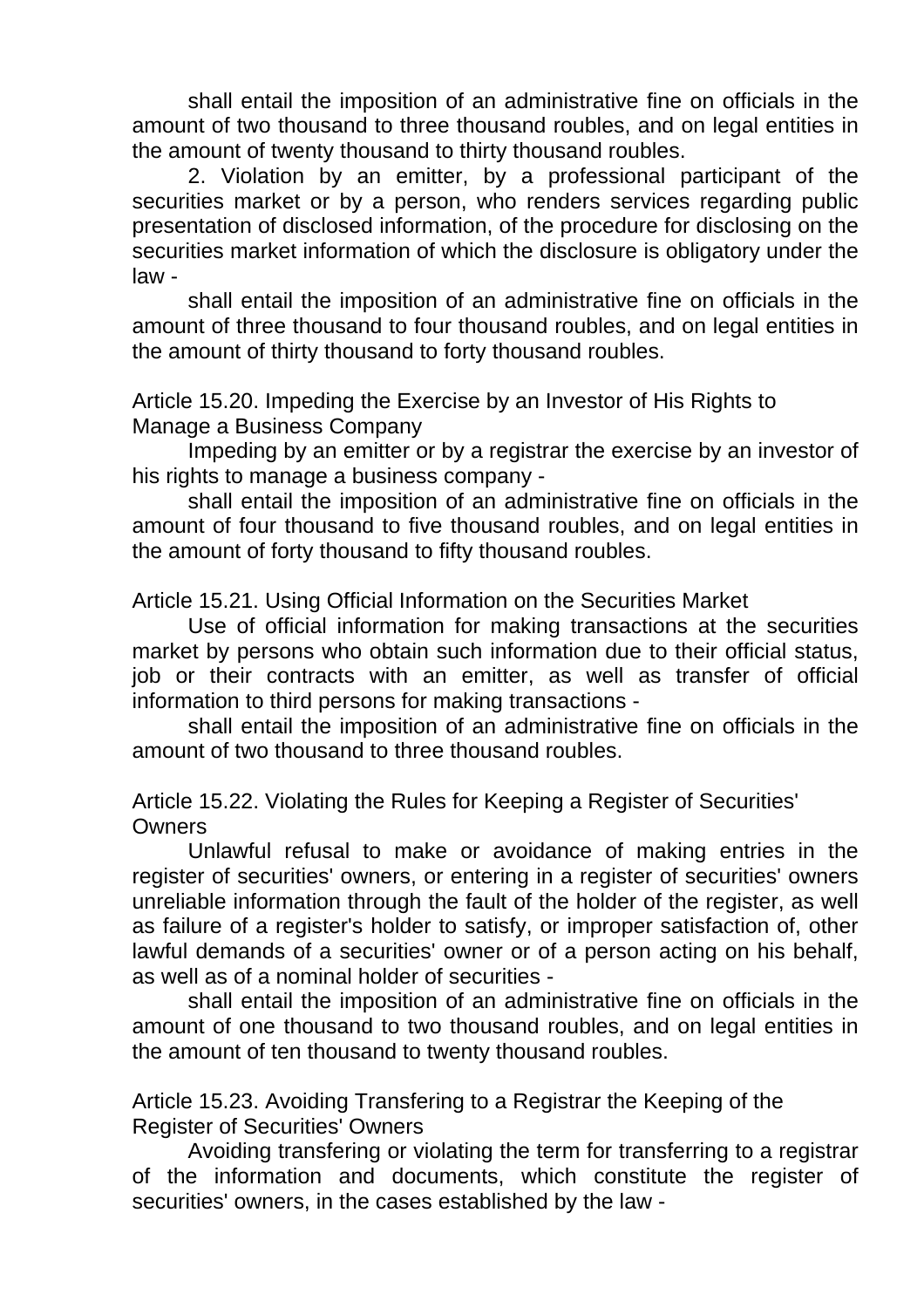shall entail the imposition of an administrative fine on officials in the amount of two thousand to three thousand roubles, and on legal entities in the amount of twenty thousand to thirty thousand roubles.

2. Violation by an emitter, by a professional participant of the securities market or by a person, who renders services regarding public presentation of disclosed information, of the procedure for disclosing on the securities market information of which the disclosure is obligatory under the law -

shall entail the imposition of an administrative fine on officials in the amount of three thousand to four thousand roubles, and on legal entities in the amount of thirty thousand to forty thousand roubles.

Article 15.20. Impeding the Exercise by an Investor of His Rights to Manage a Business Company

Impeding by an emitter or by a registrar the exercise by an investor of his rights to manage a business company -

shall entail the imposition of an administrative fine on officials in the amount of four thousand to five thousand roubles, and on legal entities in the amount of forty thousand to fifty thousand roubles.

Article 15.21. Using Official Information on the Securities Market

Use of official information for making transactions at the securities market by persons who obtain such information due to their official status, job or their contracts with an emitter, as well as transfer of official information to third persons for making transactions -

shall entail the imposition of an administrative fine on officials in the amount of two thousand to three thousand roubles.

Article 15.22. Violating the Rules for Keeping a Register of Securities' Owners

Unlawful refusal to make or avoidance of making entries in the register of securities' owners, or entering in a register of securities' owners unreliable information through the fault of the holder of the register, as well as failure of a register's holder to satisfy, or improper satisfaction of, other lawful demands of a securities' owner or of a person acting on his behalf, as well as of a nominal holder of securities -

shall entail the imposition of an administrative fine on officials in the amount of one thousand to two thousand roubles, and on legal entities in the amount of ten thousand to twenty thousand roubles.

Article 15.23. Avoiding Transfering to a Registrar the Keeping of the Register of Securities' Owners

Avoiding transfering or violating the term for transferring to a registrar of the information and documents, which constitute the register of securities' owners, in the cases established by the law -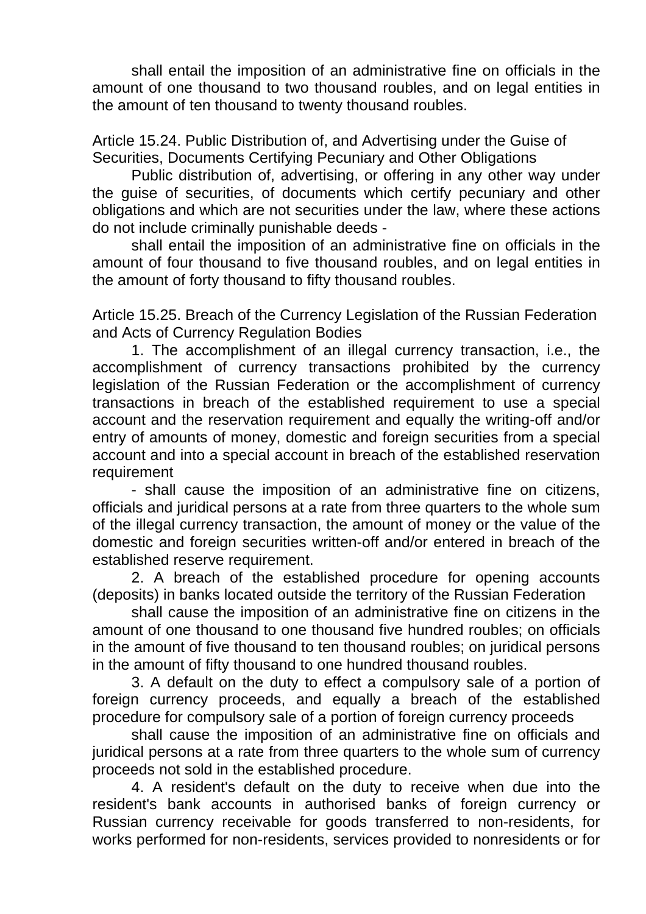shall entail the imposition of an administrative fine on officials in the amount of one thousand to two thousand roubles, and on legal entities in the amount of ten thousand to twenty thousand roubles.

### Article 15.24. Public Distribution of, and Advertising under the Guise of Securities, Documents Certifying Pecuniary and Other Obligations

Public distribution of, advertising, or offering in any other way under the guise of securities, of documents which certify pecuniary and other obligations and which are not securities under the law, where these actions do not include criminally punishable deeds -

shall entail the imposition of an administrative fine on officials in the amount of four thousand to five thousand roubles, and on legal entities in the amount of forty thousand to fifty thousand roubles.

### Article 15.25. Breach of the Currency Legislation of the Russian Federation and Acts of Currency Regulation Bodies

1. The accomplishment of an illegal currency transaction, i.e., the accomplishment of currency transactions prohibited by the currency legislation of the Russian Federation or the accomplishment of currency transactions in breach of the established requirement to use a special account and the reservation requirement and equally the writing-off and/or entry of amounts of money, domestic and foreign securities from a special account and into a special account in breach of the established reservation requirement

- shall cause the imposition of an administrative fine on citizens, officials and juridical persons at a rate from three quarters to the whole sum of the illegal currency transaction, the amount of money or the value of the domestic and foreign securities written-off and/or entered in breach of the established reserve requirement.

2. A breach of the established procedure for opening accounts (deposits) in banks located outside the territory of the Russian Federation

shall cause the imposition of an administrative fine on citizens in the amount of one thousand to one thousand five hundred roubles; on officials in the amount of five thousand to ten thousand roubles; on juridical persons in the amount of fifty thousand to one hundred thousand roubles.

3. A default on the duty to effect a compulsory sale of a portion of foreign currency proceeds, and equally a breach of the established procedure for compulsory sale of a portion of foreign currency proceeds

shall cause the imposition of an administrative fine on officials and juridical persons at a rate from three quarters to the whole sum of currency proceeds not sold in the established procedure.

4. A resident's default on the duty to receive when due into the resident's bank accounts in authorised banks of foreign currency or Russian currency receivable for goods transferred to non-residents, for works performed for non-residents, services provided to nonresidents or for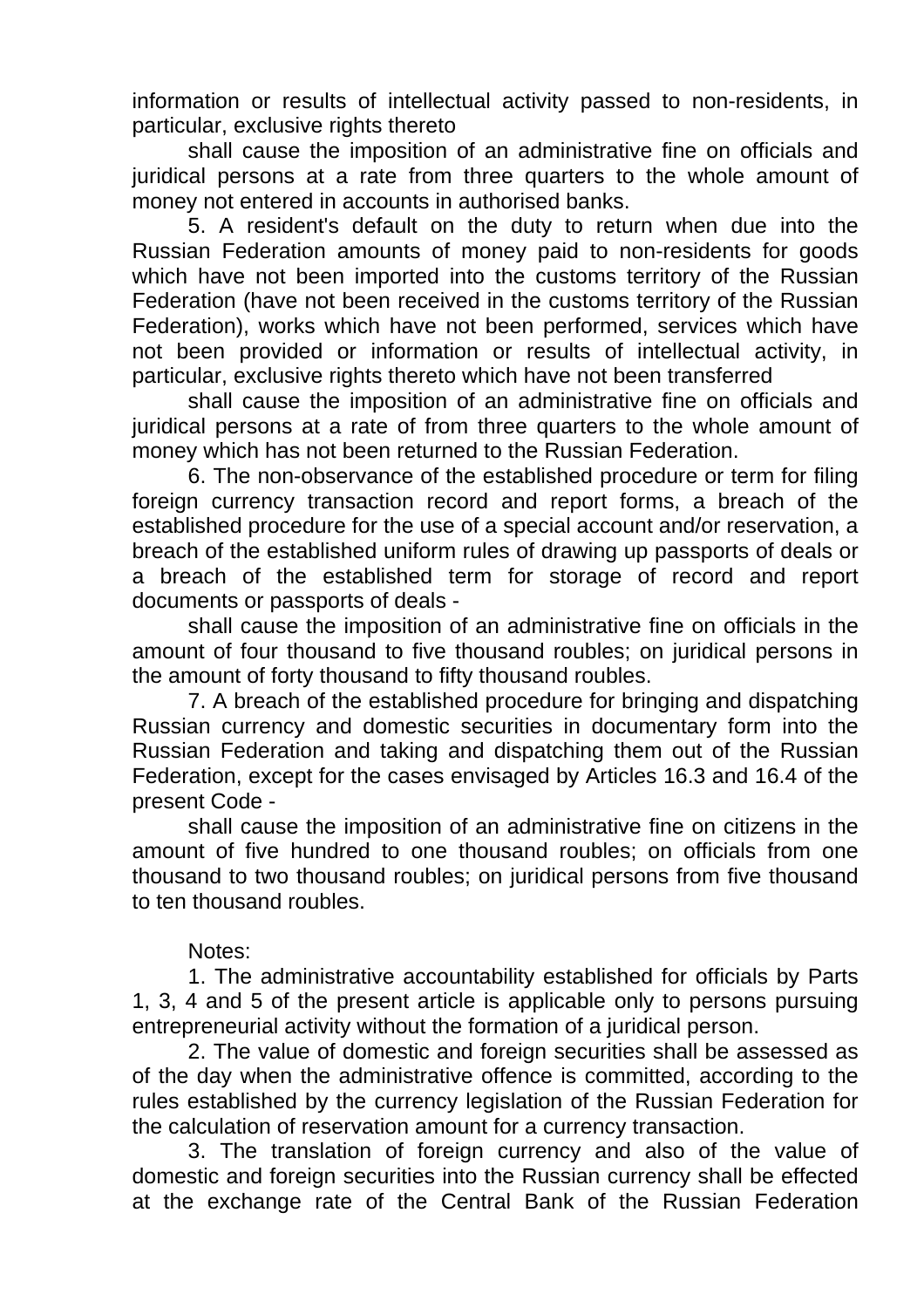information or results of intellectual activity passed to non-residents, in particular, exclusive rights thereto

shall cause the imposition of an administrative fine on officials and juridical persons at a rate from three quarters to the whole amount of money not entered in accounts in authorised banks.

5. A resident's default on the duty to return when due into the Russian Federation amounts of money paid to non-residents for goods which have not been imported into the customs territory of the Russian Federation (have not been received in the customs territory of the Russian Federation), works which have not been performed, services which have not been provided or information or results of intellectual activity, in particular, exclusive rights thereto which have not been transferred

shall cause the imposition of an administrative fine on officials and juridical persons at a rate of from three quarters to the whole amount of money which has not been returned to the Russian Federation.

6. The non-observance of the established procedure or term for filing foreign currency transaction record and report forms, a breach of the established procedure for the use of a special account and/or reservation, a breach of the established uniform rules of drawing up passports of deals or a breach of the established term for storage of record and report documents or passports of deals -

shall cause the imposition of an administrative fine on officials in the amount of four thousand to five thousand roubles; on juridical persons in the amount of forty thousand to fifty thousand roubles.

7. A breach of the established procedure for bringing and dispatching Russian currency and domestic securities in documentary form into the Russian Federation and taking and dispatching them out of the Russian Federation, except for the cases envisaged by Articles 16.3 and 16.4 of the present Code -

shall cause the imposition of an administrative fine on citizens in the amount of five hundred to one thousand roubles; on officials from one thousand to two thousand roubles; on juridical persons from five thousand to ten thousand roubles.

Notes:

1. The administrative accountability established for officials by Parts 1, 3, 4 and 5 of the present article is applicable only to persons pursuing entrepreneurial activity without the formation of a juridical person.

2. The value of domestic and foreign securities shall be assessed as of the day when the administrative offence is committed, according to the rules established by the currency legislation of the Russian Federation for the calculation of reservation amount for a currency transaction.

3. The translation of foreign currency and also of the value of domestic and foreign securities into the Russian currency shall be effected at the exchange rate of the Central Bank of the Russian Federation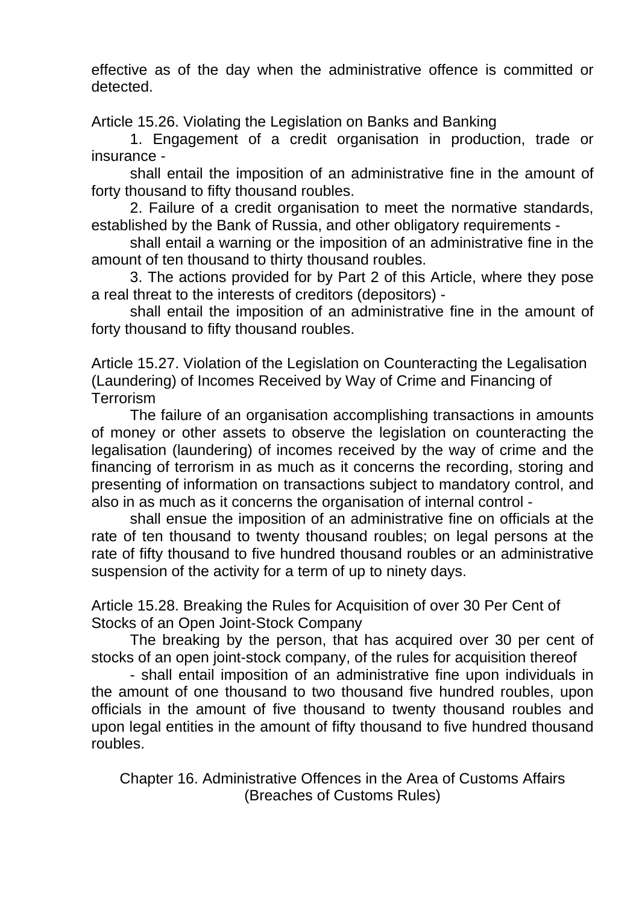effective as of the day when the administrative offence is committed or detected.

### Article 15.26. Violating the Legislation on Banks and Banking

1. Engagement of a credit organisation in production, trade or insurance -

shall entail the imposition of an administrative fine in the amount of forty thousand to fifty thousand roubles.

2. Failure of a credit organisation to meet the normative standards, established by the Bank of Russia, and other obligatory requirements -

shall entail a warning or the imposition of an administrative fine in the amount of ten thousand to thirty thousand roubles.

3. The actions provided for by Part 2 of this Article, where they pose a real threat to the interests of creditors (depositors) -

shall entail the imposition of an administrative fine in the amount of forty thousand to fifty thousand roubles.

### Article 15.27. Violation of the Legislation on Counteracting the Legalisation (Laundering) of Incomes Received by Way of Crime and Financing of Terrorism

The failure of an organisation accomplishing transactions in amounts of money or other assets to observe the legislation on counteracting the legalisation (laundering) of incomes received by the way of crime and the financing of terrorism in as much as it concerns the recording, storing and presenting of information on transactions subject to mandatory control, and also in as much as it concerns the organisation of internal control -

shall ensue the imposition of an administrative fine on officials at the rate of ten thousand to twenty thousand roubles; on legal persons at the rate of fifty thousand to five hundred thousand roubles or an administrative suspension of the activity for a term of up to ninety days.

### Article 15.28. Breaking the Rules for Acquisition of over 30 Per Cent of Stocks of an Open Joint-Stock Company

The breaking by the person, that has acquired over 30 per cent of stocks of an open joint-stock company, of the rules for acquisition thereof

- shall entail imposition of an administrative fine upon individuals in the amount of one thousand to two thousand five hundred roubles, upon officials in the amount of five thousand to twenty thousand roubles and upon legal entities in the amount of fifty thousand to five hundred thousand roubles.

## Chapter 16. Administrative Offences in the Area of Customs Affairs (Breaches of Customs Rules)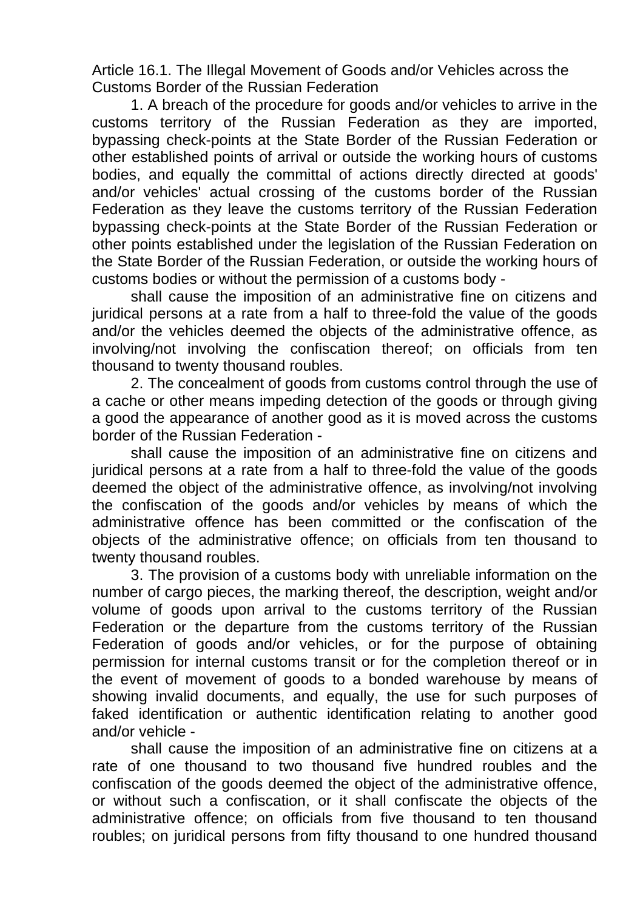Article 16.1. The Illegal Movement of Goods and/or Vehicles across the Customs Border of the Russian Federation

1. A breach of the procedure for goods and/or vehicles to arrive in the customs territory of the Russian Federation as they are imported, bypassing check-points at the State Border of the Russian Federation or other established points of arrival or outside the working hours of customs bodies, and equally the committal of actions directly directed at goods' and/or vehicles' actual crossing of the customs border of the Russian Federation as they leave the customs territory of the Russian Federation bypassing check-points at the State Border of the Russian Federation or other points established under the legislation of the Russian Federation on the State Border of the Russian Federation, or outside the working hours of customs bodies or without the permission of a customs body -

shall cause the imposition of an administrative fine on citizens and juridical persons at a rate from a half to three-fold the value of the goods and/or the vehicles deemed the objects of the administrative offence, as involving/not involving the confiscation thereof; on officials from ten thousand to twenty thousand roubles.

2. The concealment of goods from customs control through the use of a cache or other means impeding detection of the goods or through giving a good the appearance of another good as it is moved across the customs border of the Russian Federation -

shall cause the imposition of an administrative fine on citizens and juridical persons at a rate from a half to three-fold the value of the goods deemed the object of the administrative offence, as involving/not involving the confiscation of the goods and/or vehicles by means of which the administrative offence has been committed or the confiscation of the objects of the administrative offence; on officials from ten thousand to twenty thousand roubles.

3. The provision of a customs body with unreliable information on the number of cargo pieces, the marking thereof, the description, weight and/or volume of goods upon arrival to the customs territory of the Russian Federation or the departure from the customs territory of the Russian Federation of goods and/or vehicles, or for the purpose of obtaining permission for internal customs transit or for the completion thereof or in the event of movement of goods to a bonded warehouse by means of showing invalid documents, and equally, the use for such purposes of faked identification or authentic identification relating to another good and/or vehicle -

shall cause the imposition of an administrative fine on citizens at a rate of one thousand to two thousand five hundred roubles and the confiscation of the goods deemed the object of the administrative offence, or without such a confiscation, or it shall confiscate the objects of the administrative offence; on officials from five thousand to ten thousand roubles; on juridical persons from fifty thousand to one hundred thousand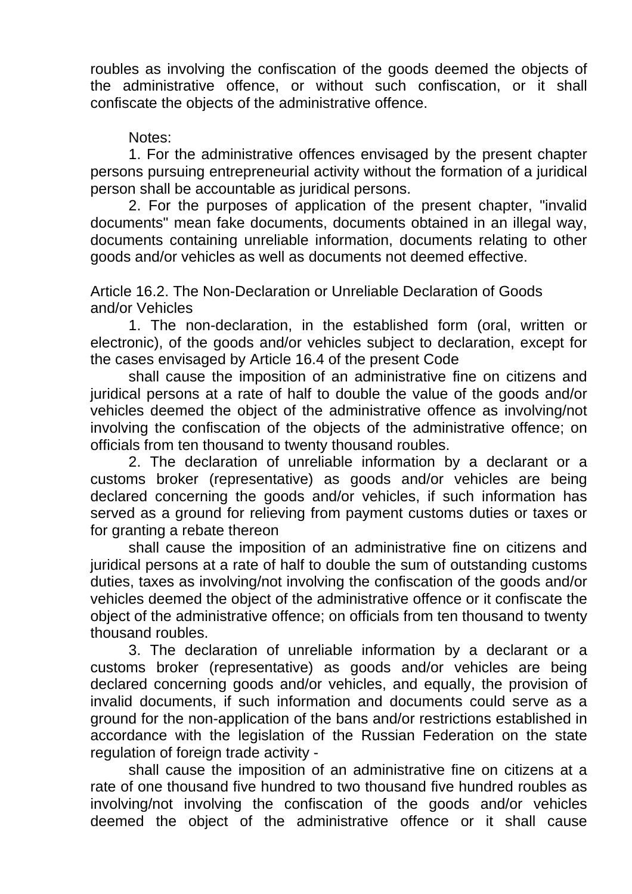roubles as involving the confiscation of the goods deemed the objects of the administrative offence, or without such confiscation, or it shall confiscate the objects of the administrative offence.

Notes:

1. For the administrative offences envisaged by the present chapter persons pursuing entrepreneurial activity without the formation of a juridical person shall be accountable as juridical persons.

2. For the purposes of application of the present chapter, "invalid documents" mean fake documents, documents obtained in an illegal way, documents containing unreliable information, documents relating to other goods and/or vehicles as well as documents not deemed effective.

### Article 16.2. The Non-Declaration or Unreliable Declaration of Goods and/or Vehicles

1. The non-declaration, in the established form (oral, written or electronic), of the goods and/or vehicles subject to declaration, except for the cases envisaged by Article 16.4 of the present Code

shall cause the imposition of an administrative fine on citizens and juridical persons at a rate of half to double the value of the goods and/or vehicles deemed the object of the administrative offence as involving/not involving the confiscation of the objects of the administrative offence; on officials from ten thousand to twenty thousand roubles.

2. The declaration of unreliable information by a declarant or a customs broker (representative) as goods and/or vehicles are being declared concerning the goods and/or vehicles, if such information has served as a ground for relieving from payment customs duties or taxes or for granting a rebate thereon

shall cause the imposition of an administrative fine on citizens and juridical persons at a rate of half to double the sum of outstanding customs duties, taxes as involving/not involving the confiscation of the goods and/or vehicles deemed the object of the administrative offence or it confiscate the object of the administrative offence; on officials from ten thousand to twenty thousand roubles.

3. The declaration of unreliable information by a declarant or a customs broker (representative) as goods and/or vehicles are being declared concerning goods and/or vehicles, and equally, the provision of invalid documents, if such information and documents could serve as a ground for the non-application of the bans and/or restrictions established in accordance with the legislation of the Russian Federation on the state regulation of foreign trade activity -

shall cause the imposition of an administrative fine on citizens at a rate of one thousand five hundred to two thousand five hundred roubles as involving/not involving the confiscation of the goods and/or vehicles deemed the object of the administrative offence or it shall cause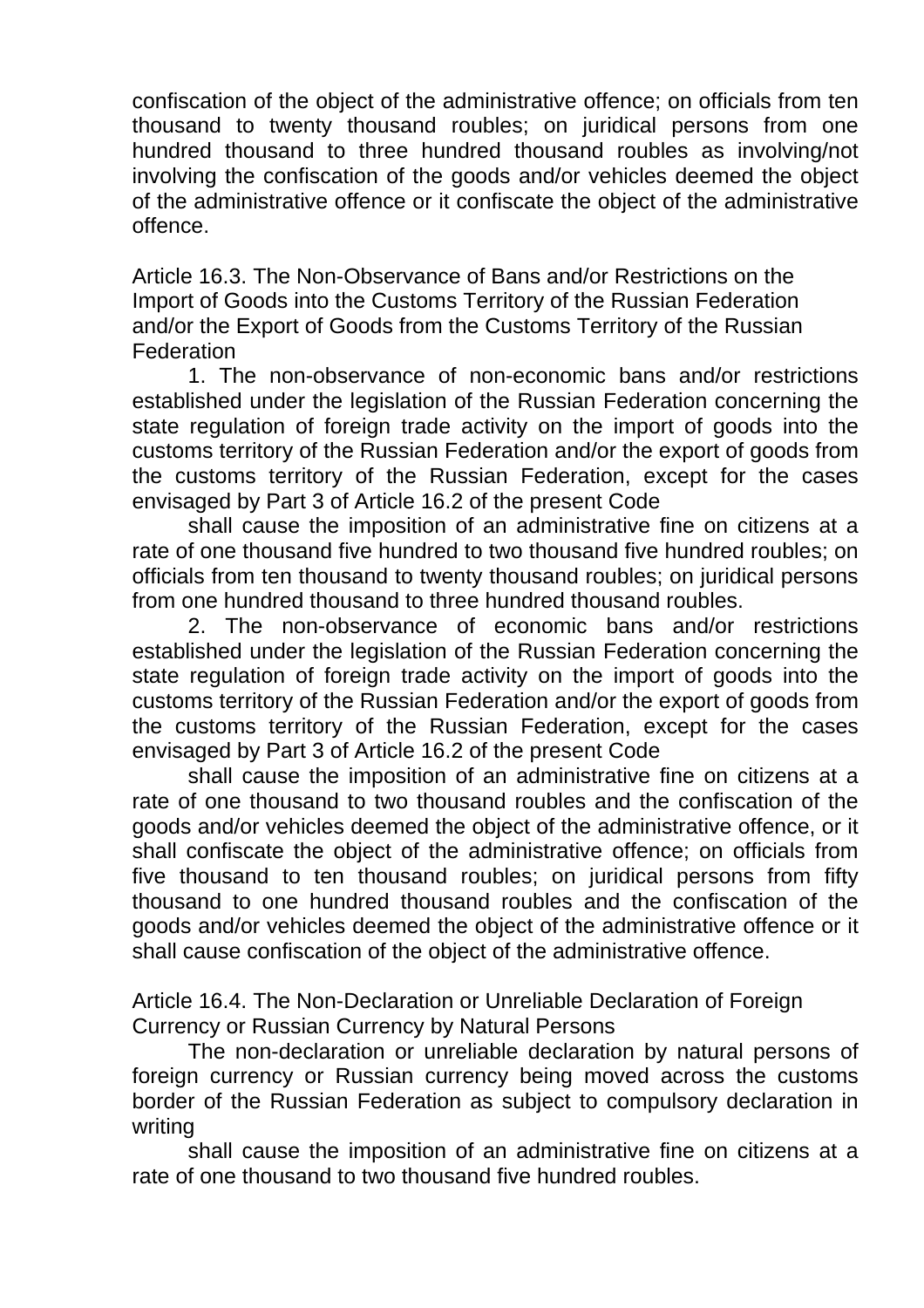confiscation of the object of the administrative offence; on officials from ten thousand to twenty thousand roubles; on juridical persons from one hundred thousand to three hundred thousand roubles as involving/not involving the confiscation of the goods and/or vehicles deemed the object of the administrative offence or it confiscate the object of the administrative offence.

## Article 16.3. The Non-Observance of Bans and/or Restrictions on the Import of Goods into the Customs Territory of the Russian Federation and/or the Export of Goods from the Customs Territory of the Russian Federation

1. The non-observance of non-economic bans and/or restrictions established under the legislation of the Russian Federation concerning the state regulation of foreign trade activity on the import of goods into the customs territory of the Russian Federation and/or the export of goods from the customs territory of the Russian Federation, except for the cases envisaged by Part 3 of Article 16.2 of the present Code

shall cause the imposition of an administrative fine on citizens at a rate of one thousand five hundred to two thousand five hundred roubles; on officials from ten thousand to twenty thousand roubles; on juridical persons from one hundred thousand to three hundred thousand roubles.

2. The non-observance of economic bans and/or restrictions established under the legislation of the Russian Federation concerning the state regulation of foreign trade activity on the import of goods into the customs territory of the Russian Federation and/or the export of goods from the customs territory of the Russian Federation, except for the cases envisaged by Part 3 of Article 16.2 of the present Code

shall cause the imposition of an administrative fine on citizens at a rate of one thousand to two thousand roubles and the confiscation of the goods and/or vehicles deemed the object of the administrative offence, or it shall confiscate the object of the administrative offence; on officials from five thousand to ten thousand roubles; on juridical persons from fifty thousand to one hundred thousand roubles and the confiscation of the goods and/or vehicles deemed the object of the administrative offence or it shall cause confiscation of the object of the administrative offence.

## Article 16.4. The Non-Declaration or Unreliable Declaration of Foreign Currency or Russian Currency by Natural Persons

The non-declaration or unreliable declaration by natural persons of foreign currency or Russian currency being moved across the customs border of the Russian Federation as subject to compulsory declaration in writing

shall cause the imposition of an administrative fine on citizens at a rate of one thousand to two thousand five hundred roubles.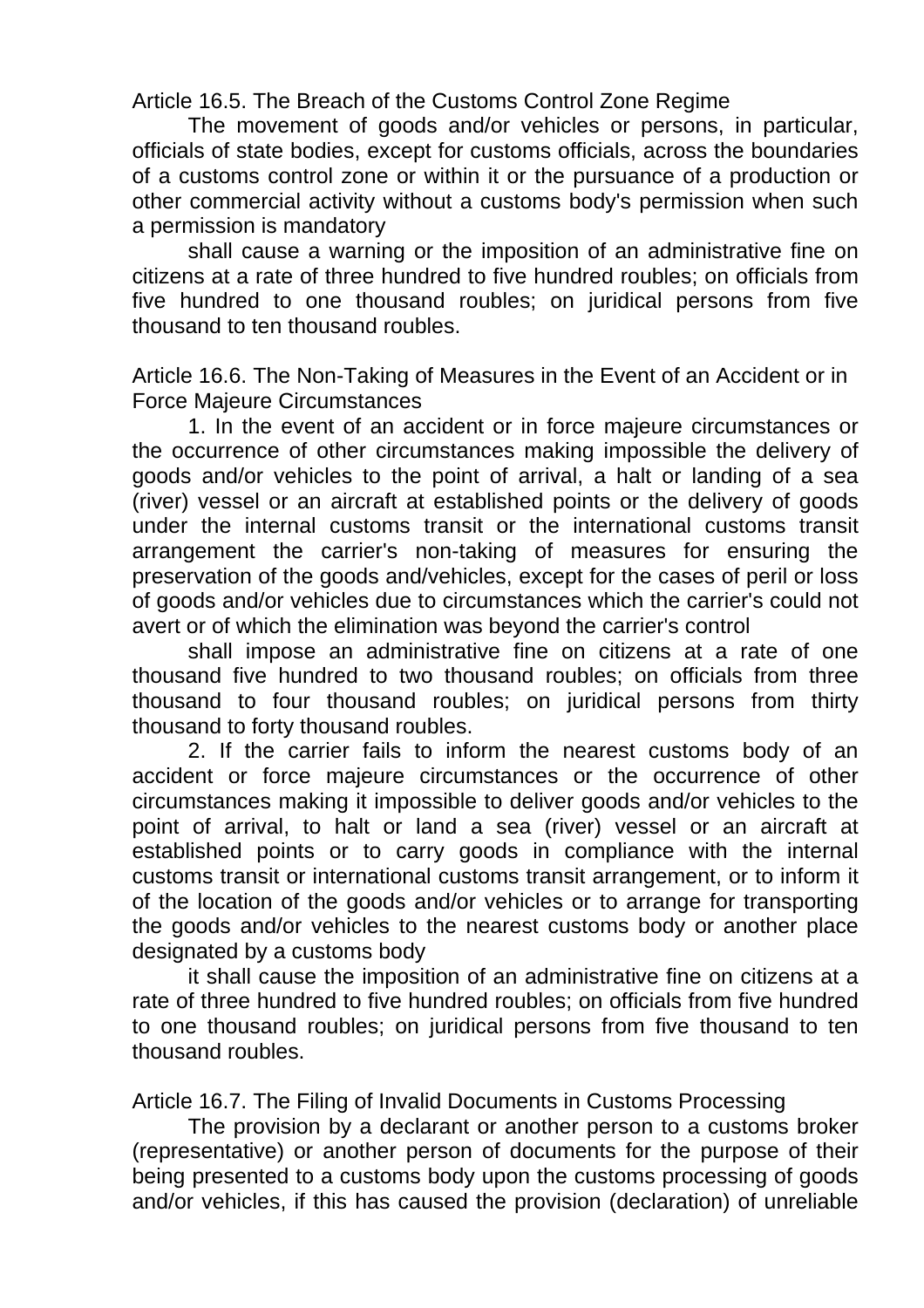Article 16.5. The Breach of the Customs Control Zone Regime

The movement of goods and/or vehicles or persons, in particular, officials of state bodies, except for customs officials, across the boundaries of a customs control zone or within it or the pursuance of a production or other commercial activity without a customs body's permission when such a permission is mandatory

shall cause a warning or the imposition of an administrative fine on citizens at a rate of three hundred to five hundred roubles; on officials from five hundred to one thousand roubles; on juridical persons from five thousand to ten thousand roubles.

Article 16.6. The Non-Taking of Measures in the Event of an Accident or in Force Majeure Circumstances

1. In the event of an accident or in force majeure circumstances or the occurrence of other circumstances making impossible the delivery of goods and/or vehicles to the point of arrival, a halt or landing of a sea (river) vessel or an aircraft at established points or the delivery of goods under the internal customs transit or the international customs transit arrangement the carrier's non-taking of measures for ensuring the preservation of the goods and/vehicles, except for the cases of peril or loss of goods and/or vehicles due to circumstances which the carrier's could not avert or of which the elimination was beyond the carrier's control

shall impose an administrative fine on citizens at a rate of one thousand five hundred to two thousand roubles; on officials from three thousand to four thousand roubles; on juridical persons from thirty thousand to forty thousand roubles.

2. If the carrier fails to inform the nearest customs body of an accident or force majeure circumstances or the occurrence of other circumstances making it impossible to deliver goods and/or vehicles to the point of arrival, to halt or land a sea (river) vessel or an aircraft at established points or to carry goods in compliance with the internal customs transit or international customs transit arrangement, or to inform it of the location of the goods and/or vehicles or to arrange for transporting the goods and/or vehicles to the nearest customs body or another place designated by a customs body

it shall cause the imposition of an administrative fine on citizens at a rate of three hundred to five hundred roubles; on officials from five hundred to one thousand roubles; on juridical persons from five thousand to ten thousand roubles.

Article 16.7. The Filing of Invalid Documents in Customs Processing

The provision by a declarant or another person to a customs broker (representative) or another person of documents for the purpose of their being presented to a customs body upon the customs processing of goods and/or vehicles, if this has caused the provision (declaration) of unreliable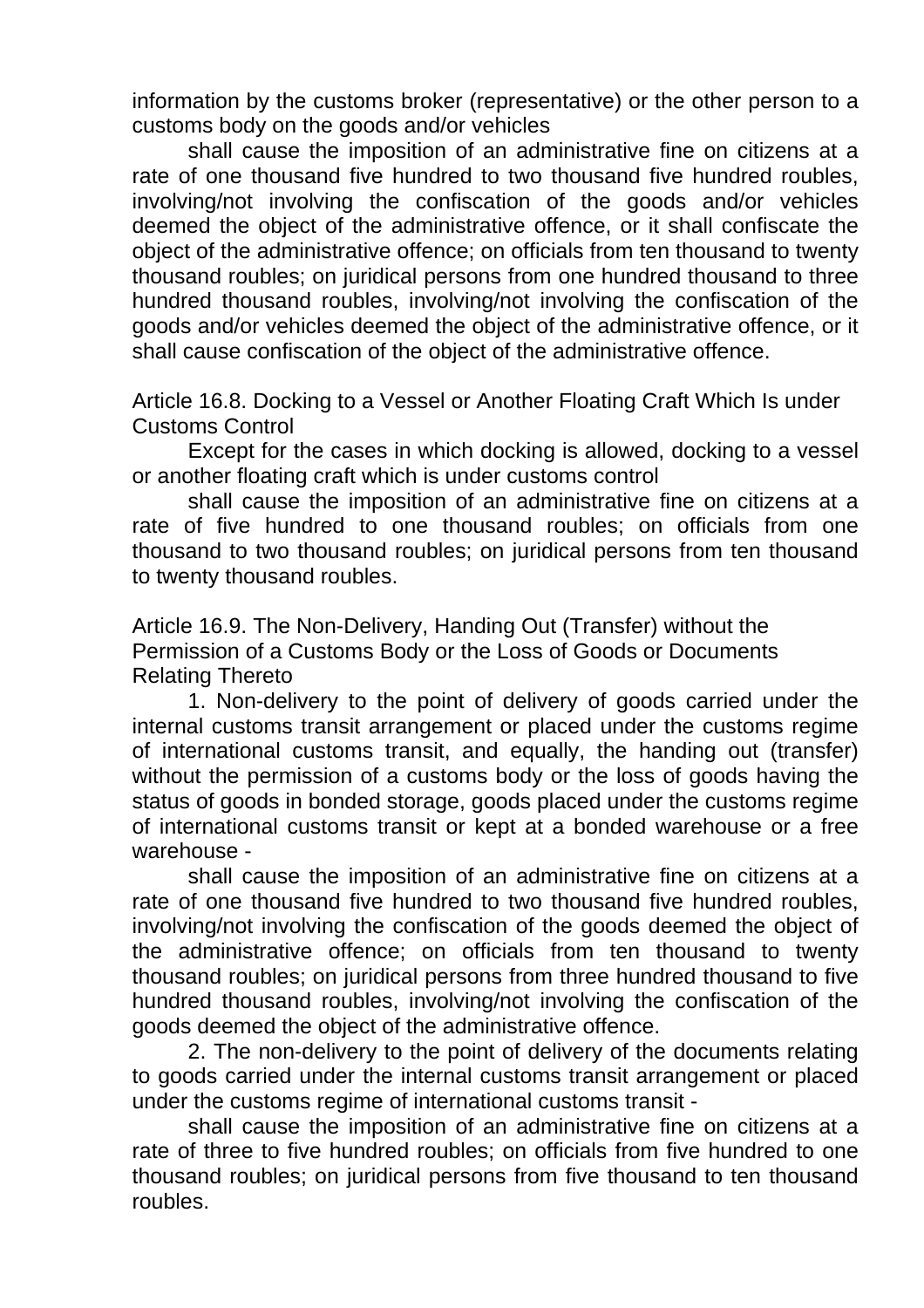information by the customs broker (representative) or the other person to a customs body on the goods and/or vehicles

shall cause the imposition of an administrative fine on citizens at a rate of one thousand five hundred to two thousand five hundred roubles, involving/not involving the confiscation of the goods and/or vehicles deemed the object of the administrative offence, or it shall confiscate the object of the administrative offence; on officials from ten thousand to twenty thousand roubles; on juridical persons from one hundred thousand to three hundred thousand roubles, involving/not involving the confiscation of the goods and/or vehicles deemed the object of the administrative offence, or it shall cause confiscation of the object of the administrative offence.

Article 16.8. Docking to a Vessel or Another Floating Craft Which Is under Customs Control

Except for the cases in which docking is allowed, docking to a vessel or another floating craft which is under customs control

shall cause the imposition of an administrative fine on citizens at a rate of five hundred to one thousand roubles; on officials from one thousand to two thousand roubles; on juridical persons from ten thousand to twenty thousand roubles.

Article 16.9. The Non-Delivery, Handing Out (Transfer) without the Permission of a Customs Body or the Loss of Goods or Documents Relating Thereto

1. Non-delivery to the point of delivery of goods carried under the internal customs transit arrangement or placed under the customs regime of international customs transit, and equally, the handing out (transfer) without the permission of a customs body or the loss of goods having the status of goods in bonded storage, goods placed under the customs regime of international customs transit or kept at a bonded warehouse or a free warehouse -

shall cause the imposition of an administrative fine on citizens at a rate of one thousand five hundred to two thousand five hundred roubles, involving/not involving the confiscation of the goods deemed the object of the administrative offence; on officials from ten thousand to twenty thousand roubles; on juridical persons from three hundred thousand to five hundred thousand roubles, involving/not involving the confiscation of the goods deemed the object of the administrative offence.

2. The non-delivery to the point of delivery of the documents relating to goods carried under the internal customs transit arrangement or placed under the customs regime of international customs transit -

shall cause the imposition of an administrative fine on citizens at a rate of three to five hundred roubles; on officials from five hundred to one thousand roubles; on juridical persons from five thousand to ten thousand roubles.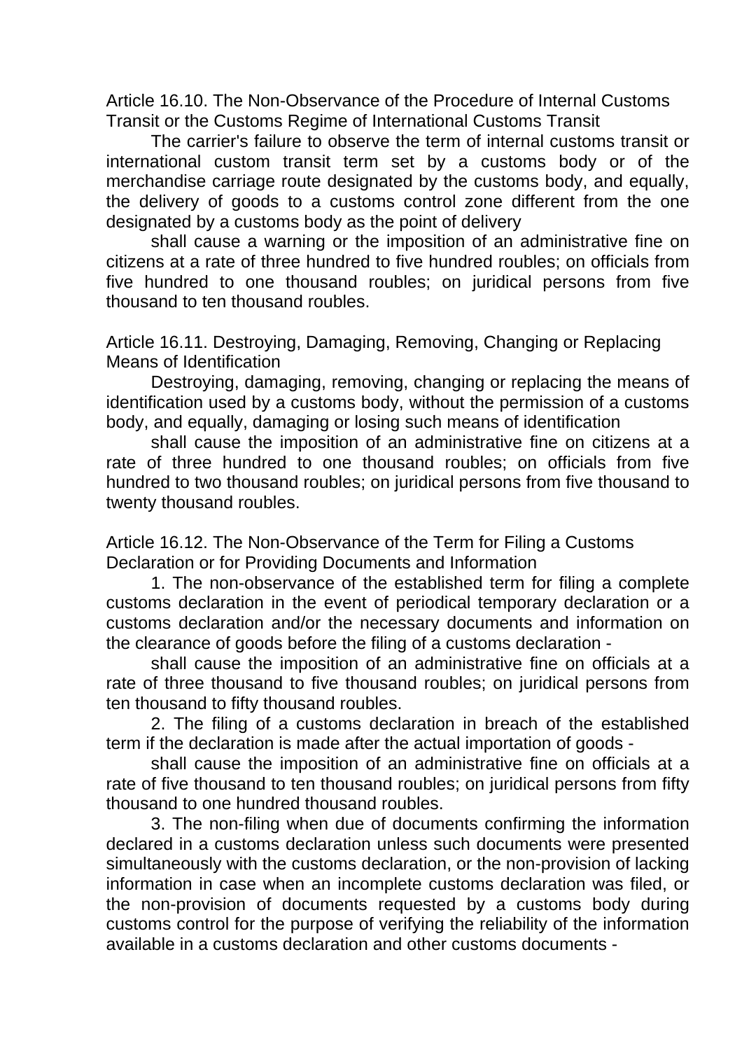### Article 16.10. The Non-Observance of the Procedure of Internal Customs Transit or the Customs Regime of International Customs Transit

The carrier's failure to observe the term of internal customs transit or international custom transit term set by a customs body or of the merchandise carriage route designated by the customs body, and equally, the delivery of goods to a customs control zone different from the one designated by a customs body as the point of delivery

shall cause a warning or the imposition of an administrative fine on citizens at a rate of three hundred to five hundred roubles; on officials from five hundred to one thousand roubles; on juridical persons from five thousand to ten thousand roubles.

### Article 16.11. Destroying, Damaging, Removing, Changing or Replacing Means of Identification

Destroying, damaging, removing, changing or replacing the means of identification used by a customs body, without the permission of a customs body, and equally, damaging or losing such means of identification

shall cause the imposition of an administrative fine on citizens at a rate of three hundred to one thousand roubles; on officials from five hundred to two thousand roubles; on juridical persons from five thousand to twenty thousand roubles.

### Article 16.12. The Non-Observance of the Term for Filing a Customs Declaration or for Providing Documents and Information

1. The non-observance of the established term for filing a complete customs declaration in the event of periodical temporary declaration or a customs declaration and/or the necessary documents and information on the clearance of goods before the filing of a customs declaration -

shall cause the imposition of an administrative fine on officials at a rate of three thousand to five thousand roubles; on juridical persons from ten thousand to fifty thousand roubles.

2. The filing of a customs declaration in breach of the established term if the declaration is made after the actual importation of goods -

shall cause the imposition of an administrative fine on officials at a rate of five thousand to ten thousand roubles; on juridical persons from fifty thousand to one hundred thousand roubles.

3. The non-filing when due of documents confirming the information declared in a customs declaration unless such documents were presented simultaneously with the customs declaration, or the non-provision of lacking information in case when an incomplete customs declaration was filed, or the non-provision of documents requested by a customs body during customs control for the purpose of verifying the reliability of the information available in a customs declaration and other customs documents -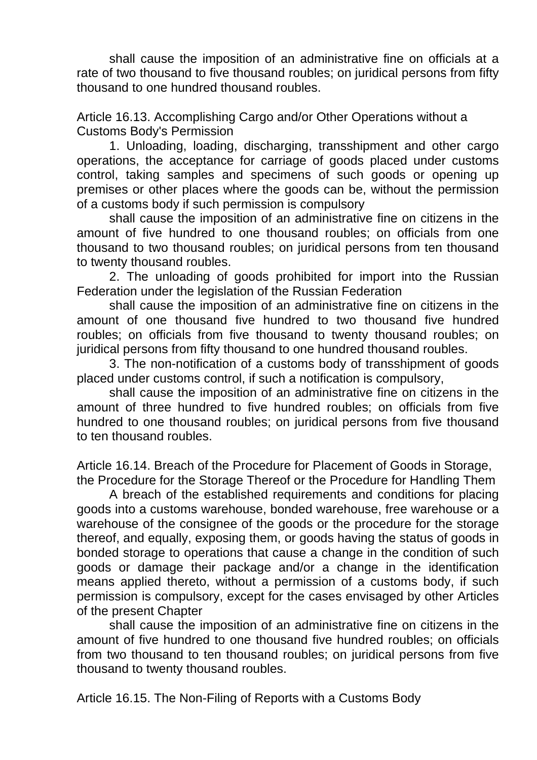shall cause the imposition of an administrative fine on officials at a rate of two thousand to five thousand roubles; on juridical persons from fifty thousand to one hundred thousand roubles.

### Article 16.13. Accomplishing Cargo and/or Other Operations without a Customs Body's Permission

1. Unloading, loading, discharging, transshipment and other cargo operations, the acceptance for carriage of goods placed under customs control, taking samples and specimens of such goods or opening up premises or other places where the goods can be, without the permission of a customs body if such permission is compulsory

shall cause the imposition of an administrative fine on citizens in the amount of five hundred to one thousand roubles; on officials from one thousand to two thousand roubles; on juridical persons from ten thousand to twenty thousand roubles.

2. The unloading of goods prohibited for import into the Russian Federation under the legislation of the Russian Federation

shall cause the imposition of an administrative fine on citizens in the amount of one thousand five hundred to two thousand five hundred roubles; on officials from five thousand to twenty thousand roubles; on juridical persons from fifty thousand to one hundred thousand roubles.

3. The non-notification of a customs body of transshipment of goods placed under customs control, if such a notification is compulsory,

shall cause the imposition of an administrative fine on citizens in the amount of three hundred to five hundred roubles; on officials from five hundred to one thousand roubles; on juridical persons from five thousand to ten thousand roubles.

### Article 16.14. Breach of the Procedure for Placement of Goods in Storage, the Procedure for the Storage Thereof or the Procedure for Handling Them

A breach of the established requirements and conditions for placing goods into a customs warehouse, bonded warehouse, free warehouse or a warehouse of the consignee of the goods or the procedure for the storage thereof, and equally, exposing them, or goods having the status of goods in bonded storage to operations that cause a change in the condition of such goods or damage their package and/or a change in the identification means applied thereto, without a permission of a customs body, if such permission is compulsory, except for the cases envisaged by other Articles of the present Chapter

shall cause the imposition of an administrative fine on citizens in the amount of five hundred to one thousand five hundred roubles; on officials from two thousand to ten thousand roubles; on juridical persons from five thousand to twenty thousand roubles.

### Article 16.15. The Non-Filing of Reports with a Customs Body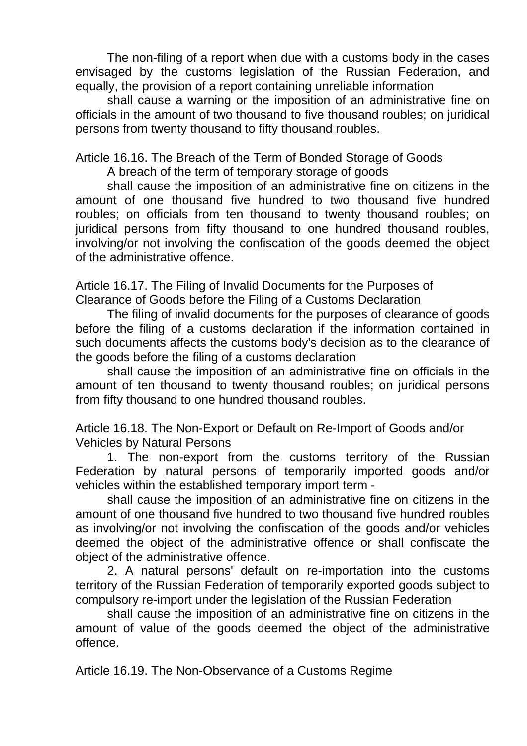The non-filing of a report when due with a customs body in the cases envisaged by the customs legislation of the Russian Federation, and equally, the provision of a report containing unreliable information

shall cause a warning or the imposition of an administrative fine on officials in the amount of two thousand to five thousand roubles; on juridical persons from twenty thousand to fifty thousand roubles.

Article 16.16. The Breach of the Term of Bonded Storage of Goods

A breach of the term of temporary storage of goods

shall cause the imposition of an administrative fine on citizens in the amount of one thousand five hundred to two thousand five hundred roubles; on officials from ten thousand to twenty thousand roubles; on juridical persons from fifty thousand to one hundred thousand roubles, involving/or not involving the confiscation of the goods deemed the object of the administrative offence.

Article 16.17. The Filing of Invalid Documents for the Purposes of Clearance of Goods before the Filing of a Customs Declaration

The filing of invalid documents for the purposes of clearance of goods before the filing of a customs declaration if the information contained in such documents affects the customs body's decision as to the clearance of the goods before the filing of a customs declaration

shall cause the imposition of an administrative fine on officials in the amount of ten thousand to twenty thousand roubles; on juridical persons from fifty thousand to one hundred thousand roubles.

Article 16.18. The Non-Export or Default on Re-Import of Goods and/or Vehicles by Natural Persons

1. The non-export from the customs territory of the Russian Federation by natural persons of temporarily imported goods and/or vehicles within the established temporary import term -

shall cause the imposition of an administrative fine on citizens in the amount of one thousand five hundred to two thousand five hundred roubles as involving/or not involving the confiscation of the goods and/or vehicles deemed the object of the administrative offence or shall confiscate the object of the administrative offence.

2. A natural persons' default on re-importation into the customs territory of the Russian Federation of temporarily exported goods subject to compulsory re-import under the legislation of the Russian Federation

shall cause the imposition of an administrative fine on citizens in the amount of value of the goods deemed the object of the administrative offence.

Article 16.19. The Non-Observance of a Customs Regime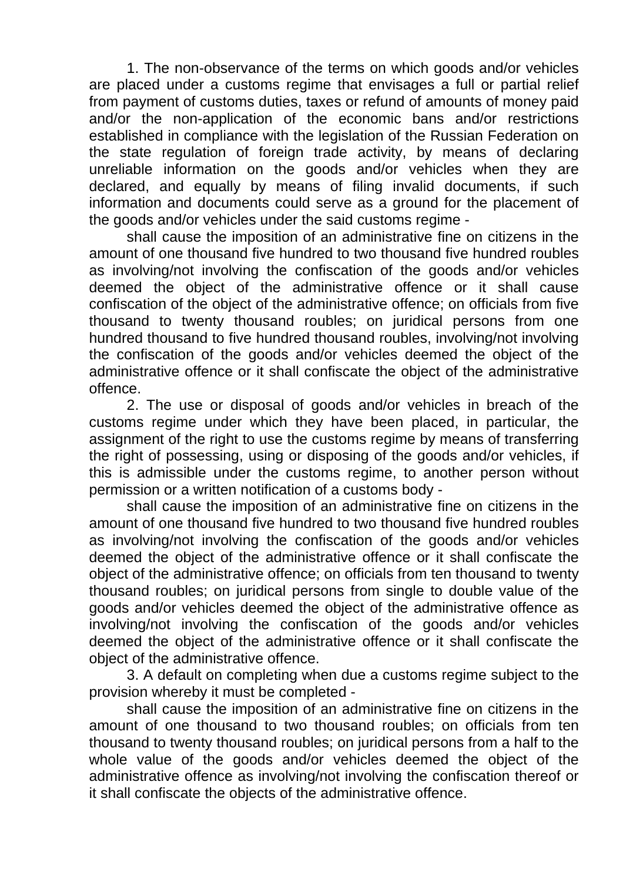1. The non-observance of the terms on which goods and/or vehicles are placed under a customs regime that envisages a full or partial relief from payment of customs duties, taxes or refund of amounts of money paid and/or the non-application of the economic bans and/or restrictions established in compliance with the legislation of the Russian Federation on the state regulation of foreign trade activity, by means of declaring unreliable information on the goods and/or vehicles when they are declared, and equally by means of filing invalid documents, if such information and documents could serve as a ground for the placement of the goods and/or vehicles under the said customs regime -

shall cause the imposition of an administrative fine on citizens in the amount of one thousand five hundred to two thousand five hundred roubles as involving/not involving the confiscation of the goods and/or vehicles deemed the object of the administrative offence or it shall cause confiscation of the object of the administrative offence; on officials from five thousand to twenty thousand roubles; on juridical persons from one hundred thousand to five hundred thousand roubles, involving/not involving the confiscation of the goods and/or vehicles deemed the object of the administrative offence or it shall confiscate the object of the administrative offence.

2. The use or disposal of goods and/or vehicles in breach of the customs regime under which they have been placed, in particular, the assignment of the right to use the customs regime by means of transferring the right of possessing, using or disposing of the goods and/or vehicles, if this is admissible under the customs regime, to another person without permission or a written notification of a customs body -

shall cause the imposition of an administrative fine on citizens in the amount of one thousand five hundred to two thousand five hundred roubles as involving/not involving the confiscation of the goods and/or vehicles deemed the object of the administrative offence or it shall confiscate the object of the administrative offence; on officials from ten thousand to twenty thousand roubles; on juridical persons from single to double value of the goods and/or vehicles deemed the object of the administrative offence as involving/not involving the confiscation of the goods and/or vehicles deemed the object of the administrative offence or it shall confiscate the object of the administrative offence.

3. A default on completing when due a customs regime subject to the provision whereby it must be completed -

shall cause the imposition of an administrative fine on citizens in the amount of one thousand to two thousand roubles; on officials from ten thousand to twenty thousand roubles; on juridical persons from a half to the whole value of the goods and/or vehicles deemed the object of the administrative offence as involving/not involving the confiscation thereof or it shall confiscate the objects of the administrative offence.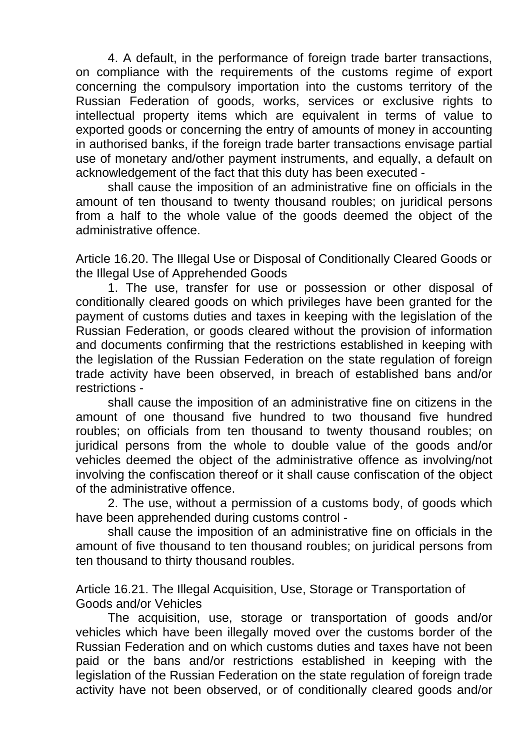4. A default, in the performance of foreign trade barter transactions, on compliance with the requirements of the customs regime of export concerning the compulsory importation into the customs territory of the Russian Federation of goods, works, services or exclusive rights to intellectual property items which are equivalent in terms of value to exported goods or concerning the entry of amounts of money in accounting in authorised banks, if the foreign trade barter transactions envisage partial use of monetary and/other payment instruments, and equally, a default on acknowledgement of the fact that this duty has been executed -

shall cause the imposition of an administrative fine on officials in the amount of ten thousand to twenty thousand roubles; on juridical persons from a half to the whole value of the goods deemed the object of the administrative offence.

Article 16.20. The Illegal Use or Disposal of Conditionally Cleared Goods or the Illegal Use of Apprehended Goods

1. The use, transfer for use or possession or other disposal of conditionally cleared goods on which privileges have been granted for the payment of customs duties and taxes in keeping with the legislation of the Russian Federation, or goods cleared without the provision of information and documents confirming that the restrictions established in keeping with the legislation of the Russian Federation on the state regulation of foreign trade activity have been observed, in breach of established bans and/or restrictions -

shall cause the imposition of an administrative fine on citizens in the amount of one thousand five hundred to two thousand five hundred roubles; on officials from ten thousand to twenty thousand roubles; on juridical persons from the whole to double value of the goods and/or vehicles deemed the object of the administrative offence as involving/not involving the confiscation thereof or it shall cause confiscation of the object of the administrative offence.

2. The use, without a permission of a customs body, of goods which have been apprehended during customs control -

shall cause the imposition of an administrative fine on officials in the amount of five thousand to ten thousand roubles; on juridical persons from ten thousand to thirty thousand roubles.

Article 16.21. The Illegal Acquisition, Use, Storage or Transportation of Goods and/or Vehicles

The acquisition, use, storage or transportation of goods and/or vehicles which have been illegally moved over the customs border of the Russian Federation and on which customs duties and taxes have not been paid or the bans and/or restrictions established in keeping with the legislation of the Russian Federation on the state regulation of foreign trade activity have not been observed, or of conditionally cleared goods and/or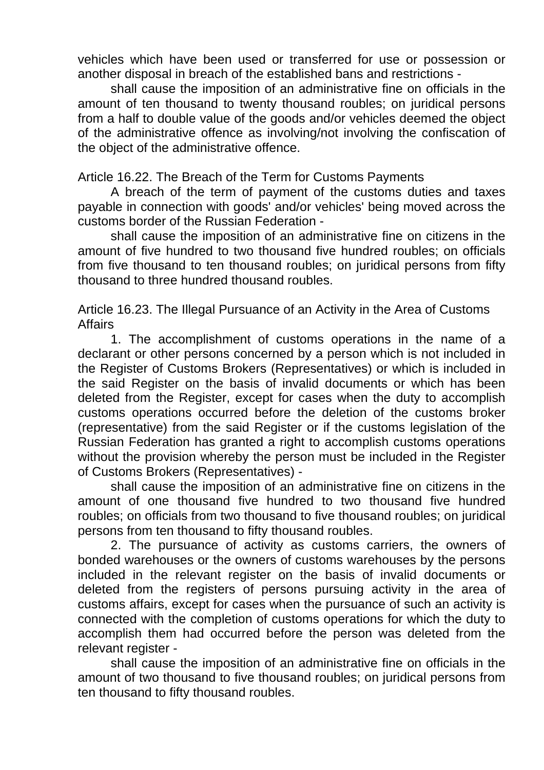vehicles which have been used or transferred for use or possession or another disposal in breach of the established bans and restrictions -

shall cause the imposition of an administrative fine on officials in the amount of ten thousand to twenty thousand roubles; on juridical persons from a half to double value of the goods and/or vehicles deemed the object of the administrative offence as involving/not involving the confiscation of the object of the administrative offence.

Article 16.22. The Breach of the Term for Customs Payments

A breach of the term of payment of the customs duties and taxes payable in connection with goods' and/or vehicles' being moved across the customs border of the Russian Federation -

shall cause the imposition of an administrative fine on citizens in the amount of five hundred to two thousand five hundred roubles; on officials from five thousand to ten thousand roubles; on juridical persons from fifty thousand to three hundred thousand roubles.

Article 16.23. The Illegal Pursuance of an Activity in the Area of Customs Affairs

1. The accomplishment of customs operations in the name of a declarant or other persons concerned by a person which is not included in the Register of Customs Brokers (Representatives) or which is included in the said Register on the basis of invalid documents or which has been deleted from the Register, except for cases when the duty to accomplish customs operations occurred before the deletion of the customs broker (representative) from the said Register or if the customs legislation of the Russian Federation has granted a right to accomplish customs operations without the provision whereby the person must be included in the Register of Customs Brokers (Representatives) -

shall cause the imposition of an administrative fine on citizens in the amount of one thousand five hundred to two thousand five hundred roubles; on officials from two thousand to five thousand roubles; on juridical persons from ten thousand to fifty thousand roubles.

2. The pursuance of activity as customs carriers, the owners of bonded warehouses or the owners of customs warehouses by the persons included in the relevant register on the basis of invalid documents or deleted from the registers of persons pursuing activity in the area of customs affairs, except for cases when the pursuance of such an activity is connected with the completion of customs operations for which the duty to accomplish them had occurred before the person was deleted from the relevant register -

shall cause the imposition of an administrative fine on officials in the amount of two thousand to five thousand roubles; on juridical persons from ten thousand to fifty thousand roubles.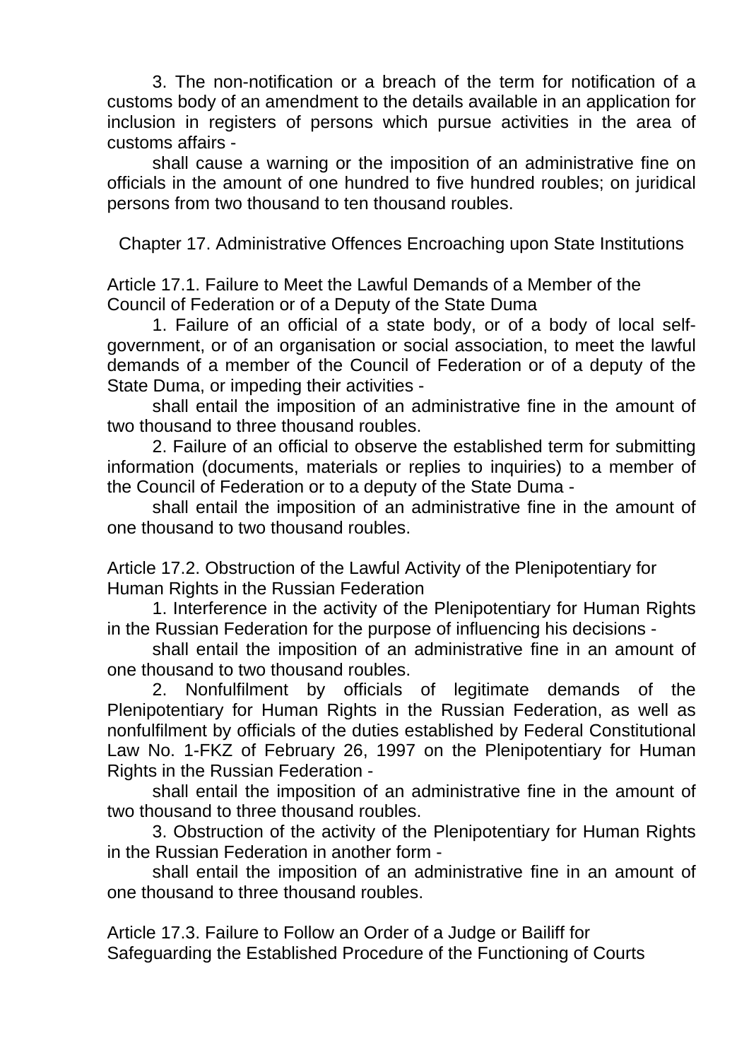3. The non-notification or a breach of the term for notification of a customs body of an amendment to the details available in an application for inclusion in registers of persons which pursue activities in the area of customs affairs -

shall cause a warning or the imposition of an administrative fine on officials in the amount of one hundred to five hundred roubles; on juridical persons from two thousand to ten thousand roubles.

## Chapter 17. Administrative Offences Encroaching upon State Institutions

### Article 17.1. Failure to Meet the Lawful Demands of a Member of the Council of Federation or of a Deputy of the State Duma

1. Failure of an official of a state body, or of a body of local self-government, or of an organisation or social association, to meet the lawful demands of a member of the Council of Federation or of a deputy of the State Duma, or impeding their activities -

shall entail the imposition of an administrative fine in the amount of two thousand to three thousand roubles.

2. Failure of an official to observe the established term for submitting information (documents, materials or replies to inquiries) to a member of the Council of Federation or to a deputy of the State Duma -

shall entail the imposition of an administrative fine in the amount of one thousand to two thousand roubles.

### Article 17.2. Obstruction of the Lawful Activity of the Plenipotentiary for Human Rights in the Russian Federation

1. Interference in the activity of the Plenipotentiary for Human Rights in the Russian Federation for the purpose of influencing his decisions -

shall entail the imposition of an administrative fine in an amount of one thousand to two thousand roubles.

2. Nonfulfilment by officials of legitimate demands of the Plenipotentiary for Human Rights in the Russian Federation, as well as nonfulfilment by officials of the duties established by Federal Constitutional Law No. 1-FKZ of February 26, 1997 on the Plenipotentiary for Human Rights in the Russian Federation -

shall entail the imposition of an administrative fine in the amount of two thousand to three thousand roubles.

3. Obstruction of the activity of the Plenipotentiary for Human Rights in the Russian Federation in another form -

shall entail the imposition of an administrative fine in an amount of one thousand to three thousand roubles.

### Article 17.3. Failure to Follow an Order of a Judge or Bailiff for Safeguarding the Established Procedure of the Functioning of Courts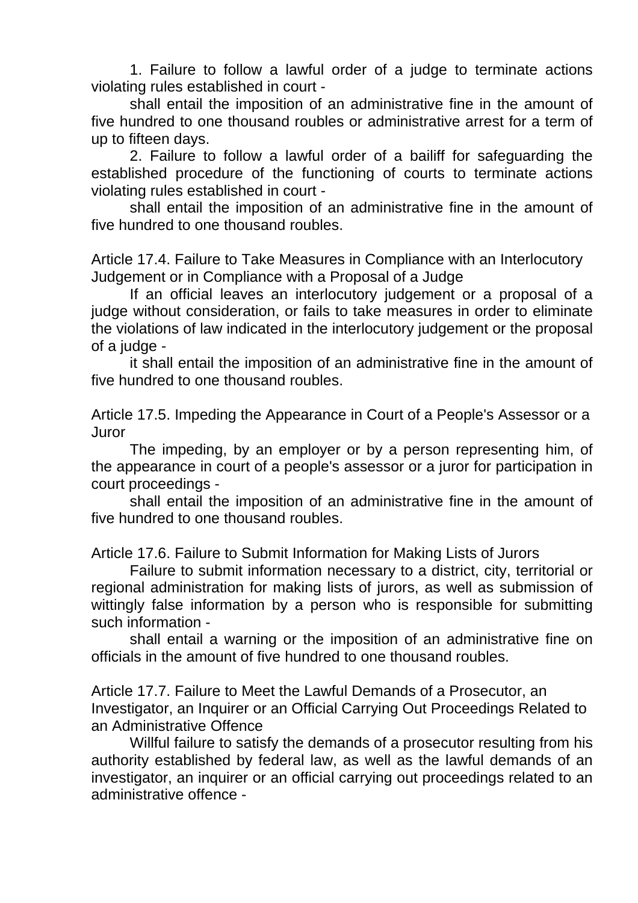1. Failure to follow a lawful order of a judge to terminate actions violating rules established in court -

shall entail the imposition of an administrative fine in the amount of five hundred to one thousand roubles or administrative arrest for a term of up to fifteen days.

2. Failure to follow a lawful order of a bailiff for safeguarding the established procedure of the functioning of courts to terminate actions violating rules established in court -

shall entail the imposition of an administrative fine in the amount of five hundred to one thousand roubles.

### Article 17.4. Failure to Take Measures in Compliance with an Interlocutory Judgement or in Compliance with a Proposal of a Judge

If an official leaves an interlocutory judgement or a proposal of a judge without consideration, or fails to take measures in order to eliminate the violations of law indicated in the interlocutory judgement or the proposal of a judge -

it shall entail the imposition of an administrative fine in the amount of five hundred to one thousand roubles.

### Article 17.5. Impeding the Appearance in Court of a People's Assessor or a Juror

The impeding, by an employer or by a person representing him, of the appearance in court of a people's assessor or a juror for participation in court proceedings -

shall entail the imposition of an administrative fine in the amount of five hundred to one thousand roubles.

### Article 17.6. Failure to Submit Information for Making Lists of Jurors

Failure to submit information necessary to a district, city, territorial or regional administration for making lists of jurors, as well as submission of wittingly false information by a person who is responsible for submitting such information -

shall entail a warning or the imposition of an administrative fine on officials in the amount of five hundred to one thousand roubles.

### Article 17.7. Failure to Meet the Lawful Demands of a Prosecutor, an Investigator, an Inquirer or an Official Carrying Out Proceedings Related to an Administrative Offence

Willful failure to satisfy the demands of a prosecutor resulting from his authority established by federal law, as well as the lawful demands of an investigator, an inquirer or an official carrying out proceedings related to an administrative offence -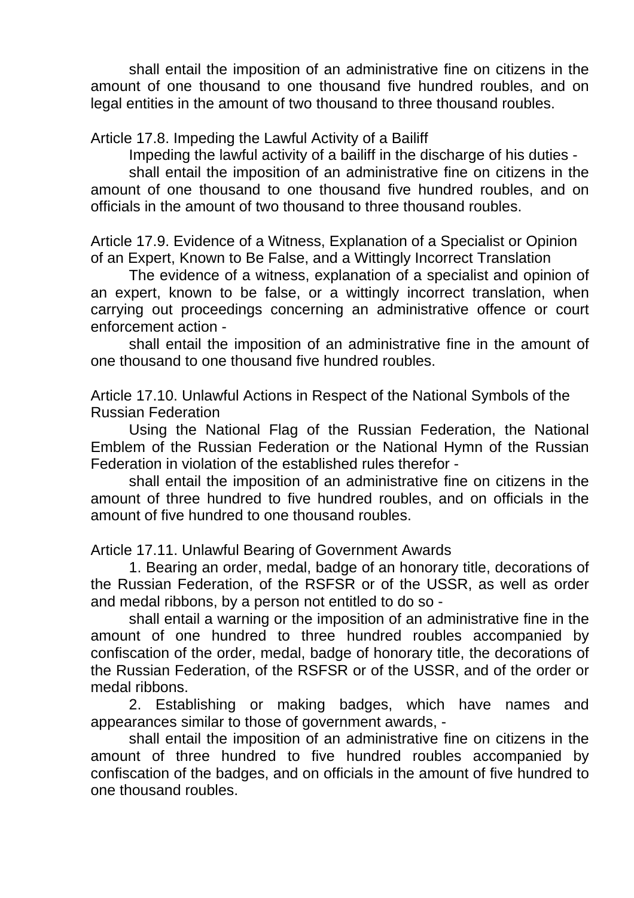shall entail the imposition of an administrative fine on citizens in the amount of one thousand to one thousand five hundred roubles, and on legal entities in the amount of two thousand to three thousand roubles.

Article 17.8. Impeding the Lawful Activity of a Bailiff

Impeding the lawful activity of a bailiff in the discharge of his duties -

shall entail the imposition of an administrative fine on citizens in the amount of one thousand to one thousand five hundred roubles, and on officials in the amount of two thousand to three thousand roubles.

Article 17.9. Evidence of a Witness, Explanation of a Specialist or Opinion of an Expert, Known to Be False, and a Wittingly Incorrect Translation

The evidence of a witness, explanation of a specialist and opinion of an expert, known to be false, or a wittingly incorrect translation, when carrying out proceedings concerning an administrative offence or court enforcement action -

shall entail the imposition of an administrative fine in the amount of one thousand to one thousand five hundred roubles.

Article 17.10. Unlawful Actions in Respect of the National Symbols of the Russian Federation

Using the National Flag of the Russian Federation, the National Emblem of the Russian Federation or the National Hymn of the Russian Federation in violation of the established rules therefor -

shall entail the imposition of an administrative fine on citizens in the amount of three hundred to five hundred roubles, and on officials in the amount of five hundred to one thousand roubles.

Article 17.11. Unlawful Bearing of Government Awards

1. Bearing an order, medal, badge of an honorary title, decorations of the Russian Federation, of the RSFSR or of the USSR, as well as order and medal ribbons, by a person not entitled to do so -

shall entail a warning or the imposition of an administrative fine in the amount of one hundred to three hundred roubles accompanied by confiscation of the order, medal, badge of honorary title, the decorations of the Russian Federation, of the RSFSR or of the USSR, and of the order or medal ribbons.

2. Establishing or making badges, which have names and appearances similar to those of government awards, -

shall entail the imposition of an administrative fine on citizens in the amount of three hundred to five hundred roubles accompanied by confiscation of the badges, and on officials in the amount of five hundred to one thousand roubles.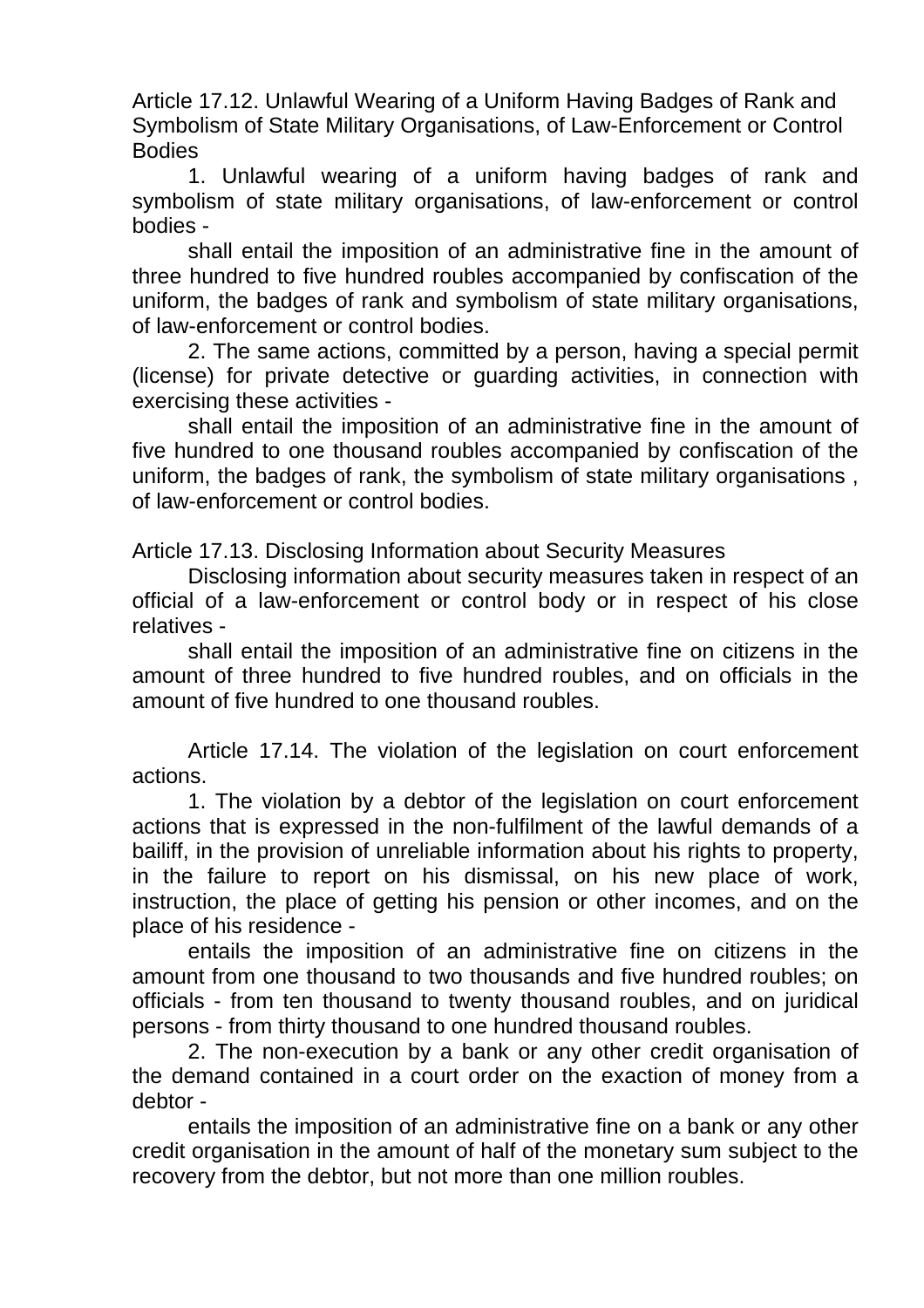### Article 17.12. Unlawful Wearing of a Uniform Having Badges of Rank and Symbolism of State Military Organisations, of Law-Enforcement or Control Bodies

1. Unlawful wearing of a uniform having badges of rank and symbolism of state military organisations, of law-enforcement or control bodies -

shall entail the imposition of an administrative fine in the amount of three hundred to five hundred roubles accompanied by confiscation of the uniform, the badges of rank and symbolism of state military organisations, of law-enforcement or control bodies.

2. The same actions, committed by a person, having a special permit (license) for private detective or guarding activities, in connection with exercising these activities -

shall entail the imposition of an administrative fine in the amount of five hundred to one thousand roubles accompanied by confiscation of the uniform, the badges of rank, the symbolism of state military organisations , of law-enforcement or control bodies.

### Article 17.13. Disclosing Information about Security Measures

Disclosing information about security measures taken in respect of an official of a law-enforcement or control body or in respect of his close relatives -

shall entail the imposition of an administrative fine on citizens in the amount of three hundred to five hundred roubles, and on officials in the amount of five hundred to one thousand roubles.

### Article 17.14. The violation of the legislation on court enforcement actions.

1. The violation by a debtor of the legislation on court enforcement actions that is expressed in the non-fulfilment of the lawful demands of a bailiff, in the provision of unreliable information about his rights to property, in the failure to report on his dismissal, on his new place of work, instruction, the place of getting his pension or other incomes, and on the place of his residence -

entails the imposition of an administrative fine on citizens in the amount from one thousand to two thousands and five hundred roubles; on officials - from ten thousand to twenty thousand roubles, and on juridical persons - from thirty thousand to one hundred thousand roubles.

2. The non-execution by a bank or any other credit organisation of the demand contained in a court order on the exaction of money from a debtor -

entails the imposition of an administrative fine on a bank or any other credit organisation in the amount of half of the monetary sum subject to the recovery from the debtor, but not more than one million roubles.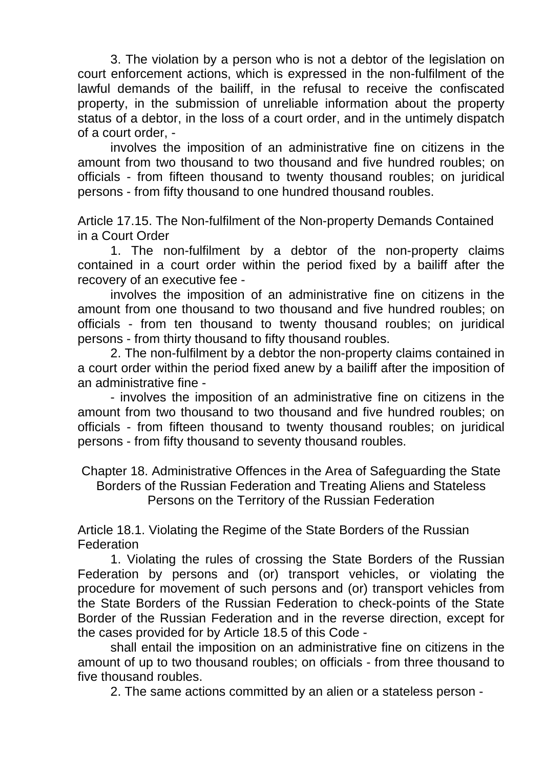3. The violation by a person who is not a debtor of the legislation on court enforcement actions, which is expressed in the non-fulfilment of the lawful demands of the bailiff, in the refusal to receive the confiscated property, in the submission of unreliable information about the property status of a debtor, in the loss of a court order, and in the untimely dispatch of a court order, -

involves the imposition of an administrative fine on citizens in the amount from two thousand to two thousand and five hundred roubles; on officials - from fifteen thousand to twenty thousand roubles; on juridical persons - from fifty thousand to one hundred thousand roubles.

### Article 17.15. The Non-fulfilment of the Non-property Demands Contained in a Court Order

1. The non-fulfilment by a debtor of the non-property claims contained in a court order within the period fixed by a bailiff after the recovery of an executive fee -

involves the imposition of an administrative fine on citizens in the amount from one thousand to two thousand and five hundred roubles; on officials - from ten thousand to twenty thousand roubles; on juridical persons - from thirty thousand to fifty thousand roubles.

2. The non-fulfilment by a debtor the non-property claims contained in a court order within the period fixed anew by a bailiff after the imposition of an administrative fine -

- involves the imposition of an administrative fine on citizens in the amount from two thousand to two thousand and five hundred roubles; on officials - from fifteen thousand to twenty thousand roubles; on juridical persons - from fifty thousand to seventy thousand roubles.

## Chapter 18. Administrative Offences in the Area of Safeguarding the State Borders of the Russian Federation and Treating Aliens and Stateless Persons on the Territory of the Russian Federation

### Article 18.1. Violating the Regime of the State Borders of the Russian Federation

1. Violating the rules of crossing the State Borders of the Russian Federation by persons and (or) transport vehicles, or violating the procedure for movement of such persons and (or) transport vehicles from the State Borders of the Russian Federation to check-points of the State Border of the Russian Federation and in the reverse direction, except for the cases provided for by Article 18.5 of this Code -

shall entail the imposition on an administrative fine on citizens in the amount of up to two thousand roubles; on officials - from three thousand to five thousand roubles.

2. The same actions committed by an alien or a stateless person -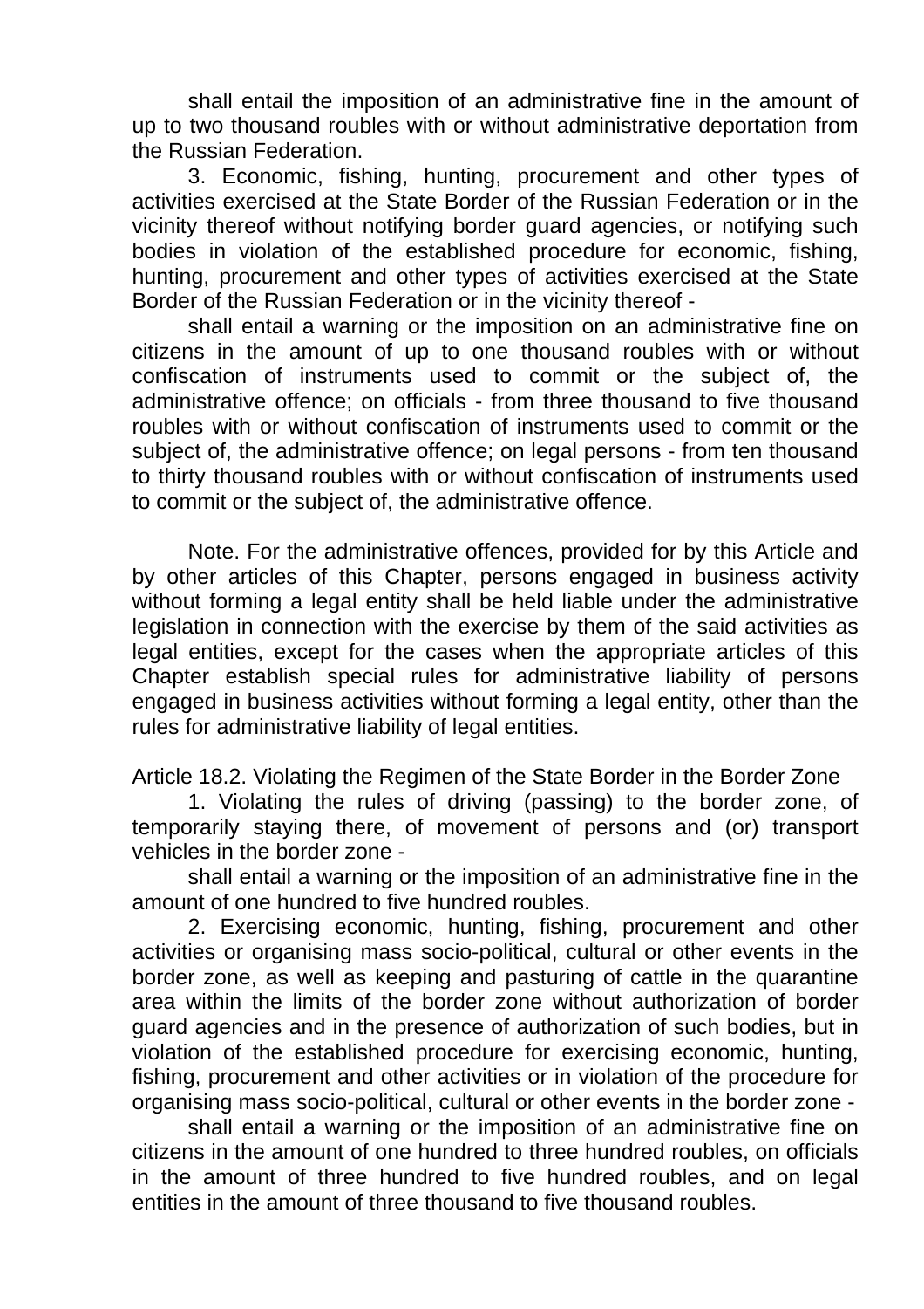shall entail the imposition of an administrative fine in the amount of up to two thousand roubles with or without administrative deportation from the Russian Federation.

3. Economic, fishing, hunting, procurement and other types of activities exercised at the State Border of the Russian Federation or in the vicinity thereof without notifying border guard agencies, or notifying such bodies in violation of the established procedure for economic, fishing, hunting, procurement and other types of activities exercised at the State Border of the Russian Federation or in the vicinity thereof -

shall entail a warning or the imposition on an administrative fine on citizens in the amount of up to one thousand roubles with or without confiscation of instruments used to commit or the subject of, the administrative offence; on officials - from three thousand to five thousand roubles with or without confiscation of instruments used to commit or the subject of, the administrative offence; on legal persons - from ten thousand to thirty thousand roubles with or without confiscation of instruments used to commit or the subject of, the administrative offence.

Note. For the administrative offences, provided for by this Article and by other articles of this Chapter, persons engaged in business activity without forming a legal entity shall be held liable under the administrative legislation in connection with the exercise by them of the said activities as legal entities, except for the cases when the appropriate articles of this Chapter establish special rules for administrative liability of persons engaged in business activities without forming a legal entity, other than the rules for administrative liability of legal entities.

Article 18.2. Violating the Regimen of the State Border in the Border Zone

1. Violating the rules of driving (passing) to the border zone, of temporarily staying there, of movement of persons and (or) transport vehicles in the border zone -

shall entail a warning or the imposition of an administrative fine in the amount of one hundred to five hundred roubles.

2. Exercising economic, hunting, fishing, procurement and other activities or organising mass socio-political, cultural or other events in the border zone, as well as keeping and pasturing of cattle in the quarantine area within the limits of the border zone without authorization of border guard agencies and in the presence of authorization of such bodies, but in violation of the established procedure for exercising economic, hunting, fishing, procurement and other activities or in violation of the procedure for organising mass socio-political, cultural or other events in the border zone -

shall entail a warning or the imposition of an administrative fine on citizens in the amount of one hundred to three hundred roubles, on officials in the amount of three hundred to five hundred roubles, and on legal entities in the amount of three thousand to five thousand roubles.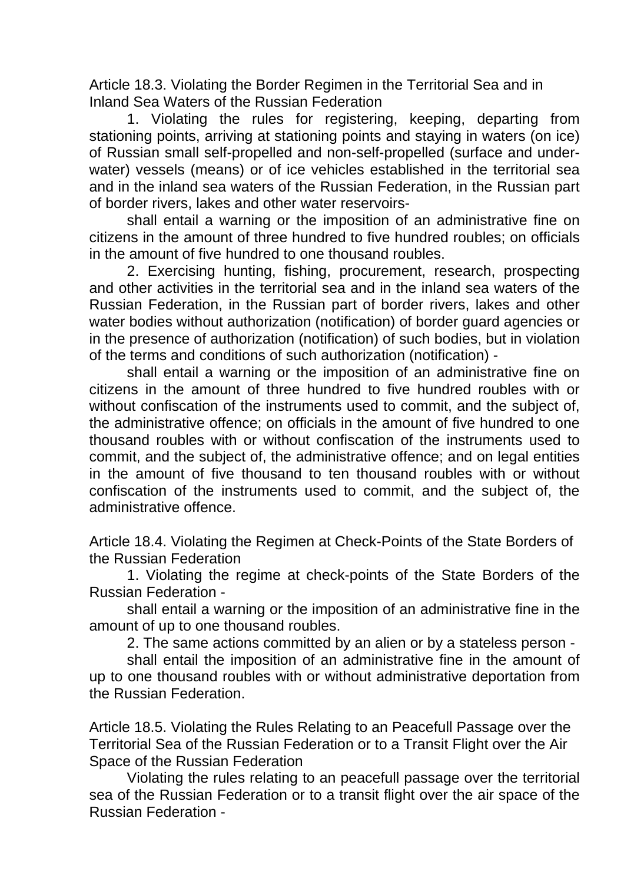Article 18.3. Violating the Border Regimen in the Territorial Sea and in Inland Sea Waters of the Russian Federation

1. Violating the rules for registering, keeping, departing from stationing points, arriving at stationing points and staying in waters (on ice) of Russian small self-propelled and non-self-propelled (surface and underwater) vessels (means) or of ice vehicles established in the territorial sea and in the inland sea waters of the Russian Federation, in the Russian part of border rivers, lakes and other water reservoirs-

shall entail a warning or the imposition of an administrative fine on citizens in the amount of three hundred to five hundred roubles; on officials in the amount of five hundred to one thousand roubles.

2. Exercising hunting, fishing, procurement, research, prospecting and other activities in the territorial sea and in the inland sea waters of the Russian Federation, in the Russian part of border rivers, lakes and other water bodies without authorization (notification) of border guard agencies or in the presence of authorization (notification) of such bodies, but in violation of the terms and conditions of such authorization (notification) -

shall entail a warning or the imposition of an administrative fine on citizens in the amount of three hundred to five hundred roubles with or without confiscation of the instruments used to commit, and the subject of, the administrative offence; on officials in the amount of five hundred to one thousand roubles with or without confiscation of the instruments used to commit, and the subject of, the administrative offence; and on legal entities in the amount of five thousand to ten thousand roubles with or without confiscation of the instruments used to commit, and the subject of, the administrative offence.

Article 18.4. Violating the Regimen at Check-Points of the State Borders of the Russian Federation

1. Violating the regime at check-points of the State Borders of the Russian Federation -

shall entail a warning or the imposition of an administrative fine in the amount of up to one thousand roubles.

2. The same actions committed by an alien or by a stateless person -

shall entail the imposition of an administrative fine in the amount of up to one thousand roubles with or without administrative deportation from the Russian Federation.

Article 18.5. Violating the Rules Relating to an Peacefull Passage over the Territorial Sea of the Russian Federation or to a Transit Flight over the Air Space of the Russian Federation

Violating the rules relating to an peacefull passage over the territorial sea of the Russian Federation or to a transit flight over the air space of the Russian Federation -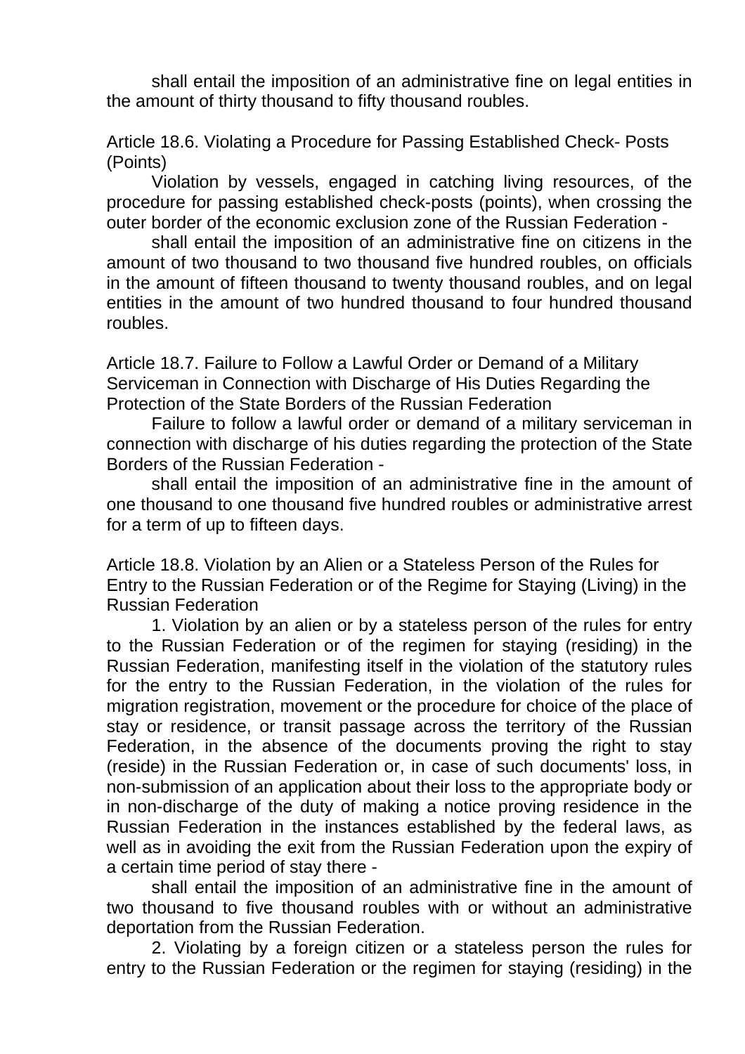shall entail the imposition of an administrative fine on legal entities in the amount of thirty thousand to fifty thousand roubles.

Article 18.6. Violating a Procedure for Passing Established Check- Posts (Points)

Violation by vessels, engaged in catching living resources, of the procedure for passing established check-posts (points), when crossing the outer border of the economic exclusion zone of the Russian Federation -

shall entail the imposition of an administrative fine on citizens in the amount of two thousand to two thousand five hundred roubles, on officials in the amount of fifteen thousand to twenty thousand roubles, and on legal entities in the amount of two hundred thousand to four hundred thousand roubles.

Article 18.7. Failure to Follow a Lawful Order or Demand of a Military Serviceman in Connection with Discharge of His Duties Regarding the Protection of the State Borders of the Russian Federation

Failure to follow a lawful order or demand of a military serviceman in connection with discharge of his duties regarding the protection of the State Borders of the Russian Federation -

shall entail the imposition of an administrative fine in the amount of one thousand to one thousand five hundred roubles or administrative arrest for a term of up to fifteen days.

Article 18.8. Violation by an Alien or a Stateless Person of the Rules for Entry to the Russian Federation or of the Regime for Staying (Living) in the Russian Federation

1. Violation by an alien or by a stateless person of the rules for entry to the Russian Federation or of the regimen for staying (residing) in the Russian Federation, manifesting itself in the violation of the statutory rules for the entry to the Russian Federation, in the violation of the rules for migration registration, movement or the procedure for choice of the place of stay or residence, or transit passage across the territory of the Russian Federation, in the absence of the documents proving the right to stay (reside) in the Russian Federation or, in case of such documents' loss, in non-submission of an application about their loss to the appropriate body or in non-discharge of the duty of making a notice proving residence in the Russian Federation in the instances established by the federal laws, as well as in avoiding the exit from the Russian Federation upon the expiry of a certain time period of stay there -

shall entail the imposition of an administrative fine in the amount of two thousand to five thousand roubles with or without an administrative deportation from the Russian Federation.

2. Violating by a foreign citizen or a stateless person the rules for entry to the Russian Federation or the regimen for staying (residing) in the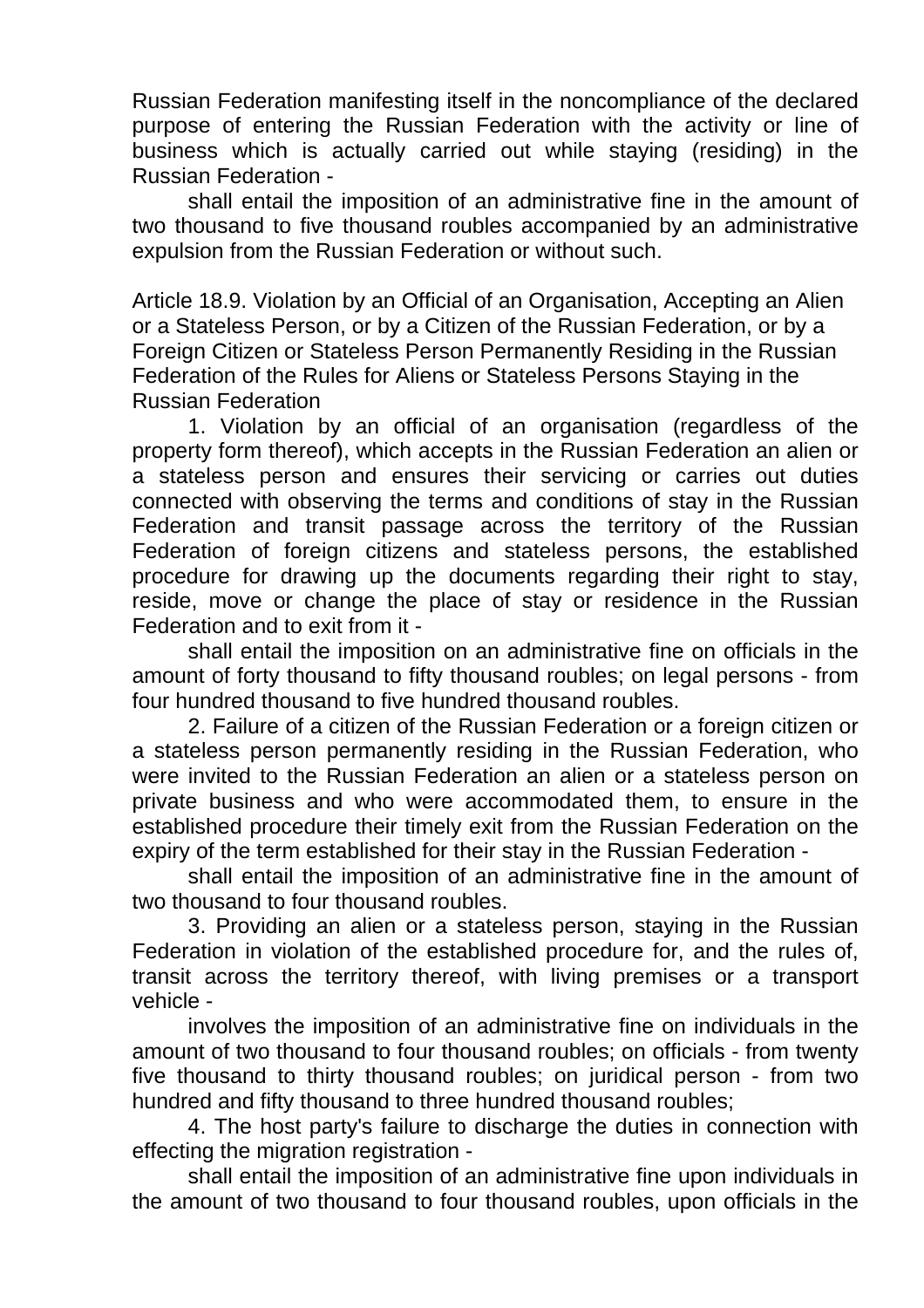Russian Federation manifesting itself in the noncompliance of the declared purpose of entering the Russian Federation with the activity or line of business which is actually carried out while staying (residing) in the Russian Federation -

shall entail the imposition of an administrative fine in the amount of two thousand to five thousand roubles accompanied by an administrative expulsion from the Russian Federation or without such.

Article 18.9. Violation by an Official of an Organisation, Accepting an Alien or a Stateless Person, or by a Citizen of the Russian Federation, or by a Foreign Citizen or Stateless Person Permanently Residing in the Russian Federation of the Rules for Aliens or Stateless Persons Staying in the Russian Federation

1. Violation by an official of an organisation (regardless of the property form thereof), which accepts in the Russian Federation an alien or a stateless person and ensures their servicing or carries out duties connected with observing the terms and conditions of stay in the Russian Federation and transit passage across the territory of the Russian Federation of foreign citizens and stateless persons, the established procedure for drawing up the documents regarding their right to stay, reside, move or change the place of stay or residence in the Russian Federation and to exit from it -

shall entail the imposition on an administrative fine on officials in the amount of forty thousand to fifty thousand roubles; on legal persons - from four hundred thousand to five hundred thousand roubles.

2. Failure of a citizen of the Russian Federation or a foreign citizen or a stateless person permanently residing in the Russian Federation, who were invited to the Russian Federation an alien or a stateless person on private business and who were accommodated them, to ensure in the established procedure their timely exit from the Russian Federation on the expiry of the term established for their stay in the Russian Federation -

shall entail the imposition of an administrative fine in the amount of two thousand to four thousand roubles.

3. Providing an alien or a stateless person, staying in the Russian Federation in violation of the established procedure for, and the rules of, transit across the territory thereof, with living premises or a transport vehicle -

involves the imposition of an administrative fine on individuals in the amount of two thousand to four thousand roubles; on officials - from twenty five thousand to thirty thousand roubles; on juridical person - from two hundred and fifty thousand to three hundred thousand roubles;

4. The host party's failure to discharge the duties in connection with effecting the migration registration -

shall entail the imposition of an administrative fine upon individuals in the amount of two thousand to four thousand roubles, upon officials in the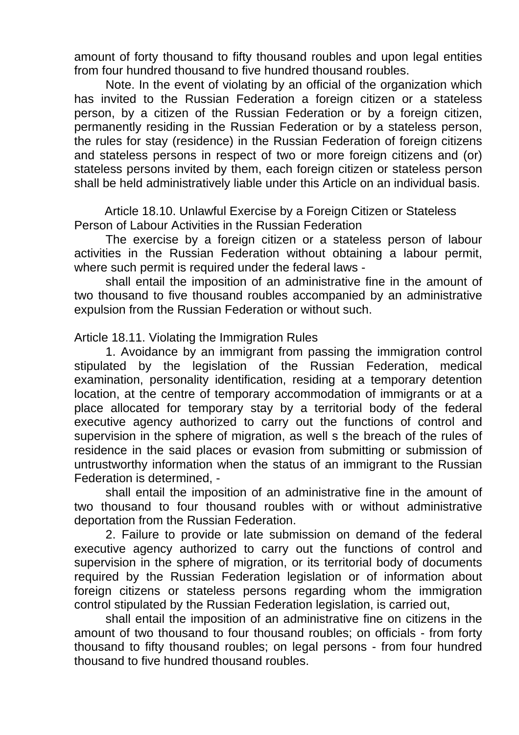amount of forty thousand to fifty thousand roubles and upon legal entities from four hundred thousand to five hundred thousand roubles.

Note. In the event of violating by an official of the organization which has invited to the Russian Federation a foreign citizen or a stateless person, by a citizen of the Russian Federation or by a foreign citizen, permanently residing in the Russian Federation or by a stateless person, the rules for stay (residence) in the Russian Federation of foreign citizens and stateless persons in respect of two or more foreign citizens and (or) stateless persons invited by them, each foreign citizen or stateless person shall be held administratively liable under this Article on an individual basis.

Article 18.10. Unlawful Exercise by a Foreign Citizen or Stateless Person of Labour Activities in the Russian Federation

The exercise by a foreign citizen or a stateless person of labour activities in the Russian Federation without obtaining a labour permit, where such permit is required under the federal laws -

shall entail the imposition of an administrative fine in the amount of two thousand to five thousand roubles accompanied by an administrative expulsion from the Russian Federation or without such.

Article 18.11. Violating the Immigration Rules

1. Avoidance by an immigrant from passing the immigration control stipulated by the legislation of the Russian Federation, medical examination, personality identification, residing at a temporary detention location, at the centre of temporary accommodation of immigrants or at a place allocated for temporary stay by a territorial body of the federal executive agency authorized to carry out the functions of control and supervision in the sphere of migration, as well s the breach of the rules of residence in the said places or evasion from submitting or submission of untrustworthy information when the status of an immigrant to the Russian Federation is determined, -

shall entail the imposition of an administrative fine in the amount of two thousand to four thousand roubles with or without administrative deportation from the Russian Federation.

2. Failure to provide or late submission on demand of the federal executive agency authorized to carry out the functions of control and supervision in the sphere of migration, or its territorial body of documents required by the Russian Federation legislation or of information about foreign citizens or stateless persons regarding whom the immigration control stipulated by the Russian Federation legislation, is carried out,

shall entail the imposition of an administrative fine on citizens in the amount of two thousand to four thousand roubles; on officials - from forty thousand to fifty thousand roubles; on legal persons - from four hundred thousand to five hundred thousand roubles.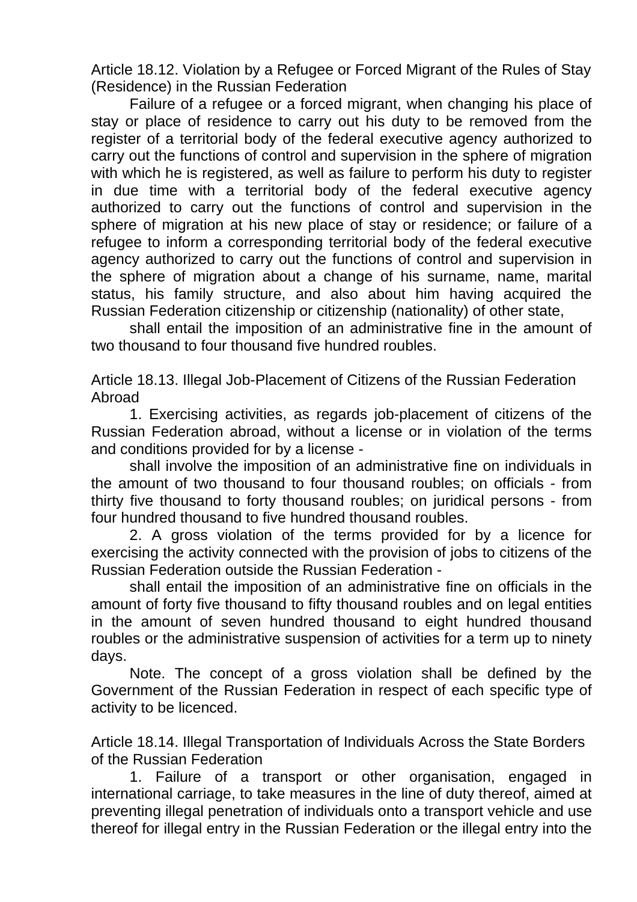Article 18.12. Violation by a Refugee or Forced Migrant of the Rules of Stay (Residence) in the Russian Federation

Failure of a refugee or a forced migrant, when changing his place of stay or place of residence to carry out his duty to be removed from the register of a territorial body of the federal executive agency authorized to carry out the functions of control and supervision in the sphere of migration with which he is registered, as well as failure to perform his duty to register in due time with a territorial body of the federal executive agency authorized to carry out the functions of control and supervision in the sphere of migration at his new place of stay or residence; or failure of a refugee to inform a corresponding territorial body of the federal executive agency authorized to carry out the functions of control and supervision in the sphere of migration about a change of his surname, name, marital status, his family structure, and also about him having acquired the Russian Federation citizenship or citizenship (nationality) of other state,

shall entail the imposition of an administrative fine in the amount of two thousand to four thousand five hundred roubles.

Article 18.13. Illegal Job-Placement of Citizens of the Russian Federation Abroad

1. Exercising activities, as regards job-placement of citizens of the Russian Federation abroad, without a license or in violation of the terms and conditions provided for by a license -

shall involve the imposition of an administrative fine on individuals in the amount of two thousand to four thousand roubles; on officials - from thirty five thousand to forty thousand roubles; on juridical persons - from four hundred thousand to five hundred thousand roubles.

2. A gross violation of the terms provided for by a licence for exercising the activity connected with the provision of jobs to citizens of the Russian Federation outside the Russian Federation -

shall entail the imposition of an administrative fine on officials in the amount of forty five thousand to fifty thousand roubles and on legal entities in the amount of seven hundred thousand to eight hundred thousand roubles or the administrative suspension of activities for a term up to ninety days.

Note. The concept of a gross violation shall be defined by the Government of the Russian Federation in respect of each specific type of activity to be licenced.

Article 18.14. Illegal Transportation of Individuals Across the State Borders of the Russian Federation

1. Failure of a transport or other organisation, engaged in international carriage, to take measures in the line of duty thereof, aimed at preventing illegal penetration of individuals onto a transport vehicle and use thereof for illegal entry in the Russian Federation or the illegal entry into the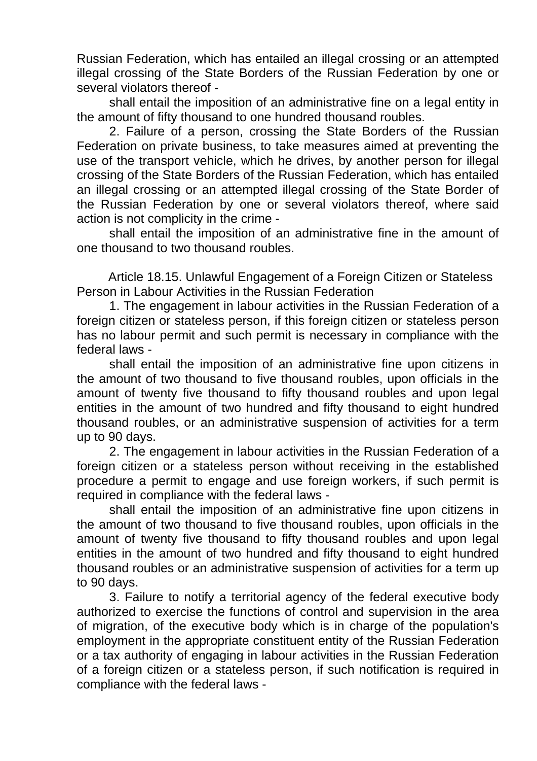Russian Federation, which has entailed an illegal crossing or an attempted illegal crossing of the State Borders of the Russian Federation by one or several violators thereof -

shall entail the imposition of an administrative fine on a legal entity in the amount of fifty thousand to one hundred thousand roubles.

2. Failure of a person, crossing the State Borders of the Russian Federation on private business, to take measures aimed at preventing the use of the transport vehicle, which he drives, by another person for illegal crossing of the State Borders of the Russian Federation, which has entailed an illegal crossing or an attempted illegal crossing of the State Border of the Russian Federation by one or several violators thereof, where said action is not complicity in the crime -

shall entail the imposition of an administrative fine in the amount of one thousand to two thousand roubles.

## Article 18.15. Unlawful Engagement of a Foreign Citizen or Stateless Person in Labour Activities in the Russian Federation

1. The engagement in labour activities in the Russian Federation of a foreign citizen or stateless person, if this foreign citizen or stateless person has no labour permit and such permit is necessary in compliance with the federal laws -

shall entail the imposition of an administrative fine upon citizens in the amount of two thousand to five thousand roubles, upon officials in the amount of twenty five thousand to fifty thousand roubles and upon legal entities in the amount of two hundred and fifty thousand to eight hundred thousand roubles, or an administrative suspension of activities for a term up to 90 days.

2. The engagement in labour activities in the Russian Federation of a foreign citizen or a stateless person without receiving in the established procedure a permit to engage and use foreign workers, if such permit is required in compliance with the federal laws -

shall entail the imposition of an administrative fine upon citizens in the amount of two thousand to five thousand roubles, upon officials in the amount of twenty five thousand to fifty thousand roubles and upon legal entities in the amount of two hundred and fifty thousand to eight hundred thousand roubles or an administrative suspension of activities for a term up to 90 days.

3. Failure to notify a territorial agency of the federal executive body authorized to exercise the functions of control and supervision in the area of migration, of the executive body which is in charge of the population's employment in the appropriate constituent entity of the Russian Federation or a tax authority of engaging in labour activities in the Russian Federation of a foreign citizen or a stateless person, if such notification is required in compliance with the federal laws -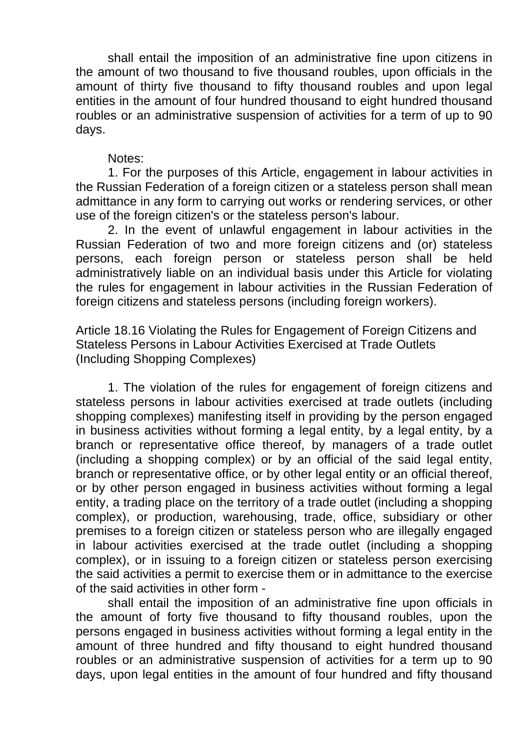shall entail the imposition of an administrative fine upon citizens in the amount of two thousand to five thousand roubles, upon officials in the amount of thirty five thousand to fifty thousand roubles and upon legal entities in the amount of four hundred thousand to eight hundred thousand roubles or an administrative suspension of activities for a term of up to 90 days.

Notes:

1. For the purposes of this Article, engagement in labour activities in the Russian Federation of a foreign citizen or a stateless person shall mean admittance in any form to carrying out works or rendering services, or other use of the foreign citizen's or the stateless person's labour.

2. In the event of unlawful engagement in labour activities in the Russian Federation of two and more foreign citizens and (or) stateless persons, each foreign person or stateless person shall be held administratively liable on an individual basis under this Article for violating the rules for engagement in labour activities in the Russian Federation of foreign citizens and stateless persons (including foreign workers).

## Article 18.16 Violating the Rules for Engagement of Foreign Citizens and Stateless Persons in Labour Activities Exercised at Trade Outlets (Including Shopping Complexes)

1. The violation of the rules for engagement of foreign citizens and stateless persons in labour activities exercised at trade outlets (including shopping complexes) manifesting itself in providing by the person engaged in business activities without forming a legal entity, by a legal entity, by a branch or representative office thereof, by managers of a trade outlet (including a shopping complex) or by an official of the said legal entity, branch or representative office, or by other legal entity or an official thereof, or by other person engaged in business activities without forming a legal entity, a trading place on the territory of a trade outlet (including a shopping complex), or production, warehousing, trade, office, subsidiary or other premises to a foreign citizen or stateless person who are illegally engaged in labour activities exercised at the trade outlet (including a shopping complex), or in issuing to a foreign citizen or stateless person exercising the said activities a permit to exercise them or in admittance to the exercise of the said activities in other form -

shall entail the imposition of an administrative fine upon officials in the amount of forty five thousand to fifty thousand roubles, upon the persons engaged in business activities without forming a legal entity in the amount of three hundred and fifty thousand to eight hundred thousand roubles or an administrative suspension of activities for a term up to 90 days, upon legal entities in the amount of four hundred and fifty thousand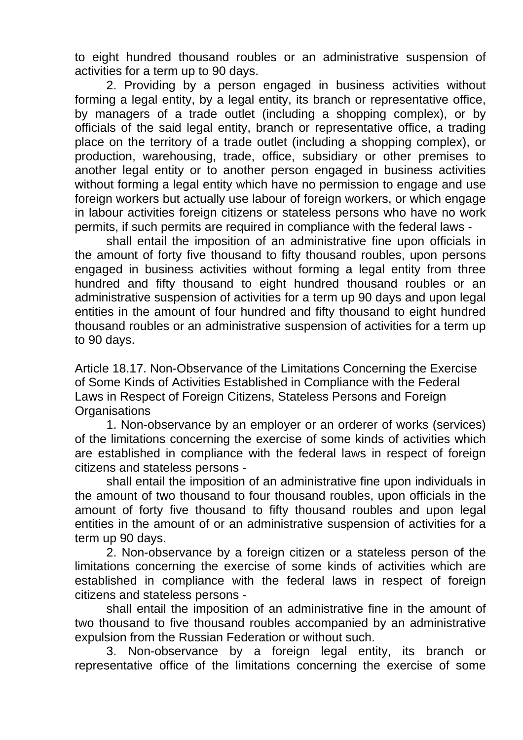to eight hundred thousand roubles or an administrative suspension of activities for a term up to 90 days.

2. Providing by a person engaged in business activities without forming a legal entity, by a legal entity, its branch or representative office, by managers of a trade outlet (including a shopping complex), or by officials of the said legal entity, branch or representative office, a trading place on the territory of a trade outlet (including a shopping complex), or production, warehousing, trade, office, subsidiary or other premises to another legal entity or to another person engaged in business activities without forming a legal entity which have no permission to engage and use foreign workers but actually use labour of foreign workers, or which engage in labour activities foreign citizens or stateless persons who have no work permits, if such permits are required in compliance with the federal laws -

shall entail the imposition of an administrative fine upon officials in the amount of forty five thousand to fifty thousand roubles, upon persons engaged in business activities without forming a legal entity from three hundred and fifty thousand to eight hundred thousand roubles or an administrative suspension of activities for a term up 90 days and upon legal entities in the amount of four hundred and fifty thousand to eight hundred thousand roubles or an administrative suspension of activities for a term up to 90 days.

Article 18.17. Non-Observance of the Limitations Concerning the Exercise of Some Kinds of Activities Established in Compliance with the Federal Laws in Respect of Foreign Citizens, Stateless Persons and Foreign Organisations

1. Non-observance by an employer or an orderer of works (services) of the limitations concerning the exercise of some kinds of activities which are established in compliance with the federal laws in respect of foreign citizens and stateless persons -

shall entail the imposition of an administrative fine upon individuals in the amount of two thousand to four thousand roubles, upon officials in the amount of forty five thousand to fifty thousand roubles and upon legal entities in the amount of or an administrative suspension of activities for a term up 90 days.

2. Non-observance by a foreign citizen or a stateless person of the limitations concerning the exercise of some kinds of activities which are established in compliance with the federal laws in respect of foreign citizens and stateless persons -

shall entail the imposition of an administrative fine in the amount of two thousand to five thousand roubles accompanied by an administrative expulsion from the Russian Federation or without such.

3. Non-observance by a foreign legal entity, its branch or representative office of the limitations concerning the exercise of some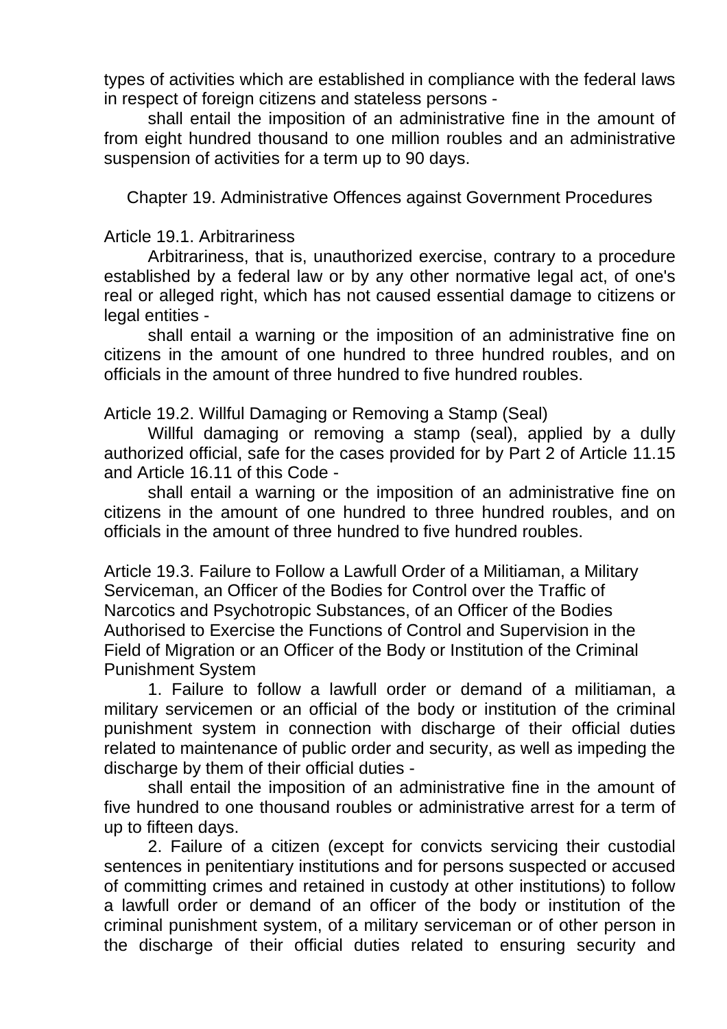types of activities which are established in compliance with the federal laws in respect of foreign citizens and stateless persons -

shall entail the imposition of an administrative fine in the amount of from eight hundred thousand to one million roubles and an administrative suspension of activities for a term up to 90 days.

## Chapter 19. Administrative Offences against Government Procedures

### Article 19.1. Arbitrariness

Arbitrariness, that is, unauthorized exercise, contrary to a procedure established by a federal law or by any other normative legal act, of one's real or alleged right, which has not caused essential damage to citizens or legal entities -

shall entail a warning or the imposition of an administrative fine on citizens in the amount of one hundred to three hundred roubles, and on officials in the amount of three hundred to five hundred roubles.

### Article 19.2. Willful Damaging or Removing a Stamp (Seal)

Willful damaging or removing a stamp (seal), applied by a dully authorized official, safe for the cases provided for by Part 2 of Article 11.15 and Article 16.11 of this Code -

shall entail a warning or the imposition of an administrative fine on citizens in the amount of one hundred to three hundred roubles, and on officials in the amount of three hundred to five hundred roubles.

### Article 19.3. Failure to Follow a Lawfull Order of a Militiaman, a Military Serviceman, an Officer of the Bodies for Control over the Traffic of Narcotics and Psychotropic Substances, of an Officer of the Bodies Authorised to Exercise the Functions of Control and Supervision in the Field of Migration or an Officer of the Body or Institution of the Criminal Punishment System

1. Failure to follow a lawfull order or demand of a militiaman, a military servicemen or an official of the body or institution of the criminal punishment system in connection with discharge of their official duties related to maintenance of public order and security, as well as impeding the discharge by them of their official duties -

shall entail the imposition of an administrative fine in the amount of five hundred to one thousand roubles or administrative arrest for a term of up to fifteen days.

2. Failure of a citizen (except for convicts servicing their custodial sentences in penitentiary institutions and for persons suspected or accused of committing crimes and retained in custody at other institutions) to follow a lawfull order or demand of an officer of the body or institution of the criminal punishment system, of a military serviceman or of other person in the discharge of their official duties related to ensuring security and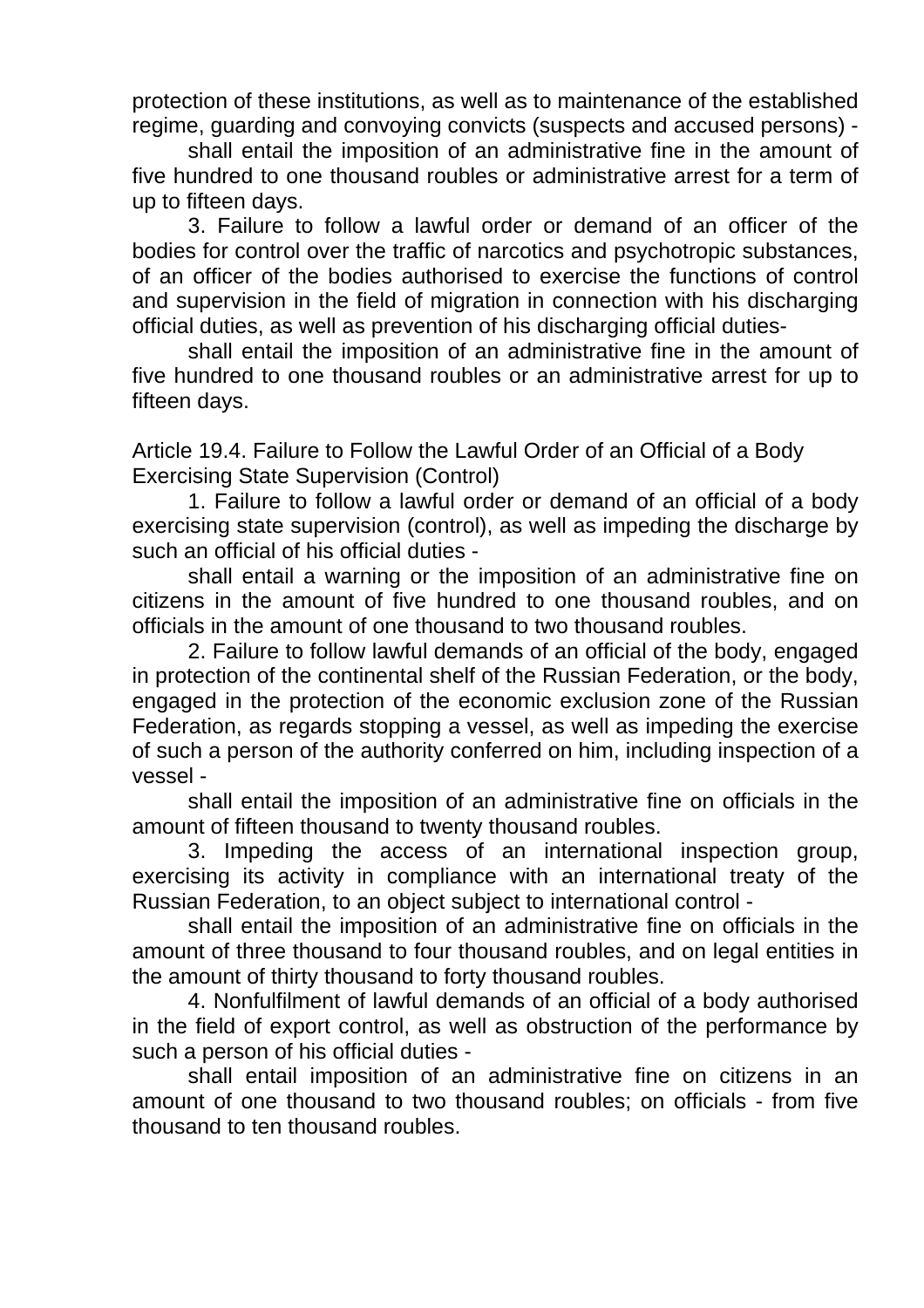protection of these institutions, as well as to maintenance of the established regime, guarding and convoying convicts (suspects and accused persons) -

shall entail the imposition of an administrative fine in the amount of five hundred to one thousand roubles or administrative arrest for a term of up to fifteen days.

3. Failure to follow a lawful order or demand of an officer of the bodies for control over the traffic of narcotics and psychotropic substances, of an officer of the bodies authorised to exercise the functions of control and supervision in the field of migration in connection with his discharging official duties, as well as prevention of his discharging official duties-

shall entail the imposition of an administrative fine in the amount of five hundred to one thousand roubles or an administrative arrest for up to fifteen days.

### Article 19.4. Failure to Follow the Lawful Order of an Official of a Body Exercising State Supervision (Control)

1. Failure to follow a lawful order or demand of an official of a body exercising state supervision (control), as well as impeding the discharge by such an official of his official duties -

shall entail a warning or the imposition of an administrative fine on citizens in the amount of five hundred to one thousand roubles, and on officials in the amount of one thousand to two thousand roubles.

2. Failure to follow lawful demands of an official of the body, engaged in protection of the continental shelf of the Russian Federation, or the body, engaged in the protection of the economic exclusion zone of the Russian Federation, as regards stopping a vessel, as well as impeding the exercise of such a person of the authority conferred on him, including inspection of a vessel -

shall entail the imposition of an administrative fine on officials in the amount of fifteen thousand to twenty thousand roubles.

3. Impeding the access of an international inspection group, exercising its activity in compliance with an international treaty of the Russian Federation, to an object subject to international control -

shall entail the imposition of an administrative fine on officials in the amount of three thousand to four thousand roubles, and on legal entities in the amount of thirty thousand to forty thousand roubles.

4. Nonfulfilment of lawful demands of an official of a body authorised in the field of export control, as well as obstruction of the performance by such a person of his official duties -

shall entail imposition of an administrative fine on citizens in an amount of one thousand to two thousand roubles; on officials - from five thousand to ten thousand roubles.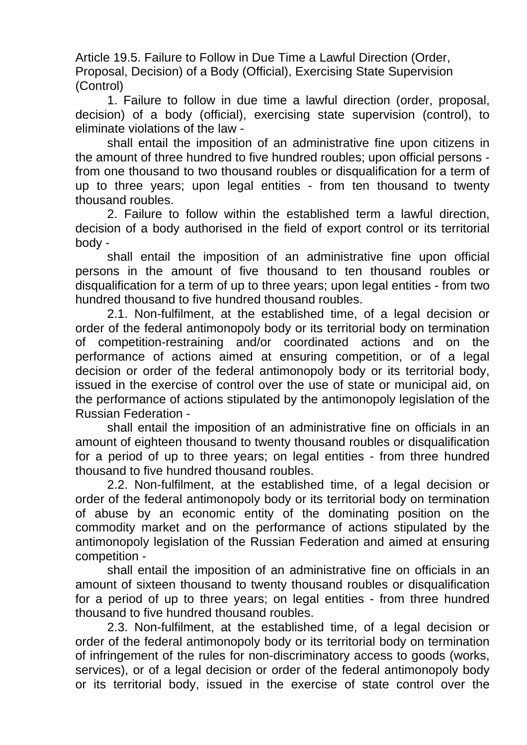### Article 19.5. Failure to Follow in Due Time a Lawful Direction (Order, Proposal, Decision) of a Body (Official), Exercising State Supervision (Control)

1. Failure to follow in due time a lawful direction (order, proposal, decision) of a body (official), exercising state supervision (control), to eliminate violations of the law -

shall entail the imposition of an administrative fine upon citizens in the amount of three hundred to five hundred roubles; upon official persons - from one thousand to two thousand roubles or disqualification for a term of up to three years; upon legal entities - from ten thousand to twenty thousand roubles.

2. Failure to follow within the established term a lawful direction, decision of a body authorised in the field of export control or its territorial body -

shall entail the imposition of an administrative fine upon official persons in the amount of five thousand to ten thousand roubles or disqualification for a term of up to three years; upon legal entities - from two hundred thousand to five hundred thousand roubles.

2.1. Non-fulfilment, at the established time, of a legal decision or order of the federal antimonopoly body or its territorial body on termination of competition-restraining and/or coordinated actions and on the performance of actions aimed at ensuring competition, or of a legal decision or order of the federal antimonopoly body or its territorial body, issued in the exercise of control over the use of state or municipal aid, on the performance of actions stipulated by the antimonopoly legislation of the Russian Federation -

shall entail the imposition of an administrative fine on officials in an amount of eighteen thousand to twenty thousand roubles or disqualification for a period of up to three years; on legal entities - from three hundred thousand to five hundred thousand roubles.

2.2. Non-fulfilment, at the established time, of a legal decision or order of the federal antimonopoly body or its territorial body on termination of abuse by an economic entity of the dominating position on the commodity market and on the performance of actions stipulated by the antimonopoly legislation of the Russian Federation and aimed at ensuring competition -

shall entail the imposition of an administrative fine on officials in an amount of sixteen thousand to twenty thousand roubles or disqualification for a period of up to three years; on legal entities - from three hundred thousand to five hundred thousand roubles.

2.3. Non-fulfilment, at the established time, of a legal decision or order of the federal antimonopoly body or its territorial body on termination of infringement of the rules for non-discriminatory access to goods (works, services), or of a legal decision or order of the federal antimonopoly body or its territorial body, issued in the exercise of state control over the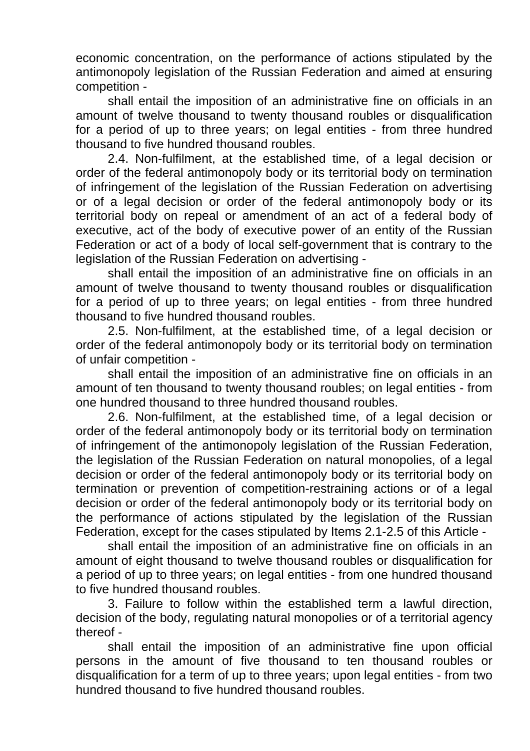economic concentration, on the performance of actions stipulated by the antimonopoly legislation of the Russian Federation and aimed at ensuring competition -

shall entail the imposition of an administrative fine on officials in an amount of twelve thousand to twenty thousand roubles or disqualification for a period of up to three years; on legal entities - from three hundred thousand to five hundred thousand roubles.

2.4. Non-fulfilment, at the established time, of a legal decision or order of the federal antimonopoly body or its territorial body on termination of infringement of the legislation of the Russian Federation on advertising or of a legal decision or order of the federal antimonopoly body or its territorial body on repeal or amendment of an act of a federal body of executive, act of the body of executive power of an entity of the Russian Federation or act of a body of local self-government that is contrary to the legislation of the Russian Federation on advertising -

shall entail the imposition of an administrative fine on officials in an amount of twelve thousand to twenty thousand roubles or disqualification for a period of up to three years; on legal entities - from three hundred thousand to five hundred thousand roubles.

2.5. Non-fulfilment, at the established time, of a legal decision or order of the federal antimonopoly body or its territorial body on termination of unfair competition -

shall entail the imposition of an administrative fine on officials in an amount of ten thousand to twenty thousand roubles; on legal entities - from one hundred thousand to three hundred thousand roubles.

2.6. Non-fulfilment, at the established time, of a legal decision or order of the federal antimonopoly body or its territorial body on termination of infringement of the antimonopoly legislation of the Russian Federation, the legislation of the Russian Federation on natural monopolies, of a legal decision or order of the federal antimonopoly body or its territorial body on termination or prevention of competition-restraining actions or of a legal decision or order of the federal antimonopoly body or its territorial body on the performance of actions stipulated by the legislation of the Russian Federation, except for the cases stipulated by Items 2.1-2.5 of this Article -

shall entail the imposition of an administrative fine on officials in an amount of eight thousand to twelve thousand roubles or disqualification for a period of up to three years; on legal entities - from one hundred thousand to five hundred thousand roubles.

3. Failure to follow within the established term a lawful direction, decision of the body, regulating natural monopolies or of a territorial agency thereof -

shall entail the imposition of an administrative fine upon official persons in the amount of five thousand to ten thousand roubles or disqualification for a term of up to three years; upon legal entities - from two hundred thousand to five hundred thousand roubles.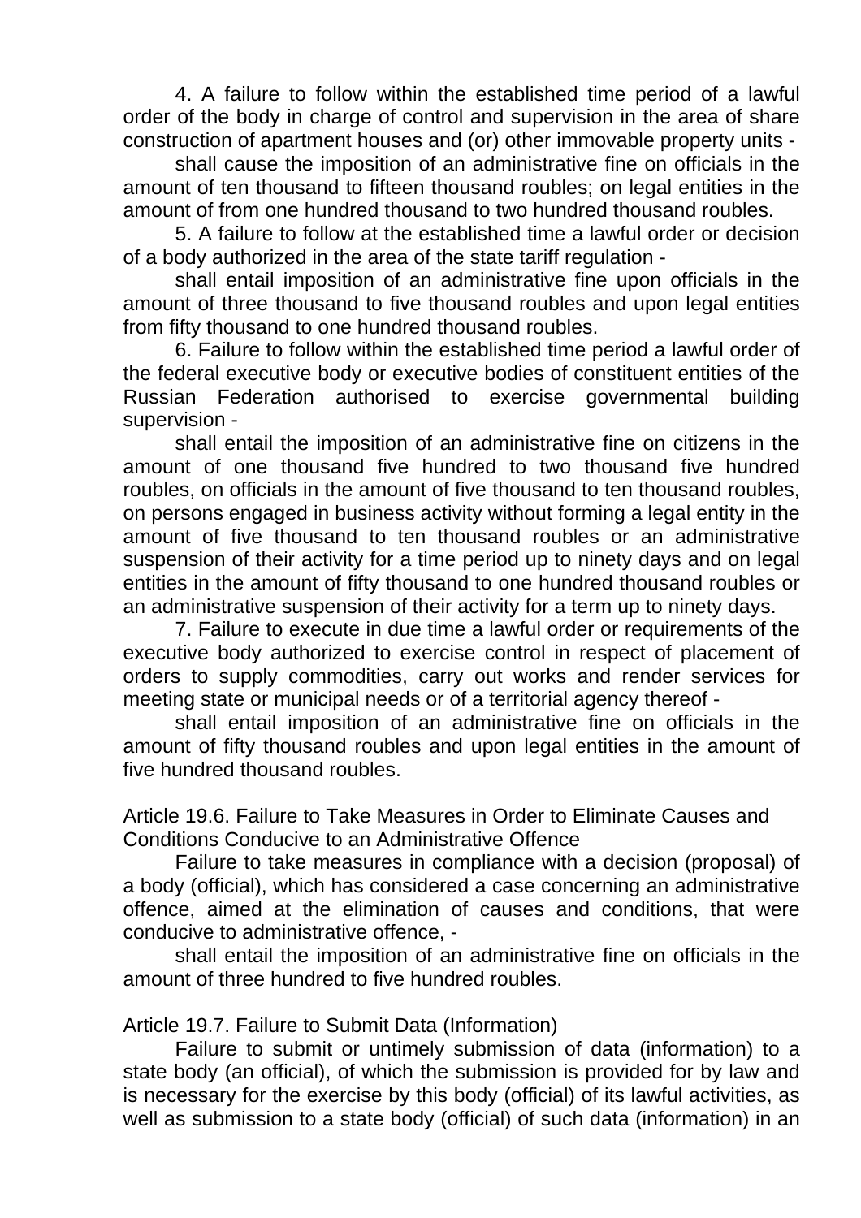4. A failure to follow within the established time period of a lawful order of the body in charge of control and supervision in the area of share construction of apartment houses and (or) other immovable property units -

shall cause the imposition of an administrative fine on officials in the amount of ten thousand to fifteen thousand roubles; on legal entities in the amount of from one hundred thousand to two hundred thousand roubles.

5. A failure to follow at the established time a lawful order or decision of a body authorized in the area of the state tariff regulation -

shall entail imposition of an administrative fine upon officials in the amount of three thousand to five thousand roubles and upon legal entities from fifty thousand to one hundred thousand roubles.

6. Failure to follow within the established time period a lawful order of the federal executive body or executive bodies of constituent entities of the Russian Federation authorised to exercise governmental building supervision -

shall entail the imposition of an administrative fine on citizens in the amount of one thousand five hundred to two thousand five hundred roubles, on officials in the amount of five thousand to ten thousand roubles, on persons engaged in business activity without forming a legal entity in the amount of five thousand to ten thousand roubles or an administrative suspension of their activity for a time period up to ninety days and on legal entities in the amount of fifty thousand to one hundred thousand roubles or an administrative suspension of their activity for a term up to ninety days.

7. Failure to execute in due time a lawful order or requirements of the executive body authorized to exercise control in respect of placement of orders to supply commodities, carry out works and render services for meeting state or municipal needs or of a territorial agency thereof -

shall entail imposition of an administrative fine on officials in the amount of fifty thousand roubles and upon legal entities in the amount of five hundred thousand roubles.

Article 19.6. Failure to Take Measures in Order to Eliminate Causes and Conditions Conducive to an Administrative Offence

Failure to take measures in compliance with a decision (proposal) of a body (official), which has considered a case concerning an administrative offence, aimed at the elimination of causes and conditions, that were conducive to administrative offence, -

shall entail the imposition of an administrative fine on officials in the amount of three hundred to five hundred roubles.

Article 19.7. Failure to Submit Data (Information)

Failure to submit or untimely submission of data (information) to a state body (an official), of which the submission is provided for by law and is necessary for the exercise by this body (official) of its lawful activities, as well as submission to a state body (official) of such data (information) in an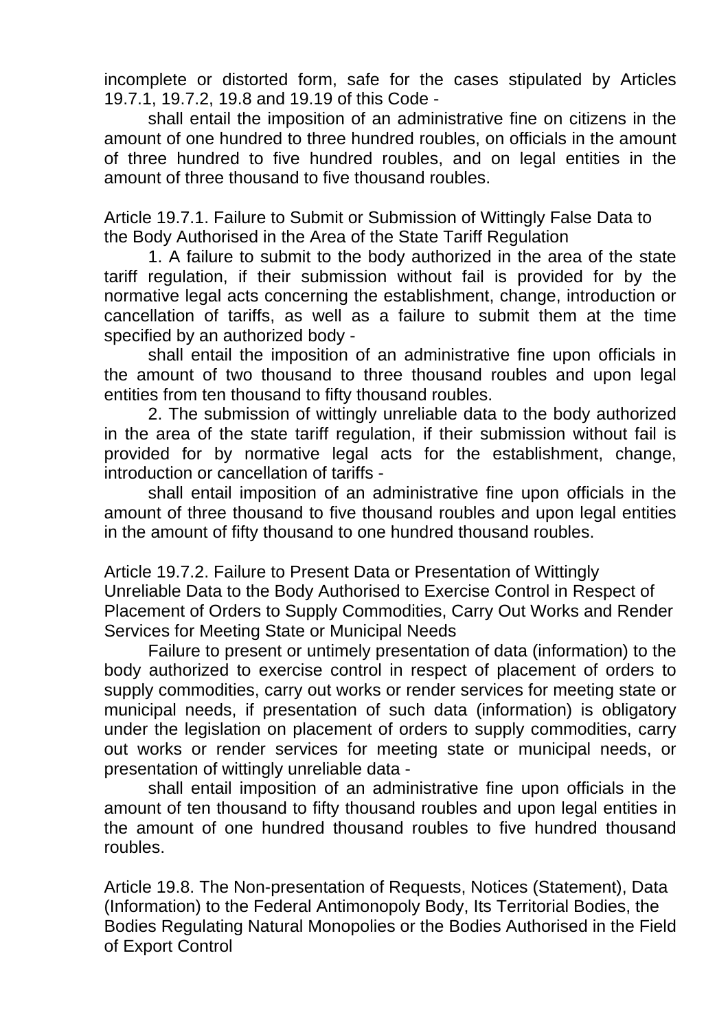incomplete or distorted form, safe for the cases stipulated by Articles 19.7.1, 19.7.2, 19.8 and 19.19 of this Code -

shall entail the imposition of an administrative fine on citizens in the amount of one hundred to three hundred roubles, on officials in the amount of three hundred to five hundred roubles, and on legal entities in the amount of three thousand to five thousand roubles.

Article 19.7.1. Failure to Submit or Submission of Wittingly False Data to the Body Authorised in the Area of the State Tariff Regulation

1. A failure to submit to the body authorized in the area of the state tariff regulation, if their submission without fail is provided for by the normative legal acts concerning the establishment, change, introduction or cancellation of tariffs, as well as a failure to submit them at the time specified by an authorized body -

shall entail the imposition of an administrative fine upon officials in the amount of two thousand to three thousand roubles and upon legal entities from ten thousand to fifty thousand roubles.

2. The submission of wittingly unreliable data to the body authorized in the area of the state tariff regulation, if their submission without fail is provided for by normative legal acts for the establishment, change, introduction or cancellation of tariffs -

shall entail imposition of an administrative fine upon officials in the amount of three thousand to five thousand roubles and upon legal entities in the amount of fifty thousand to one hundred thousand roubles.

Article 19.7.2. Failure to Present Data or Presentation of Wittingly Unreliable Data to the Body Authorised to Exercise Control in Respect of Placement of Orders to Supply Commodities, Carry Out Works and Render Services for Meeting State or Municipal Needs

Failure to present or untimely presentation of data (information) to the body authorized to exercise control in respect of placement of orders to supply commodities, carry out works or render services for meeting state or municipal needs, if presentation of such data (information) is obligatory under the legislation on placement of orders to supply commodities, carry out works or render services for meeting state or municipal needs, or presentation of wittingly unreliable data -

shall entail imposition of an administrative fine upon officials in the amount of ten thousand to fifty thousand roubles and upon legal entities in the amount of one hundred thousand roubles to five hundred thousand roubles.

Article 19.8. The Non-presentation of Requests, Notices (Statement), Data (Information) to the Federal Antimonopoly Body, Its Territorial Bodies, the Bodies Regulating Natural Monopolies or the Bodies Authorised in the Field of Export Control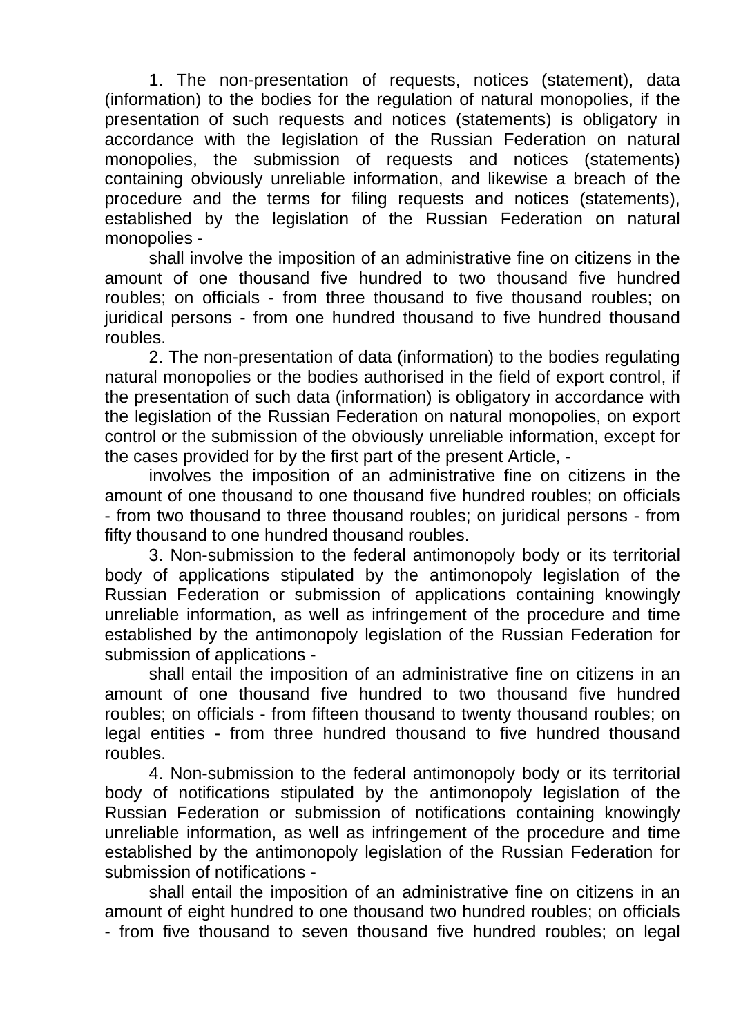1. The non-presentation of requests, notices (statement), data (information) to the bodies for the regulation of natural monopolies, if the presentation of such requests and notices (statements) is obligatory in accordance with the legislation of the Russian Federation on natural monopolies, the submission of requests and notices (statements) containing obviously unreliable information, and likewise a breach of the procedure and the terms for filing requests and notices (statements), established by the legislation of the Russian Federation on natural monopolies -

shall involve the imposition of an administrative fine on citizens in the amount of one thousand five hundred to two thousand five hundred roubles; on officials - from three thousand to five thousand roubles; on juridical persons - from one hundred thousand to five hundred thousand roubles.

2. The non-presentation of data (information) to the bodies regulating natural monopolies or the bodies authorised in the field of export control, if the presentation of such data (information) is obligatory in accordance with the legislation of the Russian Federation on natural monopolies, on export control or the submission of the obviously unreliable information, except for the cases provided for by the first part of the present Article, -

involves the imposition of an administrative fine on citizens in the amount of one thousand to one thousand five hundred roubles; on officials - from two thousand to three thousand roubles; on juridical persons - from fifty thousand to one hundred thousand roubles.

3. Non-submission to the federal antimonopoly body or its territorial body of applications stipulated by the antimonopoly legislation of the Russian Federation or submission of applications containing knowingly unreliable information, as well as infringement of the procedure and time established by the antimonopoly legislation of the Russian Federation for submission of applications -

shall entail the imposition of an administrative fine on citizens in an amount of one thousand five hundred to two thousand five hundred roubles; on officials - from fifteen thousand to twenty thousand roubles; on legal entities - from three hundred thousand to five hundred thousand roubles.

4. Non-submission to the federal antimonopoly body or its territorial body of notifications stipulated by the antimonopoly legislation of the Russian Federation or submission of notifications containing knowingly unreliable information, as well as infringement of the procedure and time established by the antimonopoly legislation of the Russian Federation for submission of notifications -

shall entail the imposition of an administrative fine on citizens in an amount of eight hundred to one thousand two hundred roubles; on officials - from five thousand to seven thousand five hundred roubles; on legal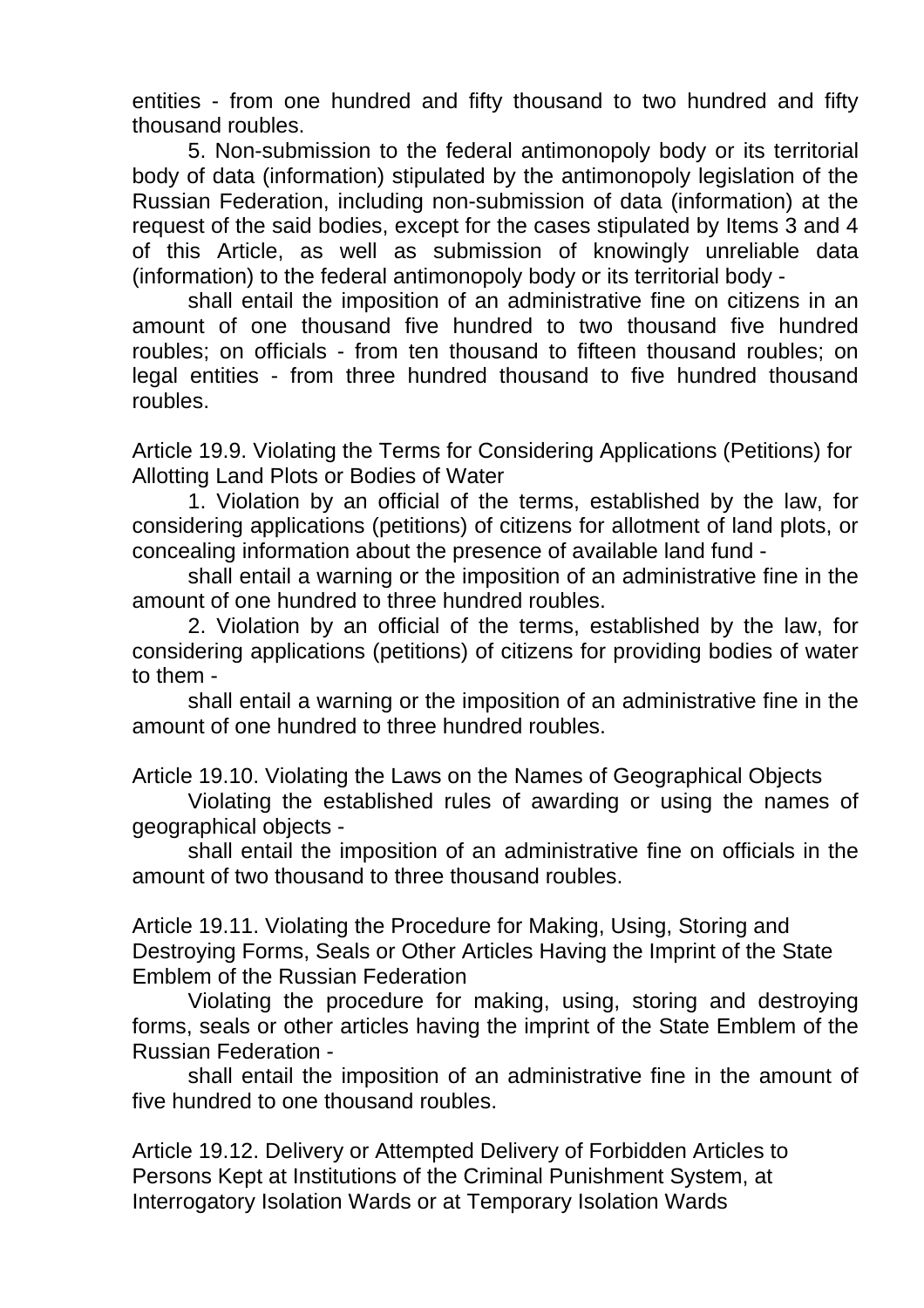entities - from one hundred and fifty thousand to two hundred and fifty thousand roubles.

5. Non-submission to the federal antimonopoly body or its territorial body of data (information) stipulated by the antimonopoly legislation of the Russian Federation, including non-submission of data (information) at the request of the said bodies, except for the cases stipulated by Items 3 and 4 of this Article, as well as submission of knowingly unreliable data (information) to the federal antimonopoly body or its territorial body -

shall entail the imposition of an administrative fine on citizens in an amount of one thousand five hundred to two thousand five hundred roubles; on officials - from ten thousand to fifteen thousand roubles; on legal entities - from three hundred thousand to five hundred thousand roubles.

Article 19.9. Violating the Terms for Considering Applications (Petitions) for Allotting Land Plots or Bodies of Water

1. Violation by an official of the terms, established by the law, for considering applications (petitions) of citizens for allotment of land plots, or concealing information about the presence of available land fund -

shall entail a warning or the imposition of an administrative fine in the amount of one hundred to three hundred roubles.

2. Violation by an official of the terms, established by the law, for considering applications (petitions) of citizens for providing bodies of water to them -

shall entail a warning or the imposition of an administrative fine in the amount of one hundred to three hundred roubles.

Article 19.10. Violating the Laws on the Names of Geographical Objects

Violating the established rules of awarding or using the names of geographical objects -

shall entail the imposition of an administrative fine on officials in the amount of two thousand to three thousand roubles.

Article 19.11. Violating the Procedure for Making, Using, Storing and Destroying Forms, Seals or Other Articles Having the Imprint of the State Emblem of the Russian Federation

Violating the procedure for making, using, storing and destroying forms, seals or other articles having the imprint of the State Emblem of the Russian Federation -

shall entail the imposition of an administrative fine in the amount of five hundred to one thousand roubles.

Article 19.12. Delivery or Attempted Delivery of Forbidden Articles to Persons Kept at Institutions of the Criminal Punishment System, at Interrogatory Isolation Wards or at Temporary Isolation Wards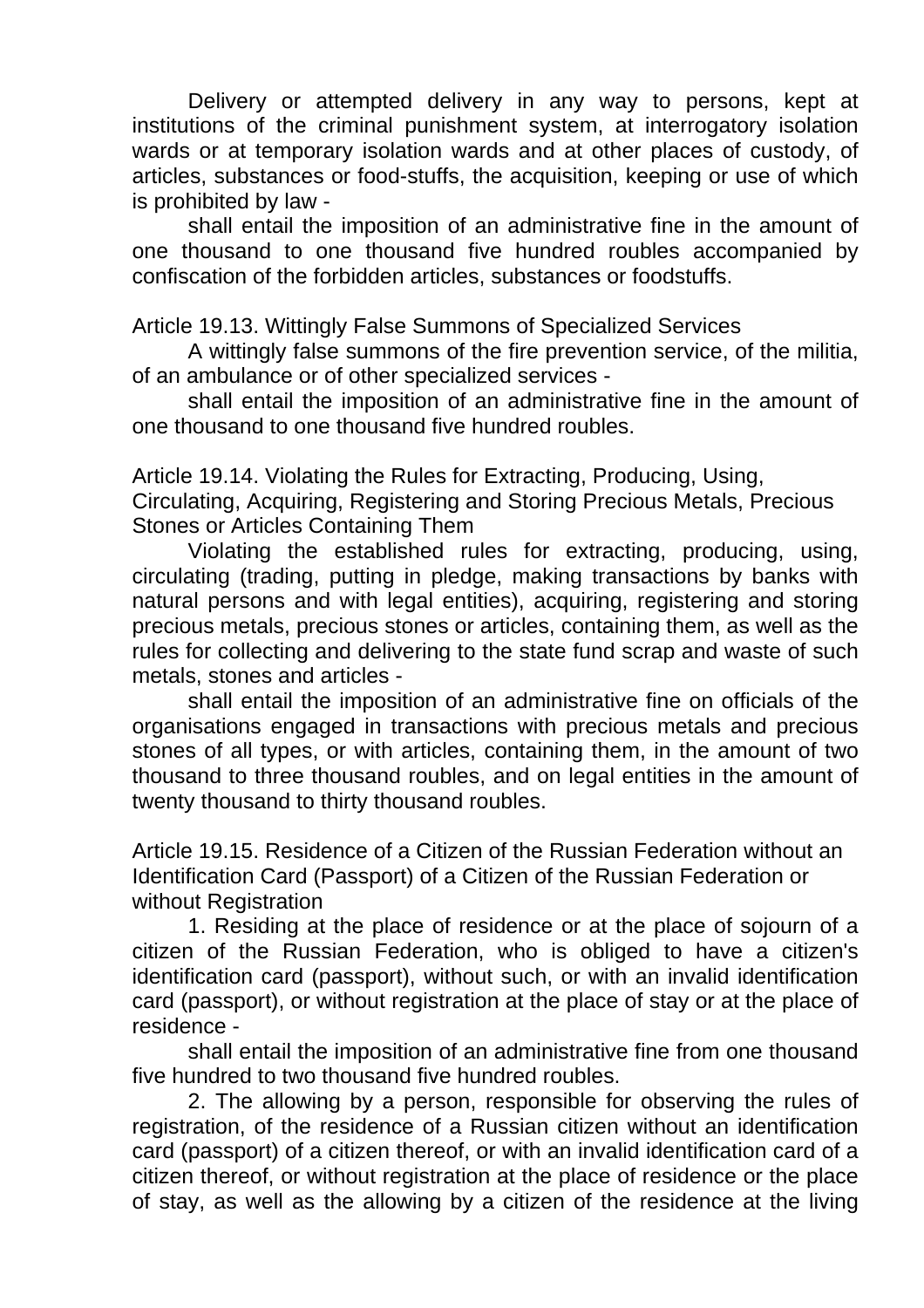Delivery or attempted delivery in any way to persons, kept at institutions of the criminal punishment system, at interrogatory isolation wards or at temporary isolation wards and at other places of custody, of articles, substances or food-stuffs, the acquisition, keeping or use of which is prohibited by law -

shall entail the imposition of an administrative fine in the amount of one thousand to one thousand five hundred roubles accompanied by confiscation of the forbidden articles, substances or foodstuffs.

Article 19.13. Wittingly False Summons of Specialized Services

A wittingly false summons of the fire prevention service, of the militia, of an ambulance or of other specialized services -

shall entail the imposition of an administrative fine in the amount of one thousand to one thousand five hundred roubles.

Article 19.14. Violating the Rules for Extracting, Producing, Using, Circulating, Acquiring, Registering and Storing Precious Metals, Precious Stones or Articles Containing Them

Violating the established rules for extracting, producing, using, circulating (trading, putting in pledge, making transactions by banks with natural persons and with legal entities), acquiring, registering and storing precious metals, precious stones or articles, containing them, as well as the rules for collecting and delivering to the state fund scrap and waste of such metals, stones and articles -

shall entail the imposition of an administrative fine on officials of the organisations engaged in transactions with precious metals and precious stones of all types, or with articles, containing them, in the amount of two thousand to three thousand roubles, and on legal entities in the amount of twenty thousand to thirty thousand roubles.

Article 19.15. Residence of a Citizen of the Russian Federation without an Identification Card (Passport) of a Citizen of the Russian Federation or without Registration

1. Residing at the place of residence or at the place of sojourn of a citizen of the Russian Federation, who is obliged to have a citizen's identification card (passport), without such, or with an invalid identification card (passport), or without registration at the place of stay or at the place of residence -

shall entail the imposition of an administrative fine from one thousand five hundred to two thousand five hundred roubles.

2. The allowing by a person, responsible for observing the rules of registration, of the residence of a Russian citizen without an identification card (passport) of a citizen thereof, or with an invalid identification card of a citizen thereof, or without registration at the place of residence or the place of stay, as well as the allowing by a citizen of the residence at the living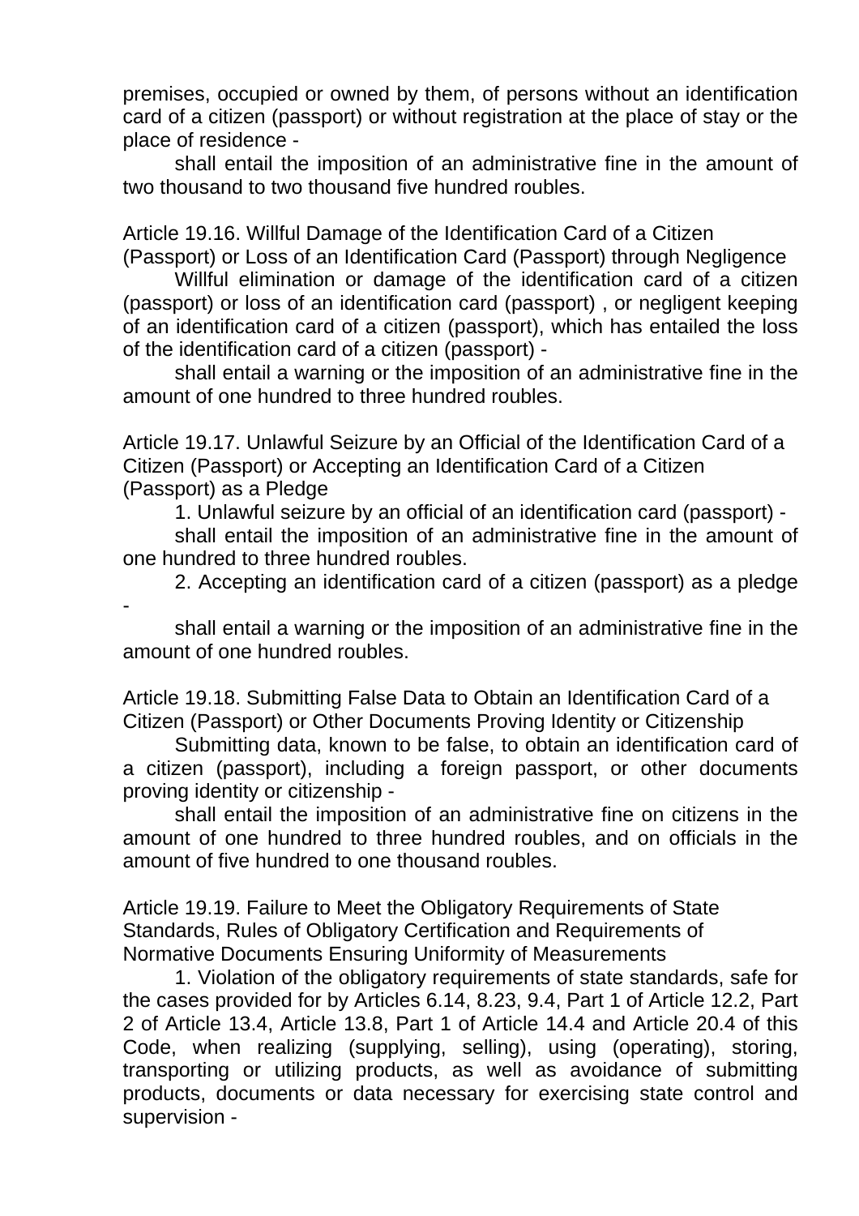premises, occupied or owned by them, of persons without an identification card of a citizen (passport) or without registration at the place of stay or the place of residence -

shall entail the imposition of an administrative fine in the amount of two thousand to two thousand five hundred roubles.

### Article 19.16. Willful Damage of the Identification Card of a Citizen (Passport) or Loss of an Identification Card (Passport) through Negligence

Willful elimination or damage of the identification card of a citizen (passport) or loss of an identification card (passport) , or negligent keeping of an identification card of a citizen (passport), which has entailed the loss of the identification card of a citizen (passport) -

shall entail a warning or the imposition of an administrative fine in the amount of one hundred to three hundred roubles.

### Article 19.17. Unlawful Seizure by an Official of the Identification Card of a Citizen (Passport) or Accepting an Identification Card of a Citizen (Passport) as a Pledge

1. Unlawful seizure by an official of an identification card (passport) -

shall entail the imposition of an administrative fine in the amount of one hundred to three hundred roubles.

2. Accepting an identification card of a citizen (passport) as a pledge -

shall entail a warning or the imposition of an administrative fine in the amount of one hundred roubles.

### Article 19.18. Submitting False Data to Obtain an Identification Card of a Citizen (Passport) or Other Documents Proving Identity or Citizenship

Submitting data, known to be false, to obtain an identification card of a citizen (passport), including a foreign passport, or other documents proving identity or citizenship -

shall entail the imposition of an administrative fine on citizens in the amount of one hundred to three hundred roubles, and on officials in the amount of five hundred to one thousand roubles.

### Article 19.19. Failure to Meet the Obligatory Requirements of State Standards, Rules of Obligatory Certification and Requirements of Normative Documents Ensuring Uniformity of Measurements

1. Violation of the obligatory requirements of state standards, safe for the cases provided for by Articles 6.14, 8.23, 9.4, Part 1 of Article 12.2, Part 2 of Article 13.4, Article 13.8, Part 1 of Article 14.4 and Article 20.4 of this Code, when realizing (supplying, selling), using (operating), storing, transporting or utilizing products, as well as avoidance of submitting products, documents or data necessary for exercising state control and supervision -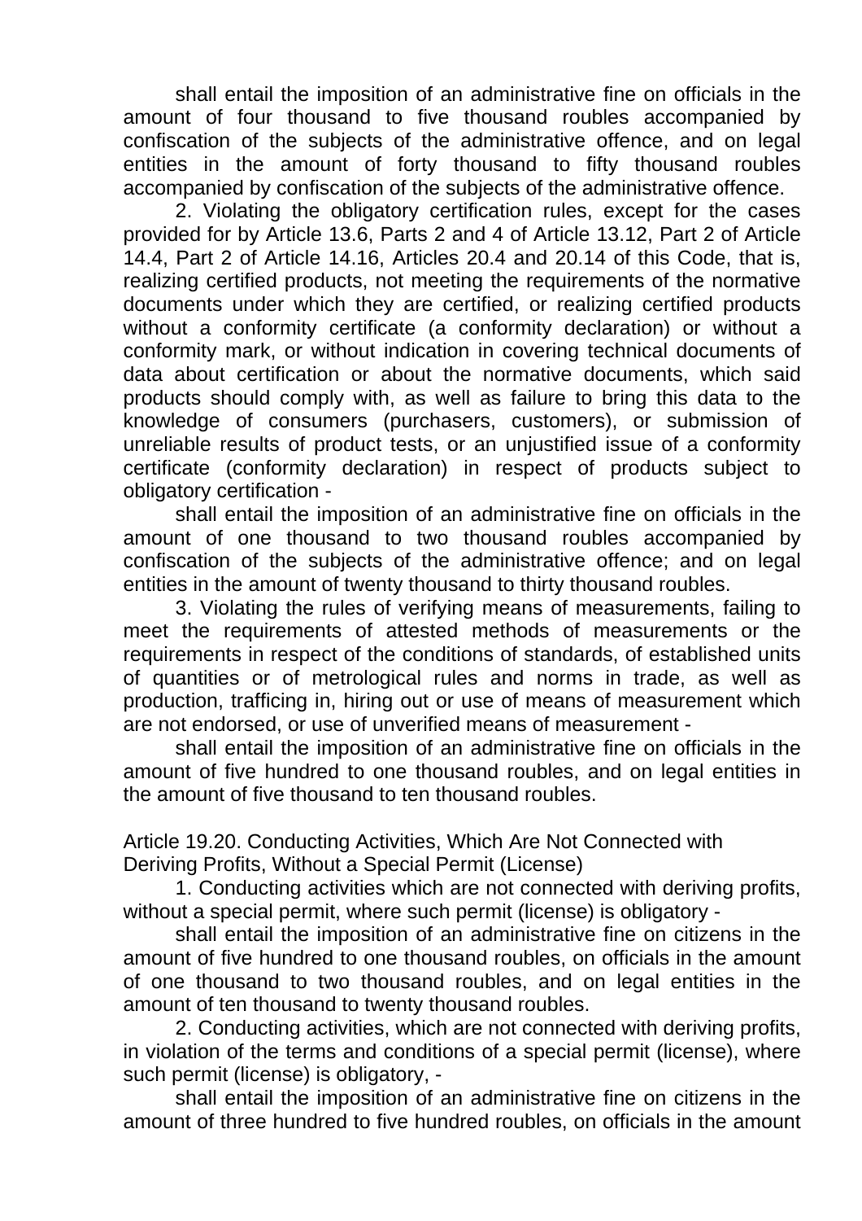shall entail the imposition of an administrative fine on officials in the amount of four thousand to five thousand roubles accompanied by confiscation of the subjects of the administrative offence, and on legal entities in the amount of forty thousand to fifty thousand roubles accompanied by confiscation of the subjects of the administrative offence.

2. Violating the obligatory certification rules, except for the cases provided for by Article 13.6, Parts 2 and 4 of Article 13.12, Part 2 of Article 14.4, Part 2 of Article 14.16, Articles 20.4 and 20.14 of this Code, that is, realizing certified products, not meeting the requirements of the normative documents under which they are certified, or realizing certified products without a conformity certificate (a conformity declaration) or without a conformity mark, or without indication in covering technical documents of data about certification or about the normative documents, which said products should comply with, as well as failure to bring this data to the knowledge of consumers (purchasers, customers), or submission of unreliable results of product tests, or an unjustified issue of a conformity certificate (conformity declaration) in respect of products subject to obligatory certification -

shall entail the imposition of an administrative fine on officials in the amount of one thousand to two thousand roubles accompanied by confiscation of the subjects of the administrative offence; and on legal entities in the amount of twenty thousand to thirty thousand roubles.

3. Violating the rules of verifying means of measurements, failing to meet the requirements of attested methods of measurements or the requirements in respect of the conditions of standards, of established units of quantities or of metrological rules and norms in trade, as well as production, trafficing in, hiring out or use of means of measurement which are not endorsed, or use of unverified means of measurement -

shall entail the imposition of an administrative fine on officials in the amount of five hundred to one thousand roubles, and on legal entities in the amount of five thousand to ten thousand roubles.

### Article 19.20. Conducting Activities, Which Are Not Connected with Deriving Profits, Without a Special Permit (License)

1. Conducting activities which are not connected with deriving profits, without a special permit, where such permit (license) is obligatory -

shall entail the imposition of an administrative fine on citizens in the amount of five hundred to one thousand roubles, on officials in the amount of one thousand to two thousand roubles, and on legal entities in the amount of ten thousand to twenty thousand roubles.

2. Conducting activities, which are not connected with deriving profits, in violation of the terms and conditions of a special permit (license), where such permit (license) is obligatory, -

shall entail the imposition of an administrative fine on citizens in the amount of three hundred to five hundred roubles, on officials in the amount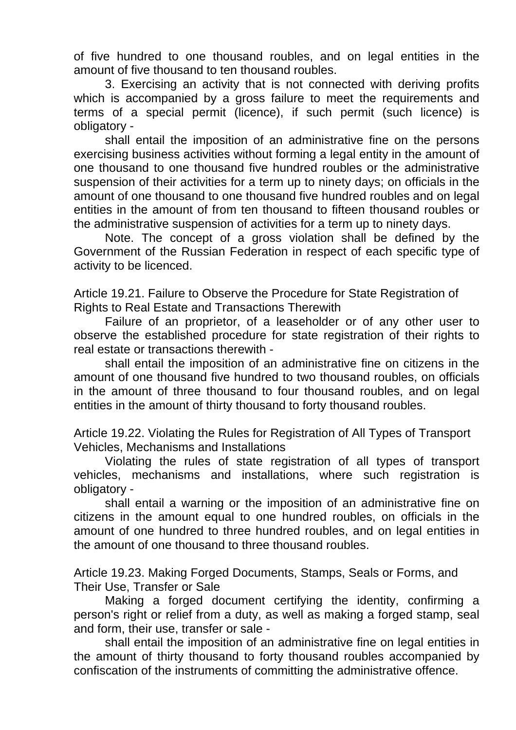of five hundred to one thousand roubles, and on legal entities in the amount of five thousand to ten thousand roubles.

3. Exercising an activity that is not connected with deriving profits which is accompanied by a gross failure to meet the requirements and terms of a special permit (licence), if such permit (such licence) is obligatory -

shall entail the imposition of an administrative fine on the persons exercising business activities without forming a legal entity in the amount of one thousand to one thousand five hundred roubles or the administrative suspension of their activities for a term up to ninety days; on officials in the amount of one thousand to one thousand five hundred roubles and on legal entities in the amount of from ten thousand to fifteen thousand roubles or the administrative suspension of activities for a term up to ninety days.

Note. The concept of a gross violation shall be defined by the Government of the Russian Federation in respect of each specific type of activity to be licenced.

## Article 19.21. Failure to Observe the Procedure for State Registration of Rights to Real Estate and Transactions Therewith

Failure of an proprietor, of a leaseholder or of any other user to observe the established procedure for state registration of their rights to real estate or transactions therewith -

shall entail the imposition of an administrative fine on citizens in the amount of one thousand five hundred to two thousand roubles, on officials in the amount of three thousand to four thousand roubles, and on legal entities in the amount of thirty thousand to forty thousand roubles.

## Article 19.22. Violating the Rules for Registration of All Types of Transport Vehicles, Mechanisms and Installations

Violating the rules of state registration of all types of transport vehicles, mechanisms and installations, where such registration is obligatory -

shall entail a warning or the imposition of an administrative fine on citizens in the amount equal to one hundred roubles, on officials in the amount of one hundred to three hundred roubles, and on legal entities in the amount of one thousand to three thousand roubles.

## Article 19.23. Making Forged Documents, Stamps, Seals or Forms, and Their Use, Transfer or Sale

Making a forged document certifying the identity, confirming a person's right or relief from a duty, as well as making a forged stamp, seal and form, their use, transfer or sale -

shall entail the imposition of an administrative fine on legal entities in the amount of thirty thousand to forty thousand roubles accompanied by confiscation of the instruments of committing the administrative offence.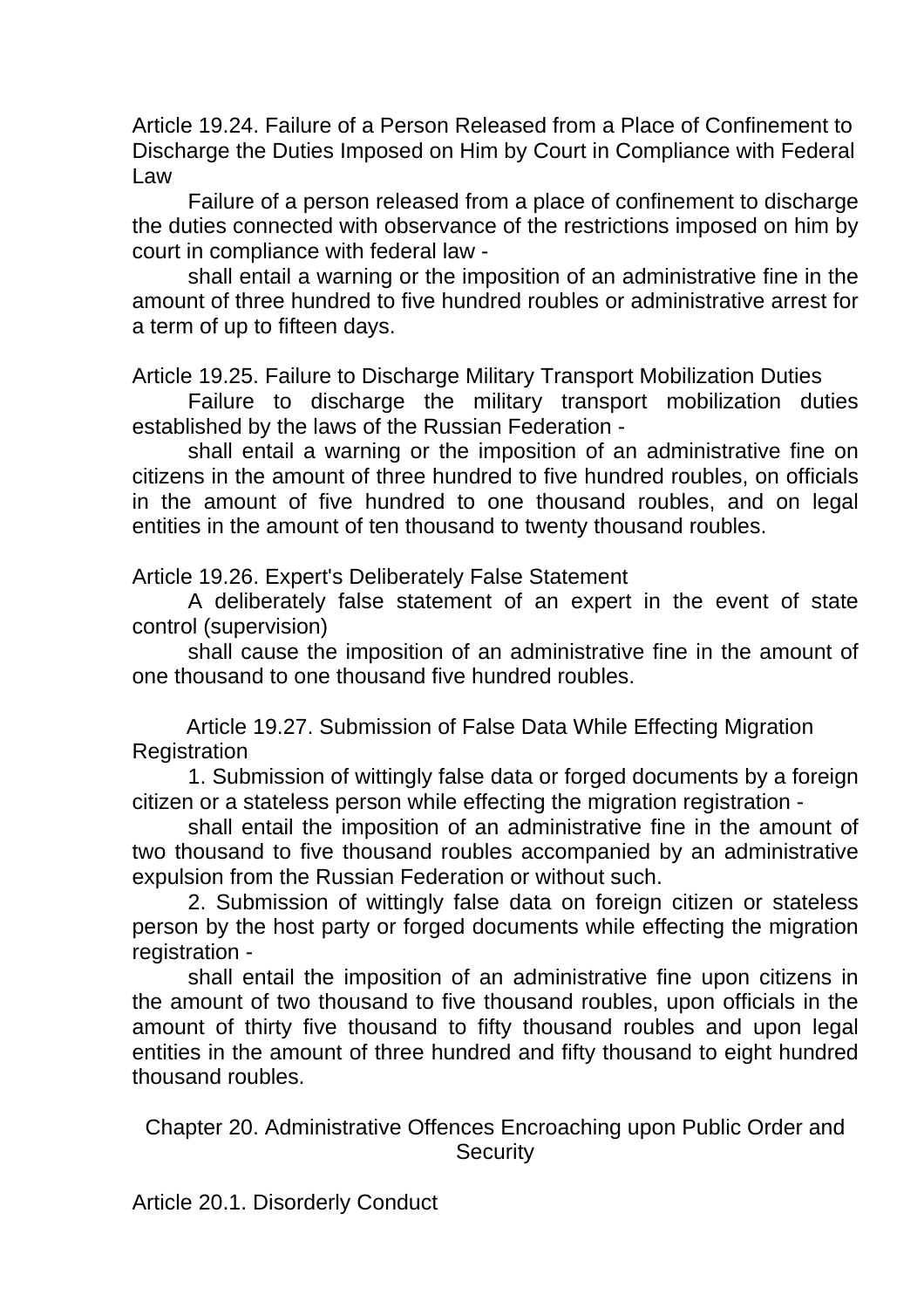### Article 19.24. Failure of a Person Released from a Place of Confinement to Discharge the Duties Imposed on Him by Court in Compliance with Federal Law

Failure of a person released from a place of confinement to discharge the duties connected with observance of the restrictions imposed on him by court in compliance with federal law -

shall entail a warning or the imposition of an administrative fine in the amount of three hundred to five hundred roubles or administrative arrest for a term of up to fifteen days.

### Article 19.25. Failure to Discharge Military Transport Mobilization Duties

Failure to discharge the military transport mobilization duties established by the laws of the Russian Federation -

shall entail a warning or the imposition of an administrative fine on citizens in the amount of three hundred to five hundred roubles, on officials in the amount of five hundred to one thousand roubles, and on legal entities in the amount of ten thousand to twenty thousand roubles.

### Article 19.26. Expert's Deliberately False Statement

A deliberately false statement of an expert in the event of state control (supervision)

shall cause the imposition of an administrative fine in the amount of one thousand to one thousand five hundred roubles.

### Article 19.27. Submission of False Data While Effecting Migration Registration

1. Submission of wittingly false data or forged documents by a foreign citizen or a stateless person while effecting the migration registration -

shall entail the imposition of an administrative fine in the amount of two thousand to five thousand roubles accompanied by an administrative expulsion from the Russian Federation or without such.

2. Submission of wittingly false data on foreign citizen or stateless person by the host party or forged documents while effecting the migration registration -

shall entail the imposition of an administrative fine upon citizens in the amount of two thousand to five thousand roubles, upon officials in the amount of thirty five thousand to fifty thousand roubles and upon legal entities in the amount of three hundred and fifty thousand to eight hundred thousand roubles.

## Chapter 20. Administrative Offences Encroaching upon Public Order and Security

### Article 20.1. Disorderly Conduct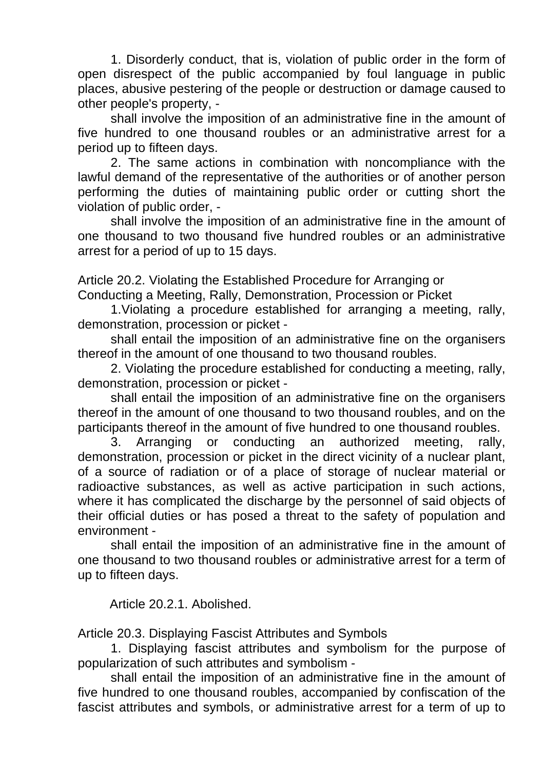1. Disorderly conduct, that is, violation of public order in the form of open disrespect of the public accompanied by foul language in public places, abusive pestering of the people or destruction or damage caused to other people's property, -

shall involve the imposition of an administrative fine in the amount of five hundred to one thousand roubles or an administrative arrest for a period up to fifteen days.

2. The same actions in combination with noncompliance with the lawful demand of the representative of the authorities or of another person performing the duties of maintaining public order or cutting short the violation of public order, -

shall involve the imposition of an administrative fine in the amount of one thousand to two thousand five hundred roubles or an administrative arrest for a period of up to 15 days.

Article 20.2. Violating the Established Procedure for Arranging or Conducting a Meeting, Rally, Demonstration, Procession or Picket

1.Violating a procedure established for arranging a meeting, rally, demonstration, procession or picket -

shall entail the imposition of an administrative fine on the organisers thereof in the amount of one thousand to two thousand roubles.

2. Violating the procedure established for conducting a meeting, rally, demonstration, procession or picket -

shall entail the imposition of an administrative fine on the organisers thereof in the amount of one thousand to two thousand roubles, and on the participants thereof in the amount of five hundred to one thousand roubles.

3. Arranging or conducting an authorized meeting, rally, demonstration, procession or picket in the direct vicinity of a nuclear plant, of a source of radiation or of a place of storage of nuclear material or radioactive substances, as well as active participation in such actions, where it has complicated the discharge by the personnel of said objects of their official duties or has posed a threat to the safety of population and environment -

shall entail the imposition of an administrative fine in the amount of one thousand to two thousand roubles or administrative arrest for a term of up to fifteen days.

Article 20.2.1. Abolished.

Article 20.3. Displaying Fascist Attributes and Symbols

1. Displaying fascist attributes and symbolism for the purpose of popularization of such attributes and symbolism -

shall entail the imposition of an administrative fine in the amount of five hundred to one thousand roubles, accompanied by confiscation of the fascist attributes and symbols, or administrative arrest for a term of up to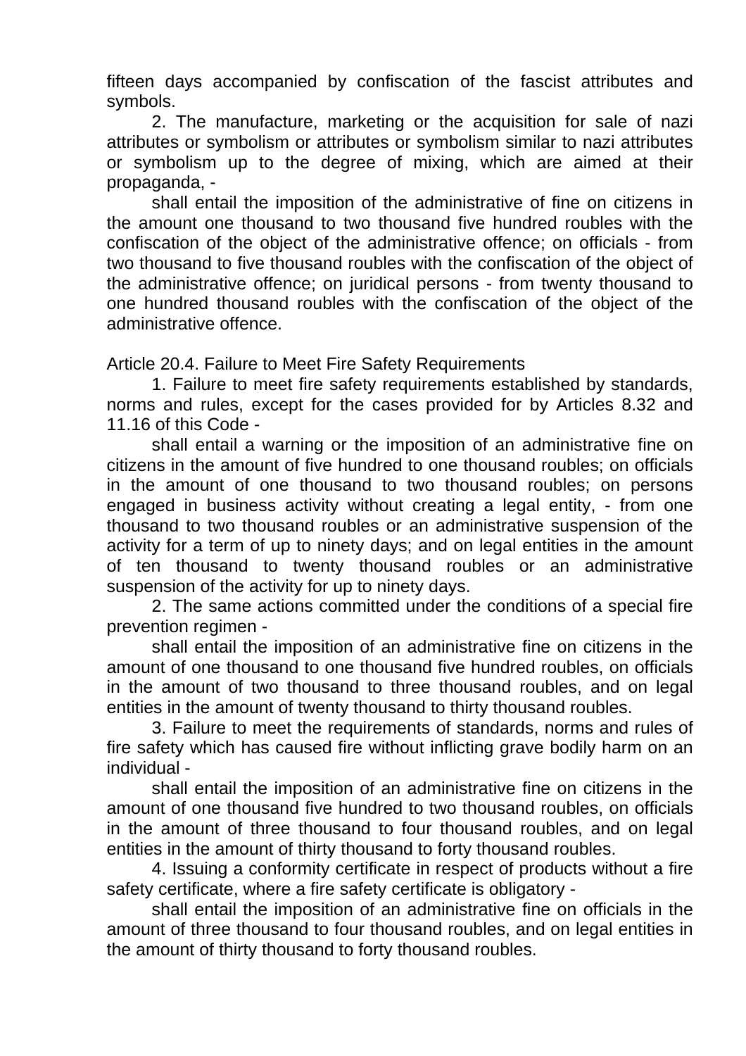fifteen days accompanied by confiscation of the fascist attributes and symbols.

2. The manufacture, marketing or the acquisition for sale of nazi attributes or symbolism or attributes or symbolism similar to nazi attributes or symbolism up to the degree of mixing, which are aimed at their propaganda, -

shall entail the imposition of the administrative of fine on citizens in the amount one thousand to two thousand five hundred roubles with the confiscation of the object of the administrative offence; on officials - from two thousand to five thousand roubles with the confiscation of the object of the administrative offence; on juridical persons - from twenty thousand to one hundred thousand roubles with the confiscation of the object of the administrative offence.

Article 20.4. Failure to Meet Fire Safety Requirements

1. Failure to meet fire safety requirements established by standards, norms and rules, except for the cases provided for by Articles 8.32 and 11.16 of this Code -

shall entail a warning or the imposition of an administrative fine on citizens in the amount of five hundred to one thousand roubles; on officials in the amount of one thousand to two thousand roubles; on persons engaged in business activity without creating a legal entity, - from one thousand to two thousand roubles or an administrative suspension of the activity for a term of up to ninety days; and on legal entities in the amount of ten thousand to twenty thousand roubles or an administrative suspension of the activity for up to ninety days.

2. The same actions committed under the conditions of a special fire prevention regimen -

shall entail the imposition of an administrative fine on citizens in the amount of one thousand to one thousand five hundred roubles, on officials in the amount of two thousand to three thousand roubles, and on legal entities in the amount of twenty thousand to thirty thousand roubles.

3. Failure to meet the requirements of standards, norms and rules of fire safety which has caused fire without inflicting grave bodily harm on an individual -

shall entail the imposition of an administrative fine on citizens in the amount of one thousand five hundred to two thousand roubles, on officials in the amount of three thousand to four thousand roubles, and on legal entities in the amount of thirty thousand to forty thousand roubles.

4. Issuing a conformity certificate in respect of products without a fire safety certificate, where a fire safety certificate is obligatory -

shall entail the imposition of an administrative fine on officials in the amount of three thousand to four thousand roubles, and on legal entities in the amount of thirty thousand to forty thousand roubles.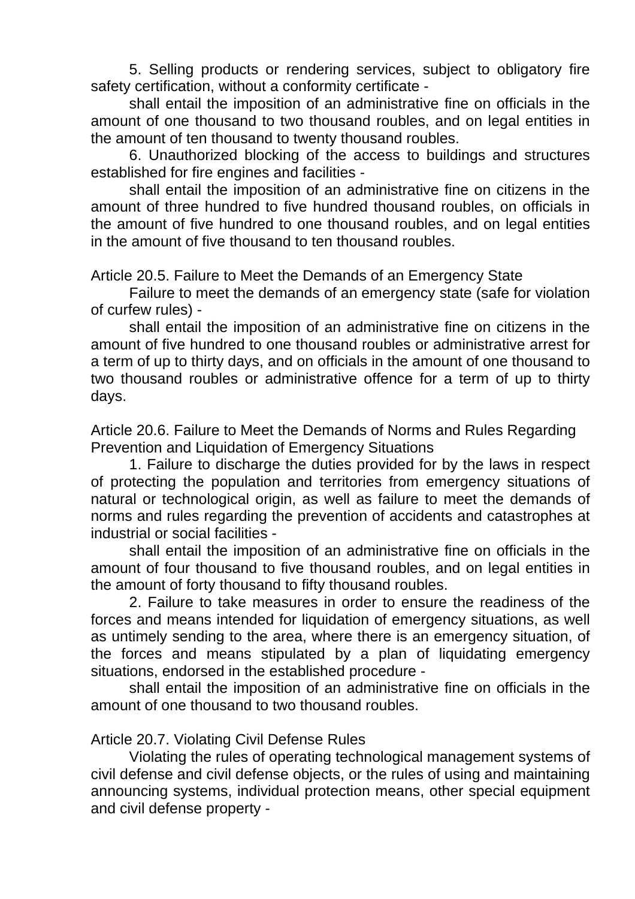5. Selling products or rendering services, subject to obligatory fire safety certification, without a conformity certificate -

shall entail the imposition of an administrative fine on officials in the amount of one thousand to two thousand roubles, and on legal entities in the amount of ten thousand to twenty thousand roubles.

6. Unauthorized blocking of the access to buildings and structures established for fire engines and facilities -

shall entail the imposition of an administrative fine on citizens in the amount of three hundred to five hundred thousand roubles, on officials in the amount of five hundred to one thousand roubles, and on legal entities in the amount of five thousand to ten thousand roubles.

## Article 20.5. Failure to Meet the Demands of an Emergency State

Failure to meet the demands of an emergency state (safe for violation of curfew rules) -

shall entail the imposition of an administrative fine on citizens in the amount of five hundred to one thousand roubles or administrative arrest for a term of up to thirty days, and on officials in the amount of one thousand to two thousand roubles or administrative offence for a term of up to thirty days.

## Article 20.6. Failure to Meet the Demands of Norms and Rules Regarding Prevention and Liquidation of Emergency Situations

1. Failure to discharge the duties provided for by the laws in respect of protecting the population and territories from emergency situations of natural or technological origin, as well as failure to meet the demands of norms and rules regarding the prevention of accidents and catastrophes at industrial or social facilities -

shall entail the imposition of an administrative fine on officials in the amount of four thousand to five thousand roubles, and on legal entities in the amount of forty thousand to fifty thousand roubles.

2. Failure to take measures in order to ensure the readiness of the forces and means intended for liquidation of emergency situations, as well as untimely sending to the area, where there is an emergency situation, of the forces and means stipulated by a plan of liquidating emergency situations, endorsed in the established procedure -

shall entail the imposition of an administrative fine on officials in the amount of one thousand to two thousand roubles.

## Article 20.7. Violating Civil Defense Rules

Violating the rules of operating technological management systems of civil defense and civil defense objects, or the rules of using and maintaining announcing systems, individual protection means, other special equipment and civil defense property -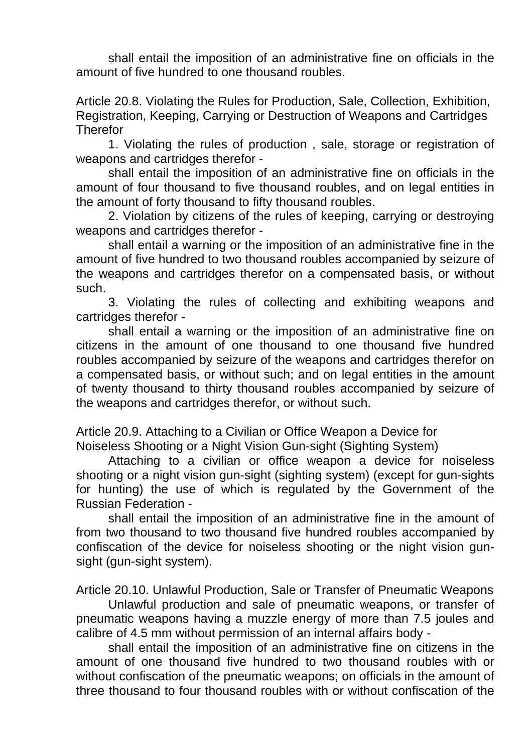shall entail the imposition of an administrative fine on officials in the amount of five hundred to one thousand roubles.

Article 20.8. Violating the Rules for Production, Sale, Collection, Exhibition, Registration, Keeping, Carrying or Destruction of Weapons and Cartridges Therefor

1. Violating the rules of production , sale, storage or registration of weapons and cartridges therefor -

shall entail the imposition of an administrative fine on officials in the amount of four thousand to five thousand roubles, and on legal entities in the amount of forty thousand to fifty thousand roubles.

2. Violation by citizens of the rules of keeping, carrying or destroying weapons and cartridges therefor -

shall entail a warning or the imposition of an administrative fine in the amount of five hundred to two thousand roubles accompanied by seizure of the weapons and cartridges therefor on a compensated basis, or without such.

3. Violating the rules of collecting and exhibiting weapons and cartridges therefor -

shall entail a warning or the imposition of an administrative fine on citizens in the amount of one thousand to one thousand five hundred roubles accompanied by seizure of the weapons and cartridges therefor on a compensated basis, or without such; and on legal entities in the amount of twenty thousand to thirty thousand roubles accompanied by seizure of the weapons and cartridges therefor, or without such.

Article 20.9. Attaching to a Civilian or Office Weapon a Device for Noiseless Shooting or a Night Vision Gun-sight (Sighting System)

Attaching to a civilian or office weapon a device for noiseless shooting or a night vision gun-sight (sighting system) (except for gun-sights for hunting) the use of which is regulated by the Government of the Russian Federation -

shall entail the imposition of an administrative fine in the amount of from two thousand to two thousand five hundred roubles accompanied by confiscation of the device for noiseless shooting or the night vision gun-sight (gun-sight system).

Article 20.10. Unlawful Production, Sale or Transfer of Pneumatic Weapons

Unlawful production and sale of pneumatic weapons, or transfer of pneumatic weapons having a muzzle energy of more than 7.5 joules and calibre of 4.5 mm without permission of an internal affairs body -

shall entail the imposition of an administrative fine on citizens in the amount of one thousand five hundred to two thousand roubles with or without confiscation of the pneumatic weapons; on officials in the amount of three thousand to four thousand roubles with or without confiscation of the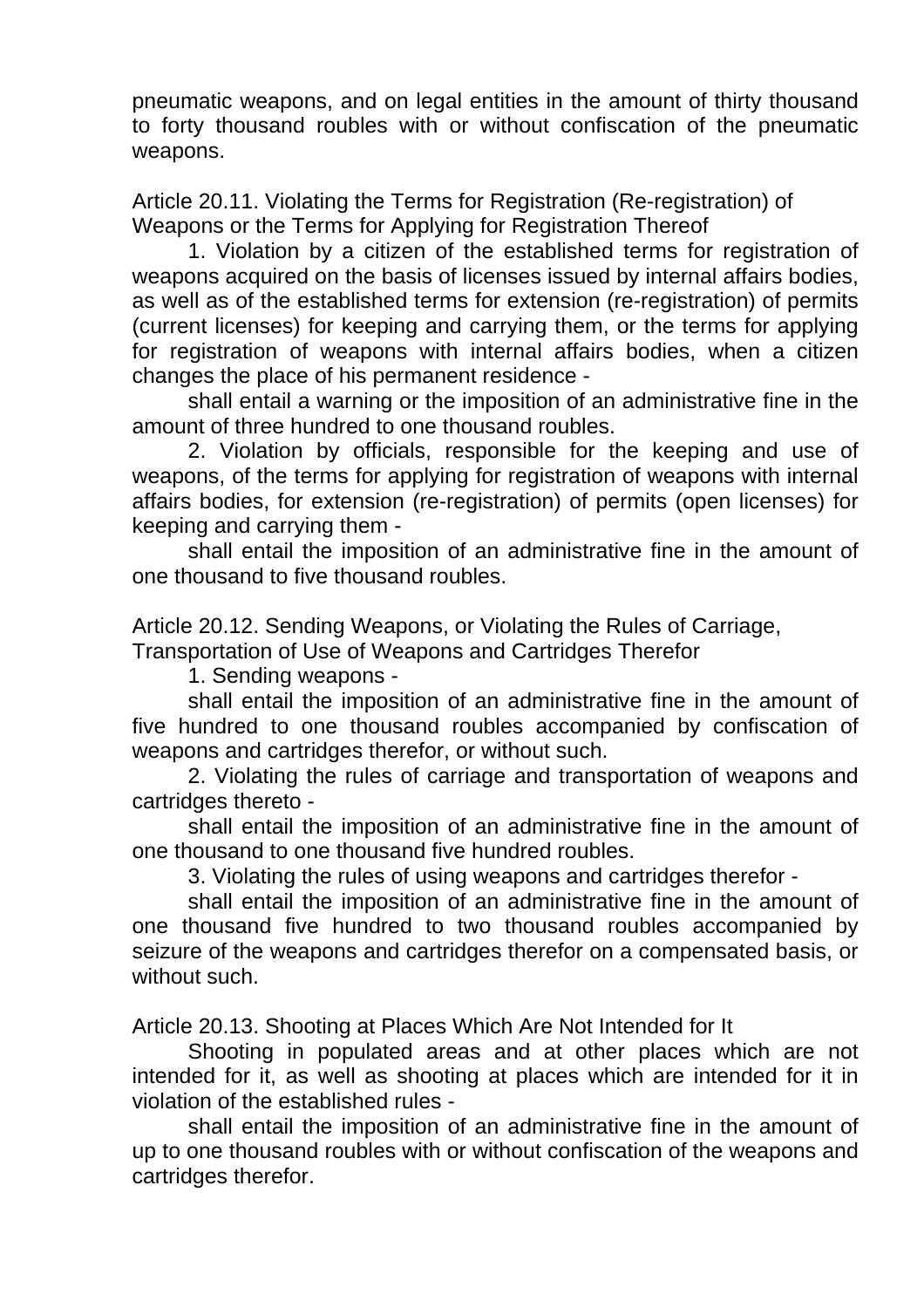pneumatic weapons, and on legal entities in the amount of thirty thousand to forty thousand roubles with or without confiscation of the pneumatic weapons.

Article 20.11. Violating the Terms for Registration (Re-registration) of Weapons or the Terms for Applying for Registration Thereof

1. Violation by a citizen of the established terms for registration of weapons acquired on the basis of licenses issued by internal affairs bodies, as well as of the established terms for extension (re-registration) of permits (current licenses) for keeping and carrying them, or the terms for applying for registration of weapons with internal affairs bodies, when a citizen changes the place of his permanent residence -

shall entail a warning or the imposition of an administrative fine in the amount of three hundred to one thousand roubles.

2. Violation by officials, responsible for the keeping and use of weapons, of the terms for applying for registration of weapons with internal affairs bodies, for extension (re-registration) of permits (open licenses) for keeping and carrying them -

shall entail the imposition of an administrative fine in the amount of one thousand to five thousand roubles.

Article 20.12. Sending Weapons, or Violating the Rules of Carriage, Transportation of Use of Weapons and Cartridges Therefor

1. Sending weapons -

shall entail the imposition of an administrative fine in the amount of five hundred to one thousand roubles accompanied by confiscation of weapons and cartridges therefor, or without such.

2. Violating the rules of carriage and transportation of weapons and cartridges thereto -

shall entail the imposition of an administrative fine in the amount of one thousand to one thousand five hundred roubles.

3. Violating the rules of using weapons and cartridges therefor -

shall entail the imposition of an administrative fine in the amount of one thousand five hundred to two thousand roubles accompanied by seizure of the weapons and cartridges therefor on a compensated basis, or without such.

Article 20.13. Shooting at Places Which Are Not Intended for It

Shooting in populated areas and at other places which are not intended for it, as well as shooting at places which are intended for it in violation of the established rules -

shall entail the imposition of an administrative fine in the amount of up to one thousand roubles with or without confiscation of the weapons and cartridges therefor.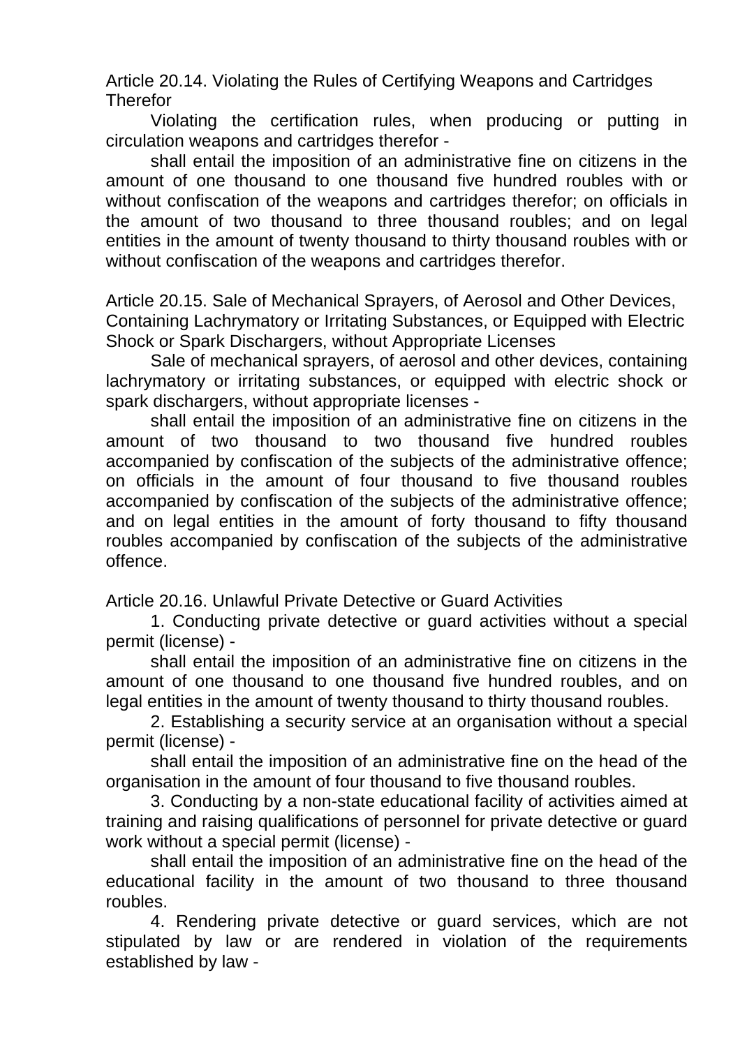Article 20.14. Violating the Rules of Certifying Weapons and Cartridges Therefor

Violating the certification rules, when producing or putting in circulation weapons and cartridges therefor -

shall entail the imposition of an administrative fine on citizens in the amount of one thousand to one thousand five hundred roubles with or without confiscation of the weapons and cartridges therefor; on officials in the amount of two thousand to three thousand roubles; and on legal entities in the amount of twenty thousand to thirty thousand roubles with or without confiscation of the weapons and cartridges therefor.

Article 20.15. Sale of Mechanical Sprayers, of Aerosol and Other Devices, Containing Lachrymatory or Irritating Substances, or Equipped with Electric Shock or Spark Dischargers, without Appropriate Licenses

Sale of mechanical sprayers, of aerosol and other devices, containing lachrymatory or irritating substances, or equipped with electric shock or spark dischargers, without appropriate licenses -

shall entail the imposition of an administrative fine on citizens in the amount of two thousand to two thousand five hundred roubles accompanied by confiscation of the subjects of the administrative offence; on officials in the amount of four thousand to five thousand roubles accompanied by confiscation of the subjects of the administrative offence; and on legal entities in the amount of forty thousand to fifty thousand roubles accompanied by confiscation of the subjects of the administrative offence.

Article 20.16. Unlawful Private Detective or Guard Activities

1. Conducting private detective or guard activities without a special permit (license) -

shall entail the imposition of an administrative fine on citizens in the amount of one thousand to one thousand five hundred roubles, and on legal entities in the amount of twenty thousand to thirty thousand roubles.

2. Establishing a security service at an organisation without a special permit (license) -

shall entail the imposition of an administrative fine on the head of the organisation in the amount of four thousand to five thousand roubles.

3. Conducting by a non-state educational facility of activities aimed at training and raising qualifications of personnel for private detective or guard work without a special permit (license) -

shall entail the imposition of an administrative fine on the head of the educational facility in the amount of two thousand to three thousand roubles.

4. Rendering private detective or guard services, which are not stipulated by law or are rendered in violation of the requirements established by law -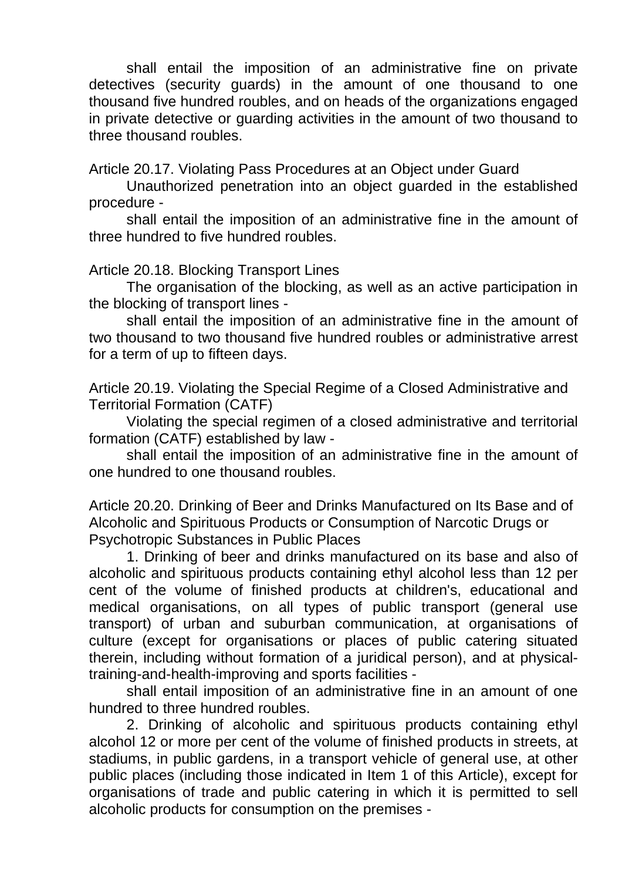shall entail the imposition of an administrative fine on private detectives (security guards) in the amount of one thousand to one thousand five hundred roubles, and on heads of the organizations engaged in private detective or guarding activities in the amount of two thousand to three thousand roubles.

Article 20.17. Violating Pass Procedures at an Object under Guard

Unauthorized penetration into an object guarded in the established procedure -

shall entail the imposition of an administrative fine in the amount of three hundred to five hundred roubles.

Article 20.18. Blocking Transport Lines

The organisation of the blocking, as well as an active participation in the blocking of transport lines -

shall entail the imposition of an administrative fine in the amount of two thousand to two thousand five hundred roubles or administrative arrest for a term of up to fifteen days.

Article 20.19. Violating the Special Regime of a Closed Administrative and Territorial Formation (CATF)

Violating the special regimen of a closed administrative and territorial formation (CATF) established by law -

shall entail the imposition of an administrative fine in the amount of one hundred to one thousand roubles.

Article 20.20. Drinking of Beer and Drinks Manufactured on Its Base and of Alcoholic and Spirituous Products or Consumption of Narcotic Drugs or Psychotropic Substances in Public Places

1. Drinking of beer and drinks manufactured on its base and also of alcoholic and spirituous products containing ethyl alcohol less than 12 per cent of the volume of finished products at children's, educational and medical organisations, on all types of public transport (general use transport) of urban and suburban communication, at organisations of culture (except for organisations or places of public catering situated therein, including without formation of a juridical person), and at physical-training-and-health-improving and sports facilities -

shall entail imposition of an administrative fine in an amount of one hundred to three hundred roubles.

2. Drinking of alcoholic and spirituous products containing ethyl alcohol 12 or more per cent of the volume of finished products in streets, at stadiums, in public gardens, in a transport vehicle of general use, at other public places (including those indicated in Item 1 of this Article), except for organisations of trade and public catering in which it is permitted to sell alcoholic products for consumption on the premises -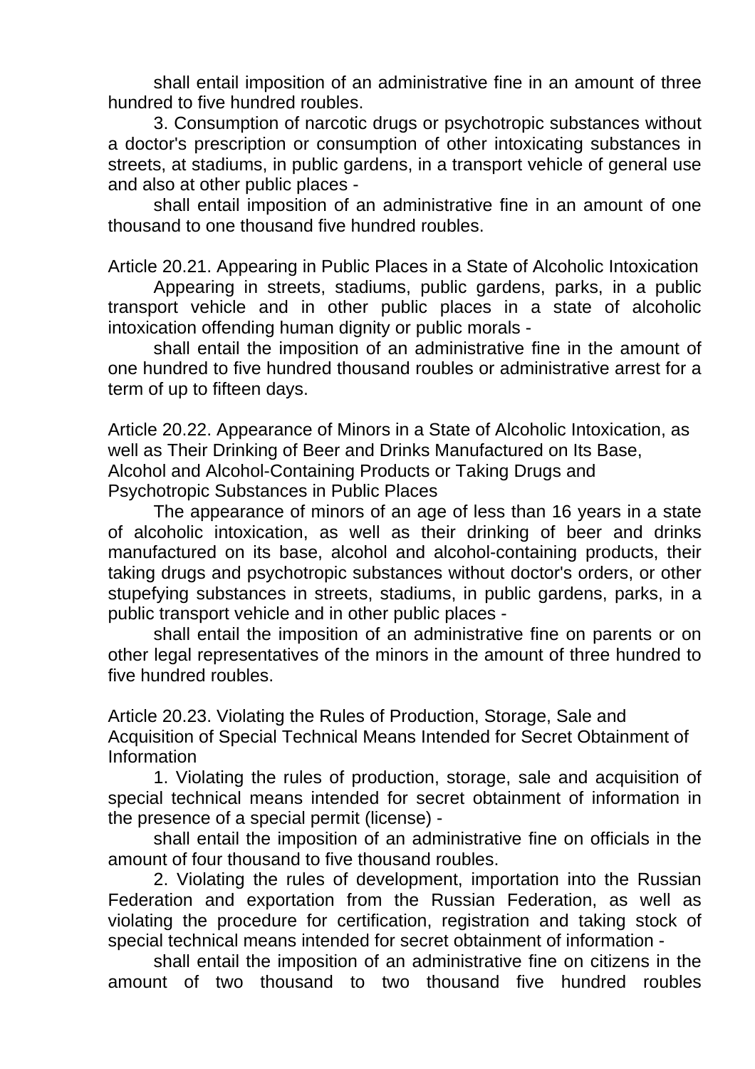shall entail imposition of an administrative fine in an amount of three hundred to five hundred roubles.

3. Consumption of narcotic drugs or psychotropic substances without a doctor's prescription or consumption of other intoxicating substances in streets, at stadiums, in public gardens, in a transport vehicle of general use and also at other public places -

shall entail imposition of an administrative fine in an amount of one thousand to one thousand five hundred roubles.

Article 20.21. Appearing in Public Places in a State of Alcoholic Intoxication

Appearing in streets, stadiums, public gardens, parks, in a public transport vehicle and in other public places in a state of alcoholic intoxication offending human dignity or public morals -

shall entail the imposition of an administrative fine in the amount of one hundred to five hundred thousand roubles or administrative arrest for a term of up to fifteen days.

Article 20.22. Appearance of Minors in a State of Alcoholic Intoxication, as well as Their Drinking of Beer and Drinks Manufactured on Its Base, Alcohol and Alcohol-Containing Products or Taking Drugs and Psychotropic Substances in Public Places

The appearance of minors of an age of less than 16 years in a state of alcoholic intoxication, as well as their drinking of beer and drinks manufactured on its base, alcohol and alcohol-containing products, their taking drugs and psychotropic substances without doctor's orders, or other stupefying substances in streets, stadiums, in public gardens, parks, in a public transport vehicle and in other public places -

shall entail the imposition of an administrative fine on parents or on other legal representatives of the minors in the amount of three hundred to five hundred roubles.

Article 20.23. Violating the Rules of Production, Storage, Sale and Acquisition of Special Technical Means Intended for Secret Obtainment of Information

1. Violating the rules of production, storage, sale and acquisition of special technical means intended for secret obtainment of information in the presence of a special permit (license) -

shall entail the imposition of an administrative fine on officials in the amount of four thousand to five thousand roubles.

2. Violating the rules of development, importation into the Russian Federation and exportation from the Russian Federation, as well as violating the procedure for certification, registration and taking stock of special technical means intended for secret obtainment of information -

shall entail the imposition of an administrative fine on citizens in the amount of two thousand to two thousand five hundred roubles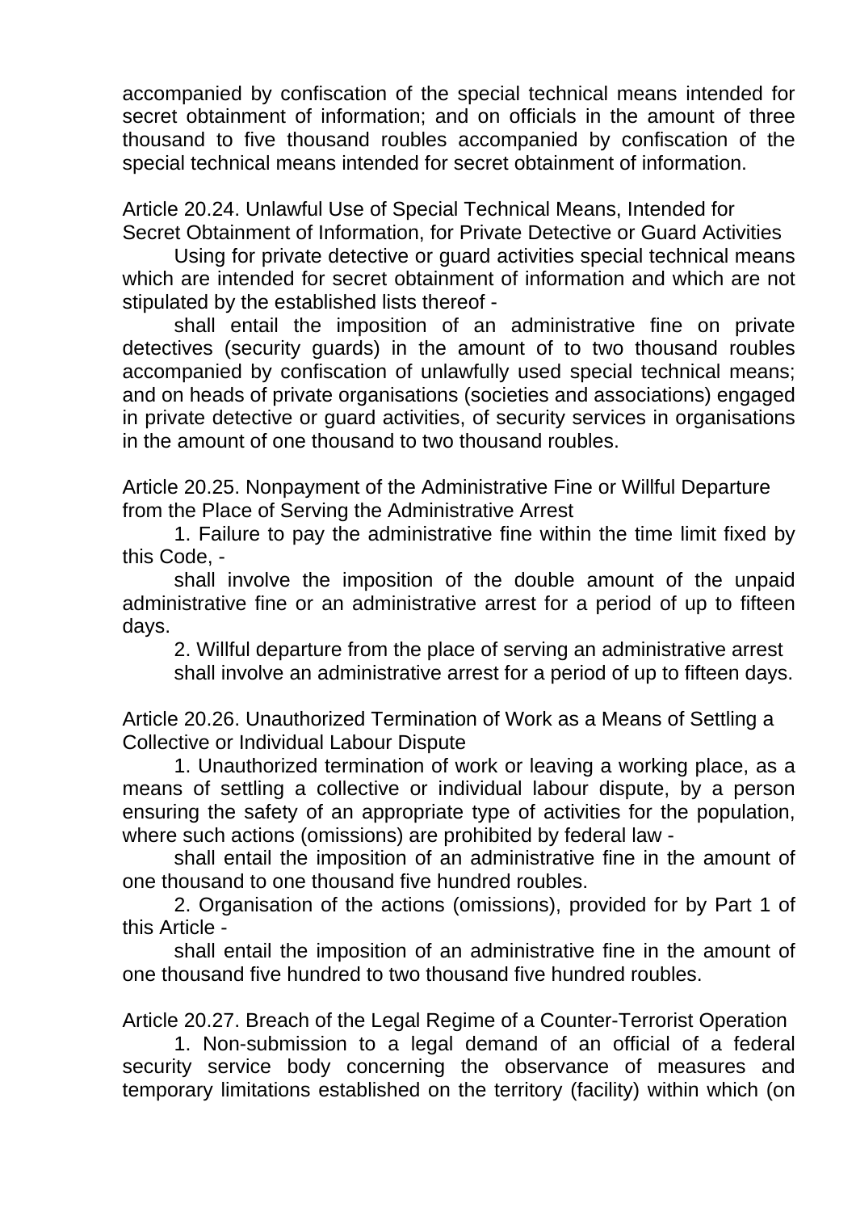accompanied by confiscation of the special technical means intended for secret obtainment of information; and on officials in the amount of three thousand to five thousand roubles accompanied by confiscation of the special technical means intended for secret obtainment of information.

Article 20.24. Unlawful Use of Special Technical Means, Intended for Secret Obtainment of Information, for Private Detective or Guard Activities

Using for private detective or guard activities special technical means which are intended for secret obtainment of information and which are not stipulated by the established lists thereof -

shall entail the imposition of an administrative fine on private detectives (security guards) in the amount of to two thousand roubles accompanied by confiscation of unlawfully used special technical means; and on heads of private organisations (societies and associations) engaged in private detective or guard activities, of security services in organisations in the amount of one thousand to two thousand roubles.

Article 20.25. Nonpayment of the Administrative Fine or Willful Departure from the Place of Serving the Administrative Arrest

1. Failure to pay the administrative fine within the time limit fixed by this Code, -

shall involve the imposition of the double amount of the unpaid administrative fine or an administrative arrest for a period of up to fifteen days.

2. Willful departure from the place of serving an administrative arrest

shall involve an administrative arrest for a period of up to fifteen days.

Article 20.26. Unauthorized Termination of Work as a Means of Settling a Collective or Individual Labour Dispute

1. Unauthorized termination of work or leaving a working place, as a means of settling a collective or individual labour dispute, by a person ensuring the safety of an appropriate type of activities for the population, where such actions (omissions) are prohibited by federal law -

shall entail the imposition of an administrative fine in the amount of one thousand to one thousand five hundred roubles.

2. Organisation of the actions (omissions), provided for by Part 1 of this Article -

shall entail the imposition of an administrative fine in the amount of one thousand five hundred to two thousand five hundred roubles.

Article 20.27. Breach of the Legal Regime of a Counter-Terrorist Operation

1. Non-submission to a legal demand of an official of a federal security service body concerning the observance of measures and temporary limitations established on the territory (facility) within which (on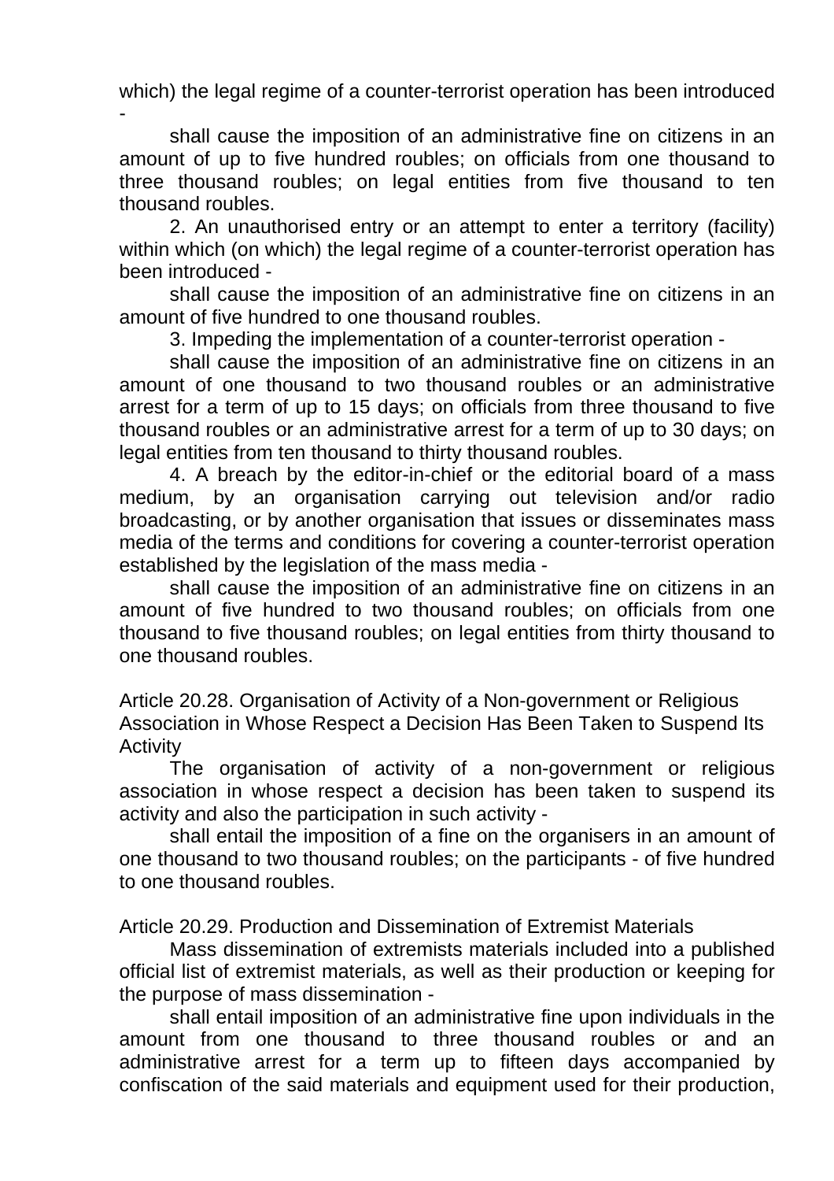which) the legal regime of a counter-terrorist operation has been introduced -

shall cause the imposition of an administrative fine on citizens in an amount of up to five hundred roubles; on officials from one thousand to three thousand roubles; on legal entities from five thousand to ten thousand roubles.

2. An unauthorised entry or an attempt to enter a territory (facility) within which (on which) the legal regime of a counter-terrorist operation has been introduced -

shall cause the imposition of an administrative fine on citizens in an amount of five hundred to one thousand roubles.

3. Impeding the implementation of a counter-terrorist operation -

shall cause the imposition of an administrative fine on citizens in an amount of one thousand to two thousand roubles or an administrative arrest for a term of up to 15 days; on officials from three thousand to five thousand roubles or an administrative arrest for a term of up to 30 days; on legal entities from ten thousand to thirty thousand roubles.

4. A breach by the editor-in-chief or the editorial board of a mass medium, by an organisation carrying out television and/or radio broadcasting, or by another organisation that issues or disseminates mass media of the terms and conditions for covering a counter-terrorist operation established by the legislation of the mass media -

shall cause the imposition of an administrative fine on citizens in an amount of five hundred to two thousand roubles; on officials from one thousand to five thousand roubles; on legal entities from thirty thousand to one thousand roubles.

Article 20.28. Organisation of Activity of a Non-government or Religious Association in Whose Respect a Decision Has Been Taken to Suspend Its Activity

The organisation of activity of a non-government or religious association in whose respect a decision has been taken to suspend its activity and also the participation in such activity -

shall entail the imposition of a fine on the organisers in an amount of one thousand to two thousand roubles; on the participants - of five hundred to one thousand roubles.

Article 20.29. Production and Dissemination of Extremist Materials

Mass dissemination of extremists materials included into a published official list of extremist materials, as well as their production or keeping for the purpose of mass dissemination -

shall entail imposition of an administrative fine upon individuals in the amount from one thousand to three thousand roubles or and an administrative arrest for a term up to fifteen days accompanied by confiscation of the said materials and equipment used for their production,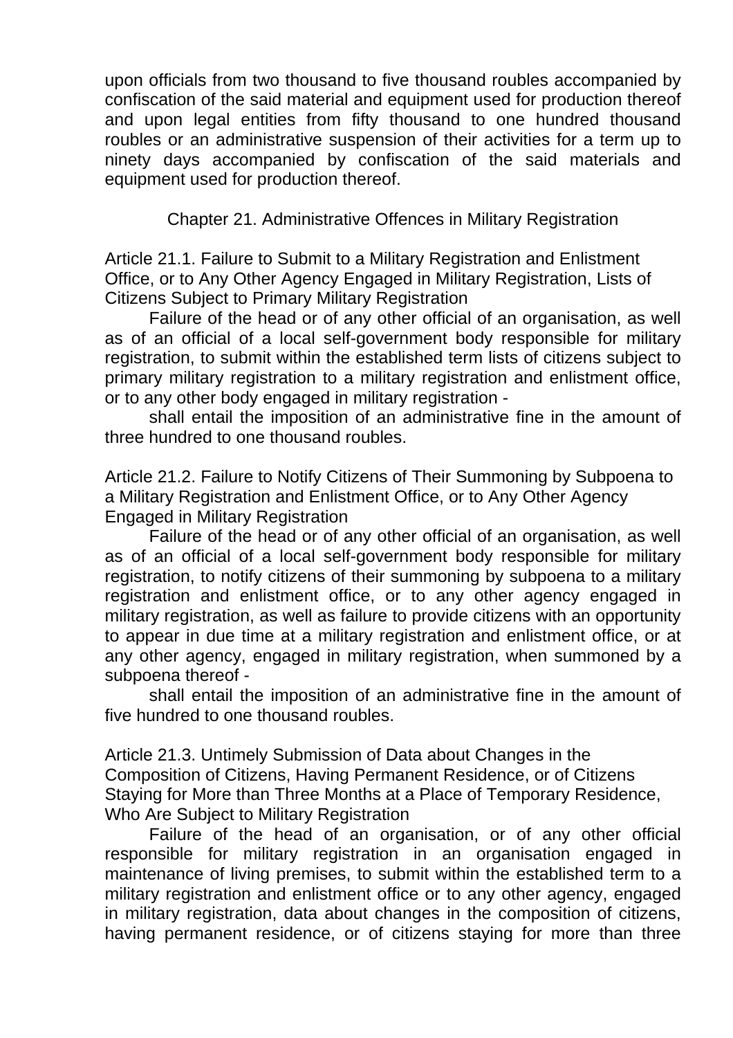upon officials from two thousand to five thousand roubles accompanied by confiscation of the said material and equipment used for production thereof and upon legal entities from fifty thousand to one hundred thousand roubles or an administrative suspension of their activities for a term up to ninety days accompanied by confiscation of the said materials and equipment used for production thereof.

## Chapter 21. Administrative Offences in Military Registration

### Article 21.1. Failure to Submit to a Military Registration and Enlistment Office, or to Any Other Agency Engaged in Military Registration, Lists of Citizens Subject to Primary Military Registration

Failure of the head or of any other official of an organisation, as well as of an official of a local self-government body responsible for military registration, to submit within the established term lists of citizens subject to primary military registration to a military registration and enlistment office, or to any other body engaged in military registration -

shall entail the imposition of an administrative fine in the amount of three hundred to one thousand roubles.

### Article 21.2. Failure to Notify Citizens of Their Summoning by Subpoena to a Military Registration and Enlistment Office, or to Any Other Agency Engaged in Military Registration

Failure of the head or of any other official of an organisation, as well as of an official of a local self-government body responsible for military registration, to notify citizens of their summoning by subpoena to a military registration and enlistment office, or to any other agency engaged in military registration, as well as failure to provide citizens with an opportunity to appear in due time at a military registration and enlistment office, or at any other agency, engaged in military registration, when summoned by a subpoena thereof -

shall entail the imposition of an administrative fine in the amount of five hundred to one thousand roubles.

### Article 21.3. Untimely Submission of Data about Changes in the Composition of Citizens, Having Permanent Residence, or of Citizens Staying for More than Three Months at a Place of Temporary Residence, Who Are Subject to Military Registration

Failure of the head of an organisation, or of any other official responsible for military registration in an organisation engaged in maintenance of living premises, to submit within the established term to a military registration and enlistment office or to any other agency, engaged in military registration, data about changes in the composition of citizens, having permanent residence, or of citizens staying for more than three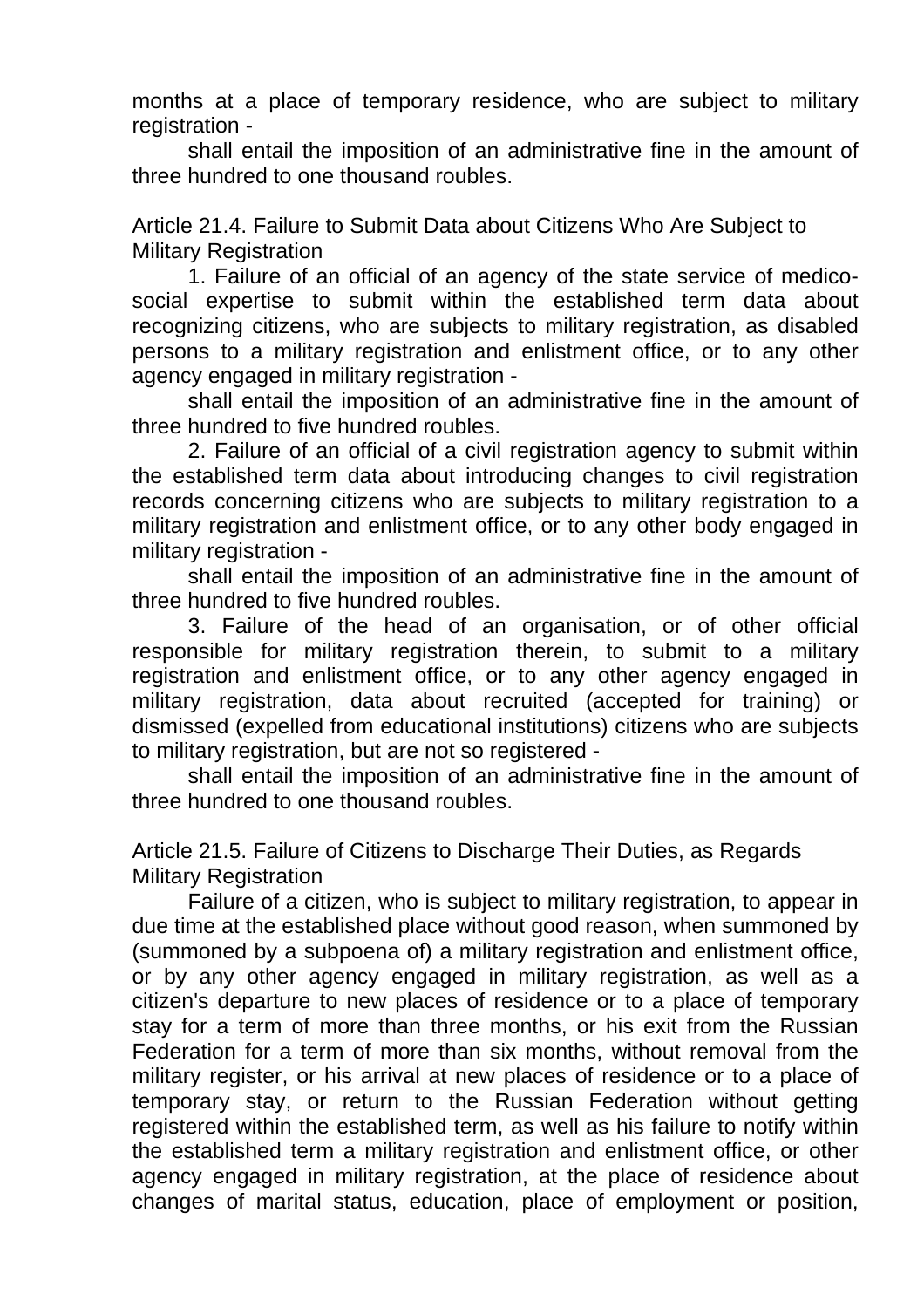months at a place of temporary residence, who are subject to military registration -

shall entail the imposition of an administrative fine in the amount of three hundred to one thousand roubles.

### Article 21.4. Failure to Submit Data about Citizens Who Are Subject to Military Registration

1. Failure of an official of an agency of the state service of medico-social expertise to submit within the established term data about recognizing citizens, who are subjects to military registration, as disabled persons to a military registration and enlistment office, or to any other agency engaged in military registration -

shall entail the imposition of an administrative fine in the amount of three hundred to five hundred roubles.

2. Failure of an official of a civil registration agency to submit within the established term data about introducing changes to civil registration records concerning citizens who are subjects to military registration to a military registration and enlistment office, or to any other body engaged in military registration -

shall entail the imposition of an administrative fine in the amount of three hundred to five hundred roubles.

3. Failure of the head of an organisation, or of other official responsible for military registration therein, to submit to a military registration and enlistment office, or to any other agency engaged in military registration, data about recruited (accepted for training) or dismissed (expelled from educational institutions) citizens who are subjects to military registration, but are not so registered -

shall entail the imposition of an administrative fine in the amount of three hundred to one thousand roubles.

### Article 21.5. Failure of Citizens to Discharge Their Duties, as Regards Military Registration

Failure of a citizen, who is subject to military registration, to appear in due time at the established place without good reason, when summoned by (summoned by a subpoena of) a military registration and enlistment office, or by any other agency engaged in military registration, as well as a citizen's departure to new places of residence or to a place of temporary stay for a term of more than three months, or his exit from the Russian Federation for a term of more than six months, without removal from the military register, or his arrival at new places of residence or to a place of temporary stay, or return to the Russian Federation without getting registered within the established term, as well as his failure to notify within the established term a military registration and enlistment office, or other agency engaged in military registration, at the place of residence about changes of marital status, education, place of employment or position,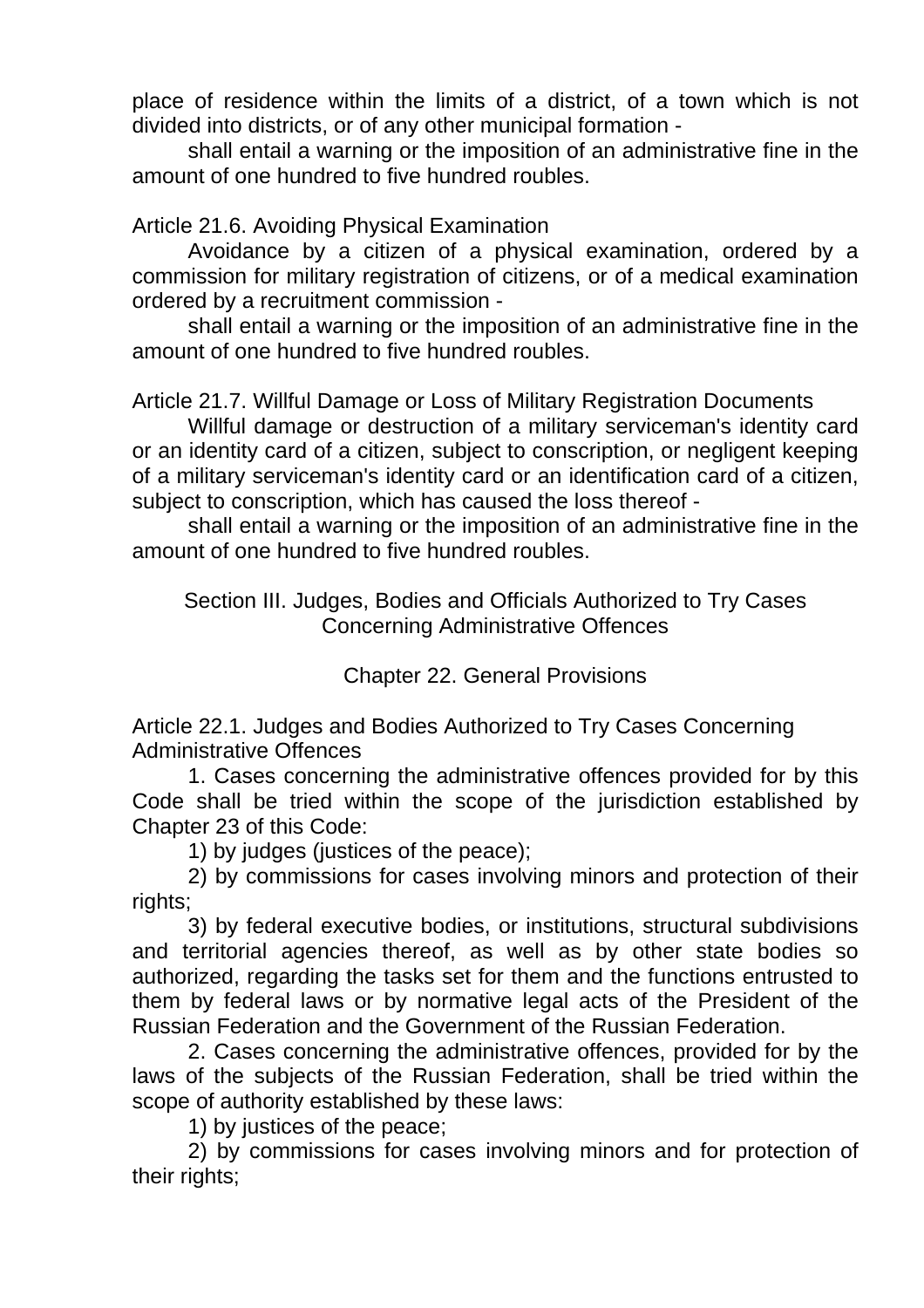place of residence within the limits of a district, of a town which is not divided into districts, or of any other municipal formation -

shall entail a warning or the imposition of an administrative fine in the amount of one hundred to five hundred roubles.

### Article 21.6. Avoiding Physical Examination

Avoidance by a citizen of a physical examination, ordered by a commission for military registration of citizens, or of a medical examination ordered by a recruitment commission -

shall entail a warning or the imposition of an administrative fine in the amount of one hundred to five hundred roubles.

### Article 21.7. Willful Damage or Loss of Military Registration Documents

Willful damage or destruction of a military serviceman's identity card or an identity card of a citizen, subject to conscription, or negligent keeping of a military serviceman's identity card or an identification card of a citizen, subject to conscription, which has caused the loss thereof -

shall entail a warning or the imposition of an administrative fine in the amount of one hundred to five hundred roubles.

# Section III. Judges, Bodies and Officials Authorized to Try Cases Concerning Administrative Offences

## Chapter 22. General Provisions

### Article 22.1. Judges and Bodies Authorized to Try Cases Concerning Administrative Offences

1. Cases concerning the administrative offences provided for by this Code shall be tried within the scope of the jurisdiction established by Chapter 23 of this Code:

1) by judges (justices of the peace);

2) by commissions for cases involving minors and protection of their rights;

3) by federal executive bodies, or institutions, structural subdivisions and territorial agencies thereof, as well as by other state bodies so authorized, regarding the tasks set for them and the functions entrusted to them by federal laws or by normative legal acts of the President of the Russian Federation and the Government of the Russian Federation.

2. Cases concerning the administrative offences, provided for by the laws of the subjects of the Russian Federation, shall be tried within the scope of authority established by these laws:

1) by justices of the peace;

2) by commissions for cases involving minors and for protection of their rights;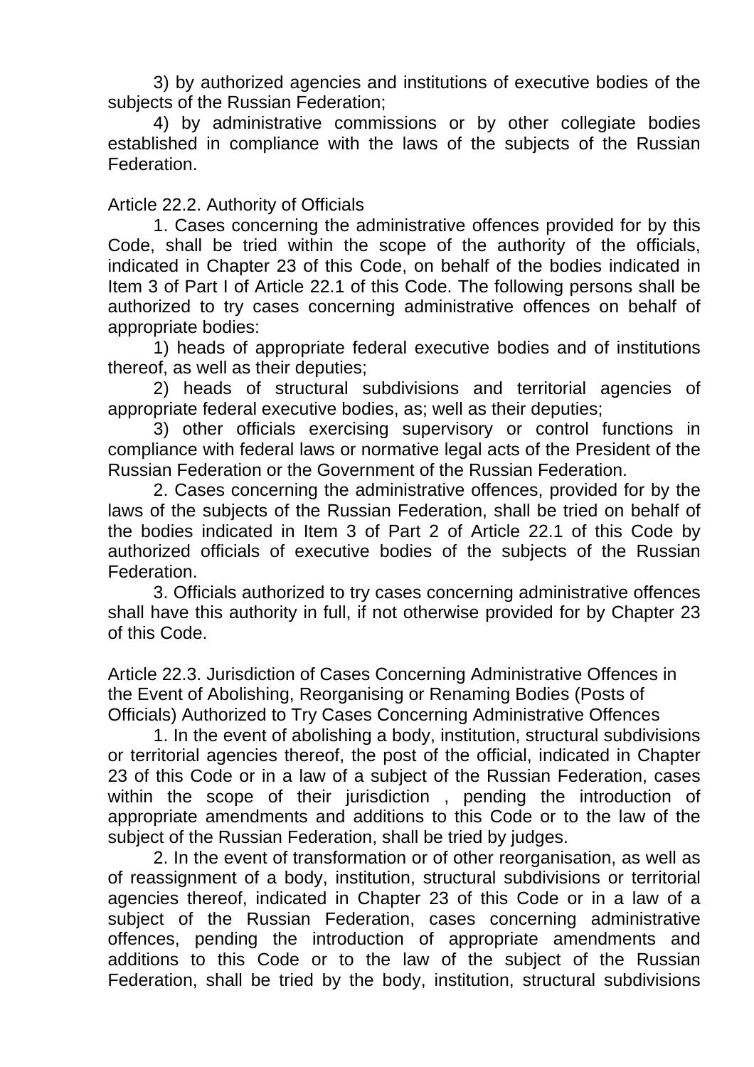3) by authorized agencies and institutions of executive bodies of the subjects of the Russian Federation;

4) by administrative commissions or by other collegiate bodies established in compliance with the laws of the subjects of the Russian Federation.

Article 22.2. Authority of Officials

1. Cases concerning the administrative offences provided for by this Code, shall be tried within the scope of the authority of the officials, indicated in Chapter 23 of this Code, on behalf of the bodies indicated in Item 3 of Part I of Article 22.1 of this Code. The following persons shall be authorized to try cases concerning administrative offences on behalf of appropriate bodies:

1) heads of appropriate federal executive bodies and of institutions thereof, as well as their deputies;

2) heads of structural subdivisions and territorial agencies of appropriate federal executive bodies, as; well as their deputies;

3) other officials exercising supervisory or control functions in compliance with federal laws or normative legal acts of the President of the Russian Federation or the Government of the Russian Federation.

2. Cases concerning the administrative offences, provided for by the laws of the subjects of the Russian Federation, shall be tried on behalf of the bodies indicated in Item 3 of Part 2 of Article 22.1 of this Code by authorized officials of executive bodies of the subjects of the Russian Federation.

3. Officials authorized to try cases concerning administrative offences shall have this authority in full, if not otherwise provided for by Chapter 23 of this Code.

Article 22.3. Jurisdiction of Cases Concerning Administrative Offences in the Event of Abolishing, Reorganising or Renaming Bodies (Posts of Officials) Authorized to Try Cases Concerning Administrative Offences

1. In the event of abolishing a body, institution, structural subdivisions or territorial agencies thereof, the post of the official, indicated in Chapter 23 of this Code or in a law of a subject of the Russian Federation, cases within the scope of their jurisdiction , pending the introduction of appropriate amendments and additions to this Code or to the law of the subject of the Russian Federation, shall be tried by judges.

2. In the event of transformation or of other reorganisation, as well as of reassignment of a body, institution, structural subdivisions or territorial agencies thereof, indicated in Chapter 23 of this Code or in a law of a subject of the Russian Federation, cases concerning administrative offences, pending the introduction of appropriate amendments and additions to this Code or to the law of the subject of the Russian Federation, shall be tried by the body, institution, structural subdivisions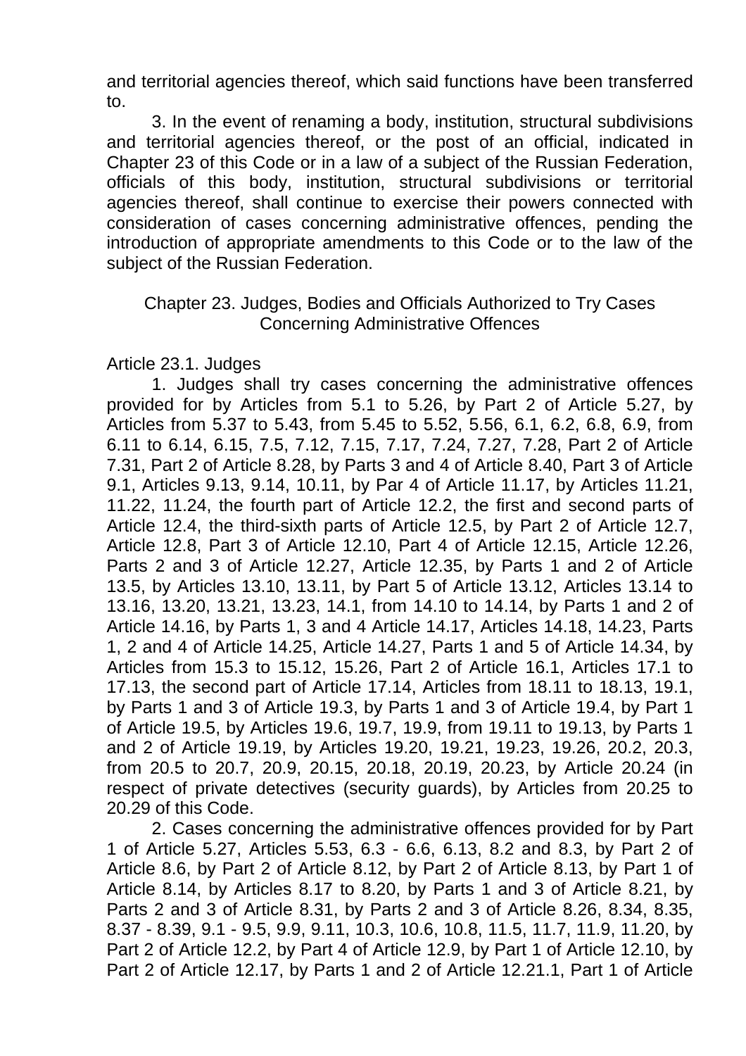and territorial agencies thereof, which said functions have been transferred to.

3. In the event of renaming a body, institution, structural subdivisions and territorial agencies thereof, or the post of an official, indicated in Chapter 23 of this Code or in a law of a subject of the Russian Federation, officials of this body, institution, structural subdivisions or territorial agencies thereof, shall continue to exercise their powers connected with consideration of cases concerning administrative offences, pending the introduction of appropriate amendments to this Code or to the law of the subject of the Russian Federation.

## Chapter 23. Judges, Bodies and Officials Authorized to Try Cases Concerning Administrative Offences

### Article 23.1. Judges

1. Judges shall try cases concerning the administrative offences provided for by Articles from 5.1 to 5.26, by Part 2 of Article 5.27, by Articles from 5.37 to 5.43, from 5.45 to 5.52, 5.56, 6.1, 6.2, 6.8, 6.9, from 6.11 to 6.14, 6.15, 7.5, 7.12, 7.15, 7.17, 7.24, 7.27, 7.28, Part 2 of Article 7.31, Part 2 of Article 8.28, by Parts 3 and 4 of Article 8.40, Part 3 of Article 9.1, Articles 9.13, 9.14, 10.11, by Par 4 of Article 11.17, by Articles 11.21, 11.22, 11.24, the fourth part of Article 12.2, the first and second parts of Article 12.4, the third-sixth parts of Article 12.5, by Part 2 of Article 12.7, Article 12.8, Part 3 of Article 12.10, Part 4 of Article 12.15, Article 12.26, Parts 2 and 3 of Article 12.27, Article 12.35, by Parts 1 and 2 of Article 13.5, by Articles 13.10, 13.11, by Part 5 of Article 13.12, Articles 13.14 to 13.16, 13.20, 13.21, 13.23, 14.1, from 14.10 to 14.14, by Parts 1 and 2 of Article 14.16, by Parts 1, 3 and 4 Article 14.17, Articles 14.18, 14.23, Parts 1, 2 and 4 of Article 14.25, Article 14.27, Parts 1 and 5 of Article 14.34, by Articles from 15.3 to 15.12, 15.26, Part 2 of Article 16.1, Articles 17.1 to 17.13, the second part of Article 17.14, Articles from 18.11 to 18.13, 19.1, by Parts 1 and 3 of Article 19.3, by Parts 1 and 3 of Article 19.4, by Part 1 of Article 19.5, by Articles 19.6, 19.7, 19.9, from 19.11 to 19.13, by Parts 1 and 2 of Article 19.19, by Articles 19.20, 19.21, 19.23, 19.26, 20.2, 20.3, from 20.5 to 20.7, 20.9, 20.15, 20.18, 20.19, 20.23, by Article 20.24 (in respect of private detectives (security guards), by Articles from 20.25 to 20.29 of this Code.

2. Cases concerning the administrative offences provided for by Part 1 of Article 5.27, Articles 5.53, 6.3 - 6.6, 6.13, 8.2 and 8.3, by Part 2 of Article 8.6, by Part 2 of Article 8.12, by Part 2 of Article 8.13, by Part 1 of Article 8.14, by Articles 8.17 to 8.20, by Parts 1 and 3 of Article 8.21, by Parts 2 and 3 of Article 8.31, by Parts 2 and 3 of Article 8.26, 8.34, 8.35, 8.37 - 8.39, 9.1 - 9.5, 9.9, 9.11, 10.3, 10.6, 10.8, 11.5, 11.7, 11.9, 11.20, by Part 2 of Article 12.2, by Part 4 of Article 12.9, by Part 1 of Article 12.10, by Part 2 of Article 12.17, by Parts 1 and 2 of Article 12.21.1, Part 1 of Article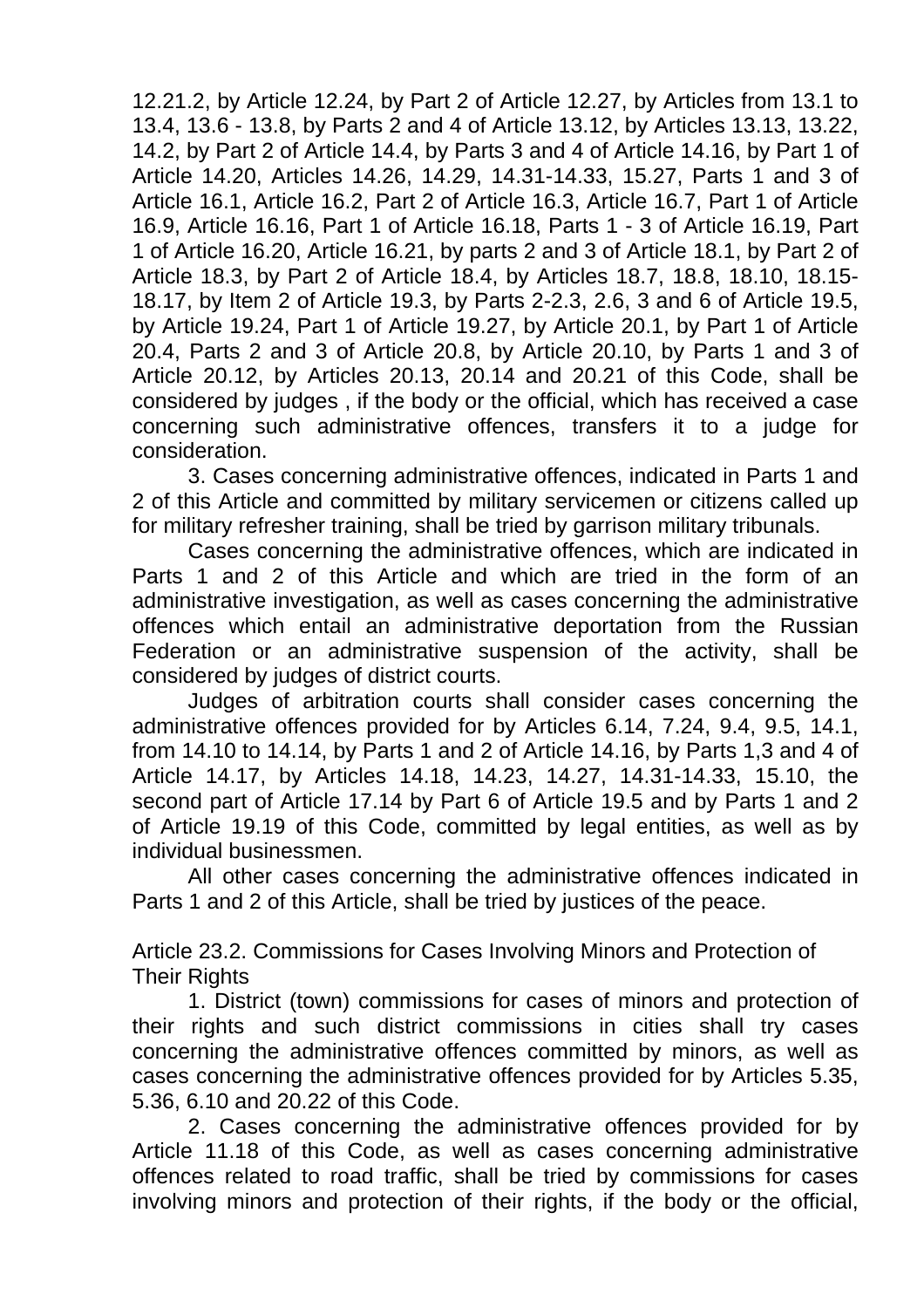12.21.2, by Article 12.24, by Part 2 of Article 12.27, by Articles from 13.1 to 13.4, 13.6 - 13.8, by Parts 2 and 4 of Article 13.12, by Articles 13.13, 13.22, 14.2, by Part 2 of Article 14.4, by Parts 3 and 4 of Article 14.16, by Part 1 of Article 14.20, Articles 14.26, 14.29, 14.31-14.33, 15.27, Parts 1 and 3 of Article 16.1, Article 16.2, Part 2 of Article 16.3, Article 16.7, Part 1 of Article 16.9, Article 16.16, Part 1 of Article 16.18, Parts 1 - 3 of Article 16.19, Part 1 of Article 16.20, Article 16.21, by parts 2 and 3 of Article 18.1, by Part 2 of Article 18.3, by Part 2 of Article 18.4, by Articles 18.7, 18.8, 18.10, 18.15-18.17, by Item 2 of Article 19.3, by Parts 2-2.3, 2.6, 3 and 6 of Article 19.5, by Article 19.24, Part 1 of Article 19.27, by Article 20.1, by Part 1 of Article 20.4, Parts 2 and 3 of Article 20.8, by Article 20.10, by Parts 1 and 3 of Article 20.12, by Articles 20.13, 20.14 and 20.21 of this Code, shall be considered by judges , if the body or the official, which has received a case concerning such administrative offences, transfers it to a judge for consideration.

3. Cases concerning administrative offences, indicated in Parts 1 and 2 of this Article and committed by military servicemen or citizens called up for military refresher training, shall be tried by garrison military tribunals.

Cases concerning the administrative offences, which are indicated in Parts 1 and 2 of this Article and which are tried in the form of an administrative investigation, as well as cases concerning the administrative offences which entail an administrative deportation from the Russian Federation or an administrative suspension of the activity, shall be considered by judges of district courts.

Judges of arbitration courts shall consider cases concerning the administrative offences provided for by Articles 6.14, 7.24, 9.4, 9.5, 14.1, from 14.10 to 14.14, by Parts 1 and 2 of Article 14.16, by Parts 1,3 and 4 of Article 14.17, by Articles 14.18, 14.23, 14.27, 14.31-14.33, 15.10, the second part of Article 17.14 by Part 6 of Article 19.5 and by Parts 1 and 2 of Article 19.19 of this Code, committed by legal entities, as well as by individual businessmen.

All other cases concerning the administrative offences indicated in Parts 1 and 2 of this Article, shall be tried by justices of the peace.

Article 23.2. Commissions for Cases Involving Minors and Protection of Their Rights

1. District (town) commissions for cases of minors and protection of their rights and such district commissions in cities shall try cases concerning the administrative offences committed by minors, as well as cases concerning the administrative offences provided for by Articles 5.35, 5.36, 6.10 and 20.22 of this Code.

2. Cases concerning the administrative offences provided for by Article 11.18 of this Code, as well as cases concerning administrative offences related to road traffic, shall be tried by commissions for cases involving minors and protection of their rights, if the body or the official,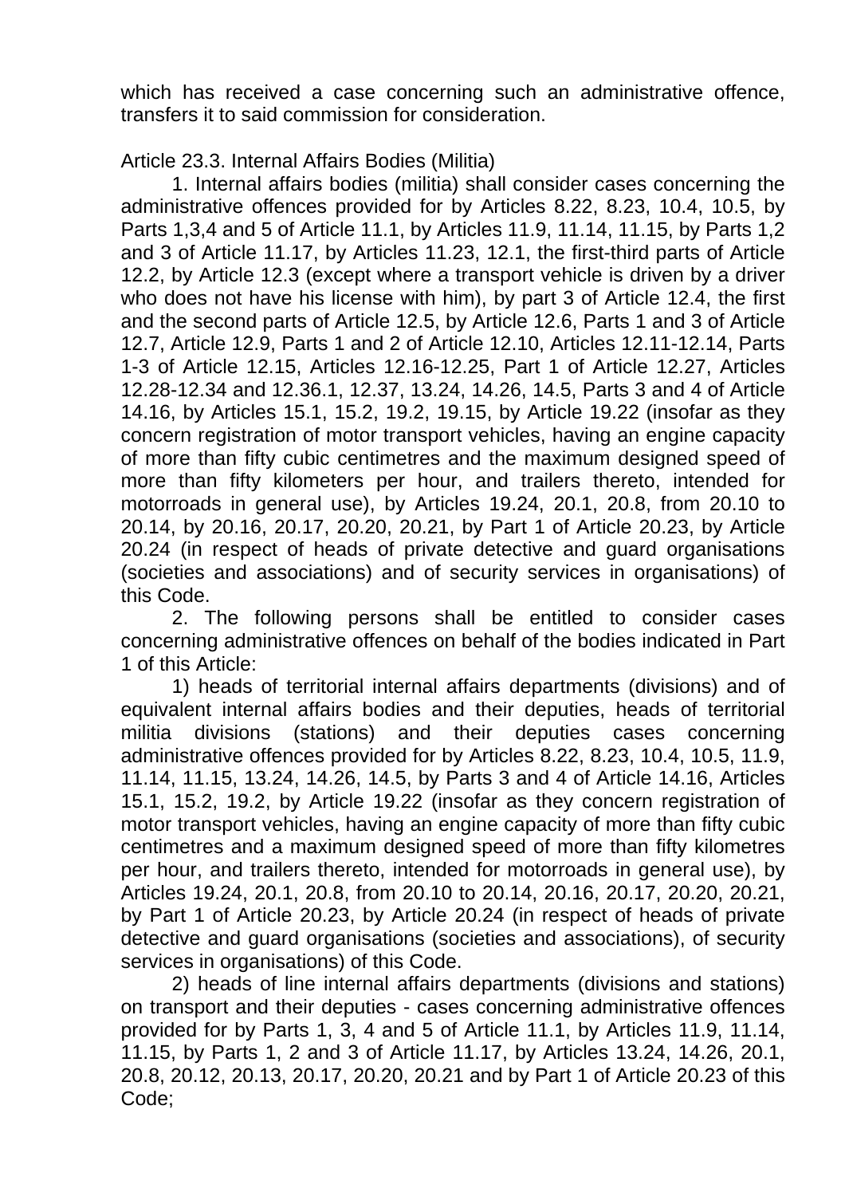which has received a case concerning such an administrative offence, transfers it to said commission for consideration.

Article 23.3. Internal Affairs Bodies (Militia)

1. Internal affairs bodies (militia) shall consider cases concerning the administrative offences provided for by Articles 8.22, 8.23, 10.4, 10.5, by Parts 1,3,4 and 5 of Article 11.1, by Articles 11.9, 11.14, 11.15, by Parts 1,2 and 3 of Article 11.17, by Articles 11.23, 12.1, the first-third parts of Article 12.2, by Article 12.3 (except where a transport vehicle is driven by a driver who does not have his license with him), by part 3 of Article 12.4, the first and the second parts of Article 12.5, by Article 12.6, Parts 1 and 3 of Article 12.7, Article 12.9, Parts 1 and 2 of Article 12.10, Articles 12.11-12.14, Parts 1-3 of Article 12.15, Articles 12.16-12.25, Part 1 of Article 12.27, Articles 12.28-12.34 and 12.36.1, 12.37, 13.24, 14.26, 14.5, Parts 3 and 4 of Article 14.16, by Articles 15.1, 15.2, 19.2, 19.15, by Article 19.22 (insofar as they concern registration of motor transport vehicles, having an engine capacity of more than fifty cubic centimetres and the maximum designed speed of more than fifty kilometers per hour, and trailers thereto, intended for motorroads in general use), by Articles 19.24, 20.1, 20.8, from 20.10 to 20.14, by 20.16, 20.17, 20.20, 20.21, by Part 1 of Article 20.23, by Article 20.24 (in respect of heads of private detective and guard organisations (societies and associations) and of security services in organisations) of this Code.

2. The following persons shall be entitled to consider cases concerning administrative offences on behalf of the bodies indicated in Part 1 of this Article:

1) heads of territorial internal affairs departments (divisions) and of equivalent internal affairs bodies and their deputies, heads of territorial militia divisions (stations) and their deputies cases concerning administrative offences provided for by Articles 8.22, 8.23, 10.4, 10.5, 11.9, 11.14, 11.15, 13.24, 14.26, 14.5, by Parts 3 and 4 of Article 14.16, Articles 15.1, 15.2, 19.2, by Article 19.22 (insofar as they concern registration of motor transport vehicles, having an engine capacity of more than fifty cubic centimetres and a maximum designed speed of more than fifty kilometres per hour, and trailers thereto, intended for motorroads in general use), by Articles 19.24, 20.1, 20.8, from 20.10 to 20.14, 20.16, 20.17, 20.20, 20.21, by Part 1 of Article 20.23, by Article 20.24 (in respect of heads of private detective and guard organisations (societies and associations), of security services in organisations) of this Code.

2) heads of line internal affairs departments (divisions and stations) on transport and their deputies - cases concerning administrative offences provided for by Parts 1, 3, 4 and 5 of Article 11.1, by Articles 11.9, 11.14, 11.15, by Parts 1, 2 and 3 of Article 11.17, by Articles 13.24, 14.26, 20.1, 20.8, 20.12, 20.13, 20.17, 20.20, 20.21 and by Part 1 of Article 20.23 of this Code;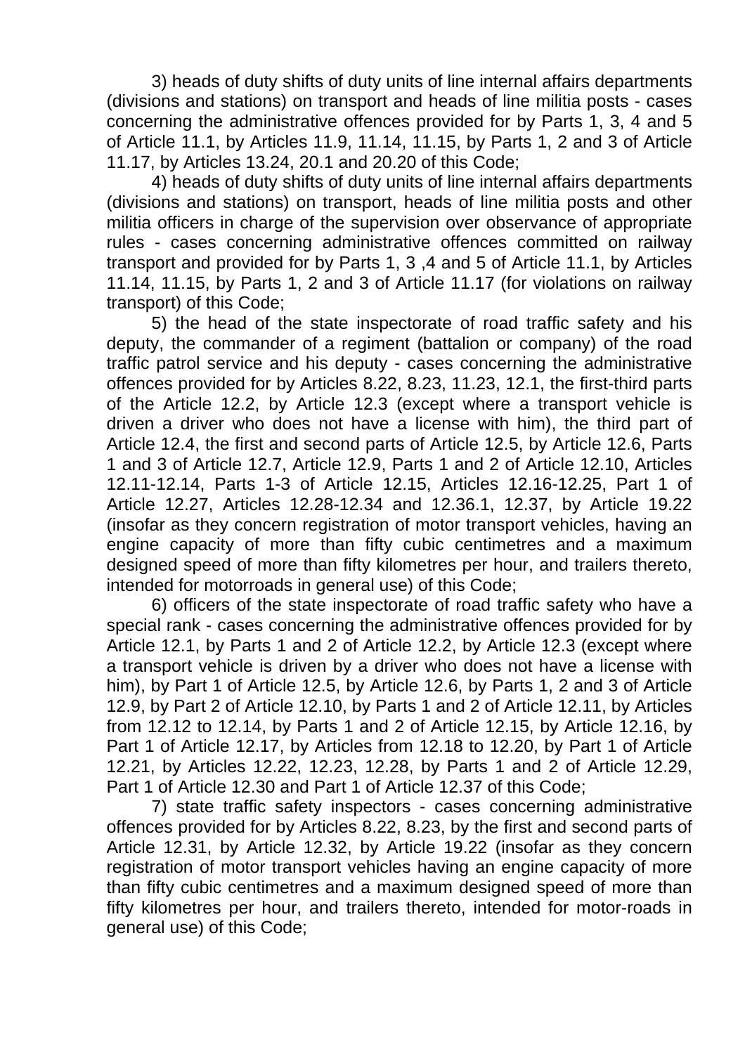3) heads of duty shifts of duty units of line internal affairs departments (divisions and stations) on transport and heads of line militia posts - cases concerning the administrative offences provided for by Parts 1, 3, 4 and 5 of Article 11.1, by Articles 11.9, 11.14, 11.15, by Parts 1, 2 and 3 of Article 11.17, by Articles 13.24, 20.1 and 20.20 of this Code;

4) heads of duty shifts of duty units of line internal affairs departments (divisions and stations) on transport, heads of line militia posts and other militia officers in charge of the supervision over observance of appropriate rules - cases concerning administrative offences committed on railway transport and provided for by Parts 1, 3 ,4 and 5 of Article 11.1, by Articles 11.14, 11.15, by Parts 1, 2 and 3 of Article 11.17 (for violations on railway transport) of this Code;

5) the head of the state inspectorate of road traffic safety and his deputy, the commander of a regiment (battalion or company) of the road traffic patrol service and his deputy - cases concerning the administrative offences provided for by Articles 8.22, 8.23, 11.23, 12.1, the first-third parts of the Article 12.2, by Article 12.3 (except where a transport vehicle is driven a driver who does not have a license with him), the third part of Article 12.4, the first and second parts of Article 12.5, by Article 12.6, Parts 1 and 3 of Article 12.7, Article 12.9, Parts 1 and 2 of Article 12.10, Articles 12.11-12.14, Parts 1-3 of Article 12.15, Articles 12.16-12.25, Part 1 of Article 12.27, Articles 12.28-12.34 and 12.36.1, 12.37, by Article 19.22 (insofar as they concern registration of motor transport vehicles, having an engine capacity of more than fifty cubic centimetres and a maximum designed speed of more than fifty kilometres per hour, and trailers thereto, intended for motorroads in general use) of this Code;

6) officers of the state inspectorate of road traffic safety who have a special rank - cases concerning the administrative offences provided for by Article 12.1, by Parts 1 and 2 of Article 12.2, by Article 12.3 (except where a transport vehicle is driven by a driver who does not have a license with him), by Part 1 of Article 12.5, by Article 12.6, by Parts 1, 2 and 3 of Article 12.9, by Part 2 of Article 12.10, by Parts 1 and 2 of Article 12.11, by Articles from 12.12 to 12.14, by Parts 1 and 2 of Article 12.15, by Article 12.16, by Part 1 of Article 12.17, by Articles from 12.18 to 12.20, by Part 1 of Article 12.21, by Articles 12.22, 12.23, 12.28, by Parts 1 and 2 of Article 12.29, Part 1 of Article 12.30 and Part 1 of Article 12.37 of this Code;

7) state traffic safety inspectors - cases concerning administrative offences provided for by Articles 8.22, 8.23, by the first and second parts of Article 12.31, by Article 12.32, by Article 19.22 (insofar as they concern registration of motor transport vehicles having an engine capacity of more than fifty cubic centimetres and a maximum designed speed of more than fifty kilometres per hour, and trailers thereto, intended for motor-roads in general use) of this Code;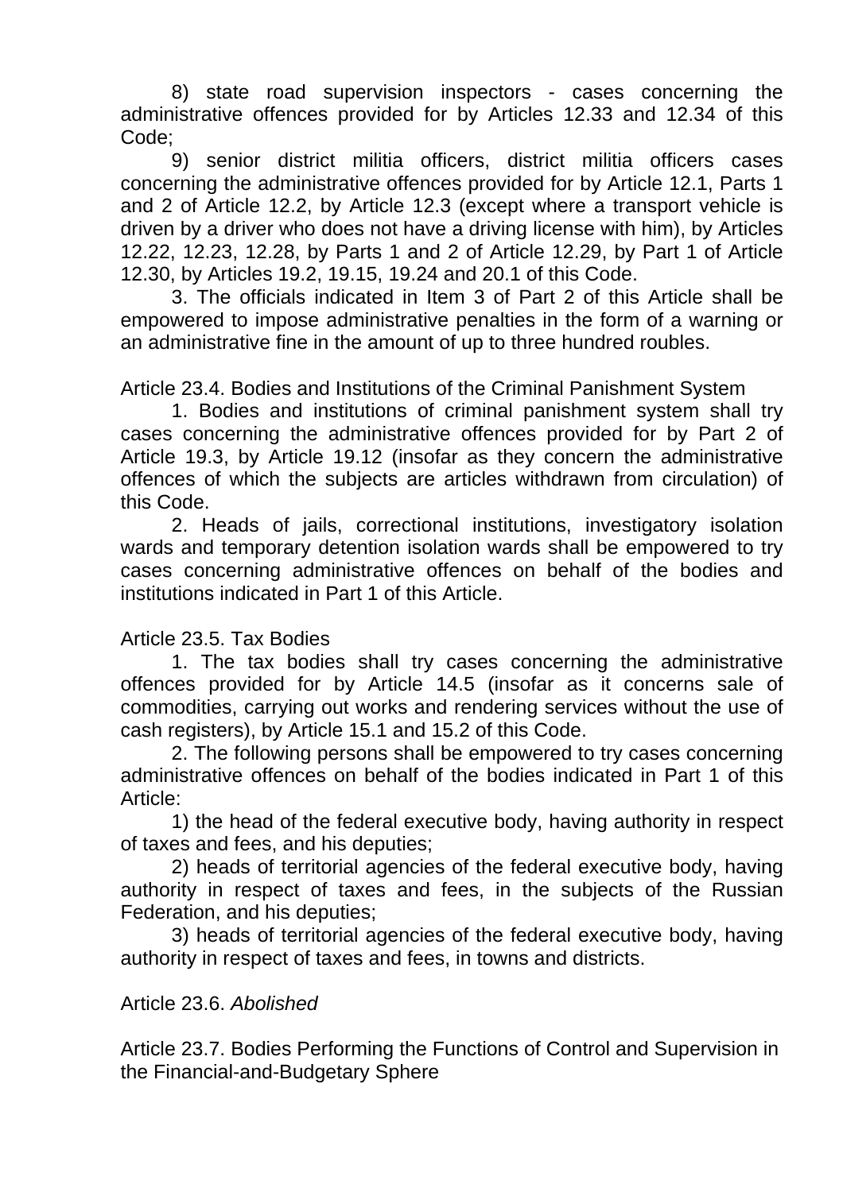8) state road supervision inspectors - cases concerning the administrative offences provided for by Articles 12.33 and 12.34 of this Code;

9) senior district militia officers, district militia officers cases concerning the administrative offences provided for by Article 12.1, Parts 1 and 2 of Article 12.2, by Article 12.3 (except where a transport vehicle is driven by a driver who does not have a driving license with him), by Articles 12.22, 12.23, 12.28, by Parts 1 and 2 of Article 12.29, by Part 1 of Article 12.30, by Articles 19.2, 19.15, 19.24 and 20.1 of this Code.

3. The officials indicated in Item 3 of Part 2 of this Article shall be empowered to impose administrative penalties in the form of a warning or an administrative fine in the amount of up to three hundred roubles.

Article 23.4. Bodies and Institutions of the Criminal Panishment System

1. Bodies and institutions of criminal panishment system shall try cases concerning the administrative offences provided for by Part 2 of Article 19.3, by Article 19.12 (insofar as they concern the administrative offences of which the subjects are articles withdrawn from circulation) of this Code.

2. Heads of jails, correctional institutions, investigatory isolation wards and temporary detention isolation wards shall be empowered to try cases concerning administrative offences on behalf of the bodies and institutions indicated in Part 1 of this Article.

Article 23.5. Tax Bodies

1. The tax bodies shall try cases concerning the administrative offences provided for by Article 14.5 (insofar as it concerns sale of commodities, carrying out works and rendering services without the use of cash registers), by Article 15.1 and 15.2 of this Code.

2. The following persons shall be empowered to try cases concerning administrative offences on behalf of the bodies indicated in Part 1 of this Article:

1) the head of the federal executive body, having authority in respect of taxes and fees, and his deputies;

2) heads of territorial agencies of the federal executive body, having authority in respect of taxes and fees, in the subjects of the Russian Federation, and his deputies;

3) heads of territorial agencies of the federal executive body, having authority in respect of taxes and fees, in towns and districts.

Article 23.6. *Abolished*

Article 23.7. Bodies Performing the Functions of Control and Supervision in the Financial-and-Budgetary Sphere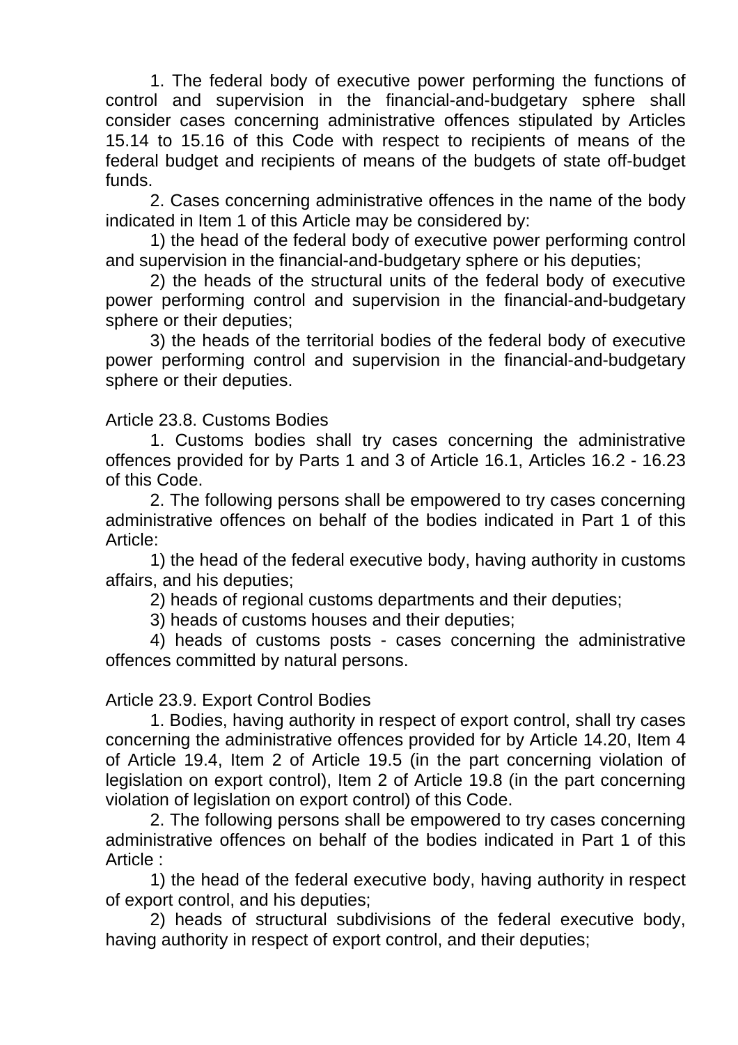1. The federal body of executive power performing the functions of control and supervision in the financial-and-budgetary sphere shall consider cases concerning administrative offences stipulated by Articles 15.14 to 15.16 of this Code with respect to recipients of means of the federal budget and recipients of means of the budgets of state off-budget funds.

2. Cases concerning administrative offences in the name of the body indicated in Item 1 of this Article may be considered by:

1) the head of the federal body of executive power performing control and supervision in the financial-and-budgetary sphere or his deputies;

2) the heads of the structural units of the federal body of executive power performing control and supervision in the financial-and-budgetary sphere or their deputies;

3) the heads of the territorial bodies of the federal body of executive power performing control and supervision in the financial-and-budgetary sphere or their deputies.

Article 23.8. Customs Bodies

1. Customs bodies shall try cases concerning the administrative offences provided for by Parts 1 and 3 of Article 16.1, Articles 16.2 - 16.23 of this Code.

2. The following persons shall be empowered to try cases concerning administrative offences on behalf of the bodies indicated in Part 1 of this Article:

1) the head of the federal executive body, having authority in customs affairs, and his deputies;

2) heads of regional customs departments and their deputies;

3) heads of customs houses and their deputies;

4) heads of customs posts - cases concerning the administrative offences committed by natural persons.

Article 23.9. Export Control Bodies

1. Bodies, having authority in respect of export control, shall try cases concerning the administrative offences provided for by Article 14.20, Item 4 of Article 19.4, Item 2 of Article 19.5 (in the part concerning violation of legislation on export control), Item 2 of Article 19.8 (in the part concerning violation of legislation on export control) of this Code.

2. The following persons shall be empowered to try cases concerning administrative offences on behalf of the bodies indicated in Part 1 of this Article :

1) the head of the federal executive body, having authority in respect of export control, and his deputies;

2) heads of structural subdivisions of the federal executive body, having authority in respect of export control, and their deputies;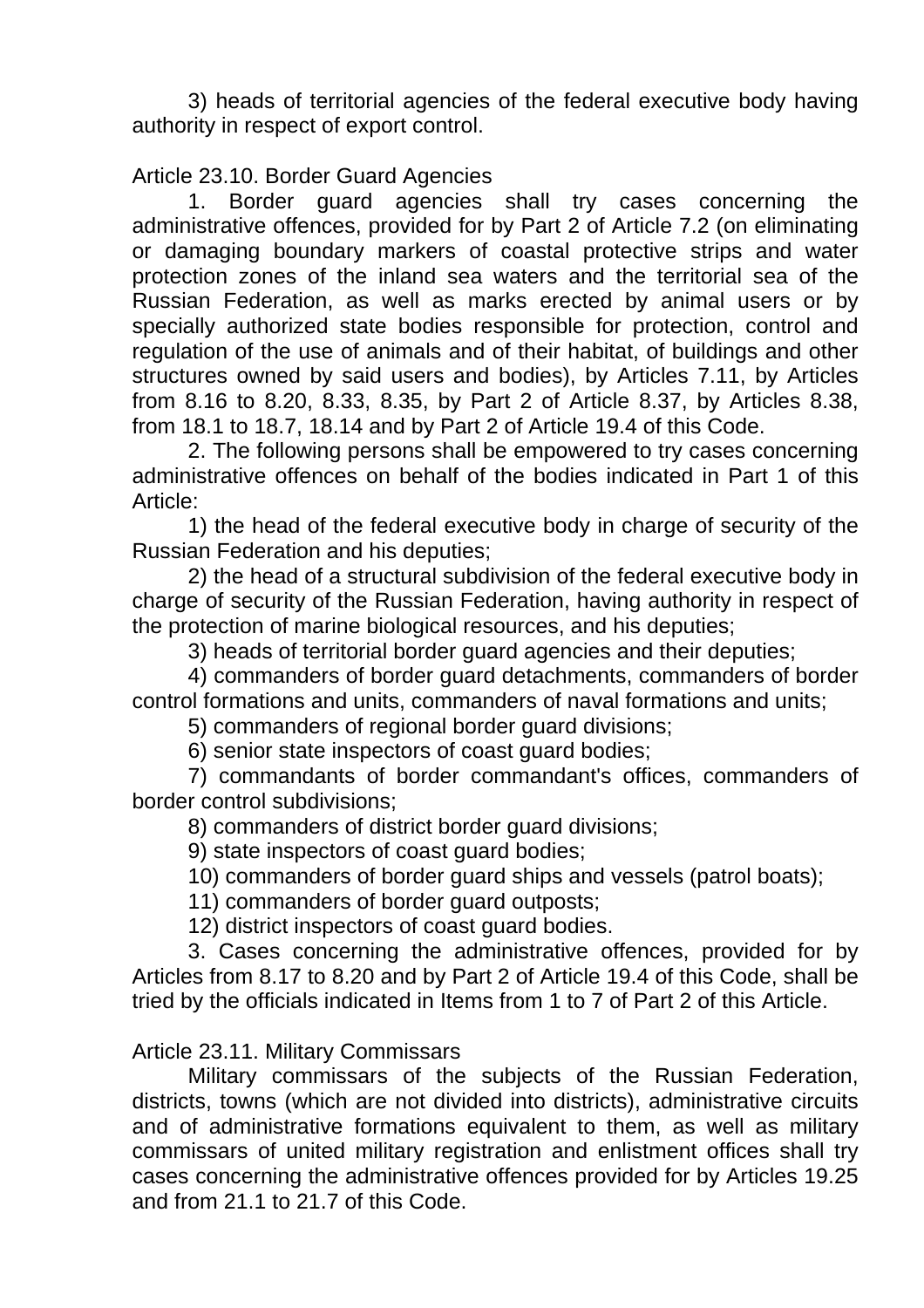3) heads of territorial agencies of the federal executive body having authority in respect of export control.

Article 23.10. Border Guard Agencies

1. Border guard agencies shall try cases concerning the administrative offences, provided for by Part 2 of Article 7.2 (on eliminating or damaging boundary markers of coastal protective strips and water protection zones of the inland sea waters and the territorial sea of the Russian Federation, as well as marks erected by animal users or by specially authorized state bodies responsible for protection, control and regulation of the use of animals and of their habitat, of buildings and other structures owned by said users and bodies), by Articles 7.11, by Articles from 8.16 to 8.20, 8.33, 8.35, by Part 2 of Article 8.37, by Articles 8.38, from 18.1 to 18.7, 18.14 and by Part 2 of Article 19.4 of this Code.

2. The following persons shall be empowered to try cases concerning administrative offences on behalf of the bodies indicated in Part 1 of this Article:

1) the head of the federal executive body in charge of security of the Russian Federation and his deputies;

2) the head of a structural subdivision of the federal executive body in charge of security of the Russian Federation, having authority in respect of the protection of marine biological resources, and his deputies;

3) heads of territorial border guard agencies and their deputies;

4) commanders of border guard detachments, commanders of border control formations and units, commanders of naval formations and units;

5) commanders of regional border guard divisions;

6) senior state inspectors of coast guard bodies;

7) commandants of border commandant's offices, commanders of border control subdivisions;

8) commanders of district border guard divisions;

9) state inspectors of coast guard bodies;

10) commanders of border guard ships and vessels (patrol boats);

11) commanders of border guard outposts;

12) district inspectors of coast guard bodies.

3. Cases concerning the administrative offences, provided for by Articles from 8.17 to 8.20 and by Part 2 of Article 19.4 of this Code, shall be tried by the officials indicated in Items from 1 to 7 of Part 2 of this Article.

Article 23.11. Military Commissars

Military commissars of the subjects of the Russian Federation, districts, towns (which are not divided into districts), administrative circuits and of administrative formations equivalent to them, as well as military commissars of united military registration and enlistment offices shall try cases concerning the administrative offences provided for by Articles 19.25 and from 21.1 to 21.7 of this Code.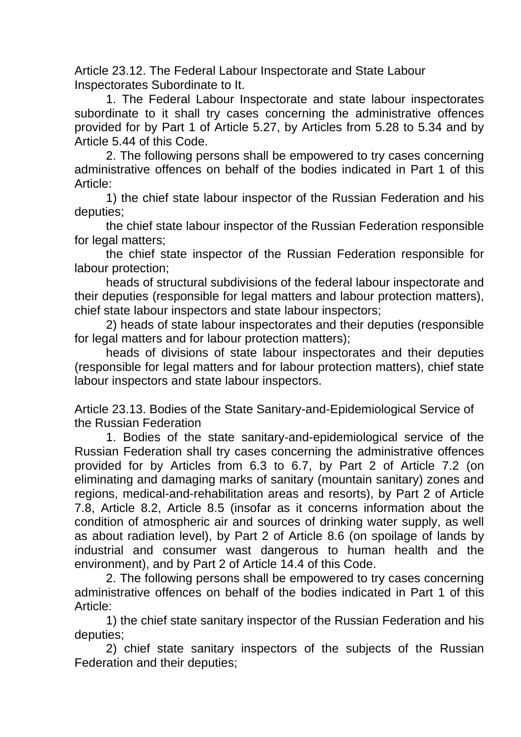Article 23.12. The Federal Labour Inspectorate and State Labour Inspectorates Subordinate to It.

1. The Federal Labour Inspectorate and state labour inspectorates subordinate to it shall try cases concerning the administrative offences provided for by Part 1 of Article 5.27, by Articles from 5.28 to 5.34 and by Article 5.44 of this Code.

2. The following persons shall be empowered to try cases concerning administrative offences on behalf of the bodies indicated in Part 1 of this Article:

1) the chief state labour inspector of the Russian Federation and his deputies;

the chief state labour inspector of the Russian Federation responsible for legal matters;

the chief state inspector of the Russian Federation responsible for labour protection;

heads of structural subdivisions of the federal labour inspectorate and their deputies (responsible for legal matters and labour protection matters), chief state labour inspectors and state labour inspectors;

2) heads of state labour inspectorates and their deputies (responsible for legal matters and for labour protection matters);

heads of divisions of state labour inspectorates and their deputies (responsible for legal matters and for labour protection matters), chief state labour inspectors and state labour inspectors.

Article 23.13. Bodies of the State Sanitary-and-Epidemiological Service of the Russian Federation

1. Bodies of the state sanitary-and-epidemiological service of the Russian Federation shall try cases concerning the administrative offences provided for by Articles from 6.3 to 6.7, by Part 2 of Article 7.2 (on eliminating and damaging marks of sanitary (mountain sanitary) zones and regions, medical-and-rehabilitation areas and resorts), by Part 2 of Article 7.8, Article 8.2, Article 8.5 (insofar as it concerns information about the condition of atmospheric air and sources of drinking water supply, as well as about radiation level), by Part 2 of Article 8.6 (on spoilage of lands by industrial and consumer wast dangerous to human health and the environment), and by Part 2 of Article 14.4 of this Code.

2. The following persons shall be empowered to try cases concerning administrative offences on behalf of the bodies indicated in Part 1 of this Article:

1) the chief state sanitary inspector of the Russian Federation and his deputies;

2) chief state sanitary inspectors of the subjects of the Russian Federation and their deputies;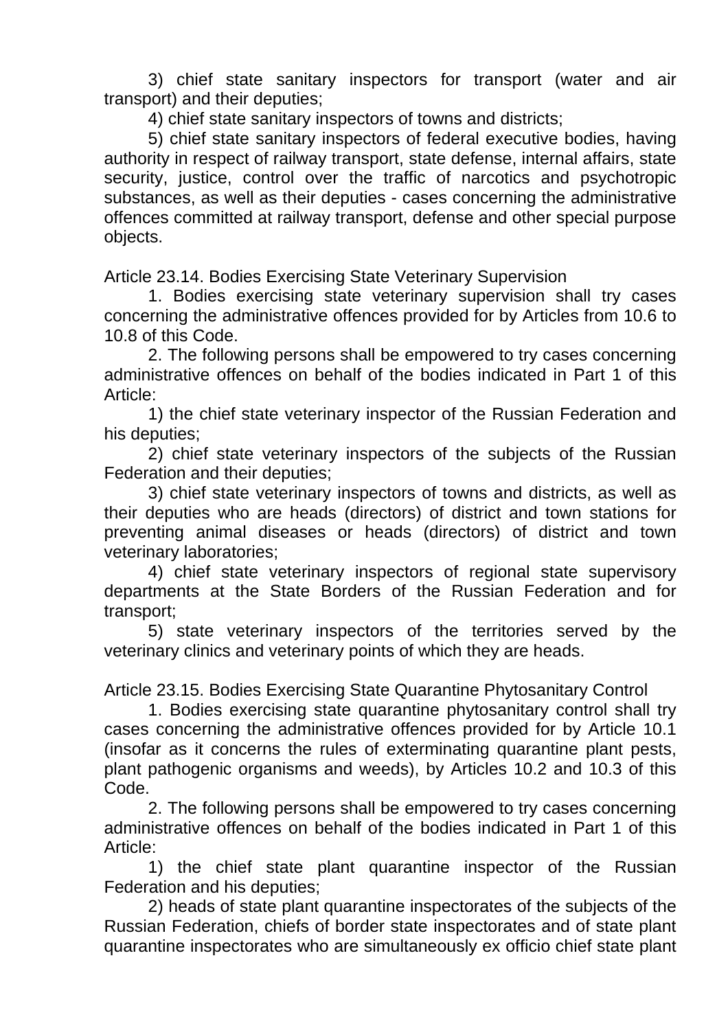3) chief state sanitary inspectors for transport (water and air transport) and their deputies;

4) chief state sanitary inspectors of towns and districts;

5) chief state sanitary inspectors of federal executive bodies, having authority in respect of railway transport, state defense, internal affairs, state security, justice, control over the traffic of narcotics and psychotropic substances, as well as their deputies - cases concerning the administrative offences committed at railway transport, defense and other special purpose objects.

Article 23.14. Bodies Exercising State Veterinary Supervision

1. Bodies exercising state veterinary supervision shall try cases concerning the administrative offences provided for by Articles from 10.6 to 10.8 of this Code.

2. The following persons shall be empowered to try cases concerning administrative offences on behalf of the bodies indicated in Part 1 of this Article:

1) the chief state veterinary inspector of the Russian Federation and his deputies;

2) chief state veterinary inspectors of the subjects of the Russian Federation and their deputies;

3) chief state veterinary inspectors of towns and districts, as well as their deputies who are heads (directors) of district and town stations for preventing animal diseases or heads (directors) of district and town veterinary laboratories;

4) chief state veterinary inspectors of regional state supervisory departments at the State Borders of the Russian Federation and for transport;

5) state veterinary inspectors of the territories served by the veterinary clinics and veterinary points of which they are heads.

Article 23.15. Bodies Exercising State Quarantine Phytosanitary Control

1. Bodies exercising state quarantine phytosanitary control shall try cases concerning the administrative offences provided for by Article 10.1 (insofar as it concerns the rules of exterminating quarantine plant pests, plant pathogenic organisms and weeds), by Articles 10.2 and 10.3 of this Code.

2. The following persons shall be empowered to try cases concerning administrative offences on behalf of the bodies indicated in Part 1 of this Article:

1) the chief state plant quarantine inspector of the Russian Federation and his deputies;

2) heads of state plant quarantine inspectorates of the subjects of the Russian Federation, chiefs of border state inspectorates and of state plant quarantine inspectorates who are simultaneously ex officio chief state plant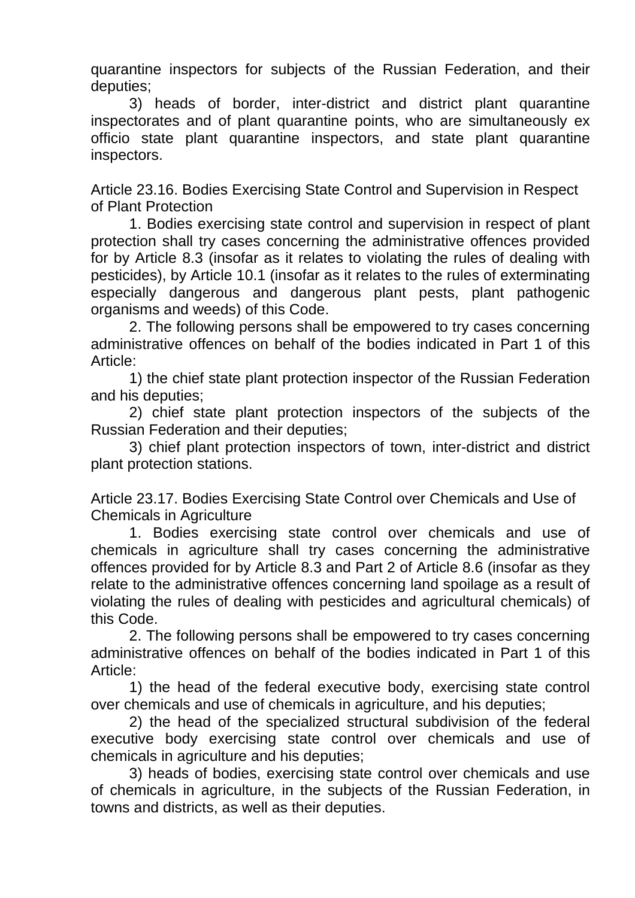quarantine inspectors for subjects of the Russian Federation, and their deputies;

3) heads of border, inter-district and district plant quarantine inspectorates and of plant quarantine points, who are simultaneously ex officio state plant quarantine inspectors, and state plant quarantine inspectors.

Article 23.16. Bodies Exercising State Control and Supervision in Respect of Plant Protection

1. Bodies exercising state control and supervision in respect of plant protection shall try cases concerning the administrative offences provided for by Article 8.3 (insofar as it relates to violating the rules of dealing with pesticides), by Article 10.1 (insofar as it relates to the rules of exterminating especially dangerous and dangerous plant pests, plant pathogenic organisms and weeds) of this Code.

2. The following persons shall be empowered to try cases concerning administrative offences on behalf of the bodies indicated in Part 1 of this Article:

1) the chief state plant protection inspector of the Russian Federation and his deputies;

2) chief state plant protection inspectors of the subjects of the Russian Federation and their deputies;

3) chief plant protection inspectors of town, inter-district and district plant protection stations.

Article 23.17. Bodies Exercising State Control over Chemicals and Use of Chemicals in Agriculture

1. Bodies exercising state control over chemicals and use of chemicals in agriculture shall try cases concerning the administrative offences provided for by Article 8.3 and Part 2 of Article 8.6 (insofar as they relate to the administrative offences concerning land spoilage as a result of violating the rules of dealing with pesticides and agricultural chemicals) of this Code.

2. The following persons shall be empowered to try cases concerning administrative offences on behalf of the bodies indicated in Part 1 of this Article:

1) the head of the federal executive body, exercising state control over chemicals and use of chemicals in agriculture, and his deputies;

2) the head of the specialized structural subdivision of the federal executive body exercising state control over chemicals and use of chemicals in agriculture and his deputies;

3) heads of bodies, exercising state control over chemicals and use of chemicals in agriculture, in the subjects of the Russian Federation, in towns and districts, as well as their deputies.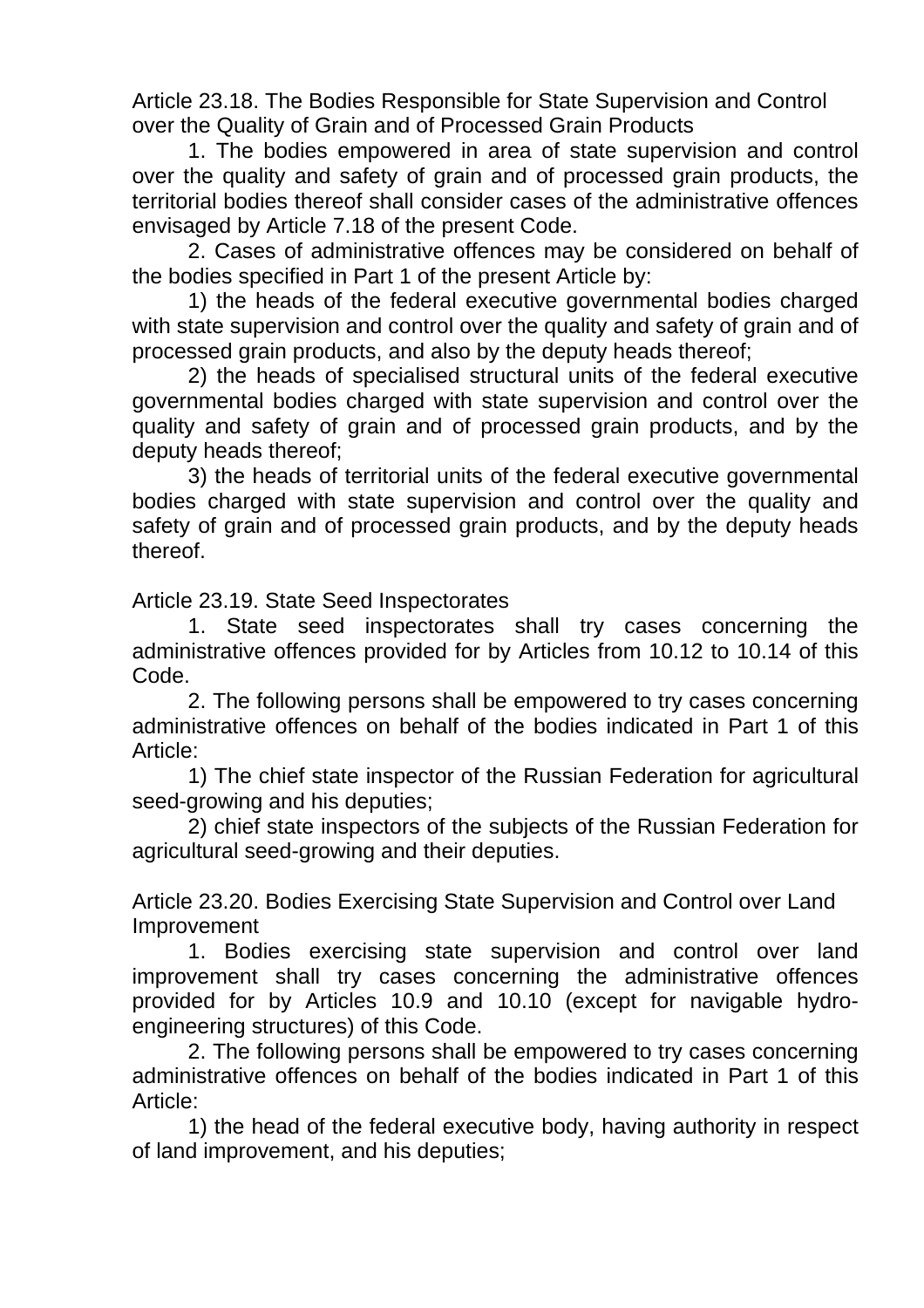### Article 23.18. The Bodies Responsible for State Supervision and Control over the Quality of Grain and of Processed Grain Products

1. The bodies empowered in area of state supervision and control over the quality and safety of grain and of processed grain products, the territorial bodies thereof shall consider cases of the administrative offences envisaged by Article 7.18 of the present Code.

2. Cases of administrative offences may be considered on behalf of the bodies specified in Part 1 of the present Article by:

1) the heads of the federal executive governmental bodies charged with state supervision and control over the quality and safety of grain and of processed grain products, and also by the deputy heads thereof;

2) the heads of specialised structural units of the federal executive governmental bodies charged with state supervision and control over the quality and safety of grain and of processed grain products, and by the deputy heads thereof;

3) the heads of territorial units of the federal executive governmental bodies charged with state supervision and control over the quality and safety of grain and of processed grain products, and by the deputy heads thereof.

### Article 23.19. State Seed Inspectorates

1. State seed inspectorates shall try cases concerning the administrative offences provided for by Articles from 10.12 to 10.14 of this Code.

2. The following persons shall be empowered to try cases concerning administrative offences on behalf of the bodies indicated in Part 1 of this Article:

1) The chief state inspector of the Russian Federation for agricultural seed-growing and his deputies;

2) chief state inspectors of the subjects of the Russian Federation for agricultural seed-growing and their deputies.

### Article 23.20. Bodies Exercising State Supervision and Control over Land Improvement

1. Bodies exercising state supervision and control over land improvement shall try cases concerning the administrative offences provided for by Articles 10.9 and 10.10 (except for navigable hydro-engineering structures) of this Code.

2. The following persons shall be empowered to try cases concerning administrative offences on behalf of the bodies indicated in Part 1 of this Article:

1) the head of the federal executive body, having authority in respect of land improvement, and his deputies;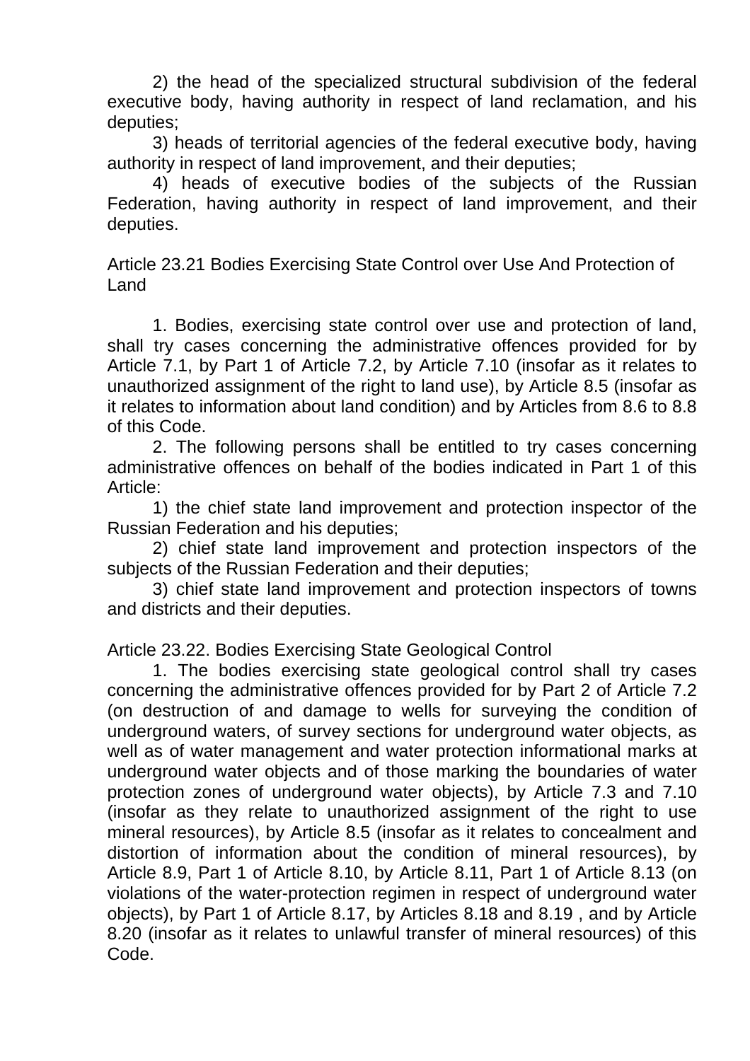2) the head of the specialized structural subdivision of the federal executive body, having authority in respect of land reclamation, and his deputies;

3) heads of territorial agencies of the federal executive body, having authority in respect of land improvement, and their deputies;

4) heads of executive bodies of the subjects of the Russian Federation, having authority in respect of land improvement, and their deputies.

Article 23.21 Bodies Exercising State Control over Use And Protection of Land

1. Bodies, exercising state control over use and protection of land, shall try cases concerning the administrative offences provided for by Article 7.1, by Part 1 of Article 7.2, by Article 7.10 (insofar as it relates to unauthorized assignment of the right to land use), by Article 8.5 (insofar as it relates to information about land condition) and by Articles from 8.6 to 8.8 of this Code.

2. The following persons shall be entitled to try cases concerning administrative offences on behalf of the bodies indicated in Part 1 of this Article:

1) the chief state land improvement and protection inspector of the Russian Federation and his deputies;

2) chief state land improvement and protection inspectors of the subjects of the Russian Federation and their deputies;

3) chief state land improvement and protection inspectors of towns and districts and their deputies.

Article 23.22. Bodies Exercising State Geological Control

1. The bodies exercising state geological control shall try cases concerning the administrative offences provided for by Part 2 of Article 7.2 (on destruction of and damage to wells for surveying the condition of underground waters, of survey sections for underground water objects, as well as of water management and water protection informational marks at underground water objects and of those marking the boundaries of water protection zones of underground water objects), by Article 7.3 and 7.10 (insofar as they relate to unauthorized assignment of the right to use mineral resources), by Article 8.5 (insofar as it relates to concealment and distortion of information about the condition of mineral resources), by Article 8.9, Part 1 of Article 8.10, by Article 8.11, Part 1 of Article 8.13 (on violations of the water-protection regimen in respect of underground water objects), by Part 1 of Article 8.17, by Articles 8.18 and 8.19 , and by Article 8.20 (insofar as it relates to unlawful transfer of mineral resources) of this Code.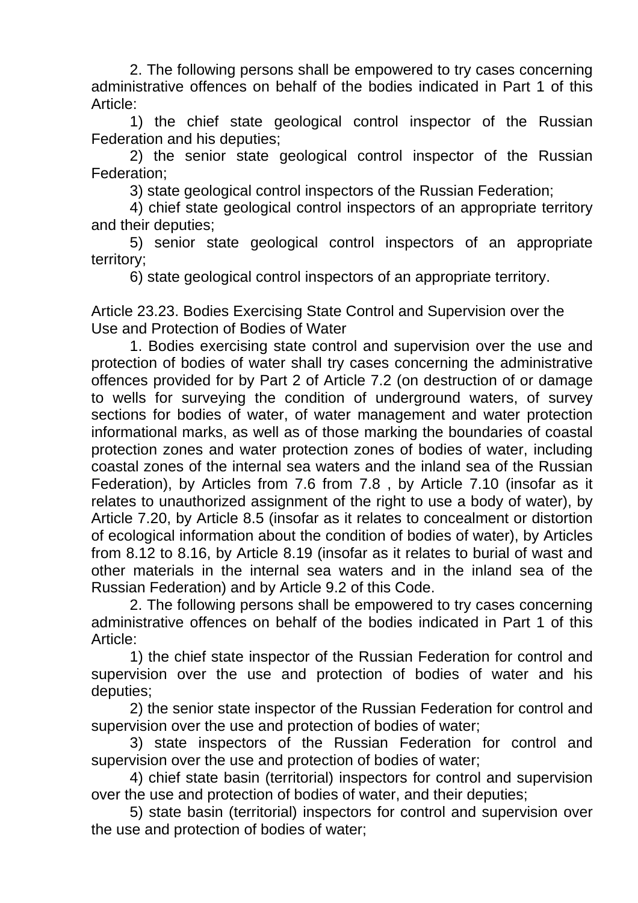2. The following persons shall be empowered to try cases concerning administrative offences on behalf of the bodies indicated in Part 1 of this Article:

1) the chief state geological control inspector of the Russian Federation and his deputies;

2) the senior state geological control inspector of the Russian Federation;

3) state geological control inspectors of the Russian Federation;

4) chief state geological control inspectors of an appropriate territory and their deputies;

5) senior state geological control inspectors of an appropriate territory;

6) state geological control inspectors of an appropriate territory.

Article 23.23. Bodies Exercising State Control and Supervision over the Use and Protection of Bodies of Water

1. Bodies exercising state control and supervision over the use and protection of bodies of water shall try cases concerning the administrative offences provided for by Part 2 of Article 7.2 (on destruction of or damage to wells for surveying the condition of underground waters, of survey sections for bodies of water, of water management and water protection informational marks, as well as of those marking the boundaries of coastal protection zones and water protection zones of bodies of water, including coastal zones of the internal sea waters and the inland sea of the Russian Federation), by Articles from 7.6 from 7.8 , by Article 7.10 (insofar as it relates to unauthorized assignment of the right to use a body of water), by Article 7.20, by Article 8.5 (insofar as it relates to concealment or distortion of ecological information about the condition of bodies of water), by Articles from 8.12 to 8.16, by Article 8.19 (insofar as it relates to burial of wast and other materials in the internal sea waters and in the inland sea of the Russian Federation) and by Article 9.2 of this Code.

2. The following persons shall be empowered to try cases concerning administrative offences on behalf of the bodies indicated in Part 1 of this Article:

1) the chief state inspector of the Russian Federation for control and supervision over the use and protection of bodies of water and his deputies;

2) the senior state inspector of the Russian Federation for control and supervision over the use and protection of bodies of water;

3) state inspectors of the Russian Federation for control and supervision over the use and protection of bodies of water;

4) chief state basin (territorial) inspectors for control and supervision over the use and protection of bodies of water, and their deputies;

5) state basin (territorial) inspectors for control and supervision over the use and protection of bodies of water;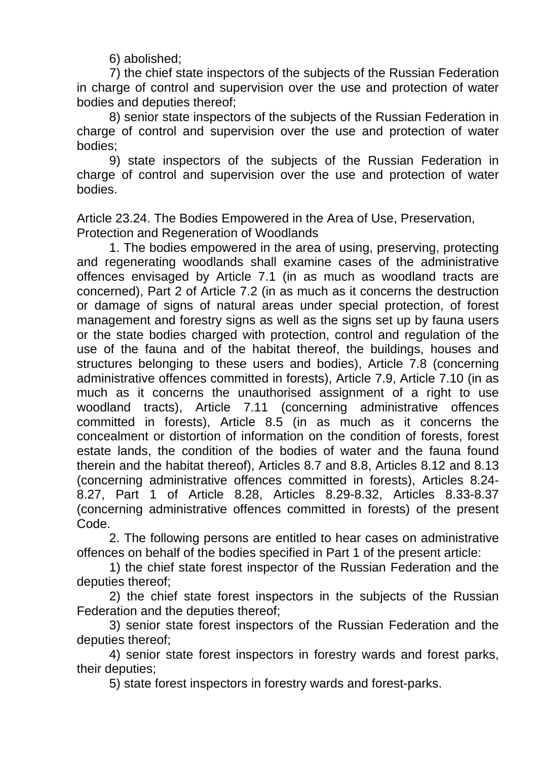6) abolished;

7) the chief state inspectors of the subjects of the Russian Federation in charge of control and supervision over the use and protection of water bodies and deputies thereof;

8) senior state inspectors of the subjects of the Russian Federation in charge of control and supervision over the use and protection of water bodies;

9) state inspectors of the subjects of the Russian Federation in charge of control and supervision over the use and protection of water bodies.

Article 23.24. The Bodies Empowered in the Area of Use, Preservation, Protection and Regeneration of Woodlands

1. The bodies empowered in the area of using, preserving, protecting and regenerating woodlands shall examine cases of the administrative offences envisaged by Article 7.1 (in as much as woodland tracts are concerned), Part 2 of Article 7.2 (in as much as it concerns the destruction or damage of signs of natural areas under special protection, of forest management and forestry signs as well as the signs set up by fauna users or the state bodies charged with protection, control and regulation of the use of the fauna and of the habitat thereof, the buildings, houses and structures belonging to these users and bodies), Article 7.8 (concerning administrative offences committed in forests), Article 7.9, Article 7.10 (in as much as it concerns the unauthorised assignment of a right to use woodland tracts), Article 7.11 (concerning administrative offences committed in forests), Article 8.5 (in as much as it concerns the concealment or distortion of information on the condition of forests, forest estate lands, the condition of the bodies of water and the fauna found therein and the habitat thereof), Articles 8.7 and 8.8, Articles 8.12 and 8.13 (concerning administrative offences committed in forests), Articles 8.24-8.27, Part 1 of Article 8.28, Articles 8.29-8.32, Articles 8.33-8.37 (concerning administrative offences committed in forests) of the present Code.

2. The following persons are entitled to hear cases on administrative offences on behalf of the bodies specified in Part 1 of the present article:

1) the chief state forest inspector of the Russian Federation and the deputies thereof;

2) the chief state forest inspectors in the subjects of the Russian Federation and the deputies thereof;

3) senior state forest inspectors of the Russian Federation and the deputies thereof;

4) senior state forest inspectors in forestry wards and forest parks, their deputies;

5) state forest inspectors in forestry wards and forest-parks.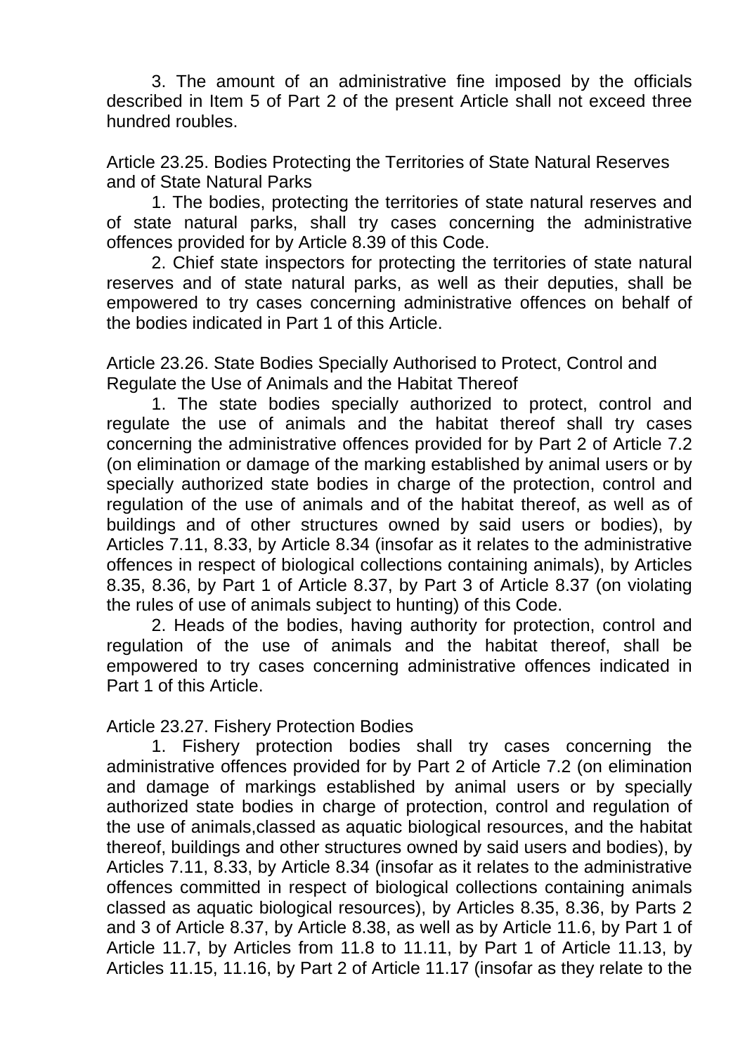3. The amount of an administrative fine imposed by the officials described in Item 5 of Part 2 of the present Article shall not exceed three hundred roubles.

### Article 23.25. Bodies Protecting the Territories of State Natural Reserves and of State Natural Parks

1. The bodies, protecting the territories of state natural reserves and of state natural parks, shall try cases concerning the administrative offences provided for by Article 8.39 of this Code.

2. Chief state inspectors for protecting the territories of state natural reserves and of state natural parks, as well as their deputies, shall be empowered to try cases concerning administrative offences on behalf of the bodies indicated in Part 1 of this Article.

### Article 23.26. State Bodies Specially Authorised to Protect, Control and Regulate the Use of Animals and the Habitat Thereof

1. The state bodies specially authorized to protect, control and regulate the use of animals and the habitat thereof shall try cases concerning the administrative offences provided for by Part 2 of Article 7.2 (on elimination or damage of the marking established by animal users or by specially authorized state bodies in charge of the protection, control and regulation of the use of animals and of the habitat thereof, as well as of buildings and of other structures owned by said users or bodies), by Articles 7.11, 8.33, by Article 8.34 (insofar as it relates to the administrative offences in respect of biological collections containing animals), by Articles 8.35, 8.36, by Part 1 of Article 8.37, by Part 3 of Article 8.37 (on violating the rules of use of animals subject to hunting) of this Code.

2. Heads of the bodies, having authority for protection, control and regulation of the use of animals and the habitat thereof, shall be empowered to try cases concerning administrative offences indicated in Part 1 of this Article.

### Article 23.27. Fishery Protection Bodies

1. Fishery protection bodies shall try cases concerning the administrative offences provided for by Part 2 of Article 7.2 (on elimination and damage of markings established by animal users or by specially authorized state bodies in charge of protection, control and regulation of the use of animals,classed as aquatic biological resources, and the habitat thereof, buildings and other structures owned by said users and bodies), by Articles 7.11, 8.33, by Article 8.34 (insofar as it relates to the administrative offences committed in respect of biological collections containing animals classed as aquatic biological resources), by Articles 8.35, 8.36, by Parts 2 and 3 of Article 8.37, by Article 8.38, as well as by Article 11.6, by Part 1 of Article 11.7, by Articles from 11.8 to 11.11, by Part 1 of Article 11.13, by Articles 11.15, 11.16, by Part 2 of Article 11.17 (insofar as they relate to the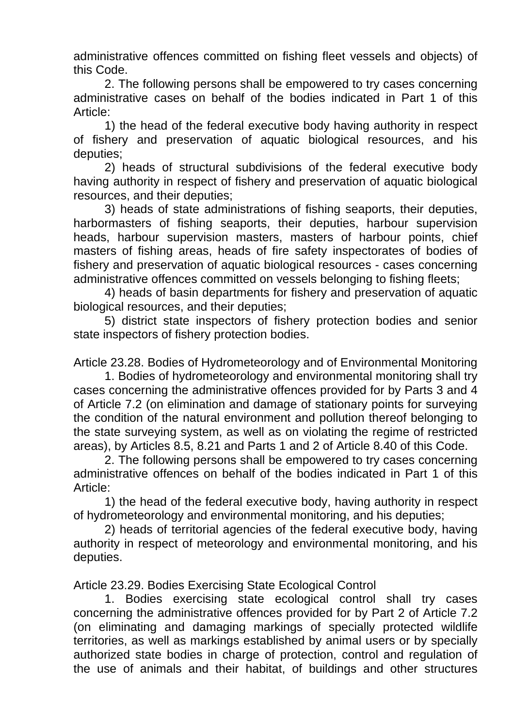administrative offences committed on fishing fleet vessels and objects) of this Code.

2. The following persons shall be empowered to try cases concerning administrative cases on behalf of the bodies indicated in Part 1 of this Article:

1) the head of the federal executive body having authority in respect of fishery and preservation of aquatic biological resources, and his deputies;

2) heads of structural subdivisions of the federal executive body having authority in respect of fishery and preservation of aquatic biological resources, and their deputies;

3) heads of state administrations of fishing seaports, their deputies, harbormasters of fishing seaports, their deputies, harbour supervision heads, harbour supervision masters, masters of harbour points, chief masters of fishing areas, heads of fire safety inspectorates of bodies of fishery and preservation of aquatic biological resources - cases concerning administrative offences committed on vessels belonging to fishing fleets;

4) heads of basin departments for fishery and preservation of aquatic biological resources, and their deputies;

5) district state inspectors of fishery protection bodies and senior state inspectors of fishery protection bodies.

Article 23.28. Bodies of Hydrometeorology and of Environmental Monitoring

1. Bodies of hydrometeorology and environmental monitoring shall try cases concerning the administrative offences provided for by Parts 3 and 4 of Article 7.2 (on elimination and damage of stationary points for surveying the condition of the natural environment and pollution thereof belonging to the state surveying system, as well as on violating the regime of restricted areas), by Articles 8.5, 8.21 and Parts 1 and 2 of Article 8.40 of this Code.

2. The following persons shall be empowered to try cases concerning administrative offences on behalf of the bodies indicated in Part 1 of this Article:

1) the head of the federal executive body, having authority in respect of hydrometeorology and environmental monitoring, and his deputies;

2) heads of territorial agencies of the federal executive body, having authority in respect of meteorology and environmental monitoring, and his deputies.

Article 23.29. Bodies Exercising State Ecological Control

1. Bodies exercising state ecological control shall try cases concerning the administrative offences provided for by Part 2 of Article 7.2 (on eliminating and damaging markings of specially protected wildlife territories, as well as markings established by animal users or by specially authorized state bodies in charge of protection, control and regulation of the use of animals and their habitat, of buildings and other structures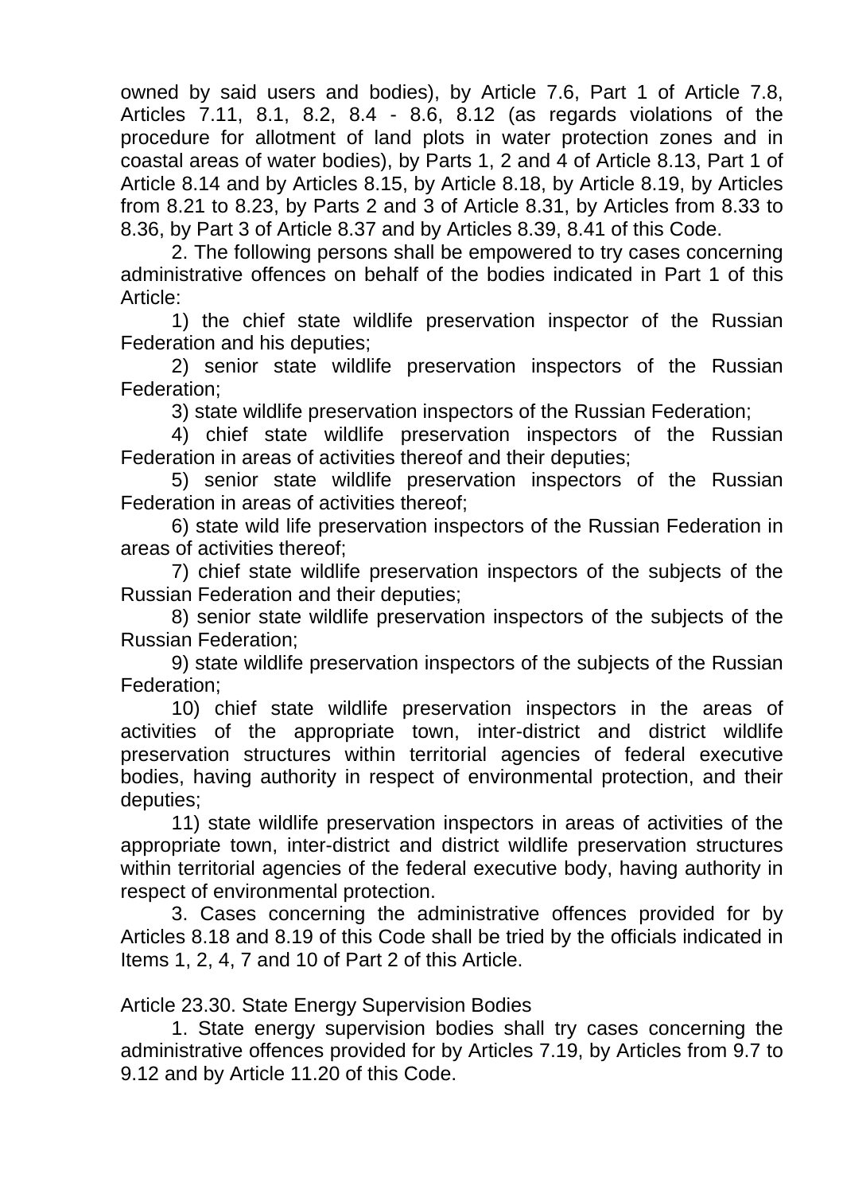owned by said users and bodies), by Article 7.6, Part 1 of Article 7.8, Articles 7.11, 8.1, 8.2, 8.4 - 8.6, 8.12 (as regards violations of the procedure for allotment of land plots in water protection zones and in coastal areas of water bodies), by Parts 1, 2 and 4 of Article 8.13, Part 1 of Article 8.14 and by Articles 8.15, by Article 8.18, by Article 8.19, by Articles from 8.21 to 8.23, by Parts 2 and 3 of Article 8.31, by Articles from 8.33 to 8.36, by Part 3 of Article 8.37 and by Articles 8.39, 8.41 of this Code.

2. The following persons shall be empowered to try cases concerning administrative offences on behalf of the bodies indicated in Part 1 of this Article:

1) the chief state wildlife preservation inspector of the Russian Federation and his deputies;

2) senior state wildlife preservation inspectors of the Russian Federation;

3) state wildlife preservation inspectors of the Russian Federation;

4) chief state wildlife preservation inspectors of the Russian Federation in areas of activities thereof and their deputies;

5) senior state wildlife preservation inspectors of the Russian Federation in areas of activities thereof;

6) state wild life preservation inspectors of the Russian Federation in areas of activities thereof;

7) chief state wildlife preservation inspectors of the subjects of the Russian Federation and their deputies;

8) senior state wildlife preservation inspectors of the subjects of the Russian Federation;

9) state wildlife preservation inspectors of the subjects of the Russian Federation;

10) chief state wildlife preservation inspectors in the areas of activities of the appropriate town, inter-district and district wildlife preservation structures within territorial agencies of federal executive bodies, having authority in respect of environmental protection, and their deputies;

11) state wildlife preservation inspectors in areas of activities of the appropriate town, inter-district and district wildlife preservation structures within territorial agencies of the federal executive body, having authority in respect of environmental protection.

3. Cases concerning the administrative offences provided for by Articles 8.18 and 8.19 of this Code shall be tried by the officials indicated in Items 1, 2, 4, 7 and 10 of Part 2 of this Article.

Article 23.30. State Energy Supervision Bodies

1. State energy supervision bodies shall try cases concerning the administrative offences provided for by Articles 7.19, by Articles from 9.7 to 9.12 and by Article 11.20 of this Code.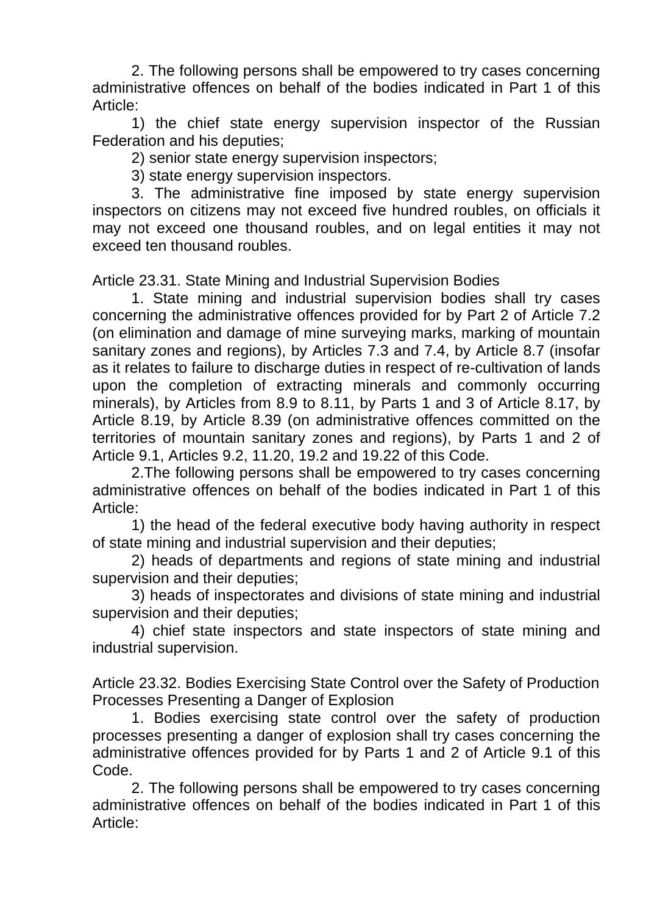2. The following persons shall be empowered to try cases concerning administrative offences on behalf of the bodies indicated in Part 1 of this Article:

1) the chief state energy supervision inspector of the Russian Federation and his deputies;

2) senior state energy supervision inspectors;

3) state energy supervision inspectors.

3. The administrative fine imposed by state energy supervision inspectors on citizens may not exceed five hundred roubles, on officials it may not exceed one thousand roubles, and on legal entities it may not exceed ten thousand roubles.

Article 23.31. State Mining and Industrial Supervision Bodies

1. State mining and industrial supervision bodies shall try cases concerning the administrative offences provided for by Part 2 of Article 7.2 (on elimination and damage of mine surveying marks, marking of mountain sanitary zones and regions), by Articles 7.3 and 7.4, by Article 8.7 (insofar as it relates to failure to discharge duties in respect of re-cultivation of lands upon the completion of extracting minerals and commonly occurring minerals), by Articles from 8.9 to 8.11, by Parts 1 and 3 of Article 8.17, by Article 8.19, by Article 8.39 (on administrative offences committed on the territories of mountain sanitary zones and regions), by Parts 1 and 2 of Article 9.1, Articles 9.2, 11.20, 19.2 and 19.22 of this Code.

2.The following persons shall be empowered to try cases concerning administrative offences on behalf of the bodies indicated in Part 1 of this Article:

1) the head of the federal executive body having authority in respect of state mining and industrial supervision and their deputies;

2) heads of departments and regions of state mining and industrial supervision and their deputies;

3) heads of inspectorates and divisions of state mining and industrial supervision and their deputies;

4) chief state inspectors and state inspectors of state mining and industrial supervision.

Article 23.32. Bodies Exercising State Control over the Safety of Production Processes Presenting a Danger of Explosion

1. Bodies exercising state control over the safety of production processes presenting a danger of explosion shall try cases concerning the administrative offences provided for by Parts 1 and 2 of Article 9.1 of this Code.

2. The following persons shall be empowered to try cases concerning administrative offences on behalf of the bodies indicated in Part 1 of this Article: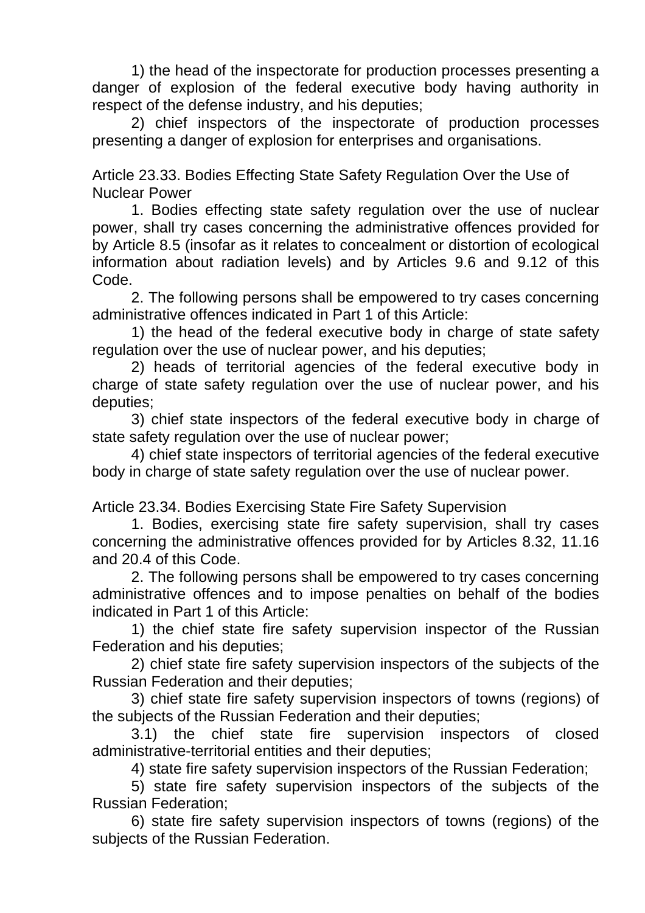1) the head of the inspectorate for production processes presenting a danger of explosion of the federal executive body having authority in respect of the defense industry, and his deputies;

2) chief inspectors of the inspectorate of production processes presenting a danger of explosion for enterprises and organisations.

Article 23.33. Bodies Effecting State Safety Regulation Over the Use of Nuclear Power

1. Bodies effecting state safety regulation over the use of nuclear power, shall try cases concerning the administrative offences provided for by Article 8.5 (insofar as it relates to concealment or distortion of ecological information about radiation levels) and by Articles 9.6 and 9.12 of this Code.

2. The following persons shall be empowered to try cases concerning administrative offences indicated in Part 1 of this Article:

1) the head of the federal executive body in charge of state safety regulation over the use of nuclear power, and his deputies;

2) heads of territorial agencies of the federal executive body in charge of state safety regulation over the use of nuclear power, and his deputies;

3) chief state inspectors of the federal executive body in charge of state safety regulation over the use of nuclear power;

4) chief state inspectors of territorial agencies of the federal executive body in charge of state safety regulation over the use of nuclear power.

Article 23.34. Bodies Exercising State Fire Safety Supervision

1. Bodies, exercising state fire safety supervision, shall try cases concerning the administrative offences provided for by Articles 8.32, 11.16 and 20.4 of this Code.

2. The following persons shall be empowered to try cases concerning administrative offences and to impose penalties on behalf of the bodies indicated in Part 1 of this Article:

1) the chief state fire safety supervision inspector of the Russian Federation and his deputies;

2) chief state fire safety supervision inspectors of the subjects of the Russian Federation and their deputies;

3) chief state fire safety supervision inspectors of towns (regions) of the subjects of the Russian Federation and their deputies;

3.1) the chief state fire supervision inspectors of closed administrative-territorial entities and their deputies;

4) state fire safety supervision inspectors of the Russian Federation;

5) state fire safety supervision inspectors of the subjects of the Russian Federation;

6) state fire safety supervision inspectors of towns (regions) of the subjects of the Russian Federation.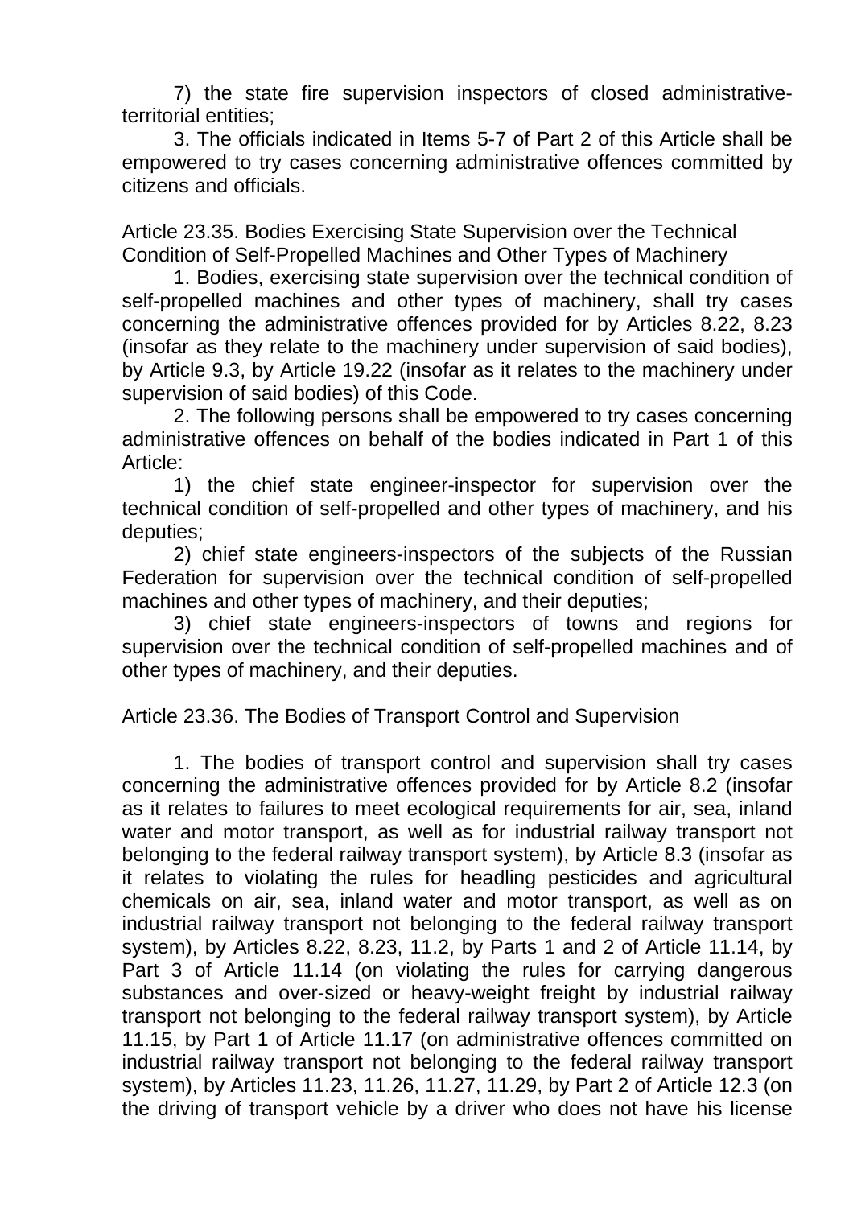7) the state fire supervision inspectors of closed administrative-territorial entities;

3. The officials indicated in Items 5-7 of Part 2 of this Article shall be empowered to try cases concerning administrative offences committed by citizens and officials.

Article 23.35. Bodies Exercising State Supervision over the Technical Condition of Self-Propelled Machines and Other Types of Machinery

1. Bodies, exercising state supervision over the technical condition of self-propelled machines and other types of machinery, shall try cases concerning the administrative offences provided for by Articles 8.22, 8.23 (insofar as they relate to the machinery under supervision of said bodies), by Article 9.3, by Article 19.22 (insofar as it relates to the machinery under supervision of said bodies) of this Code.

2. The following persons shall be empowered to try cases concerning administrative offences on behalf of the bodies indicated in Part 1 of this Article:

1) the chief state engineer-inspector for supervision over the technical condition of self-propelled and other types of machinery, and his deputies;

2) chief state engineers-inspectors of the subjects of the Russian Federation for supervision over the technical condition of self-propelled machines and other types of machinery, and their deputies;

3) chief state engineers-inspectors of towns and regions for supervision over the technical condition of self-propelled machines and of other types of machinery, and their deputies.

Article 23.36. The Bodies of Transport Control and Supervision

1. The bodies of transport control and supervision shall try cases concerning the administrative offences provided for by Article 8.2 (insofar as it relates to failures to meet ecological requirements for air, sea, inland water and motor transport, as well as for industrial railway transport not belonging to the federal railway transport system), by Article 8.3 (insofar as it relates to violating the rules for headling pesticides and agricultural chemicals on air, sea, inland water and motor transport, as well as on industrial railway transport not belonging to the federal railway transport system), by Articles 8.22, 8.23, 11.2, by Parts 1 and 2 of Article 11.14, by Part 3 of Article 11.14 (on violating the rules for carrying dangerous substances and over-sized or heavy-weight freight by industrial railway transport not belonging to the federal railway transport system), by Article 11.15, by Part 1 of Article 11.17 (on administrative offences committed on industrial railway transport not belonging to the federal railway transport system), by Articles 11.23, 11.26, 11.27, 11.29, by Part 2 of Article 12.3 (on the driving of transport vehicle by a driver who does not have his license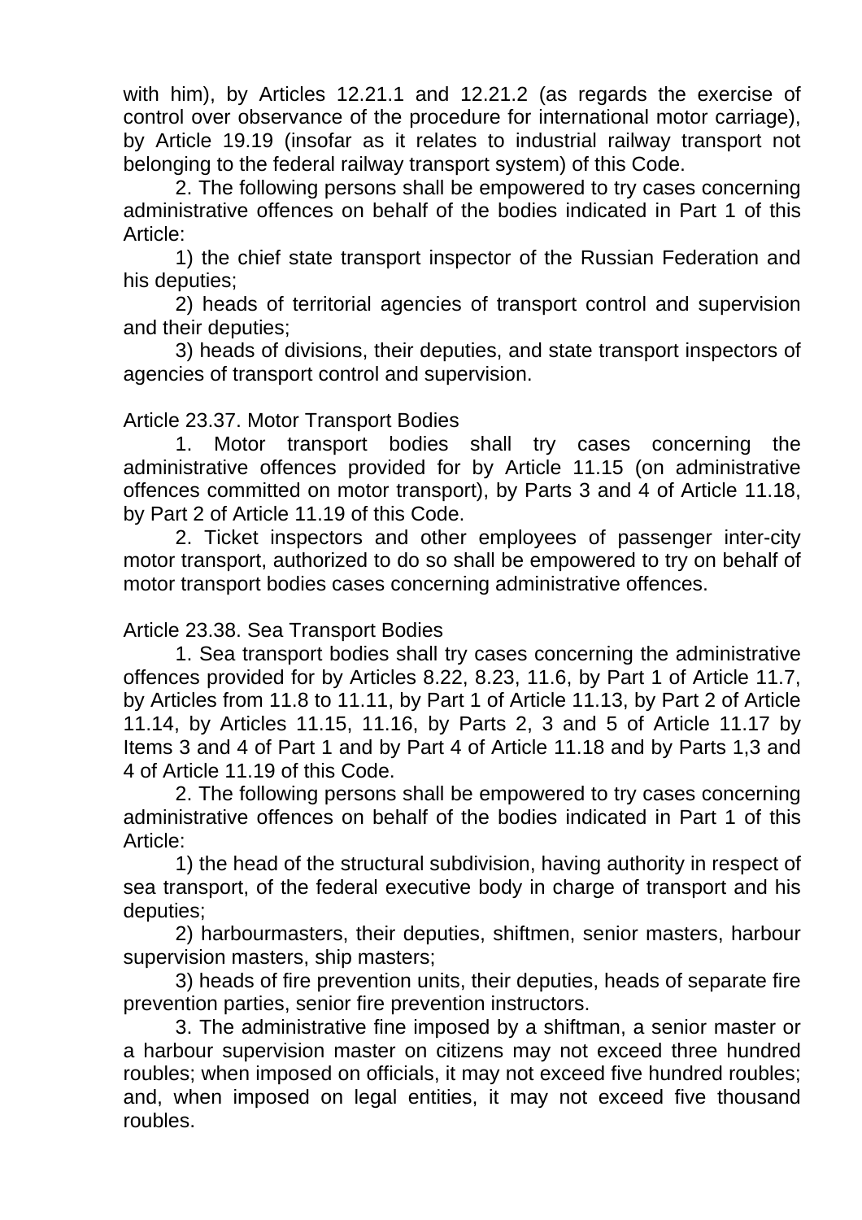with him), by Articles 12.21.1 and 12.21.2 (as regards the exercise of control over observance of the procedure for international motor carriage), by Article 19.19 (insofar as it relates to industrial railway transport not belonging to the federal railway transport system) of this Code.

2. The following persons shall be empowered to try cases concerning administrative offences on behalf of the bodies indicated in Part 1 of this Article:

1) the chief state transport inspector of the Russian Federation and his deputies;

2) heads of territorial agencies of transport control and supervision and their deputies;

3) heads of divisions, their deputies, and state transport inspectors of agencies of transport control and supervision.

Article 23.37. Motor Transport Bodies

1. Motor transport bodies shall try cases concerning the administrative offences provided for by Article 11.15 (on administrative offences committed on motor transport), by Parts 3 and 4 of Article 11.18, by Part 2 of Article 11.19 of this Code.

2. Ticket inspectors and other employees of passenger inter-city motor transport, authorized to do so shall be empowered to try on behalf of motor transport bodies cases concerning administrative offences.

Article 23.38. Sea Transport Bodies

1. Sea transport bodies shall try cases concerning the administrative offences provided for by Articles 8.22, 8.23, 11.6, by Part 1 of Article 11.7, by Articles from 11.8 to 11.11, by Part 1 of Article 11.13, by Part 2 of Article 11.14, by Articles 11.15, 11.16, by Parts 2, 3 and 5 of Article 11.17 by Items 3 and 4 of Part 1 and by Part 4 of Article 11.18 and by Parts 1,3 and 4 of Article 11.19 of this Code.

2. The following persons shall be empowered to try cases concerning administrative offences on behalf of the bodies indicated in Part 1 of this Article:

1) the head of the structural subdivision, having authority in respect of sea transport, of the federal executive body in charge of transport and his deputies;

2) harbourmasters, their deputies, shiftmen, senior masters, harbour supervision masters, ship masters;

3) heads of fire prevention units, their deputies, heads of separate fire prevention parties, senior fire prevention instructors.

3. The administrative fine imposed by a shiftman, a senior master or a harbour supervision master on citizens may not exceed three hundred roubles; when imposed on officials, it may not exceed five hundred roubles; and, when imposed on legal entities, it may not exceed five thousand roubles.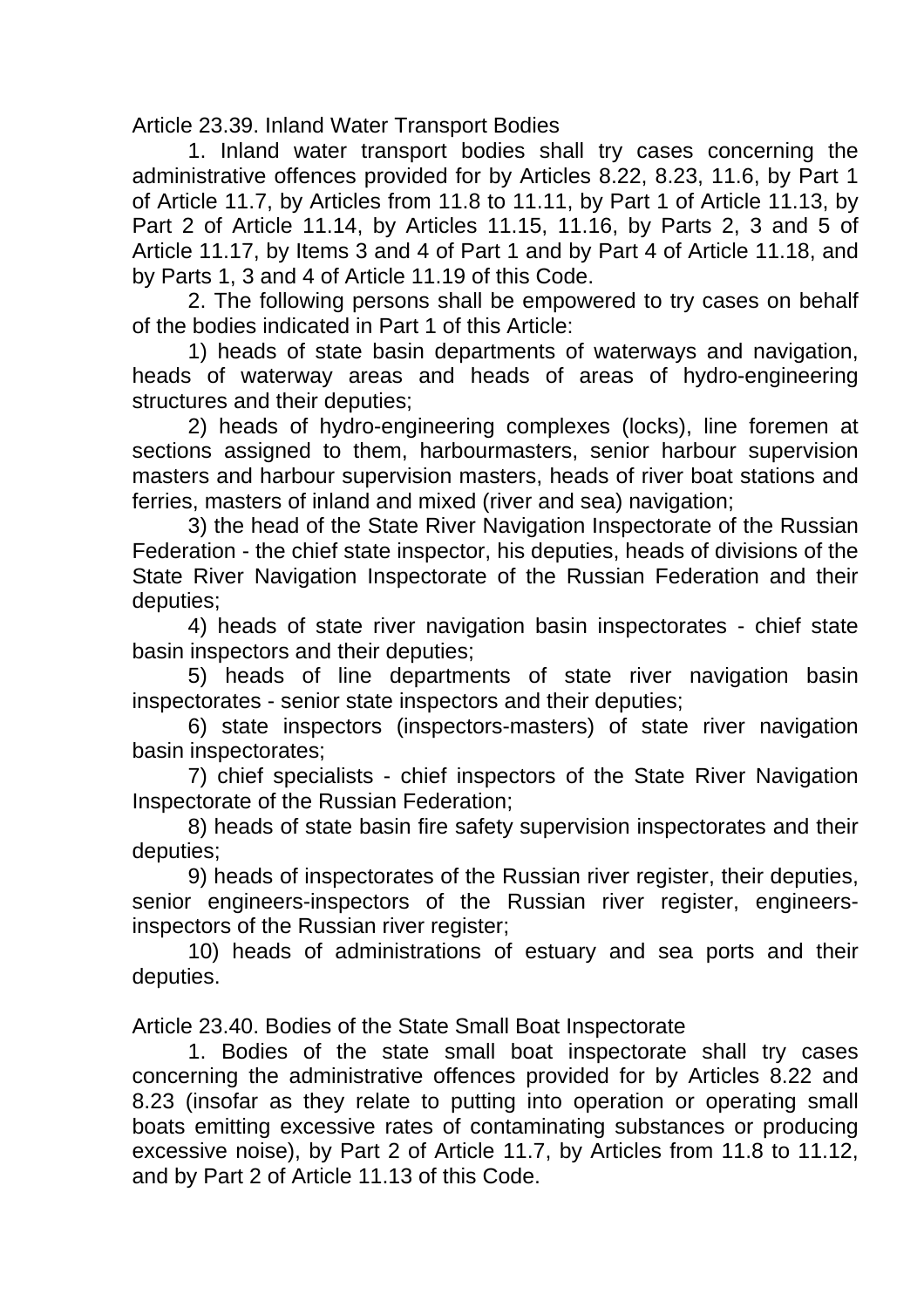Article 23.39. Inland Water Transport Bodies

1. Inland water transport bodies shall try cases concerning the administrative offences provided for by Articles 8.22, 8.23, 11.6, by Part 1 of Article 11.7, by Articles from 11.8 to 11.11, by Part 1 of Article 11.13, by Part 2 of Article 11.14, by Articles 11.15, 11.16, by Parts 2, 3 and 5 of Article 11.17, by Items 3 and 4 of Part 1 and by Part 4 of Article 11.18, and by Parts 1, 3 and 4 of Article 11.19 of this Code.

2. The following persons shall be empowered to try cases on behalf of the bodies indicated in Part 1 of this Article:

1) heads of state basin departments of waterways and navigation, heads of waterway areas and heads of areas of hydro-engineering structures and their deputies;

2) heads of hydro-engineering complexes (locks), line foremen at sections assigned to them, harbourmasters, senior harbour supervision masters and harbour supervision masters, heads of river boat stations and ferries, masters of inland and mixed (river and sea) navigation;

3) the head of the State River Navigation Inspectorate of the Russian Federation - the chief state inspector, his deputies, heads of divisions of the State River Navigation Inspectorate of the Russian Federation and their deputies;

4) heads of state river navigation basin inspectorates - chief state basin inspectors and their deputies;

5) heads of line departments of state river navigation basin inspectorates - senior state inspectors and their deputies;

6) state inspectors (inspectors-masters) of state river navigation basin inspectorates;

7) chief specialists - chief inspectors of the State River Navigation Inspectorate of the Russian Federation;

8) heads of state basin fire safety supervision inspectorates and their deputies;

9) heads of inspectorates of the Russian river register, their deputies, senior engineers-inspectors of the Russian river register, engineers-inspectors of the Russian river register;

10) heads of administrations of estuary and sea ports and their deputies.

Article 23.40. Bodies of the State Small Boat Inspectorate

1. Bodies of the state small boat inspectorate shall try cases concerning the administrative offences provided for by Articles 8.22 and 8.23 (insofar as they relate to putting into operation or operating small boats emitting excessive rates of contaminating substances or producing excessive noise), by Part 2 of Article 11.7, by Articles from 11.8 to 11.12, and by Part 2 of Article 11.13 of this Code.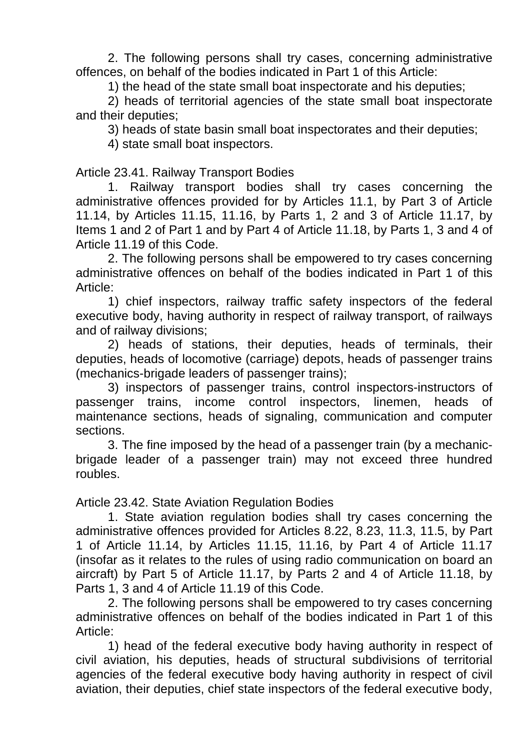2. The following persons shall try cases, concerning administrative offences, on behalf of the bodies indicated in Part 1 of this Article:

1) the head of the state small boat inspectorate and his deputies;

2) heads of territorial agencies of the state small boat inspectorate and their deputies;

3) heads of state basin small boat inspectorates and their deputies;

4) state small boat inspectors.

Article 23.41. Railway Transport Bodies

1. Railway transport bodies shall try cases concerning the administrative offences provided for by Articles 11.1, by Part 3 of Article 11.14, by Articles 11.15, 11.16, by Parts 1, 2 and 3 of Article 11.17, by Items 1 and 2 of Part 1 and by Part 4 of Article 11.18, by Parts 1, 3 and 4 of Article 11.19 of this Code.

2. The following persons shall be empowered to try cases concerning administrative offences on behalf of the bodies indicated in Part 1 of this Article:

1) chief inspectors, railway traffic safety inspectors of the federal executive body, having authority in respect of railway transport, of railways and of railway divisions;

2) heads of stations, their deputies, heads of terminals, their deputies, heads of locomotive (carriage) depots, heads of passenger trains (mechanics-brigade leaders of passenger trains);

3) inspectors of passenger trains, control inspectors-instructors of passenger trains, income control inspectors, linemen, heads of maintenance sections, heads of signaling, communication and computer sections.

3. The fine imposed by the head of a passenger train (by a mechanic-brigade leader of a passenger train) may not exceed three hundred roubles.

Article 23.42. State Aviation Regulation Bodies

1. State aviation regulation bodies shall try cases concerning the administrative offences provided for Articles 8.22, 8.23, 11.3, 11.5, by Part 1 of Article 11.14, by Articles 11.15, 11.16, by Part 4 of Article 11.17 (insofar as it relates to the rules of using radio communication on board an aircraft) by Part 5 of Article 11.17, by Parts 2 and 4 of Article 11.18, by Parts 1, 3 and 4 of Article 11.19 of this Code.

2. The following persons shall be empowered to try cases concerning administrative offences on behalf of the bodies indicated in Part 1 of this Article:

1) head of the federal executive body having authority in respect of civil aviation, his deputies, heads of structural subdivisions of territorial agencies of the federal executive body having authority in respect of civil aviation, their deputies, chief state inspectors of the federal executive body,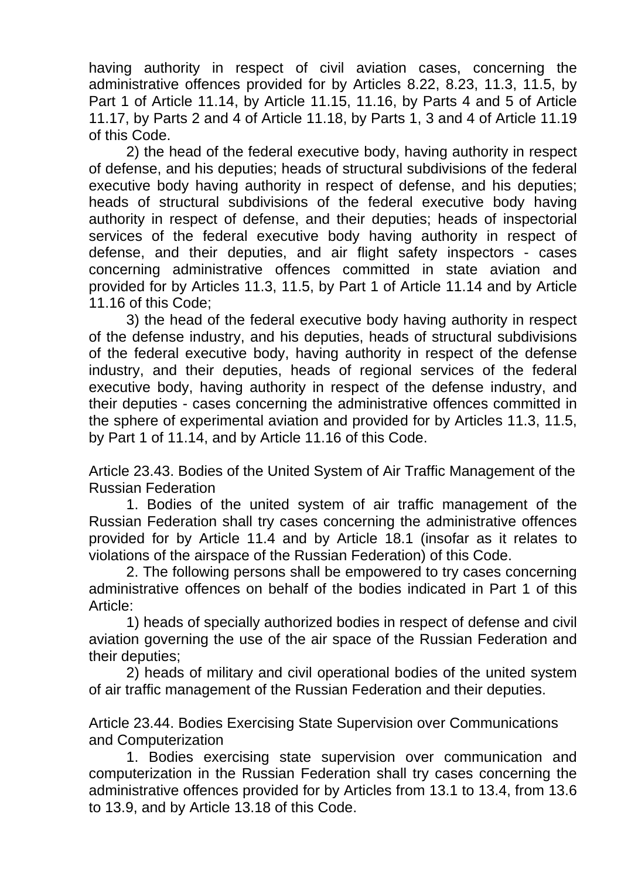having authority in respect of civil aviation cases, concerning the administrative offences provided for by Articles 8.22, 8.23, 11.3, 11.5, by Part 1 of Article 11.14, by Article 11.15, 11.16, by Parts 4 and 5 of Article 11.17, by Parts 2 and 4 of Article 11.18, by Parts 1, 3 and 4 of Article 11.19 of this Code.

2) the head of the federal executive body, having authority in respect of defense, and his deputies; heads of structural subdivisions of the federal executive body having authority in respect of defense, and his deputies; heads of structural subdivisions of the federal executive body having authority in respect of defense, and their deputies; heads of inspectorial services of the federal executive body having authority in respect of defense, and their deputies, and air flight safety inspectors - cases concerning administrative offences committed in state aviation and provided for by Articles 11.3, 11.5, by Part 1 of Article 11.14 and by Article 11.16 of this Code;

3) the head of the federal executive body having authority in respect of the defense industry, and his deputies, heads of structural subdivisions of the federal executive body, having authority in respect of the defense industry, and their deputies, heads of regional services of the federal executive body, having authority in respect of the defense industry, and their deputies - cases concerning the administrative offences committed in the sphere of experimental aviation and provided for by Articles 11.3, 11.5, by Part 1 of 11.14, and by Article 11.16 of this Code.

Article 23.43. Bodies of the United System of Air Traffic Management of the Russian Federation

1. Bodies of the united system of air traffic management of the Russian Federation shall try cases concerning the administrative offences provided for by Article 11.4 and by Article 18.1 (insofar as it relates to violations of the airspace of the Russian Federation) of this Code.

2. The following persons shall be empowered to try cases concerning administrative offences on behalf of the bodies indicated in Part 1 of this Article:

1) heads of specially authorized bodies in respect of defense and civil aviation governing the use of the air space of the Russian Federation and their deputies;

2) heads of military and civil operational bodies of the united system of air traffic management of the Russian Federation and their deputies.

Article 23.44. Bodies Exercising State Supervision over Communications and Computerization

1. Bodies exercising state supervision over communication and computerization in the Russian Federation shall try cases concerning the administrative offences provided for by Articles from 13.1 to 13.4, from 13.6 to 13.9, and by Article 13.18 of this Code.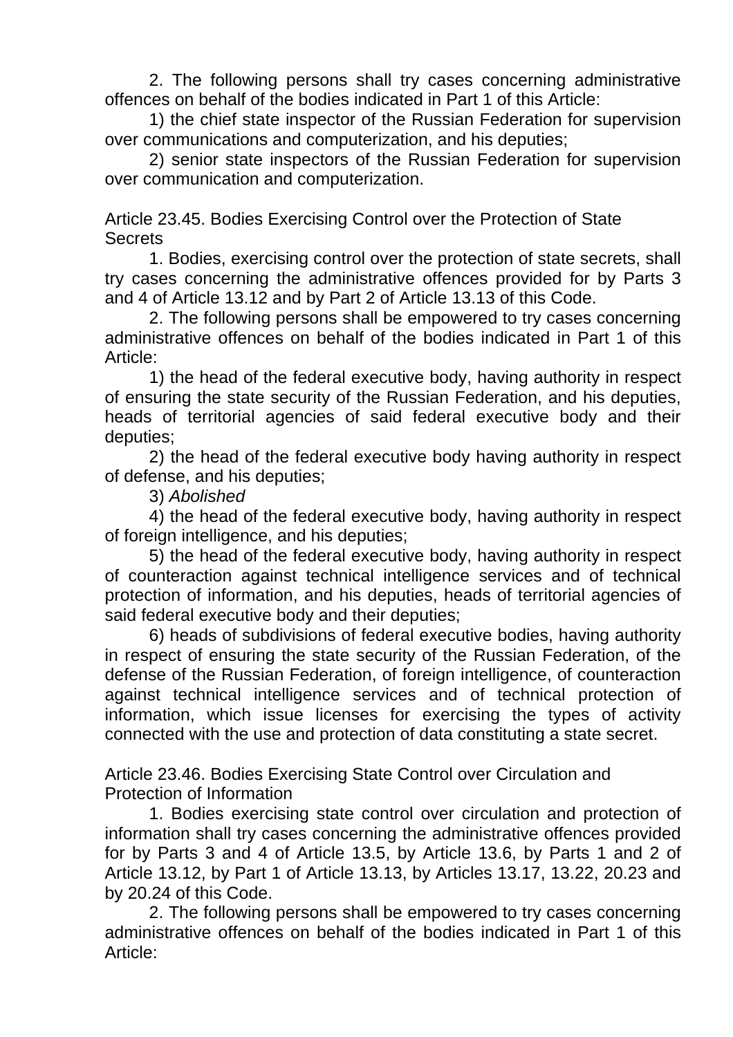2. The following persons shall try cases concerning administrative offences on behalf of the bodies indicated in Part 1 of this Article:

1) the chief state inspector of the Russian Federation for supervision over communications and computerization, and his deputies;

2) senior state inspectors of the Russian Federation for supervision over communication and computerization.

### Article 23.45. Bodies Exercising Control over the Protection of State Secrets

1. Bodies, exercising control over the protection of state secrets, shall try cases concerning the administrative offences provided for by Parts 3 and 4 of Article 13.12 and by Part 2 of Article 13.13 of this Code.

2. The following persons shall be empowered to try cases concerning administrative offences on behalf of the bodies indicated in Part 1 of this Article:

1) the head of the federal executive body, having authority in respect of ensuring the state security of the Russian Federation, and his deputies, heads of territorial agencies of said federal executive body and their deputies;

2) the head of the federal executive body having authority in respect of defense, and his deputies;

3) *Abolished*

4) the head of the federal executive body, having authority in respect of foreign intelligence, and his deputies;

5) the head of the federal executive body, having authority in respect of counteraction against technical intelligence services and of technical protection of information, and his deputies, heads of territorial agencies of said federal executive body and their deputies;

6) heads of subdivisions of federal executive bodies, having authority in respect of ensuring the state security of the Russian Federation, of the defense of the Russian Federation, of foreign intelligence, of counteraction against technical intelligence services and of technical protection of information, which issue licenses for exercising the types of activity connected with the use and protection of data constituting a state secret.

### Article 23.46. Bodies Exercising State Control over Circulation and Protection of Information

1. Bodies exercising state control over circulation and protection of information shall try cases concerning the administrative offences provided for by Parts 3 and 4 of Article 13.5, by Article 13.6, by Parts 1 and 2 of Article 13.12, by Part 1 of Article 13.13, by Articles 13.17, 13.22, 20.23 and by 20.24 of this Code.

2. The following persons shall be empowered to try cases concerning administrative offences on behalf of the bodies indicated in Part 1 of this Article: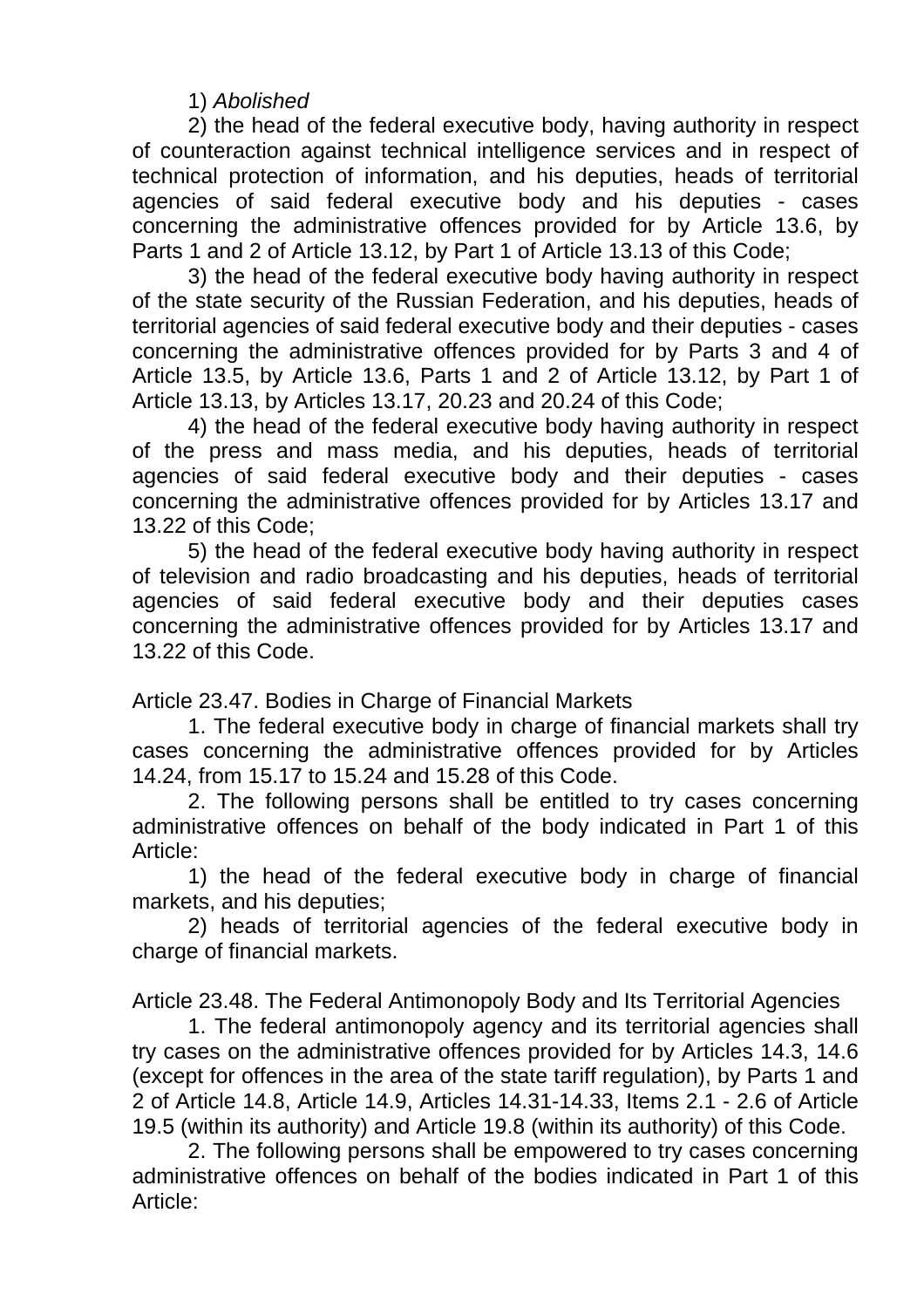1) *Abolished*

2) the head of the federal executive body, having authority in respect of counteraction against technical intelligence services and in respect of technical protection of information, and his deputies, heads of territorial agencies of said federal executive body and his deputies - cases concerning the administrative offences provided for by Article 13.6, by Parts 1 and 2 of Article 13.12, by Part 1 of Article 13.13 of this Code;

3) the head of the federal executive body having authority in respect of the state security of the Russian Federation, and his deputies, heads of territorial agencies of said federal executive body and their deputies - cases concerning the administrative offences provided for by Parts 3 and 4 of Article 13.5, by Article 13.6, Parts 1 and 2 of Article 13.12, by Part 1 of Article 13.13, by Articles 13.17, 20.23 and 20.24 of this Code;

4) the head of the federal executive body having authority in respect of the press and mass media, and his deputies, heads of territorial agencies of said federal executive body and their deputies - cases concerning the administrative offences provided for by Articles 13.17 and 13.22 of this Code;

5) the head of the federal executive body having authority in respect of television and radio broadcasting and his deputies, heads of territorial agencies of said federal executive body and their deputies cases concerning the administrative offences provided for by Articles 13.17 and 13.22 of this Code.

Article 23.47. Bodies in Charge of Financial Markets

1. The federal executive body in charge of financial markets shall try cases concerning the administrative offences provided for by Articles 14.24, from 15.17 to 15.24 and 15.28 of this Code.

2. The following persons shall be entitled to try cases concerning administrative offences on behalf of the body indicated in Part 1 of this Article:

1) the head of the federal executive body in charge of financial markets, and his deputies;

2) heads of territorial agencies of the federal executive body in charge of financial markets.

Article 23.48. The Federal Antimonopoly Body and Its Territorial Agencies

1. The federal antimonopoly agency and its territorial agencies shall try cases on the administrative offences provided for by Articles 14.3, 14.6 (except for offences in the area of the state tariff regulation), by Parts 1 and 2 of Article 14.8, Article 14.9, Articles 14.31-14.33, Items 2.1 - 2.6 of Article 19.5 (within its authority) and Article 19.8 (within its authority) of this Code.

2. The following persons shall be empowered to try cases concerning administrative offences on behalf of the bodies indicated in Part 1 of this Article: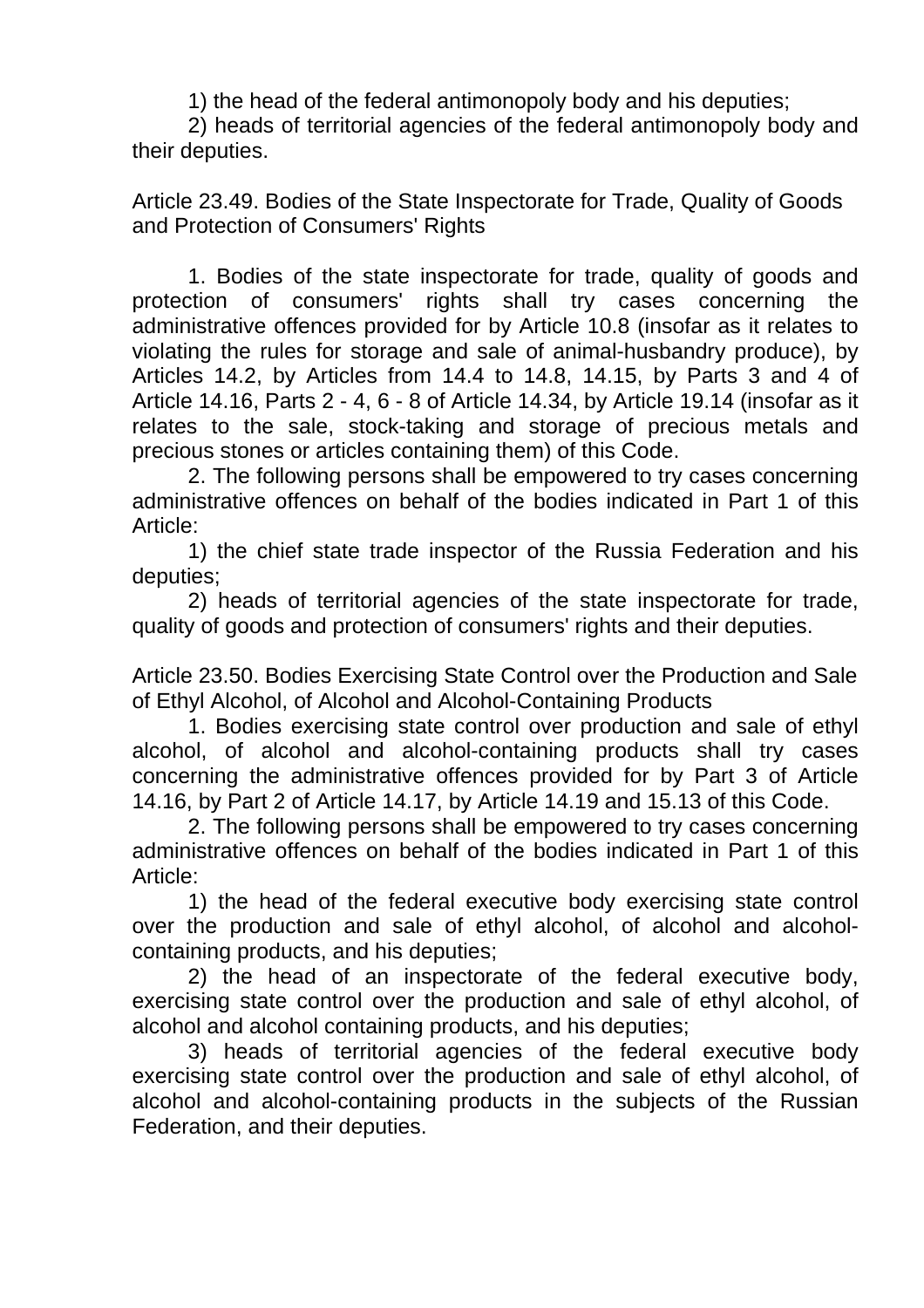1) the head of the federal antimonopoly body and his deputies;

2) heads of territorial agencies of the federal antimonopoly body and their deputies.

## Article 23.49. Bodies of the State Inspectorate for Trade, Quality of Goods and Protection of Consumers' Rights

1. Bodies of the state inspectorate for trade, quality of goods and protection of consumers' rights shall try cases concerning the administrative offences provided for by Article 10.8 (insofar as it relates to violating the rules for storage and sale of animal-husbandry produce), by Articles 14.2, by Articles from 14.4 to 14.8, 14.15, by Parts 3 and 4 of Article 14.16, Parts 2 - 4, 6 - 8 of Article 14.34, by Article 19.14 (insofar as it relates to the sale, stock-taking and storage of precious metals and precious stones or articles containing them) of this Code.

2. The following persons shall be empowered to try cases concerning administrative offences on behalf of the bodies indicated in Part 1 of this Article:

1) the chief state trade inspector of the Russia Federation and his deputies;

2) heads of territorial agencies of the state inspectorate for trade, quality of goods and protection of consumers' rights and their deputies.

## Article 23.50. Bodies Exercising State Control over the Production and Sale of Ethyl Alcohol, of Alcohol and Alcohol-Containing Products

1. Bodies exercising state control over production and sale of ethyl alcohol, of alcohol and alcohol-containing products shall try cases concerning the administrative offences provided for by Part 3 of Article 14.16, by Part 2 of Article 14.17, by Article 14.19 and 15.13 of this Code.

2. The following persons shall be empowered to try cases concerning administrative offences on behalf of the bodies indicated in Part 1 of this Article:

1) the head of the federal executive body exercising state control over the production and sale of ethyl alcohol, of alcohol and alcohol-containing products, and his deputies;

2) the head of an inspectorate of the federal executive body, exercising state control over the production and sale of ethyl alcohol, of alcohol and alcohol containing products, and his deputies;

3) heads of territorial agencies of the federal executive body exercising state control over the production and sale of ethyl alcohol, of alcohol and alcohol-containing products in the subjects of the Russian Federation, and their deputies.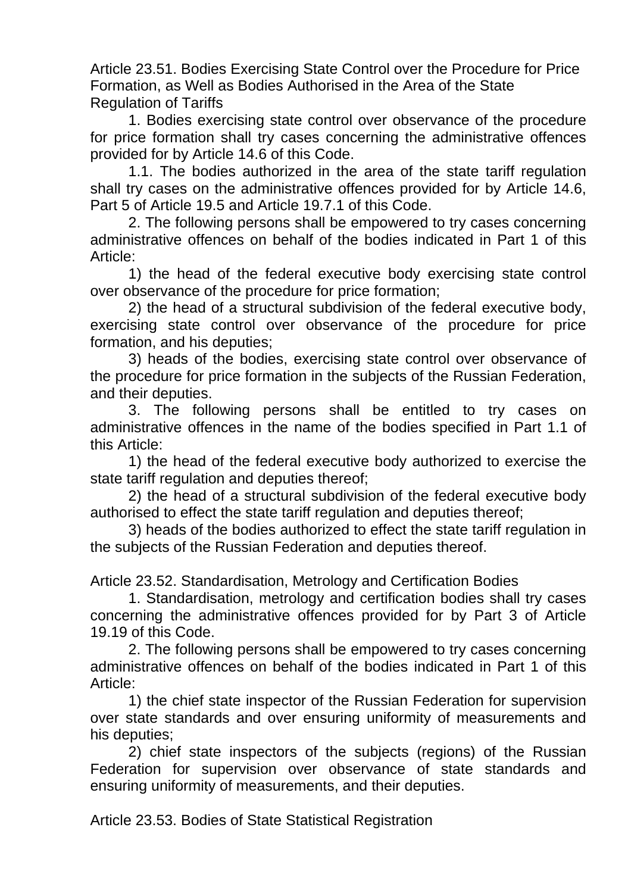### Article 23.51. Bodies Exercising State Control over the Procedure for Price Formation, as Well as Bodies Authorised in the Area of the State Regulation of Tariffs

1. Bodies exercising state control over observance of the procedure for price formation shall try cases concerning the administrative offences provided for by Article 14.6 of this Code.

1.1. The bodies authorized in the area of the state tariff regulation shall try cases on the administrative offences provided for by Article 14.6, Part 5 of Article 19.5 and Article 19.7.1 of this Code.

2. The following persons shall be empowered to try cases concerning administrative offences on behalf of the bodies indicated in Part 1 of this Article:

1) the head of the federal executive body exercising state control over observance of the procedure for price formation;

2) the head of a structural subdivision of the federal executive body, exercising state control over observance of the procedure for price formation, and his deputies;

3) heads of the bodies, exercising state control over observance of the procedure for price formation in the subjects of the Russian Federation, and their deputies.

3. The following persons shall be entitled to try cases on administrative offences in the name of the bodies specified in Part 1.1 of this Article:

1) the head of the federal executive body authorized to exercise the state tariff regulation and deputies thereof;

2) the head of a structural subdivision of the federal executive body authorised to effect the state tariff regulation and deputies thereof;

3) heads of the bodies authorized to effect the state tariff regulation in the subjects of the Russian Federation and deputies thereof.

### Article 23.52. Standardisation, Metrology and Certification Bodies

1. Standardisation, metrology and certification bodies shall try cases concerning the administrative offences provided for by Part 3 of Article 19.19 of this Code.

2. The following persons shall be empowered to try cases concerning administrative offences on behalf of the bodies indicated in Part 1 of this Article:

1) the chief state inspector of the Russian Federation for supervision over state standards and over ensuring uniformity of measurements and his deputies;

2) chief state inspectors of the subjects (regions) of the Russian Federation for supervision over observance of state standards and ensuring uniformity of measurements, and their deputies.

### Article 23.53. Bodies of State Statistical Registration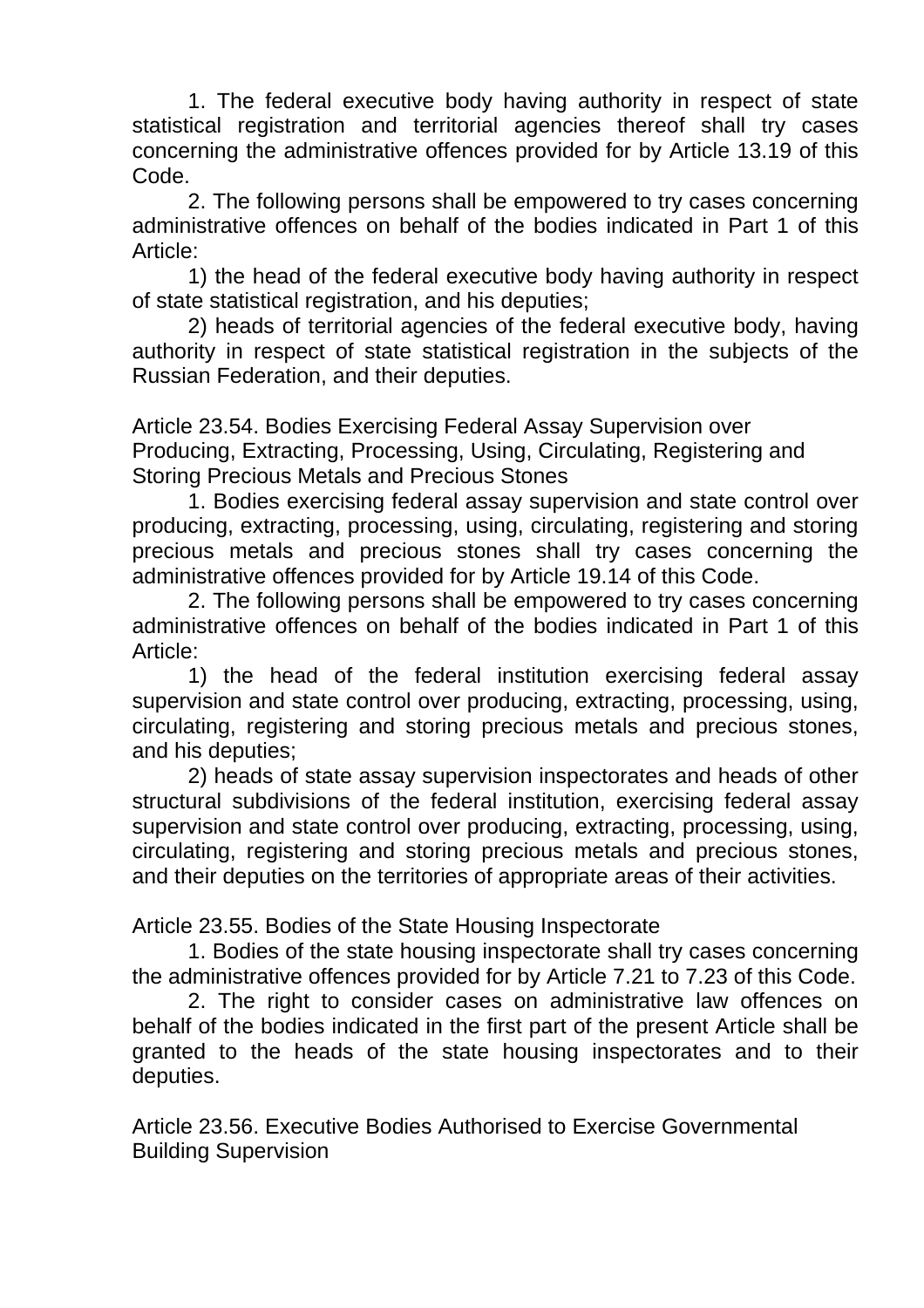1. The federal executive body having authority in respect of state statistical registration and territorial agencies thereof shall try cases concerning the administrative offences provided for by Article 13.19 of this Code.

2. The following persons shall be empowered to try cases concerning administrative offences on behalf of the bodies indicated in Part 1 of this Article:

1) the head of the federal executive body having authority in respect of state statistical registration, and his deputies;

2) heads of territorial agencies of the federal executive body, having authority in respect of state statistical registration in the subjects of the Russian Federation, and their deputies.

### Article 23.54. Bodies Exercising Federal Assay Supervision over Producing, Extracting, Processing, Using, Circulating, Registering and Storing Precious Metals and Precious Stones

1. Bodies exercising federal assay supervision and state control over producing, extracting, processing, using, circulating, registering and storing precious metals and precious stones shall try cases concerning the administrative offences provided for by Article 19.14 of this Code.

2. The following persons shall be empowered to try cases concerning administrative offences on behalf of the bodies indicated in Part 1 of this Article:

1) the head of the federal institution exercising federal assay supervision and state control over producing, extracting, processing, using, circulating, registering and storing precious metals and precious stones, and his deputies;

2) heads of state assay supervision inspectorates and heads of other structural subdivisions of the federal institution, exercising federal assay supervision and state control over producing, extracting, processing, using, circulating, registering and storing precious metals and precious stones, and their deputies on the territories of appropriate areas of their activities.

### Article 23.55. Bodies of the State Housing Inspectorate

1. Bodies of the state housing inspectorate shall try cases concerning the administrative offences provided for by Article 7.21 to 7.23 of this Code.

2. The right to consider cases on administrative law offences on behalf of the bodies indicated in the first part of the present Article shall be granted to the heads of the state housing inspectorates and to their deputies.

### Article 23.56. Executive Bodies Authorised to Exercise Governmental Building Supervision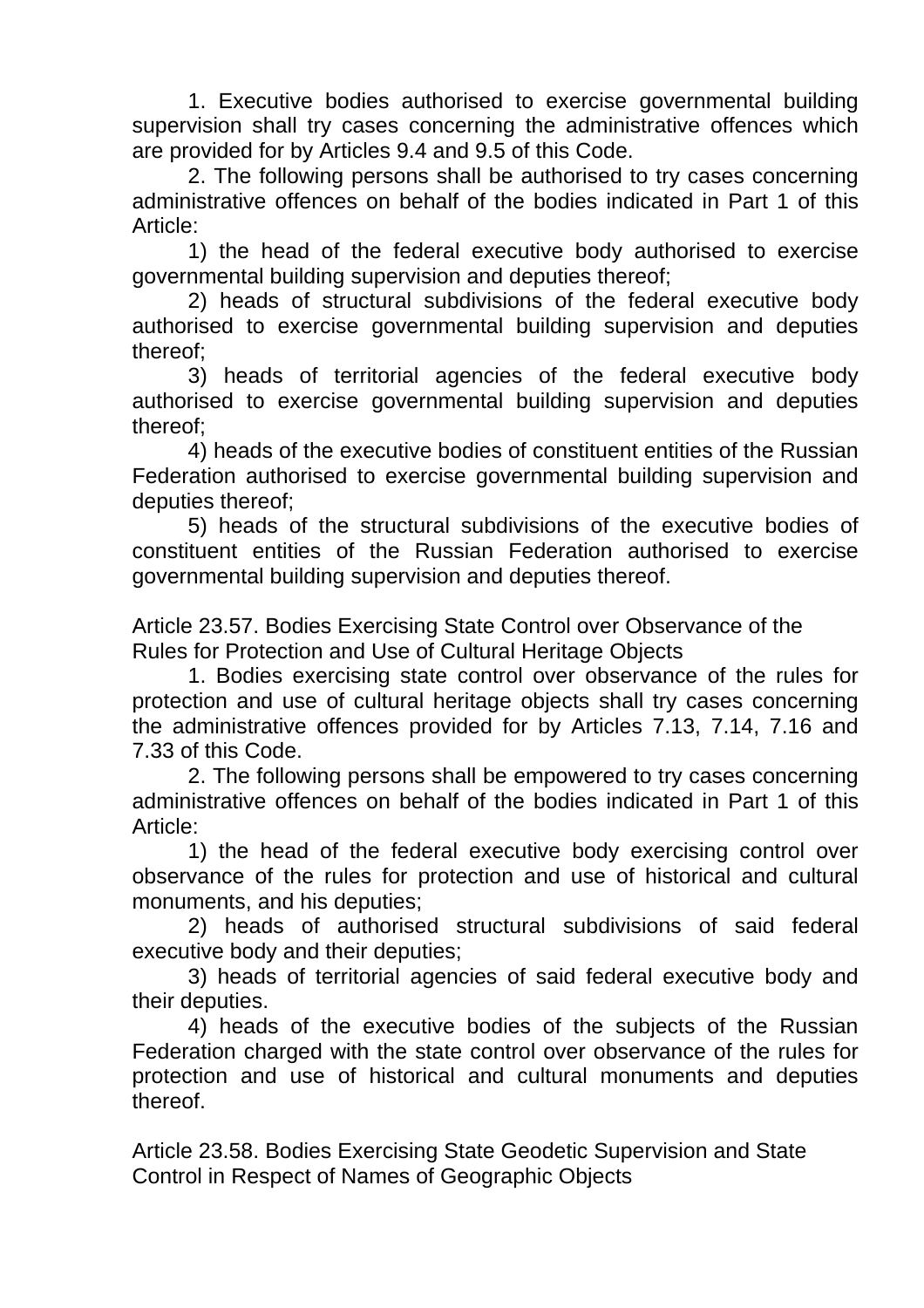1. Executive bodies authorised to exercise governmental building supervision shall try cases concerning the administrative offences which are provided for by Articles 9.4 and 9.5 of this Code.

2. The following persons shall be authorised to try cases concerning administrative offences on behalf of the bodies indicated in Part 1 of this Article:

1) the head of the federal executive body authorised to exercise governmental building supervision and deputies thereof;

2) heads of structural subdivisions of the federal executive body authorised to exercise governmental building supervision and deputies thereof;

3) heads of territorial agencies of the federal executive body authorised to exercise governmental building supervision and deputies thereof;

4) heads of the executive bodies of constituent entities of the Russian Federation authorised to exercise governmental building supervision and deputies thereof;

5) heads of the structural subdivisions of the executive bodies of constituent entities of the Russian Federation authorised to exercise governmental building supervision and deputies thereof.

Article 23.57. Bodies Exercising State Control over Observance of the Rules for Protection and Use of Cultural Heritage Objects

1. Bodies exercising state control over observance of the rules for protection and use of cultural heritage objects shall try cases concerning the administrative offences provided for by Articles 7.13, 7.14, 7.16 and 7.33 of this Code.

2. The following persons shall be empowered to try cases concerning administrative offences on behalf of the bodies indicated in Part 1 of this Article:

1) the head of the federal executive body exercising control over observance of the rules for protection and use of historical and cultural monuments, and his deputies;

2) heads of authorised structural subdivisions of said federal executive body and their deputies;

3) heads of territorial agencies of said federal executive body and their deputies.

4) heads of the executive bodies of the subjects of the Russian Federation charged with the state control over observance of the rules for protection and use of historical and cultural monuments and deputies thereof.

Article 23.58. Bodies Exercising State Geodetic Supervision and State Control in Respect of Names of Geographic Objects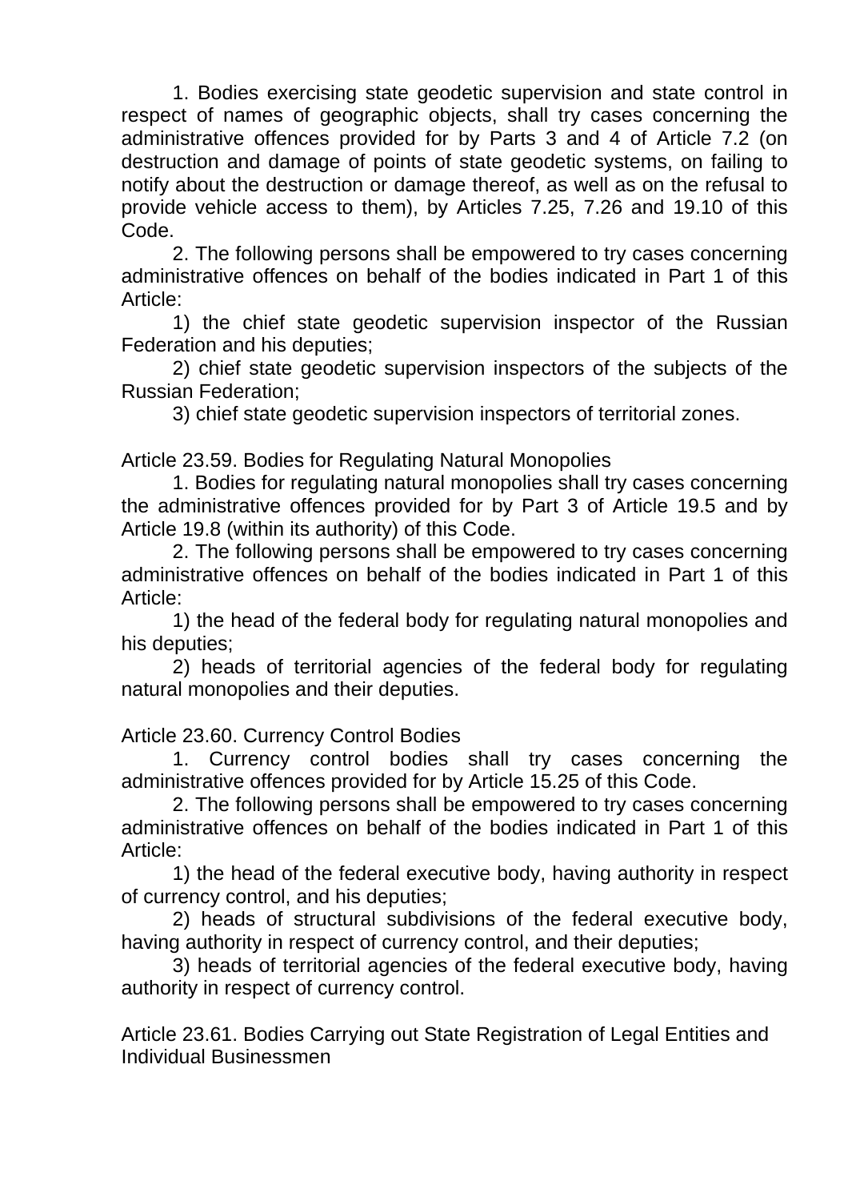1. Bodies exercising state geodetic supervision and state control in respect of names of geographic objects, shall try cases concerning the administrative offences provided for by Parts 3 and 4 of Article 7.2 (on destruction and damage of points of state geodetic systems, on failing to notify about the destruction or damage thereof, as well as on the refusal to provide vehicle access to them), by Articles 7.25, 7.26 and 19.10 of this Code.

2. The following persons shall be empowered to try cases concerning administrative offences on behalf of the bodies indicated in Part 1 of this Article:

1) the chief state geodetic supervision inspector of the Russian Federation and his deputies;

2) chief state geodetic supervision inspectors of the subjects of the Russian Federation;

3) chief state geodetic supervision inspectors of territorial zones.

Article 23.59. Bodies for Regulating Natural Monopolies

1. Bodies for regulating natural monopolies shall try cases concerning the administrative offences provided for by Part 3 of Article 19.5 and by Article 19.8 (within its authority) of this Code.

2. The following persons shall be empowered to try cases concerning administrative offences on behalf of the bodies indicated in Part 1 of this Article:

1) the head of the federal body for regulating natural monopolies and his deputies;

2) heads of territorial agencies of the federal body for regulating natural monopolies and their deputies.

Article 23.60. Currency Control Bodies

1. Currency control bodies shall try cases concerning the administrative offences provided for by Article 15.25 of this Code.

2. The following persons shall be empowered to try cases concerning administrative offences on behalf of the bodies indicated in Part 1 of this Article:

1) the head of the federal executive body, having authority in respect of currency control, and his deputies;

2) heads of structural subdivisions of the federal executive body, having authority in respect of currency control, and their deputies;

3) heads of territorial agencies of the federal executive body, having authority in respect of currency control.

Article 23.61. Bodies Carrying out State Registration of Legal Entities and Individual Businessmen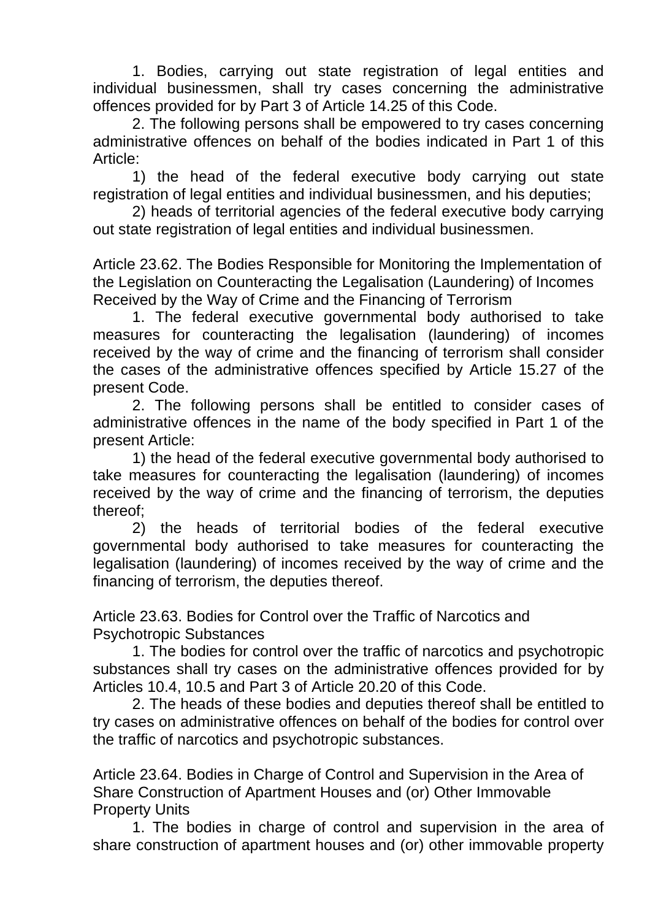1. Bodies, carrying out state registration of legal entities and individual businessmen, shall try cases concerning the administrative offences provided for by Part 3 of Article 14.25 of this Code.

2. The following persons shall be empowered to try cases concerning administrative offences on behalf of the bodies indicated in Part 1 of this Article:

1) the head of the federal executive body carrying out state registration of legal entities and individual businessmen, and his deputies;

2) heads of territorial agencies of the federal executive body carrying out state registration of legal entities and individual businessmen.

### Article 23.62. The Bodies Responsible for Monitoring the Implementation of the Legislation on Counteracting the Legalisation (Laundering) of Incomes Received by the Way of Crime and the Financing of Terrorism

1. The federal executive governmental body authorised to take measures for counteracting the legalisation (laundering) of incomes received by the way of crime and the financing of terrorism shall consider the cases of the administrative offences specified by Article 15.27 of the present Code.

2. The following persons shall be entitled to consider cases of administrative offences in the name of the body specified in Part 1 of the present Article:

1) the head of the federal executive governmental body authorised to take measures for counteracting the legalisation (laundering) of incomes received by the way of crime and the financing of terrorism, the deputies thereof;

2) the heads of territorial bodies of the federal executive governmental body authorised to take measures for counteracting the legalisation (laundering) of incomes received by the way of crime and the financing of terrorism, the deputies thereof.

### Article 23.63. Bodies for Control over the Traffic of Narcotics and Psychotropic Substances

1. The bodies for control over the traffic of narcotics and psychotropic substances shall try cases on the administrative offences provided for by Articles 10.4, 10.5 and Part 3 of Article 20.20 of this Code.

2. The heads of these bodies and deputies thereof shall be entitled to try cases on administrative offences on behalf of the bodies for control over the traffic of narcotics and psychotropic substances.

### Article 23.64. Bodies in Charge of Control and Supervision in the Area of Share Construction of Apartment Houses and (or) Other Immovable Property Units

1. The bodies in charge of control and supervision in the area of share construction of apartment houses and (or) other immovable property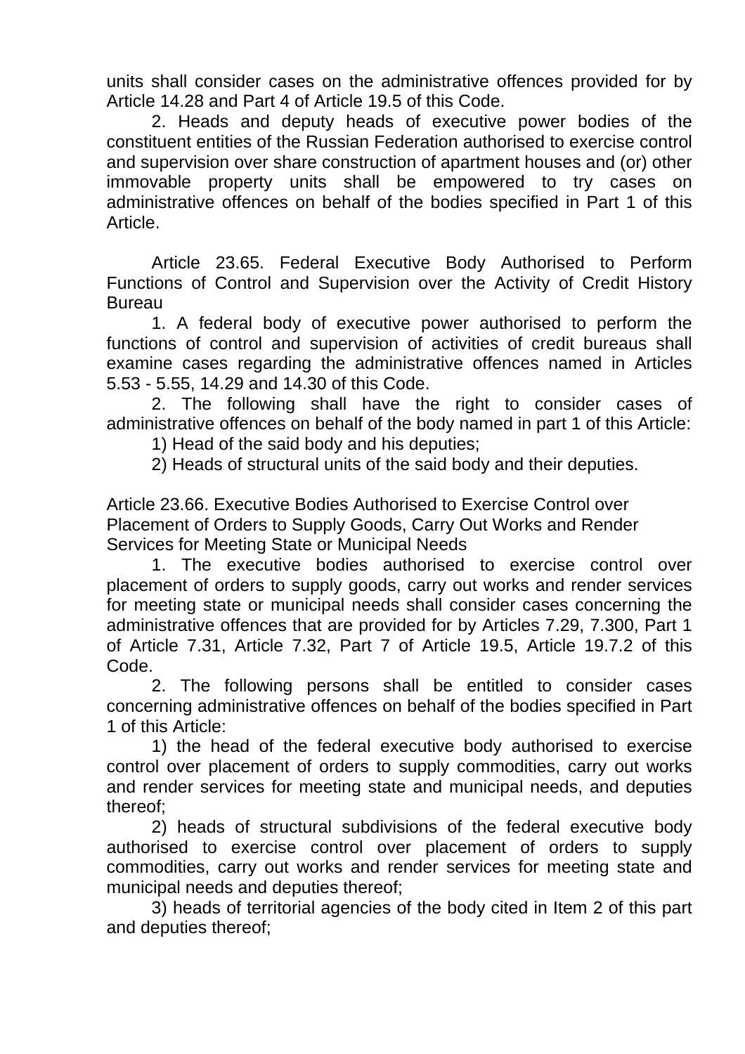units shall consider cases on the administrative offences provided for by Article 14.28 and Part 4 of Article 19.5 of this Code.

2. Heads and deputy heads of executive power bodies of the constituent entities of the Russian Federation authorised to exercise control and supervision over share construction of apartment houses and (or) other immovable property units shall be empowered to try cases on administrative offences on behalf of the bodies specified in Part 1 of this Article.

Article 23.65. Federal Executive Body Authorised to Perform Functions of Control and Supervision over the Activity of Credit History Bureau

1. A federal body of executive power authorised to perform the functions of control and supervision of activities of credit bureaus shall examine cases regarding the administrative offences named in Articles 5.53 - 5.55, 14.29 and 14.30 of this Code.

2. The following shall have the right to consider cases of administrative offences on behalf of the body named in part 1 of this Article:

1) Head of the said body and his deputies;

2) Heads of structural units of the said body and their deputies.

Article 23.66. Executive Bodies Authorised to Exercise Control over Placement of Orders to Supply Goods, Carry Out Works and Render Services for Meeting State or Municipal Needs

1. The executive bodies authorised to exercise control over placement of orders to supply goods, carry out works and render services for meeting state or municipal needs shall consider cases concerning the administrative offences that are provided for by Articles 7.29, 7.300, Part 1 of Article 7.31, Article 7.32, Part 7 of Article 19.5, Article 19.7.2 of this Code.

2. The following persons shall be entitled to consider cases concerning administrative offences on behalf of the bodies specified in Part 1 of this Article:

1) the head of the federal executive body authorised to exercise control over placement of orders to supply commodities, carry out works and render services for meeting state and municipal needs, and deputies thereof;

2) heads of structural subdivisions of the federal executive body authorised to exercise control over placement of orders to supply commodities, carry out works and render services for meeting state and municipal needs and deputies thereof;

3) heads of territorial agencies of the body cited in Item 2 of this part and deputies thereof;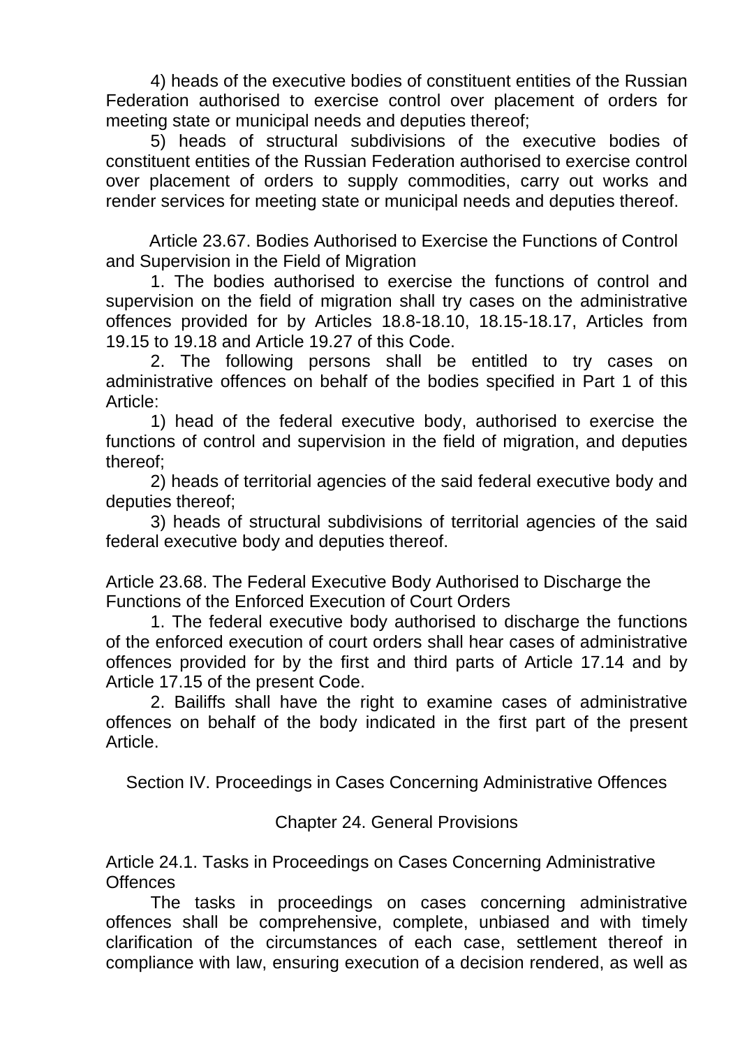4) heads of the executive bodies of constituent entities of the Russian Federation authorised to exercise control over placement of orders for meeting state or municipal needs and deputies thereof;

5) heads of structural subdivisions of the executive bodies of constituent entities of the Russian Federation authorised to exercise control over placement of orders to supply commodities, carry out works and render services for meeting state or municipal needs and deputies thereof.

### Article 23.67. Bodies Authorised to Exercise the Functions of Control and Supervision in the Field of Migration

1. The bodies authorised to exercise the functions of control and supervision on the field of migration shall try cases on the administrative offences provided for by Articles 18.8-18.10, 18.15-18.17, Articles from 19.15 to 19.18 and Article 19.27 of this Code.

2. The following persons shall be entitled to try cases on administrative offences on behalf of the bodies specified in Part 1 of this Article:

1) head of the federal executive body, authorised to exercise the functions of control and supervision in the field of migration, and deputies thereof;

2) heads of territorial agencies of the said federal executive body and deputies thereof;

3) heads of structural subdivisions of territorial agencies of the said federal executive body and deputies thereof.

### Article 23.68. The Federal Executive Body Authorised to Discharge the Functions of the Enforced Execution of Court Orders

1. The federal executive body authorised to discharge the functions of the enforced execution of court orders shall hear cases of administrative offences provided for by the first and third parts of Article 17.14 and by Article 17.15 of the present Code.

2. Bailiffs shall have the right to examine cases of administrative offences on behalf of the body indicated in the first part of the present Article.

# Section IV. Proceedings in Cases Concerning Administrative Offences

## Chapter 24. General Provisions

### Article 24.1. Tasks in Proceedings on Cases Concerning Administrative Offences

The tasks in proceedings on cases concerning administrative offences shall be comprehensive, complete, unbiased and with timely clarification of the circumstances of each case, settlement thereof in compliance with law, ensuring execution of a decision rendered, as well as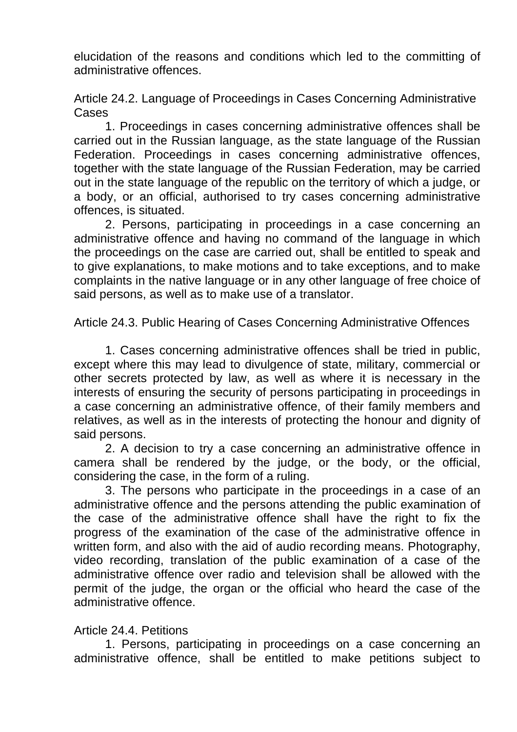elucidation of the reasons and conditions which led to the committing of administrative offences.

Article 24.2. Language of Proceedings in Cases Concerning Administrative Cases

1. Proceedings in cases concerning administrative offences shall be carried out in the Russian language, as the state language of the Russian Federation. Proceedings in cases concerning administrative offences, together with the state language of the Russian Federation, may be carried out in the state language of the republic on the territory of which a judge, or a body, or an official, authorised to try cases concerning administrative offences, is situated.

2. Persons, participating in proceedings in a case concerning an administrative offence and having no command of the language in which the proceedings on the case are carried out, shall be entitled to speak and to give explanations, to make motions and to take exceptions, and to make complaints in the native language or in any other language of free choice of said persons, as well as to make use of a translator.

Article 24.3. Public Hearing of Cases Concerning Administrative Offences

1. Cases concerning administrative offences shall be tried in public, except where this may lead to divulgence of state, military, commercial or other secrets protected by law, as well as where it is necessary in the interests of ensuring the security of persons participating in proceedings in a case concerning an administrative offence, of their family members and relatives, as well as in the interests of protecting the honour and dignity of said persons.

2. A decision to try a case concerning an administrative offence in camera shall be rendered by the judge, or the body, or the official, considering the case, in the form of a ruling.

3. The persons who participate in the proceedings in a case of an administrative offence and the persons attending the public examination of the case of the administrative offence shall have the right to fix the progress of the examination of the case of the administrative offence in written form, and also with the aid of audio recording means. Photography, video recording, translation of the public examination of a case of the administrative offence over radio and television shall be allowed with the permit of the judge, the organ or the official who heard the case of the administrative offence.

Article 24.4. Petitions

1. Persons, participating in proceedings on a case concerning an administrative offence, shall be entitled to make petitions subject to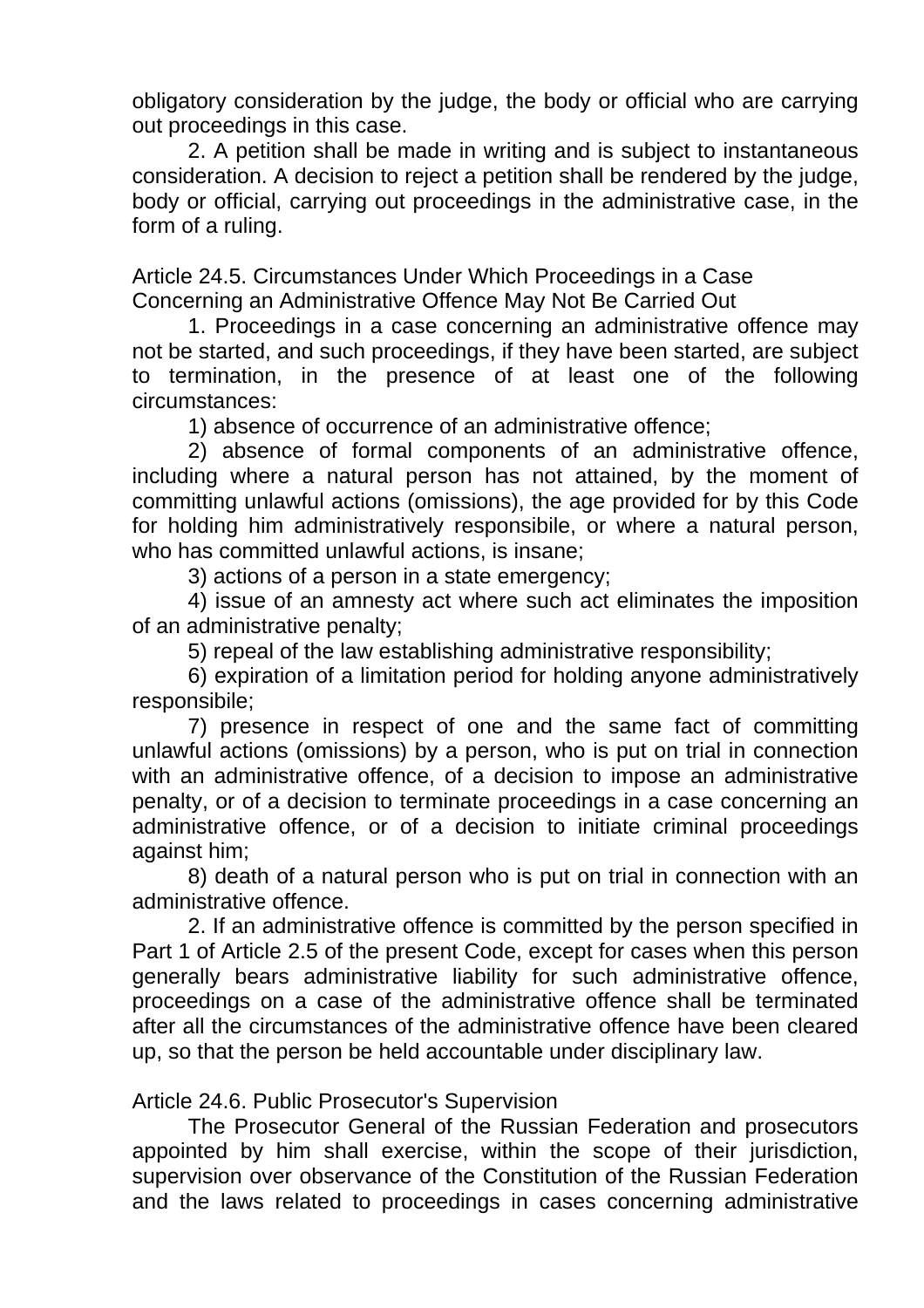obligatory consideration by the judge, the body or official who are carrying out proceedings in this case.

2. A petition shall be made in writing and is subject to instantaneous consideration. A decision to reject a petition shall be rendered by the judge, body or official, carrying out proceedings in the administrative case, in the form of a ruling.

Article 24.5. Circumstances Under Which Proceedings in a Case Concerning an Administrative Offence May Not Be Carried Out

1. Proceedings in a case concerning an administrative offence may not be started, and such proceedings, if they have been started, are subject to termination, in the presence of at least one of the following circumstances:

1) absence of occurrence of an administrative offence;

2) absence of formal components of an administrative offence, including where a natural person has not attained, by the moment of committing unlawful actions (omissions), the age provided for by this Code for holding him administratively responsibile, or where a natural person, who has committed unlawful actions, is insane;

3) actions of a person in a state emergency;

4) issue of an amnesty act where such act eliminates the imposition of an administrative penalty;

5) repeal of the law establishing administrative responsibility;

6) expiration of a limitation period for holding anyone administratively responsibile;

7) presence in respect of one and the same fact of committing unlawful actions (omissions) by a person, who is put on trial in connection with an administrative offence, of a decision to impose an administrative penalty, or of a decision to terminate proceedings in a case concerning an administrative offence, or of a decision to initiate criminal proceedings against him;

8) death of a natural person who is put on trial in connection with an administrative offence.

2. If an administrative offence is committed by the person specified in Part 1 of Article 2.5 of the present Code, except for cases when this person generally bears administrative liability for such administrative offence, proceedings on a case of the administrative offence shall be terminated after all the circumstances of the administrative offence have been cleared up, so that the person be held accountable under disciplinary law.

Article 24.6. Public Prosecutor's Supervision

The Prosecutor General of the Russian Federation and prosecutors appointed by him shall exercise, within the scope of their jurisdiction, supervision over observance of the Constitution of the Russian Federation and the laws related to proceedings in cases concerning administrative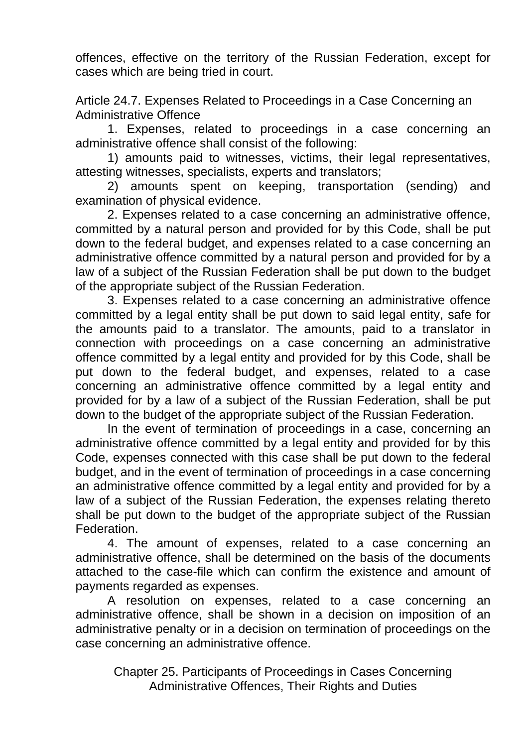offences, effective on the territory of the Russian Federation, except for cases which are being tried in court.

### Article 24.7. Expenses Related to Proceedings in a Case Concerning an Administrative Offence

1. Expenses, related to proceedings in a case concerning an administrative offence shall consist of the following:

1) amounts paid to witnesses, victims, their legal representatives, attesting witnesses, specialists, experts and translators;

2) amounts spent on keeping, transportation (sending) and examination of physical evidence.

2. Expenses related to a case concerning an administrative offence, committed by a natural person and provided for by this Code, shall be put down to the federal budget, and expenses related to a case concerning an administrative offence committed by a natural person and provided for by a law of a subject of the Russian Federation shall be put down to the budget of the appropriate subject of the Russian Federation.

3. Expenses related to a case concerning an administrative offence committed by a legal entity shall be put down to said legal entity, safe for the amounts paid to a translator. The amounts, paid to a translator in connection with proceedings on a case concerning an administrative offence committed by a legal entity and provided for by this Code, shall be put down to the federal budget, and expenses, related to a case concerning an administrative offence committed by a legal entity and provided for by a law of a subject of the Russian Federation, shall be put down to the budget of the appropriate subject of the Russian Federation.

In the event of termination of proceedings in a case, concerning an administrative offence committed by a legal entity and provided for by this Code, expenses connected with this case shall be put down to the federal budget, and in the event of termination of proceedings in a case concerning an administrative offence committed by a legal entity and provided for by a law of a subject of the Russian Federation, the expenses relating thereto shall be put down to the budget of the appropriate subject of the Russian Federation.

4. The amount of expenses, related to a case concerning an administrative offence, shall be determined on the basis of the documents attached to the case-file which can confirm the existence and amount of payments regarded as expenses.

A resolution on expenses, related to a case concerning an administrative offence, shall be shown in a decision on imposition of an administrative penalty or in a decision on termination of proceedings on the case concerning an administrative offence.

## Chapter 25. Participants of Proceedings in Cases Concerning Administrative Offences, Their Rights and Duties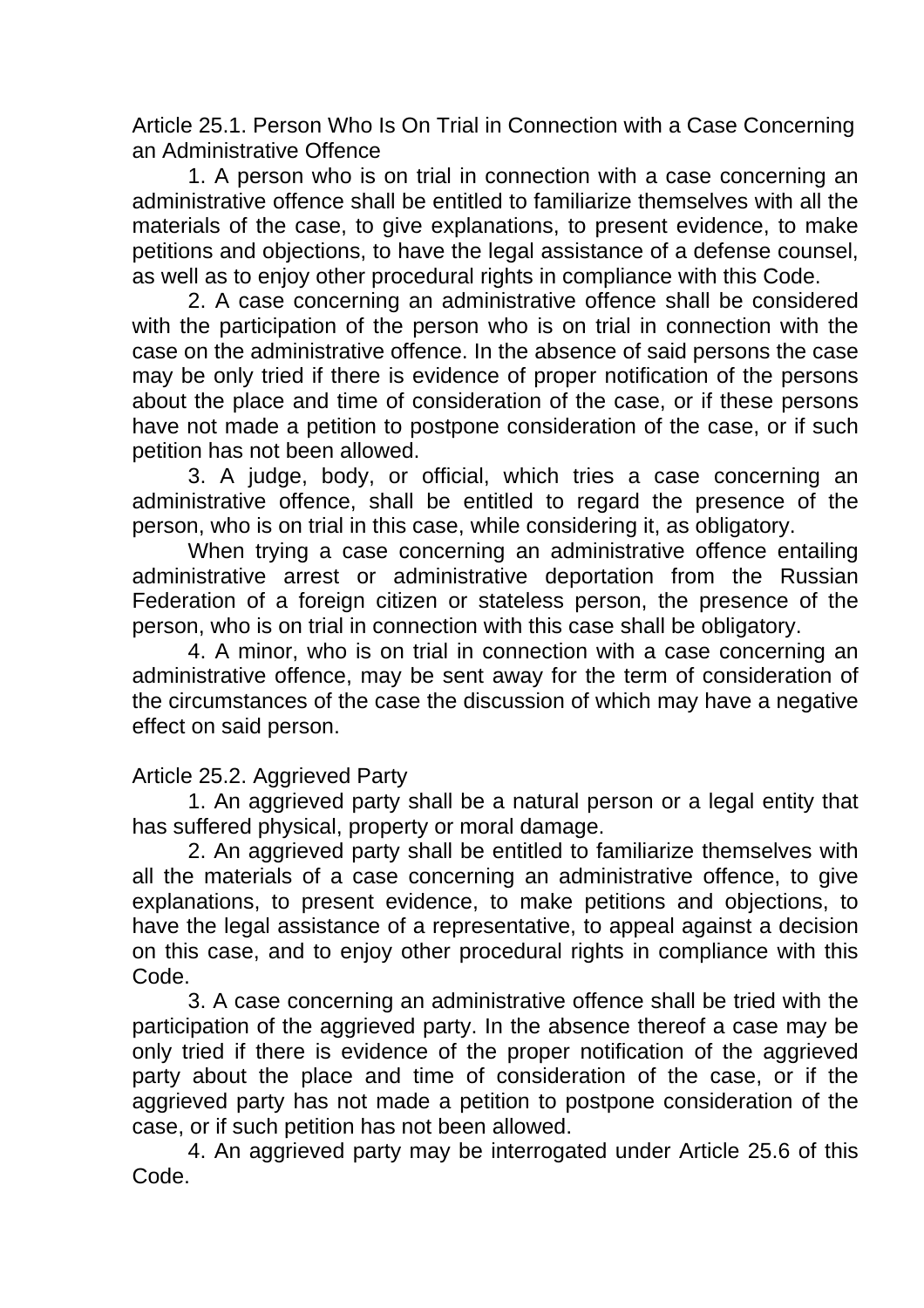### Article 25.1. Person Who Is On Trial in Connection with a Case Concerning an Administrative Offence

1. A person who is on trial in connection with a case concerning an administrative offence shall be entitled to familiarize themselves with all the materials of the case, to give explanations, to present evidence, to make petitions and objections, to have the legal assistance of a defense counsel, as well as to enjoy other procedural rights in compliance with this Code.

2. A case concerning an administrative offence shall be considered with the participation of the person who is on trial in connection with the case on the administrative offence. In the absence of said persons the case may be only tried if there is evidence of proper notification of the persons about the place and time of consideration of the case, or if these persons have not made a petition to postpone consideration of the case, or if such petition has not been allowed.

3. A judge, body, or official, which tries a case concerning an administrative offence, shall be entitled to regard the presence of the person, who is on trial in this case, while considering it, as obligatory.

When trying a case concerning an administrative offence entailing administrative arrest or administrative deportation from the Russian Federation of a foreign citizen or stateless person, the presence of the person, who is on trial in connection with this case shall be obligatory.

4. A minor, who is on trial in connection with a case concerning an administrative offence, may be sent away for the term of consideration of the circumstances of the case the discussion of which may have a negative effect on said person.

### Article 25.2. Aggrieved Party

1. An aggrieved party shall be a natural person or a legal entity that has suffered physical, property or moral damage.

2. An aggrieved party shall be entitled to familiarize themselves with all the materials of a case concerning an administrative offence, to give explanations, to present evidence, to make petitions and objections, to have the legal assistance of a representative, to appeal against a decision on this case, and to enjoy other procedural rights in compliance with this Code.

3. A case concerning an administrative offence shall be tried with the participation of the aggrieved party. In the absence thereof a case may be only tried if there is evidence of the proper notification of the aggrieved party about the place and time of consideration of the case, or if the aggrieved party has not made a petition to postpone consideration of the case, or if such petition has not been allowed.

4. An aggrieved party may be interrogated under Article 25.6 of this Code.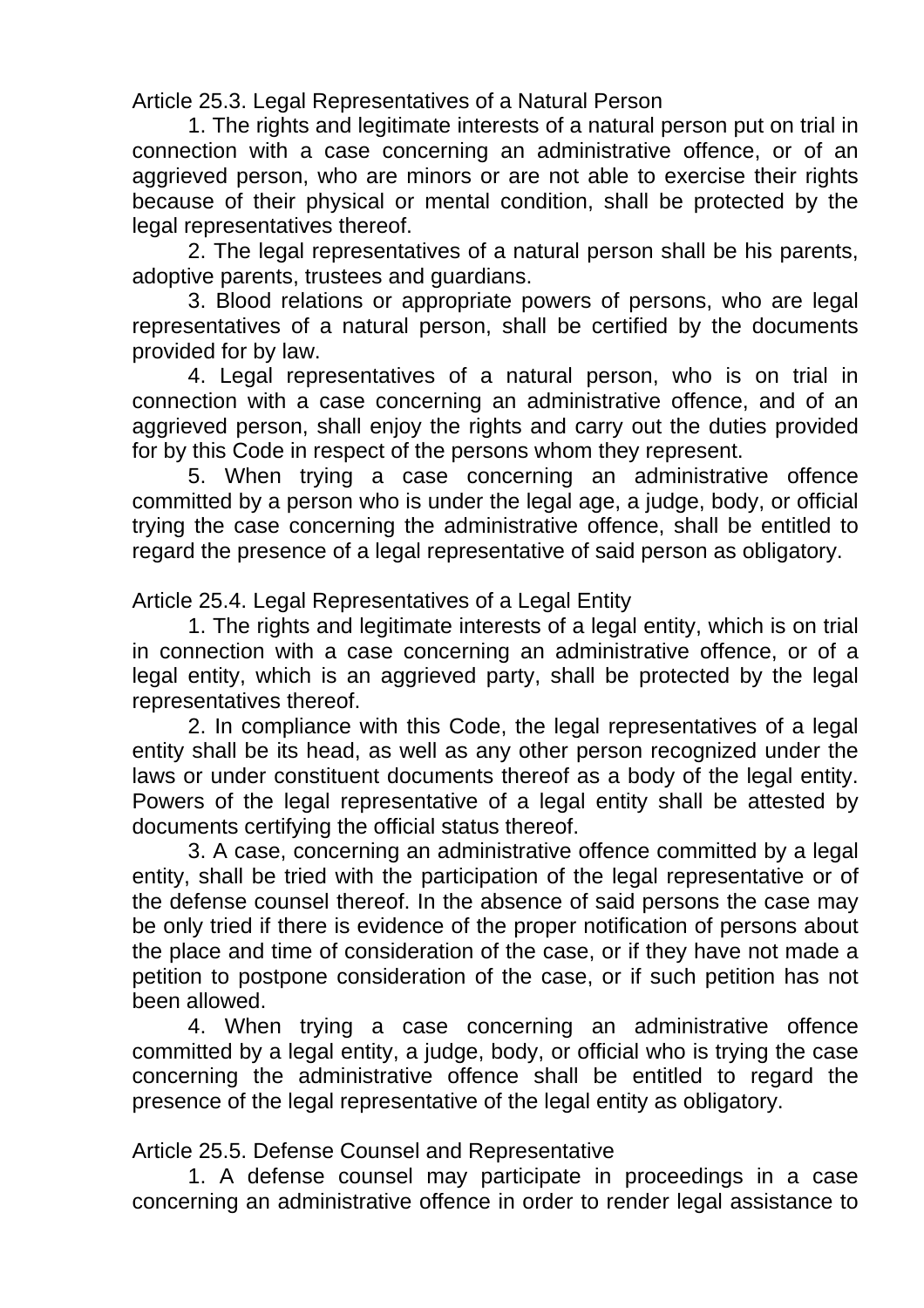### Article 25.3. Legal Representatives of a Natural Person

1. The rights and legitimate interests of a natural person put on trial in connection with a case concerning an administrative offence, or of an aggrieved person, who are minors or are not able to exercise their rights because of their physical or mental condition, shall be protected by the legal representatives thereof.

2. The legal representatives of a natural person shall be his parents, adoptive parents, trustees and guardians.

3. Blood relations or appropriate powers of persons, who are legal representatives of a natural person, shall be certified by the documents provided for by law.

4. Legal representatives of a natural person, who is on trial in connection with a case concerning an administrative offence, and of an aggrieved person, shall enjoy the rights and carry out the duties provided for by this Code in respect of the persons whom they represent.

5. When trying a case concerning an administrative offence committed by a person who is under the legal age, a judge, body, or official trying the case concerning the administrative offence, shall be entitled to regard the presence of a legal representative of said person as obligatory.

### Article 25.4. Legal Representatives of a Legal Entity

1. The rights and legitimate interests of a legal entity, which is on trial in connection with a case concerning an administrative offence, or of a legal entity, which is an aggrieved party, shall be protected by the legal representatives thereof.

2. In compliance with this Code, the legal representatives of a legal entity shall be its head, as well as any other person recognized under the laws or under constituent documents thereof as a body of the legal entity. Powers of the legal representative of a legal entity shall be attested by documents certifying the official status thereof.

3. A case, concerning an administrative offence committed by a legal entity, shall be tried with the participation of the legal representative or of the defense counsel thereof. In the absence of said persons the case may be only tried if there is evidence of the proper notification of persons about the place and time of consideration of the case, or if they have not made a petition to postpone consideration of the case, or if such petition has not been allowed.

4. When trying a case concerning an administrative offence committed by a legal entity, a judge, body, or official who is trying the case concerning the administrative offence shall be entitled to regard the presence of the legal representative of the legal entity as obligatory.

### Article 25.5. Defense Counsel and Representative

1. A defense counsel may participate in proceedings in a case concerning an administrative offence in order to render legal assistance to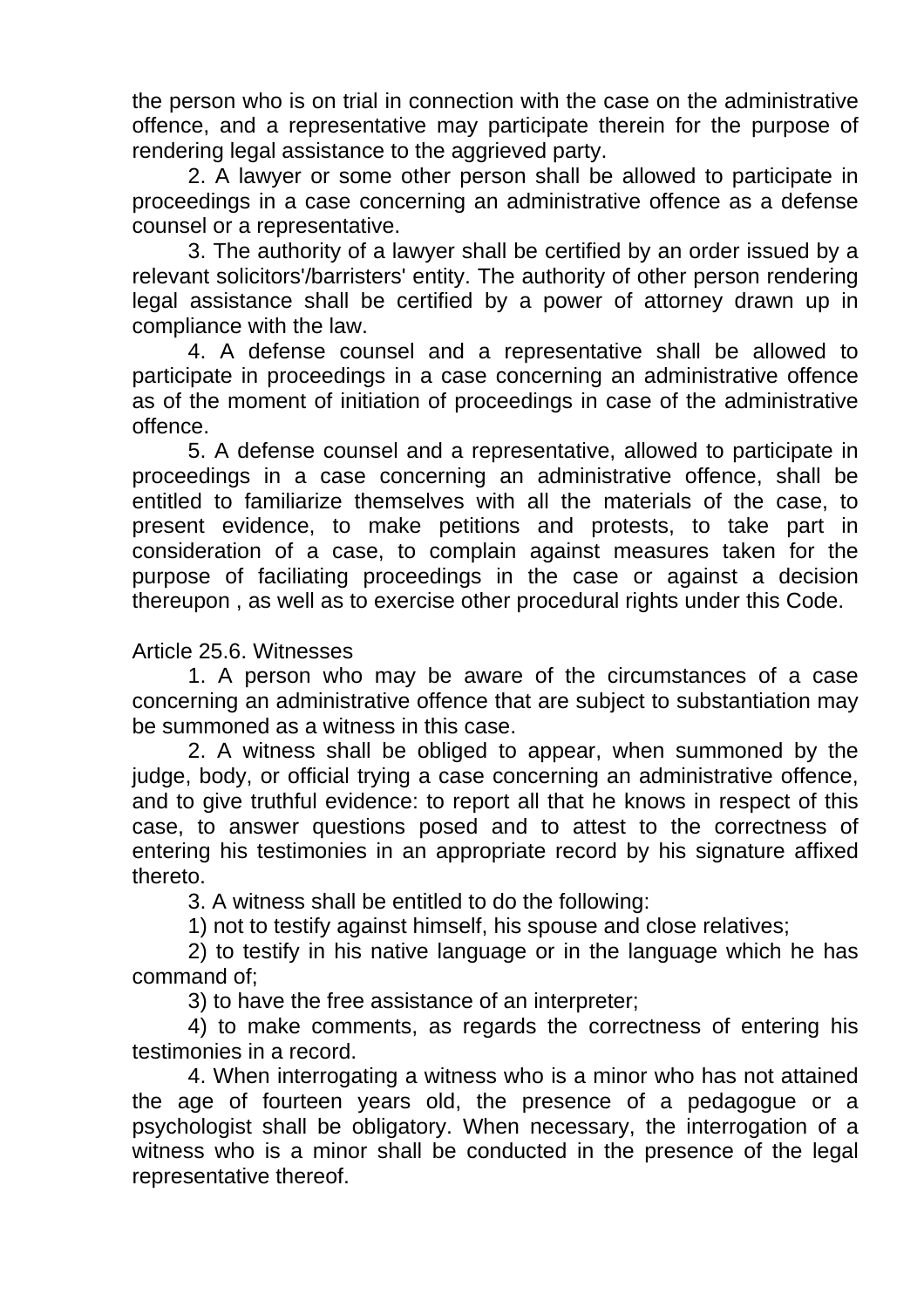the person who is on trial in connection with the case on the administrative offence, and a representative may participate therein for the purpose of rendering legal assistance to the aggrieved party.

2. A lawyer or some other person shall be allowed to participate in proceedings in a case concerning an administrative offence as a defense counsel or a representative.

3. The authority of a lawyer shall be certified by an order issued by a relevant solicitors'/barristers' entity. The authority of other person rendering legal assistance shall be certified by a power of attorney drawn up in compliance with the law.

4. A defense counsel and a representative shall be allowed to participate in proceedings in a case concerning an administrative offence as of the moment of initiation of proceedings in case of the administrative offence.

5. A defense counsel and a representative, allowed to participate in proceedings in a case concerning an administrative offence, shall be entitled to familiarize themselves with all the materials of the case, to present evidence, to make petitions and protests, to take part in consideration of a case, to complain against measures taken for the purpose of faciliating proceedings in the case or against a decision thereupon , as well as to exercise other procedural rights under this Code.

Article 25.6. Witnesses

1. A person who may be aware of the circumstances of a case concerning an administrative offence that are subject to substantiation may be summoned as a witness in this case.

2. A witness shall be obliged to appear, when summoned by the judge, body, or official trying a case concerning an administrative offence, and to give truthful evidence: to report all that he knows in respect of this case, to answer questions posed and to attest to the correctness of entering his testimonies in an appropriate record by his signature affixed thereto.

3. A witness shall be entitled to do the following:

1) not to testify against himself, his spouse and close relatives;

2) to testify in his native language or in the language which he has command of;

3) to have the free assistance of an interpreter;

4) to make comments, as regards the correctness of entering his testimonies in a record.

4. When interrogating a witness who is a minor who has not attained the age of fourteen years old, the presence of a pedagogue or a psychologist shall be obligatory. When necessary, the interrogation of a witness who is a minor shall be conducted in the presence of the legal representative thereof.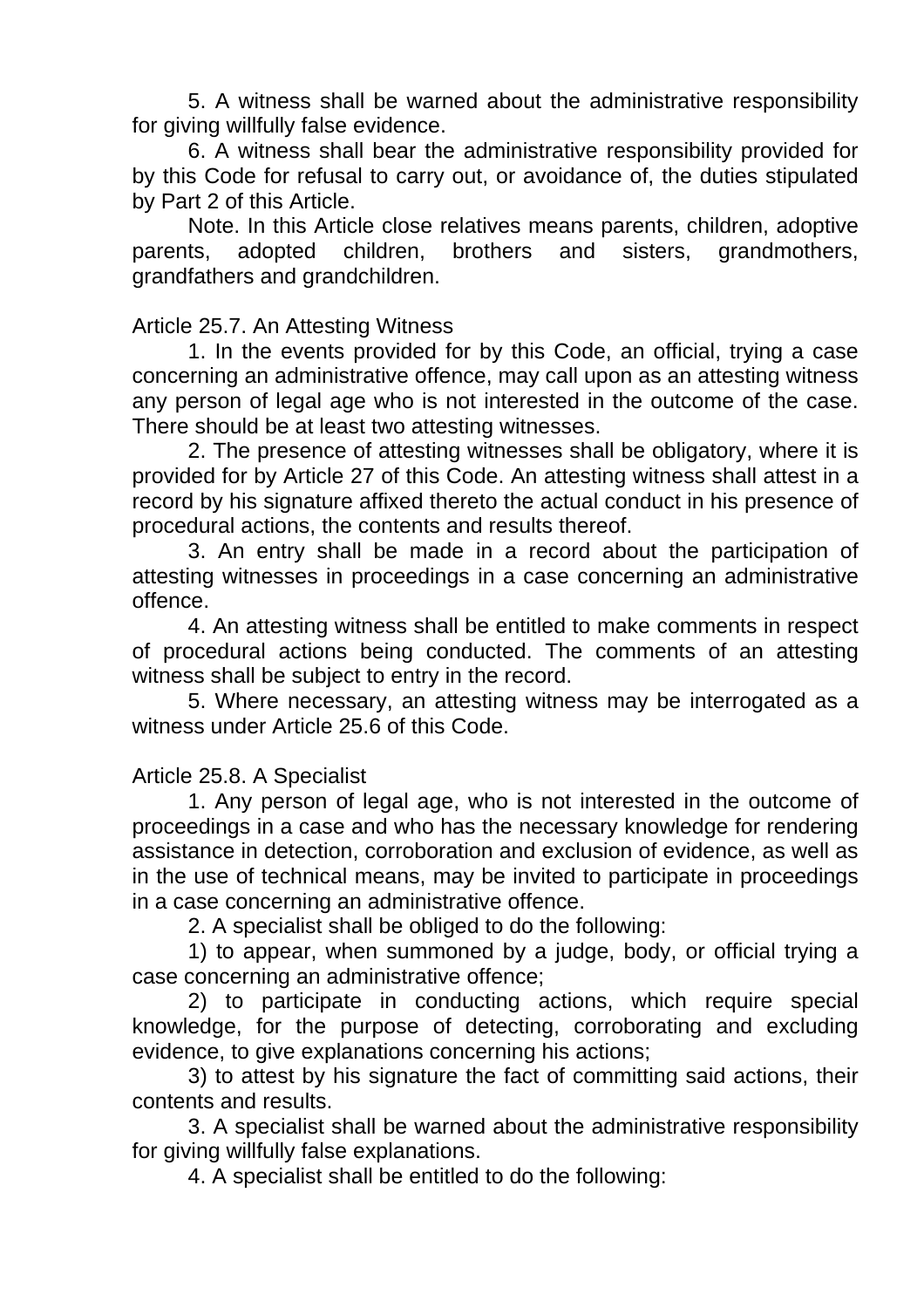5. A witness shall be warned about the administrative responsibility for giving willfully false evidence.

6. A witness shall bear the administrative responsibility provided for by this Code for refusal to carry out, or avoidance of, the duties stipulated by Part 2 of this Article.

Note. In this Article close relatives means parents, children, adoptive parents, adopted children, brothers and sisters, grandmothers, grandfathers and grandchildren.

Article 25.7. An Attesting Witness

1. In the events provided for by this Code, an official, trying a case concerning an administrative offence, may call upon as an attesting witness any person of legal age who is not interested in the outcome of the case. There should be at least two attesting witnesses.

2. The presence of attesting witnesses shall be obligatory, where it is provided for by Article 27 of this Code. An attesting witness shall attest in a record by his signature affixed thereto the actual conduct in his presence of procedural actions, the contents and results thereof.

3. An entry shall be made in a record about the participation of attesting witnesses in proceedings in a case concerning an administrative offence.

4. An attesting witness shall be entitled to make comments in respect of procedural actions being conducted. The comments of an attesting witness shall be subject to entry in the record.

5. Where necessary, an attesting witness may be interrogated as a witness under Article 25.6 of this Code.

Article 25.8. A Specialist

1. Any person of legal age, who is not interested in the outcome of proceedings in a case and who has the necessary knowledge for rendering assistance in detection, corroboration and exclusion of evidence, as well as in the use of technical means, may be invited to participate in proceedings in a case concerning an administrative offence.

2. A specialist shall be obliged to do the following:

1) to appear, when summoned by a judge, body, or official trying a case concerning an administrative offence;

2) to participate in conducting actions, which require special knowledge, for the purpose of detecting, corroborating and excluding evidence, to give explanations concerning his actions;

3) to attest by his signature the fact of committing said actions, their contents and results.

3. A specialist shall be warned about the administrative responsibility for giving willfully false explanations.

4. A specialist shall be entitled to do the following: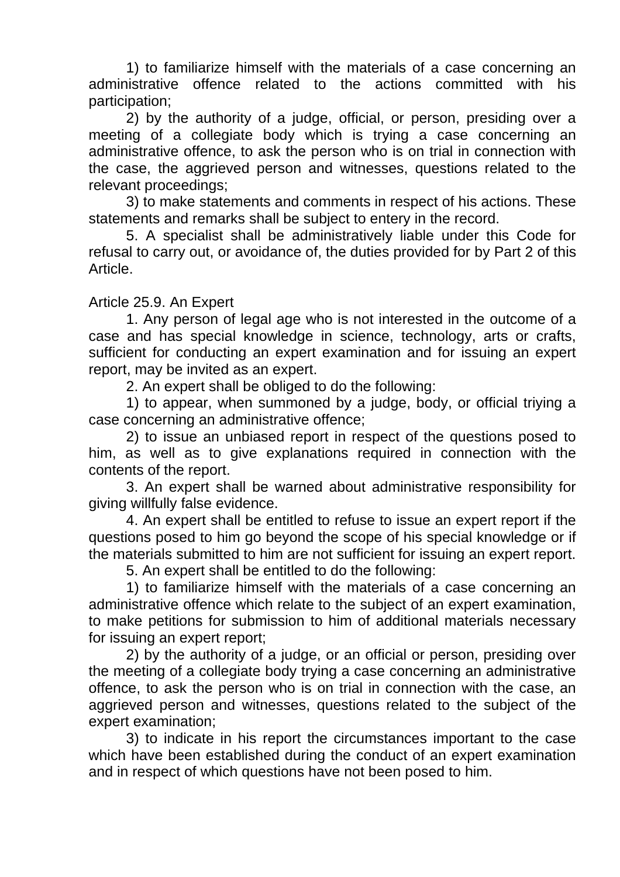1) to familiarize himself with the materials of a case concerning an administrative offence related to the actions committed with his participation;

2) by the authority of a judge, official, or person, presiding over a meeting of a collegiate body which is trying a case concerning an administrative offence, to ask the person who is on trial in connection with the case, the aggrieved person and witnesses, questions related to the relevant proceedings;

3) to make statements and comments in respect of his actions. These statements and remarks shall be subject to entery in the record.

5. A specialist shall be administratively liable under this Code for refusal to carry out, or avoidance of, the duties provided for by Part 2 of this Article.

Article 25.9. An Expert

1. Any person of legal age who is not interested in the outcome of a case and has special knowledge in science, technology, arts or crafts, sufficient for conducting an expert examination and for issuing an expert report, may be invited as an expert.

2. An expert shall be obliged to do the following:

1) to appear, when summoned by a judge, body, or official triying a case concerning an administrative offence;

2) to issue an unbiased report in respect of the questions posed to him, as well as to give explanations required in connection with the contents of the report.

3. An expert shall be warned about administrative responsibility for giving willfully false evidence.

4. An expert shall be entitled to refuse to issue an expert report if the questions posed to him go beyond the scope of his special knowledge or if the materials submitted to him are not sufficient for issuing an expert report.

5. An expert shall be entitled to do the following:

1) to familiarize himself with the materials of a case concerning an administrative offence which relate to the subject of an expert examination, to make petitions for submission to him of additional materials necessary for issuing an expert report;

2) by the authority of a judge, or an official or person, presiding over the meeting of a collegiate body trying a case concerning an administrative offence, to ask the person who is on trial in connection with the case, an aggrieved person and witnesses, questions related to the subject of the expert examination;

3) to indicate in his report the circumstances important to the case which have been established during the conduct of an expert examination and in respect of which questions have not been posed to him.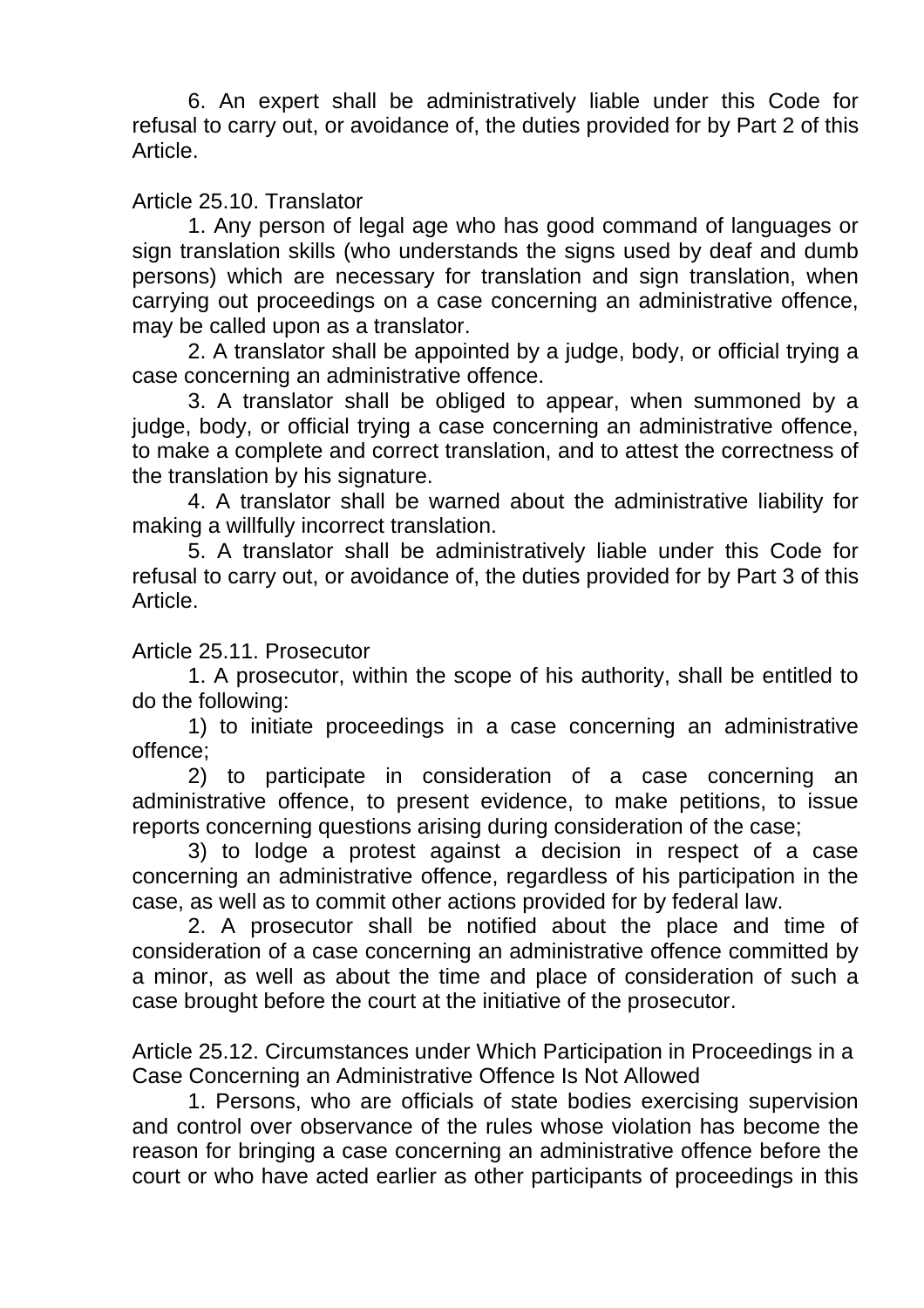6. An expert shall be administratively liable under this Code for refusal to carry out, or avoidance of, the duties provided for by Part 2 of this Article.

### Article 25.10. Translator

1. Any person of legal age who has good command of languages or sign translation skills (who understands the signs used by deaf and dumb persons) which are necessary for translation and sign translation, when carrying out proceedings on a case concerning an administrative offence, may be called upon as a translator.

2. A translator shall be appointed by a judge, body, or official trying a case concerning an administrative offence.

3. A translator shall be obliged to appear, when summoned by a judge, body, or official trying a case concerning an administrative offence, to make a complete and correct translation, and to attest the correctness of the translation by his signature.

4. A translator shall be warned about the administrative liability for making a willfully incorrect translation.

5. A translator shall be administratively liable under this Code for refusal to carry out, or avoidance of, the duties provided for by Part 3 of this Article.

### Article 25.11. Prosecutor

1. A prosecutor, within the scope of his authority, shall be entitled to do the following:

1) to initiate proceedings in a case concerning an administrative offence;

2) to participate in consideration of a case concerning an administrative offence, to present evidence, to make petitions, to issue reports concerning questions arising during consideration of the case;

3) to lodge a protest against a decision in respect of a case concerning an administrative offence, regardless of his participation in the case, as well as to commit other actions provided for by federal law.

2. A prosecutor shall be notified about the place and time of consideration of a case concerning an administrative offence committed by a minor, as well as about the time and place of consideration of such a case brought before the court at the initiative of the prosecutor.

### Article 25.12. Circumstances under Which Participation in Proceedings in a Case Concerning an Administrative Offence Is Not Allowed

1. Persons, who are officials of state bodies exercising supervision and control over observance of the rules whose violation has become the reason for bringing a case concerning an administrative offence before the court or who have acted earlier as other participants of proceedings in this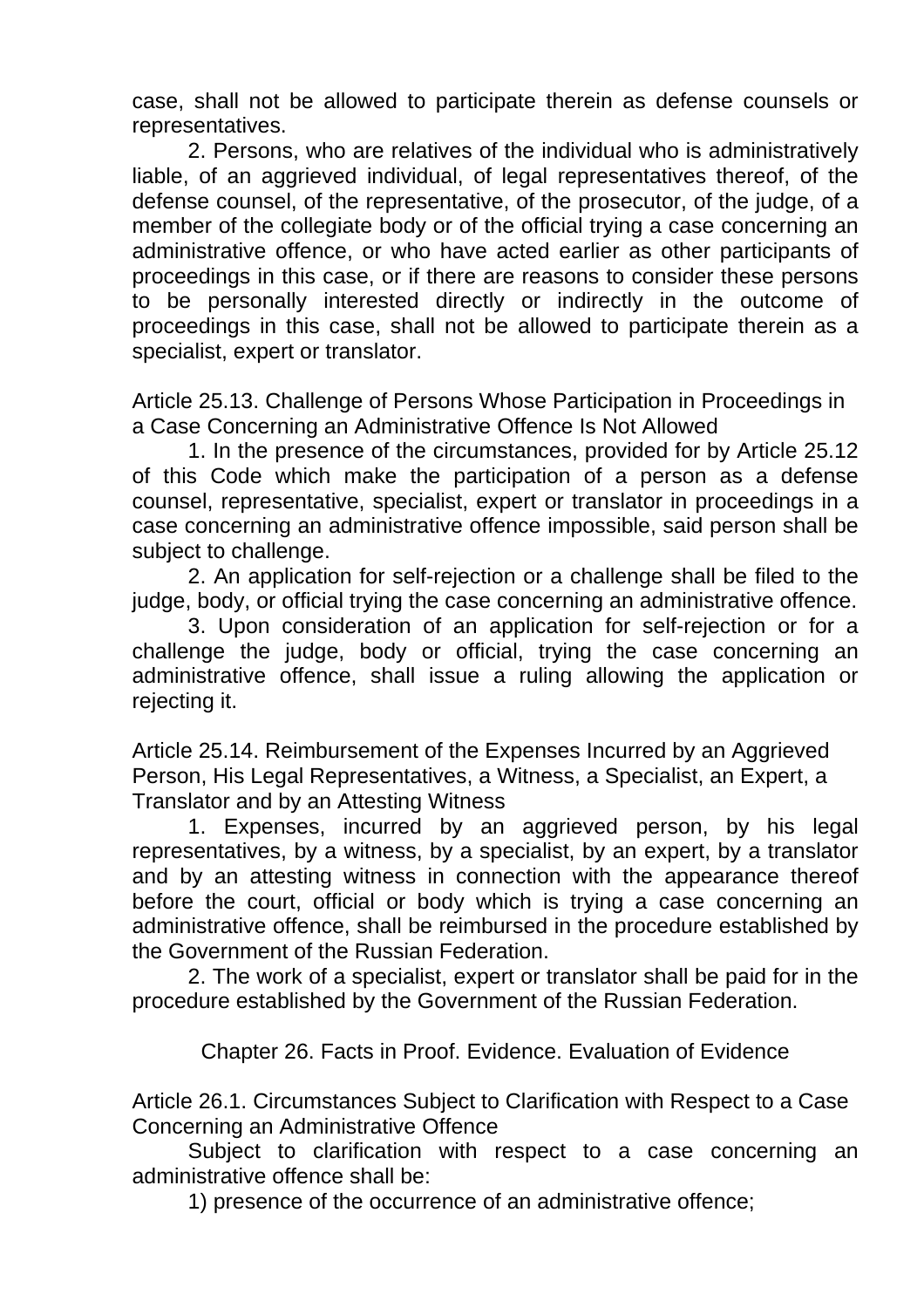case, shall not be allowed to participate therein as defense counsels or representatives.

2. Persons, who are relatives of the individual who is administratively liable, of an aggrieved individual, of legal representatives thereof, of the defense counsel, of the representative, of the prosecutor, of the judge, of a member of the collegiate body or of the official trying a case concerning an administrative offence, or who have acted earlier as other participants of proceedings in this case, or if there are reasons to consider these persons to be personally interested directly or indirectly in the outcome of proceedings in this case, shall not be allowed to participate therein as a specialist, expert or translator.

### Article 25.13. Challenge of Persons Whose Participation in Proceedings in a Case Concerning an Administrative Offence Is Not Allowed

1. In the presence of the circumstances, provided for by Article 25.12 of this Code which make the participation of a person as a defense counsel, representative, specialist, expert or translator in proceedings in a case concerning an administrative offence impossible, said person shall be subject to challenge.

2. An application for self-rejection or a challenge shall be filed to the judge, body, or official trying the case concerning an administrative offence.

3. Upon consideration of an application for self-rejection or for a challenge the judge, body or official, trying the case concerning an administrative offence, shall issue a ruling allowing the application or rejecting it.

### Article 25.14. Reimbursement of the Expenses Incurred by an Aggrieved Person, His Legal Representatives, a Witness, a Specialist, an Expert, a Translator and by an Attesting Witness

1. Expenses, incurred by an aggrieved person, by his legal representatives, by a witness, by a specialist, by an expert, by a translator and by an attesting witness in connection with the appearance thereof before the court, official or body which is trying a case concerning an administrative offence, shall be reimbursed in the procedure established by the Government of the Russian Federation.

2. The work of a specialist, expert or translator shall be paid for in the procedure established by the Government of the Russian Federation.

## Chapter 26. Facts in Proof. Evidence. Evaluation of Evidence

### Article 26.1. Circumstances Subject to Clarification with Respect to a Case Concerning an Administrative Offence

Subject to clarification with respect to a case concerning an administrative offence shall be:

1) presence of the occurrence of an administrative offence;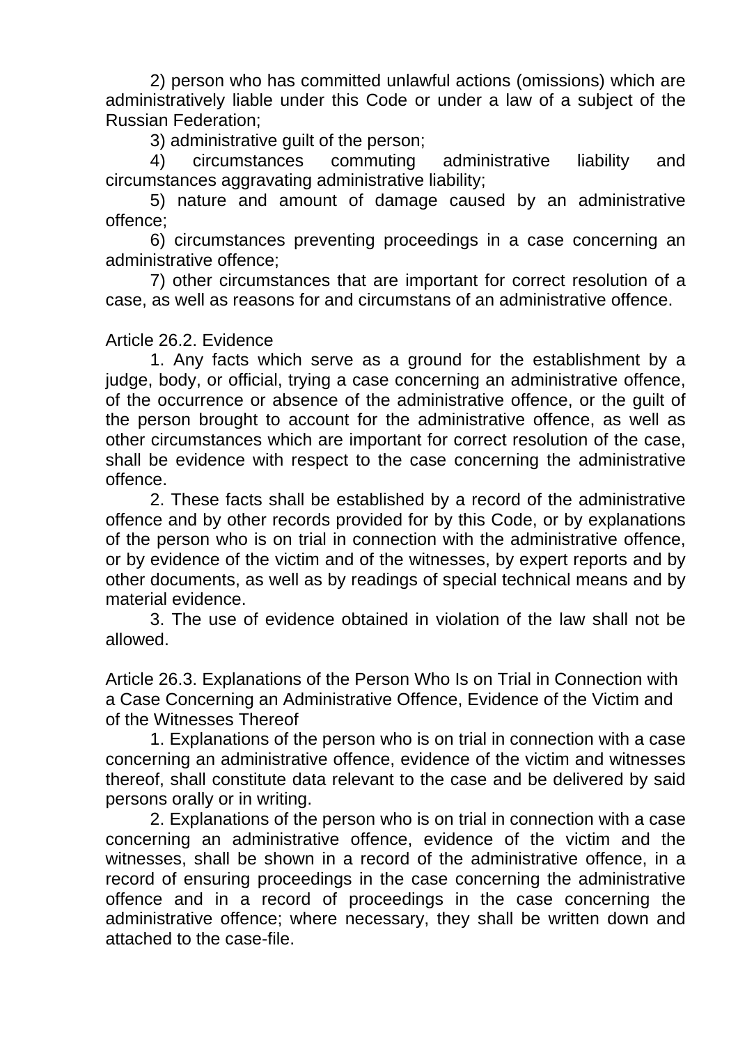2) person who has committed unlawful actions (omissions) which are administratively liable under this Code or under a law of a subject of the Russian Federation;

3) administrative guilt of the person;

4) circumstances commuting administrative liability and circumstances aggravating administrative liability;

5) nature and amount of damage caused by an administrative offence;

6) circumstances preventing proceedings in a case concerning an administrative offence;

7) other circumstances that are important for correct resolution of a case, as well as reasons for and circumstans of an administrative offence.

Article 26.2. Evidence

1. Any facts which serve as a ground for the establishment by a judge, body, or official, trying a case concerning an administrative offence, of the occurrence or absence of the administrative offence, or the guilt of the person brought to account for the administrative offence, as well as other circumstances which are important for correct resolution of the case, shall be evidence with respect to the case concerning the administrative offence.

2. These facts shall be established by a record of the administrative offence and by other records provided for by this Code, or by explanations of the person who is on trial in connection with the administrative offence, or by evidence of the victim and of the witnesses, by expert reports and by other documents, as well as by readings of special technical means and by material evidence.

3. The use of evidence obtained in violation of the law shall not be allowed.

Article 26.3. Explanations of the Person Who Is on Trial in Connection with a Case Concerning an Administrative Offence, Evidence of the Victim and of the Witnesses Thereof

1. Explanations of the person who is on trial in connection with a case concerning an administrative offence, evidence of the victim and witnesses thereof, shall constitute data relevant to the case and be delivered by said persons orally or in writing.

2. Explanations of the person who is on trial in connection with a case concerning an administrative offence, evidence of the victim and the witnesses, shall be shown in a record of the administrative offence, in a record of ensuring proceedings in the case concerning the administrative offence and in a record of proceedings in the case concerning the administrative offence; where necessary, they shall be written down and attached to the case-file.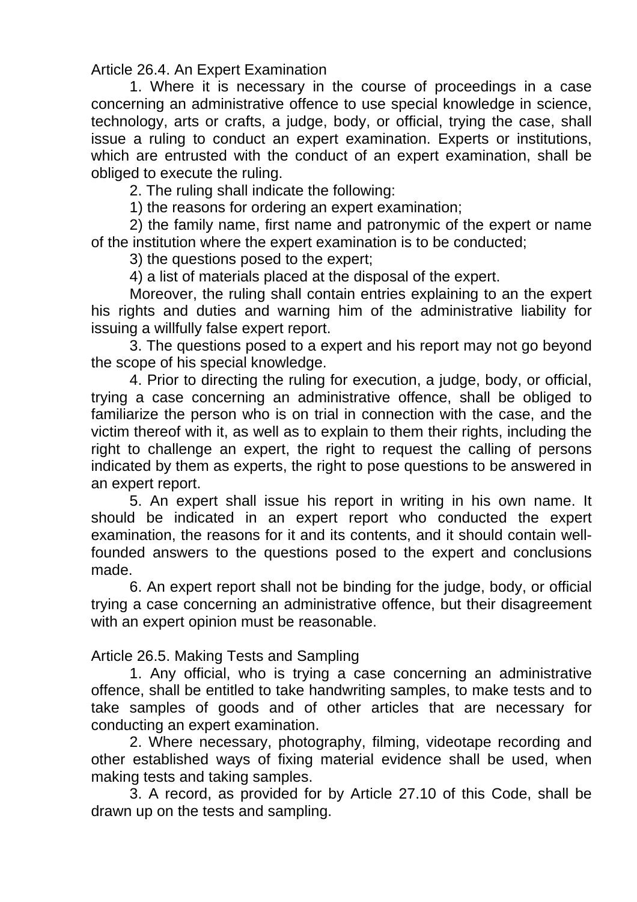### Article 26.4. An Expert Examination

1. Where it is necessary in the course of proceedings in a case concerning an administrative offence to use special knowledge in science, technology, arts or crafts, a judge, body, or official, trying the case, shall issue a ruling to conduct an expert examination. Experts or institutions, which are entrusted with the conduct of an expert examination, shall be obliged to execute the ruling.

2. The ruling shall indicate the following:

1) the reasons for ordering an expert examination;

2) the family name, first name and patronymic of the expert or name of the institution where the expert examination is to be conducted;

3) the questions posed to the expert;

4) a list of materials placed at the disposal of the expert.

Moreover, the ruling shall contain entries explaining to an the expert his rights and duties and warning him of the administrative liability for issuing a willfully false expert report.

3. The questions posed to a expert and his report may not go beyond the scope of his special knowledge.

4. Prior to directing the ruling for execution, a judge, body, or official, trying a case concerning an administrative offence, shall be obliged to familiarize the person who is on trial in connection with the case, and the victim thereof with it, as well as to explain to them their rights, including the right to challenge an expert, the right to request the calling of persons indicated by them as experts, the right to pose questions to be answered in an expert report.

5. An expert shall issue his report in writing in his own name. It should be indicated in an expert report who conducted the expert examination, the reasons for it and its contents, and it should contain well-founded answers to the questions posed to the expert and conclusions made.

6. An expert report shall not be binding for the judge, body, or official trying a case concerning an administrative offence, but their disagreement with an expert opinion must be reasonable.

### Article 26.5. Making Tests and Sampling

1. Any official, who is trying a case concerning an administrative offence, shall be entitled to take handwriting samples, to make tests and to take samples of goods and of other articles that are necessary for conducting an expert examination.

2. Where necessary, photography, filming, videotape recording and other established ways of fixing material evidence shall be used, when making tests and taking samples.

3. A record, as provided for by Article 27.10 of this Code, shall be drawn up on the tests and sampling.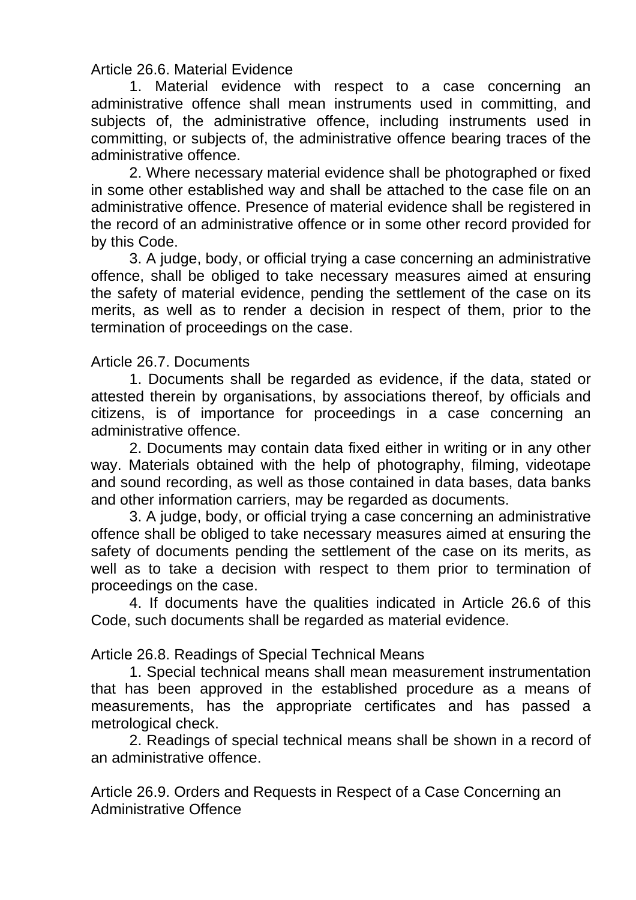### Article 26.6. Material Evidence

1. Material evidence with respect to a case concerning an administrative offence shall mean instruments used in committing, and subjects of, the administrative offence, including instruments used in committing, or subjects of, the administrative offence bearing traces of the administrative offence.

2. Where necessary material evidence shall be photographed or fixed in some other established way and shall be attached to the case file on an administrative offence. Presence of material evidence shall be registered in the record of an administrative offence or in some other record provided for by this Code.

3. A judge, body, or official trying a case concerning an administrative offence, shall be obliged to take necessary measures aimed at ensuring the safety of material evidence, pending the settlement of the case on its merits, as well as to render a decision in respect of them, prior to the termination of proceedings on the case.

### Article 26.7. Documents

1. Documents shall be regarded as evidence, if the data, stated or attested therein by organisations, by associations thereof, by officials and citizens, is of importance for proceedings in a case concerning an administrative offence.

2. Documents may contain data fixed either in writing or in any other way. Materials obtained with the help of photography, filming, videotape and sound recording, as well as those contained in data bases, data banks and other information carriers, may be regarded as documents.

3. A judge, body, or official trying a case concerning an administrative offence shall be obliged to take necessary measures aimed at ensuring the safety of documents pending the settlement of the case on its merits, as well as to take a decision with respect to them prior to termination of proceedings on the case.

4. If documents have the qualities indicated in Article 26.6 of this Code, such documents shall be regarded as material evidence.

### Article 26.8. Readings of Special Technical Means

1. Special technical means shall mean measurement instrumentation that has been approved in the established procedure as a means of measurements, has the appropriate certificates and has passed a metrological check.

2. Readings of special technical means shall be shown in a record of an administrative offence.

### Article 26.9. Orders and Requests in Respect of a Case Concerning an Administrative Offence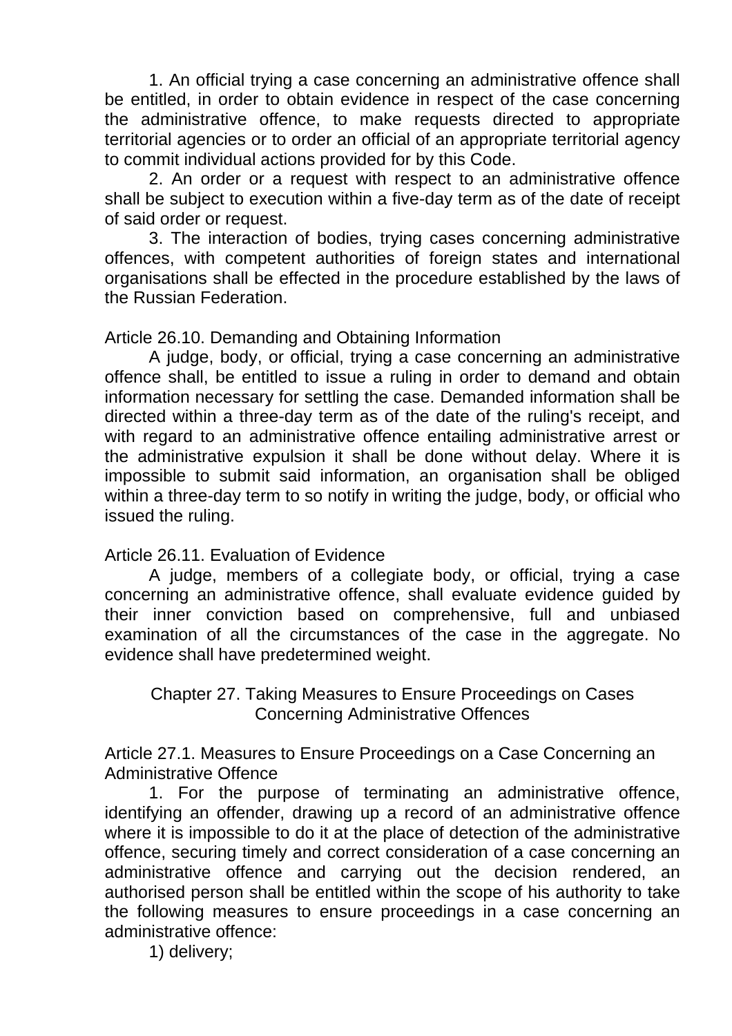1. An official trying a case concerning an administrative offence shall be entitled, in order to obtain evidence in respect of the case concerning the administrative offence, to make requests directed to appropriate territorial agencies or to order an official of an appropriate territorial agency to commit individual actions provided for by this Code.

2. An order or a request with respect to an administrative offence shall be subject to execution within a five-day term as of the date of receipt of said order or request.

3. The interaction of bodies, trying cases concerning administrative offences, with competent authorities of foreign states and international organisations shall be effected in the procedure established by the laws of the Russian Federation.

### Article 26.10. Demanding and Obtaining Information

A judge, body, or official, trying a case concerning an administrative offence shall, be entitled to issue a ruling in order to demand and obtain information necessary for settling the case. Demanded information shall be directed within a three-day term as of the date of the ruling's receipt, and with regard to an administrative offence entailing administrative arrest or the administrative expulsion it shall be done without delay. Where it is impossible to submit said information, an organisation shall be obliged within a three-day term to so notify in writing the judge, body, or official who issued the ruling.

### Article 26.11. Evaluation of Evidence

A judge, members of a collegiate body, or official, trying a case concerning an administrative offence, shall evaluate evidence guided by their inner conviction based on comprehensive, full and unbiased examination of all the circumstances of the case in the aggregate. No evidence shall have predetermined weight.

## Chapter 27. Taking Measures to Ensure Proceedings on Cases Concerning Administrative Offences

### Article 27.1. Measures to Ensure Proceedings on a Case Concerning an Administrative Offence

1. For the purpose of terminating an administrative offence, identifying an offender, drawing up a record of an administrative offence where it is impossible to do it at the place of detection of the administrative offence, securing timely and correct consideration of a case concerning an administrative offence and carrying out the decision rendered, an authorised person shall be entitled within the scope of his authority to take the following measures to ensure proceedings in a case concerning an administrative offence:

1) delivery;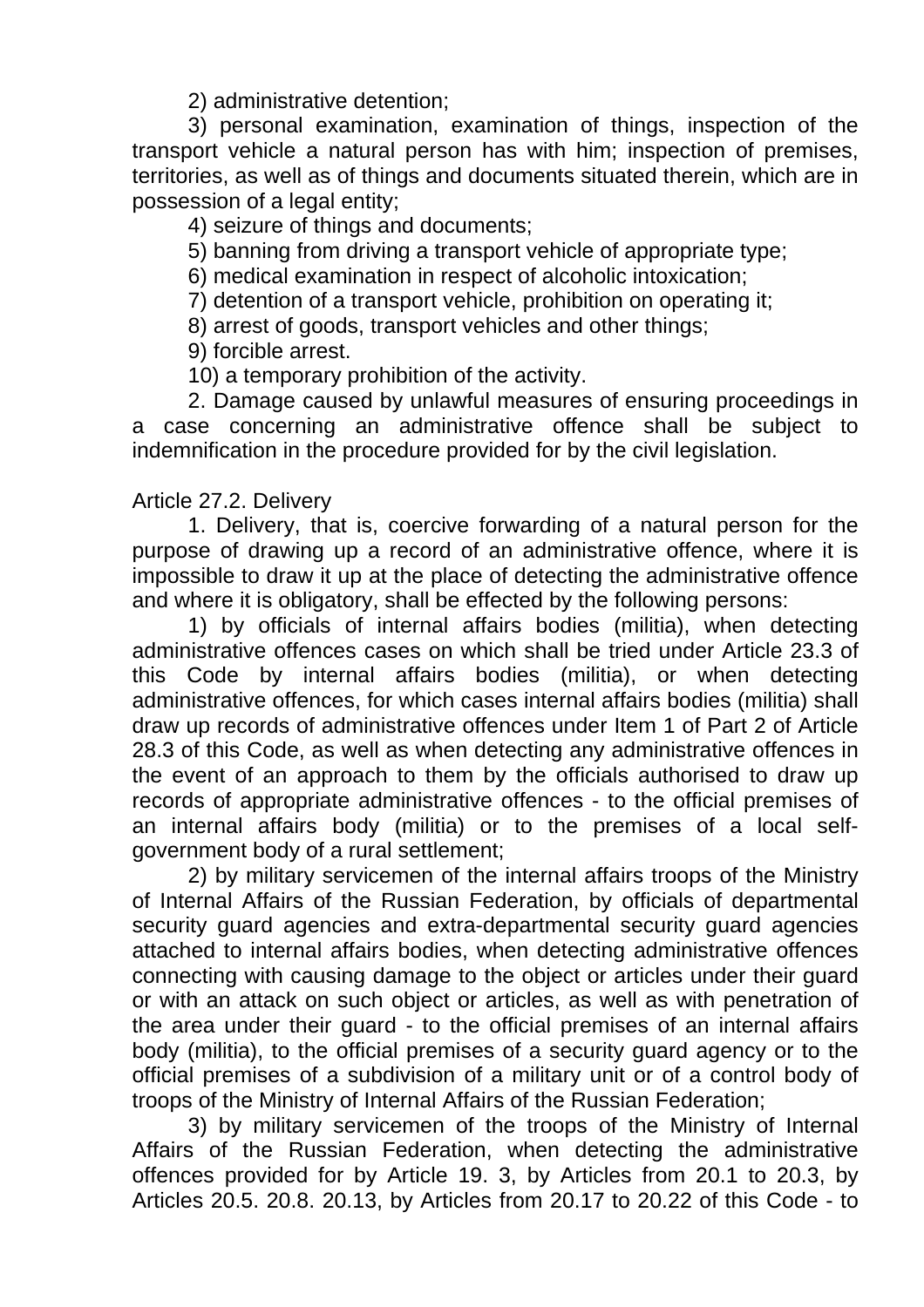2) administrative detention;

3) personal examination, examination of things, inspection of the transport vehicle a natural person has with him; inspection of premises, territories, as well as of things and documents situated therein, which are in possession of a legal entity;

4) seizure of things and documents;

5) banning from driving a transport vehicle of appropriate type;

6) medical examination in respect of alcoholic intoxication;

7) detention of a transport vehicle, prohibition on operating it;

8) arrest of goods, transport vehicles and other things;

9) forcible arrest.

10) a temporary prohibition of the activity.

2. Damage caused by unlawful measures of ensuring proceedings in a case concerning an administrative offence shall be subject to indemnification in the procedure provided for by the civil legislation.

Article 27.2. Delivery

1. Delivery, that is, coercive forwarding of a natural person for the purpose of drawing up a record of an administrative offence, where it is impossible to draw it up at the place of detecting the administrative offence and where it is obligatory, shall be effected by the following persons:

1) by officials of internal affairs bodies (militia), when detecting administrative offences cases on which shall be tried under Article 23.3 of this Code by internal affairs bodies (militia), or when detecting administrative offences, for which cases internal affairs bodies (militia) shall draw up records of administrative offences under Item 1 of Part 2 of Article 28.3 of this Code, as well as when detecting any administrative offences in the event of an approach to them by the officials authorised to draw up records of appropriate administrative offences - to the official premises of an internal affairs body (militia) or to the premises of a local self-government body of a rural settlement;

2) by military servicemen of the internal affairs troops of the Ministry of Internal Affairs of the Russian Federation, by officials of departmental security guard agencies and extra-departmental security guard agencies attached to internal affairs bodies, when detecting administrative offences connecting with causing damage to the object or articles under their guard or with an attack on such object or articles, as well as with penetration of the area under their guard - to the official premises of an internal affairs body (militia), to the official premises of a security guard agency or to the official premises of a subdivision of a military unit or of a control body of troops of the Ministry of Internal Affairs of the Russian Federation;

3) by military servicemen of the troops of the Ministry of Internal Affairs of the Russian Federation, when detecting the administrative offences provided for by Article 19. 3, by Articles from 20.1 to 20.3, by Articles 20.5. 20.8. 20.13, by Articles from 20.17 to 20.22 of this Code - to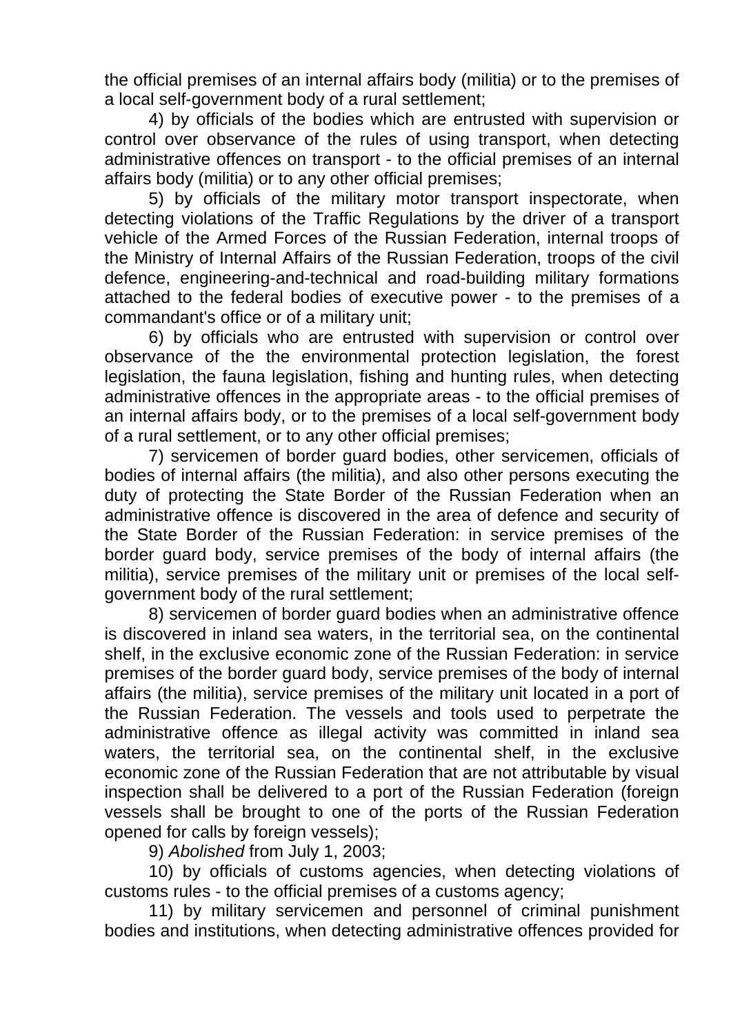the official premises of an internal affairs body (militia) or to the premises of a local self-government body of a rural settlement;

4) by officials of the bodies which are entrusted with supervision or control over observance of the rules of using transport, when detecting administrative offences on transport - to the official premises of an internal affairs body (militia) or to any other official premises;

5) by officials of the military motor transport inspectorate, when detecting violations of the Traffic Regulations by the driver of a transport vehicle of the Armed Forces of the Russian Federation, internal troops of the Ministry of Internal Affairs of the Russian Federation, troops of the civil defence, engineering-and-technical and road-building military formations attached to the federal bodies of executive power - to the premises of a commandant's office or of a military unit;

6) by officials who are entrusted with supervision or control over observance of the the environmental protection legislation, the forest legislation, the fauna legislation, fishing and hunting rules, when detecting administrative offences in the appropriate areas - to the official premises of an internal affairs body, or to the premises of a local self-government body of a rural settlement, or to any other official premises;

7) servicemen of border guard bodies, other servicemen, officials of bodies of internal affairs (the militia), and also other persons executing the duty of protecting the State Border of the Russian Federation when an administrative offence is discovered in the area of defence and security of the State Border of the Russian Federation: in service premises of the border guard body, service premises of the body of internal affairs (the militia), service premises of the military unit or premises of the local self-government body of the rural settlement;

8) servicemen of border guard bodies when an administrative offence is discovered in inland sea waters, in the territorial sea, on the continental shelf, in the exclusive economic zone of the Russian Federation: in service premises of the border guard body, service premises of the body of internal affairs (the militia), service premises of the military unit located in a port of the Russian Federation. The vessels and tools used to perpetrate the administrative offence as illegal activity was committed in inland sea waters, the territorial sea, on the continental shelf, in the exclusive economic zone of the Russian Federation that are not attributable by visual inspection shall be delivered to a port of the Russian Federation (foreign vessels shall be brought to one of the ports of the Russian Federation opened for calls by foreign vessels);

9) *Abolished* from July 1, 2003;

10) by officials of customs agencies, when detecting violations of customs rules - to the official premises of a customs agency;

11) by military servicemen and personnel of criminal punishment bodies and institutions, when detecting administrative offences provided for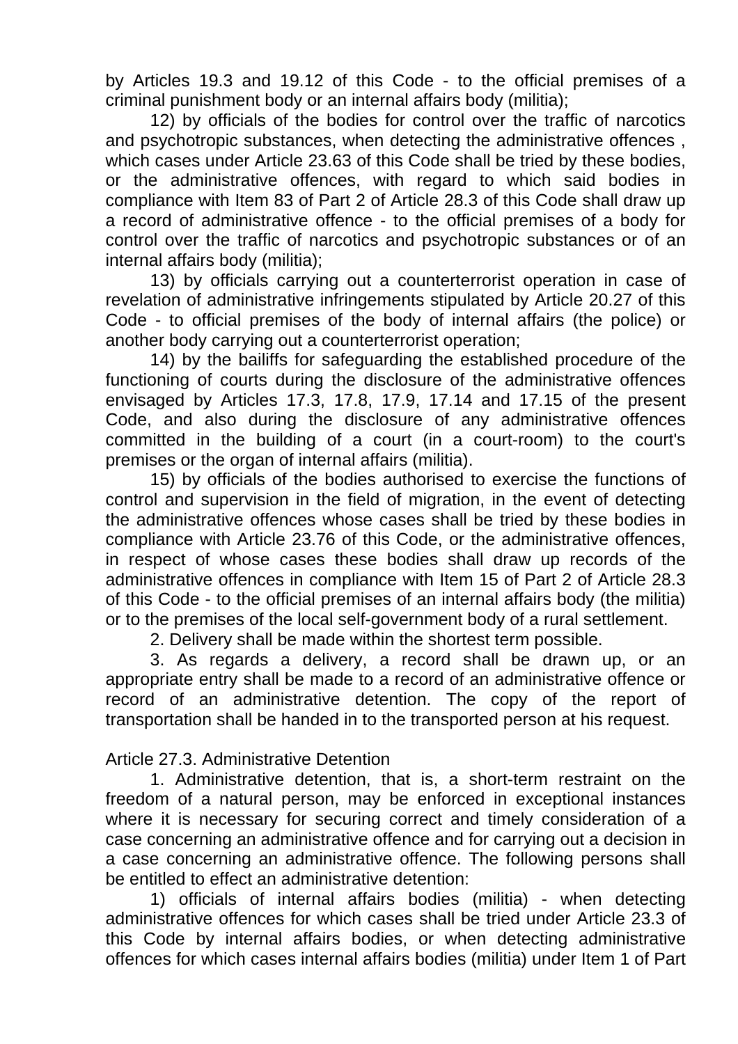by Articles 19.3 and 19.12 of this Code - to the official premises of a criminal punishment body or an internal affairs body (militia);

12) by officials of the bodies for control over the traffic of narcotics and psychotropic substances, when detecting the administrative offences , which cases under Article 23.63 of this Code shall be tried by these bodies, or the administrative offences, with regard to which said bodies in compliance with Item 83 of Part 2 of Article 28.3 of this Code shall draw up a record of administrative offence - to the official premises of a body for control over the traffic of narcotics and psychotropic substances or of an internal affairs body (militia);

13) by officials carrying out a counterterrorist operation in case of revelation of administrative infringements stipulated by Article 20.27 of this Code - to official premises of the body of internal affairs (the police) or another body carrying out a counterterrorist operation;

14) by the bailiffs for safeguarding the established procedure of the functioning of courts during the disclosure of the administrative offences envisaged by Articles 17.3, 17.8, 17.9, 17.14 and 17.15 of the present Code, and also during the disclosure of any administrative offences committed in the building of a court (in a court-room) to the court's premises or the organ of internal affairs (militia).

15) by officials of the bodies authorised to exercise the functions of control and supervision in the field of migration, in the event of detecting the administrative offences whose cases shall be tried by these bodies in compliance with Article 23.76 of this Code, or the administrative offences, in respect of whose cases these bodies shall draw up records of the administrative offences in compliance with Item 15 of Part 2 of Article 28.3 of this Code - to the official premises of an internal affairs body (the militia) or to the premises of the local self-government body of a rural settlement.

2. Delivery shall be made within the shortest term possible.

3. As regards a delivery, a record shall be drawn up, or an appropriate entry shall be made to a record of an administrative offence or record of an administrative detention. The copy of the report of transportation shall be handed in to the transported person at his request.

Article 27.3. Administrative Detention

1. Administrative detention, that is, a short-term restraint on the freedom of a natural person, may be enforced in exceptional instances where it is necessary for securing correct and timely consideration of a case concerning an administrative offence and for carrying out a decision in a case concerning an administrative offence. The following persons shall be entitled to effect an administrative detention:

1) officials of internal affairs bodies (militia) - when detecting administrative offences for which cases shall be tried under Article 23.3 of this Code by internal affairs bodies, or when detecting administrative offences for which cases internal affairs bodies (militia) under Item 1 of Part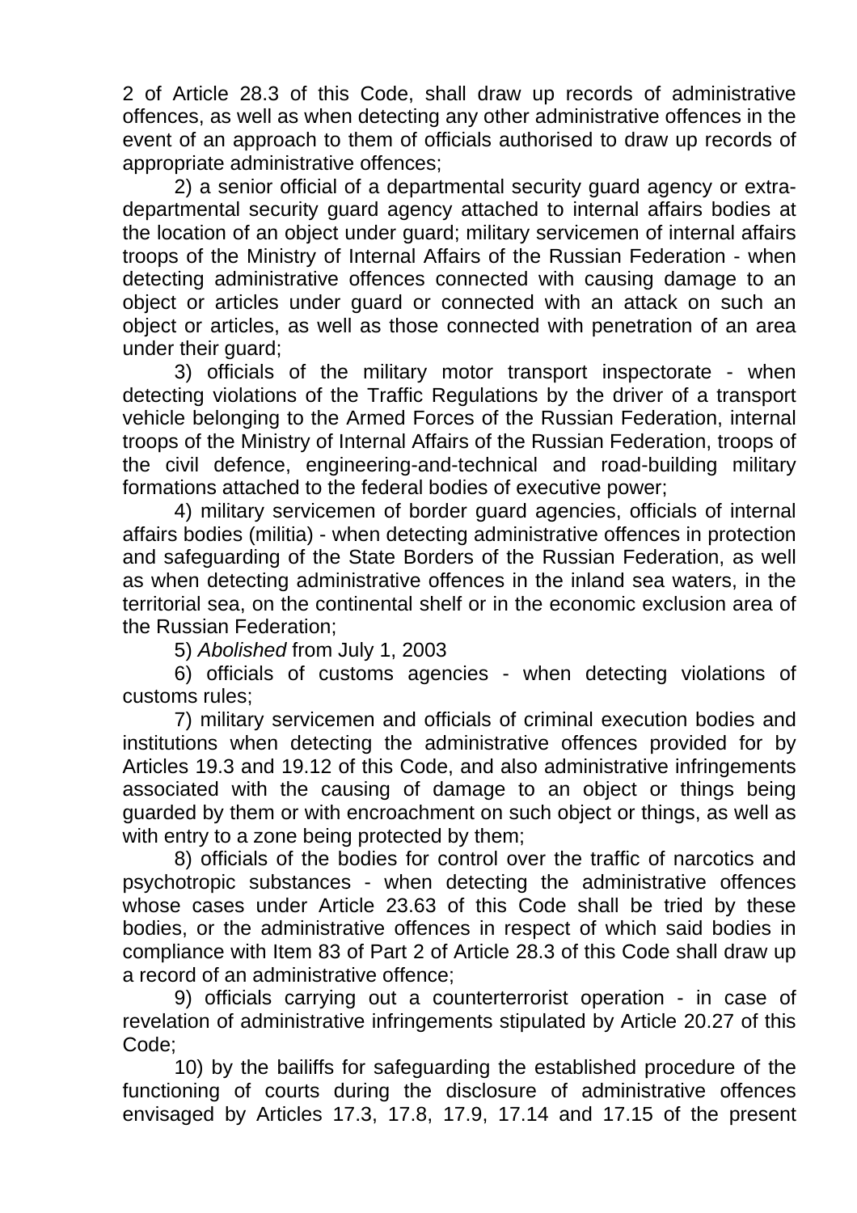2 of Article 28.3 of this Code, shall draw up records of administrative offences, as well as when detecting any other administrative offences in the event of an approach to them of officials authorised to draw up records of appropriate administrative offences;

2) a senior official of a departmental security guard agency or extra-departmental security guard agency attached to internal affairs bodies at the location of an object under guard; military servicemen of internal affairs troops of the Ministry of Internal Affairs of the Russian Federation - when detecting administrative offences connected with causing damage to an object or articles under guard or connected with an attack on such an object or articles, as well as those connected with penetration of an area under their guard;

3) officials of the military motor transport inspectorate - when detecting violations of the Traffic Regulations by the driver of a transport vehicle belonging to the Armed Forces of the Russian Federation, internal troops of the Ministry of Internal Affairs of the Russian Federation, troops of the civil defence, engineering-and-technical and road-building military formations attached to the federal bodies of executive power;

4) military servicemen of border guard agencies, officials of internal affairs bodies (militia) - when detecting administrative offences in protection and safeguarding of the State Borders of the Russian Federation, as well as when detecting administrative offences in the inland sea waters, in the territorial sea, on the continental shelf or in the economic exclusion area of the Russian Federation;

5) *Abolished* from July 1, 2003

6) officials of customs agencies - when detecting violations of customs rules;

7) military servicemen and officials of criminal execution bodies and institutions when detecting the administrative offences provided for by Articles 19.3 and 19.12 of this Code, and also administrative infringements associated with the causing of damage to an object or things being guarded by them or with encroachment on such object or things, as well as with entry to a zone being protected by them;

8) officials of the bodies for control over the traffic of narcotics and psychotropic substances - when detecting the administrative offences whose cases under Article 23.63 of this Code shall be tried by these bodies, or the administrative offences in respect of which said bodies in compliance with Item 83 of Part 2 of Article 28.3 of this Code shall draw up a record of an administrative offence;

9) officials carrying out a counterterrorist operation - in case of revelation of administrative infringements stipulated by Article 20.27 of this Code;

10) by the bailiffs for safeguarding the established procedure of the functioning of courts during the disclosure of administrative offences envisaged by Articles 17.3, 17.8, 17.9, 17.14 and 17.15 of the present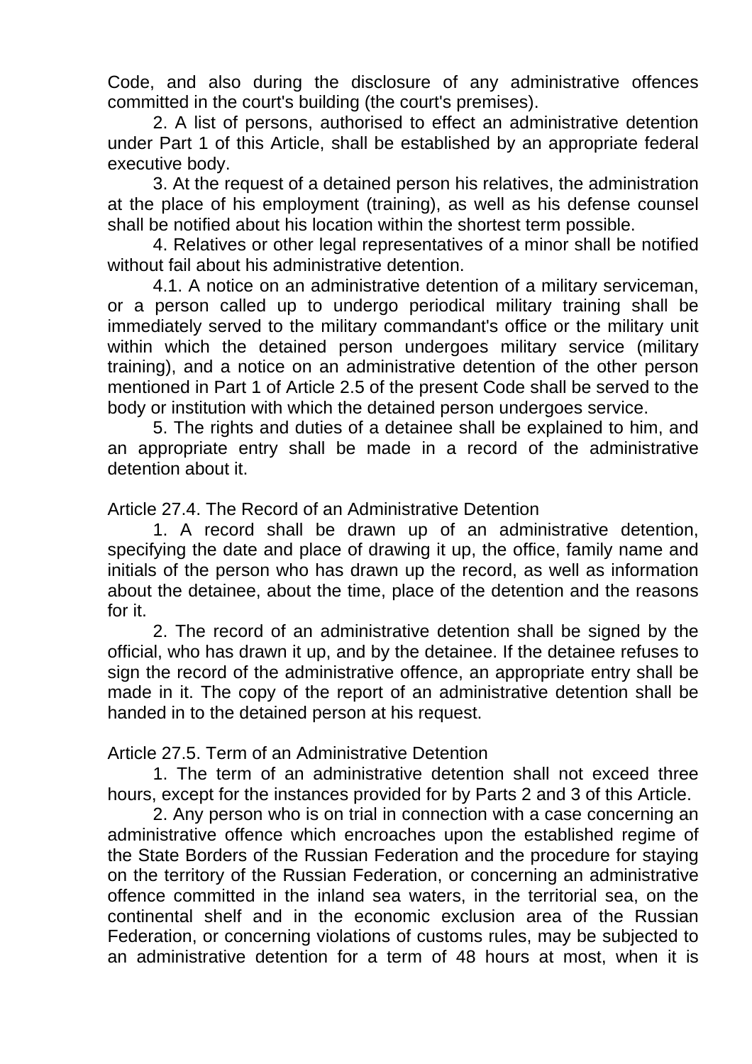Code, and also during the disclosure of any administrative offences committed in the court's building (the court's premises).

2. A list of persons, authorised to effect an administrative detention under Part 1 of this Article, shall be established by an appropriate federal executive body.

3. At the request of a detained person his relatives, the administration at the place of his employment (training), as well as his defense counsel shall be notified about his location within the shortest term possible.

4. Relatives or other legal representatives of a minor shall be notified without fail about his administrative detention.

4.1. A notice on an administrative detention of a military serviceman, or a person called up to undergo periodical military training shall be immediately served to the military commandant's office or the military unit within which the detained person undergoes military service (military training), and a notice on an administrative detention of the other person mentioned in Part 1 of Article 2.5 of the present Code shall be served to the body or institution with which the detained person undergoes service.

5. The rights and duties of a detainee shall be explained to him, and an appropriate entry shall be made in a record of the administrative detention about it.

Article 27.4. The Record of an Administrative Detention

1. A record shall be drawn up of an administrative detention, specifying the date and place of drawing it up, the office, family name and initials of the person who has drawn up the record, as well as information about the detainee, about the time, place of the detention and the reasons for it.

2. The record of an administrative detention shall be signed by the official, who has drawn it up, and by the detainee. If the detainee refuses to sign the record of the administrative offence, an appropriate entry shall be made in it. The copy of the report of an administrative detention shall be handed in to the detained person at his request.

Article 27.5. Term of an Administrative Detention

1. The term of an administrative detention shall not exceed three hours, except for the instances provided for by Parts 2 and 3 of this Article.

2. Any person who is on trial in connection with a case concerning an administrative offence which encroaches upon the established regime of the State Borders of the Russian Federation and the procedure for staying on the territory of the Russian Federation, or concerning an administrative offence committed in the inland sea waters, in the territorial sea, on the continental shelf and in the economic exclusion area of the Russian Federation, or concerning violations of customs rules, may be subjected to an administrative detention for a term of 48 hours at most, when it is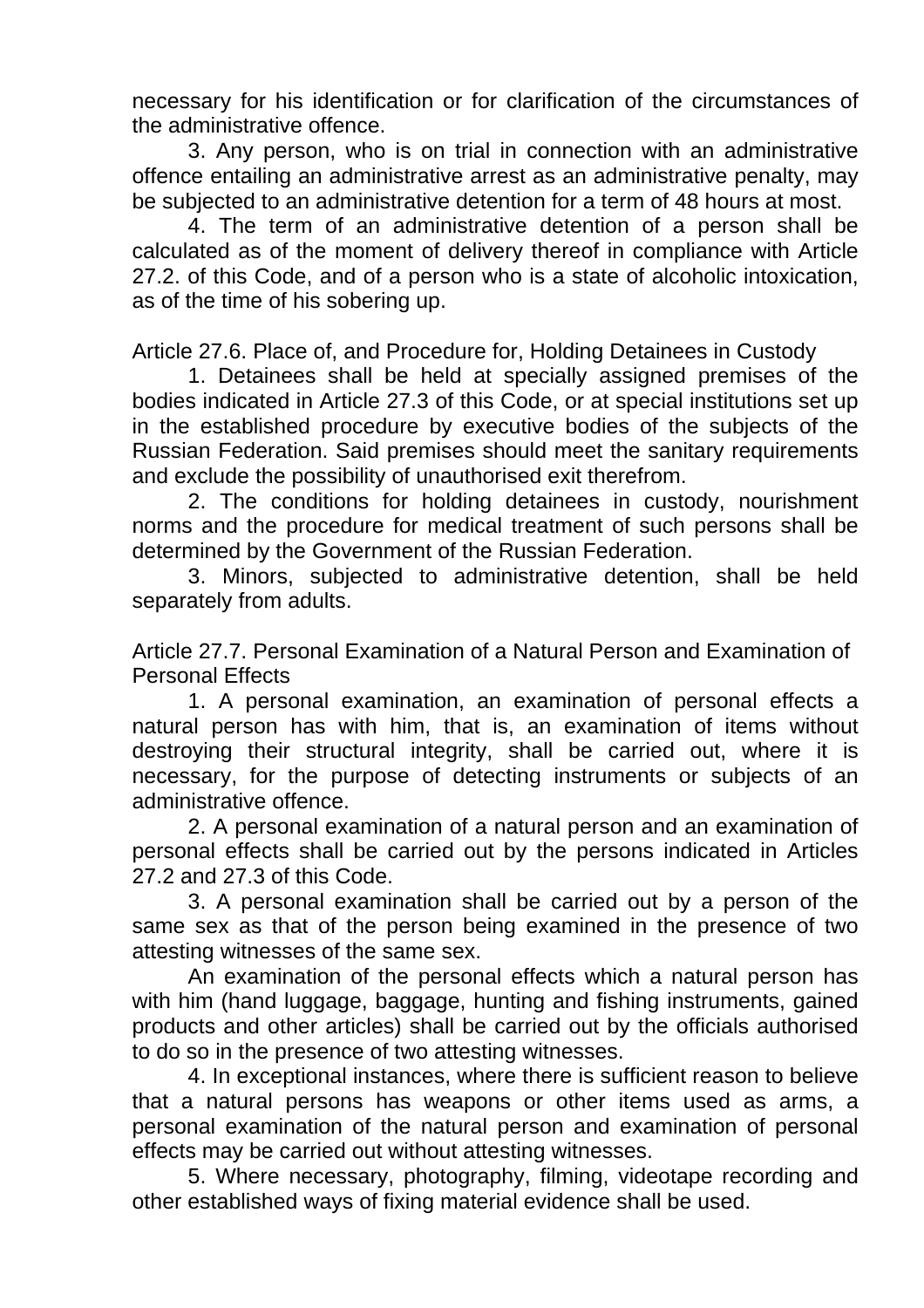necessary for his identification or for clarification of the circumstances of the administrative offence.

3. Any person, who is on trial in connection with an administrative offence entailing an administrative arrest as an administrative penalty, may be subjected to an administrative detention for a term of 48 hours at most.

4. The term of an administrative detention of a person shall be calculated as of the moment of delivery thereof in compliance with Article 27.2. of this Code, and of a person who is a state of alcoholic intoxication, as of the time of his sobering up.

### Article 27.6. Place of, and Procedure for, Holding Detainees in Custody

1. Detainees shall be held at specially assigned premises of the bodies indicated in Article 27.3 of this Code, or at special institutions set up in the established procedure by executive bodies of the subjects of the Russian Federation. Said premises should meet the sanitary requirements and exclude the possibility of unauthorised exit therefrom.

2. The conditions for holding detainees in custody, nourishment norms and the procedure for medical treatment of such persons shall be determined by the Government of the Russian Federation.

3. Minors, subjected to administrative detention, shall be held separately from adults.

### Article 27.7. Personal Examination of a Natural Person and Examination of Personal Effects

1. A personal examination, an examination of personal effects a natural person has with him, that is, an examination of items without destroying their structural integrity, shall be carried out, where it is necessary, for the purpose of detecting instruments or subjects of an administrative offence.

2. A personal examination of a natural person and an examination of personal effects shall be carried out by the persons indicated in Articles 27.2 and 27.3 of this Code.

3. A personal examination shall be carried out by a person of the same sex as that of the person being examined in the presence of two attesting witnesses of the same sex.

An examination of the personal effects which a natural person has with him (hand luggage, baggage, hunting and fishing instruments, gained products and other articles) shall be carried out by the officials authorised to do so in the presence of two attesting witnesses.

4. In exceptional instances, where there is sufficient reason to believe that a natural persons has weapons or other items used as arms, a personal examination of the natural person and examination of personal effects may be carried out without attesting witnesses.

5. Where necessary, photography, filming, videotape recording and other established ways of fixing material evidence shall be used.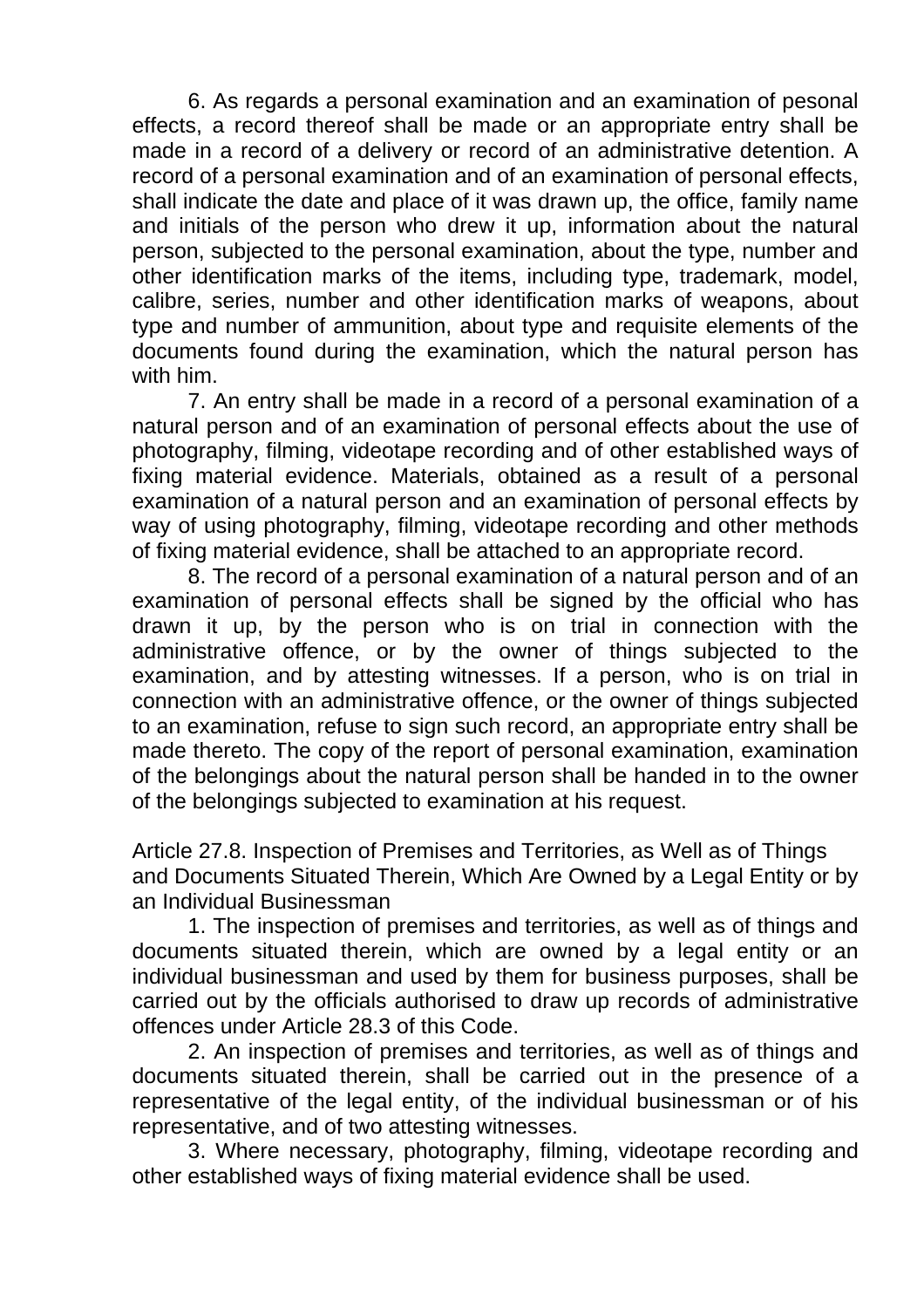6. As regards a personal examination and an examination of pesonal effects, a record thereof shall be made or an appropriate entry shall be made in a record of a delivery or record of an administrative detention. A record of a personal examination and of an examination of personal effects, shall indicate the date and place of it was drawn up, the office, family name and initials of the person who drew it up, information about the natural person, subjected to the personal examination, about the type, number and other identification marks of the items, including type, trademark, model, calibre, series, number and other identification marks of weapons, about type and number of ammunition, about type and requisite elements of the documents found during the examination, which the natural person has with him.

7. An entry shall be made in a record of a personal examination of a natural person and of an examination of personal effects about the use of photography, filming, videotape recording and of other established ways of fixing material evidence. Materials, obtained as a result of a personal examination of a natural person and an examination of personal effects by way of using photography, filming, videotape recording and other methods of fixing material evidence, shall be attached to an appropriate record.

8. The record of a personal examination of a natural person and of an examination of personal effects shall be signed by the official who has drawn it up, by the person who is on trial in connection with the administrative offence, or by the owner of things subjected to the examination, and by attesting witnesses. If a person, who is on trial in connection with an administrative offence, or the owner of things subjected to an examination, refuse to sign such record, an appropriate entry shall be made thereto. The copy of the report of personal examination, examination of the belongings about the natural person shall be handed in to the owner of the belongings subjected to examination at his request.

Article 27.8. Inspection of Premises and Territories, as Well as of Things and Documents Situated Therein, Which Are Owned by a Legal Entity or by an Individual Businessman

1. The inspection of premises and territories, as well as of things and documents situated therein, which are owned by a legal entity or an individual businessman and used by them for business purposes, shall be carried out by the officials authorised to draw up records of administrative offences under Article 28.3 of this Code.

2. An inspection of premises and territories, as well as of things and documents situated therein, shall be carried out in the presence of a representative of the legal entity, of the individual businessman or of his representative, and of two attesting witnesses.

3. Where necessary, photography, filming, videotape recording and other established ways of fixing material evidence shall be used.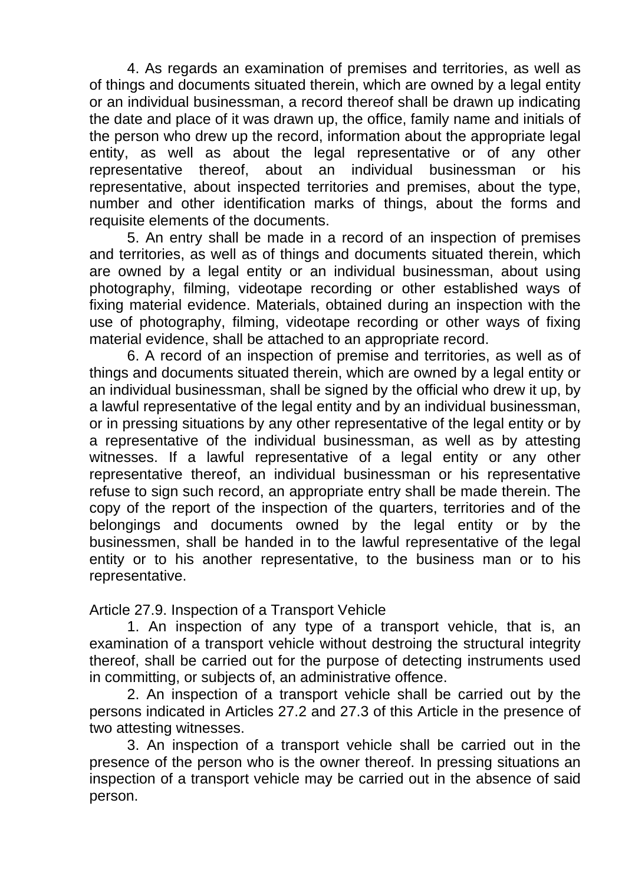4. As regards an examination of premises and territories, as well as of things and documents situated therein, which are owned by a legal entity or an individual businessman, a record thereof shall be drawn up indicating the date and place of it was drawn up, the office, family name and initials of the person who drew up the record, information about the appropriate legal entity, as well as about the legal representative or of any other representative thereof, about an individual businessman or his representative, about inspected territories and premises, about the type, number and other identification marks of things, about the forms and requisite elements of the documents.

5. An entry shall be made in a record of an inspection of premises and territories, as well as of things and documents situated therein, which are owned by a legal entity or an individual businessman, about using photography, filming, videotape recording or other established ways of fixing material evidence. Materials, obtained during an inspection with the use of photography, filming, videotape recording or other ways of fixing material evidence, shall be attached to an appropriate record.

6. A record of an inspection of premise and territories, as well as of things and documents situated therein, which are owned by a legal entity or an individual businessman, shall be signed by the official who drew it up, by a lawful representative of the legal entity and by an individual businessman, or in pressing situations by any other representative of the legal entity or by a representative of the individual businessman, as well as by attesting witnesses. If a lawful representative of a legal entity or any other representative thereof, an individual businessman or his representative refuse to sign such record, an appropriate entry shall be made therein. The copy of the report of the inspection of the quarters, territories and of the belongings and documents owned by the legal entity or by the businessmen, shall be handed in to the lawful representative of the legal entity or to his another representative, to the business man or to his representative.

Article 27.9. Inspection of a Transport Vehicle

1. An inspection of any type of a transport vehicle, that is, an examination of a transport vehicle without destroing the structural integrity thereof, shall be carried out for the purpose of detecting instruments used in committing, or subjects of, an administrative offence.

2. An inspection of a transport vehicle shall be carried out by the persons indicated in Articles 27.2 and 27.3 of this Article in the presence of two attesting witnesses.

3. An inspection of a transport vehicle shall be carried out in the presence of the person who is the owner thereof. In pressing situations an inspection of a transport vehicle may be carried out in the absence of said person.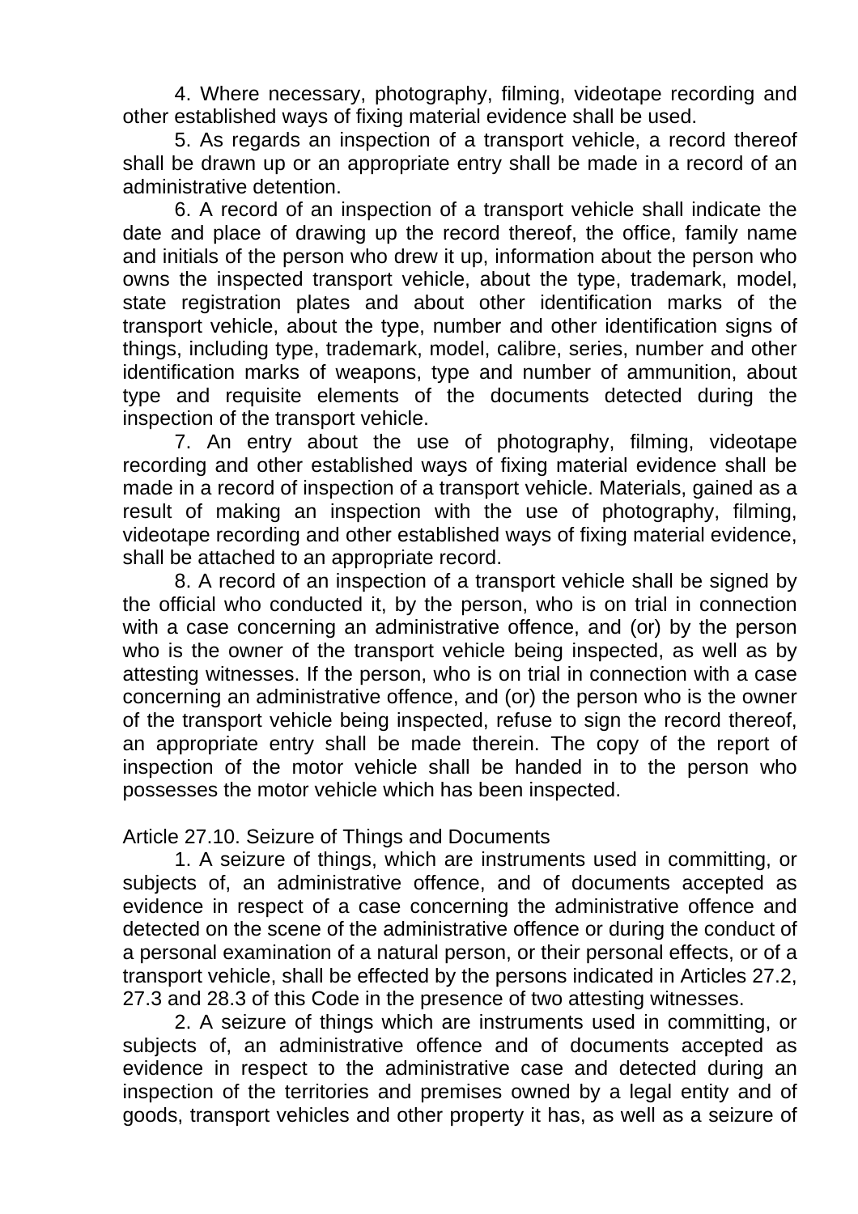4. Where necessary, photography, filming, videotape recording and other established ways of fixing material evidence shall be used.

5. As regards an inspection of a transport vehicle, a record thereof shall be drawn up or an appropriate entry shall be made in a record of an administrative detention.

6. A record of an inspection of a transport vehicle shall indicate the date and place of drawing up the record thereof, the office, family name and initials of the person who drew it up, information about the person who owns the inspected transport vehicle, about the type, trademark, model, state registration plates and about other identification marks of the transport vehicle, about the type, number and other identification signs of things, including type, trademark, model, calibre, series, number and other identification marks of weapons, type and number of ammunition, about type and requisite elements of the documents detected during the inspection of the transport vehicle.

7. An entry about the use of photography, filming, videotape recording and other established ways of fixing material evidence shall be made in a record of inspection of a transport vehicle. Materials, gained as a result of making an inspection with the use of photography, filming, videotape recording and other established ways of fixing material evidence, shall be attached to an appropriate record.

8. A record of an inspection of a transport vehicle shall be signed by the official who conducted it, by the person, who is on trial in connection with a case concerning an administrative offence, and (or) by the person who is the owner of the transport vehicle being inspected, as well as by attesting witnesses. If the person, who is on trial in connection with a case concerning an administrative offence, and (or) the person who is the owner of the transport vehicle being inspected, refuse to sign the record thereof, an appropriate entry shall be made therein. The copy of the report of inspection of the motor vehicle shall be handed in to the person who possesses the motor vehicle which has been inspected.

Article 27.10. Seizure of Things and Documents

1. A seizure of things, which are instruments used in committing, or subjects of, an administrative offence, and of documents accepted as evidence in respect of a case concerning the administrative offence and detected on the scene of the administrative offence or during the conduct of a personal examination of a natural person, or their personal effects, or of a transport vehicle, shall be effected by the persons indicated in Articles 27.2, 27.3 and 28.3 of this Code in the presence of two attesting witnesses.

2. A seizure of things which are instruments used in committing, or subjects of, an administrative offence and of documents accepted as evidence in respect to the administrative case and detected during an inspection of the territories and premises owned by a legal entity and of goods, transport vehicles and other property it has, as well as a seizure of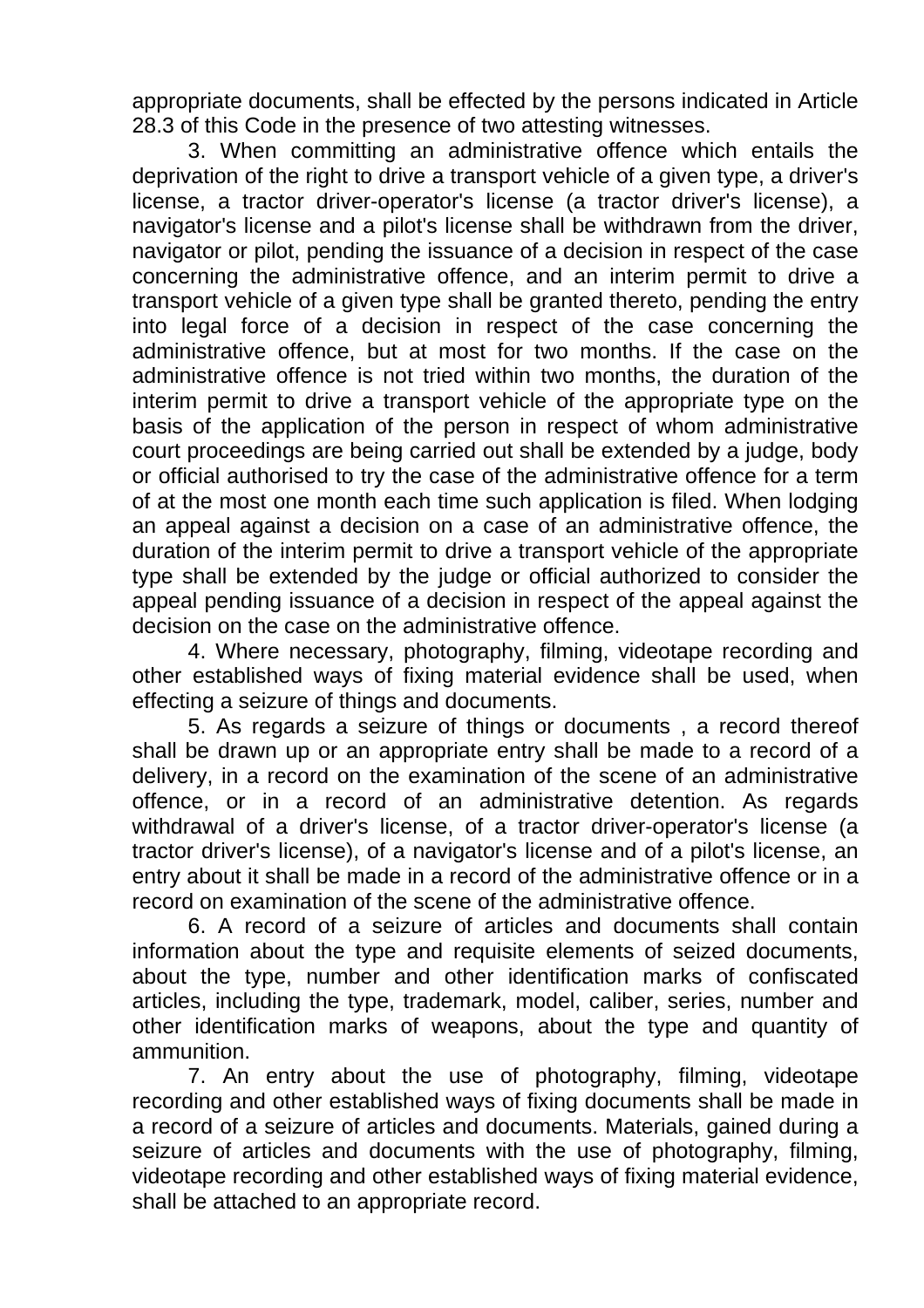appropriate documents, shall be effected by the persons indicated in Article 28.3 of this Code in the presence of two attesting witnesses.

3. When committing an administrative offence which entails the deprivation of the right to drive a transport vehicle of a given type, a driver's license, a tractor driver-operator's license (a tractor driver's license), a navigator's license and a pilot's license shall be withdrawn from the driver, navigator or pilot, pending the issuance of a decision in respect of the case concerning the administrative offence, and an interim permit to drive a transport vehicle of a given type shall be granted thereto, pending the entry into legal force of a decision in respect of the case concerning the administrative offence, but at most for two months. If the case on the administrative offence is not tried within two months, the duration of the interim permit to drive a transport vehicle of the appropriate type on the basis of the application of the person in respect of whom administrative court proceedings are being carried out shall be extended by a judge, body or official authorised to try the case of the administrative offence for a term of at the most one month each time such application is filed. When lodging an appeal against a decision on a case of an administrative offence, the duration of the interim permit to drive a transport vehicle of the appropriate type shall be extended by the judge or official authorized to consider the appeal pending issuance of a decision in respect of the appeal against the decision on the case on the administrative offence.

4. Where necessary, photography, filming, videotape recording and other established ways of fixing material evidence shall be used, when effecting a seizure of things and documents.

5. As regards a seizure of things or documents , a record thereof shall be drawn up or an appropriate entry shall be made to a record of a delivery, in a record on the examination of the scene of an administrative offence, or in a record of an administrative detention. As regards withdrawal of a driver's license, of a tractor driver-operator's license (a tractor driver's license), of a navigator's license and of a pilot's license, an entry about it shall be made in a record of the administrative offence or in a record on examination of the scene of the administrative offence.

6. A record of a seizure of articles and documents shall contain information about the type and requisite elements of seized documents, about the type, number and other identification marks of confiscated articles, including the type, trademark, model, caliber, series, number and other identification marks of weapons, about the type and quantity of ammunition.

7. An entry about the use of photography, filming, videotape recording and other established ways of fixing documents shall be made in a record of a seizure of articles and documents. Materials, gained during a seizure of articles and documents with the use of photography, filming, videotape recording and other established ways of fixing material evidence, shall be attached to an appropriate record.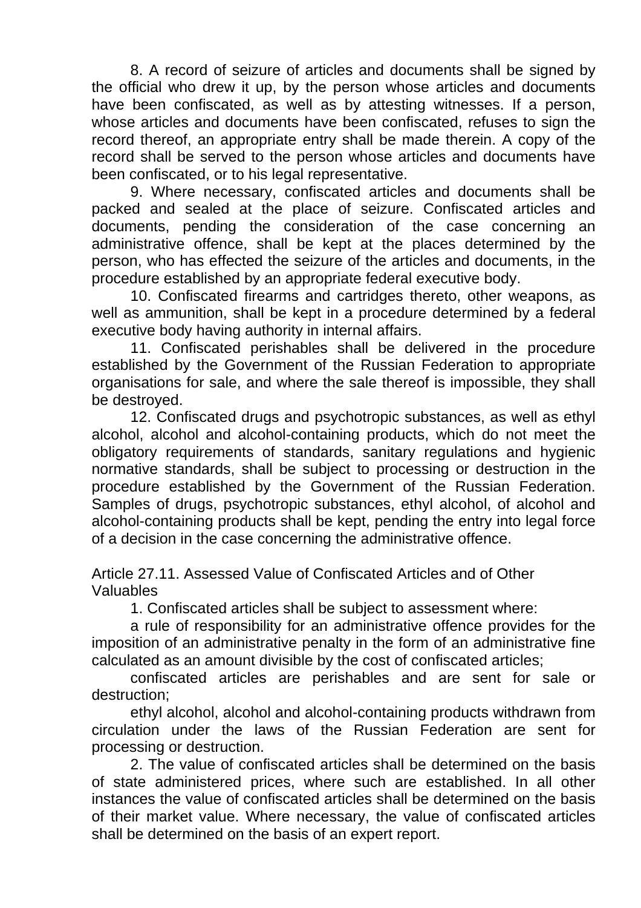8. A record of seizure of articles and documents shall be signed by the official who drew it up, by the person whose articles and documents have been confiscated, as well as by attesting witnesses. If a person, whose articles and documents have been confiscated, refuses to sign the record thereof, an appropriate entry shall be made therein. A copy of the record shall be served to the person whose articles and documents have been confiscated, or to his legal representative.

9. Where necessary, confiscated articles and documents shall be packed and sealed at the place of seizure. Confiscated articles and documents, pending the consideration of the case concerning an administrative offence, shall be kept at the places determined by the person, who has effected the seizure of the articles and documents, in the procedure established by an appropriate federal executive body.

10. Confiscated firearms and cartridges thereto, other weapons, as well as ammunition, shall be kept in a procedure determined by a federal executive body having authority in internal affairs.

11. Confiscated perishables shall be delivered in the procedure established by the Government of the Russian Federation to appropriate organisations for sale, and where the sale thereof is impossible, they shall be destroyed.

12. Confiscated drugs and psychotropic substances, as well as ethyl alcohol, alcohol and alcohol-containing products, which do not meet the obligatory requirements of standards, sanitary regulations and hygienic normative standards, shall be subject to processing or destruction in the procedure established by the Government of the Russian Federation. Samples of drugs, psychotropic substances, ethyl alcohol, of alcohol and alcohol-containing products shall be kept, pending the entry into legal force of a decision in the case concerning the administrative offence.

## Article 27.11. Assessed Value of Confiscated Articles and of Other Valuables

1. Confiscated articles shall be subject to assessment where:

a rule of responsibility for an administrative offence provides for the imposition of an administrative penalty in the form of an administrative fine calculated as an amount divisible by the cost of confiscated articles;

confiscated articles are perishables and are sent for sale or destruction;

ethyl alcohol, alcohol and alcohol-containing products withdrawn from circulation under the laws of the Russian Federation are sent for processing or destruction.

2. The value of confiscated articles shall be determined on the basis of state administered prices, where such are established. In all other instances the value of confiscated articles shall be determined on the basis of their market value. Where necessary, the value of confiscated articles shall be determined on the basis of an expert report.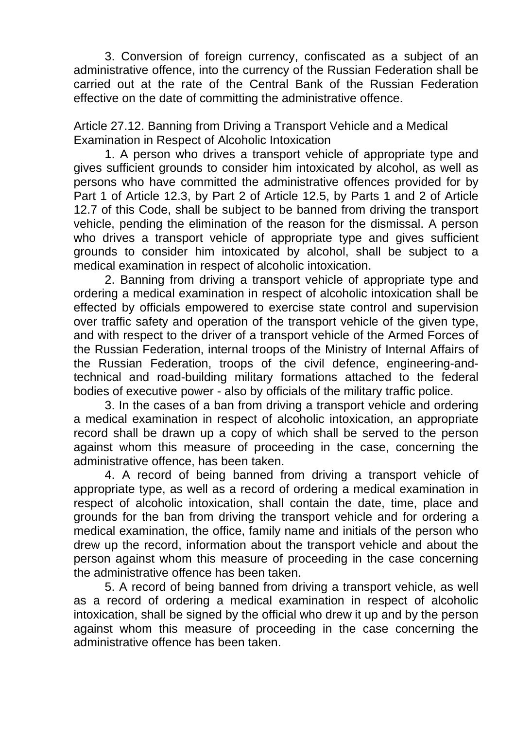3. Conversion of foreign currency, confiscated as a subject of an administrative offence, into the currency of the Russian Federation shall be carried out at the rate of the Central Bank of the Russian Federation effective on the date of committing the administrative offence.

## Article 27.12. Banning from Driving a Transport Vehicle and a Medical Examination in Respect of Alcoholic Intoxication

1. A person who drives a transport vehicle of appropriate type and gives sufficient grounds to consider him intoxicated by alcohol, as well as persons who have committed the administrative offences provided for by Part 1 of Article 12.3, by Part 2 of Article 12.5, by Parts 1 and 2 of Article 12.7 of this Code, shall be subject to be banned from driving the transport vehicle, pending the elimination of the reason for the dismissal. A person who drives a transport vehicle of appropriate type and gives sufficient grounds to consider him intoxicated by alcohol, shall be subject to a medical examination in respect of alcoholic intoxication.

2. Banning from driving a transport vehicle of appropriate type and ordering a medical examination in respect of alcoholic intoxication shall be effected by officials empowered to exercise state control and supervision over traffic safety and operation of the transport vehicle of the given type, and with respect to the driver of a transport vehicle of the Armed Forces of the Russian Federation, internal troops of the Ministry of Internal Affairs of the Russian Federation, troops of the civil defence, engineering-and-technical and road-building military formations attached to the federal bodies of executive power - also by officials of the military traffic police.

3. In the cases of a ban from driving a transport vehicle and ordering a medical examination in respect of alcoholic intoxication, an appropriate record shall be drawn up a copy of which shall be served to the person against whom this measure of proceeding in the case, concerning the administrative offence, has been taken.

4. A record of being banned from driving a transport vehicle of appropriate type, as well as a record of ordering a medical examination in respect of alcoholic intoxication, shall contain the date, time, place and grounds for the ban from driving the transport vehicle and for ordering a medical examination, the office, family name and initials of the person who drew up the record, information about the transport vehicle and about the person against whom this measure of proceeding in the case concerning the administrative offence has been taken.

5. A record of being banned from driving a transport vehicle, as well as a record of ordering a medical examination in respect of alcoholic intoxication, shall be signed by the official who drew it up and by the person against whom this measure of proceeding in the case concerning the administrative offence has been taken.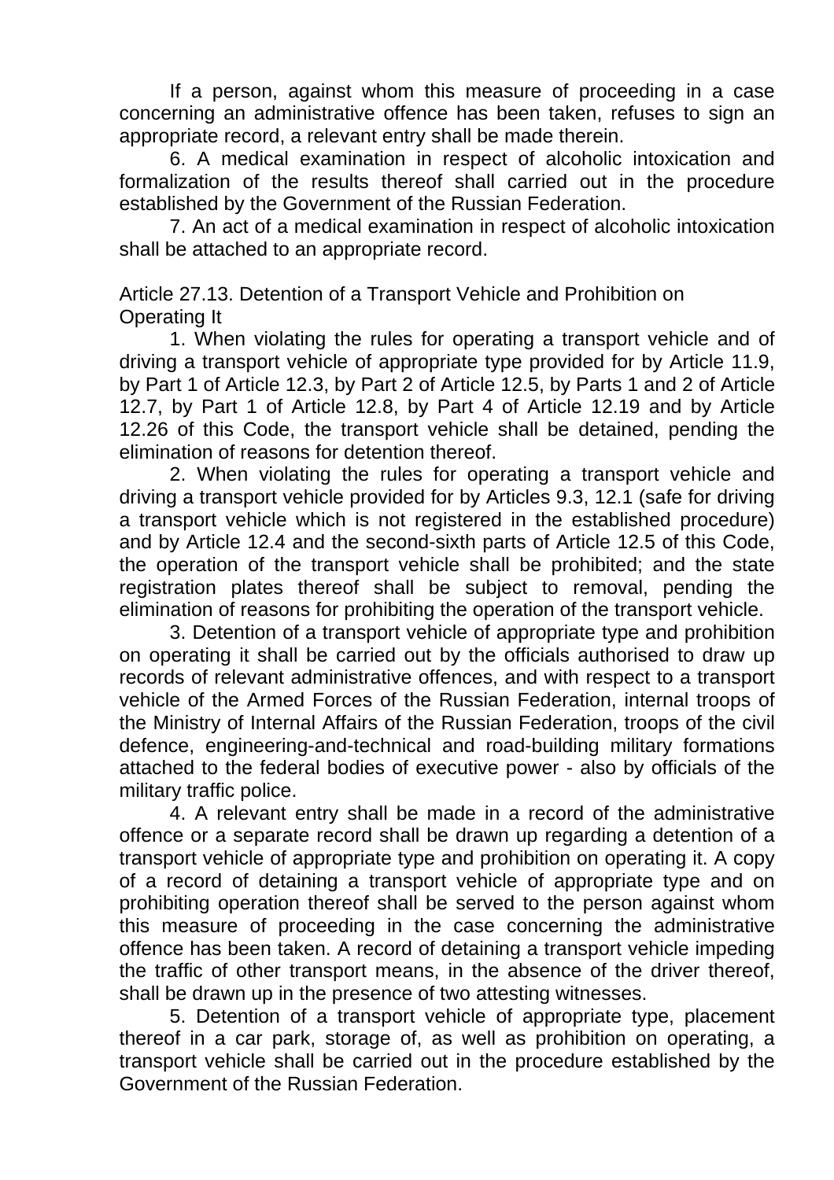If a person, against whom this measure of proceeding in a case concerning an administrative offence has been taken, refuses to sign an appropriate record, a relevant entry shall be made therein.

6. A medical examination in respect of alcoholic intoxication and formalization of the results thereof shall carried out in the procedure established by the Government of the Russian Federation.

7. An act of a medical examination in respect of alcoholic intoxication shall be attached to an appropriate record.

### Article 27.13. Detention of a Transport Vehicle and Prohibition on Operating It

1. When violating the rules for operating a transport vehicle and of driving a transport vehicle of appropriate type provided for by Article 11.9, by Part 1 of Article 12.3, by Part 2 of Article 12.5, by Parts 1 and 2 of Article 12.7, by Part 1 of Article 12.8, by Part 4 of Article 12.19 and by Article 12.26 of this Code, the transport vehicle shall be detained, pending the elimination of reasons for detention thereof.

2. When violating the rules for operating a transport vehicle and driving a transport vehicle provided for by Articles 9.3, 12.1 (safe for driving a transport vehicle which is not registered in the established procedure) and by Article 12.4 and the second-sixth parts of Article 12.5 of this Code, the operation of the transport vehicle shall be prohibited; and the state registration plates thereof shall be subject to removal, pending the elimination of reasons for prohibiting the operation of the transport vehicle.

3. Detention of a transport vehicle of appropriate type and prohibition on operating it shall be carried out by the officials authorised to draw up records of relevant administrative offences, and with respect to a transport vehicle of the Armed Forces of the Russian Federation, internal troops of the Ministry of Internal Affairs of the Russian Federation, troops of the civil defence, engineering-and-technical and road-building military formations attached to the federal bodies of executive power - also by officials of the military traffic police.

4. A relevant entry shall be made in a record of the administrative offence or a separate record shall be drawn up regarding a detention of a transport vehicle of appropriate type and prohibition on operating it. A copy of a record of detaining a transport vehicle of appropriate type and on prohibiting operation thereof shall be served to the person against whom this measure of proceeding in the case concerning the administrative offence has been taken. A record of detaining a transport vehicle impeding the traffic of other transport means, in the absence of the driver thereof, shall be drawn up in the presence of two attesting witnesses.

5. Detention of a transport vehicle of appropriate type, placement thereof in a car park, storage of, as well as prohibition on operating, a transport vehicle shall be carried out in the procedure established by the Government of the Russian Federation.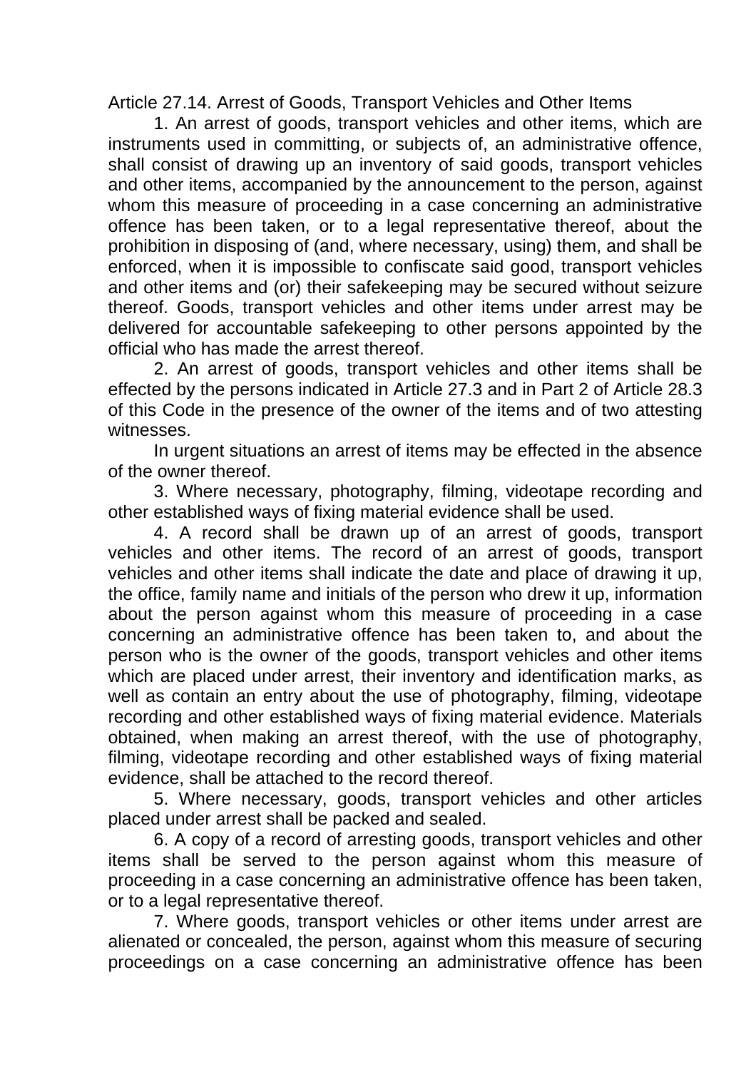Article 27.14. Arrest of Goods, Transport Vehicles and Other Items

1. An arrest of goods, transport vehicles and other items, which are instruments used in committing, or subjects of, an administrative offence, shall consist of drawing up an inventory of said goods, transport vehicles and other items, accompanied by the announcement to the person, against whom this measure of proceeding in a case concerning an administrative offence has been taken, or to a legal representative thereof, about the prohibition in disposing of (and, where necessary, using) them, and shall be enforced, when it is impossible to confiscate said good, transport vehicles and other items and (or) their safekeeping may be secured without seizure thereof. Goods, transport vehicles and other items under arrest may be delivered for accountable safekeeping to other persons appointed by the official who has made the arrest thereof.

2. An arrest of goods, transport vehicles and other items shall be effected by the persons indicated in Article 27.3 and in Part 2 of Article 28.3 of this Code in the presence of the owner of the items and of two attesting witnesses.

In urgent situations an arrest of items may be effected in the absence of the owner thereof.

3. Where necessary, photography, filming, videotape recording and other established ways of fixing material evidence shall be used.

4. A record shall be drawn up of an arrest of goods, transport vehicles and other items. The record of an arrest of goods, transport vehicles and other items shall indicate the date and place of drawing it up, the office, family name and initials of the person who drew it up, information about the person against whom this measure of proceeding in a case concerning an administrative offence has been taken to, and about the person who is the owner of the goods, transport vehicles and other items which are placed under arrest, their inventory and identification marks, as well as contain an entry about the use of photography, filming, videotape recording and other established ways of fixing material evidence. Materials obtained, when making an arrest thereof, with the use of photography, filming, videotape recording and other established ways of fixing material evidence, shall be attached to the record thereof.

5. Where necessary, goods, transport vehicles and other articles placed under arrest shall be packed and sealed.

6. A copy of a record of arresting goods, transport vehicles and other items shall be served to the person against whom this measure of proceeding in a case concerning an administrative offence has been taken, or to a legal representative thereof.

7. Where goods, transport vehicles or other items under arrest are alienated or concealed, the person, against whom this measure of securing proceedings on a case concerning an administrative offence has been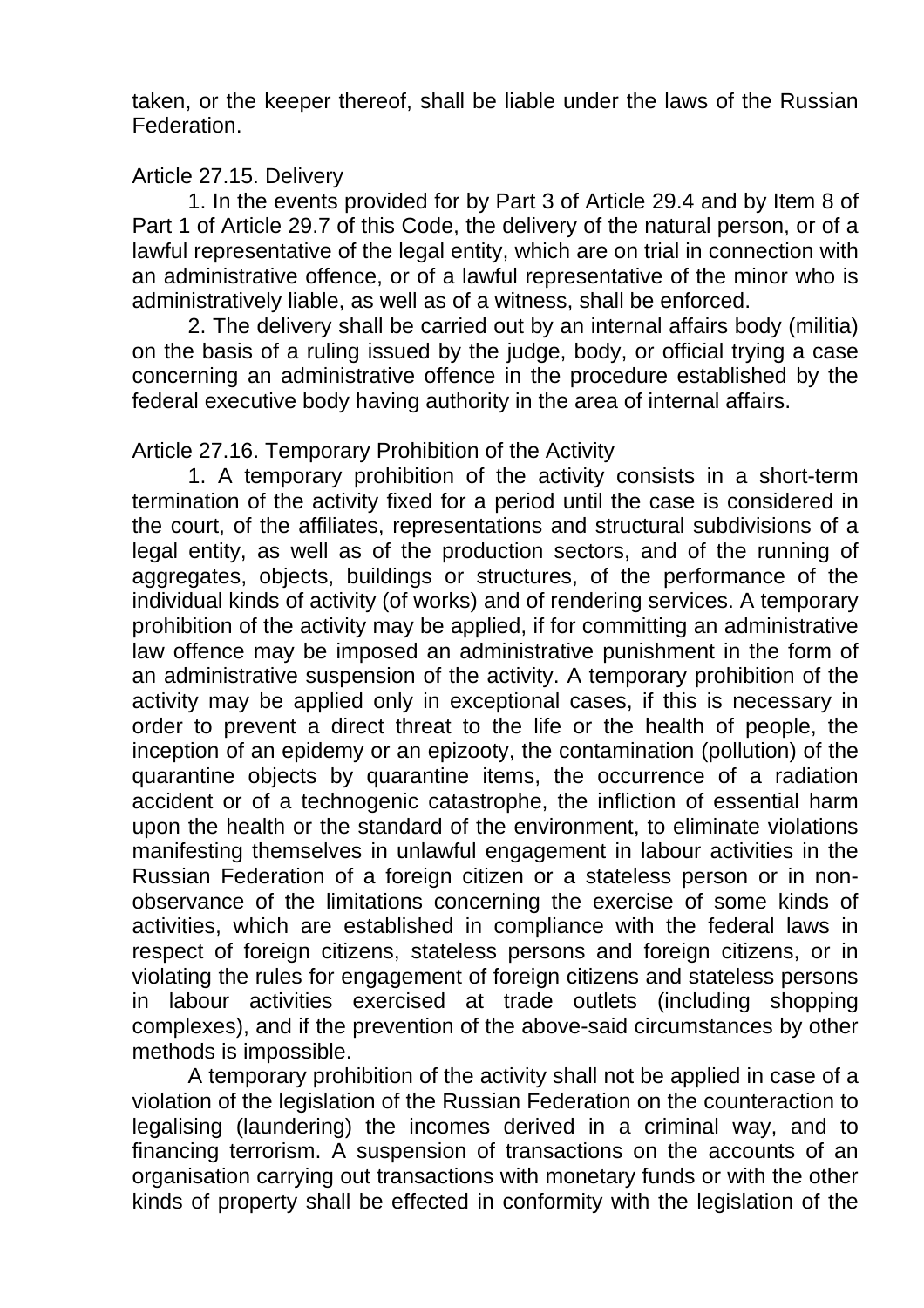taken, or the keeper thereof, shall be liable under the laws of the Russian Federation.

### Article 27.15. Delivery

1. In the events provided for by Part 3 of Article 29.4 and by Item 8 of Part 1 of Article 29.7 of this Code, the delivery of the natural person, or of a lawful representative of the legal entity, which are on trial in connection with an administrative offence, or of a lawful representative of the minor who is administratively liable, as well as of a witness, shall be enforced.

2. The delivery shall be carried out by an internal affairs body (militia) on the basis of a ruling issued by the judge, body, or official trying a case concerning an administrative offence in the procedure established by the federal executive body having authority in the area of internal affairs.

### Article 27.16. Temporary Prohibition of the Activity

1. A temporary prohibition of the activity consists in a short-term termination of the activity fixed for a period until the case is considered in the court, of the affiliates, representations and structural subdivisions of a legal entity, as well as of the production sectors, and of the running of aggregates, objects, buildings or structures, of the performance of the individual kinds of activity (of works) and of rendering services. A temporary prohibition of the activity may be applied, if for committing an administrative law offence may be imposed an administrative punishment in the form of an administrative suspension of the activity. A temporary prohibition of the activity may be applied only in exceptional cases, if this is necessary in order to prevent a direct threat to the life or the health of people, the inception of an epidemy or an epizooty, the contamination (pollution) of the quarantine objects by quarantine items, the occurrence of a radiation accident or of a technogenic catastrophe, the infliction of essential harm upon the health or the standard of the environment, to eliminate violations manifesting themselves in unlawful engagement in labour activities in the Russian Federation of a foreign citizen or a stateless person or in non-observance of the limitations concerning the exercise of some kinds of activities, which are established in compliance with the federal laws in respect of foreign citizens, stateless persons and foreign citizens, or in violating the rules for engagement of foreign citizens and stateless persons in labour activities exercised at trade outlets (including shopping complexes), and if the prevention of the above-said circumstances by other methods is impossible.

A temporary prohibition of the activity shall not be applied in case of a violation of the legislation of the Russian Federation on the counteraction to legalising (laundering) the incomes derived in a criminal way, and to financing terrorism. A suspension of transactions on the accounts of an organisation carrying out transactions with monetary funds or with the other kinds of property shall be effected in conformity with the legislation of the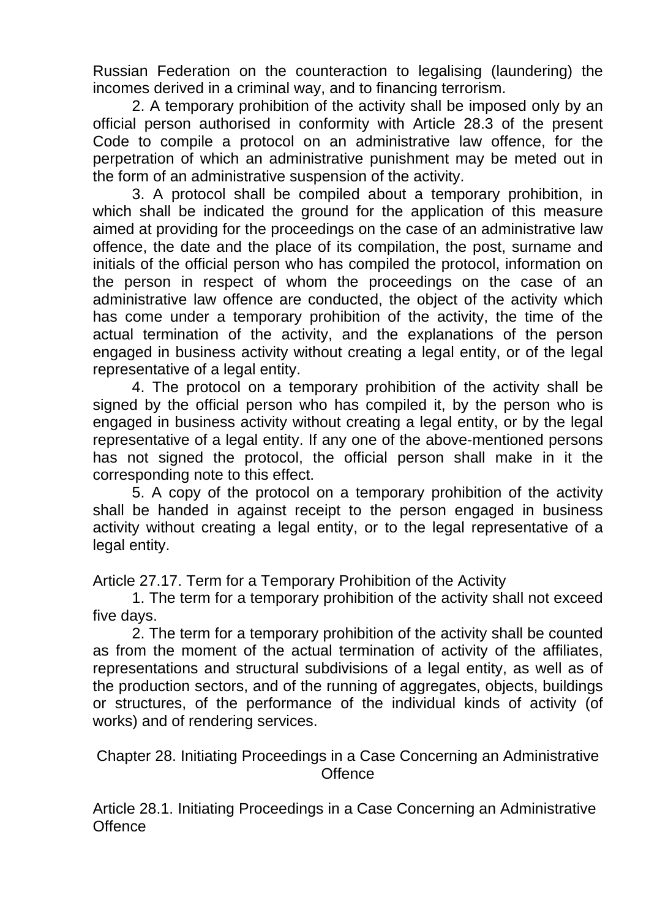Russian Federation on the counteraction to legalising (laundering) the incomes derived in a criminal way, and to financing terrorism.

2. A temporary prohibition of the activity shall be imposed only by an official person authorised in conformity with Article 28.3 of the present Code to compile a protocol on an administrative law offence, for the perpetration of which an administrative punishment may be meted out in the form of an administrative suspension of the activity.

3. A protocol shall be compiled about a temporary prohibition, in which shall be indicated the ground for the application of this measure aimed at providing for the proceedings on the case of an administrative law offence, the date and the place of its compilation, the post, surname and initials of the official person who has compiled the protocol, information on the person in respect of whom the proceedings on the case of an administrative law offence are conducted, the object of the activity which has come under a temporary prohibition of the activity, the time of the actual termination of the activity, and the explanations of the person engaged in business activity without creating a legal entity, or of the legal representative of a legal entity.

4. The protocol on a temporary prohibition of the activity shall be signed by the official person who has compiled it, by the person who is engaged in business activity without creating a legal entity, or by the legal representative of a legal entity. If any one of the above-mentioned persons has not signed the protocol, the official person shall make in it the corresponding note to this effect.

5. A copy of the protocol on a temporary prohibition of the activity shall be handed in against receipt to the person engaged in business activity without creating a legal entity, or to the legal representative of a legal entity.

### Article 27.17. Term for a Temporary Prohibition of the Activity

1. The term for a temporary prohibition of the activity shall not exceed five days.

2. The term for a temporary prohibition of the activity shall be counted as from the moment of the actual termination of activity of the affiliates, representations and structural subdivisions of a legal entity, as well as of the production sectors, and of the running of aggregates, objects, buildings or structures, of the performance of the individual kinds of activity (of works) and of rendering services.

## Chapter 28. Initiating Proceedings in a Case Concerning an Administrative Offence

### Article 28.1. Initiating Proceedings in a Case Concerning an Administrative Offence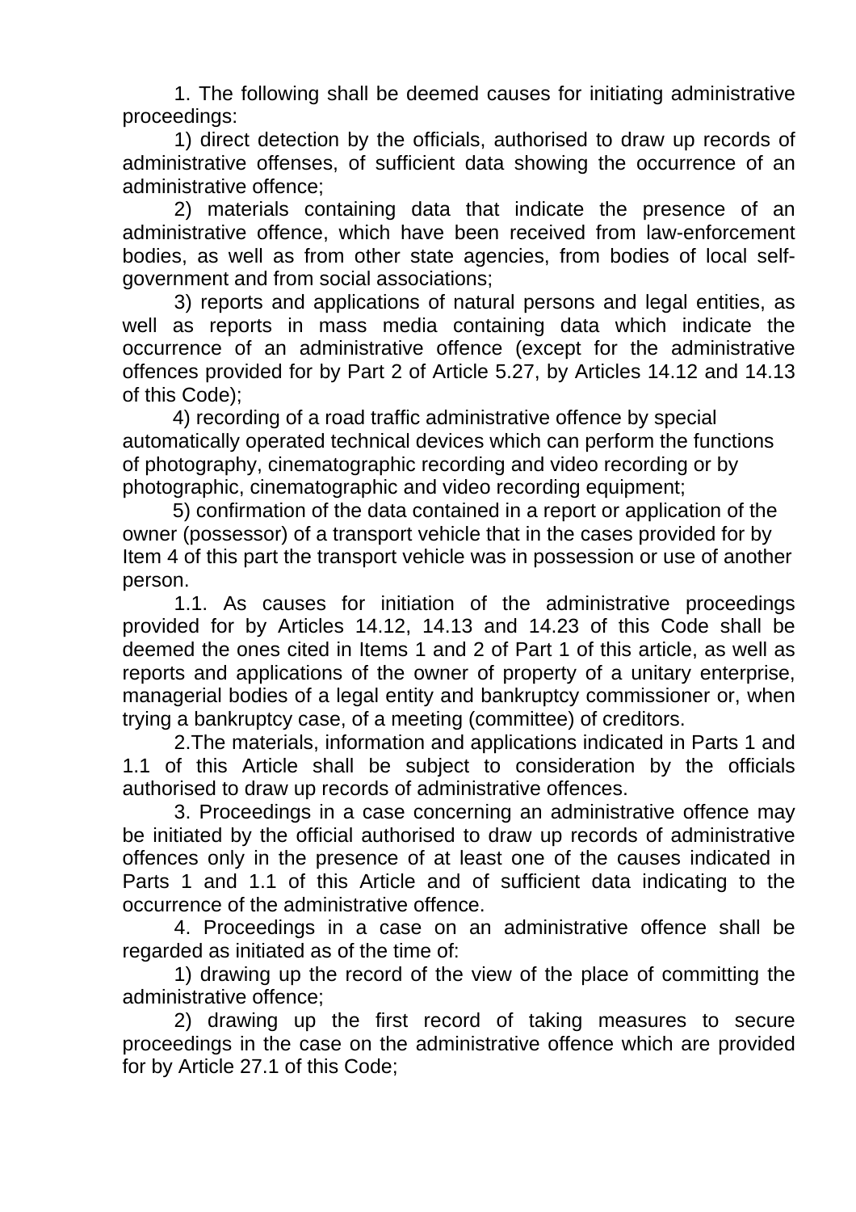1. The following shall be deemed causes for initiating administrative proceedings:

1) direct detection by the officials, authorised to draw up records of administrative offenses, of sufficient data showing the occurrence of an administrative offence;

2) materials containing data that indicate the presence of an administrative offence, which have been received from law-enforcement bodies, as well as from other state agencies, from bodies of local self-government and from social associations;

3) reports and applications of natural persons and legal entities, as well as reports in mass media containing data which indicate the occurrence of an administrative offence (except for the administrative offences provided for by Part 2 of Article 5.27, by Articles 14.12 and 14.13 of this Code);

4) recording of a road traffic administrative offence by special automatically operated technical devices which can perform the functions of photography, cinematographic recording and video recording or by photographic, cinematographic and video recording equipment;

5) confirmation of the data contained in a report or application of the owner (possessor) of a transport vehicle that in the cases provided for by Item 4 of this part the transport vehicle was in possession or use of another person.

1.1. As causes for initiation of the administrative proceedings provided for by Articles 14.12, 14.13 and 14.23 of this Code shall be deemed the ones cited in Items 1 and 2 of Part 1 of this article, as well as reports and applications of the owner of property of a unitary enterprise, managerial bodies of a legal entity and bankruptcy commissioner or, when trying a bankruptcy case, of a meeting (committee) of creditors.

2.The materials, information and applications indicated in Parts 1 and 1.1 of this Article shall be subject to consideration by the officials authorised to draw up records of administrative offences.

3. Proceedings in a case concerning an administrative offence may be initiated by the official authorised to draw up records of administrative offences only in the presence of at least one of the causes indicated in Parts 1 and 1.1 of this Article and of sufficient data indicating to the occurrence of the administrative offence.

4. Proceedings in a case on an administrative offence shall be regarded as initiated as of the time of:

1) drawing up the record of the view of the place of committing the administrative offence;

2) drawing up the first record of taking measures to secure proceedings in the case on the administrative offence which are provided for by Article 27.1 of this Code;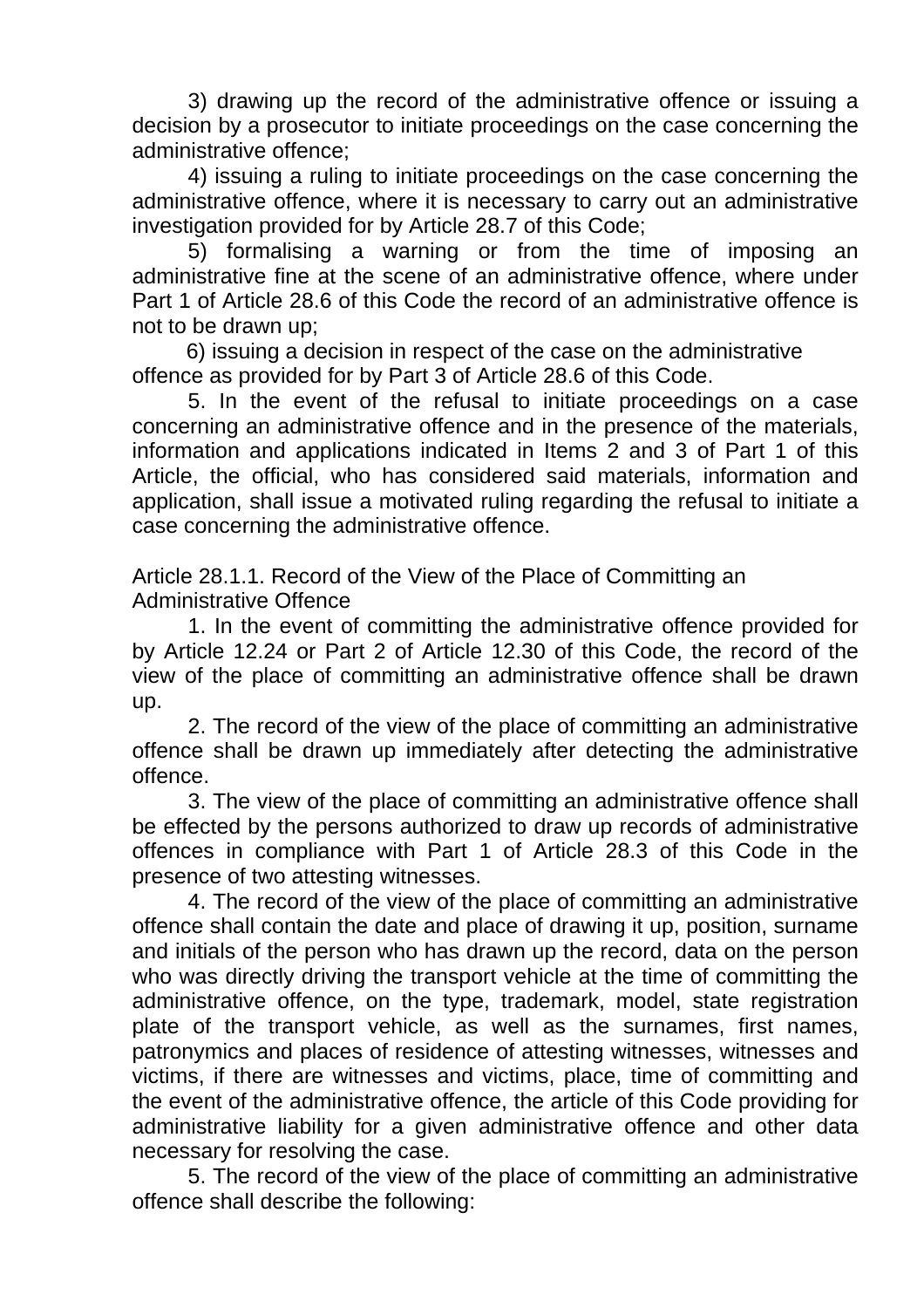3) drawing up the record of the administrative offence or issuing a decision by a prosecutor to initiate proceedings on the case concerning the administrative offence;

4) issuing a ruling to initiate proceedings on the case concerning the administrative offence, where it is necessary to carry out an administrative investigation provided for by Article 28.7 of this Code;

5) formalising a warning or from the time of imposing an administrative fine at the scene of an administrative offence, where under Part 1 of Article 28.6 of this Code the record of an administrative offence is not to be drawn up;

6) issuing a decision in respect of the case on the administrative offence as provided for by Part 3 of Article 28.6 of this Code.

5. In the event of the refusal to initiate proceedings on a case concerning an administrative offence and in the presence of the materials, information and applications indicated in Items 2 and 3 of Part 1 of this Article, the official, who has considered said materials, information and application, shall issue a motivated ruling regarding the refusal to initiate a case concerning the administrative offence.

Article 28.1.1. Record of the View of the Place of Committing an Administrative Offence

1. In the event of committing the administrative offence provided for by Article 12.24 or Part 2 of Article 12.30 of this Code, the record of the view of the place of committing an administrative offence shall be drawn up.

2. The record of the view of the place of committing an administrative offence shall be drawn up immediately after detecting the administrative offence.

3. The view of the place of committing an administrative offence shall be effected by the persons authorized to draw up records of administrative offences in compliance with Part 1 of Article 28.3 of this Code in the presence of two attesting witnesses.

4. The record of the view of the place of committing an administrative offence shall contain the date and place of drawing it up, position, surname and initials of the person who has drawn up the record, data on the person who was directly driving the transport vehicle at the time of committing the administrative offence, on the type, trademark, model, state registration plate of the transport vehicle, as well as the surnames, first names, patronymics and places of residence of attesting witnesses, witnesses and victims, if there are witnesses and victims, place, time of committing and the event of the administrative offence, the article of this Code providing for administrative liability for a given administrative offence and other data necessary for resolving the case.

5. The record of the view of the place of committing an administrative offence shall describe the following: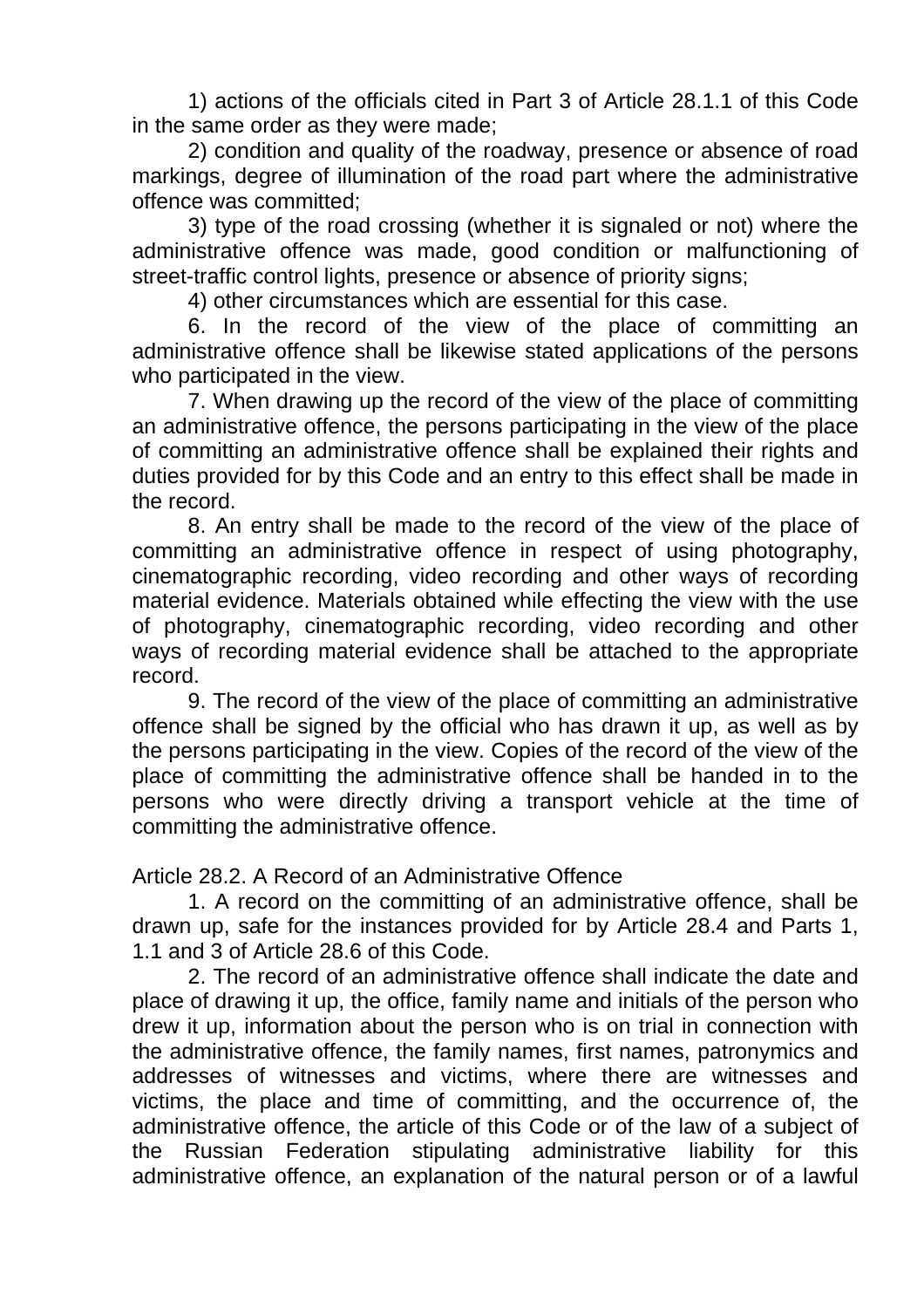1) actions of the officials cited in Part 3 of Article 28.1.1 of this Code in the same order as they were made;

2) condition and quality of the roadway, presence or absence of road markings, degree of illumination of the road part where the administrative offence was committed;

3) type of the road crossing (whether it is signaled or not) where the administrative offence was made, good condition or malfunctioning of street-traffic control lights, presence or absence of priority signs;

4) other circumstances which are essential for this case.

6. In the record of the view of the place of committing an administrative offence shall be likewise stated applications of the persons who participated in the view.

7. When drawing up the record of the view of the place of committing an administrative offence, the persons participating in the view of the place of committing an administrative offence shall be explained their rights and duties provided for by this Code and an entry to this effect shall be made in the record.

8. An entry shall be made to the record of the view of the place of committing an administrative offence in respect of using photography, cinematographic recording, video recording and other ways of recording material evidence. Materials obtained while effecting the view with the use of photography, cinematographic recording, video recording and other ways of recording material evidence shall be attached to the appropriate record.

9. The record of the view of the place of committing an administrative offence shall be signed by the official who has drawn it up, as well as by the persons participating in the view. Copies of the record of the view of the place of committing the administrative offence shall be handed in to the persons who were directly driving a transport vehicle at the time of committing the administrative offence.

## Article 28.2. A Record of an Administrative Offence

1. A record on the committing of an administrative offence, shall be drawn up, safe for the instances provided for by Article 28.4 and Parts 1, 1.1 and 3 of Article 28.6 of this Code.

2. The record of an administrative offence shall indicate the date and place of drawing it up, the office, family name and initials of the person who drew it up, information about the person who is on trial in connection with the administrative offence, the family names, first names, patronymics and addresses of witnesses and victims, where there are witnesses and victims, the place and time of committing, and the occurrence of, the administrative offence, the article of this Code or of the law of a subject of the Russian Federation stipulating administrative liability for this administrative offence, an explanation of the natural person or of a lawful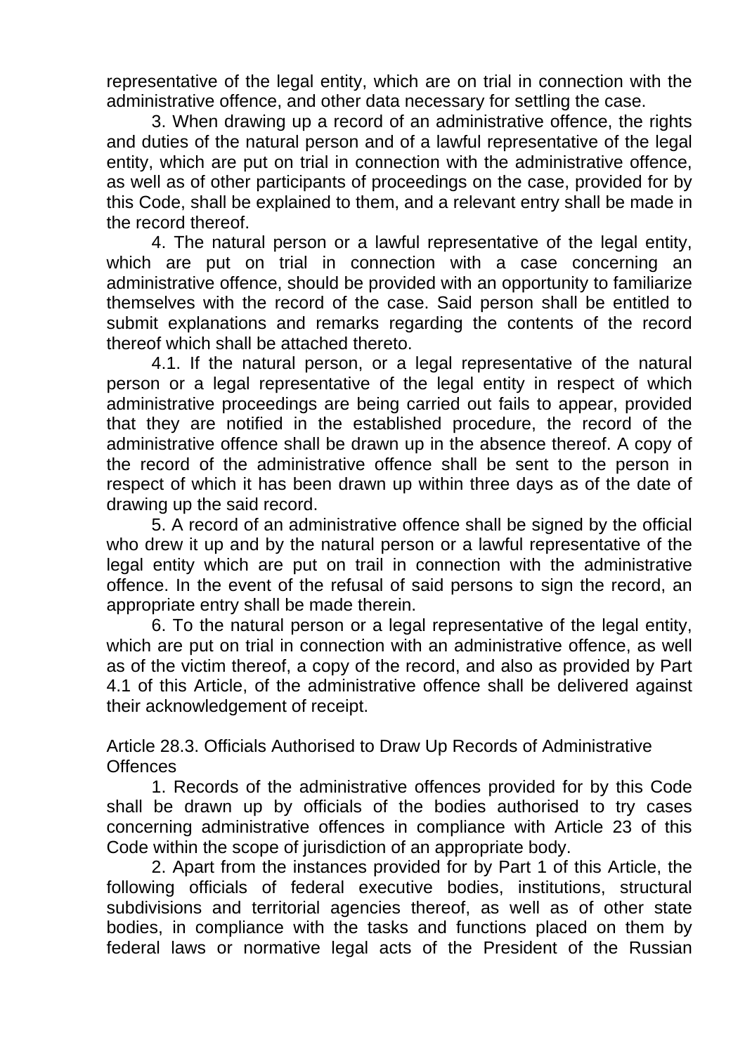representative of the legal entity, which are on trial in connection with the administrative offence, and other data necessary for settling the case.

3. When drawing up a record of an administrative offence, the rights and duties of the natural person and of a lawful representative of the legal entity, which are put on trial in connection with the administrative offence, as well as of other participants of proceedings on the case, provided for by this Code, shall be explained to them, and a relevant entry shall be made in the record thereof.

4. The natural person or a lawful representative of the legal entity, which are put on trial in connection with a case concerning an administrative offence, should be provided with an opportunity to familiarize themselves with the record of the case. Said person shall be entitled to submit explanations and remarks regarding the contents of the record thereof which shall be attached thereto.

4.1. If the natural person, or a legal representative of the natural person or a legal representative of the legal entity in respect of which administrative proceedings are being carried out fails to appear, provided that they are notified in the established procedure, the record of the administrative offence shall be drawn up in the absence thereof. A copy of the record of the administrative offence shall be sent to the person in respect of which it has been drawn up within three days as of the date of drawing up the said record.

5. A record of an administrative offence shall be signed by the official who drew it up and by the natural person or a lawful representative of the legal entity which are put on trail in connection with the administrative offence. In the event of the refusal of said persons to sign the record, an appropriate entry shall be made therein.

6. To the natural person or a legal representative of the legal entity, which are put on trial in connection with an administrative offence, as well as of the victim thereof, a copy of the record, and also as provided by Part 4.1 of this Article, of the administrative offence shall be delivered against their acknowledgement of receipt.

## Article 28.3. Officials Authorised to Draw Up Records of Administrative Offences

1. Records of the administrative offences provided for by this Code shall be drawn up by officials of the bodies authorised to try cases concerning administrative offences in compliance with Article 23 of this Code within the scope of jurisdiction of an appropriate body.

2. Apart from the instances provided for by Part 1 of this Article, the following officials of federal executive bodies, institutions, structural subdivisions and territorial agencies thereof, as well as of other state bodies, in compliance with the tasks and functions placed on them by federal laws or normative legal acts of the President of the Russian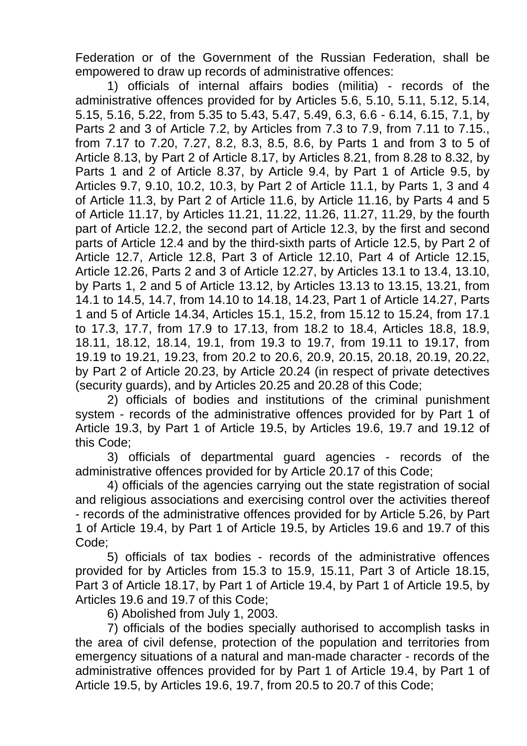Federation or of the Government of the Russian Federation, shall be empowered to draw up records of administrative offences:

1) officials of internal affairs bodies (militia) - records of the administrative offences provided for by Articles 5.6, 5.10, 5.11, 5.12, 5.14, 5.15, 5.16, 5.22, from 5.35 to 5.43, 5.47, 5.49, 6.3, 6.6 - 6.14, 6.15, 7.1, by Parts 2 and 3 of Article 7.2, by Articles from 7.3 to 7.9, from 7.11 to 7.15., from 7.17 to 7.20, 7.27, 8.2, 8.3, 8.5, 8.6, by Parts 1 and from 3 to 5 of Article 8.13, by Part 2 of Article 8.17, by Articles 8.21, from 8.28 to 8.32, by Parts 1 and 2 of Article 8.37, by Article 9.4, by Part 1 of Article 9.5, by Articles 9.7, 9.10, 10.2, 10.3, by Part 2 of Article 11.1, by Parts 1, 3 and 4 of Article 11.3, by Part 2 of Article 11.6, by Article 11.16, by Parts 4 and 5 of Article 11.17, by Articles 11.21, 11.22, 11.26, 11.27, 11.29, by the fourth part of Article 12.2, the second part of Article 12.3, by the first and second parts of Article 12.4 and by the third-sixth parts of Article 12.5, by Part 2 of Article 12.7, Article 12.8, Part 3 of Article 12.10, Part 4 of Article 12.15, Article 12.26, Parts 2 and 3 of Article 12.27, by Articles 13.1 to 13.4, 13.10, by Parts 1, 2 and 5 of Article 13.12, by Articles 13.13 to 13.15, 13.21, from 14.1 to 14.5, 14.7, from 14.10 to 14.18, 14.23, Part 1 of Article 14.27, Parts 1 and 5 of Article 14.34, Articles 15.1, 15.2, from 15.12 to 15.24, from 17.1 to 17.3, 17.7, from 17.9 to 17.13, from 18.2 to 18.4, Articles 18.8, 18.9, 18.11, 18.12, 18.14, 19.1, from 19.3 to 19.7, from 19.11 to 19.17, from 19.19 to 19.21, 19.23, from 20.2 to 20.6, 20.9, 20.15, 20.18, 20.19, 20.22, by Part 2 of Article 20.23, by Article 20.24 (in respect of private detectives (security guards), and by Articles 20.25 and 20.28 of this Code;

2) officials of bodies and institutions of the criminal punishment system - records of the administrative offences provided for by Part 1 of Article 19.3, by Part 1 of Article 19.5, by Articles 19.6, 19.7 and 19.12 of this Code;

3) officials of departmental guard agencies - records of the administrative offences provided for by Article 20.17 of this Code;

4) officials of the agencies carrying out the state registration of social and religious associations and exercising control over the activities thereof - records of the administrative offences provided for by Article 5.26, by Part 1 of Article 19.4, by Part 1 of Article 19.5, by Articles 19.6 and 19.7 of this Code;

5) officials of tax bodies - records of the administrative offences provided for by Articles from 15.3 to 15.9, 15.11, Part 3 of Article 18.15, Part 3 of Article 18.17, by Part 1 of Article 19.4, by Part 1 of Article 19.5, by Articles 19.6 and 19.7 of this Code;

6) Abolished from July 1, 2003.

7) officials of the bodies specially authorised to accomplish tasks in the area of civil defense, protection of the population and territories from emergency situations of a natural and man-made character - records of the administrative offences provided for by Part 1 of Article 19.4, by Part 1 of Article 19.5, by Articles 19.6, 19.7, from 20.5 to 20.7 of this Code;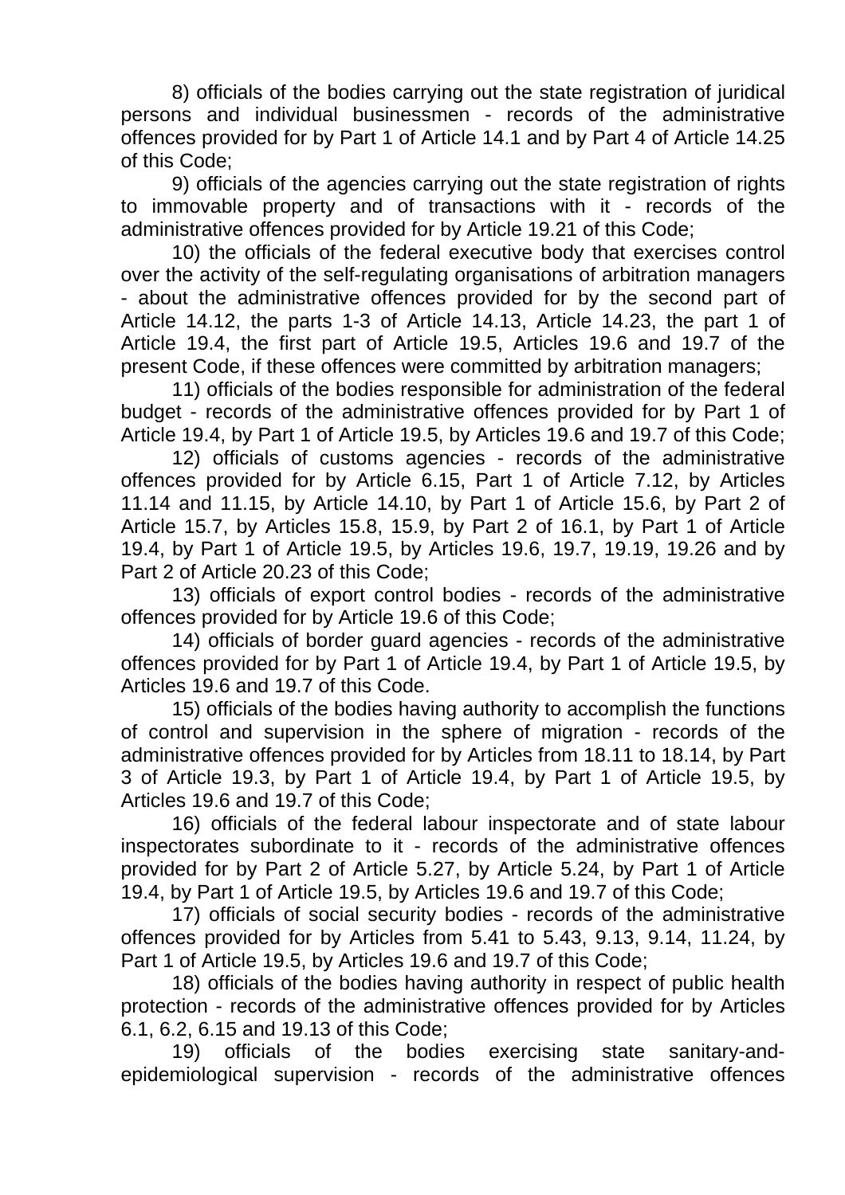8) officials of the bodies carrying out the state registration of juridical persons and individual businessmen - records of the administrative offences provided for by Part 1 of Article 14.1 and by Part 4 of Article 14.25 of this Code;

9) officials of the agencies carrying out the state registration of rights to immovable property and of transactions with it - records of the administrative offences provided for by Article 19.21 of this Code;

10) the officials of the federal executive body that exercises control over the activity of the self-regulating organisations of arbitration managers - about the administrative offences provided for by the second part of Article 14.12, the parts 1-3 of Article 14.13, Article 14.23, the part 1 of Article 19.4, the first part of Article 19.5, Articles 19.6 and 19.7 of the present Code, if these offences were committed by arbitration managers;

11) officials of the bodies responsible for administration of the federal budget - records of the administrative offences provided for by Part 1 of Article 19.4, by Part 1 of Article 19.5, by Articles 19.6 and 19.7 of this Code;

12) officials of customs agencies - records of the administrative offences provided for by Article 6.15, Part 1 of Article 7.12, by Articles 11.14 and 11.15, by Article 14.10, by Part 1 of Article 15.6, by Part 2 of Article 15.7, by Articles 15.8, 15.9, by Part 2 of 16.1, by Part 1 of Article 19.4, by Part 1 of Article 19.5, by Articles 19.6, 19.7, 19.19, 19.26 and by Part 2 of Article 20.23 of this Code;

13) officials of export control bodies - records of the administrative offences provided for by Article 19.6 of this Code;

14) officials of border guard agencies - records of the administrative offences provided for by Part 1 of Article 19.4, by Part 1 of Article 19.5, by Articles 19.6 and 19.7 of this Code.

15) officials of the bodies having authority to accomplish the functions of control and supervision in the sphere of migration - records of the administrative offences provided for by Articles from 18.11 to 18.14, by Part 3 of Article 19.3, by Part 1 of Article 19.4, by Part 1 of Article 19.5, by Articles 19.6 and 19.7 of this Code;

16) officials of the federal labour inspectorate and of state labour inspectorates subordinate to it - records of the administrative offences provided for by Part 2 of Article 5.27, by Article 5.24, by Part 1 of Article 19.4, by Part 1 of Article 19.5, by Articles 19.6 and 19.7 of this Code;

17) officials of social security bodies - records of the administrative offences provided for by Articles from 5.41 to 5.43, 9.13, 9.14, 11.24, by Part 1 of Article 19.5, by Articles 19.6 and 19.7 of this Code;

18) officials of the bodies having authority in respect of public health protection - records of the administrative offences provided for by Articles 6.1, 6.2, 6.15 and 19.13 of this Code;

19) officials of the bodies exercising state sanitary-and-epidemiological supervision - records of the administrative offences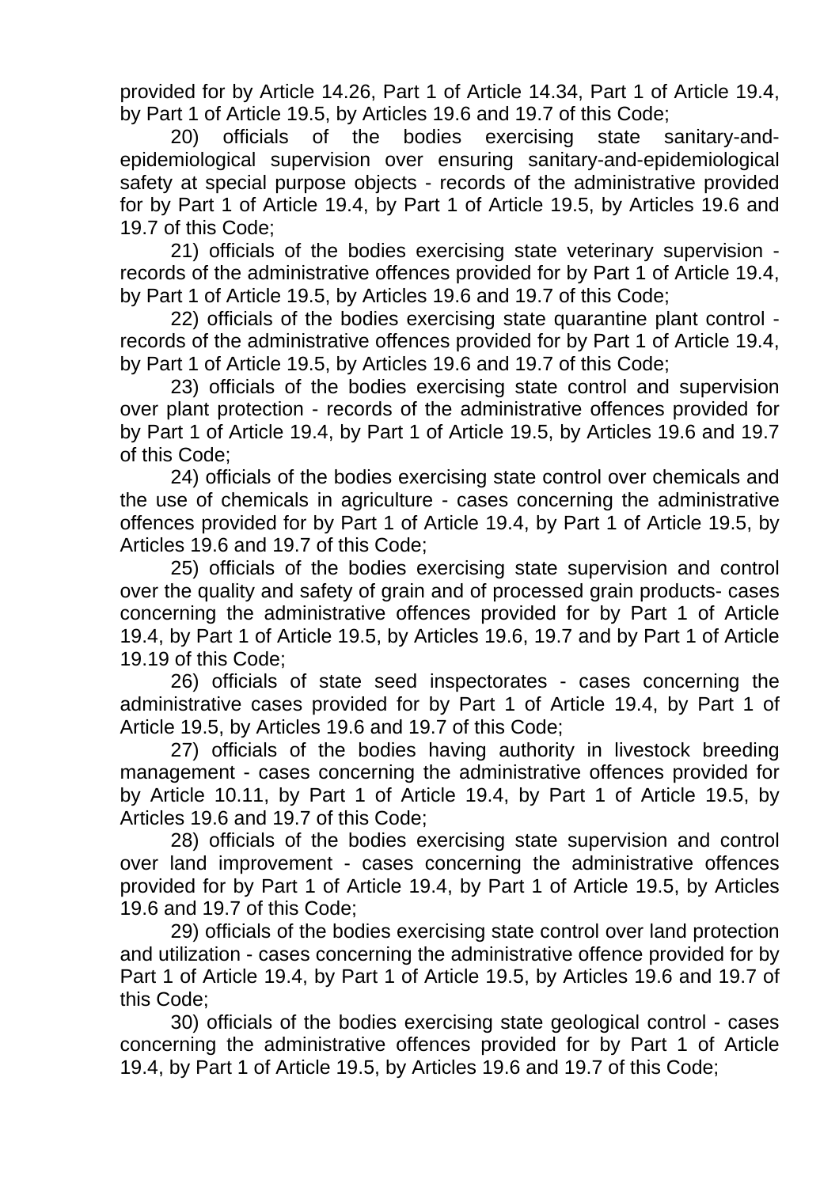provided for by Article 14.26, Part 1 of Article 14.34, Part 1 of Article 19.4, by Part 1 of Article 19.5, by Articles 19.6 and 19.7 of this Code;

20) officials of the bodies exercising state sanitary-and-epidemiological supervision over ensuring sanitary-and-epidemiological safety at special purpose objects - records of the administrative provided for by Part 1 of Article 19.4, by Part 1 of Article 19.5, by Articles 19.6 and 19.7 of this Code;

21) officials of the bodies exercising state veterinary supervision - records of the administrative offences provided for by Part 1 of Article 19.4, by Part 1 of Article 19.5, by Articles 19.6 and 19.7 of this Code;

22) officials of the bodies exercising state quarantine plant control - records of the administrative offences provided for by Part 1 of Article 19.4, by Part 1 of Article 19.5, by Articles 19.6 and 19.7 of this Code;

23) officials of the bodies exercising state control and supervision over plant protection - records of the administrative offences provided for by Part 1 of Article 19.4, by Part 1 of Article 19.5, by Articles 19.6 and 19.7 of this Code;

24) officials of the bodies exercising state control over chemicals and the use of chemicals in agriculture - cases concerning the administrative offences provided for by Part 1 of Article 19.4, by Part 1 of Article 19.5, by Articles 19.6 and 19.7 of this Code;

25) officials of the bodies exercising state supervision and control over the quality and safety of grain and of processed grain products- cases concerning the administrative offences provided for by Part 1 of Article 19.4, by Part 1 of Article 19.5, by Articles 19.6, 19.7 and by Part 1 of Article 19.19 of this Code;

26) officials of state seed inspectorates - cases concerning the administrative cases provided for by Part 1 of Article 19.4, by Part 1 of Article 19.5, by Articles 19.6 and 19.7 of this Code;

27) officials of the bodies having authority in livestock breeding management - cases concerning the administrative offences provided for by Article 10.11, by Part 1 of Article 19.4, by Part 1 of Article 19.5, by Articles 19.6 and 19.7 of this Code;

28) officials of the bodies exercising state supervision and control over land improvement - cases concerning the administrative offences provided for by Part 1 of Article 19.4, by Part 1 of Article 19.5, by Articles 19.6 and 19.7 of this Code;

29) officials of the bodies exercising state control over land protection and utilization - cases concerning the administrative offence provided for by Part 1 of Article 19.4, by Part 1 of Article 19.5, by Articles 19.6 and 19.7 of this Code;

30) officials of the bodies exercising state geological control - cases concerning the administrative offences provided for by Part 1 of Article 19.4, by Part 1 of Article 19.5, by Articles 19.6 and 19.7 of this Code;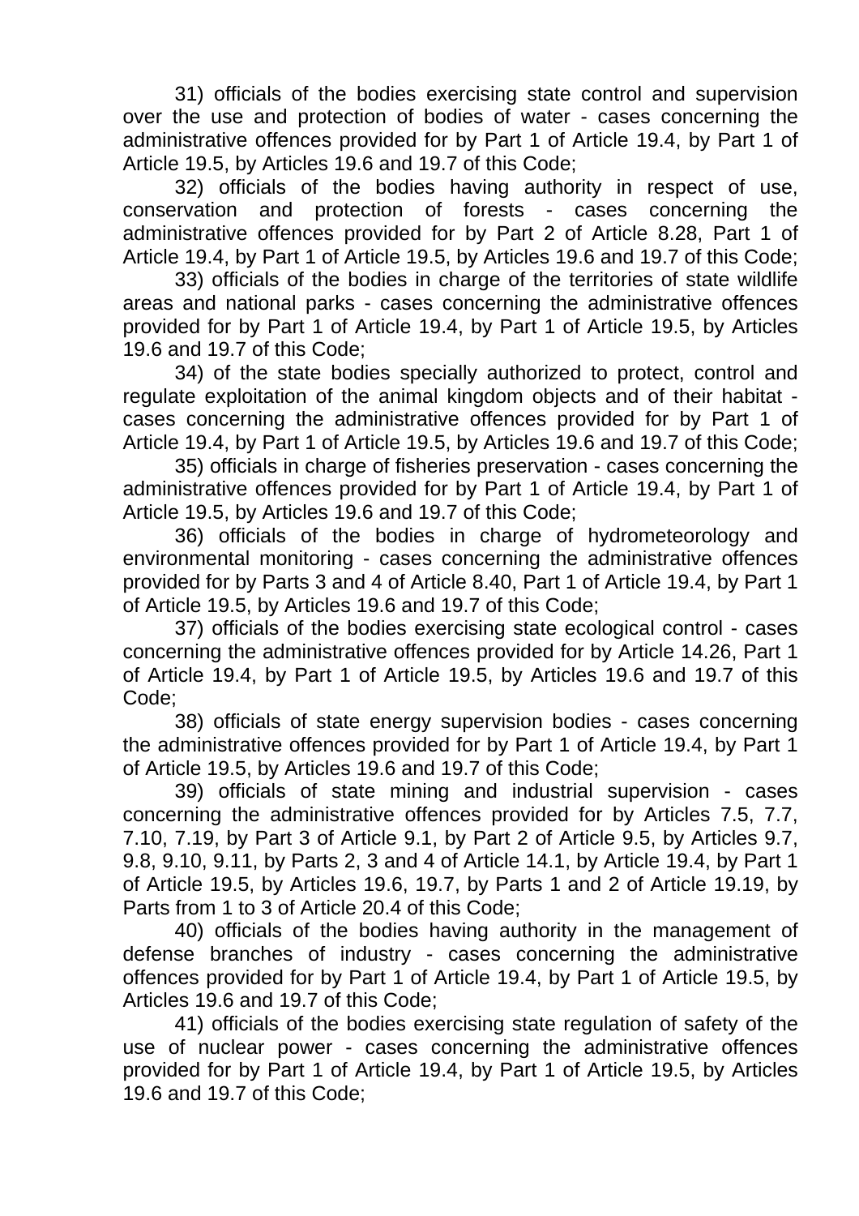31) officials of the bodies exercising state control and supervision over the use and protection of bodies of water - cases concerning the administrative offences provided for by Part 1 of Article 19.4, by Part 1 of Article 19.5, by Articles 19.6 and 19.7 of this Code;

32) officials of the bodies having authority in respect of use, conservation and protection of forests - cases concerning the administrative offences provided for by Part 2 of Article 8.28, Part 1 of Article 19.4, by Part 1 of Article 19.5, by Articles 19.6 and 19.7 of this Code;

33) officials of the bodies in charge of the territories of state wildlife areas and national parks - cases concerning the administrative offences provided for by Part 1 of Article 19.4, by Part 1 of Article 19.5, by Articles 19.6 and 19.7 of this Code;

34) of the state bodies specially authorized to protect, control and regulate exploitation of the animal kingdom objects and of their habitat - cases concerning the administrative offences provided for by Part 1 of Article 19.4, by Part 1 of Article 19.5, by Articles 19.6 and 19.7 of this Code;

35) officials in charge of fisheries preservation - cases concerning the administrative offences provided for by Part 1 of Article 19.4, by Part 1 of Article 19.5, by Articles 19.6 and 19.7 of this Code;

36) officials of the bodies in charge of hydrometeorology and environmental monitoring - cases concerning the administrative offences provided for by Parts 3 and 4 of Article 8.40, Part 1 of Article 19.4, by Part 1 of Article 19.5, by Articles 19.6 and 19.7 of this Code;

37) officials of the bodies exercising state ecological control - cases concerning the administrative offences provided for by Article 14.26, Part 1 of Article 19.4, by Part 1 of Article 19.5, by Articles 19.6 and 19.7 of this Code;

38) officials of state energy supervision bodies - cases concerning the administrative offences provided for by Part 1 of Article 19.4, by Part 1 of Article 19.5, by Articles 19.6 and 19.7 of this Code;

39) officials of state mining and industrial supervision - cases concerning the administrative offences provided for by Articles 7.5, 7.7, 7.10, 7.19, by Part 3 of Article 9.1, by Part 2 of Article 9.5, by Articles 9.7, 9.8, 9.10, 9.11, by Parts 2, 3 and 4 of Article 14.1, by Article 19.4, by Part 1 of Article 19.5, by Articles 19.6, 19.7, by Parts 1 and 2 of Article 19.19, by Parts from 1 to 3 of Article 20.4 of this Code;

40) officials of the bodies having authority in the management of defense branches of industry - cases concerning the administrative offences provided for by Part 1 of Article 19.4, by Part 1 of Article 19.5, by Articles 19.6 and 19.7 of this Code;

41) officials of the bodies exercising state regulation of safety of the use of nuclear power - cases concerning the administrative offences provided for by Part 1 of Article 19.4, by Part 1 of Article 19.5, by Articles 19.6 and 19.7 of this Code;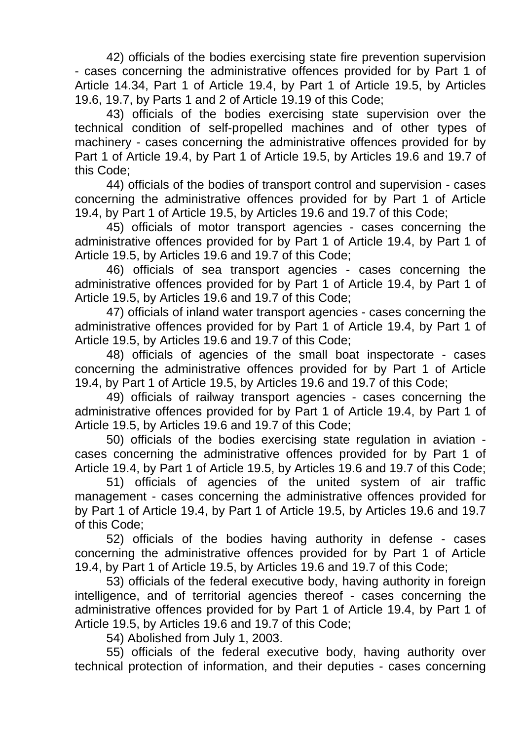42) officials of the bodies exercising state fire prevention supervision - cases concerning the administrative offences provided for by Part 1 of Article 14.34, Part 1 of Article 19.4, by Part 1 of Article 19.5, by Articles 19.6, 19.7, by Parts 1 and 2 of Article 19.19 of this Code;

43) officials of the bodies exercising state supervision over the technical condition of self-propelled machines and of other types of machinery - cases concerning the administrative offences provided for by Part 1 of Article 19.4, by Part 1 of Article 19.5, by Articles 19.6 and 19.7 of this Code;

44) officials of the bodies of transport control and supervision - cases concerning the administrative offences provided for by Part 1 of Article 19.4, by Part 1 of Article 19.5, by Articles 19.6 and 19.7 of this Code;

45) officials of motor transport agencies - cases concerning the administrative offences provided for by Part 1 of Article 19.4, by Part 1 of Article 19.5, by Articles 19.6 and 19.7 of this Code;

46) officials of sea transport agencies - cases concerning the administrative offences provided for by Part 1 of Article 19.4, by Part 1 of Article 19.5, by Articles 19.6 and 19.7 of this Code;

47) officials of inland water transport agencies - cases concerning the administrative offences provided for by Part 1 of Article 19.4, by Part 1 of Article 19.5, by Articles 19.6 and 19.7 of this Code;

48) officials of agencies of the small boat inspectorate - cases concerning the administrative offences provided for by Part 1 of Article 19.4, by Part 1 of Article 19.5, by Articles 19.6 and 19.7 of this Code;

49) officials of railway transport agencies - cases concerning the administrative offences provided for by Part 1 of Article 19.4, by Part 1 of Article 19.5, by Articles 19.6 and 19.7 of this Code;

50) officials of the bodies exercising state regulation in aviation - cases concerning the administrative offences provided for by Part 1 of Article 19.4, by Part 1 of Article 19.5, by Articles 19.6 and 19.7 of this Code;

51) officials of agencies of the united system of air traffic management - cases concerning the administrative offences provided for by Part 1 of Article 19.4, by Part 1 of Article 19.5, by Articles 19.6 and 19.7 of this Code;

52) officials of the bodies having authority in defense - cases concerning the administrative offences provided for by Part 1 of Article 19.4, by Part 1 of Article 19.5, by Articles 19.6 and 19.7 of this Code;

53) officials of the federal executive body, having authority in foreign intelligence, and of territorial agencies thereof - cases concerning the administrative offences provided for by Part 1 of Article 19.4, by Part 1 of Article 19.5, by Articles 19.6 and 19.7 of this Code;

54) Abolished from July 1, 2003.

55) officials of the federal executive body, having authority over technical protection of information, and their deputies - cases concerning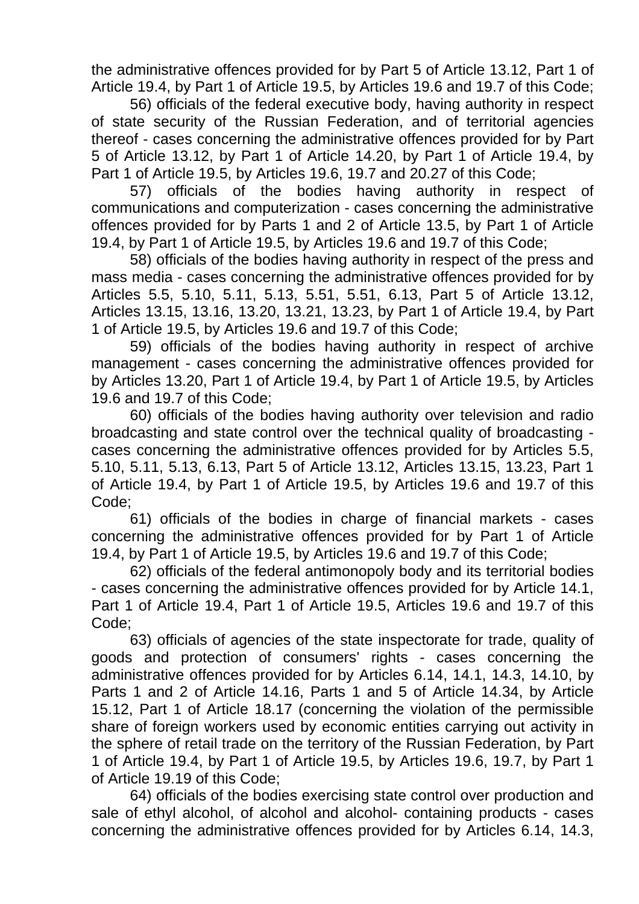the administrative offences provided for by Part 5 of Article 13.12, Part 1 of Article 19.4, by Part 1 of Article 19.5, by Articles 19.6 and 19.7 of this Code;

56) officials of the federal executive body, having authority in respect of state security of the Russian Federation, and of territorial agencies thereof - cases concerning the administrative offences provided for by Part 5 of Article 13.12, by Part 1 of Article 14.20, by Part 1 of Article 19.4, by Part 1 of Article 19.5, by Articles 19.6, 19.7 and 20.27 of this Code;

57) officials of the bodies having authority in respect of communications and computerization - cases concerning the administrative offences provided for by Parts 1 and 2 of Article 13.5, by Part 1 of Article 19.4, by Part 1 of Article 19.5, by Articles 19.6 and 19.7 of this Code;

58) officials of the bodies having authority in respect of the press and mass media - cases concerning the administrative offences provided for by Articles 5.5, 5.10, 5.11, 5.13, 5.51, 5.51, 6.13, Part 5 of Article 13.12, Articles 13.15, 13.16, 13.20, 13.21, 13.23, by Part 1 of Article 19.4, by Part 1 of Article 19.5, by Articles 19.6 and 19.7 of this Code;

59) officials of the bodies having authority in respect of archive management - cases concerning the administrative offences provided for by Articles 13.20, Part 1 of Article 19.4, by Part 1 of Article 19.5, by Articles 19.6 and 19.7 of this Code;

60) officials of the bodies having authority over television and radio broadcasting and state control over the technical quality of broadcasting - cases concerning the administrative offences provided for by Articles 5.5, 5.10, 5.11, 5.13, 6.13, Part 5 of Article 13.12, Articles 13.15, 13.23, Part 1 of Article 19.4, by Part 1 of Article 19.5, by Articles 19.6 and 19.7 of this Code;

61) officials of the bodies in charge of financial markets - cases concerning the administrative offences provided for by Part 1 of Article 19.4, by Part 1 of Article 19.5, by Articles 19.6 and 19.7 of this Code;

62) officials of the federal antimonopoly body and its territorial bodies - cases concerning the administrative offences provided for by Article 14.1, Part 1 of Article 19.4, Part 1 of Article 19.5, Articles 19.6 and 19.7 of this Code;

63) officials of agencies of the state inspectorate for trade, quality of goods and protection of consumers' rights - cases concerning the administrative offences provided for by Articles 6.14, 14.1, 14.3, 14.10, by Parts 1 and 2 of Article 14.16, Parts 1 and 5 of Article 14.34, by Article 15.12, Part 1 of Article 18.17 (concerning the violation of the permissible share of foreign workers used by economic entities carrying out activity in the sphere of retail trade on the territory of the Russian Federation, by Part 1 of Article 19.4, by Part 1 of Article 19.5, by Articles 19.6, 19.7, by Part 1 of Article 19.19 of this Code;

64) officials of the bodies exercising state control over production and sale of ethyl alcohol, of alcohol and alcohol- containing products - cases concerning the administrative offences provided for by Articles 6.14, 14.3,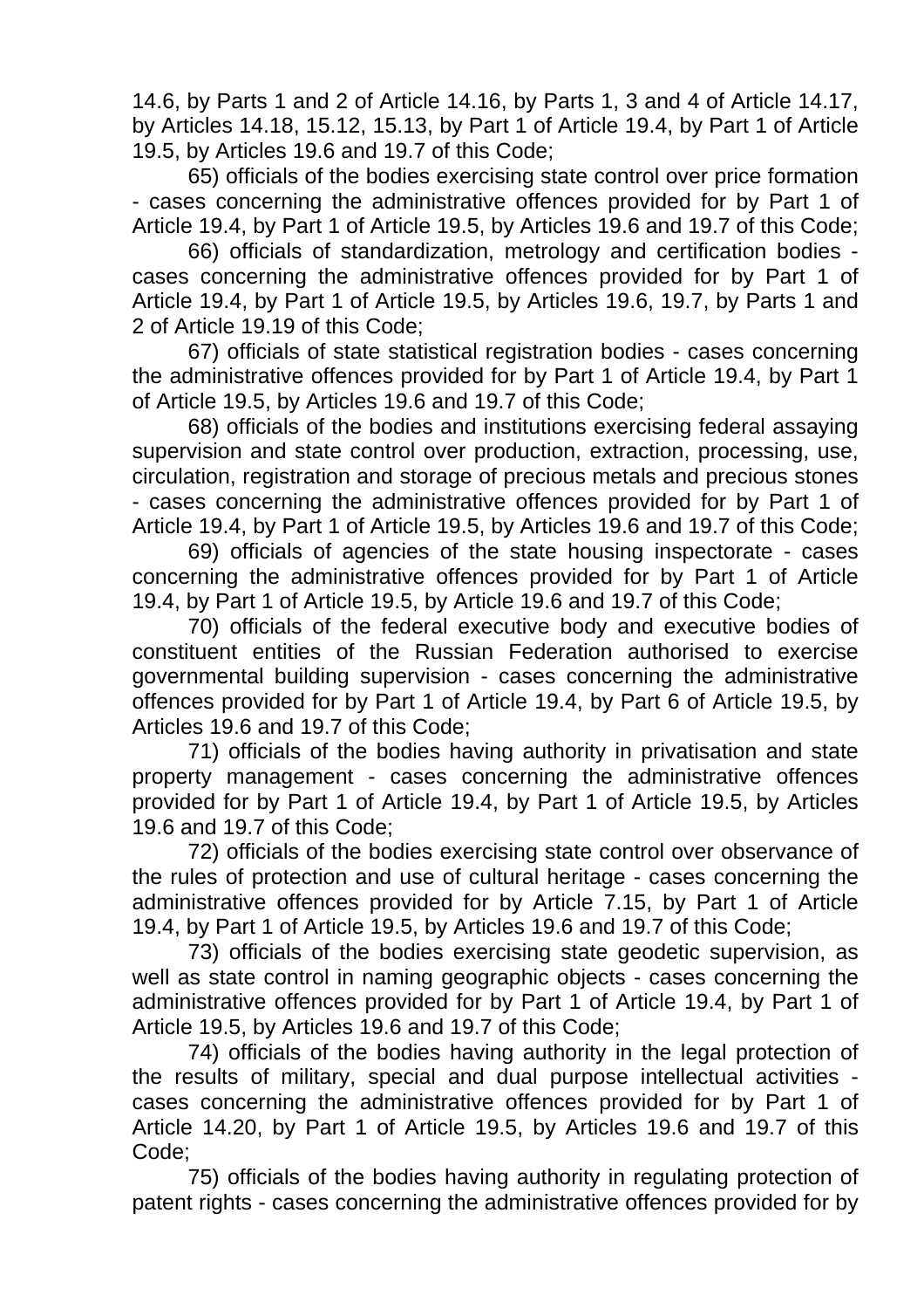14.6, by Parts 1 and 2 of Article 14.16, by Parts 1, 3 and 4 of Article 14.17, by Articles 14.18, 15.12, 15.13, by Part 1 of Article 19.4, by Part 1 of Article 19.5, by Articles 19.6 and 19.7 of this Code;

65) officials of the bodies exercising state control over price formation - cases concerning the administrative offences provided for by Part 1 of Article 19.4, by Part 1 of Article 19.5, by Articles 19.6 and 19.7 of this Code;

66) officials of standardization, metrology and certification bodies - cases concerning the administrative offences provided for by Part 1 of Article 19.4, by Part 1 of Article 19.5, by Articles 19.6, 19.7, by Parts 1 and 2 of Article 19.19 of this Code;

67) officials of state statistical registration bodies - cases concerning the administrative offences provided for by Part 1 of Article 19.4, by Part 1 of Article 19.5, by Articles 19.6 and 19.7 of this Code;

68) officials of the bodies and institutions exercising federal assaying supervision and state control over production, extraction, processing, use, circulation, registration and storage of precious metals and precious stones - cases concerning the administrative offences provided for by Part 1 of Article 19.4, by Part 1 of Article 19.5, by Articles 19.6 and 19.7 of this Code;

69) officials of agencies of the state housing inspectorate - cases concerning the administrative offences provided for by Part 1 of Article 19.4, by Part 1 of Article 19.5, by Article 19.6 and 19.7 of this Code;

70) officials of the federal executive body and executive bodies of constituent entities of the Russian Federation authorised to exercise governmental building supervision - cases concerning the administrative offences provided for by Part 1 of Article 19.4, by Part 6 of Article 19.5, by Articles 19.6 and 19.7 of this Code;

71) officials of the bodies having authority in privatisation and state property management - cases concerning the administrative offences provided for by Part 1 of Article 19.4, by Part 1 of Article 19.5, by Articles 19.6 and 19.7 of this Code;

72) officials of the bodies exercising state control over observance of the rules of protection and use of cultural heritage - cases concerning the administrative offences provided for by Article 7.15, by Part 1 of Article 19.4, by Part 1 of Article 19.5, by Articles 19.6 and 19.7 of this Code;

73) officials of the bodies exercising state geodetic supervision, as well as state control in naming geographic objects - cases concerning the administrative offences provided for by Part 1 of Article 19.4, by Part 1 of Article 19.5, by Articles 19.6 and 19.7 of this Code;

74) officials of the bodies having authority in the legal protection of the results of military, special and dual purpose intellectual activities - cases concerning the administrative offences provided for by Part 1 of Article 14.20, by Part 1 of Article 19.5, by Articles 19.6 and 19.7 of this Code;

75) officials of the bodies having authority in regulating protection of patent rights - cases concerning the administrative offences provided for by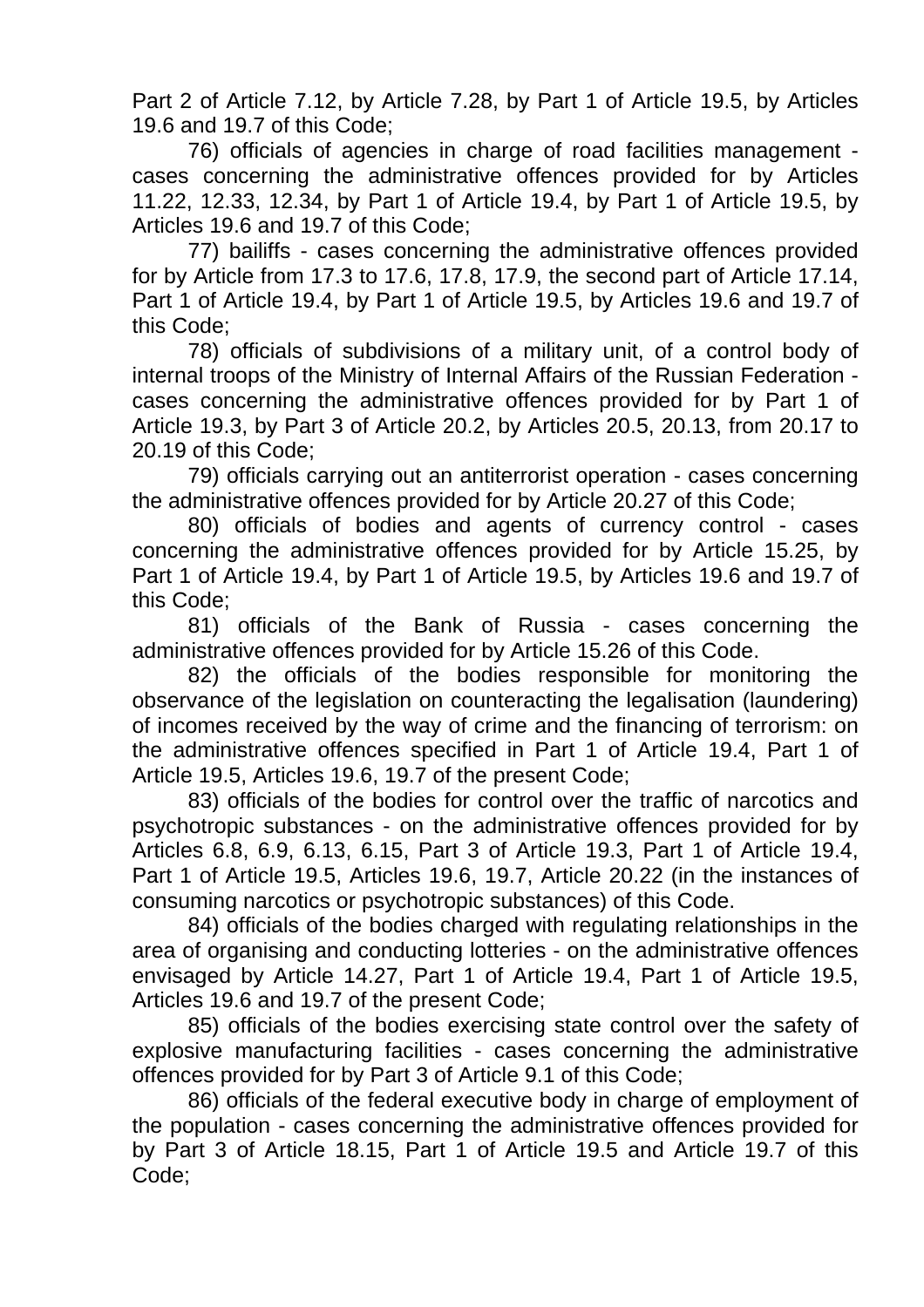Part 2 of Article 7.12, by Article 7.28, by Part 1 of Article 19.5, by Articles 19.6 and 19.7 of this Code;

76) officials of agencies in charge of road facilities management - cases concerning the administrative offences provided for by Articles 11.22, 12.33, 12.34, by Part 1 of Article 19.4, by Part 1 of Article 19.5, by Articles 19.6 and 19.7 of this Code;

77) bailiffs - cases concerning the administrative offences provided for by Article from 17.3 to 17.6, 17.8, 17.9, the second part of Article 17.14, Part 1 of Article 19.4, by Part 1 of Article 19.5, by Articles 19.6 and 19.7 of this Code;

78) officials of subdivisions of a military unit, of a control body of internal troops of the Ministry of Internal Affairs of the Russian Federation - cases concerning the administrative offences provided for by Part 1 of Article 19.3, by Part 3 of Article 20.2, by Articles 20.5, 20.13, from 20.17 to 20.19 of this Code;

79) officials carrying out an antiterrorist operation - cases concerning the administrative offences provided for by Article 20.27 of this Code;

80) officials of bodies and agents of currency control - cases concerning the administrative offences provided for by Article 15.25, by Part 1 of Article 19.4, by Part 1 of Article 19.5, by Articles 19.6 and 19.7 of this Code;

81) officials of the Bank of Russia - cases concerning the administrative offences provided for by Article 15.26 of this Code.

82) the officials of the bodies responsible for monitoring the observance of the legislation on counteracting the legalisation (laundering) of incomes received by the way of crime and the financing of terrorism: on the administrative offences specified in Part 1 of Article 19.4, Part 1 of Article 19.5, Articles 19.6, 19.7 of the present Code;

83) officials of the bodies for control over the traffic of narcotics and psychotropic substances - on the administrative offences provided for by Articles 6.8, 6.9, 6.13, 6.15, Part 3 of Article 19.3, Part 1 of Article 19.4, Part 1 of Article 19.5, Articles 19.6, 19.7, Article 20.22 (in the instances of consuming narcotics or psychotropic substances) of this Code.

84) officials of the bodies charged with regulating relationships in the area of organising and conducting lotteries - on the administrative offences envisaged by Article 14.27, Part 1 of Article 19.4, Part 1 of Article 19.5, Articles 19.6 and 19.7 of the present Code;

85) officials of the bodies exercising state control over the safety of explosive manufacturing facilities - cases concerning the administrative offences provided for by Part 3 of Article 9.1 of this Code;

86) officials of the federal executive body in charge of employment of the population - cases concerning the administrative offences provided for by Part 3 of Article 18.15, Part 1 of Article 19.5 and Article 19.7 of this Code;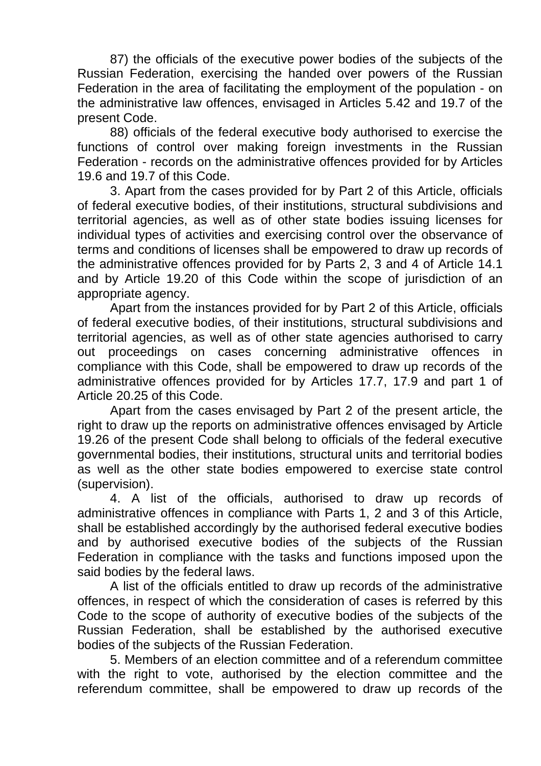87) the officials of the executive power bodies of the subjects of the Russian Federation, exercising the handed over powers of the Russian Federation in the area of facilitating the employment of the population - on the administrative law offences, envisaged in Articles 5.42 and 19.7 of the present Code.

88) officials of the federal executive body authorised to exercise the functions of control over making foreign investments in the Russian Federation - records on the administrative offences provided for by Articles 19.6 and 19.7 of this Code.

3. Apart from the cases provided for by Part 2 of this Article, officials of federal executive bodies, of their institutions, structural subdivisions and territorial agencies, as well as of other state bodies issuing licenses for individual types of activities and exercising control over the observance of terms and conditions of licenses shall be empowered to draw up records of the administrative offences provided for by Parts 2, 3 and 4 of Article 14.1 and by Article 19.20 of this Code within the scope of jurisdiction of an appropriate agency.

Apart from the instances provided for by Part 2 of this Article, officials of federal executive bodies, of their institutions, structural subdivisions and territorial agencies, as well as of other state agencies authorised to carry out proceedings on cases concerning administrative offences in compliance with this Code, shall be empowered to draw up records of the administrative offences provided for by Articles 17.7, 17.9 and part 1 of Article 20.25 of this Code.

Apart from the cases envisaged by Part 2 of the present article, the right to draw up the reports on administrative offences envisaged by Article 19.26 of the present Code shall belong to officials of the federal executive governmental bodies, their institutions, structural units and territorial bodies as well as the other state bodies empowered to exercise state control (supervision).

4. A list of the officials, authorised to draw up records of administrative offences in compliance with Parts 1, 2 and 3 of this Article, shall be established accordingly by the authorised federal executive bodies and by authorised executive bodies of the subjects of the Russian Federation in compliance with the tasks and functions imposed upon the said bodies by the federal laws.

A list of the officials entitled to draw up records of the administrative offences, in respect of which the consideration of cases is referred by this Code to the scope of authority of executive bodies of the subjects of the Russian Federation, shall be established by the authorised executive bodies of the subjects of the Russian Federation.

5. Members of an election committee and of a referendum committee with the right to vote, authorised by the election committee and the referendum committee, shall be empowered to draw up records of the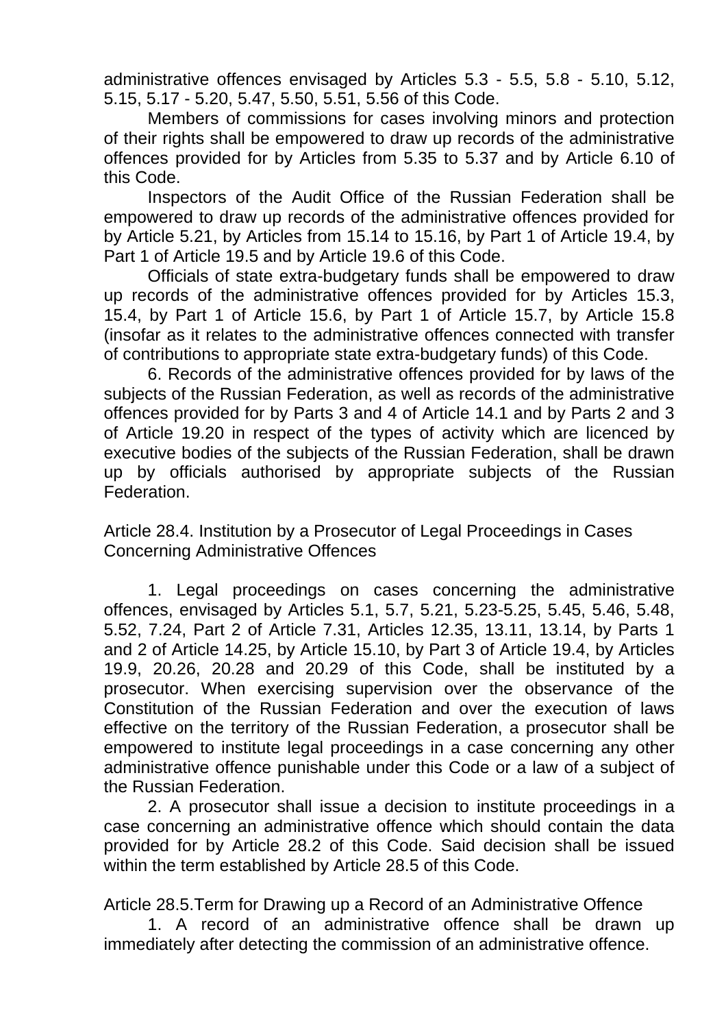administrative offences envisaged by Articles 5.3 - 5.5, 5.8 - 5.10, 5.12, 5.15, 5.17 - 5.20, 5.47, 5.50, 5.51, 5.56 of this Code.

Members of commissions for cases involving minors and protection of their rights shall be empowered to draw up records of the administrative offences provided for by Articles from 5.35 to 5.37 and by Article 6.10 of this Code.

Inspectors of the Audit Office of the Russian Federation shall be empowered to draw up records of the administrative offences provided for by Article 5.21, by Articles from 15.14 to 15.16, by Part 1 of Article 19.4, by Part 1 of Article 19.5 and by Article 19.6 of this Code.

Officials of state extra-budgetary funds shall be empowered to draw up records of the administrative offences provided for by Articles 15.3, 15.4, by Part 1 of Article 15.6, by Part 1 of Article 15.7, by Article 15.8 (insofar as it relates to the administrative offences connected with transfer of contributions to appropriate state extra-budgetary funds) of this Code.

6. Records of the administrative offences provided for by laws of the subjects of the Russian Federation, as well as records of the administrative offences provided for by Parts 3 and 4 of Article 14.1 and by Parts 2 and 3 of Article 19.20 in respect of the types of activity which are licenced by executive bodies of the subjects of the Russian Federation, shall be drawn up by officials authorised by appropriate subjects of the Russian Federation.

## Article 28.4. Institution by a Prosecutor of Legal Proceedings in Cases Concerning Administrative Offences

1. Legal proceedings on cases concerning the administrative offences, envisaged by Articles 5.1, 5.7, 5.21, 5.23-5.25, 5.45, 5.46, 5.48, 5.52, 7.24, Part 2 of Article 7.31, Articles 12.35, 13.11, 13.14, by Parts 1 and 2 of Article 14.25, by Article 15.10, by Part 3 of Article 19.4, by Articles 19.9, 20.26, 20.28 and 20.29 of this Code, shall be instituted by a prosecutor. When exercising supervision over the observance of the Constitution of the Russian Federation and over the execution of laws effective on the territory of the Russian Federation, a prosecutor shall be empowered to institute legal proceedings in a case concerning any other administrative offence punishable under this Code or a law of a subject of the Russian Federation.

2. A prosecutor shall issue a decision to institute proceedings in a case concerning an administrative offence which should contain the data provided for by Article 28.2 of this Code. Said decision shall be issued within the term established by Article 28.5 of this Code.

## Article 28.5.Term for Drawing up a Record of an Administrative Offence

1. A record of an administrative offence shall be drawn up immediately after detecting the commission of an administrative offence.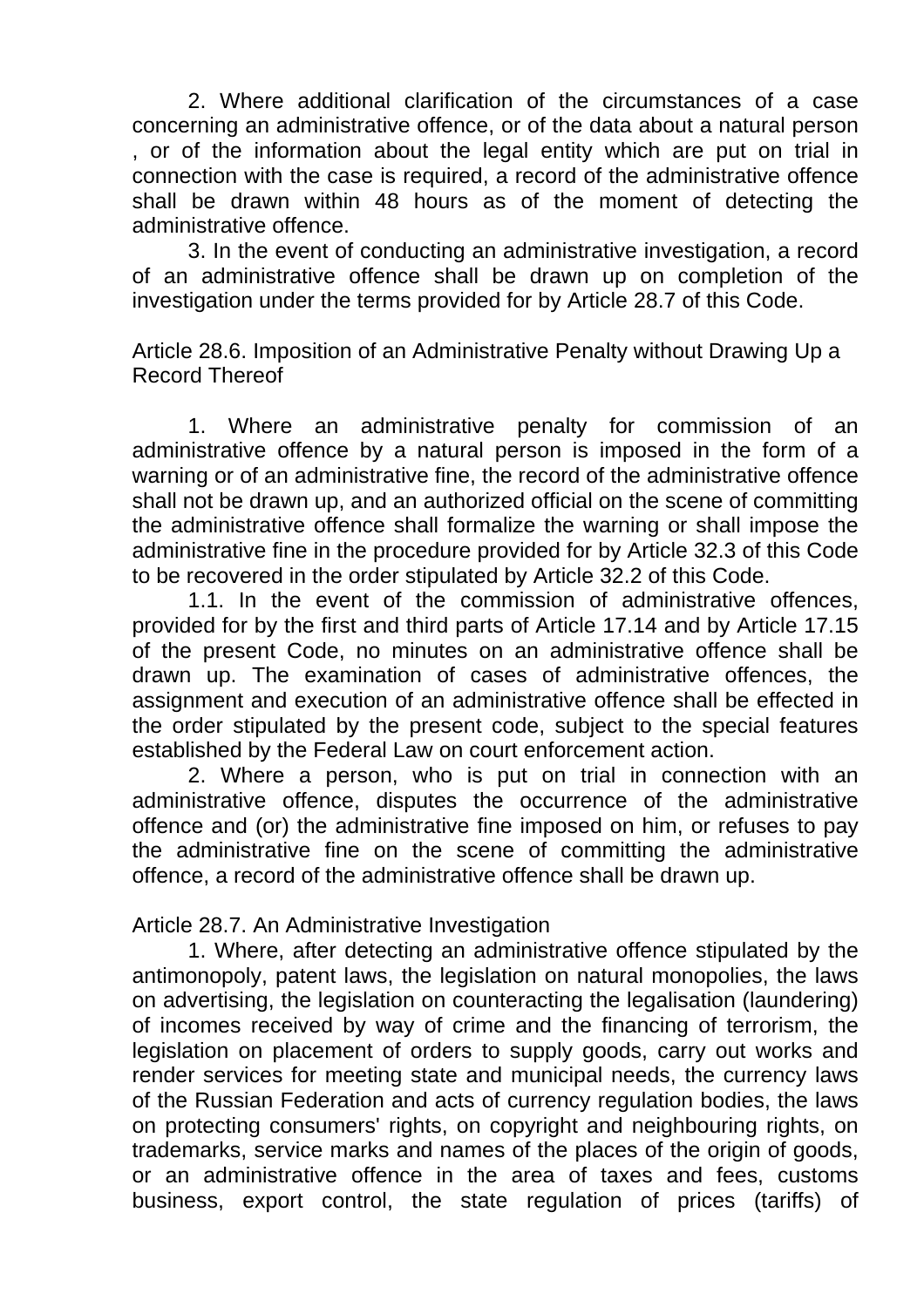2. Where additional clarification of the circumstances of a case concerning an administrative offence, or of the data about a natural person , or of the information about the legal entity which are put on trial in connection with the case is required, a record of the administrative offence shall be drawn within 48 hours as of the moment of detecting the administrative offence.

3. In the event of conducting an administrative investigation, a record of an administrative offence shall be drawn up on completion of the investigation under the terms provided for by Article 28.7 of this Code.

### Article 28.6. Imposition of an Administrative Penalty without Drawing Up a Record Thereof

1. Where an administrative penalty for commission of an administrative offence by a natural person is imposed in the form of a warning or of an administrative fine, the record of the administrative offence shall not be drawn up, and an authorized official on the scene of committing the administrative offence shall formalize the warning or shall impose the administrative fine in the procedure provided for by Article 32.3 of this Code to be recovered in the order stipulated by Article 32.2 of this Code.

1.1. In the event of the commission of administrative offences, provided for by the first and third parts of Article 17.14 and by Article 17.15 of the present Code, no minutes on an administrative offence shall be drawn up. The examination of cases of administrative offences, the assignment and execution of an administrative offence shall be effected in the order stipulated by the present code, subject to the special features established by the Federal Law on court enforcement action.

2. Where a person, who is put on trial in connection with an administrative offence, disputes the occurrence of the administrative offence and (or) the administrative fine imposed on him, or refuses to pay the administrative fine on the scene of committing the administrative offence, a record of the administrative offence shall be drawn up.

### Article 28.7. An Administrative Investigation

1. Where, after detecting an administrative offence stipulated by the antimonopoly, patent laws, the legislation on natural monopolies, the laws on advertising, the legislation on counteracting the legalisation (laundering) of incomes received by way of crime and the financing of terrorism, the legislation on placement of orders to supply goods, carry out works and render services for meeting state and municipal needs, the currency laws of the Russian Federation and acts of currency regulation bodies, the laws on protecting consumers' rights, on copyright and neighbouring rights, on trademarks, service marks and names of the places of the origin of goods, or an administrative offence in the area of taxes and fees, customs business, export control, the state regulation of prices (tariffs) of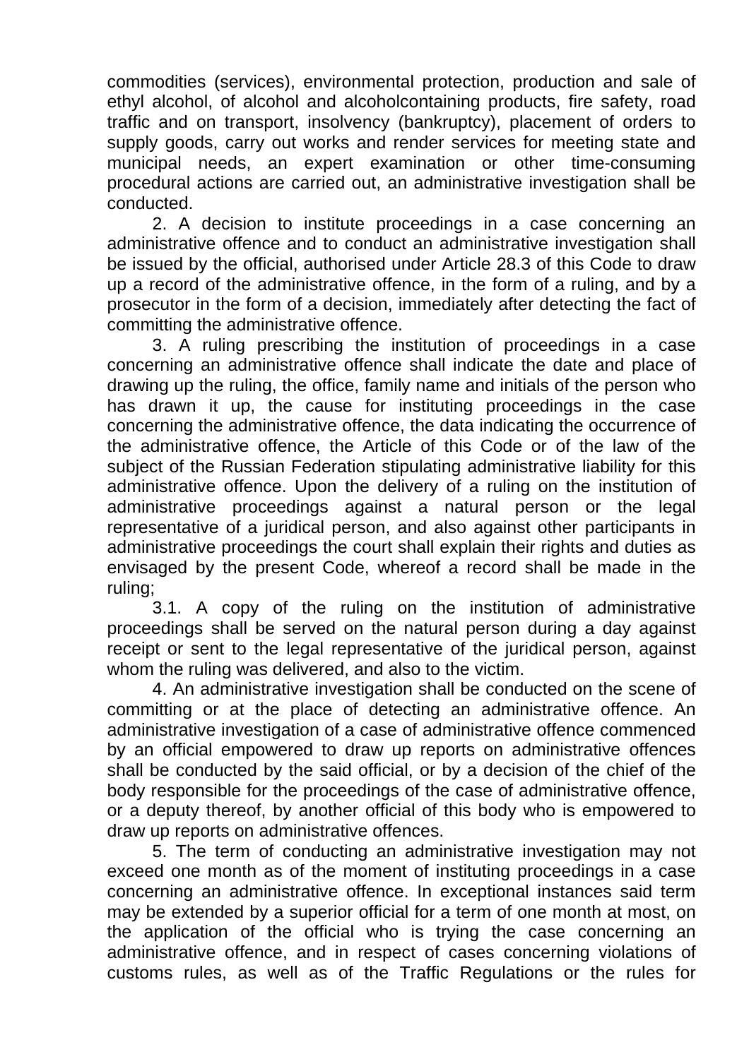commodities (services), environmental protection, production and sale of ethyl alcohol, of alcohol and alcoholcontaining products, fire safety, road traffic and on transport, insolvency (bankruptcy), placement of orders to supply goods, carry out works and render services for meeting state and municipal needs, an expert examination or other time-consuming procedural actions are carried out, an administrative investigation shall be conducted.

2. A decision to institute proceedings in a case concerning an administrative offence and to conduct an administrative investigation shall be issued by the official, authorised under Article 28.3 of this Code to draw up a record of the administrative offence, in the form of a ruling, and by a prosecutor in the form of a decision, immediately after detecting the fact of committing the administrative offence.

3. A ruling prescribing the institution of proceedings in a case concerning an administrative offence shall indicate the date and place of drawing up the ruling, the office, family name and initials of the person who has drawn it up, the cause for instituting proceedings in the case concerning the administrative offence, the data indicating the occurrence of the administrative offence, the Article of this Code or of the law of the subject of the Russian Federation stipulating administrative liability for this administrative offence. Upon the delivery of a ruling on the institution of administrative proceedings against a natural person or the legal representative of a juridical person, and also against other participants in administrative proceedings the court shall explain their rights and duties as envisaged by the present Code, whereof a record shall be made in the ruling;

3.1. A copy of the ruling on the institution of administrative proceedings shall be served on the natural person during a day against receipt or sent to the legal representative of the juridical person, against whom the ruling was delivered, and also to the victim.

4. An administrative investigation shall be conducted on the scene of committing or at the place of detecting an administrative offence. An administrative investigation of a case of administrative offence commenced by an official empowered to draw up reports on administrative offences shall be conducted by the said official, or by a decision of the chief of the body responsible for the proceedings of the case of administrative offence, or a deputy thereof, by another official of this body who is empowered to draw up reports on administrative offences.

5. The term of conducting an administrative investigation may not exceed one month as of the moment of instituting proceedings in a case concerning an administrative offence. In exceptional instances said term may be extended by a superior official for a term of one month at most, on the application of the official who is trying the case concerning an administrative offence, and in respect of cases concerning violations of customs rules, as well as of the Traffic Regulations or the rules for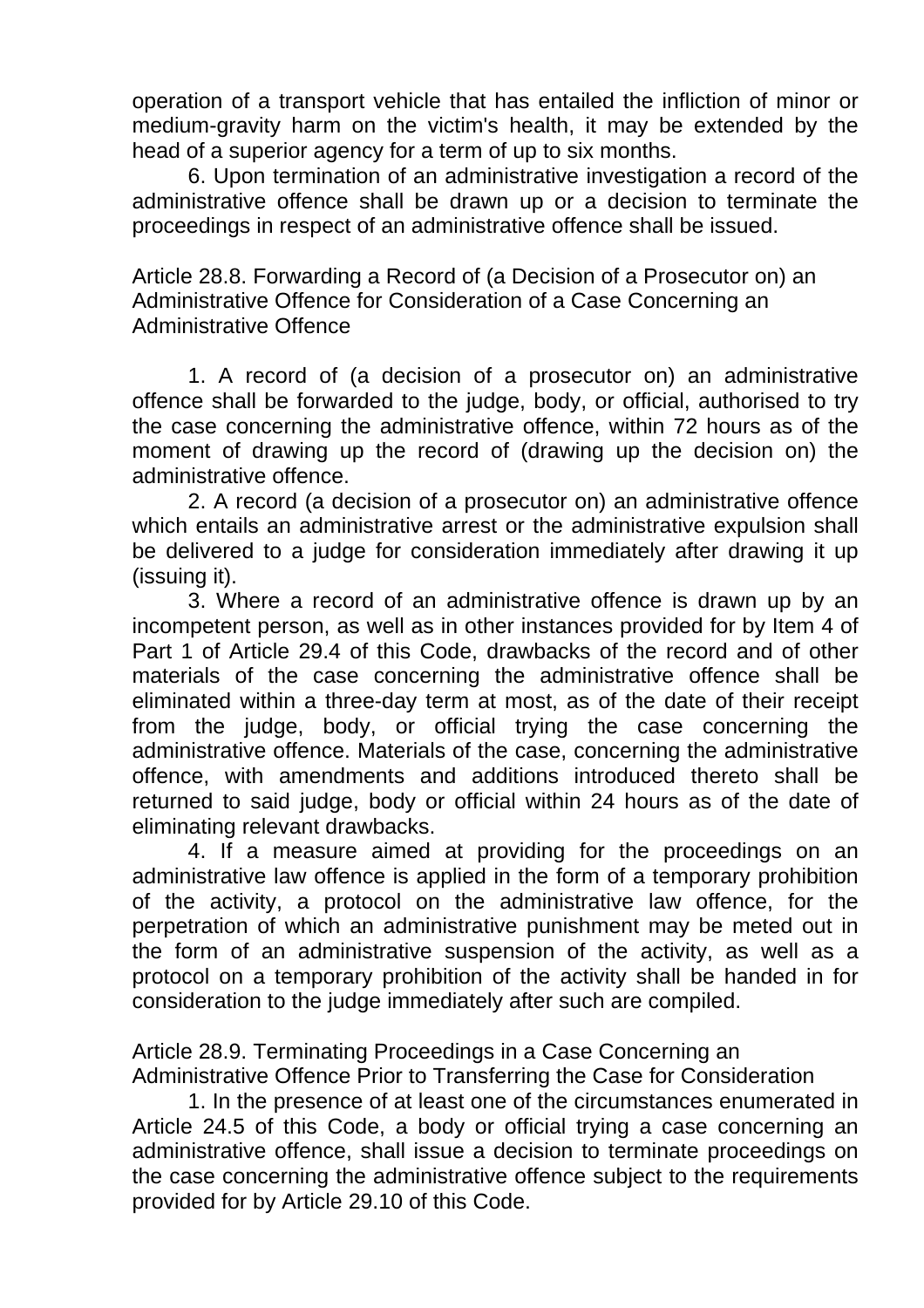operation of a transport vehicle that has entailed the infliction of minor or medium-gravity harm on the victim's health, it may be extended by the head of a superior agency for a term of up to six months.

6. Upon termination of an administrative investigation a record of the administrative offence shall be drawn up or a decision to terminate the proceedings in respect of an administrative offence shall be issued.

## Article 28.8. Forwarding a Record of (a Decision of a Prosecutor on) an Administrative Offence for Consideration of a Case Concerning an Administrative Offence

1. A record of (a decision of a prosecutor on) an administrative offence shall be forwarded to the judge, body, or official, authorised to try the case concerning the administrative offence, within 72 hours as of the moment of drawing up the record of (drawing up the decision on) the administrative offence.

2. A record (a decision of a prosecutor on) an administrative offence which entails an administrative arrest or the administrative expulsion shall be delivered to a judge for consideration immediately after drawing it up (issuing it).

3. Where a record of an administrative offence is drawn up by an incompetent person, as well as in other instances provided for by Item 4 of Part 1 of Article 29.4 of this Code, drawbacks of the record and of other materials of the case concerning the administrative offence shall be eliminated within a three-day term at most, as of the date of their receipt from the judge, body, or official trying the case concerning the administrative offence. Materials of the case, concerning the administrative offence, with amendments and additions introduced thereto shall be returned to said judge, body or official within 24 hours as of the date of eliminating relevant drawbacks.

4. If a measure aimed at providing for the proceedings on an administrative law offence is applied in the form of a temporary prohibition of the activity, a protocol on the administrative law offence, for the perpetration of which an administrative punishment may be meted out in the form of an administrative suspension of the activity, as well as a protocol on a temporary prohibition of the activity shall be handed in for consideration to the judge immediately after such are compiled.

## Article 28.9. Terminating Proceedings in a Case Concerning an Administrative Offence Prior to Transferring the Case for Consideration

1. In the presence of at least one of the circumstances enumerated in Article 24.5 of this Code, a body or official trying a case concerning an administrative offence, shall issue a decision to terminate proceedings on the case concerning the administrative offence subject to the requirements provided for by Article 29.10 of this Code.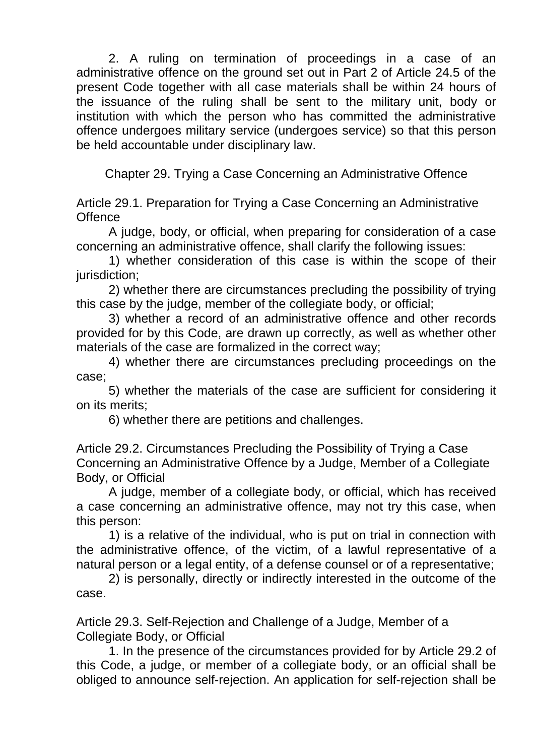2. A ruling on termination of proceedings in a case of an administrative offence on the ground set out in Part 2 of Article 24.5 of the present Code together with all case materials shall be within 24 hours of the issuance of the ruling shall be sent to the military unit, body or institution with which the person who has committed the administrative offence undergoes military service (undergoes service) so that this person be held accountable under disciplinary law.

## Chapter 29. Trying a Case Concerning an Administrative Offence

### Article 29.1. Preparation for Trying a Case Concerning an Administrative Offence

A judge, body, or official, when preparing for consideration of a case concerning an administrative offence, shall clarify the following issues:

1) whether consideration of this case is within the scope of their jurisdiction;

2) whether there are circumstances precluding the possibility of trying this case by the judge, member of the collegiate body, or official;

3) whether a record of an administrative offence and other records provided for by this Code, are drawn up correctly, as well as whether other materials of the case are formalized in the correct way;

4) whether there are circumstances precluding proceedings on the case;

5) whether the materials of the case are sufficient for considering it on its merits;

6) whether there are petitions and challenges.

### Article 29.2. Circumstances Precluding the Possibility of Trying a Case Concerning an Administrative Offence by a Judge, Member of a Collegiate Body, or Official

A judge, member of a collegiate body, or official, which has received a case concerning an administrative offence, may not try this case, when this person:

1) is a relative of the individual, who is put on trial in connection with the administrative offence, of the victim, of a lawful representative of a natural person or a legal entity, of a defense counsel or of a representative;

2) is personally, directly or indirectly interested in the outcome of the case.

### Article 29.3. Self-Rejection and Challenge of a Judge, Member of a Collegiate Body, or Official

1. In the presence of the circumstances provided for by Article 29.2 of this Code, a judge, or member of a collegiate body, or an official shall be obliged to announce self-rejection. An application for self-rejection shall be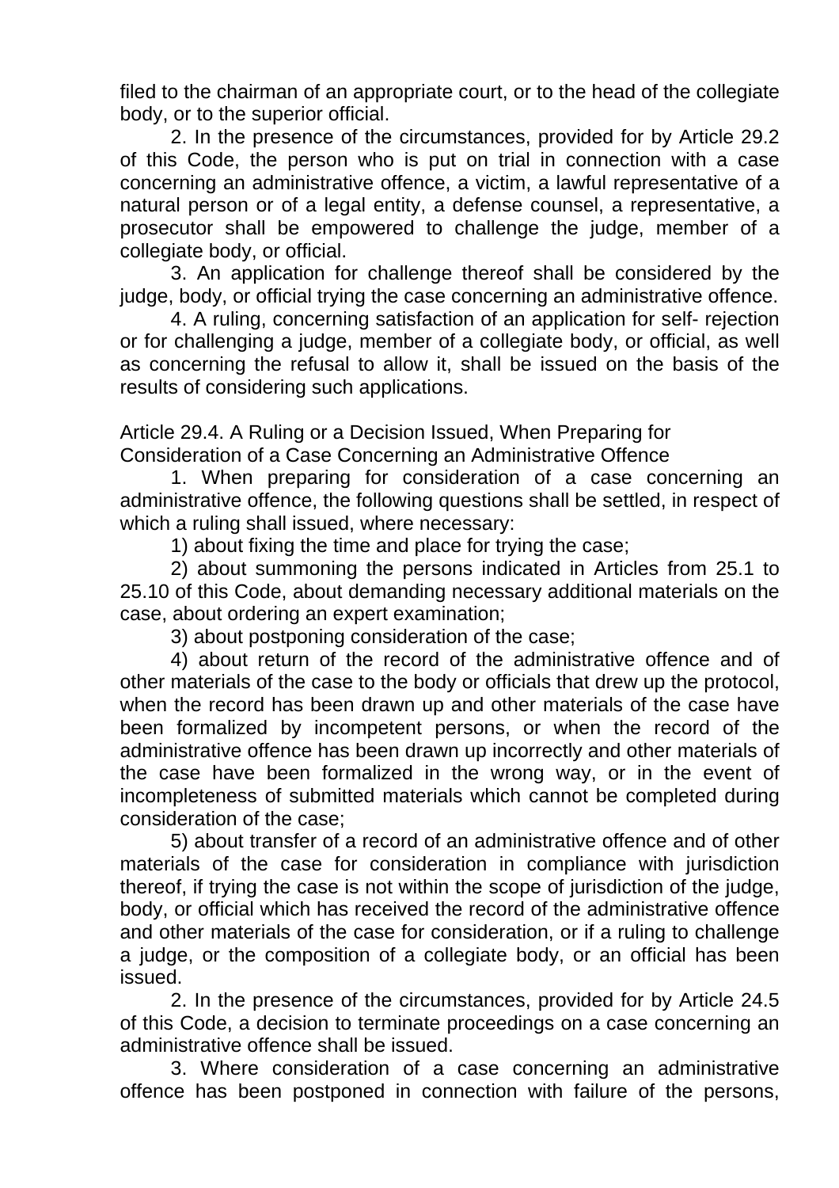filed to the chairman of an appropriate court, or to the head of the collegiate body, or to the superior official.

2. In the presence of the circumstances, provided for by Article 29.2 of this Code, the person who is put on trial in connection with a case concerning an administrative offence, a victim, a lawful representative of a natural person or of a legal entity, a defense counsel, a representative, a prosecutor shall be empowered to challenge the judge, member of a collegiate body, or official.

3. An application for challenge thereof shall be considered by the judge, body, or official trying the case concerning an administrative offence.

4. A ruling, concerning satisfaction of an application for self- rejection or for challenging a judge, member of a collegiate body, or official, as well as concerning the refusal to allow it, shall be issued on the basis of the results of considering such applications.

## Article 29.4. A Ruling or a Decision Issued, When Preparing for Consideration of a Case Concerning an Administrative Offence

1. When preparing for consideration of a case concerning an administrative offence, the following questions shall be settled, in respect of which a ruling shall issued, where necessary:

1) about fixing the time and place for trying the case;

2) about summoning the persons indicated in Articles from 25.1 to 25.10 of this Code, about demanding necessary additional materials on the case, about ordering an expert examination;

3) about postponing consideration of the case;

4) about return of the record of the administrative offence and of other materials of the case to the body or officials that drew up the protocol, when the record has been drawn up and other materials of the case have been formalized by incompetent persons, or when the record of the administrative offence has been drawn up incorrectly and other materials of the case have been formalized in the wrong way, or in the event of incompleteness of submitted materials which cannot be completed during consideration of the case;

5) about transfer of a record of an administrative offence and of other materials of the case for consideration in compliance with jurisdiction thereof, if trying the case is not within the scope of jurisdiction of the judge, body, or official which has received the record of the administrative offence and other materials of the case for consideration, or if a ruling to challenge a judge, or the composition of a collegiate body, or an official has been issued.

2. In the presence of the circumstances, provided for by Article 24.5 of this Code, a decision to terminate proceedings on a case concerning an administrative offence shall be issued.

3. Where consideration of a case concerning an administrative offence has been postponed in connection with failure of the persons,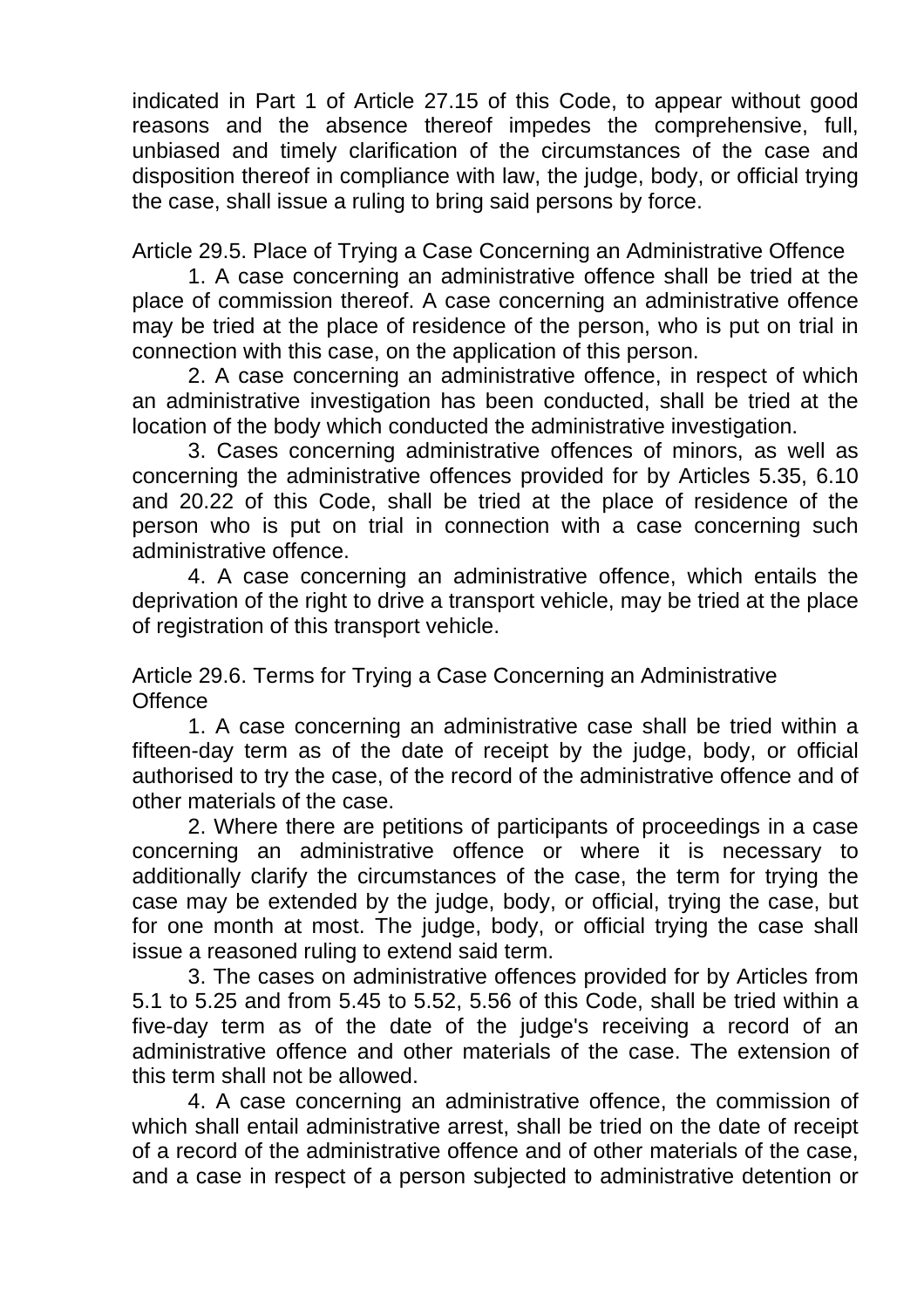indicated in Part 1 of Article 27.15 of this Code, to appear without good reasons and the absence thereof impedes the comprehensive, full, unbiased and timely clarification of the circumstances of the case and disposition thereof in compliance with law, the judge, body, or official trying the case, shall issue a ruling to bring said persons by force.

### Article 29.5. Place of Trying a Case Concerning an Administrative Offence

1. A case concerning an administrative offence shall be tried at the place of commission thereof. A case concerning an administrative offence may be tried at the place of residence of the person, who is put on trial in connection with this case, on the application of this person.

2. A case concerning an administrative offence, in respect of which an administrative investigation has been conducted, shall be tried at the location of the body which conducted the administrative investigation.

3. Cases concerning administrative offences of minors, as well as concerning the administrative offences provided for by Articles 5.35, 6.10 and 20.22 of this Code, shall be tried at the place of residence of the person who is put on trial in connection with a case concerning such administrative offence.

4. A case concerning an administrative offence, which entails the deprivation of the right to drive a transport vehicle, may be tried at the place of registration of this transport vehicle.

### Article 29.6. Terms for Trying a Case Concerning an Administrative Offence

1. A case concerning an administrative case shall be tried within a fifteen-day term as of the date of receipt by the judge, body, or official authorised to try the case, of the record of the administrative offence and of other materials of the case.

2. Where there are petitions of participants of proceedings in a case concerning an administrative offence or where it is necessary to additionally clarify the circumstances of the case, the term for trying the case may be extended by the judge, body, or official, trying the case, but for one month at most. The judge, body, or official trying the case shall issue a reasoned ruling to extend said term.

3. The cases on administrative offences provided for by Articles from 5.1 to 5.25 and from 5.45 to 5.52, 5.56 of this Code, shall be tried within a five-day term as of the date of the judge's receiving a record of an administrative offence and other materials of the case. The extension of this term shall not be allowed.

4. A case concerning an administrative offence, the commission of which shall entail administrative arrest, shall be tried on the date of receipt of a record of the administrative offence and of other materials of the case, and a case in respect of a person subjected to administrative detention or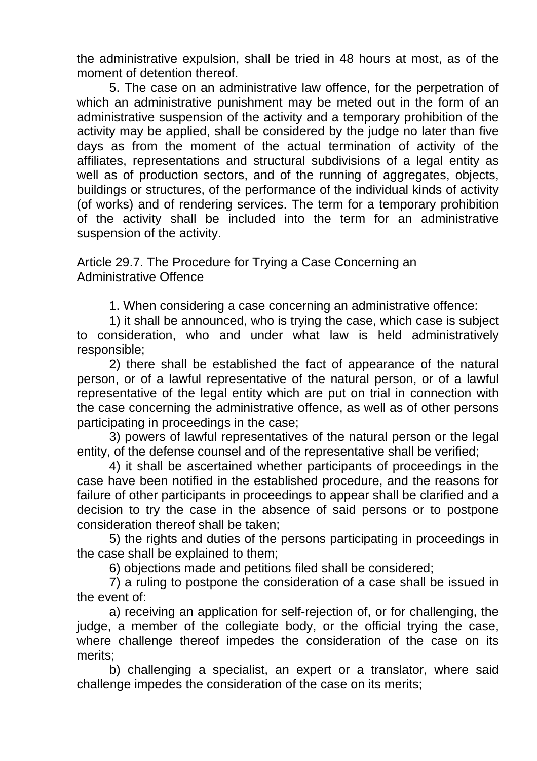the administrative expulsion, shall be tried in 48 hours at most, as of the moment of detention thereof.

5. The case on an administrative law offence, for the perpetration of which an administrative punishment may be meted out in the form of an administrative suspension of the activity and a temporary prohibition of the activity may be applied, shall be considered by the judge no later than five days as from the moment of the actual termination of activity of the affiliates, representations and structural subdivisions of a legal entity as well as of production sectors, and of the running of aggregates, objects, buildings or structures, of the performance of the individual kinds of activity (of works) and of rendering services. The term for a temporary prohibition of the activity shall be included into the term for an administrative suspension of the activity.

### Article 29.7. The Procedure for Trying a Case Concerning an Administrative Offence

1. When considering a case concerning an administrative offence:

1) it shall be announced, who is trying the case, which case is subject to consideration, who and under what law is held administratively responsible;

2) there shall be established the fact of appearance of the natural person, or of a lawful representative of the natural person, or of a lawful representative of the legal entity which are put on trial in connection with the case concerning the administrative offence, as well as of other persons participating in proceedings in the case;

3) powers of lawful representatives of the natural person or the legal entity, of the defense counsel and of the representative shall be verified;

4) it shall be ascertained whether participants of proceedings in the case have been notified in the established procedure, and the reasons for failure of other participants in proceedings to appear shall be clarified and a decision to try the case in the absence of said persons or to postpone consideration thereof shall be taken;

5) the rights and duties of the persons participating in proceedings in the case shall be explained to them;

6) objections made and petitions filed shall be considered;

7) a ruling to postpone the consideration of a case shall be issued in the event of:

a) receiving an application for self-rejection of, or for challenging, the judge, a member of the collegiate body, or the official trying the case, where challenge thereof impedes the consideration of the case on its merits;

b) challenging a specialist, an expert or a translator, where said challenge impedes the consideration of the case on its merits;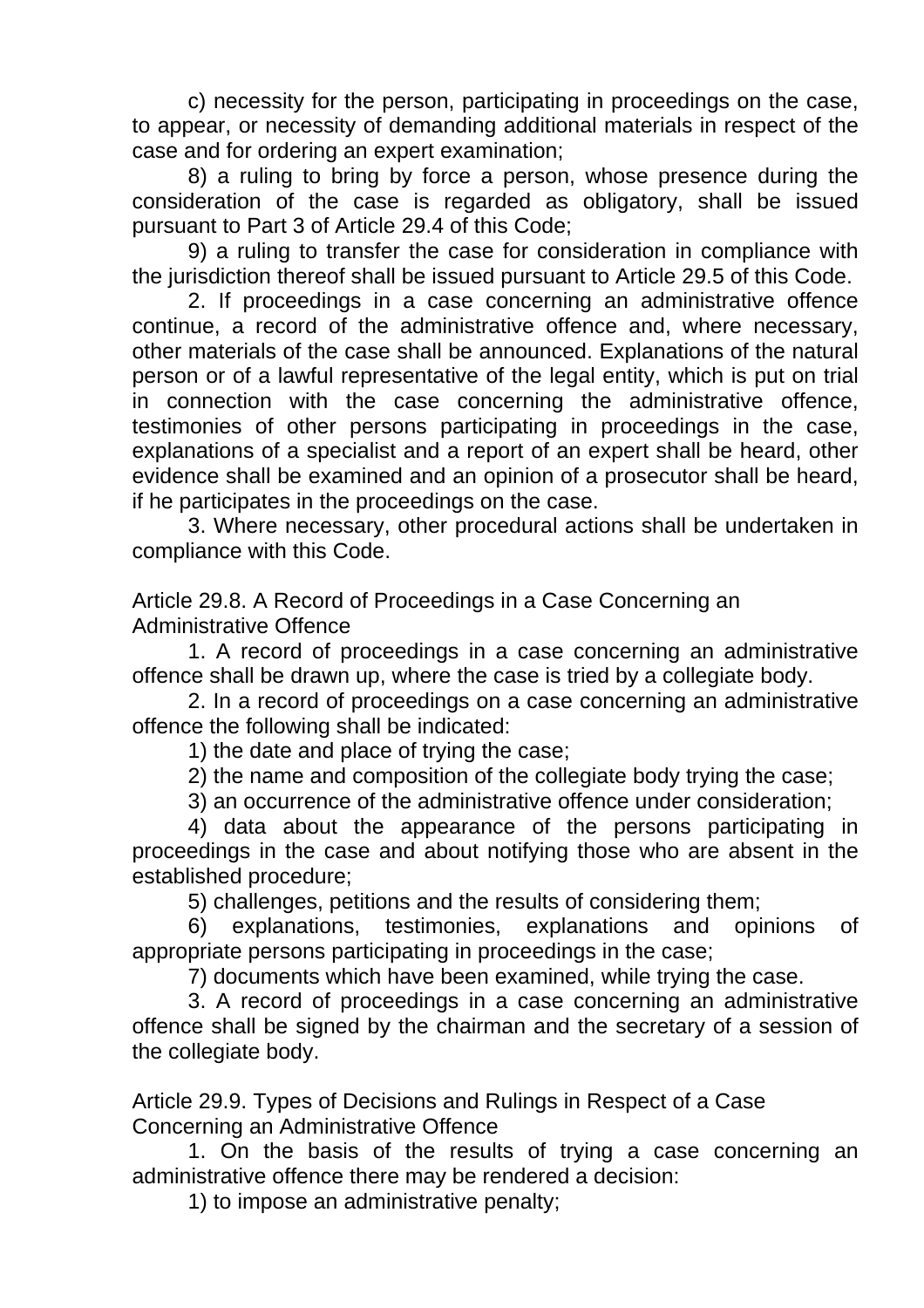c) necessity for the person, participating in proceedings on the case, to appear, or necessity of demanding additional materials in respect of the case and for ordering an expert examination;

8) a ruling to bring by force a person, whose presence during the consideration of the case is regarded as obligatory, shall be issued pursuant to Part 3 of Article 29.4 of this Code;

9) a ruling to transfer the case for consideration in compliance with the jurisdiction thereof shall be issued pursuant to Article 29.5 of this Code.

2. If proceedings in a case concerning an administrative offence continue, a record of the administrative offence and, where necessary, other materials of the case shall be announced. Explanations of the natural person or of a lawful representative of the legal entity, which is put on trial in connection with the case concerning the administrative offence, testimonies of other persons participating in proceedings in the case, explanations of a specialist and a report of an expert shall be heard, other evidence shall be examined and an opinion of a prosecutor shall be heard, if he participates in the proceedings on the case.

3. Where necessary, other procedural actions shall be undertaken in compliance with this Code.

## Article 29.8. A Record of Proceedings in a Case Concerning an Administrative Offence

1. A record of proceedings in a case concerning an administrative offence shall be drawn up, where the case is tried by a collegiate body.

2. In a record of proceedings on a case concerning an administrative offence the following shall be indicated:

1) the date and place of trying the case;

2) the name and composition of the collegiate body trying the case;

3) an occurrence of the administrative offence under consideration;

4) data about the appearance of the persons participating in proceedings in the case and about notifying those who are absent in the established procedure;

5) challenges, petitions and the results of considering them;

6) explanations, testimonies, explanations and opinions of appropriate persons participating in proceedings in the case;

7) documents which have been examined, while trying the case.

3. A record of proceedings in a case concerning an administrative offence shall be signed by the chairman and the secretary of a session of the collegiate body.

## Article 29.9. Types of Decisions and Rulings in Respect of a Case Concerning an Administrative Offence

1. On the basis of the results of trying a case concerning an administrative offence there may be rendered a decision:

1) to impose an administrative penalty;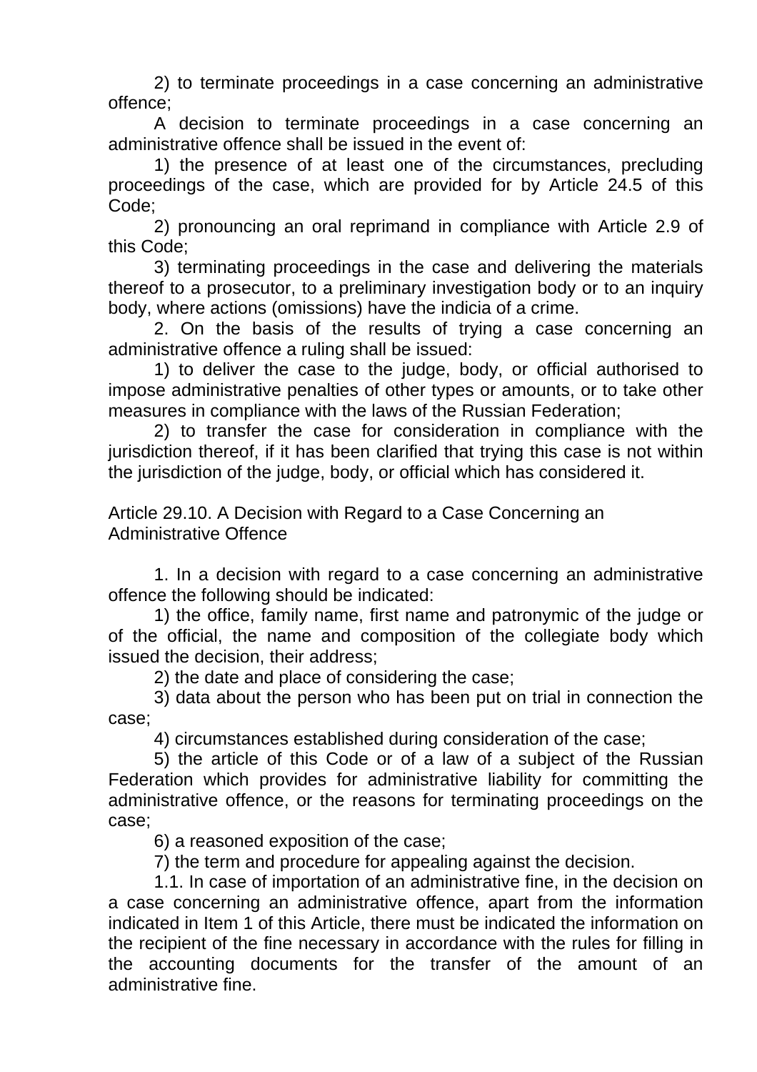2) to terminate proceedings in a case concerning an administrative offence;

A decision to terminate proceedings in a case concerning an administrative offence shall be issued in the event of:

1) the presence of at least one of the circumstances, precluding proceedings of the case, which are provided for by Article 24.5 of this Code;

2) pronouncing an oral reprimand in compliance with Article 2.9 of this Code;

3) terminating proceedings in the case and delivering the materials thereof to a prosecutor, to a preliminary investigation body or to an inquiry body, where actions (omissions) have the indicia of a crime.

2. On the basis of the results of trying a case concerning an administrative offence a ruling shall be issued:

1) to deliver the case to the judge, body, or official authorised to impose administrative penalties of other types or amounts, or to take other measures in compliance with the laws of the Russian Federation;

2) to transfer the case for consideration in compliance with the jurisdiction thereof, if it has been clarified that trying this case is not within the jurisdiction of the judge, body, or official which has considered it.

## Article 29.10. A Decision with Regard to a Case Concerning an Administrative Offence

1. In a decision with regard to a case concerning an administrative offence the following should be indicated:

1) the office, family name, first name and patronymic of the judge or of the official, the name and composition of the collegiate body which issued the decision, their address;

2) the date and place of considering the case;

3) data about the person who has been put on trial in connection the case;

4) circumstances established during consideration of the case;

5) the article of this Code or of a law of a subject of the Russian Federation which provides for administrative liability for committing the administrative offence, or the reasons for terminating proceedings on the case;

6) a reasoned exposition of the case;

7) the term and procedure for appealing against the decision.

1.1. In case of importation of an administrative fine, in the decision on a case concerning an administrative offence, apart from the information indicated in Item 1 of this Article, there must be indicated the information on the recipient of the fine necessary in accordance with the rules for filling in the accounting documents for the transfer of the amount of an administrative fine.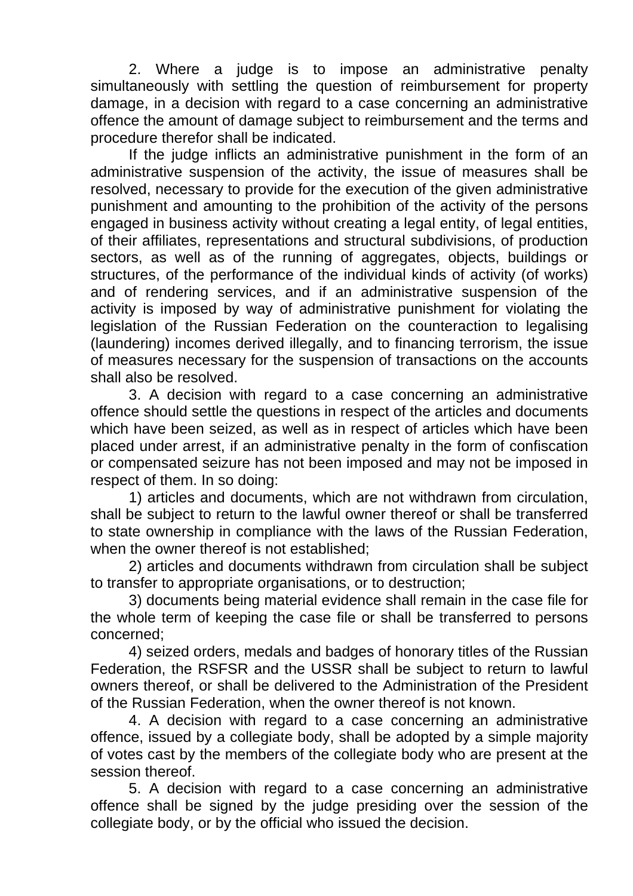2. Where a judge is to impose an administrative penalty simultaneously with settling the question of reimbursement for property damage, in a decision with regard to a case concerning an administrative offence the amount of damage subject to reimbursement and the terms and procedure therefor shall be indicated.

If the judge inflicts an administrative punishment in the form of an administrative suspension of the activity, the issue of measures shall be resolved, necessary to provide for the execution of the given administrative punishment and amounting to the prohibition of the activity of the persons engaged in business activity without creating a legal entity, of legal entities, of their affiliates, representations and structural subdivisions, of production sectors, as well as of the running of aggregates, objects, buildings or structures, of the performance of the individual kinds of activity (of works) and of rendering services, and if an administrative suspension of the activity is imposed by way of administrative punishment for violating the legislation of the Russian Federation on the counteraction to legalising (laundering) incomes derived illegally, and to financing terrorism, the issue of measures necessary for the suspension of transactions on the accounts shall also be resolved.

3. A decision with regard to a case concerning an administrative offence should settle the questions in respect of the articles and documents which have been seized, as well as in respect of articles which have been placed under arrest, if an administrative penalty in the form of confiscation or compensated seizure has not been imposed and may not be imposed in respect of them. In so doing:

1) articles and documents, which are not withdrawn from circulation, shall be subject to return to the lawful owner thereof or shall be transferred to state ownership in compliance with the laws of the Russian Federation, when the owner thereof is not established;

2) articles and documents withdrawn from circulation shall be subject to transfer to appropriate organisations, or to destruction;

3) documents being material evidence shall remain in the case file for the whole term of keeping the case file or shall be transferred to persons concerned;

4) seized orders, medals and badges of honorary titles of the Russian Federation, the RSFSR and the USSR shall be subject to return to lawful owners thereof, or shall be delivered to the Administration of the President of the Russian Federation, when the owner thereof is not known.

4. A decision with regard to a case concerning an administrative offence, issued by a collegiate body, shall be adopted by a simple majority of votes cast by the members of the collegiate body who are present at the session thereof.

5. A decision with regard to a case concerning an administrative offence shall be signed by the judge presiding over the session of the collegiate body, or by the official who issued the decision.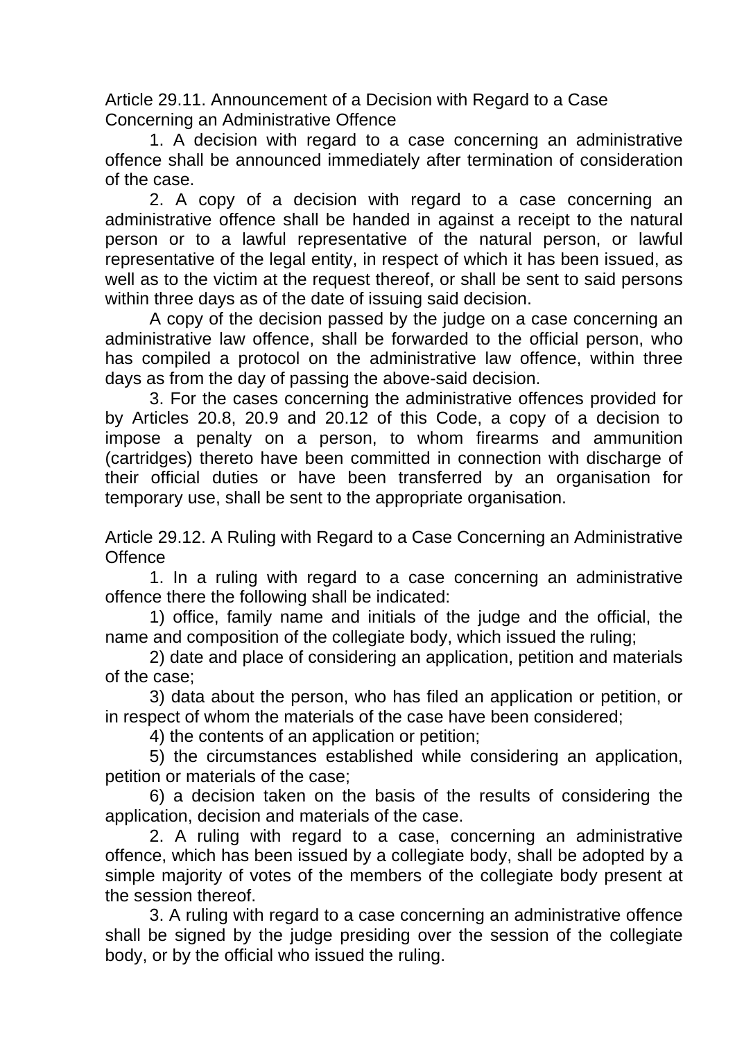### Article 29.11. Announcement of a Decision with Regard to a Case Concerning an Administrative Offence

1. A decision with regard to a case concerning an administrative offence shall be announced immediately after termination of consideration of the case.

2. A copy of a decision with regard to a case concerning an administrative offence shall be handed in against a receipt to the natural person or to a lawful representative of the natural person, or lawful representative of the legal entity, in respect of which it has been issued, as well as to the victim at the request thereof, or shall be sent to said persons within three days as of the date of issuing said decision.

A copy of the decision passed by the judge on a case concerning an administrative law offence, shall be forwarded to the official person, who has compiled a protocol on the administrative law offence, within three days as from the day of passing the above-said decision.

3. For the cases concerning the administrative offences provided for by Articles 20.8, 20.9 and 20.12 of this Code, a copy of a decision to impose a penalty on a person, to whom firearms and ammunition (cartridges) thereto have been committed in connection with discharge of their official duties or have been transferred by an organisation for temporary use, shall be sent to the appropriate organisation.

### Article 29.12. A Ruling with Regard to a Case Concerning an Administrative Offence

1. In a ruling with regard to a case concerning an administrative offence there the following shall be indicated:

1) office, family name and initials of the judge and the official, the name and composition of the collegiate body, which issued the ruling;

2) date and place of considering an application, petition and materials of the case;

3) data about the person, who has filed an application or petition, or in respect of whom the materials of the case have been considered;

4) the contents of an application or petition;

5) the circumstances established while considering an application, petition or materials of the case;

6) a decision taken on the basis of the results of considering the application, decision and materials of the case.

2. A ruling with regard to a case, concerning an administrative offence, which has been issued by a collegiate body, shall be adopted by a simple majority of votes of the members of the collegiate body present at the session thereof.

3. A ruling with regard to a case concerning an administrative offence shall be signed by the judge presiding over the session of the collegiate body, or by the official who issued the ruling.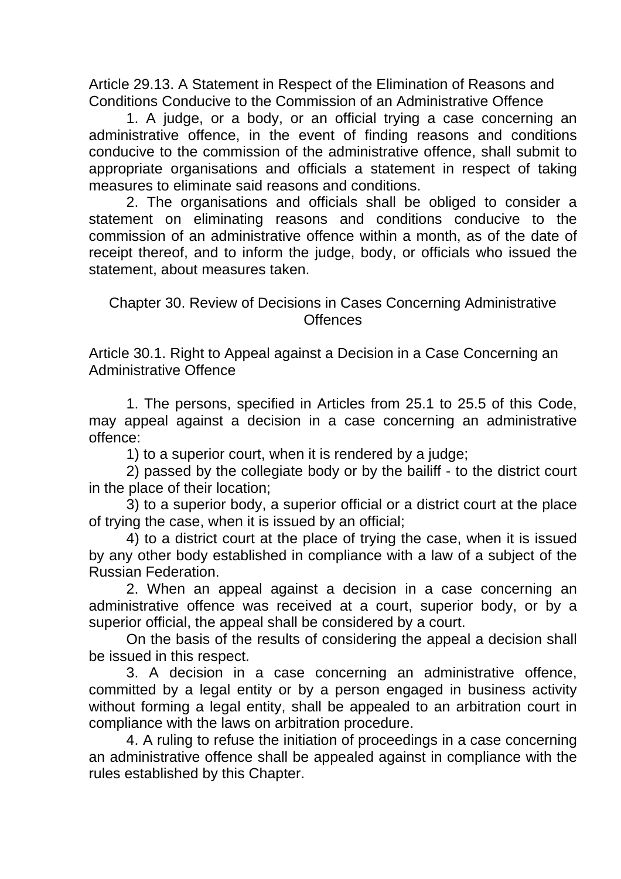### Article 29.13. A Statement in Respect of the Elimination of Reasons and Conditions Conducive to the Commission of an Administrative Offence

1. A judge, or a body, or an official trying a case concerning an administrative offence, in the event of finding reasons and conditions conducive to the commission of the administrative offence, shall submit to appropriate organisations and officials a statement in respect of taking measures to eliminate said reasons and conditions.

2. The organisations and officials shall be obliged to consider a statement on eliminating reasons and conditions conducive to the commission of an administrative offence within a month, as of the date of receipt thereof, and to inform the judge, body, or officials who issued the statement, about measures taken.

## Chapter 30. Review of Decisions in Cases Concerning Administrative Offences

### Article 30.1. Right to Appeal against a Decision in a Case Concerning an Administrative Offence

1. The persons, specified in Articles from 25.1 to 25.5 of this Code, may appeal against a decision in a case concerning an administrative offence:

1) to a superior court, when it is rendered by a judge;

2) passed by the collegiate body or by the bailiff - to the district court in the place of their location;

3) to a superior body, a superior official or a district court at the place of trying the case, when it is issued by an official;

4) to a district court at the place of trying the case, when it is issued by any other body established in compliance with a law of a subject of the Russian Federation.

2. When an appeal against a decision in a case concerning an administrative offence was received at a court, superior body, or by a superior official, the appeal shall be considered by a court.

On the basis of the results of considering the appeal a decision shall be issued in this respect.

3. A decision in a case concerning an administrative offence, committed by a legal entity or by a person engaged in business activity without forming a legal entity, shall be appealed to an arbitration court in compliance with the laws on arbitration procedure.

4. A ruling to refuse the initiation of proceedings in a case concerning an administrative offence shall be appealed against in compliance with the rules established by this Chapter.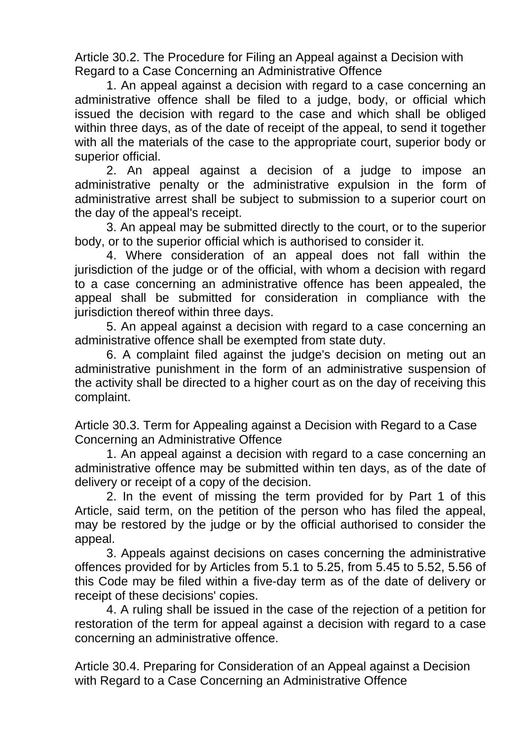### Article 30.2. The Procedure for Filing an Appeal against a Decision with Regard to a Case Concerning an Administrative Offence

1. An appeal against a decision with regard to a case concerning an administrative offence shall be filed to a judge, body, or official which issued the decision with regard to the case and which shall be obliged within three days, as of the date of receipt of the appeal, to send it together with all the materials of the case to the appropriate court, superior body or superior official.

2. An appeal against a decision of a judge to impose an administrative penalty or the administrative expulsion in the form of administrative arrest shall be subject to submission to a superior court on the day of the appeal's receipt.

3. An appeal may be submitted directly to the court, or to the superior body, or to the superior official which is authorised to consider it.

4. Where consideration of an appeal does not fall within the jurisdiction of the judge or of the official, with whom a decision with regard to a case concerning an administrative offence has been appealed, the appeal shall be submitted for consideration in compliance with the jurisdiction thereof within three days.

5. An appeal against a decision with regard to a case concerning an administrative offence shall be exempted from state duty.

6. A complaint filed against the judge's decision on meting out an administrative punishment in the form of an administrative suspension of the activity shall be directed to a higher court as on the day of receiving this complaint.

### Article 30.3. Term for Appealing against a Decision with Regard to a Case Concerning an Administrative Offence

1. An appeal against a decision with regard to a case concerning an administrative offence may be submitted within ten days, as of the date of delivery or receipt of a copy of the decision.

2. In the event of missing the term provided for by Part 1 of this Article, said term, on the petition of the person who has filed the appeal, may be restored by the judge or by the official authorised to consider the appeal.

3. Appeals against decisions on cases concerning the administrative offences provided for by Articles from 5.1 to 5.25, from 5.45 to 5.52, 5.56 of this Code may be filed within a five-day term as of the date of delivery or receipt of these decisions' copies.

4. A ruling shall be issued in the case of the rejection of a petition for restoration of the term for appeal against a decision with regard to a case concerning an administrative offence.

### Article 30.4. Preparing for Consideration of an Appeal against a Decision with Regard to a Case Concerning an Administrative Offence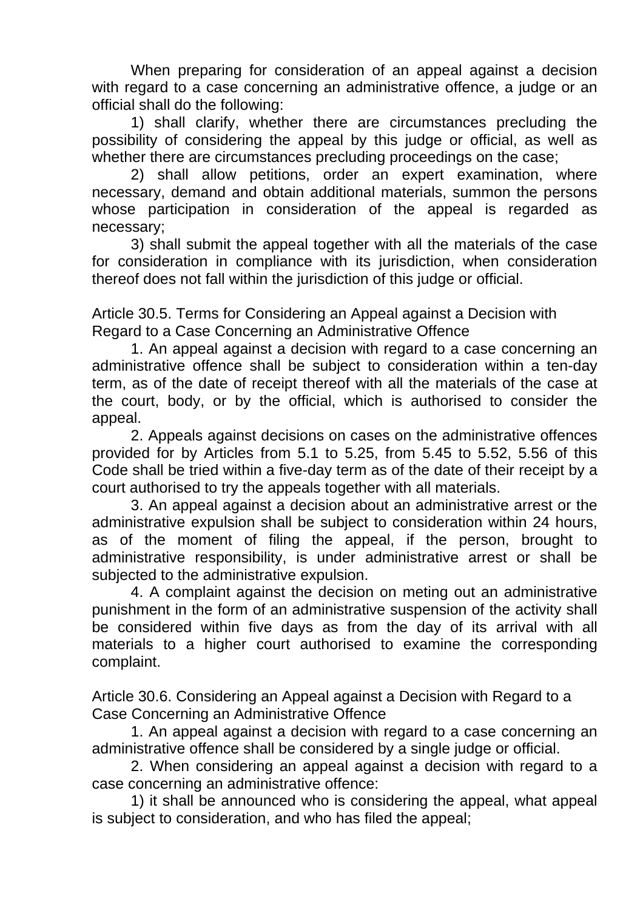When preparing for consideration of an appeal against a decision with regard to a case concerning an administrative offence, a judge or an official shall do the following:

1) shall clarify, whether there are circumstances precluding the possibility of considering the appeal by this judge or official, as well as whether there are circumstances precluding proceedings on the case;

2) shall allow petitions, order an expert examination, where necessary, demand and obtain additional materials, summon the persons whose participation in consideration of the appeal is regarded as necessary;

3) shall submit the appeal together with all the materials of the case for consideration in compliance with its jurisdiction, when consideration thereof does not fall within the jurisdiction of this judge or official.

### Article 30.5. Terms for Considering an Appeal against a Decision with Regard to a Case Concerning an Administrative Offence

1. An appeal against a decision with regard to a case concerning an administrative offence shall be subject to consideration within a ten-day term, as of the date of receipt thereof with all the materials of the case at the court, body, or by the official, which is authorised to consider the appeal.

2. Appeals against decisions on cases on the administrative offences provided for by Articles from 5.1 to 5.25, from 5.45 to 5.52, 5.56 of this Code shall be tried within a five-day term as of the date of their receipt by a court authorised to try the appeals together with all materials.

3. An appeal against a decision about an administrative arrest or the administrative expulsion shall be subject to consideration within 24 hours, as of the moment of filing the appeal, if the person, brought to administrative responsibility, is under administrative arrest or shall be subjected to the administrative expulsion.

4. A complaint against the decision on meting out an administrative punishment in the form of an administrative suspension of the activity shall be considered within five days as from the day of its arrival with all materials to a higher court authorised to examine the corresponding complaint.

### Article 30.6. Considering an Appeal against a Decision with Regard to a Case Concerning an Administrative Offence

1. An appeal against a decision with regard to a case concerning an administrative offence shall be considered by a single judge or official.

2. When considering an appeal against a decision with regard to a case concerning an administrative offence:

1) it shall be announced who is considering the appeal, what appeal is subject to consideration, and who has filed the appeal;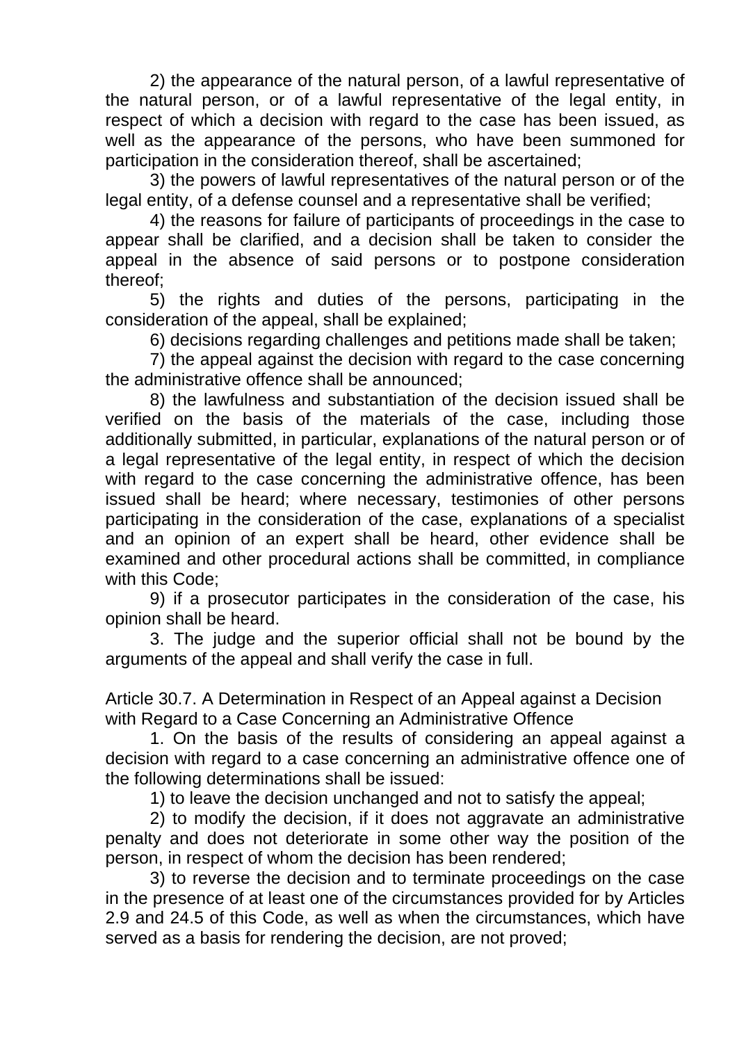2) the appearance of the natural person, of a lawful representative of the natural person, or of a lawful representative of the legal entity, in respect of which a decision with regard to the case has been issued, as well as the appearance of the persons, who have been summoned for participation in the consideration thereof, shall be ascertained;

3) the powers of lawful representatives of the natural person or of the legal entity, of a defense counsel and a representative shall be verified;

4) the reasons for failure of participants of proceedings in the case to appear shall be clarified, and a decision shall be taken to consider the appeal in the absence of said persons or to postpone consideration thereof;

5) the rights and duties of the persons, participating in the consideration of the appeal, shall be explained;

6) decisions regarding challenges and petitions made shall be taken;

7) the appeal against the decision with regard to the case concerning the administrative offence shall be announced;

8) the lawfulness and substantiation of the decision issued shall be verified on the basis of the materials of the case, including those additionally submitted, in particular, explanations of the natural person or of a legal representative of the legal entity, in respect of which the decision with regard to the case concerning the administrative offence, has been issued shall be heard; where necessary, testimonies of other persons participating in the consideration of the case, explanations of a specialist and an opinion of an expert shall be heard, other evidence shall be examined and other procedural actions shall be committed, in compliance with this Code;

9) if a prosecutor participates in the consideration of the case, his opinion shall be heard.

3. The judge and the superior official shall not be bound by the arguments of the appeal and shall verify the case in full.

## Article 30.7. A Determination in Respect of an Appeal against a Decision with Regard to a Case Concerning an Administrative Offence

1. On the basis of the results of considering an appeal against a decision with regard to a case concerning an administrative offence one of the following determinations shall be issued:

1) to leave the decision unchanged and not to satisfy the appeal;

2) to modify the decision, if it does not aggravate an administrative penalty and does not deteriorate in some other way the position of the person, in respect of whom the decision has been rendered;

3) to reverse the decision and to terminate proceedings on the case in the presence of at least one of the circumstances provided for by Articles 2.9 and 24.5 of this Code, as well as when the circumstances, which have served as a basis for rendering the decision, are not proved;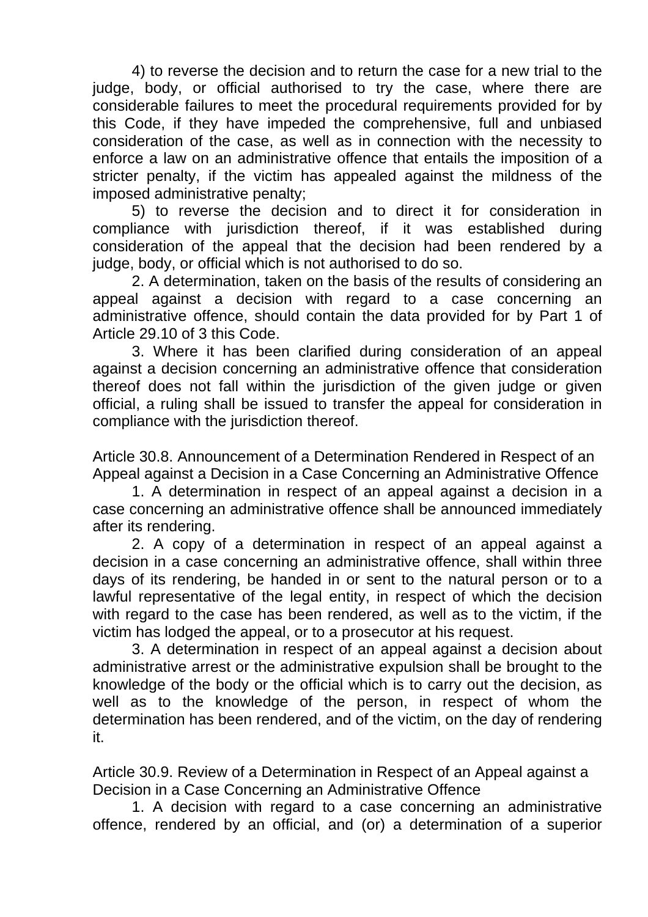4) to reverse the decision and to return the case for a new trial to the judge, body, or official authorised to try the case, where there are considerable failures to meet the procedural requirements provided for by this Code, if they have impeded the comprehensive, full and unbiased consideration of the case, as well as in connection with the necessity to enforce a law on an administrative offence that entails the imposition of a stricter penalty, if the victim has appealed against the mildness of the imposed administrative penalty;

5) to reverse the decision and to direct it for consideration in compliance with jurisdiction thereof, if it was established during consideration of the appeal that the decision had been rendered by a judge, body, or official which is not authorised to do so.

2. A determination, taken on the basis of the results of considering an appeal against a decision with regard to a case concerning an administrative offence, should contain the data provided for by Part 1 of Article 29.10 of 3 this Code.

3. Where it has been clarified during consideration of an appeal against a decision concerning an administrative offence that consideration thereof does not fall within the jurisdiction of the given judge or given official, a ruling shall be issued to transfer the appeal for consideration in compliance with the jurisdiction thereof.

## Article 30.8. Announcement of a Determination Rendered in Respect of an Appeal against a Decision in a Case Concerning an Administrative Offence

1. A determination in respect of an appeal against a decision in a case concerning an administrative offence shall be announced immediately after its rendering.

2. A copy of a determination in respect of an appeal against a decision in a case concerning an administrative offence, shall within three days of its rendering, be handed in or sent to the natural person or to a lawful representative of the legal entity, in respect of which the decision with regard to the case has been rendered, as well as to the victim, if the victim has lodged the appeal, or to a prosecutor at his request.

3. A determination in respect of an appeal against a decision about administrative arrest or the administrative expulsion shall be brought to the knowledge of the body or the official which is to carry out the decision, as well as to the knowledge of the person, in respect of whom the determination has been rendered, and of the victim, on the day of rendering it.

## Article 30.9. Review of a Determination in Respect of an Appeal against a Decision in a Case Concerning an Administrative Offence

1. A decision with regard to a case concerning an administrative offence, rendered by an official, and (or) a determination of a superior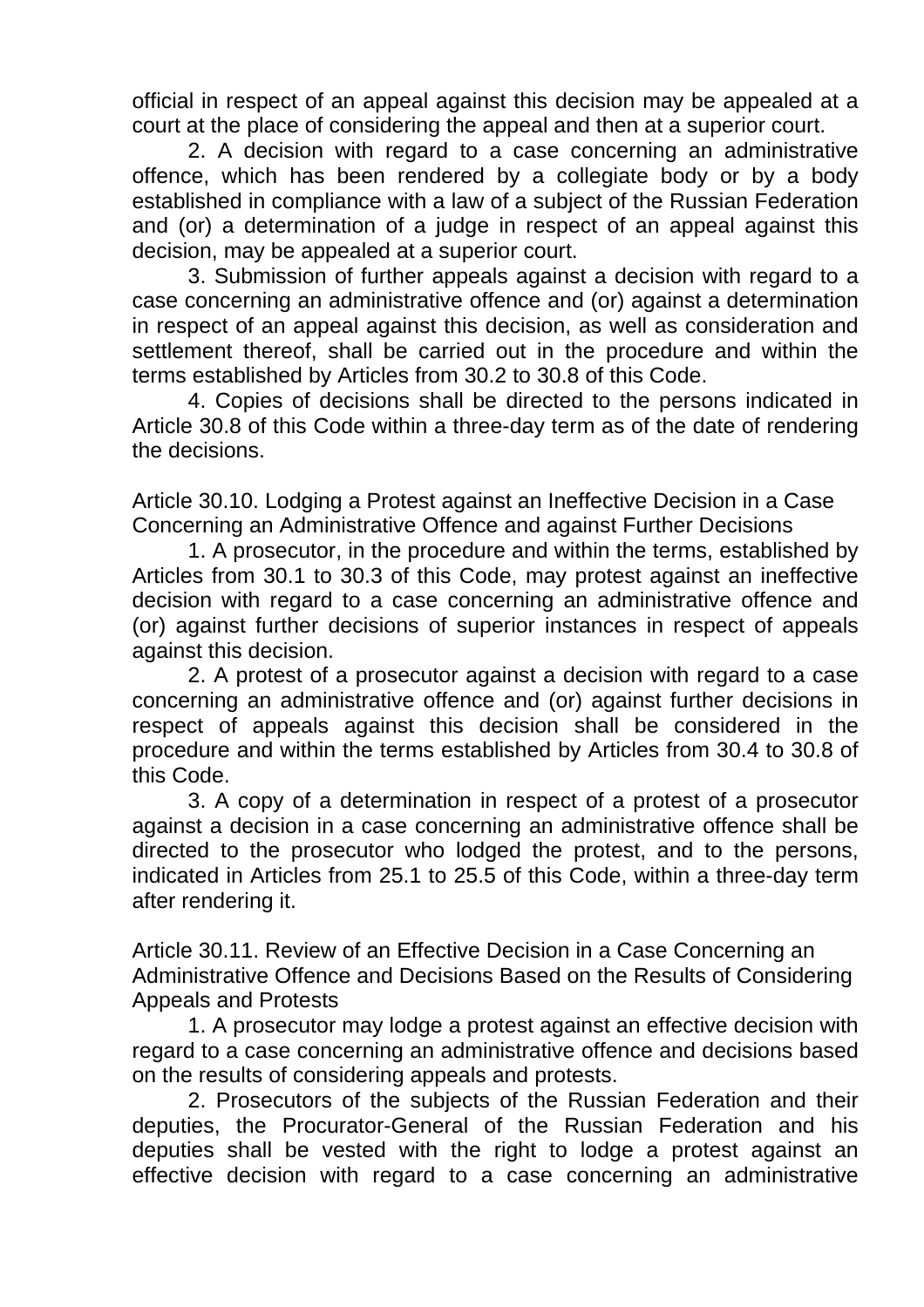official in respect of an appeal against this decision may be appealed at a court at the place of considering the appeal and then at a superior court.

2. A decision with regard to a case concerning an administrative offence, which has been rendered by a collegiate body or by a body established in compliance with a law of a subject of the Russian Federation and (or) a determination of a judge in respect of an appeal against this decision, may be appealed at a superior court.

3. Submission of further appeals against a decision with regard to a case concerning an administrative offence and (or) against a determination in respect of an appeal against this decision, as well as consideration and settlement thereof, shall be carried out in the procedure and within the terms established by Articles from 30.2 to 30.8 of this Code.

4. Copies of decisions shall be directed to the persons indicated in Article 30.8 of this Code within a three-day term as of the date of rendering the decisions.

Article 30.10. Lodging a Protest against an Ineffective Decision in a Case Concerning an Administrative Offence and against Further Decisions

1. A prosecutor, in the procedure and within the terms, established by Articles from 30.1 to 30.3 of this Code, may protest against an ineffective decision with regard to a case concerning an administrative offence and (or) against further decisions of superior instances in respect of appeals against this decision.

2. A protest of a prosecutor against a decision with regard to a case concerning an administrative offence and (or) against further decisions in respect of appeals against this decision shall be considered in the procedure and within the terms established by Articles from 30.4 to 30.8 of this Code.

3. A copy of a determination in respect of a protest of a prosecutor against a decision in a case concerning an administrative offence shall be directed to the prosecutor who lodged the protest, and to the persons, indicated in Articles from 25.1 to 25.5 of this Code, within a three-day term after rendering it.

Article 30.11. Review of an Effective Decision in a Case Concerning an Administrative Offence and Decisions Based on the Results of Considering Appeals and Protests

1. A prosecutor may lodge a protest against an effective decision with regard to a case concerning an administrative offence and decisions based on the results of considering appeals and protests.

2. Prosecutors of the subjects of the Russian Federation and their deputies, the Procurator-General of the Russian Federation and his deputies shall be vested with the right to lodge a protest against an effective decision with regard to a case concerning an administrative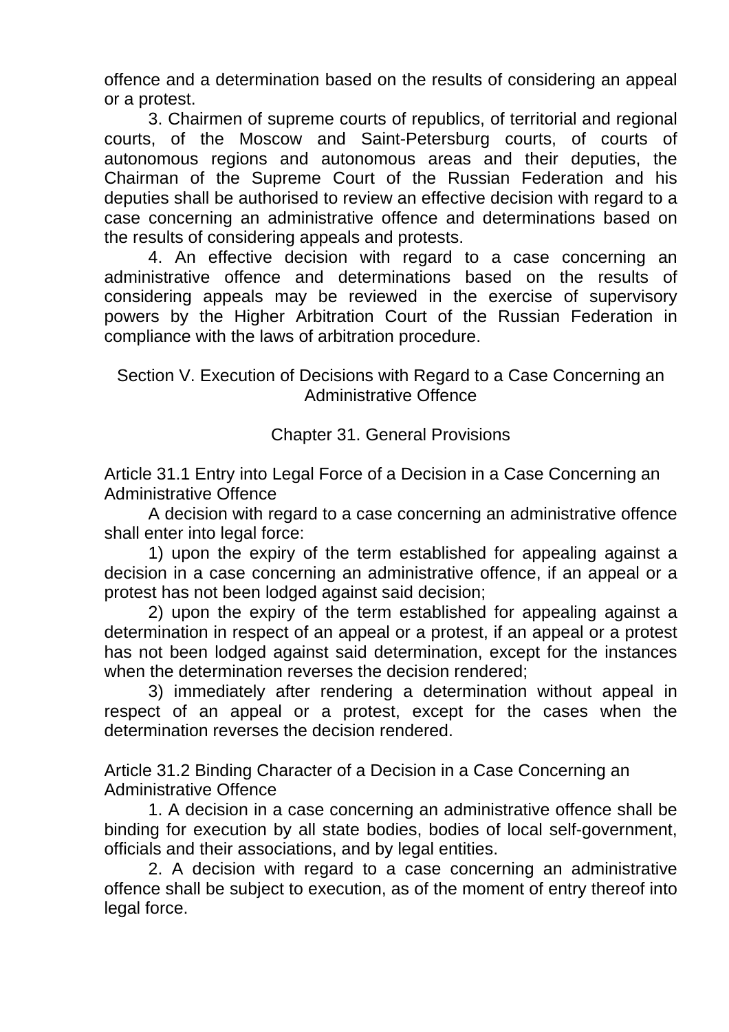offence and a determination based on the results of considering an appeal or a protest.

3. Chairmen of supreme courts of republics, of territorial and regional courts, of the Moscow and Saint-Petersburg courts, of courts of autonomous regions and autonomous areas and their deputies, the Chairman of the Supreme Court of the Russian Federation and his deputies shall be authorised to review an effective decision with regard to a case concerning an administrative offence and determinations based on the results of considering appeals and protests.

4. An effective decision with regard to a case concerning an administrative offence and determinations based on the results of considering appeals may be reviewed in the exercise of supervisory powers by the Higher Arbitration Court of the Russian Federation in compliance with the laws of arbitration procedure.

## Section V. Execution of Decisions with Regard to a Case Concerning an Administrative Offence

## Chapter 31. General Provisions

### Article 31.1 Entry into Legal Force of a Decision in a Case Concerning an Administrative Offence

A decision with regard to a case concerning an administrative offence shall enter into legal force:

1) upon the expiry of the term established for appealing against a decision in a case concerning an administrative offence, if an appeal or a protest has not been lodged against said decision;

2) upon the expiry of the term established for appealing against a determination in respect of an appeal or a protest, if an appeal or a protest has not been lodged against said determination, except for the instances when the determination reverses the decision rendered;

3) immediately after rendering a determination without appeal in respect of an appeal or a protest, except for the cases when the determination reverses the decision rendered.

### Article 31.2 Binding Character of a Decision in a Case Concerning an Administrative Offence

1. A decision in a case concerning an administrative offence shall be binding for execution by all state bodies, bodies of local self-government, officials and their associations, and by legal entities.

2. A decision with regard to a case concerning an administrative offence shall be subject to execution, as of the moment of entry thereof into legal force.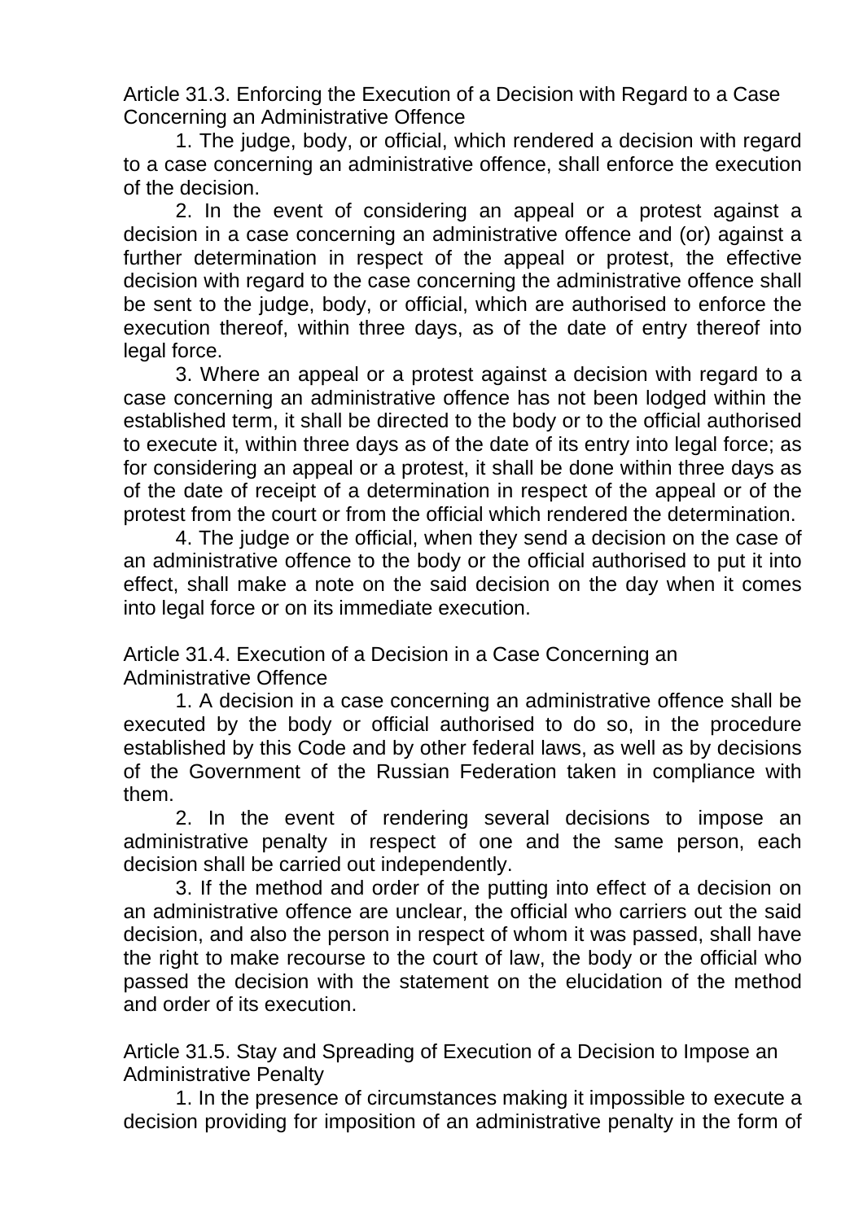### Article 31.3. Enforcing the Execution of a Decision with Regard to a Case Concerning an Administrative Offence

1. The judge, body, or official, which rendered a decision with regard to a case concerning an administrative offence, shall enforce the execution of the decision.

2. In the event of considering an appeal or a protest against a decision in a case concerning an administrative offence and (or) against a further determination in respect of the appeal or protest, the effective decision with regard to the case concerning the administrative offence shall be sent to the judge, body, or official, which are authorised to enforce the execution thereof, within three days, as of the date of entry thereof into legal force.

3. Where an appeal or a protest against a decision with regard to a case concerning an administrative offence has not been lodged within the established term, it shall be directed to the body or to the official authorised to execute it, within three days as of the date of its entry into legal force; as for considering an appeal or a protest, it shall be done within three days as of the date of receipt of a determination in respect of the appeal or of the protest from the court or from the official which rendered the determination.

4. The judge or the official, when they send a decision on the case of an administrative offence to the body or the official authorised to put it into effect, shall make a note on the said decision on the day when it comes into legal force or on its immediate execution.

### Article 31.4. Execution of a Decision in a Case Concerning an Administrative Offence

1. A decision in a case concerning an administrative offence shall be executed by the body or official authorised to do so, in the procedure established by this Code and by other federal laws, as well as by decisions of the Government of the Russian Federation taken in compliance with them.

2. In the event of rendering several decisions to impose an administrative penalty in respect of one and the same person, each decision shall be carried out independently.

3. If the method and order of the putting into effect of a decision on an administrative offence are unclear, the official who carriers out the said decision, and also the person in respect of whom it was passed, shall have the right to make recourse to the court of law, the body or the official who passed the decision with the statement on the elucidation of the method and order of its execution.

### Article 31.5. Stay and Spreading of Execution of a Decision to Impose an Administrative Penalty

1. In the presence of circumstances making it impossible to execute a decision providing for imposition of an administrative penalty in the form of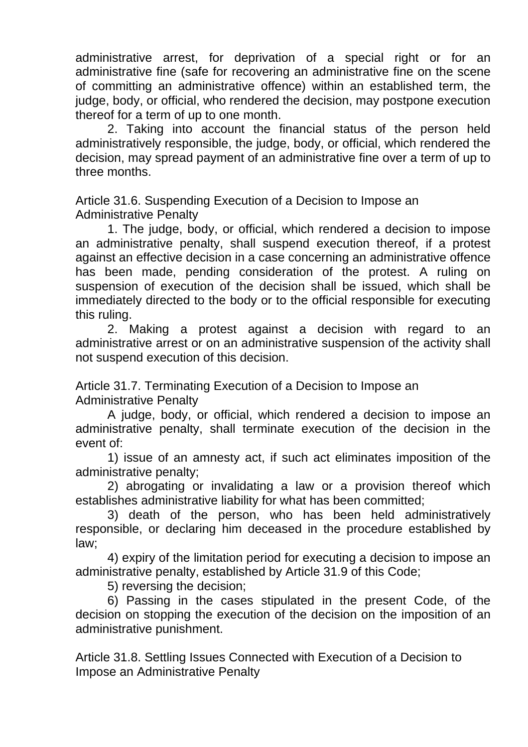administrative arrest, for deprivation of a special right or for an administrative fine (safe for recovering an administrative fine on the scene of committing an administrative offence) within an established term, the judge, body, or official, who rendered the decision, may postpone execution thereof for a term of up to one month.

2. Taking into account the financial status of the person held administratively responsible, the judge, body, or official, which rendered the decision, may spread payment of an administrative fine over a term of up to three months.

### Article 31.6. Suspending Execution of a Decision to Impose an Administrative Penalty

1. The judge, body, or official, which rendered a decision to impose an administrative penalty, shall suspend execution thereof, if a protest against an effective decision in a case concerning an administrative offence has been made, pending consideration of the protest. A ruling on suspension of execution of the decision shall be issued, which shall be immediately directed to the body or to the official responsible for executing this ruling.

2. Making a protest against a decision with regard to an administrative arrest or on an administrative suspension of the activity shall not suspend execution of this decision.

### Article 31.7. Terminating Execution of a Decision to Impose an Administrative Penalty

A judge, body, or official, which rendered a decision to impose an administrative penalty, shall terminate execution of the decision in the event of:

1) issue of an amnesty act, if such act eliminates imposition of the administrative penalty;

2) abrogating or invalidating a law or a provision thereof which establishes administrative liability for what has been committed;

3) death of the person, who has been held administratively responsible, or declaring him deceased in the procedure established by law;

4) expiry of the limitation period for executing a decision to impose an administrative penalty, established by Article 31.9 of this Code;

5) reversing the decision;

6) Passing in the cases stipulated in the present Code, of the decision on stopping the execution of the decision on the imposition of an administrative punishment.

### Article 31.8. Settling Issues Connected with Execution of a Decision to Impose an Administrative Penalty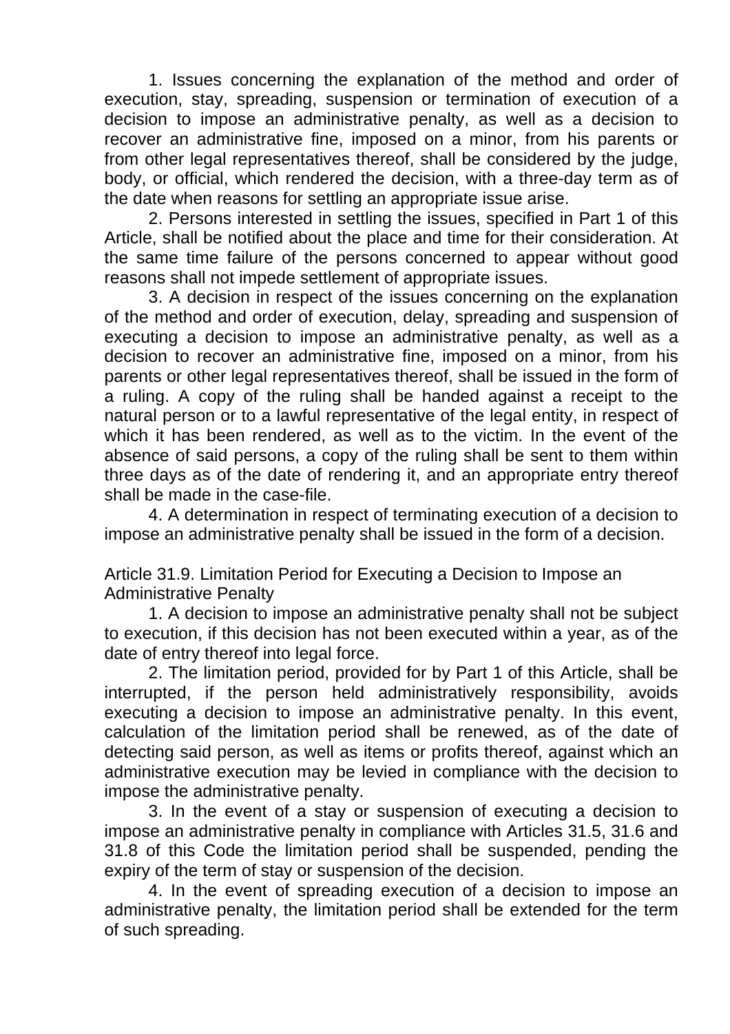1. Issues concerning the explanation of the method and order of execution, stay, spreading, suspension or termination of execution of a decision to impose an administrative penalty, as well as a decision to recover an administrative fine, imposed on a minor, from his parents or from other legal representatives thereof, shall be considered by the judge, body, or official, which rendered the decision, with a three-day term as of the date when reasons for settling an appropriate issue arise.

2. Persons interested in settling the issues, specified in Part 1 of this Article, shall be notified about the place and time for their consideration. At the same time failure of the persons concerned to appear without good reasons shall not impede settlement of appropriate issues.

3. A decision in respect of the issues concerning on the explanation of the method and order of execution, delay, spreading and suspension of executing a decision to impose an administrative penalty, as well as a decision to recover an administrative fine, imposed on a minor, from his parents or other legal representatives thereof, shall be issued in the form of a ruling. A copy of the ruling shall be handed against a receipt to the natural person or to a lawful representative of the legal entity, in respect of which it has been rendered, as well as to the victim. In the event of the absence of said persons, a copy of the ruling shall be sent to them within three days as of the date of rendering it, and an appropriate entry thereof shall be made in the case-file.

4. A determination in respect of terminating execution of a decision to impose an administrative penalty shall be issued in the form of a decision.

## Article 31.9. Limitation Period for Executing a Decision to Impose an Administrative Penalty

1. A decision to impose an administrative penalty shall not be subject to execution, if this decision has not been executed within a year, as of the date of entry thereof into legal force.

2. The limitation period, provided for by Part 1 of this Article, shall be interrupted, if the person held administratively responsibility, avoids executing a decision to impose an administrative penalty. In this event, calculation of the limitation period shall be renewed, as of the date of detecting said person, as well as items or profits thereof, against which an administrative execution may be levied in compliance with the decision to impose the administrative penalty.

3. In the event of a stay or suspension of executing a decision to impose an administrative penalty in compliance with Articles 31.5, 31.6 and 31.8 of this Code the limitation period shall be suspended, pending the expiry of the term of stay or suspension of the decision.

4. In the event of spreading execution of a decision to impose an administrative penalty, the limitation period shall be extended for the term of such spreading.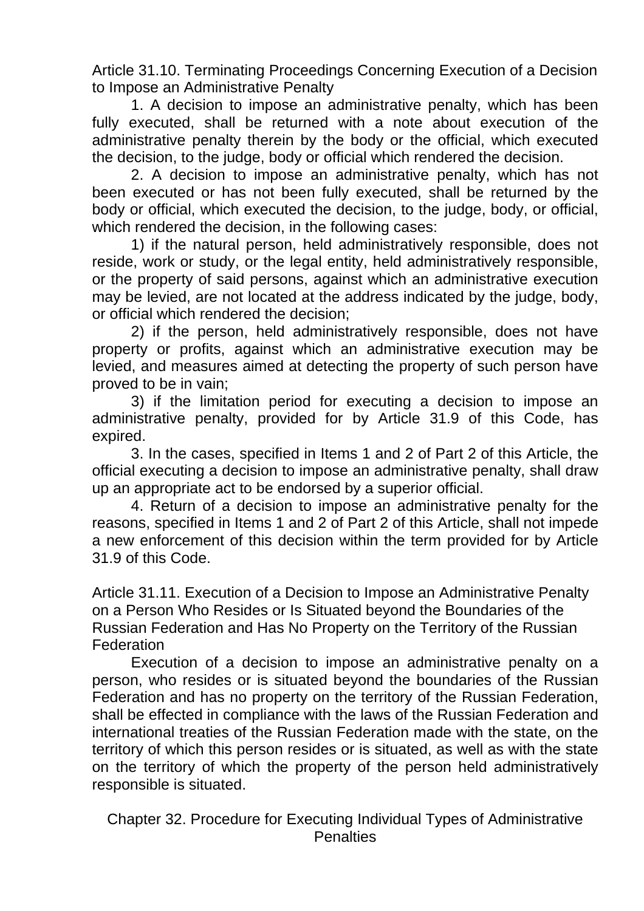### Article 31.10. Terminating Proceedings Concerning Execution of a Decision to Impose an Administrative Penalty

1. A decision to impose an administrative penalty, which has been fully executed, shall be returned with a note about execution of the administrative penalty therein by the body or the official, which executed the decision, to the judge, body or official which rendered the decision.

2. A decision to impose an administrative penalty, which has not been executed or has not been fully executed, shall be returned by the body or official, which executed the decision, to the judge, body, or official, which rendered the decision, in the following cases:

1) if the natural person, held administratively responsible, does not reside, work or study, or the legal entity, held administratively responsible, or the property of said persons, against which an administrative execution may be levied, are not located at the address indicated by the judge, body, or official which rendered the decision;

2) if the person, held administratively responsible, does not have property or profits, against which an administrative execution may be levied, and measures aimed at detecting the property of such person have proved to be in vain;

3) if the limitation period for executing a decision to impose an administrative penalty, provided for by Article 31.9 of this Code, has expired.

3. In the cases, specified in Items 1 and 2 of Part 2 of this Article, the official executing a decision to impose an administrative penalty, shall draw up an appropriate act to be endorsed by a superior official.

4. Return of a decision to impose an administrative penalty for the reasons, specified in Items 1 and 2 of Part 2 of this Article, shall not impede a new enforcement of this decision within the term provided for by Article 31.9 of this Code.

### Article 31.11. Execution of a Decision to Impose an Administrative Penalty on a Person Who Resides or Is Situated beyond the Boundaries of the Russian Federation and Has No Property on the Territory of the Russian Federation

Execution of a decision to impose an administrative penalty on a person, who resides or is situated beyond the boundaries of the Russian Federation and has no property on the territory of the Russian Federation, shall be effected in compliance with the laws of the Russian Federation and international treaties of the Russian Federation made with the state, on the territory of which this person resides or is situated, as well as with the state on the territory of which the property of the person held administratively responsible is situated.

## Chapter 32. Procedure for Executing Individual Types of Administrative Penalties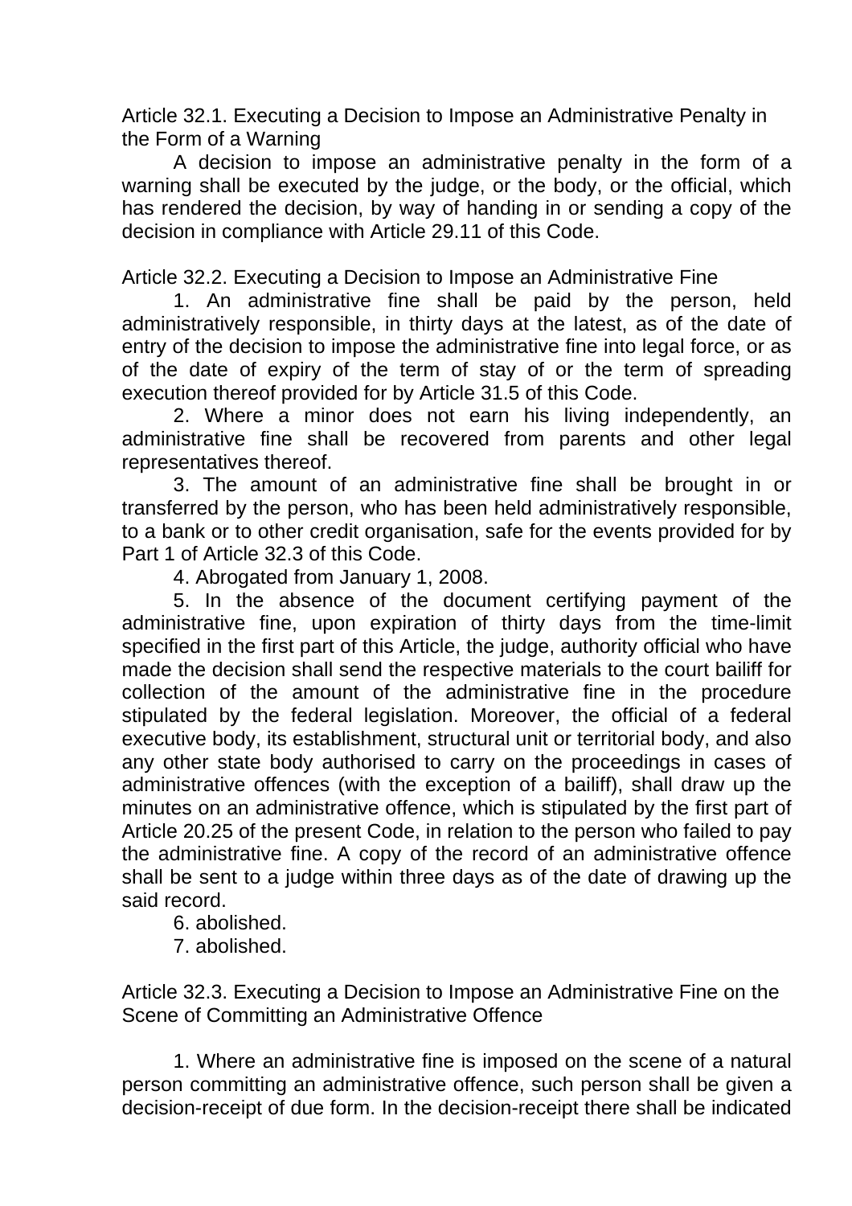### Article 32.1. Executing a Decision to Impose an Administrative Penalty in the Form of a Warning

A decision to impose an administrative penalty in the form of a warning shall be executed by the judge, or the body, or the official, which has rendered the decision, by way of handing in or sending a copy of the decision in compliance with Article 29.11 of this Code.

### Article 32.2. Executing a Decision to Impose an Administrative Fine

1. An administrative fine shall be paid by the person, held administratively responsible, in thirty days at the latest, as of the date of entry of the decision to impose the administrative fine into legal force, or as of the date of expiry of the term of stay of or the term of spreading execution thereof provided for by Article 31.5 of this Code.

2. Where a minor does not earn his living independently, an administrative fine shall be recovered from parents and other legal representatives thereof.

3. The amount of an administrative fine shall be brought in or transferred by the person, who has been held administratively responsible, to a bank or to other credit organisation, safe for the events provided for by Part 1 of Article 32.3 of this Code.

4. Abrogated from January 1, 2008.

5. In the absence of the document certifying payment of the administrative fine, upon expiration of thirty days from the time-limit specified in the first part of this Article, the judge, authority official who have made the decision shall send the respective materials to the court bailiff for collection of the amount of the administrative fine in the procedure stipulated by the federal legislation. Moreover, the official of a federal executive body, its establishment, structural unit or territorial body, and also any other state body authorised to carry on the proceedings in cases of administrative offences (with the exception of a bailiff), shall draw up the minutes on an administrative offence, which is stipulated by the first part of Article 20.25 of the present Code, in relation to the person who failed to pay the administrative fine. A copy of the record of an administrative offence shall be sent to a judge within three days as of the date of drawing up the said record.

6. abolished.

7. abolished.

### Article 32.3. Executing a Decision to Impose an Administrative Fine on the Scene of Committing an Administrative Offence

1. Where an administrative fine is imposed on the scene of a natural person committing an administrative offence, such person shall be given a decision-receipt of due form. In the decision-receipt there shall be indicated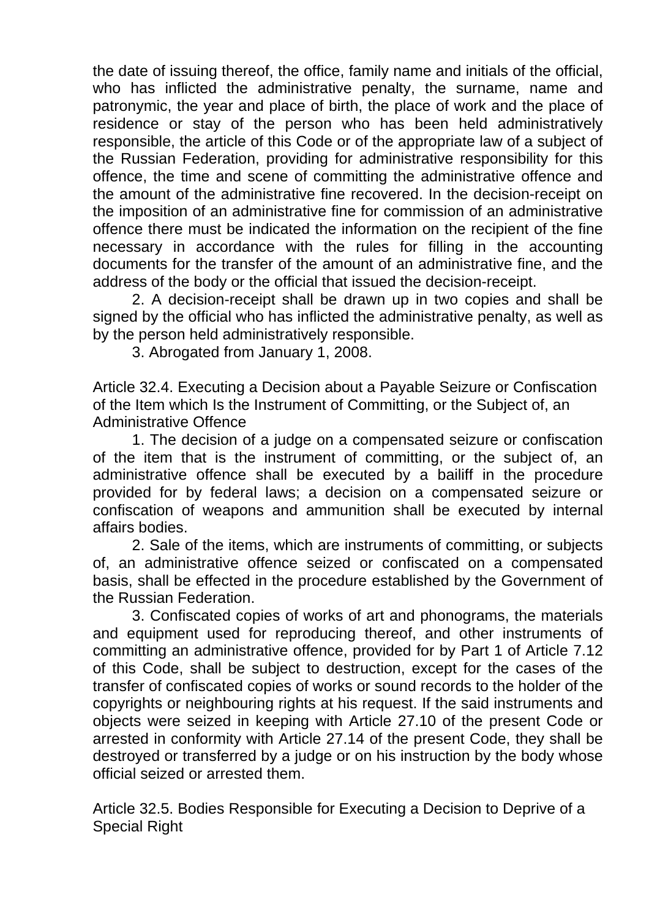the date of issuing thereof, the office, family name and initials of the official, who has inflicted the administrative penalty, the surname, name and patronymic, the year and place of birth, the place of work and the place of residence or stay of the person who has been held administratively responsible, the article of this Code or of the appropriate law of a subject of the Russian Federation, providing for administrative responsibility for this offence, the time and scene of committing the administrative offence and the amount of the administrative fine recovered. In the decision-receipt on the imposition of an administrative fine for commission of an administrative offence there must be indicated the information on the recipient of the fine necessary in accordance with the rules for filling in the accounting documents for the transfer of the amount of an administrative fine, and the address of the body or the official that issued the decision-receipt.

2. A decision-receipt shall be drawn up in two copies and shall be signed by the official who has inflicted the administrative penalty, as well as by the person held administratively responsible.

3. Abrogated from January 1, 2008.

Article 32.4. Executing a Decision about a Payable Seizure or Confiscation of the Item which Is the Instrument of Committing, or the Subject of, an Administrative Offence

1. The decision of a judge on a compensated seizure or confiscation of the item that is the instrument of committing, or the subject of, an administrative offence shall be executed by a bailiff in the procedure provided for by federal laws; a decision on a compensated seizure or confiscation of weapons and ammunition shall be executed by internal affairs bodies.

2. Sale of the items, which are instruments of committing, or subjects of, an administrative offence seized or confiscated on a compensated basis, shall be effected in the procedure established by the Government of the Russian Federation.

3. Confiscated copies of works of art and phonograms, the materials and equipment used for reproducing thereof, and other instruments of committing an administrative offence, provided for by Part 1 of Article 7.12 of this Code, shall be subject to destruction, except for the cases of the transfer of confiscated copies of works or sound records to the holder of the copyrights or neighbouring rights at his request. If the said instruments and objects were seized in keeping with Article 27.10 of the present Code or arrested in conformity with Article 27.14 of the present Code, they shall be destroyed or transferred by a judge or on his instruction by the body whose official seized or arrested them.

Article 32.5. Bodies Responsible for Executing a Decision to Deprive of a Special Right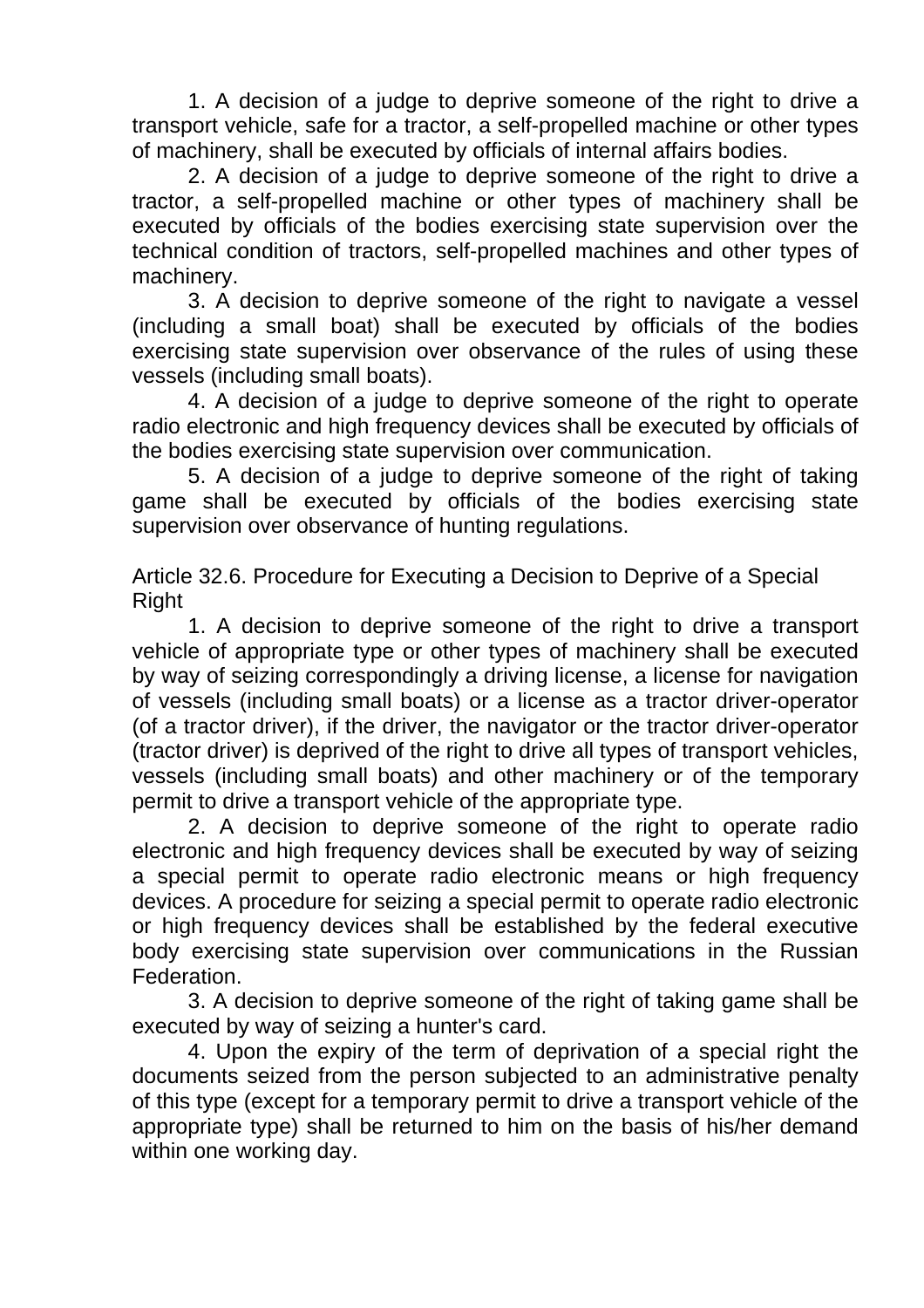1. A decision of a judge to deprive someone of the right to drive a transport vehicle, safe for a tractor, a self-propelled machine or other types of machinery, shall be executed by officials of internal affairs bodies.

2. A decision of a judge to deprive someone of the right to drive a tractor, a self-propelled machine or other types of machinery shall be executed by officials of the bodies exercising state supervision over the technical condition of tractors, self-propelled machines and other types of machinery.

3. A decision to deprive someone of the right to navigate a vessel (including a small boat) shall be executed by officials of the bodies exercising state supervision over observance of the rules of using these vessels (including small boats).

4. A decision of a judge to deprive someone of the right to operate radio electronic and high frequency devices shall be executed by officials of the bodies exercising state supervision over communication.

5. A decision of a judge to deprive someone of the right of taking game shall be executed by officials of the bodies exercising state supervision over observance of hunting regulations.

Article 32.6. Procedure for Executing a Decision to Deprive of a Special Right

1. A decision to deprive someone of the right to drive a transport vehicle of appropriate type or other types of machinery shall be executed by way of seizing correspondingly a driving license, a license for navigation of vessels (including small boats) or a license as a tractor driver-operator (of a tractor driver), if the driver, the navigator or the tractor driver-operator (tractor driver) is deprived of the right to drive all types of transport vehicles, vessels (including small boats) and other machinery or of the temporary permit to drive a transport vehicle of the appropriate type.

2. A decision to deprive someone of the right to operate radio electronic and high frequency devices shall be executed by way of seizing a special permit to operate radio electronic means or high frequency devices. A procedure for seizing a special permit to operate radio electronic or high frequency devices shall be established by the federal executive body exercising state supervision over communications in the Russian Federation.

3. A decision to deprive someone of the right of taking game shall be executed by way of seizing a hunter's card.

4. Upon the expiry of the term of deprivation of a special right the documents seized from the person subjected to an administrative penalty of this type (except for a temporary permit to drive a transport vehicle of the appropriate type) shall be returned to him on the basis of his/her demand within one working day.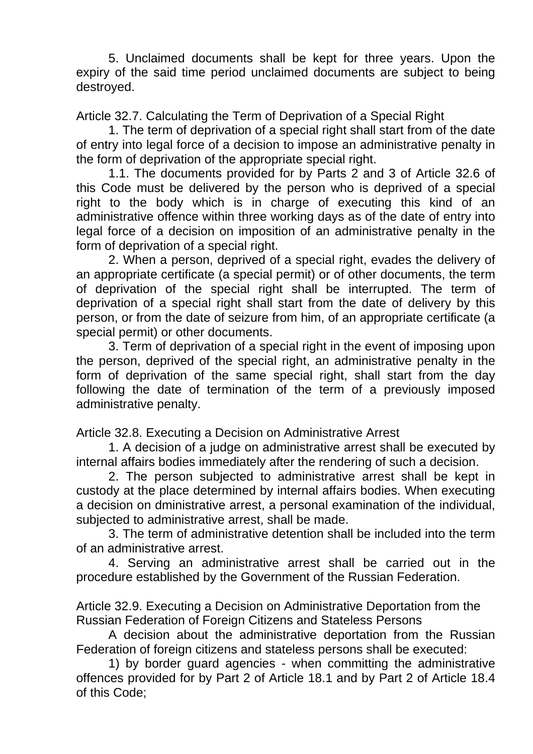5. Unclaimed documents shall be kept for three years. Upon the expiry of the said time period unclaimed documents are subject to being destroyed.

Article 32.7. Calculating the Term of Deprivation of a Special Right

1. The term of deprivation of a special right shall start from of the date of entry into legal force of a decision to impose an administrative penalty in the form of deprivation of the appropriate special right.

1.1. The documents provided for by Parts 2 and 3 of Article 32.6 of this Code must be delivered by the person who is deprived of a special right to the body which is in charge of executing this kind of an administrative offence within three working days as of the date of entry into legal force of a decision on imposition of an administrative penalty in the form of deprivation of a special right.

2. When a person, deprived of a special right, evades the delivery of an appropriate certificate (a special permit) or of other documents, the term of deprivation of the special right shall be interrupted. The term of deprivation of a special right shall start from the date of delivery by this person, or from the date of seizure from him, of an appropriate certificate (a special permit) or other documents.

3. Term of deprivation of a special right in the event of imposing upon the person, deprived of the special right, an administrative penalty in the form of deprivation of the same special right, shall start from the day following the date of termination of the term of a previously imposed administrative penalty.

Article 32.8. Executing a Decision on Administrative Arrest

1. A decision of a judge on administrative arrest shall be executed by internal affairs bodies immediately after the rendering of such a decision.

2. The person subjected to administrative arrest shall be kept in custody at the place determined by internal affairs bodies. When executing a decision on dministrative arrest, a personal examination of the individual, subjected to administrative arrest, shall be made.

3. The term of administrative detention shall be included into the term of an administrative arrest.

4. Serving an administrative arrest shall be carried out in the procedure established by the Government of the Russian Federation.

Article 32.9. Executing a Decision on Administrative Deportation from the Russian Federation of Foreign Citizens and Stateless Persons

A decision about the administrative deportation from the Russian Federation of foreign citizens and stateless persons shall be executed:

1) by border guard agencies - when committing the administrative offences provided for by Part 2 of Article 18.1 and by Part 2 of Article 18.4 of this Code;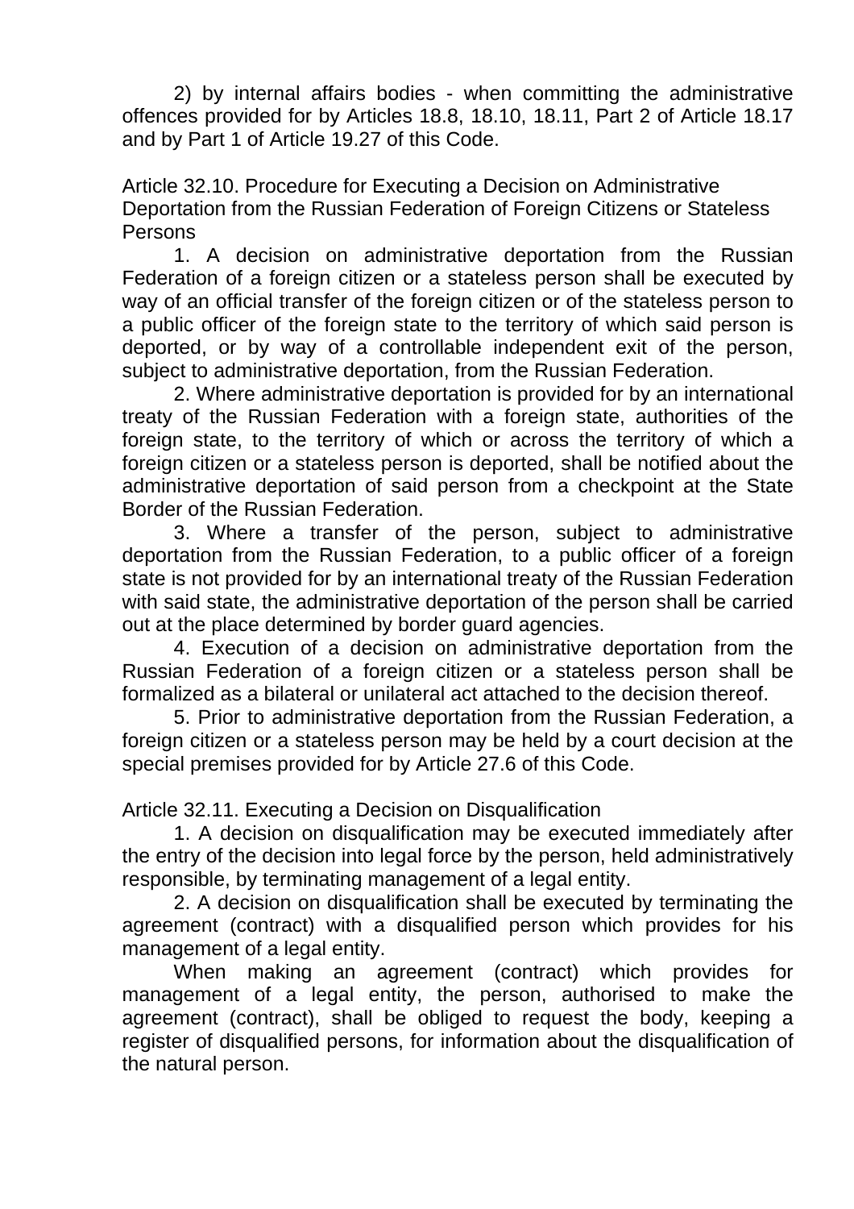2) by internal affairs bodies - when committing the administrative offences provided for by Articles 18.8, 18.10, 18.11, Part 2 of Article 18.17 and by Part 1 of Article 19.27 of this Code.

### Article 32.10. Procedure for Executing a Decision on Administrative Deportation from the Russian Federation of Foreign Citizens or Stateless Persons

1. A decision on administrative deportation from the Russian Federation of a foreign citizen or a stateless person shall be executed by way of an official transfer of the foreign citizen or of the stateless person to a public officer of the foreign state to the territory of which said person is deported, or by way of a controllable independent exit of the person, subject to administrative deportation, from the Russian Federation.

2. Where administrative deportation is provided for by an international treaty of the Russian Federation with a foreign state, authorities of the foreign state, to the territory of which or across the territory of which a foreign citizen or a stateless person is deported, shall be notified about the administrative deportation of said person from a checkpoint at the State Border of the Russian Federation.

3. Where a transfer of the person, subject to administrative deportation from the Russian Federation, to a public officer of a foreign state is not provided for by an international treaty of the Russian Federation with said state, the administrative deportation of the person shall be carried out at the place determined by border guard agencies.

4. Execution of a decision on administrative deportation from the Russian Federation of a foreign citizen or a stateless person shall be formalized as a bilateral or unilateral act attached to the decision thereof.

5. Prior to administrative deportation from the Russian Federation, a foreign citizen or a stateless person may be held by a court decision at the special premises provided for by Article 27.6 of this Code.

### Article 32.11. Executing a Decision on Disqualification

1. A decision on disqualification may be executed immediately after the entry of the decision into legal force by the person, held administratively responsible, by terminating management of a legal entity.

2. A decision on disqualification shall be executed by terminating the agreement (contract) with a disqualified person which provides for his management of a legal entity.

When making an agreement (contract) which provides for management of a legal entity, the person, authorised to make the agreement (contract), shall be obliged to request the body, keeping a register of disqualified persons, for information about the disqualification of the natural person.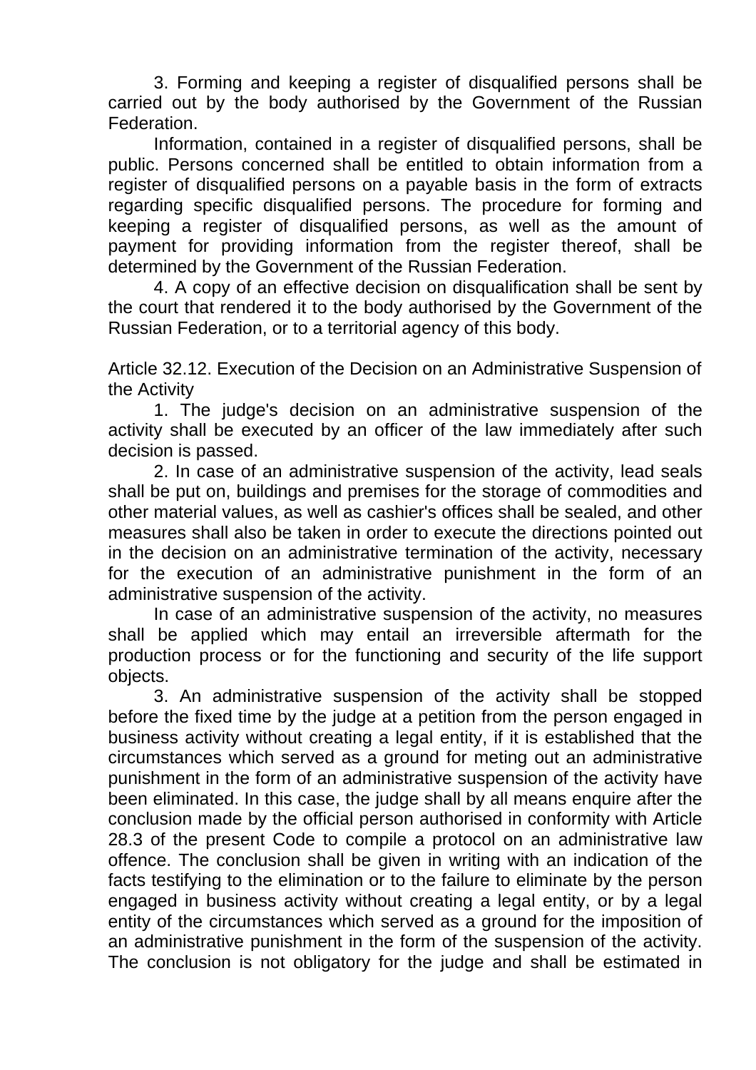3. Forming and keeping a register of disqualified persons shall be carried out by the body authorised by the Government of the Russian Federation.

Information, contained in a register of disqualified persons, shall be public. Persons concerned shall be entitled to obtain information from a register of disqualified persons on a payable basis in the form of extracts regarding specific disqualified persons. The procedure for forming and keeping a register of disqualified persons, as well as the amount of payment for providing information from the register thereof, shall be determined by the Government of the Russian Federation.

4. A copy of an effective decision on disqualification shall be sent by the court that rendered it to the body authorised by the Government of the Russian Federation, or to a territorial agency of this body.

Article 32.12. Execution of the Decision on an Administrative Suspension of the Activity

1. The judge's decision on an administrative suspension of the activity shall be executed by an officer of the law immediately after such decision is passed.

2. In case of an administrative suspension of the activity, lead seals shall be put on, buildings and premises for the storage of commodities and other material values, as well as cashier's offices shall be sealed, and other measures shall also be taken in order to execute the directions pointed out in the decision on an administrative termination of the activity, necessary for the execution of an administrative punishment in the form of an administrative suspension of the activity.

In case of an administrative suspension of the activity, no measures shall be applied which may entail an irreversible aftermath for the production process or for the functioning and security of the life support objects.

3. An administrative suspension of the activity shall be stopped before the fixed time by the judge at a petition from the person engaged in business activity without creating a legal entity, if it is established that the circumstances which served as a ground for meting out an administrative punishment in the form of an administrative suspension of the activity have been eliminated. In this case, the judge shall by all means enquire after the conclusion made by the official person authorised in conformity with Article 28.3 of the present Code to compile a protocol on an administrative law offence. The conclusion shall be given in writing with an indication of the facts testifying to the elimination or to the failure to eliminate by the person engaged in business activity without creating a legal entity, or by a legal entity of the circumstances which served as a ground for the imposition of an administrative punishment in the form of the suspension of the activity. The conclusion is not obligatory for the judge and shall be estimated in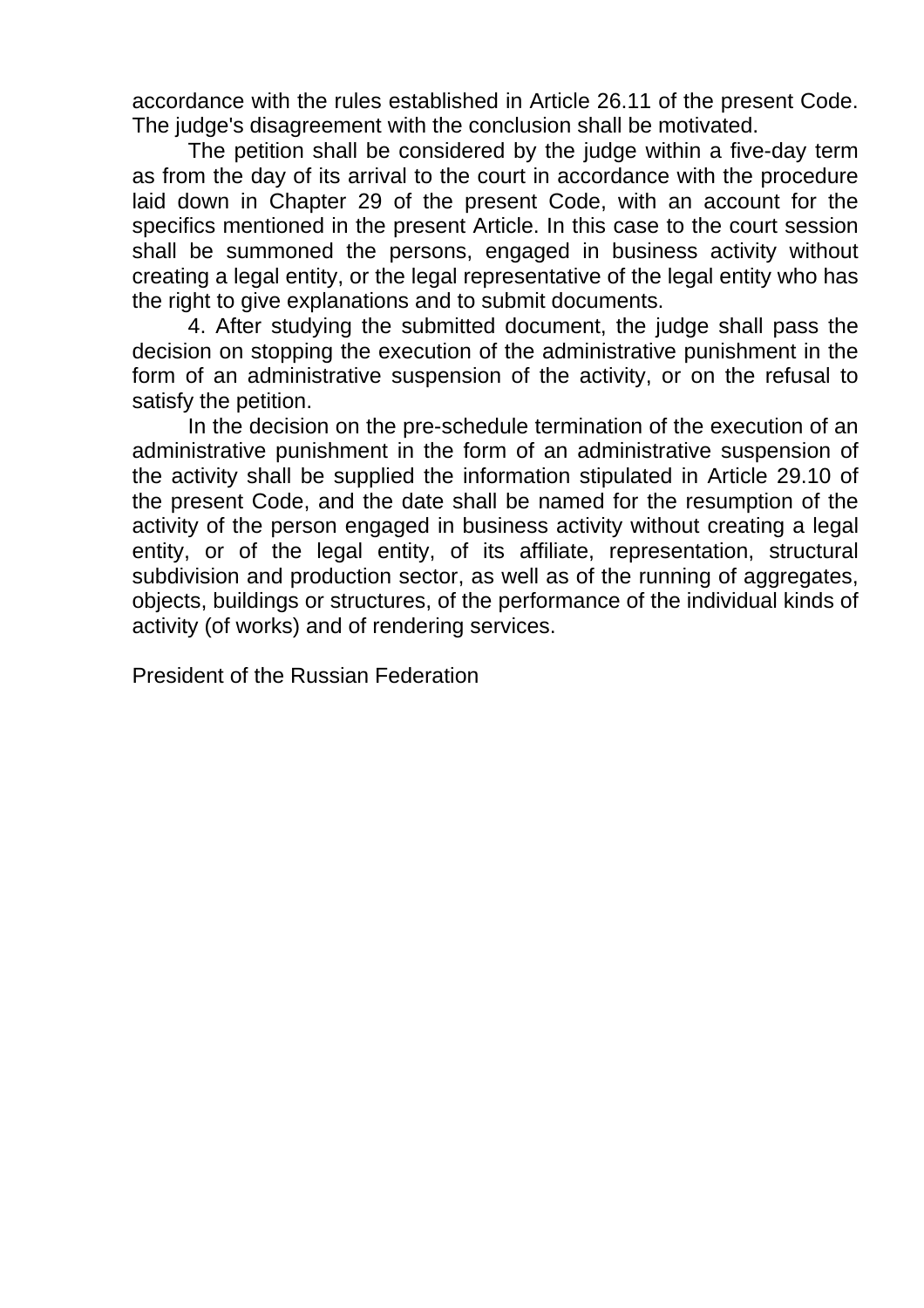accordance with the rules established in Article 26.11 of the present Code. The judge's disagreement with the conclusion shall be motivated.

The petition shall be considered by the judge within a five-day term as from the day of its arrival to the court in accordance with the procedure laid down in Chapter 29 of the present Code, with an account for the specifics mentioned in the present Article. In this case to the court session shall be summoned the persons, engaged in business activity without creating a legal entity, or the legal representative of the legal entity who has the right to give explanations and to submit documents.

4. After studying the submitted document, the judge shall pass the decision on stopping the execution of the administrative punishment in the form of an administrative suspension of the activity, or on the refusal to satisfy the petition.

In the decision on the pre-schedule termination of the execution of an administrative punishment in the form of an administrative suspension of the activity shall be supplied the information stipulated in Article 29.10 of the present Code, and the date shall be named for the resumption of the activity of the person engaged in business activity without creating a legal entity, or of the legal entity, of its affiliate, representation, structural subdivision and production sector, as well as of the running of aggregates, objects, buildings or structures, of the performance of the individual kinds of activity (of works) and of rendering services.

President of the Russian Federation